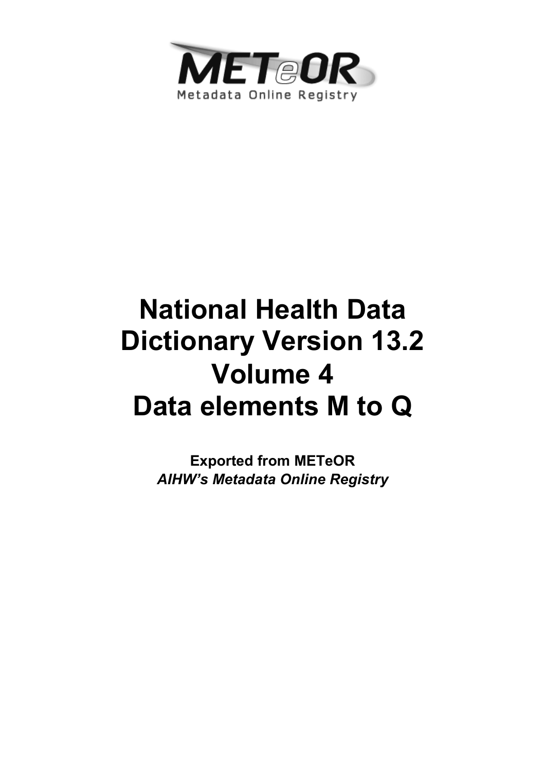METeOR

Metadata Online Registry

# National Health Data Dictionary Version 13.2 Volume 4 Data elements M to Q

**Exported from METeOR**

***AIHW's Metadata Online Registry***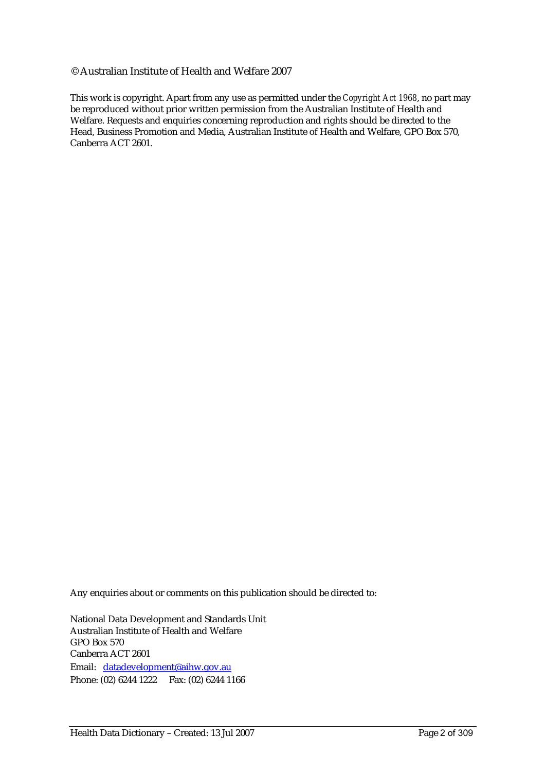© Australian Institute of Health and Welfare 2007

This work is copyright. Apart from any use as permitted under the *Copyright Act 1968*, no part may be reproduced without prior written permission from the Australian Institute of Health and Welfare. Requests and enquiries concerning reproduction and rights should be directed to the Head, Business Promotion and Media, Australian Institute of Health and Welfare, GPO Box 570, Canberra ACT 2601.

Any enquiries about or comments on this publication should be directed to:

National Data Development and Standards Unit
Australian Institute of Health and Welfare
GPO Box 570
Canberra ACT 2601
Email: datadevelopment@aihw.gov.au
Phone: (02) 6244 1222 Fax: (02) 6244 1166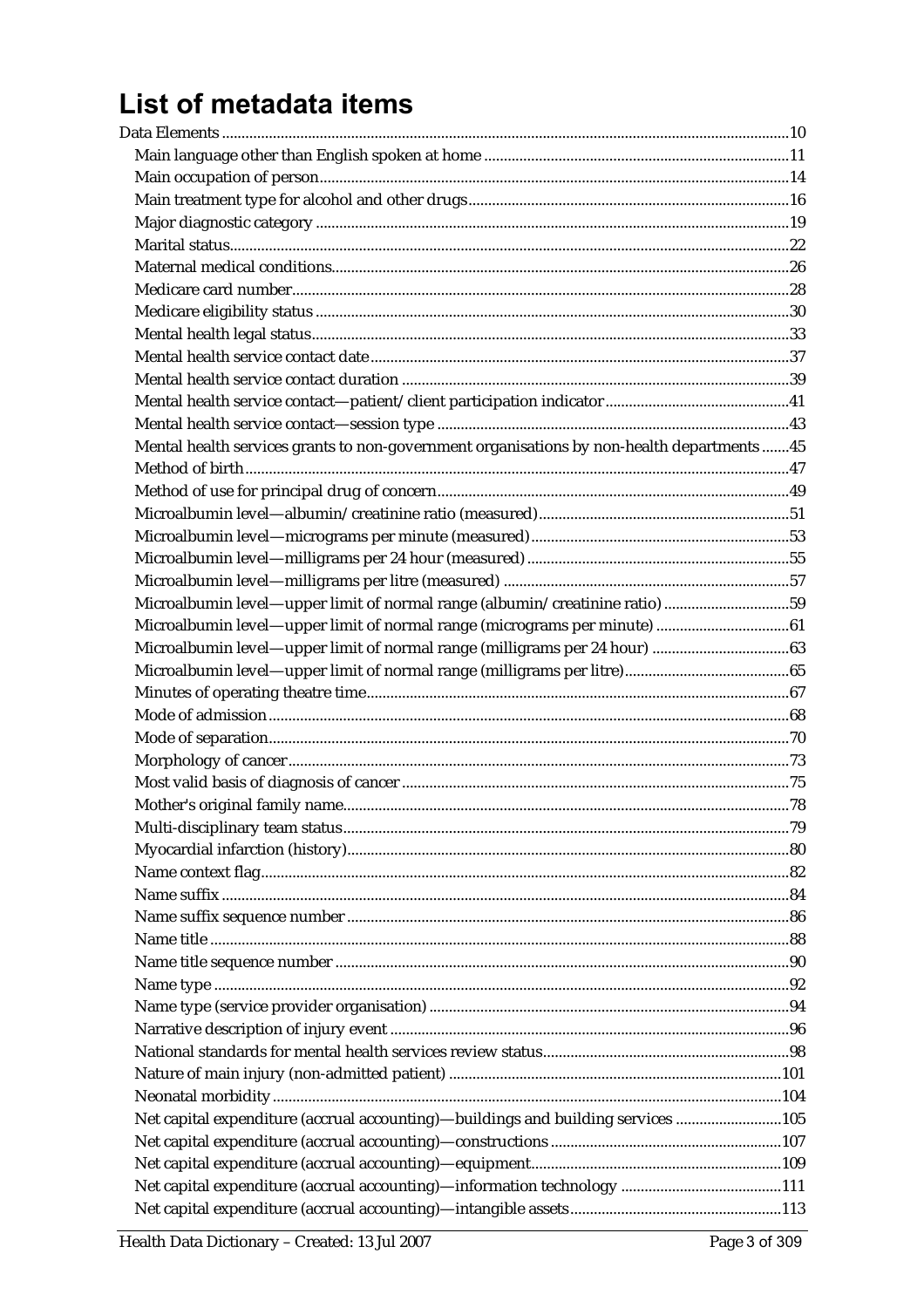# List of metadata items

Data Elements ........ 10

- Main language other than English spoken at home ........ 11
- Main occupation of person ........ 14
- Main treatment type for alcohol and other drugs ........ 16
- Major diagnostic category ........ 19
- Marital status ........ 22
- Maternal medical conditions ........ 26
- Medicare card number ........ 28
- Medicare eligibility status ........ 30
- Mental health legal status ........ 33
- Mental health service contact date ........ 37
- Mental health service contact duration ........ 39
- Mental health service contact—patient/client participation indicator ........ 41
- Mental health service contact—session type ........ 43
- Mental health services grants to non-government organisations by non-health departments ........ 45
- Method of birth ........ 47
- Method of use for principal drug of concern ........ 49
- Microalbumin level—albumin/creatinine ratio (measured) ........ 51
- Microalbumin level—micrograms per minute (measured) ........ 53
- Microalbumin level—milligrams per 24 hour (measured) ........ 55
- Microalbumin level—milligrams per litre (measured) ........ 57
- Microalbumin level—upper limit of normal range (albumin/creatinine ratio) ........ 59
- Microalbumin level—upper limit of normal range (micrograms per minute) ........ 61
- Microalbumin level—upper limit of normal range (milligrams per 24 hour) ........ 63
- Microalbumin level—upper limit of normal range (milligrams per litre) ........ 65
- Minutes of operating theatre time ........ 67
- Mode of admission ........ 68
- Mode of separation ........ 70
- Morphology of cancer ........ 73
- Most valid basis of diagnosis of cancer ........ 75
- Mother's original family name ........ 78
- Multi-disciplinary team status ........ 79
- Myocardial infarction (history) ........ 80
- Name context flag ........ 82
- Name suffix ........ 84
- Name suffix sequence number ........ 86
- Name title ........ 88
- Name title sequence number ........ 90
- Name type ........ 92
- Name type (service provider organisation) ........ 94
- Narrative description of injury event ........ 96
- National standards for mental health services review status ........ 98
- Nature of main injury (non-admitted patient) ........ 101
- Neonatal morbidity ........ 104
- Net capital expenditure (accrual accounting)—buildings and building services ........ 105
- Net capital expenditure (accrual accounting)—constructions ........ 107
- Net capital expenditure (accrual accounting)—equipment ........ 109
- Net capital expenditure (accrual accounting)—information technology ........ 111
- Net capital expenditure (accrual accounting)—intangible assets ........ 113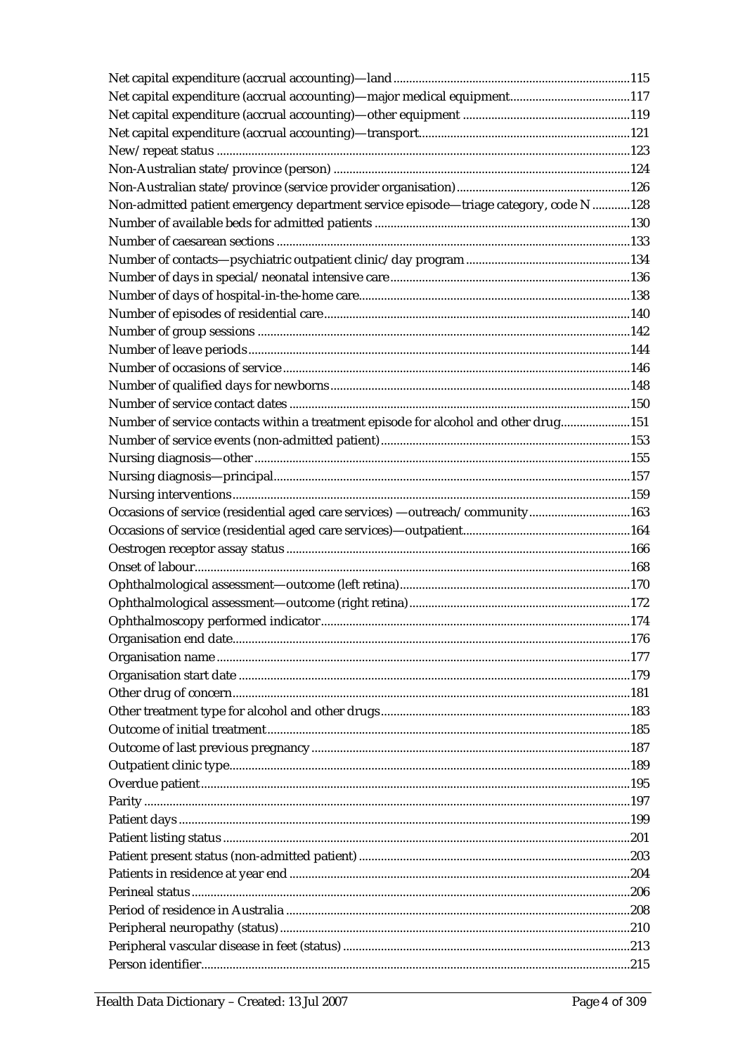Net capital expenditure (accrual accounting)—land....................................................................115
Net capital expenditure (accrual accounting)—major medical equipment.....................................117
Net capital expenditure (accrual accounting)—other equipment ....................................................119
Net capital expenditure (accrual accounting)—transport..................................................................121
New/repeat status ..................................................................................................................................123
Non-Australian state/province (person) .............................................................................................124
Non-Australian state/province (service provider organisation).......................................................126
Non-admitted patient emergency department service episode—triage category, code N ............128
Number of available beds for admitted patients ................................................................................130
Number of caesarean sections ...............................................................................................................133
Number of contacts—psychiatric outpatient clinic/day program ....................................................134
Number of days in special/neonatal intensive care............................................................................136
Number of days of hospital-in-the-home care.....................................................................................138
Number of episodes of residential care................................................................................................140
Number of group sessions .....................................................................................................................142
Number of leave periods........................................................................................................................144
Number of occasions of service.............................................................................................................146
Number of qualified days for newborns..............................................................................................148
Number of service contact dates ...........................................................................................................150
Number of service contacts within a treatment episode for alcohol and other drug......................151
Number of service events (non-admitted patient)..............................................................................153
Nursing diagnosis—other ......................................................................................................................155
Nursing diagnosis—principal................................................................................................................157
Nursing interventions.............................................................................................................................159
Occasions of service (residential aged care services) —outreach/community................................163
Occasions of service (residential aged care services)—outpatient.....................................................164
Oestrogen receptor assay status ............................................................................................................166
Onset of labour.........................................................................................................................................168
Ophthalmological assessment—outcome (left retina)........................................................................170
Ophthalmological assessment—outcome (right retina).....................................................................172
Ophthalmoscopy performed indicator.................................................................................................174
Organisation end date.............................................................................................................................176
Organisation name..................................................................................................................................177
Organisation start date ...........................................................................................................................179
Other drug of concern.............................................................................................................................181
Other treatment type for alcohol and other drugs..............................................................................183
Outcome of initial treatment..................................................................................................................185
Outcome of last previous pregnancy....................................................................................................187
Outpatient clinic type..............................................................................................................................189
Overdue patient.......................................................................................................................................195
Parity ........................................................................................................................................................197
Patient days .............................................................................................................................................199
Patient listing status ...............................................................................................................................201
Patient present status (non-admitted patient) .....................................................................................203
Patients in residence at year end ...........................................................................................................204
Perineal status..........................................................................................................................................206
Period of residence in Australia ............................................................................................................208
Peripheral neuropathy (status)..............................................................................................................210
Peripheral vascular disease in feet (status)..........................................................................................213
Person identifier......................................................................................................................................215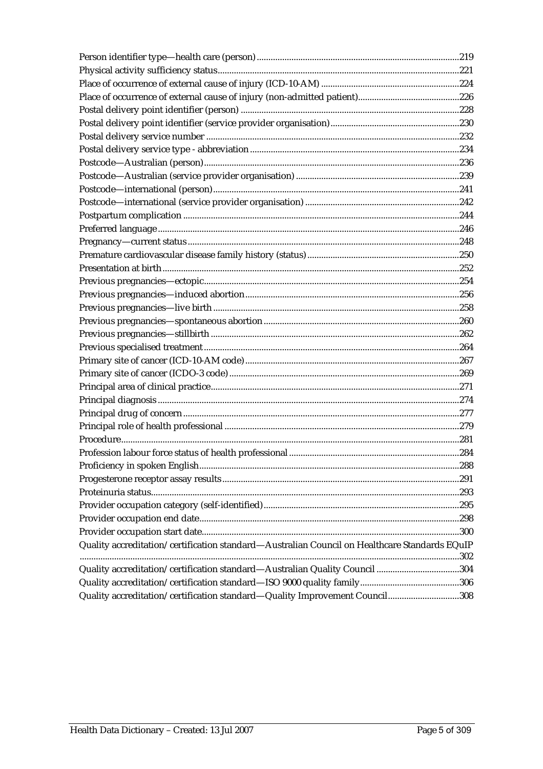Person identifier type—health care (person).......................................................................................219
Physical activity sufficiency status...........................................................................................................221
Place of occurrence of external cause of injury (ICD-10-AM) ...........................................................224
Place of occurrence of external cause of injury (non-admitted patient)...........................................226
Postal delivery point identifier (person) ...............................................................................................228
Postal delivery point identifier (service provider organisation).......................................................230
Postal delivery service number ................................................................................................................232
Postal delivery service type - abbreviation...........................................................................................234
Postcode—Australian (person)..................................................................................................................236
Postcode—Australian (service provider organisation).......................................................................239
Postcode—international (person)............................................................................................................241
Postcode—international (service provider organisation)..................................................................242
Postpartum complication .........................................................................................................................244
Preferred language.......................................................................................................................................246
Pregnancy—current status.........................................................................................................................248
Premature cardiovascular disease family history (status)..................................................................250
Presentation at birth...................................................................................................................................252
Previous pregnancies—ectopic..................................................................................................................254
Previous pregnancies—induced abortion...............................................................................................256
Previous pregnancies—live birth..............................................................................................................258
Previous pregnancies—spontaneous abortion.......................................................................................260
Previous pregnancies—stillbirth...............................................................................................................262
Previous specialised treatment..................................................................................................................264
Primary site of cancer (ICD-10-AM code)................................................................................................267
Primary site of cancer (ICDO-3 code).......................................................................................................269
Principal area of clinical practice..............................................................................................................271
Principal diagnosis.......................................................................................................................................274
Principal drug of concern............................................................................................................................277
Principal role of health professional .......................................................................................................279
Procedure......................................................................................................................................................281
Profession labour force status of health professional.........................................................................284
Proficiency in spoken English.....................................................................................................................288
Progesterone receptor assay results.........................................................................................................291
Proteinuria status..........................................................................................................................................293
Provider occupation category (self-identified)......................................................................................295
Provider occupation end date....................................................................................................................298
Provider occupation start date..................................................................................................................300
Quality accreditation/certification standard—Australian Council on Healthcare Standards EQuIP
..........................................................................................................................................................................302
Quality accreditation/certification standard—Australian Quality Council .....................................304
Quality accreditation/certification standard—ISO 9000 quality family...........................................306
Quality accreditation/certification standard—Quality Improvement Council...............................308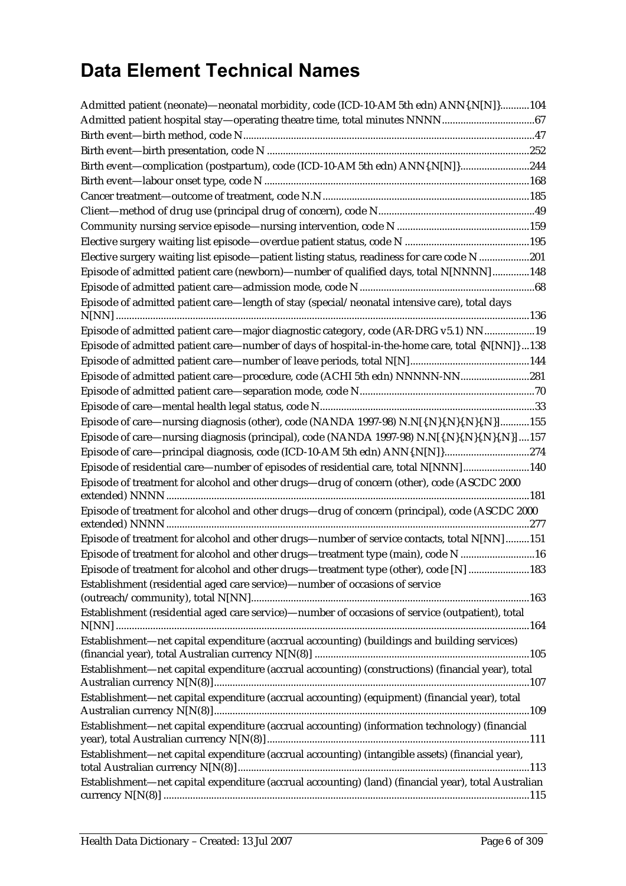# Data Element Technical Names

Admitted patient (neonate)—neonatal morbidity, code (ICD-10-AM 5th edn) ANN{.N[N]}...........104
Admitted patient hospital stay—operating theatre time, total minutes NNNN..................................67
Birth event—birth method, code N............................................................................................47
Birth event—birth presentation, code N ..................................................................................252
Birth event—complication (postpartum), code (ICD-10-AM 5th edn) ANN{.N[N]}..........................244
Birth event—labour onset type, code N ...................................................................................168
Cancer treatment—outcome of treatment, code N.N.............................................................185
Client—method of drug use (principal drug of concern), code N..........................................................49
Community nursing service episode—nursing intervention, code N .................................................159
Elective surgery waiting list episode—overdue patient status, code N ..............................................195
Elective surgery waiting list episode—patient listing status, readiness for care code N ...................201
Episode of admitted patient care (newborn)—number of qualified days, total N[NNNN]..............148
Episode of admitted patient care—admission mode, code N.................................................................68
Episode of admitted patient care—length of stay (special/neonatal intensive care), total days N[NN].........................................................................................................................................136
Episode of admitted patient care—major diagnostic category, code (AR-DRG v5.1) NN...................19
Episode of admitted patient care—number of days of hospital-in-the-home care, total {N[NN]}...138
Episode of admitted patient care—number of leave periods, total N[N]............................................144
Episode of admitted patient care—procedure, code (ACHI 5th edn) NNNNN-NN..........................281
Episode of admitted patient care—separation mode, code N.................................................................70
Episode of care—mental health legal status, code N................................................................................33
Episode of care—nursing diagnosis (other), code (NANDA 1997-98) N.N[{.N}{.N}{.N}{.N}]...........155
Episode of care—nursing diagnosis (principal), code (NANDA 1997-98) N.N[{.N}{.N}{.N}{.N}]....157
Episode of care—principal diagnosis, code (ICD-10-AM 5th edn) ANN{.N[N]}................................274
Episode of residential care—number of episodes of residential care, total N[NNN].........................140
Episode of treatment for alcohol and other drugs—drug of concern (other), code (ASCDC 2000 extended) NNNN.......................................................................................................................181
Episode of treatment for alcohol and other drugs—drug of concern (principal), code (ASCDC 2000 extended) NNNN.......................................................................................................................277
Episode of treatment for alcohol and other drugs—number of service contacts, total N[NN].........151
Episode of treatment for alcohol and other drugs—treatment type (main), code N ............................16
Episode of treatment for alcohol and other drugs—treatment type (other), code [N] .......................183
Establishment (residential aged care service)—number of occasions of service (outreach/community), total N[NN]........................................................................................................163
Establishment (residential aged care service)—number of occasions of service (outpatient), total N[NN].........................................................................................................................................164
Establishment—net capital expenditure (accrual accounting) (buildings and building services) (financial year), total Australian currency N[N(8)] ................................................................................105
Establishment—net capital expenditure (accrual accounting) (constructions) (financial year), total Australian currency N[N(8)].....................................................................................................................107
Establishment—net capital expenditure (accrual accounting) (equipment) (financial year), total Australian currency N[N(8)].....................................................................................................................109
Establishment—net capital expenditure (accrual accounting) (information technology) (financial year), total Australian currency N[N(8)]..................................................................................................111
Establishment—net capital expenditure (accrual accounting) (intangible assets) (financial year), total Australian currency N[N(8)]............................................................................................................113
Establishment—net capital expenditure (accrual accounting) (land) (financial year), total Australian currency N[N(8)] .......................................................................................................................115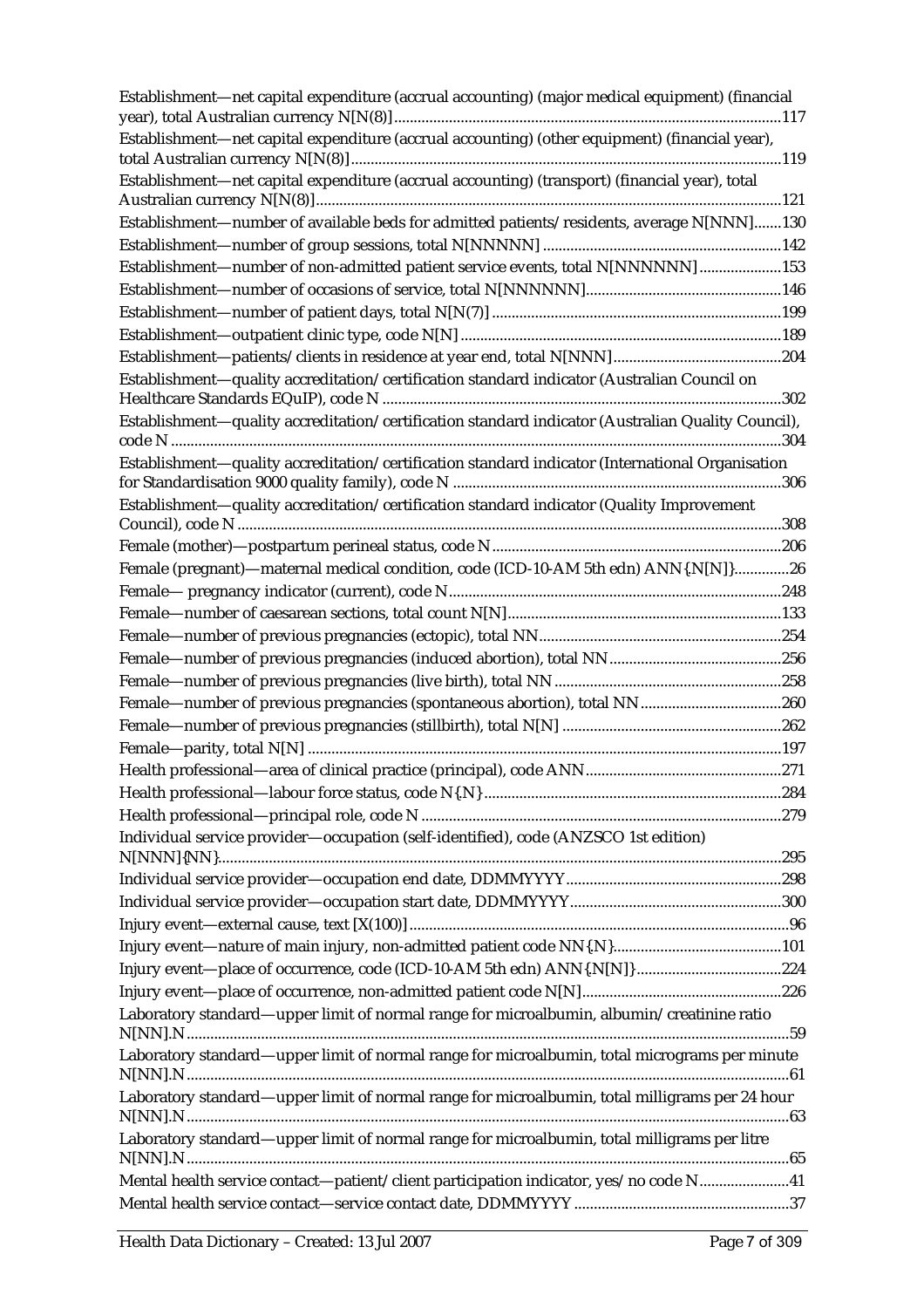Establishment—net capital expenditure (accrual accounting) (major medical equipment) (financial year), total Australian currency N[N(8)]....................................................................................................117

Establishment—net capital expenditure (accrual accounting) (other equipment) (financial year), total Australian currency N[N(8)]....................................................................................................119

Establishment—net capital expenditure (accrual accounting) (transport) (financial year), total Australian currency N[N(8)]....................................................................................................121

Establishment—number of available beds for admitted patients/residents, average N[NNN].......130

Establishment—number of group sessions, total N[NNNNN]............................................................142

Establishment—number of non-admitted patient service events, total N[NNNNNN]....................153

Establishment—number of occasions of service, total N[NNNNNN].................................................146

Establishment—number of patient days, total N[N(7)]........................................................................199

Establishment—outpatient clinic type, code N[N]................................................................................189

Establishment—patients/clients in residence at year end, total N[NNN]..........................................204

Establishment—quality accreditation/certification standard indicator (Australian Council on Healthcare Standards EQuIP), code N....................................................................................................302

Establishment—quality accreditation/certification standard indicator (Australian Quality Council), code N....................................................................................................304

Establishment—quality accreditation/certification standard indicator (International Organisation for Standardisation 9000 quality family), code N....................................................................................................306

Establishment—quality accreditation/certification standard indicator (Quality Improvement Council), code N....................................................................................................308

Female (mother)—postpartum perineal status, code N........................................................................206

Female (pregnant)—maternal medical condition, code (ICD-10-AM 5th edn) ANN{.N[N]}.............26

Female— pregnancy indicator (current), code N....................................................................................248

Female—number of caesarean sections, total count N[N]....................................................................133

Female—number of previous pregnancies (ectopic), total NN.............................................................254

Female—number of previous pregnancies (induced abortion), total NN...........................................256

Female—number of previous pregnancies (live birth), total NN.........................................................258

Female—number of previous pregnancies (spontaneous abortion), total NN....................................260

Female—number of previous pregnancies (stillbirth), total N[N]........................................................262

Female—parity, total N[N]........................................................................................................................197

Health professional—area of clinical practice (principal), code ANN.................................................271

Health professional—labour force status, code N{.N}...........................................................................284

Health professional—principal role, code N...........................................................................................279

Individual service provider—occupation (self-identified), code (ANZSCO 1st edition) N[NNN]{NN}....................................................................................................295

Individual service provider—occupation end date, DDMMYYYY.......................................................298

Individual service provider—occupation start date, DDMMYYYY.....................................................300

Injury event—external cause, text [X(100)]................................................................................................96

Injury event—nature of main injury, non-admitted patient code NN{.N}..........................................101

Injury event—place of occurrence, code (ICD-10-AM 5th edn) ANN{.N[N]}.....................................224

Injury event—place of occurrence, non-admitted patient code N[N]..................................................226

Laboratory standard—upper limit of normal range for microalbumin, albumin/creatinine ratio N[NN].N....................................................................................................59

Laboratory standard—upper limit of normal range for microalbumin, total micrograms per minute N[NN].N....................................................................................................61

Laboratory standard—upper limit of normal range for microalbumin, total milligrams per 24 hour N[NN].N....................................................................................................63

Laboratory standard—upper limit of normal range for microalbumin, total milligrams per litre N[NN].N....................................................................................................65

Mental health service contact—patient/client participation indicator, yes/no code N.......................41

Mental health service contact—service contact date, DDMMYYYY.......................................................37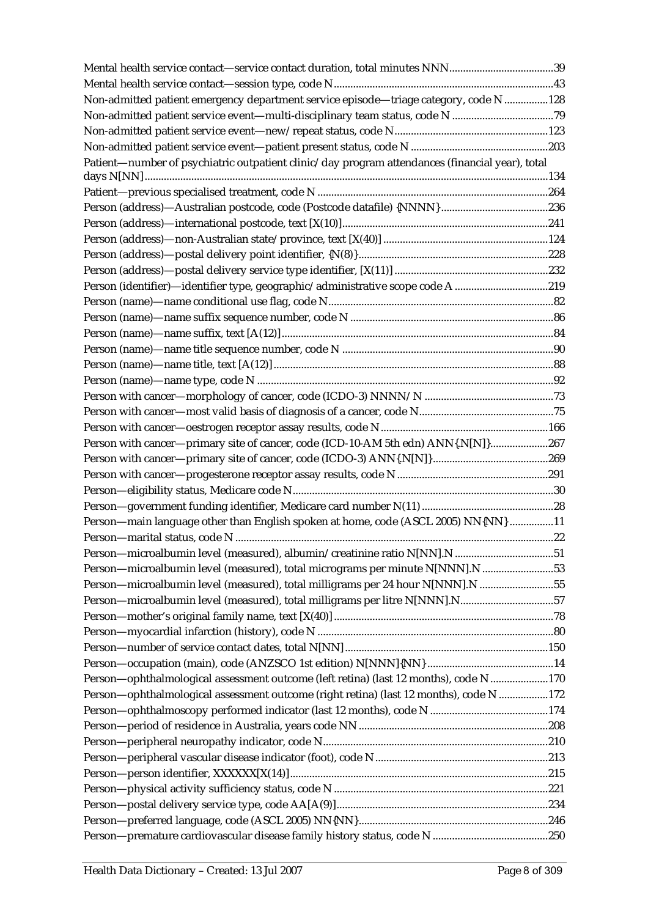Mental health service contact—service contact duration, total minutes NNN......................................39
Mental health service contact—session type, code N...............................................................................43
Non-admitted patient emergency department service episode—triage category, code N ................128
Non-admitted patient service event—multi-disciplinary team status, code N ....................................79
Non-admitted patient service event—new/repeat status, code N.......................................................123
Non-admitted patient service event—patient present status, code N .................................................203
Patient—number of psychiatric outpatient clinic/day program attendances (financial year), total days N[NN].................................................................................................................................................134
Patient—previous specialised treatment, code N ...................................................................................264
Person (address)—Australian postcode, code (Postcode datafile) {NNNN}.......................................236
Person (address)—international postcode, text [X(10)]..........................................................................241
Person (address)—non-Australian state/province, text [X(40)] ...........................................................124
Person (address)—postal delivery point identifier, {N(8)}....................................................................228
Person (address)—postal delivery service type identifier, [X(11)] ........................................................232
Person (identifier)—identifier type, geographic/administrative scope code A .................................219
Person (name)—name conditional use flag, code N.................................................................................82
Person (name)—name suffix sequence number, code N .........................................................................86
Person (name)—name suffix, text [A(12)].................................................................................................84
Person (name)—name title sequence number, code N ............................................................................90
Person (name)—name title, text [A(12)]....................................................................................................88
Person (name)—name type, code N ...........................................................................................................92
Person with cancer—morphology of cancer, code (ICDO-3) NNNN/N ...............................................73
Person with cancer—most valid basis of diagnosis of a cancer, code N.................................................75
Person with cancer—oestrogen receptor assay results, code N............................................................166
Person with cancer—primary site of cancer, code (ICD-10-AM 5th edn) ANN{.N[N]}.....................267
Person with cancer—primary site of cancer, code (ICDO-3) ANN{.N[N]}..........................................269
Person with cancer—progesterone receptor assay results, code N.......................................................291
Person—eligibility status, Medicare code N..............................................................................................30
Person—government funding identifier, Medicare card number N(11)................................................28
Person—main language other than English spoken at home, code (ASCL 2005) NN{NN} ................11
Person—marital status, code N ...................................................................................................................22
Person—microalbumin level (measured), albumin/creatinine ratio N[NN].N ...................................51
Person—microalbumin level (measured), total micrograms per minute N[NNN].N ..........................53
Person—microalbumin level (measured), total milligrams per 24 hour N[NNN].N ...........................55
Person—microalbumin level (measured), total milligrams per litre N[NNN].N..................................57
Person—mother's original family name, text [X(40)]...............................................................................78
Person—myocardial infarction (history), code N .....................................................................................80
Person—number of service contact dates, total N[NN].........................................................................150
Person—occupation (main), code (ANZSCO 1st edition) N[NNN]{NN} .............................................14
Person—ophthalmological assessment outcome (left retina) (last 12 months), code N .....................170
Person—ophthalmological assessment outcome (right retina) (last 12 months), code N ..................172
Person—ophthalmoscopy performed indicator (last 12 months), code N ...........................................174
Person—period of residence in Australia, years code NN ....................................................................208
Person—peripheral neuropathy indicator, code N.................................................................................210
Person—peripheral vascular disease indicator (foot), code N ..............................................................213
Person—person identifier, XXXXXX[X(14)].............................................................................................215
Person—physical activity sufficiency status, code N .............................................................................221
Person—postal delivery service type, code AA[A(9)]............................................................................234
Person—preferred language, code (ASCL 2005) NN{NN}....................................................................246
Person—premature cardiovascular disease family history status, code N ..........................................250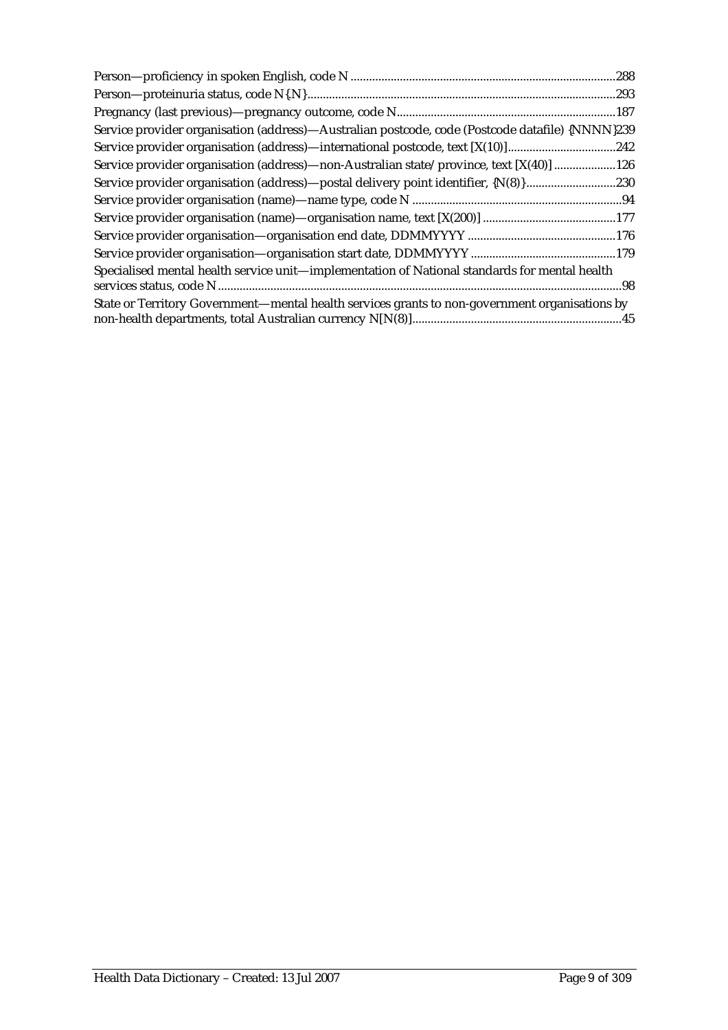Person—proficiency in spoken English, code N ....................................................................................288

Person—proteinuria status, code N{.N}..................................................................................................293

Pregnancy (last previous)—pregnancy outcome, code N......................................................................187

Service provider organisation (address)—Australian postcode, code (Postcode datafile) {NNNN}239

Service provider organisation (address)—international postcode, text [X(10)]..................................242

Service provider organisation (address)—non-Australian state/province, text [X(40)] ....................126

Service provider organisation (address)—postal delivery point identifier, {N(8)}............................230

Service provider organisation (name)—name type, code N ...................................................................94

Service provider organisation (name)—organisation name, text [X(200)] ..........................................177

Service provider organisation—organisation end date, DDMMYYYY ...............................................176

Service provider organisation—organisation start date, DDMMYYYY ..............................................179

Specialised mental health service unit—implementation of National standards for mental health services status, code N..................................................................................................................................98

State or Territory Government—mental health services grants to non-government organisations by non-health departments, total Australian currency N[N(8)]..................................................................45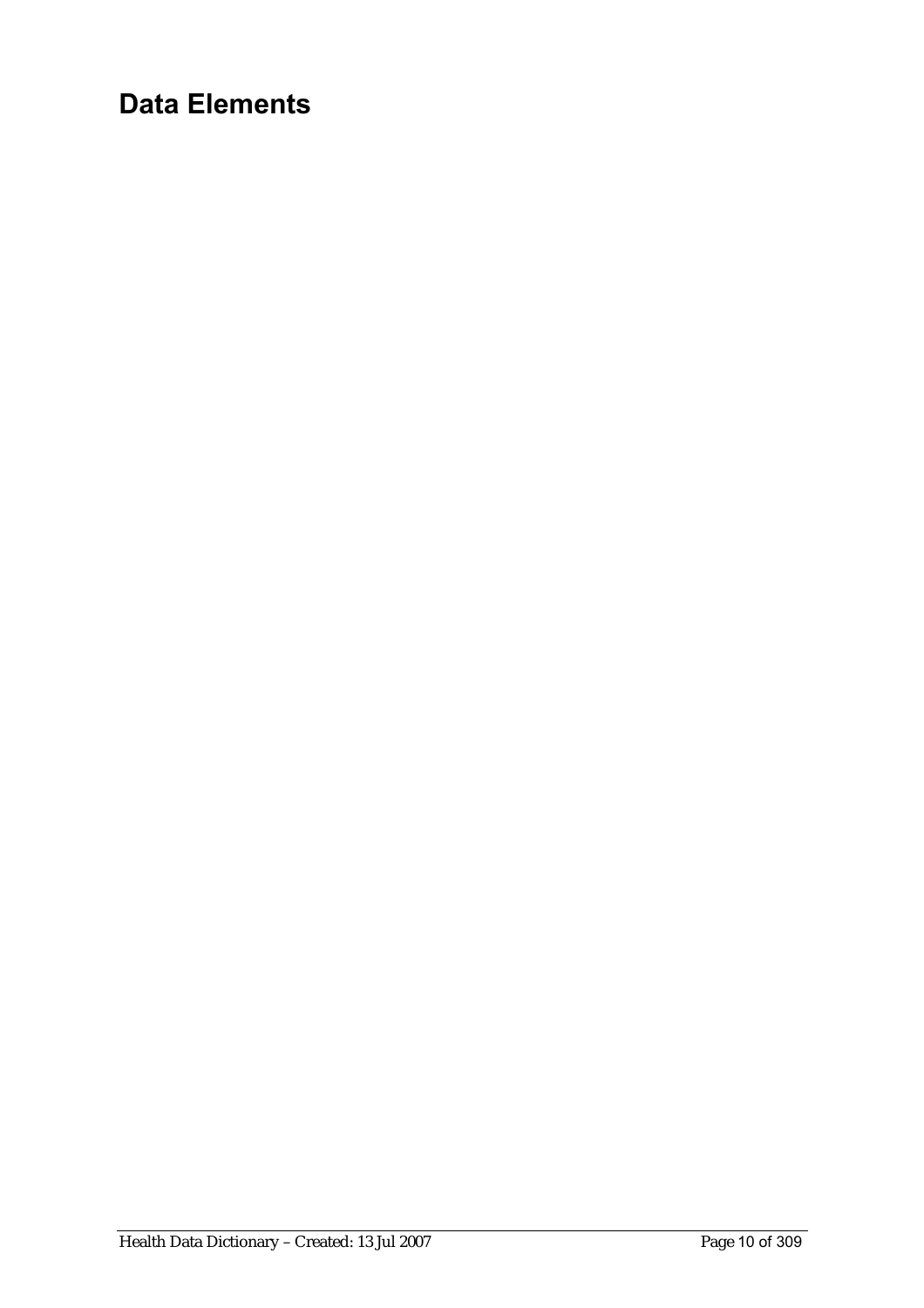# Data Elements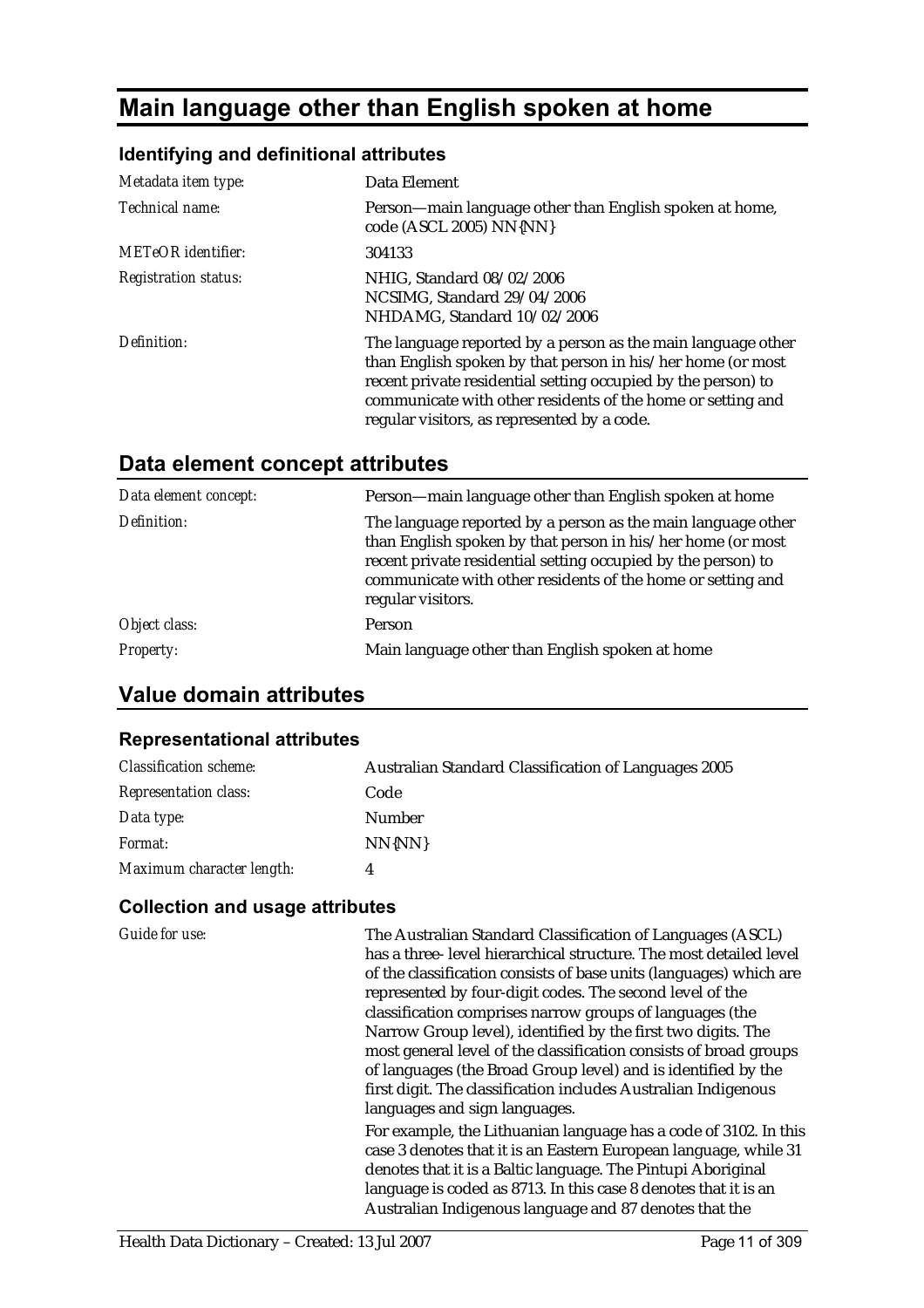# Main language other than English spoken at home

### Identifying and definitional attributes

| | |
|---|---|
| *Metadata item type:* | Data Element |
| *Technical name:* | Person—main language other than English spoken at home, code (ASCL 2005) NN{NN} |
| *METeOR identifier:* | 304133 |
| *Registration status:* | NHIG, Standard 08/02/2006<br>NCSIMG, Standard 29/04/2006<br>NHDAMG, Standard 10/02/2006 |
| *Definition:* | The language reported by a person as the main language other than English spoken by that person in his/her home (or most recent private residential setting occupied by the person) to communicate with other residents of the home or setting and regular visitors, as represented by a code. |

## Data element concept attributes

| | |
|---|---|
| *Data element concept:* | Person—main language other than English spoken at home |
| *Definition:* | The language reported by a person as the main language other than English spoken by that person in his/her home (or most recent private residential setting occupied by the person) to communicate with other residents of the home or setting and regular visitors. |
| *Object class:* | Person |
| *Property:* | Main language other than English spoken at home |

## Value domain attributes

### Representational attributes

| | |
|---|---|
| *Classification scheme:* | Australian Standard Classification of Languages 2005 |
| *Representation class:* | Code |
| *Data type:* | Number |
| *Format:* | NN{NN} |
| *Maximum character length:* | 4 |

### Collection and usage attributes

*Guide for use:*

The Australian Standard Classification of Languages (ASCL) has a three- level hierarchical structure. The most detailed level of the classification consists of base units (languages) which are represented by four-digit codes. The second level of the classification comprises narrow groups of languages (the Narrow Group level), identified by the first two digits. The most general level of the classification consists of broad groups of languages (the Broad Group level) and is identified by the first digit. The classification includes Australian Indigenous languages and sign languages.

For example, the Lithuanian language has a code of 3102. In this case 3 denotes that it is an Eastern European language, while 31 denotes that it is a Baltic language. The Pintupi Aboriginal language is coded as 8713. In this case 8 denotes that it is an Australian Indigenous language and 87 denotes that the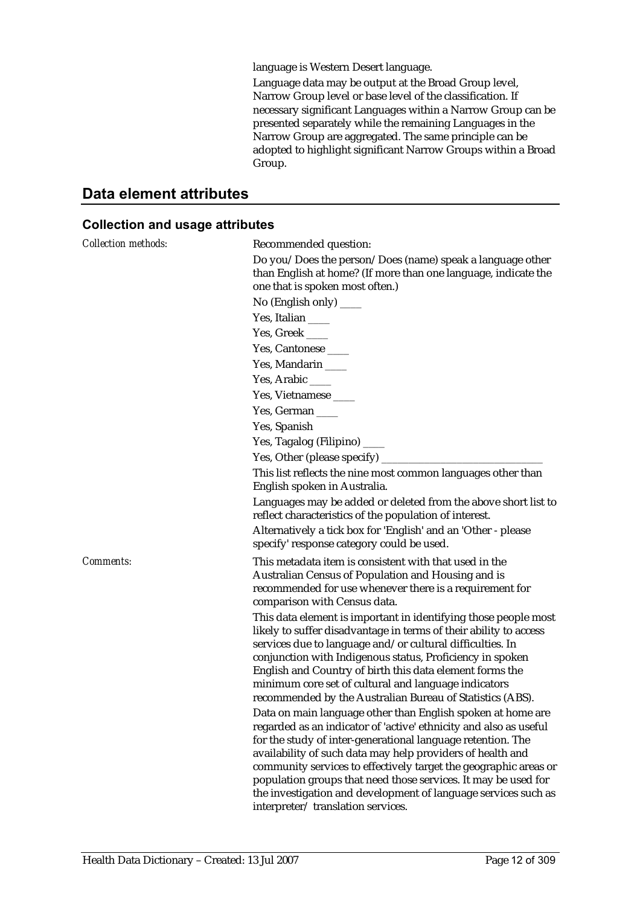language is Western Desert language.

Language data may be output at the Broad Group level, Narrow Group level or base level of the classification. If necessary significant Languages within a Narrow Group can be presented separately while the remaining Languages in the Narrow Group are aggregated. The same principle can be adopted to highlight significant Narrow Groups within a Broad Group.

## Data element attributes

### Collection and usage attributes

*Collection methods:*

Recommended question:

Do you/Does the person/Does (name) speak a language other than English at home? (If more than one language, indicate the one that is spoken most often.)

No (English only) ____

Yes, Italian ____

Yes, Greek ____

Yes, Cantonese ____

Yes, Mandarin ____

Yes, Arabic ____

Yes, Vietnamese ____

Yes, German ____

Yes, Spanish

Yes, Tagalog (Filipino) ____

Yes, Other (please specify) ______________________________

This list reflects the nine most common languages other than English spoken in Australia.

Languages may be added or deleted from the above short list to reflect characteristics of the population of interest.

Alternatively a tick box for 'English' and an 'Other - please specify' response category could be used.

*Comments:*

This metadata item is consistent with that used in the Australian Census of Population and Housing and is recommended for use whenever there is a requirement for comparison with Census data.

This data element is important in identifying those people most likely to suffer disadvantage in terms of their ability to access services due to language and/or cultural difficulties. In conjunction with Indigenous status, Proficiency in spoken English and Country of birth this data element forms the minimum core set of cultural and language indicators recommended by the Australian Bureau of Statistics (ABS).

Data on main language other than English spoken at home are regarded as an indicator of 'active' ethnicity and also as useful for the study of inter-generational language retention. The availability of such data may help providers of health and community services to effectively target the geographic areas or population groups that need those services. It may be used for the investigation and development of language services such as interpreter/ translation services.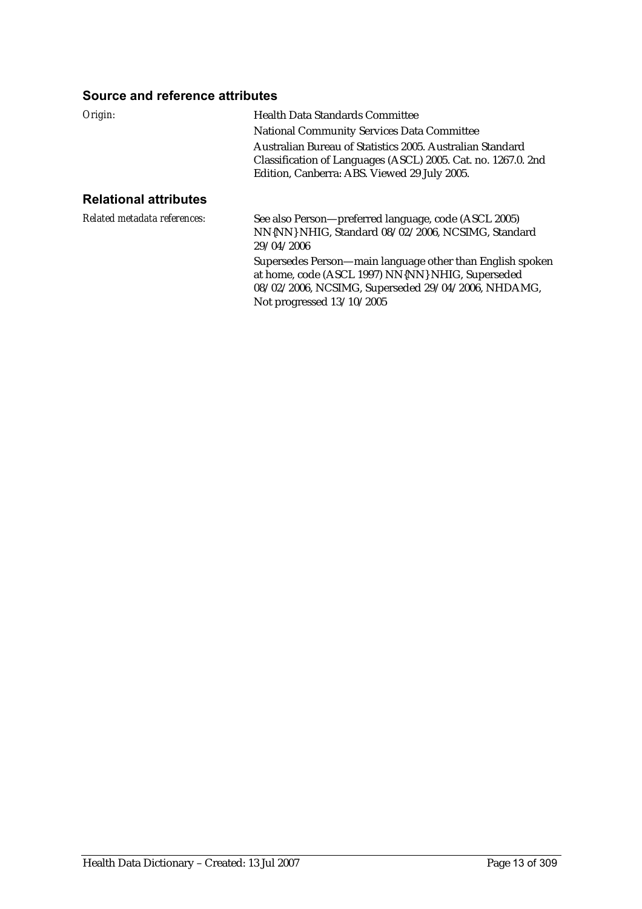### Source and reference attributes

*Origin:*

Health Data Standards Committee

National Community Services Data Committee

Australian Bureau of Statistics 2005. Australian Standard Classification of Languages (ASCL) 2005. Cat. no. 1267.0. 2nd Edition, Canberra: ABS. Viewed 29 July 2005.

### Relational attributes

*Related metadata references:*

See also Person—preferred language, code (ASCL 2005) NN{NN} NHIG, Standard 08/02/2006, NCSIMG, Standard 29/04/2006

Supersedes Person—main language other than English spoken at home, code (ASCL 1997) NN{NN} NHIG, Superseded 08/02/2006, NCSIMG, Superseded 29/04/2006, NHDAMG, Not progressed 13/10/2005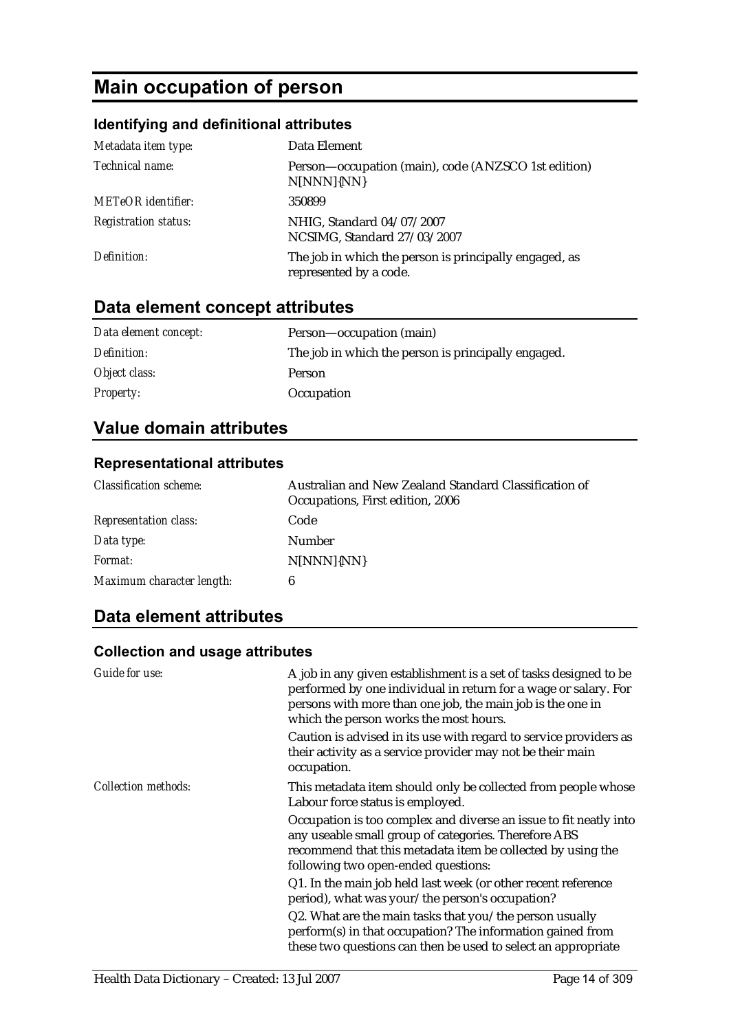# Main occupation of person

### Identifying and definitional attributes

| | |
|---|---|
| *Metadata item type:* | Data Element |
| *Technical name:* | Person—occupation (main), code (ANZSCO 1st edition) N[NNN]{NN} |
| *METeOR identifier:* | 350899 |
| *Registration status:* | NHIG, Standard 04/07/2007<br>NCSIMG, Standard 27/03/2007 |
| *Definition:* | The job in which the person is principally engaged, as represented by a code. |

## Data element concept attributes

| | |
|---|---|
| *Data element concept:* | Person—occupation (main) |
| *Definition:* | The job in which the person is principally engaged. |
| *Object class:* | Person |
| *Property:* | Occupation |

## Value domain attributes

### Representational attributes

| | |
|---|---|
| *Classification scheme:* | Australian and New Zealand Standard Classification of Occupations, First edition, 2006 |
| *Representation class:* | Code |
| *Data type:* | Number |
| *Format:* | N[NNN]{NN} |
| *Maximum character length:* | 6 |

## Data element attributes

### Collection and usage attributes

*Guide for use:*

A job in any given establishment is a set of tasks designed to be performed by one individual in return for a wage or salary. For persons with more than one job, the main job is the one in which the person works the most hours.

Caution is advised in its use with regard to service providers as their activity as a service provider may not be their main occupation.

*Collection methods:*

This metadata item should only be collected from people whose Labour force status is employed.

Occupation is too complex and diverse an issue to fit neatly into any useable small group of categories. Therefore ABS recommend that this metadata item be collected by using the following two open-ended questions:

Q1. In the main job held last week (or other recent reference period), what was your/the person's occupation?

Q2. What are the main tasks that you/the person usually perform(s) in that occupation? The information gained from these two questions can then be used to select an appropriate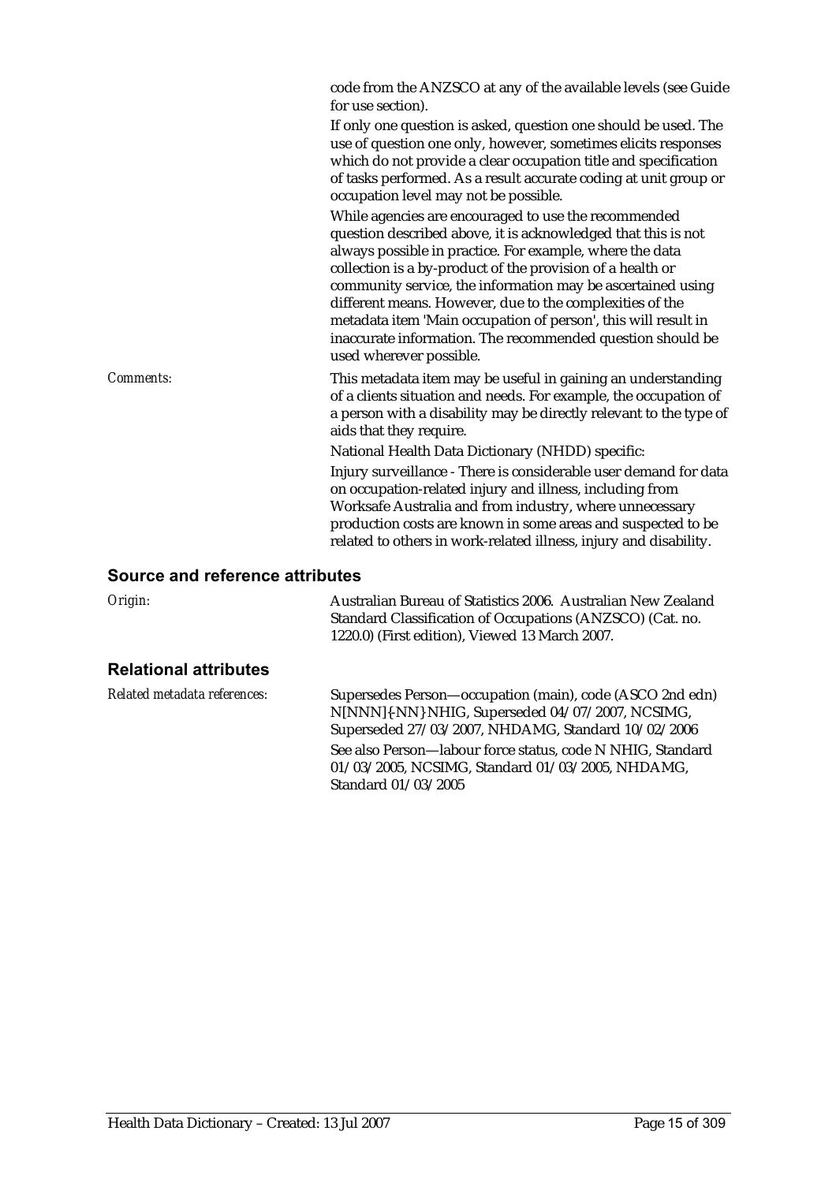code from the ANZSCO at any of the available levels (see Guide for use section).

If only one question is asked, question one should be used. The use of question one only, however, sometimes elicits responses which do not provide a clear occupation title and specification of tasks performed. As a result accurate coding at unit group or occupation level may not be possible.

While agencies are encouraged to use the recommended question described above, it is acknowledged that this is not always possible in practice. For example, where the data collection is a by-product of the provision of a health or community service, the information may be ascertained using different means. However, due to the complexities of the metadata item 'Main occupation of person', this will result in inaccurate information. The recommended question should be used wherever possible.

*Comments:* This metadata item may be useful in gaining an understanding of a clients situation and needs. For example, the occupation of a person with a disability may be directly relevant to the type of aids that they require.

National Health Data Dictionary (NHDD) specific:

Injury surveillance - There is considerable user demand for data on occupation-related injury and illness, including from Worksafe Australia and from industry, where unnecessary production costs are known in some areas and suspected to be related to others in work-related illness, injury and disability.

## Source and reference attributes

*Origin:* Australian Bureau of Statistics 2006. Australian New Zealand Standard Classification of Occupations (ANZSCO) (Cat. no. 1220.0) (First edition), Viewed 13 March 2007.

## Relational attributes

*Related metadata references:* Supersedes Person—occupation (main), code (ASCO 2nd edn) N[NNN]{-NN} NHIG, Superseded 04/07/2007, NCSIMG, Superseded 27/03/2007, NHDAMG, Standard 10/02/2006

See also Person—labour force status, code N NHIG, Standard 01/03/2005, NCSIMG, Standard 01/03/2005, NHDAMG, Standard 01/03/2005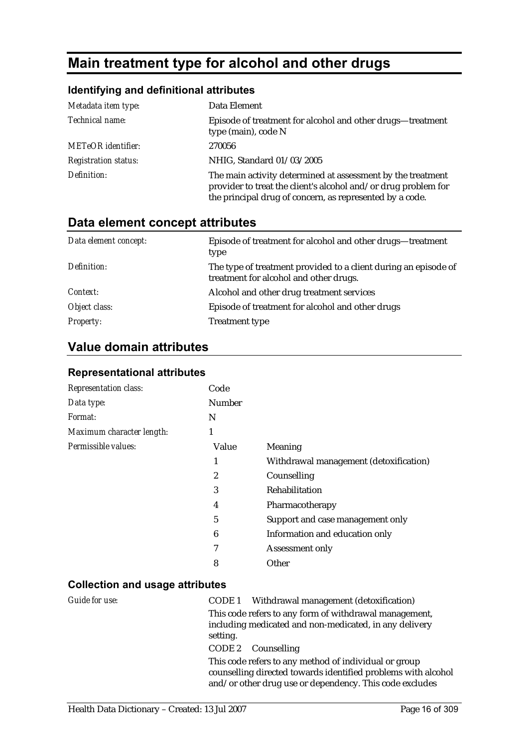# Main treatment type for alcohol and other drugs

### Identifying and definitional attributes

| | |
|---|---|
| *Metadata item type:* | Data Element |
| *Technical name:* | Episode of treatment for alcohol and other drugs—treatment type (main), code N |
| *METeOR identifier:* | 270056 |
| *Registration status:* | NHIG, Standard 01/03/2005 |
| *Definition:* | The main activity determined at assessment by the treatment provider to treat the client's alcohol and/or drug problem for the principal drug of concern, as represented by a code. |

## Data element concept attributes

| | |
|---|---|
| *Data element concept:* | Episode of treatment for alcohol and other drugs—treatment type |
| *Definition:* | The type of treatment provided to a client during an episode of treatment for alcohol and other drugs. |
| *Context:* | Alcohol and other drug treatment services |
| *Object class:* | Episode of treatment for alcohol and other drugs |
| *Property:* | Treatment type |

## Value domain attributes

### Representational attributes

| | | |
|---|---|---|
| *Representation class:* | Code | |
| *Data type:* | Number | |
| *Format:* | N | |
| *Maximum character length:* | 1 | |
| *Permissible values:* | Value | Meaning |
| | 1 | Withdrawal management (detoxification) |
| | 2 | Counselling |
| | 3 | Rehabilitation |
| | 4 | Pharmacotherapy |
| | 5 | Support and case management only |
| | 6 | Information and education only |
| | 7 | Assessment only |
| | 8 | Other |

### Collection and usage attributes

*Guide for use:*

CODE 1 Withdrawal management (detoxification)

This code refers to any form of withdrawal management, including medicated and non-medicated, in any delivery setting.

CODE 2 Counselling

This code refers to any method of individual or group counselling directed towards identified problems with alcohol and/or other drug use or dependency. This code excludes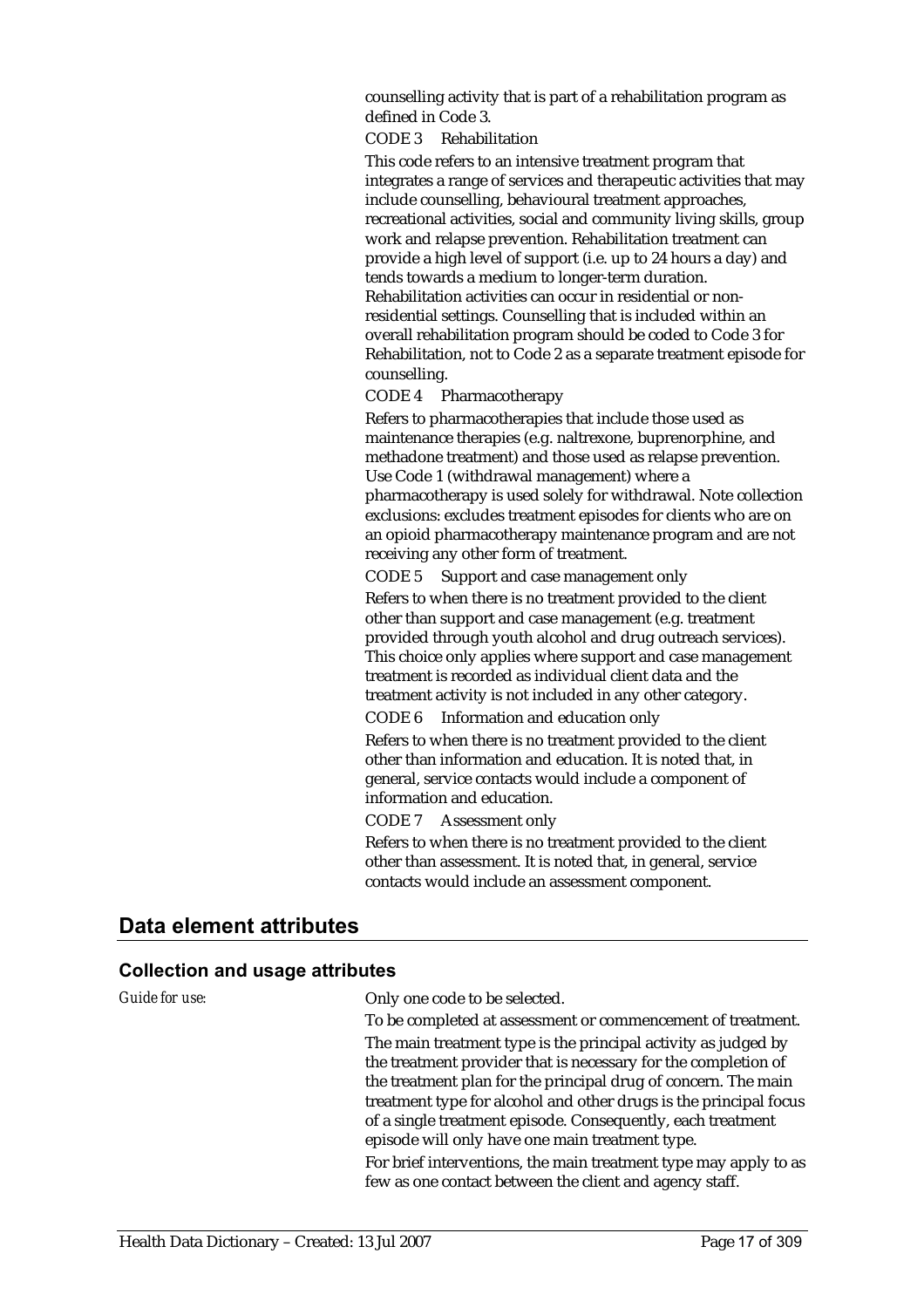counselling activity that is part of a rehabilitation program as defined in Code 3.

CODE 3 Rehabilitation

This code refers to an intensive treatment program that integrates a range of services and therapeutic activities that may include counselling, behavioural treatment approaches, recreational activities, social and community living skills, group work and relapse prevention. Rehabilitation treatment can provide a high level of support (i.e. up to 24 hours a day) and tends towards a medium to longer-term duration. Rehabilitation activities can occur in residential or non-residential settings. Counselling that is included within an overall rehabilitation program should be coded to Code 3 for Rehabilitation, not to Code 2 as a separate treatment episode for counselling.

CODE 4 Pharmacotherapy

Refers to pharmacotherapies that include those used as maintenance therapies (e.g. naltrexone, buprenorphine, and methadone treatment) and those used as relapse prevention. Use Code 1 (withdrawal management) where a pharmacotherapy is used solely for withdrawal. Note collection exclusions: excludes treatment episodes for clients who are on an opioid pharmacotherapy maintenance program and are not receiving any other form of treatment.

CODE 5 Support and case management only

Refers to when there is no treatment provided to the client other than support and case management (e.g. treatment provided through youth alcohol and drug outreach services). This choice only applies where support and case management treatment is recorded as individual client data and the treatment activity is not included in any other category.

CODE 6 Information and education only

Refers to when there is no treatment provided to the client other than information and education. It is noted that, in general, service contacts would include a component of information and education.

CODE 7 Assessment only

Refers to when there is no treatment provided to the client other than assessment. It is noted that, in general, service contacts would include an assessment component.

## Data element attributes

### Collection and usage attributes

*Guide for use:*

Only one code to be selected.

To be completed at assessment or commencement of treatment.

The main treatment type is the principal activity as judged by the treatment provider that is necessary for the completion of the treatment plan for the principal drug of concern. The main treatment type for alcohol and other drugs is the principal focus of a single treatment episode. Consequently, each treatment episode will only have one main treatment type.

For brief interventions, the main treatment type may apply to as few as one contact between the client and agency staff.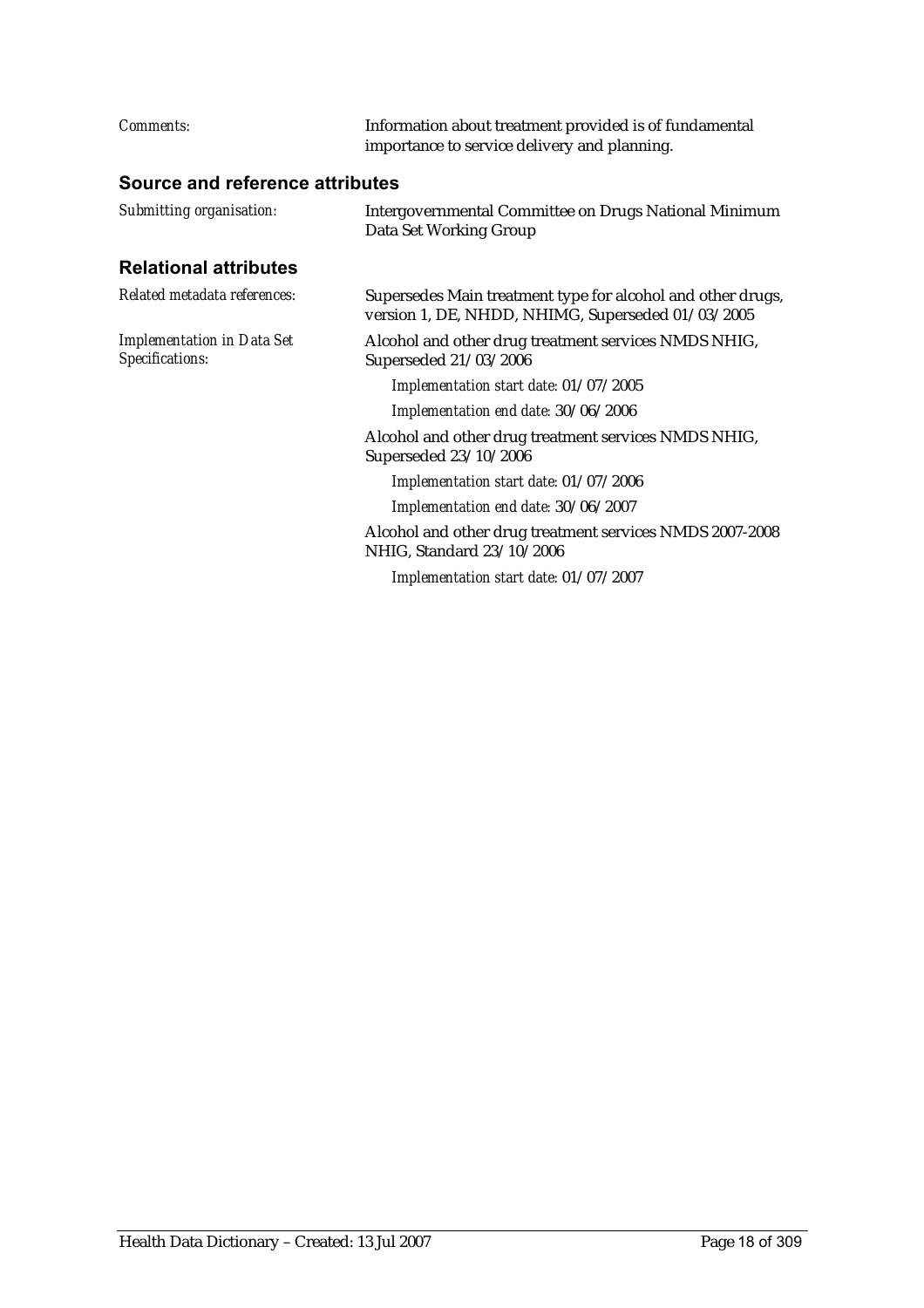*Comments:* Information about treatment provided is of fundamental importance to service delivery and planning.

### Source and reference attributes

*Submitting organisation:* Intergovernmental Committee on Drugs National Minimum Data Set Working Group

### Relational attributes

*Related metadata references:* Supersedes Main treatment type for alcohol and other drugs, version 1, DE, NHDD, NHIMG, Superseded 01/03/2005

*Implementation in Data Set Specifications:* Alcohol and other drug treatment services NMDS NHIG, Superseded 21/03/2006

*Implementation start date:* 01/07/2005

*Implementation end date:* 30/06/2006

Alcohol and other drug treatment services NMDS NHIG, Superseded 23/10/2006

*Implementation start date:* 01/07/2006

*Implementation end date:* 30/06/2007

Alcohol and other drug treatment services NMDS 2007-2008 NHIG, Standard 23/10/2006

*Implementation start date:* 01/07/2007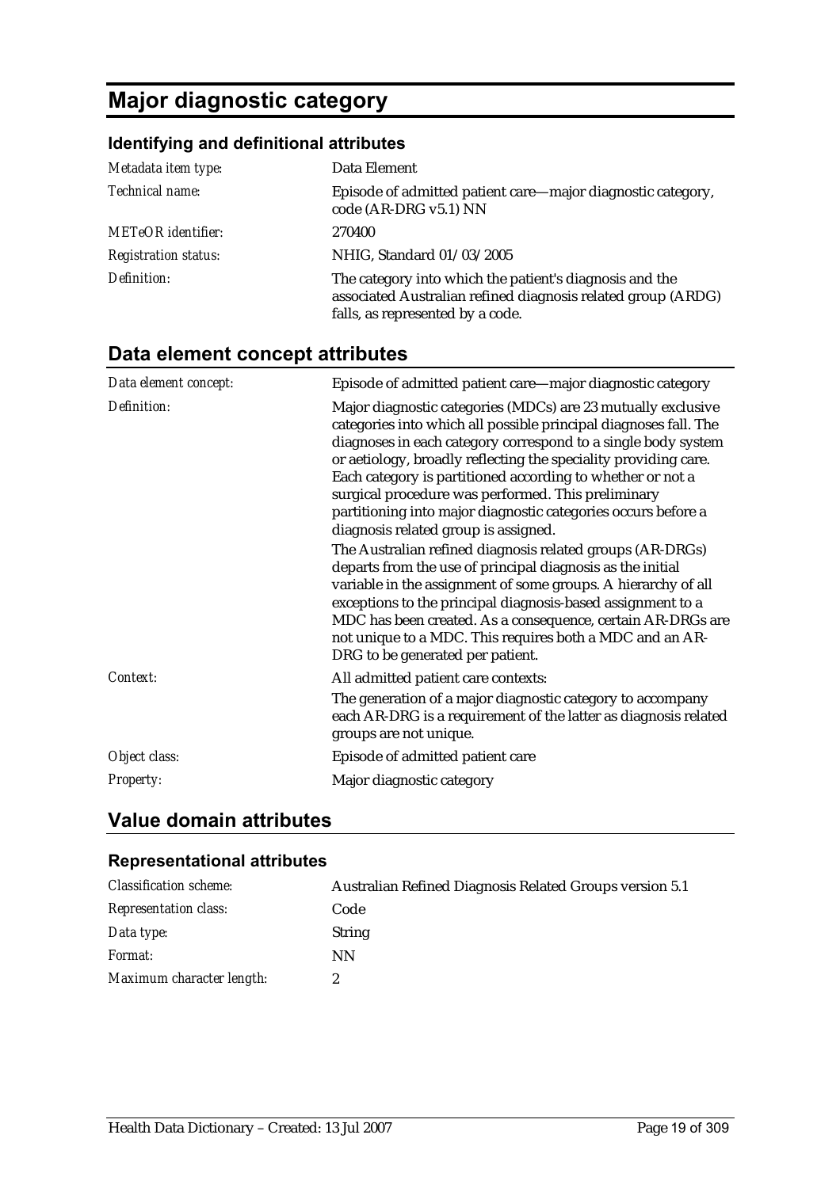# Major diagnostic category

### Identifying and definitional attributes

| | |
|---|---|
| *Metadata item type:* | Data Element |
| *Technical name:* | Episode of admitted patient care—major diagnostic category, code (AR-DRG v5.1) NN |
| *METeOR identifier:* | 270400 |
| *Registration status:* | NHIG, Standard 01/03/2005 |
| *Definition:* | The category into which the patient's diagnosis and the associated Australian refined diagnosis related group (ARDG) falls, as represented by a code. |

## Data element concept attributes

| | |
|---|---|
| *Data element concept:* | Episode of admitted patient care—major diagnostic category |
| *Definition:* | Major diagnostic categories (MDCs) are 23 mutually exclusive categories into which all possible principal diagnoses fall. The diagnoses in each category correspond to a single body system or aetiology, broadly reflecting the speciality providing care. Each category is partitioned according to whether or not a surgical procedure was performed. This preliminary partitioning into major diagnostic categories occurs before a diagnosis related group is assigned.<br>The Australian refined diagnosis related groups (AR-DRGs) departs from the use of principal diagnosis as the initial variable in the assignment of some groups. A hierarchy of all exceptions to the principal diagnosis-based assignment to a MDC has been created. As a consequence, certain AR-DRGs are not unique to a MDC. This requires both a MDC and an AR-DRG to be generated per patient. |
| *Context:* | All admitted patient care contexts:<br>The generation of a major diagnostic category to accompany each AR-DRG is a requirement of the latter as diagnosis related groups are not unique. |
| *Object class:* | Episode of admitted patient care |
| *Property:* | Major diagnostic category |

## Value domain attributes

### Representational attributes

| | |
|---|---|
| *Classification scheme:* | Australian Refined Diagnosis Related Groups version 5.1 |
| *Representation class:* | Code |
| *Data type:* | String |
| *Format:* | NN |
| *Maximum character length:* | 2 |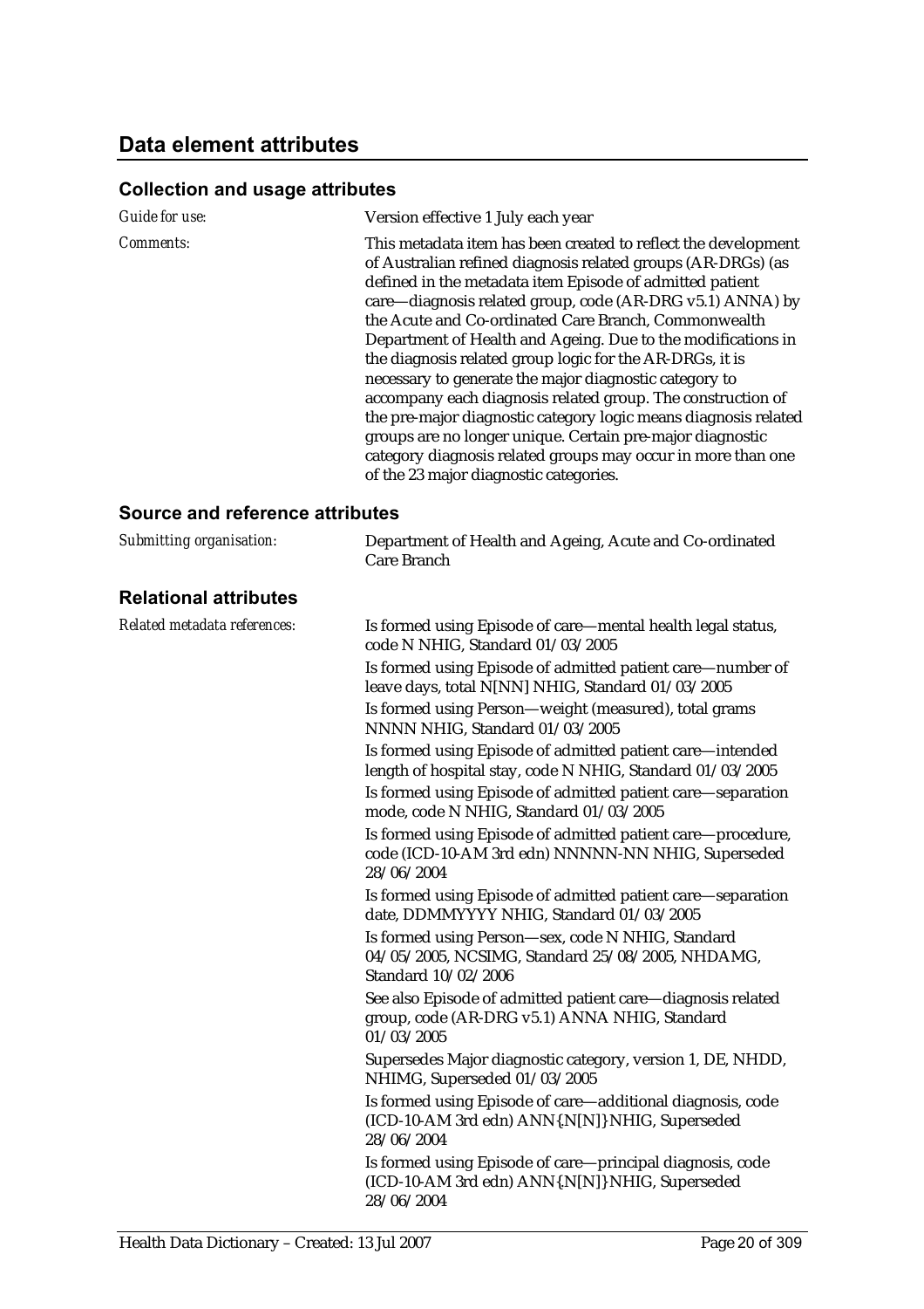## Data element attributes

### Collection and usage attributes

| | |
|---|---|
| *Guide for use:* | Version effective 1 July each year |
| *Comments:* | This metadata item has been created to reflect the development of Australian refined diagnosis related groups (AR-DRGs) (as defined in the metadata item Episode of admitted patient care—diagnosis related group, code (AR-DRG v5.1) ANNA) by the Acute and Co-ordinated Care Branch, Commonwealth Department of Health and Ageing. Due to the modifications in the diagnosis related group logic for the AR-DRGs, it is necessary to generate the major diagnostic category to accompany each diagnosis related group. The construction of the pre-major diagnostic category logic means diagnosis related groups are no longer unique. Certain pre-major diagnostic category diagnosis related groups may occur in more than one of the 23 major diagnostic categories. |

### Source and reference attributes

| | |
|---|---|
| *Submitting organisation:* | Department of Health and Ageing, Acute and Co-ordinated Care Branch |

### Relational attributes

*Related metadata references:*

Is formed using Episode of care—mental health legal status, code N NHIG, Standard 01/03/2005

Is formed using Episode of admitted patient care—number of leave days, total N[NN] NHIG, Standard 01/03/2005

Is formed using Person—weight (measured), total grams NNNN NHIG, Standard 01/03/2005

Is formed using Episode of admitted patient care—intended length of hospital stay, code N NHIG, Standard 01/03/2005

Is formed using Episode of admitted patient care—separation mode, code N NHIG, Standard 01/03/2005

Is formed using Episode of admitted patient care—procedure, code (ICD-10-AM 3rd edn) NNNNN-NN NHIG, Superseded 28/06/2004

Is formed using Episode of admitted patient care—separation date, DDMMYYYY NHIG, Standard 01/03/2005

Is formed using Person—sex, code N NHIG, Standard 04/05/2005, NCSIMG, Standard 25/08/2005, NHDAMG, Standard 10/02/2006

See also Episode of admitted patient care—diagnosis related group, code (AR-DRG v5.1) ANNA NHIG, Standard 01/03/2005

Supersedes Major diagnostic category, version 1, DE, NHDD, NHIMG, Superseded 01/03/2005

Is formed using Episode of care—additional diagnosis, code (ICD-10-AM 3rd edn) ANN{.N[N]} NHIG, Superseded 28/06/2004

Is formed using Episode of care—principal diagnosis, code (ICD-10-AM 3rd edn) ANN{.N[N]} NHIG, Superseded 28/06/2004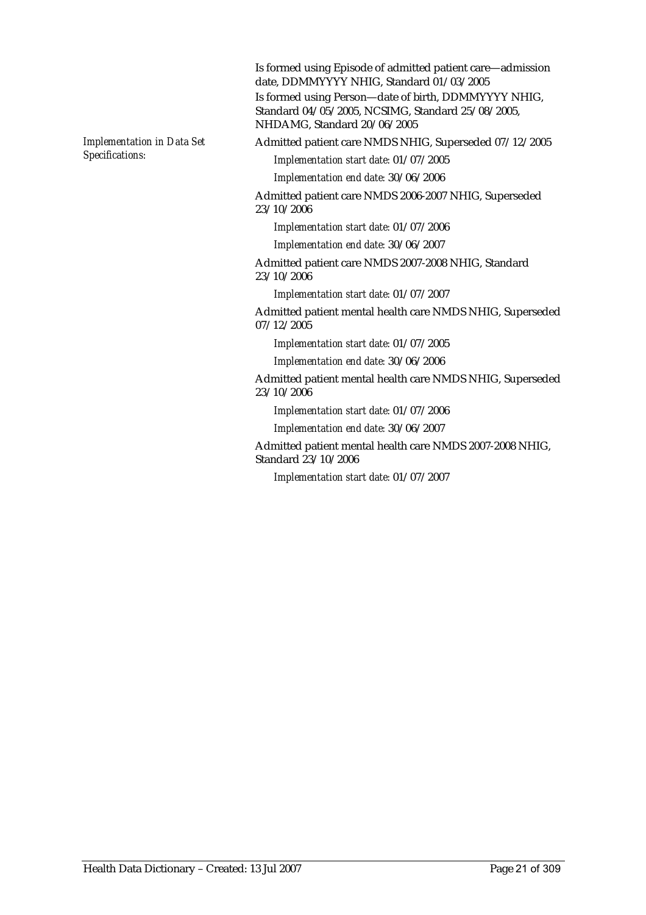Is formed using Episode of admitted patient care—admission date, DDMMYYYY NHIG, Standard 01/03/2005

Is formed using Person—date of birth, DDMMYYYY NHIG, Standard 04/05/2005, NCSIMG, Standard 25/08/2005, NHDAMG, Standard 20/06/2005

*Implementation in Data Set Specifications:*

Admitted patient care NMDS NHIG, Superseded 07/12/2005

*Implementation start date:* 01/07/2005

*Implementation end date:* 30/06/2006

Admitted patient care NMDS 2006-2007 NHIG, Superseded 23/10/2006

*Implementation start date:* 01/07/2006

*Implementation end date:* 30/06/2007

Admitted patient care NMDS 2007-2008 NHIG, Standard 23/10/2006

*Implementation start date:* 01/07/2007

Admitted patient mental health care NMDS NHIG, Superseded 07/12/2005

*Implementation start date:* 01/07/2005

*Implementation end date:* 30/06/2006

Admitted patient mental health care NMDS NHIG, Superseded 23/10/2006

*Implementation start date:* 01/07/2006

*Implementation end date:* 30/06/2007

Admitted patient mental health care NMDS 2007-2008 NHIG, Standard 23/10/2006

*Implementation start date:* 01/07/2007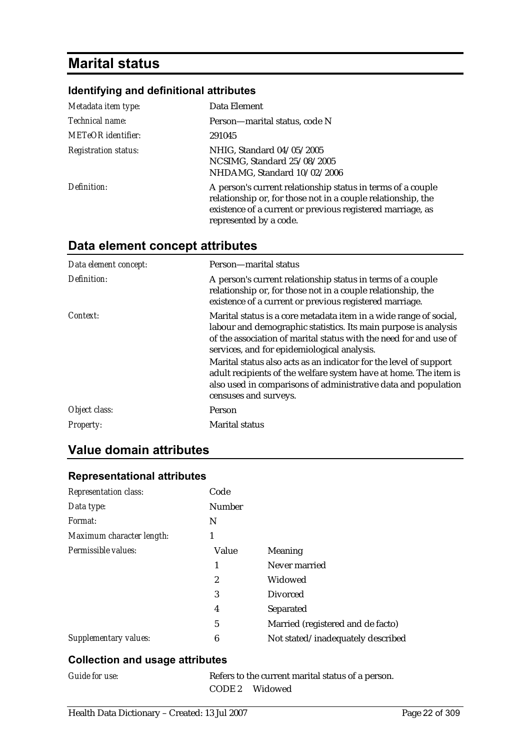# Marital status

### Identifying and definitional attributes

| | |
|---|---|
| *Metadata item type:* | Data Element |
| *Technical name:* | Person—marital status, code N |
| *METeOR identifier:* | 291045 |
| *Registration status:* | NHIG, Standard 04/05/2005<br>NCSIMG, Standard 25/08/2005<br>NHDAMG, Standard 10/02/2006 |
| *Definition:* | A person's current relationship status in terms of a couple relationship or, for those not in a couple relationship, the existence of a current or previous registered marriage, as represented by a code. |

## Data element concept attributes

| | |
|---|---|
| *Data element concept:* | Person—marital status |
| *Definition:* | A person's current relationship status in terms of a couple relationship or, for those not in a couple relationship, the existence of a current or previous registered marriage. |
| *Context:* | Marital status is a core metadata item in a wide range of social, labour and demographic statistics. Its main purpose is analysis of the association of marital status with the need for and use of services, and for epidemiological analysis.<br>Marital status also acts as an indicator for the level of support adult recipients of the welfare system have at home. The item is also used in comparisons of administrative data and population censuses and surveys. |
| *Object class:* | Person |
| *Property:* | Marital status |

## Value domain attributes

### Representational attributes

| | | |
|---|---|---|
| *Representation class:* | Code | |
| *Data type:* | Number | |
| *Format:* | N | |
| *Maximum character length:* | 1 | |
| *Permissible values:* | **Value** | **Meaning** |
| | 1 | Never married |
| | 2 | Widowed |
| | 3 | Divorced |
| | 4 | Separated |
| | 5 | Married (registered and de facto) |
| *Supplementary values:* | 6 | Not stated/inadequately described |

### Collection and usage attributes

| | |
|---|---|
| *Guide for use:* | Refers to the current marital status of a person.<br>CODE 2 Widowed |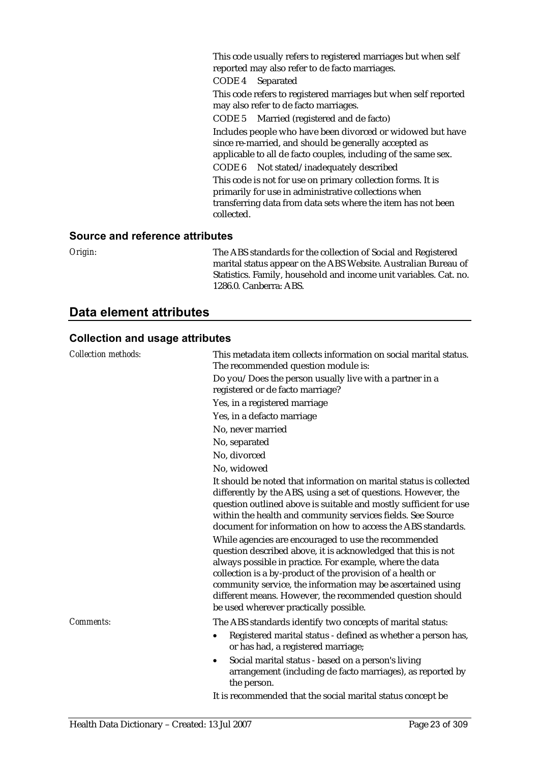This code usually refers to registered marriages but when self reported may also refer to de facto marriages.

CODE 4 Separated

This code refers to registered marriages but when self reported may also refer to de facto marriages.

CODE 5 Married (registered and de facto)

Includes people who have been divorced or widowed but have since re-married, and should be generally accepted as applicable to all de facto couples, including of the same sex.

CODE 6 Not stated/inadequately described

This code is not for use on primary collection forms. It is primarily for use in administrative collections when transferring data from data sets where the item has not been collected.

### Source and reference attributes

*Origin:* The ABS standards for the collection of Social and Registered marital status appear on the ABS Website. Australian Bureau of Statistics. Family, household and income unit variables. Cat. no. 1286.0. Canberra: ABS.

## Data element attributes

### Collection and usage attributes

*Collection methods:* This metadata item collects information on social marital status. The recommended question module is:

Do you/Does the person usually live with a partner in a registered or de facto marriage?

Yes, in a registered marriage

Yes, in a defacto marriage

No, never married

No, separated

No, divorced

No, widowed

It should be noted that information on marital status is collected differently by the ABS, using a set of questions. However, the question outlined above is suitable and mostly sufficient for use within the health and community services fields. See Source document for information on how to access the ABS standards.

While agencies are encouraged to use the recommended question described above, it is acknowledged that this is not always possible in practice. For example, where the data collection is a by-product of the provision of a health or community service, the information may be ascertained using different means. However, the recommended question should be used wherever practically possible.

*Comments:* The ABS standards identify two concepts of marital status:

- Registered marital status - defined as whether a person has, or has had, a registered marriage;
- Social marital status - based on a person's living arrangement (including de facto marriages), as reported by the person.

It is recommended that the social marital status concept be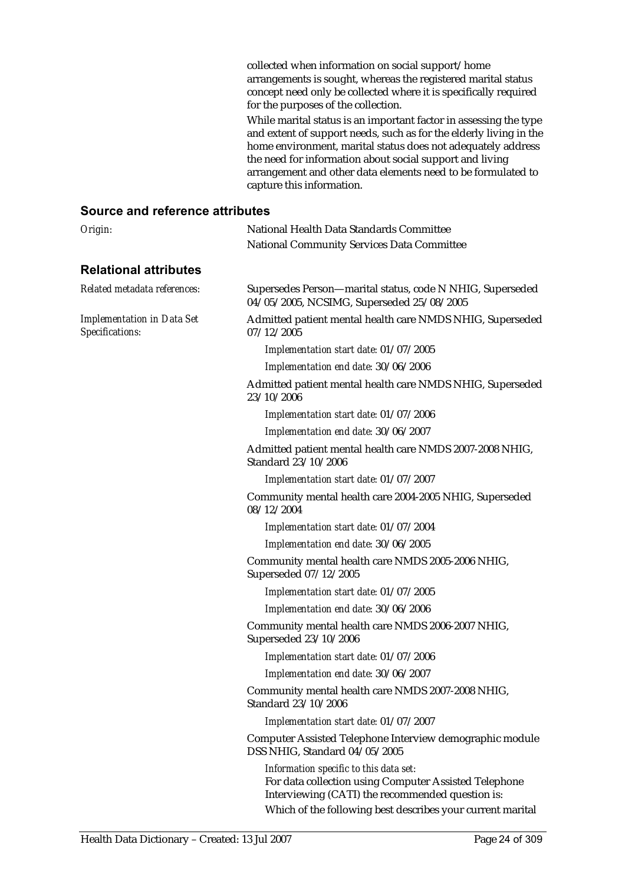collected when information on social support/home arrangements is sought, whereas the registered marital status concept need only be collected where it is specifically required for the purposes of the collection.

While marital status is an important factor in assessing the type and extent of support needs, such as for the elderly living in the home environment, marital status does not adequately address the need for information about social support and living arrangement and other data elements need to be formulated to capture this information.

## Source and reference attributes

*Origin:* National Health Data Standards Committee
National Community Services Data Committee

## Relational attributes

*Related metadata references:* Supersedes Person—marital status, code N NHIG, Superseded 04/05/2005, NCSIMG, Superseded 25/08/2005

*Implementation in Data Set Specifications:*

Admitted patient mental health care NMDS NHIG, Superseded 07/12/2005

*Implementation start date:* 01/07/2005

*Implementation end date:* 30/06/2006

Admitted patient mental health care NMDS NHIG, Superseded 23/10/2006

*Implementation start date:* 01/07/2006

*Implementation end date:* 30/06/2007

Admitted patient mental health care NMDS 2007-2008 NHIG, Standard 23/10/2006

*Implementation start date:* 01/07/2007

Community mental health care 2004-2005 NHIG, Superseded 08/12/2004

*Implementation start date:* 01/07/2004

*Implementation end date:* 30/06/2005

Community mental health care NMDS 2005-2006 NHIG, Superseded 07/12/2005

*Implementation start date:* 01/07/2005

*Implementation end date:* 30/06/2006

Community mental health care NMDS 2006-2007 NHIG, Superseded 23/10/2006

*Implementation start date:* 01/07/2006

*Implementation end date:* 30/06/2007

Community mental health care NMDS 2007-2008 NHIG, Standard 23/10/2006

*Implementation start date:* 01/07/2007

Computer Assisted Telephone Interview demographic module DSS NHIG, Standard 04/05/2005

*Information specific to this data set:*

For data collection using Computer Assisted Telephone Interviewing (CATI) the recommended question is:

Which of the following best describes your current marital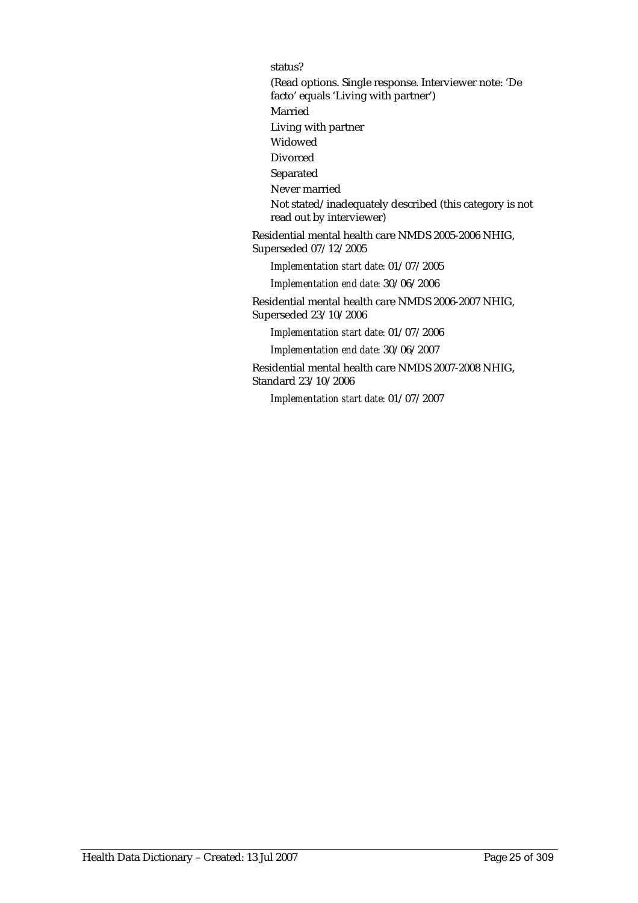status?

(Read options. Single response. Interviewer note: 'De facto' equals 'Living with partner')

Married

Living with partner

Widowed

Divorced

Separated

Never married

Not stated/inadequately described (this category is not read out by interviewer)

Residential mental health care NMDS 2005-2006 NHIG, Superseded 07/12/2005

*Implementation start date:* 01/07/2005

*Implementation end date:* 30/06/2006

Residential mental health care NMDS 2006-2007 NHIG, Superseded 23/10/2006

*Implementation start date:* 01/07/2006

*Implementation end date:* 30/06/2007

Residential mental health care NMDS 2007-2008 NHIG, Standard 23/10/2006

*Implementation start date:* 01/07/2007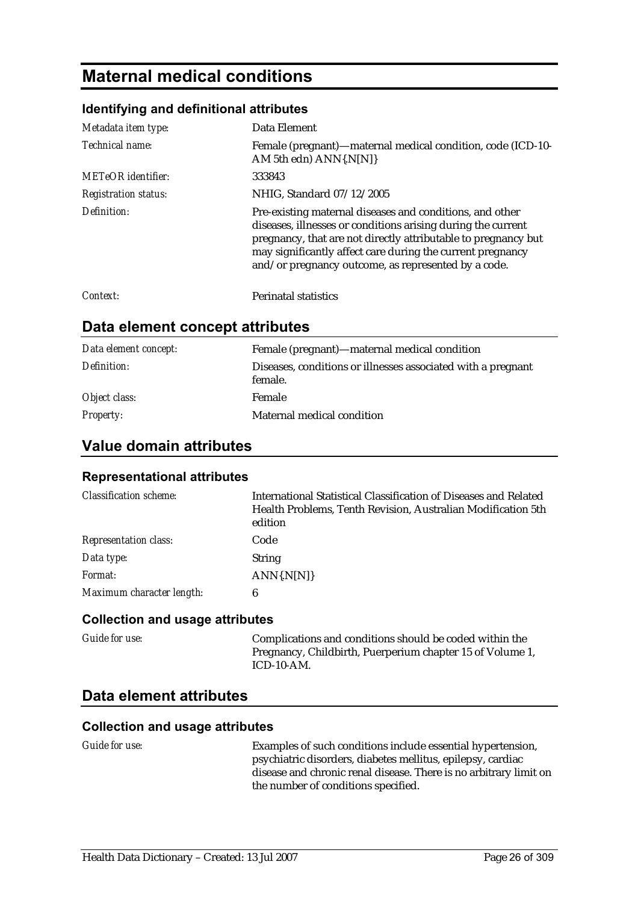# Maternal medical conditions

## Identifying and definitional attributes

| | |
|---|---|
| *Metadata item type:* | Data Element |
| *Technical name:* | Female (pregnant)—maternal medical condition, code (ICD-10-AM 5th edn) ANN{.N[N]} |
| *METeOR identifier:* | 333843 |
| *Registration status:* | NHIG, Standard 07/12/2005 |
| *Definition:* | Pre-existing maternal diseases and conditions, and other diseases, illnesses or conditions arising during the current pregnancy, that are not directly attributable to pregnancy but may significantly affect care during the current pregnancy and/or pregnancy outcome, as represented by a code. |
| *Context:* | Perinatal statistics |

## Data element concept attributes

| | |
|---|---|
| *Data element concept:* | Female (pregnant)—maternal medical condition |
| *Definition:* | Diseases, conditions or illnesses associated with a pregnant female. |
| *Object class:* | Female |
| *Property:* | Maternal medical condition |

## Value domain attributes

### Representational attributes

| | |
|---|---|
| *Classification scheme:* | International Statistical Classification of Diseases and Related Health Problems, Tenth Revision, Australian Modification 5th edition |
| *Representation class:* | Code |
| *Data type:* | String |
| *Format:* | ANN{.N[N]} |
| *Maximum character length:* | 6 |

### Collection and usage attributes

| | |
|---|---|
| *Guide for use:* | Complications and conditions should be coded within the Pregnancy, Childbirth, Puerperium chapter 15 of Volume 1, ICD-10-AM. |

## Data element attributes

### Collection and usage attributes

| | |
|---|---|
| *Guide for use:* | Examples of such conditions include essential hypertension, psychiatric disorders, diabetes mellitus, epilepsy, cardiac disease and chronic renal disease. There is no arbitrary limit on the number of conditions specified. |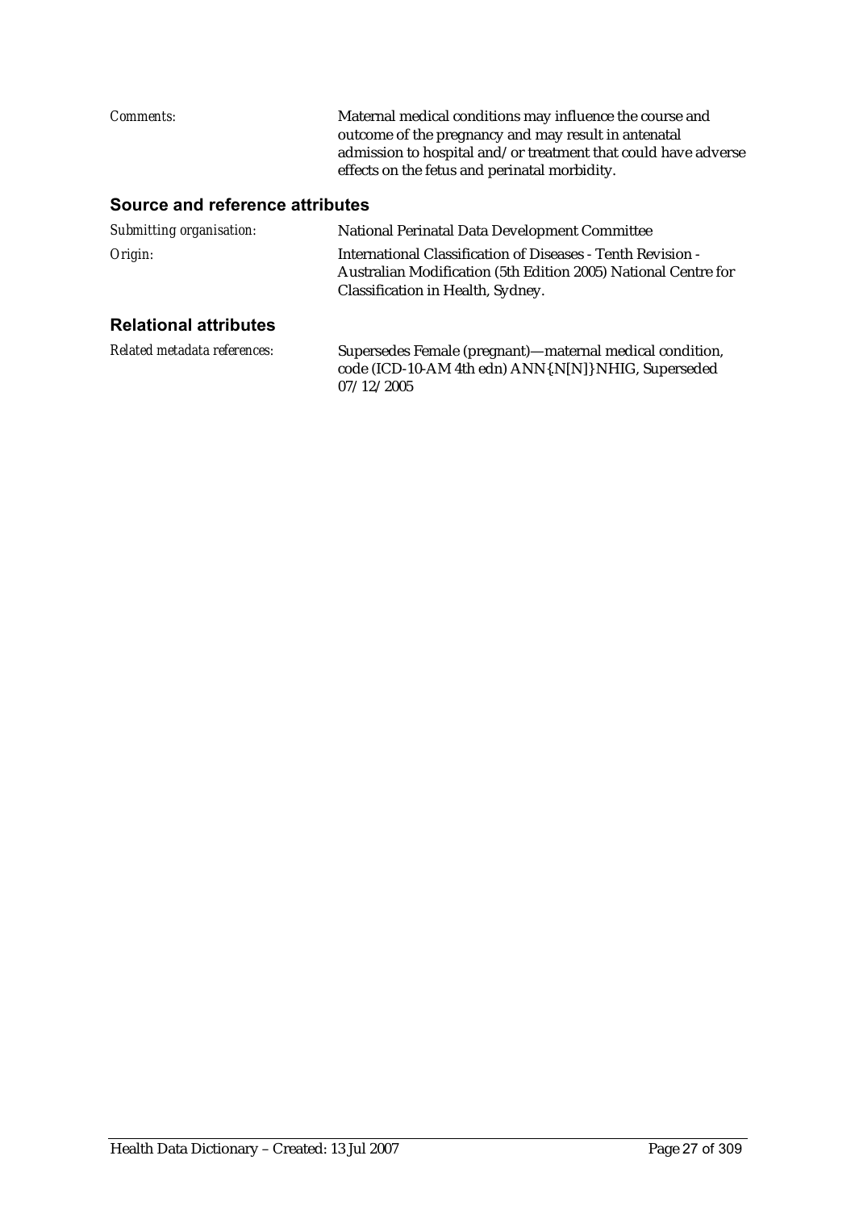*Comments:* Maternal medical conditions may influence the course and outcome of the pregnancy and may result in antenatal admission to hospital and/or treatment that could have adverse effects on the fetus and perinatal morbidity.

### Source and reference attributes

*Submitting organisation:* National Perinatal Data Development Committee

*Origin:* International Classification of Diseases - Tenth Revision - Australian Modification (5th Edition 2005) National Centre for Classification in Health, Sydney.

### Relational attributes

*Related metadata references:* Supersedes Female (pregnant)—maternal medical condition, code (ICD-10-AM 4th edn) ANN{.N[N]} NHIG, Superseded 07/12/2005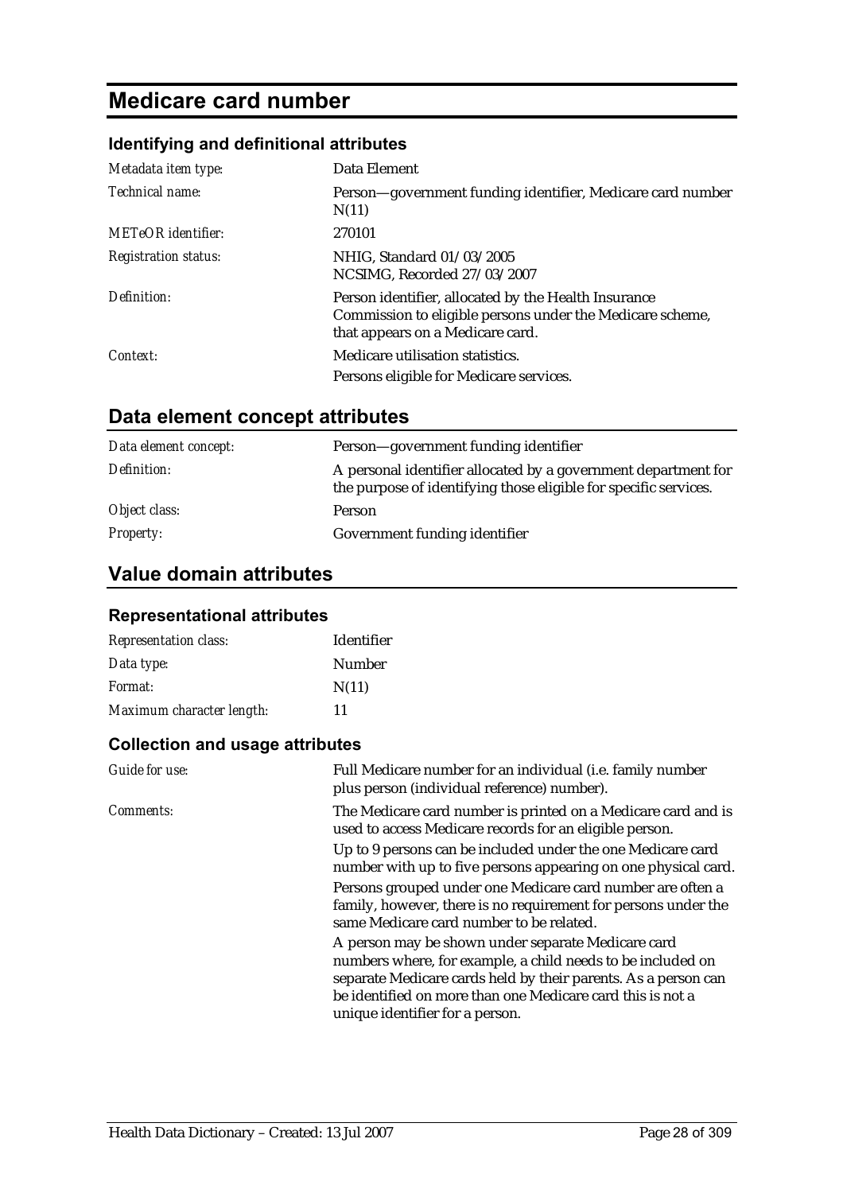# Medicare card number

### Identifying and definitional attributes

| | |
|---|---|
| *Metadata item type:* | Data Element |
| *Technical name:* | Person—government funding identifier, Medicare card number N(11) |
| *METeOR identifier:* | 270101 |
| *Registration status:* | NHIG, Standard 01/03/2005<br>NCSIMG, Recorded 27/03/2007 |
| *Definition:* | Person identifier, allocated by the Health Insurance Commission to eligible persons under the Medicare scheme, that appears on a Medicare card. |
| *Context:* | Medicare utilisation statistics.<br>Persons eligible for Medicare services. |

## Data element concept attributes

| | |
|---|---|
| *Data element concept:* | Person—government funding identifier |
| *Definition:* | A personal identifier allocated by a government department for the purpose of identifying those eligible for specific services. |
| *Object class:* | Person |
| *Property:* | Government funding identifier |

## Value domain attributes

### Representational attributes

| | |
|---|---|
| *Representation class:* | Identifier |
| *Data type:* | Number |
| *Format:* | N(11) |
| *Maximum character length:* | 11 |

### Collection and usage attributes

| | |
|---|---|
| *Guide for use:* | Full Medicare number for an individual (i.e. family number plus person (individual reference) number). |
| *Comments:* | The Medicare card number is printed on a Medicare card and is used to access Medicare records for an eligible person.<br>Up to 9 persons can be included under the one Medicare card number with up to five persons appearing on one physical card.<br>Persons grouped under one Medicare card number are often a family, however, there is no requirement for persons under the same Medicare card number to be related.<br>A person may be shown under separate Medicare card numbers where, for example, a child needs to be included on separate Medicare cards held by their parents. As a person can be identified on more than one Medicare card this is not a unique identifier for a person. |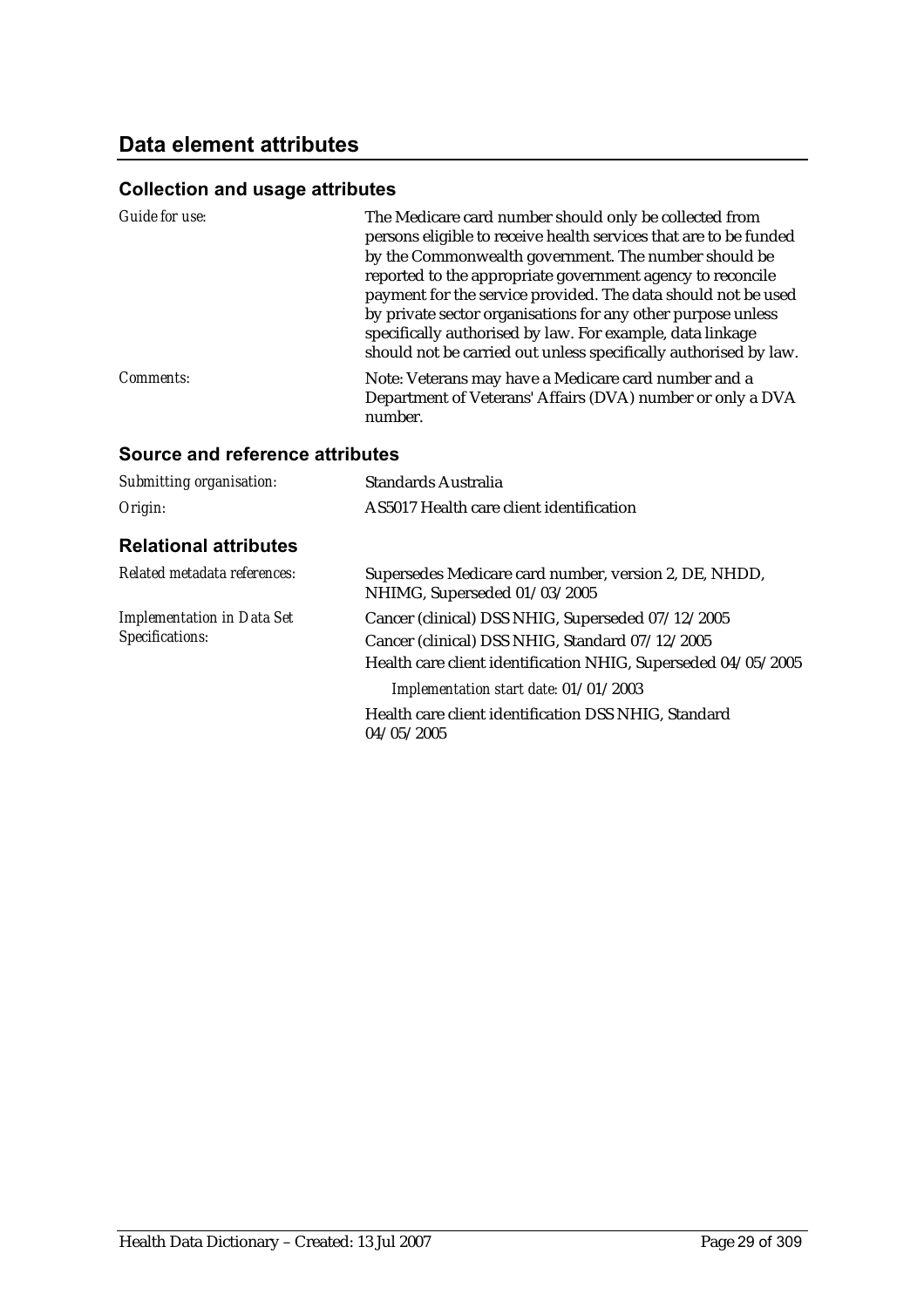## Data element attributes

### Collection and usage attributes

*Guide for use:* The Medicare card number should only be collected from persons eligible to receive health services that are to be funded by the Commonwealth government. The number should be reported to the appropriate government agency to reconcile payment for the service provided. The data should not be used by private sector organisations for any other purpose unless specifically authorised by law. For example, data linkage should not be carried out unless specifically authorised by law.

*Comments:* Note: Veterans may have a Medicare card number and a Department of Veterans' Affairs (DVA) number or only a DVA number.

### Source and reference attributes

*Submitting organisation:* Standards Australia

*Origin:* AS5017 Health care client identification

### Relational attributes

*Related metadata references:* Supersedes Medicare card number, version 2, DE, NHDD, NHIMG, Superseded 01/03/2005

*Implementation in Data Set Specifications:*

Cancer (clinical) DSS NHIG, Superseded 07/12/2005

Cancer (clinical) DSS NHIG, Standard 07/12/2005

Health care client identification NHIG, Superseded 04/05/2005

*Implementation start date:* 01/01/2003

Health care client identification DSS NHIG, Standard 04/05/2005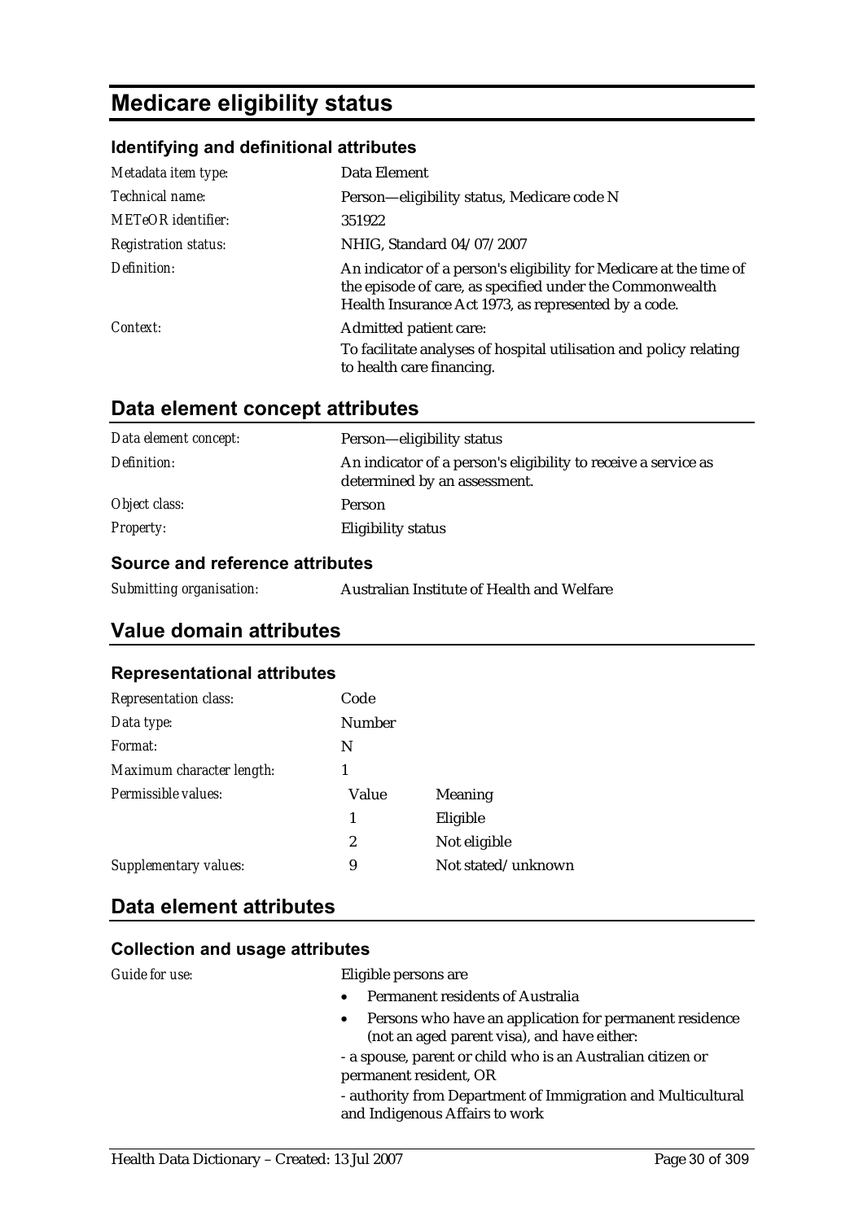# Medicare eligibility status

### Identifying and definitional attributes

| | |
|---|---|
| *Metadata item type:* | Data Element |
| *Technical name:* | Person—eligibility status, Medicare code N |
| *METeOR identifier:* | 351922 |
| *Registration status:* | NHIG, Standard 04/07/2007 |
| *Definition:* | An indicator of a person's eligibility for Medicare at the time of the episode of care, as specified under the Commonwealth Health Insurance Act 1973, as represented by a code. |
| *Context:* | Admitted patient care: To facilitate analyses of hospital utilisation and policy relating to health care financing. |

## Data element concept attributes

| | |
|---|---|
| *Data element concept:* | Person—eligibility status |
| *Definition:* | An indicator of a person's eligibility to receive a service as determined by an assessment. |
| *Object class:* | Person |
| *Property:* | Eligibility status |

### Source and reference attributes

| | |
|---|---|
| *Submitting organisation:* | Australian Institute of Health and Welfare |

## Value domain attributes

### Representational attributes

| | | |
|---|---|---|
| *Representation class:* | Code | |
| *Data type:* | Number | |
| *Format:* | N | |
| *Maximum character length:* | 1 | |
| *Permissible values:* | Value | Meaning |
| | 1 | Eligible |
| | 2 | Not eligible |
| *Supplementary values:* | 9 | Not stated/unknown |

## Data element attributes

### Collection and usage attributes

*Guide for use:*

Eligible persons are

- Permanent residents of Australia
- Persons who have an application for permanent residence (not an aged parent visa), and have either:

- a spouse, parent or child who is an Australian citizen or permanent resident, OR

- authority from Department of Immigration and Multicultural and Indigenous Affairs to work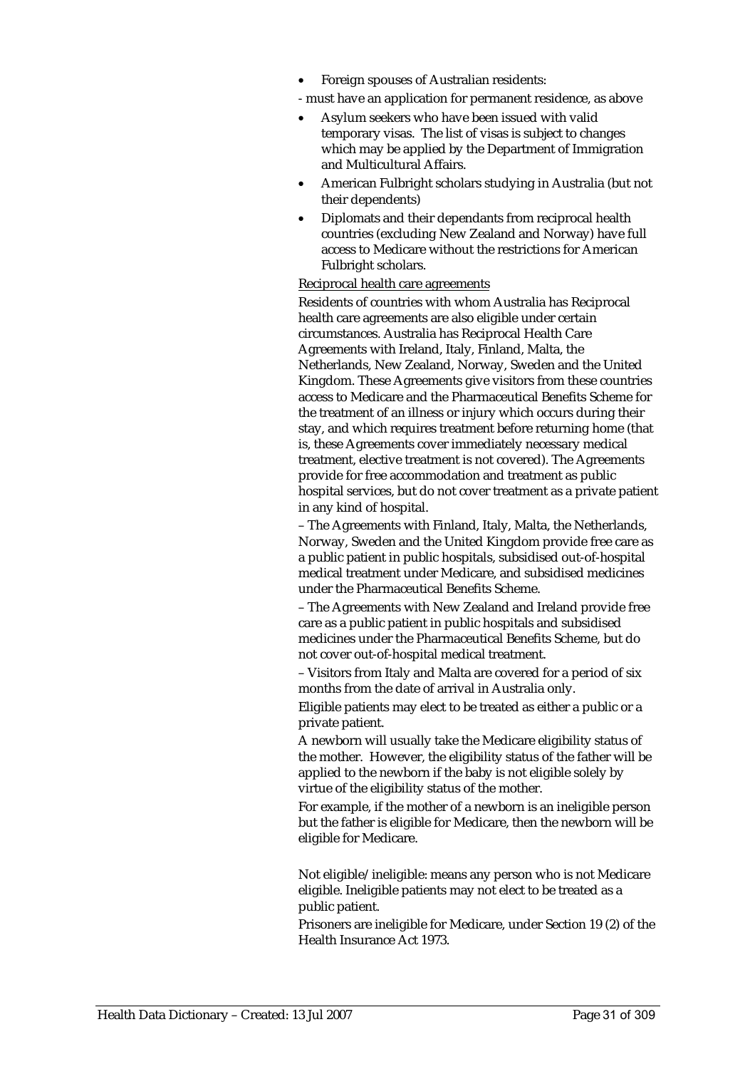- Foreign spouses of Australian residents:

- must have an application for permanent residence, as above

- Asylum seekers who have been issued with valid temporary visas. The list of visas is subject to changes which may be applied by the Department of Immigration and Multicultural Affairs.
- American Fulbright scholars studying in Australia (but not their dependents)
- Diplomats and their dependants from reciprocal health countries (excluding New Zealand and Norway) have full access to Medicare without the restrictions for American Fulbright scholars.

Reciprocal health care agreements

Residents of countries with whom Australia has Reciprocal health care agreements are also eligible under certain circumstances. Australia has Reciprocal Health Care Agreements with Ireland, Italy, Finland, Malta, the Netherlands, New Zealand, Norway, Sweden and the United Kingdom. These Agreements give visitors from these countries access to Medicare and the Pharmaceutical Benefits Scheme for the treatment of an illness or injury which occurs during their stay, and which requires treatment before returning home (that is, these Agreements cover immediately necessary medical treatment, elective treatment is not covered). The Agreements provide for free accommodation and treatment as public hospital services, but do not cover treatment as a private patient in any kind of hospital.

– The Agreements with Finland, Italy, Malta, the Netherlands, Norway, Sweden and the United Kingdom provide free care as a public patient in public hospitals, subsidised out-of-hospital medical treatment under Medicare, and subsidised medicines under the Pharmaceutical Benefits Scheme.

– The Agreements with New Zealand and Ireland provide free care as a public patient in public hospitals and subsidised medicines under the Pharmaceutical Benefits Scheme, but do not cover out-of-hospital medical treatment.

– Visitors from Italy and Malta are covered for a period of six months from the date of arrival in Australia only.

Eligible patients may elect to be treated as either a public or a private patient.

A newborn will usually take the Medicare eligibility status of the mother. However, the eligibility status of the father will be applied to the newborn if the baby is not eligible solely by virtue of the eligibility status of the mother.

For example, if the mother of a newborn is an ineligible person but the father is eligible for Medicare, then the newborn will be eligible for Medicare.

Not eligible/ineligible: means any person who is not Medicare eligible. Ineligible patients may not elect to be treated as a public patient.

Prisoners are ineligible for Medicare, under Section 19 (2) of the Health Insurance Act 1973.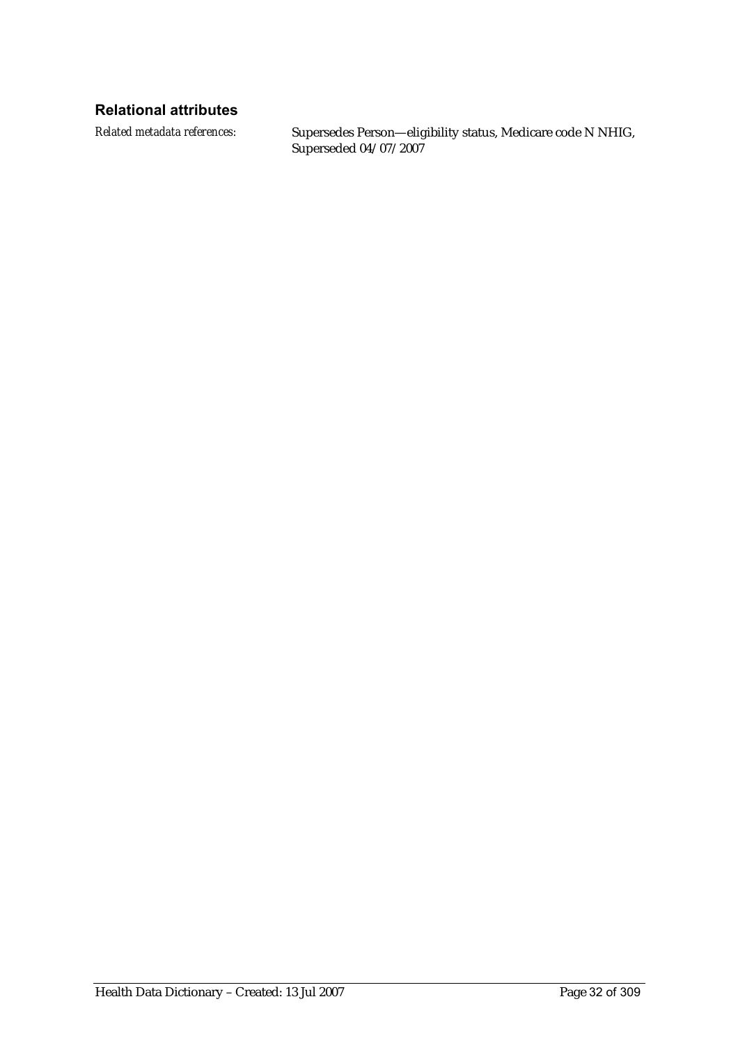### Relational attributes

*Related metadata references:* Supersedes Person—eligibility status, Medicare code N NHIG, Superseded 04/07/2007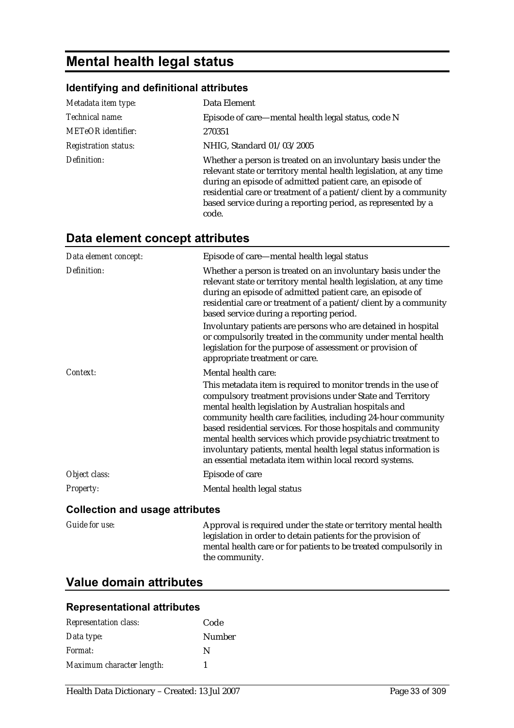# Mental health legal status

### Identifying and definitional attributes

| | |
|---|---|
| *Metadata item type:* | Data Element |
| *Technical name:* | Episode of care—mental health legal status, code N |
| *METeOR identifier:* | 270351 |
| *Registration status:* | NHIG, Standard 01/03/2005 |
| *Definition:* | Whether a person is treated on an involuntary basis under the relevant state or territory mental health legislation, at any time during an episode of admitted patient care, an episode of residential care or treatment of a patient/client by a community based service during a reporting period, as represented by a code. |

## Data element concept attributes

| | |
|---|---|
| *Data element concept:* | Episode of care—mental health legal status |
| *Definition:* | Whether a person is treated on an involuntary basis under the relevant state or territory mental health legislation, at any time during an episode of admitted patient care, an episode of residential care or treatment of a patient/client by a community based service during a reporting period. Involuntary patients are persons who are detained in hospital or compulsorily treated in the community under mental health legislation for the purpose of assessment or provision of appropriate treatment or care. |
| *Context:* | Mental health care: This metadata item is required to monitor trends in the use of compulsory treatment provisions under State and Territory mental health legislation by Australian hospitals and community health care facilities, including 24-hour community based residential services. For those hospitals and community mental health services which provide psychiatric treatment to involuntary patients, mental health legal status information is an essential metadata item within local record systems. |
| *Object class:* | Episode of care |
| *Property:* | Mental health legal status |

### Collection and usage attributes

| | |
|---|---|
| *Guide for use:* | Approval is required under the state or territory mental health legislation in order to detain patients for the provision of mental health care or for patients to be treated compulsorily in the community. |

## Value domain attributes

### Representational attributes

| | |
|---|---|
| *Representation class:* | Code |
| *Data type:* | Number |
| *Format:* | N |
| *Maximum character length:* | 1 |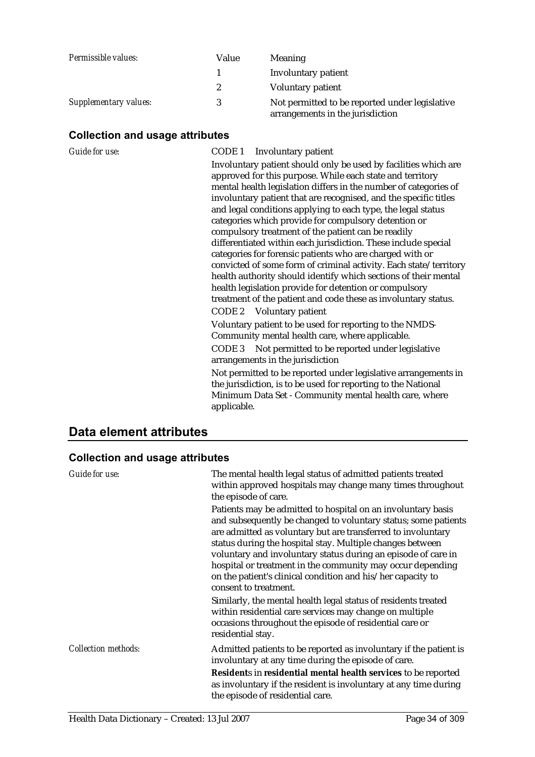| | Value | Meaning |
|---|---|---|
| *Permissible values:* | 1 | Involuntary patient |
| | 2 | Voluntary patient |
| *Supplementary values:* | 3 | Not permitted to be reported under legislative arrangements in the jurisdiction |

### Collection and usage attributes

*Guide for use:*

CODE 1 Involuntary patient

Involuntary patient should only be used by facilities which are approved for this purpose. While each state and territory mental health legislation differs in the number of categories of involuntary patient that are recognised, and the specific titles and legal conditions applying to each type, the legal status categories which provide for compulsory detention or compulsory treatment of the patient can be readily differentiated within each jurisdiction. These include special categories for forensic patients who are charged with or convicted of some form of criminal activity. Each state/territory health authority should identify which sections of their mental health legislation provide for detention or compulsory treatment of the patient and code these as involuntary status.

CODE 2 Voluntary patient

Voluntary patient to be used for reporting to the NMDS-Community mental health care, where applicable.

CODE 3 Not permitted to be reported under legislative arrangements in the jurisdiction

Not permitted to be reported under legislative arrangements in the jurisdiction, is to be used for reporting to the National Minimum Data Set - Community mental health care, where applicable.

## Data element attributes

### Collection and usage attributes

*Guide for use:*

The mental health legal status of admitted patients treated within approved hospitals may change many times throughout the episode of care.

Patients may be admitted to hospital on an involuntary basis and subsequently be changed to voluntary status; some patients are admitted as voluntary but are transferred to involuntary status during the hospital stay. Multiple changes between voluntary and involuntary status during an episode of care in hospital or treatment in the community may occur depending on the patient's clinical condition and his/her capacity to consent to treatment.

Similarly, the mental health legal status of residents treated within residential care services may change on multiple occasions throughout the episode of residential care or residential stay.

*Collection methods:*

Admitted patients to be reported as involuntary if the patient is involuntary at any time during the episode of care.

**Resident**s in **residential mental health services** to be reported as involuntary if the resident is involuntary at any time during the episode of residential care.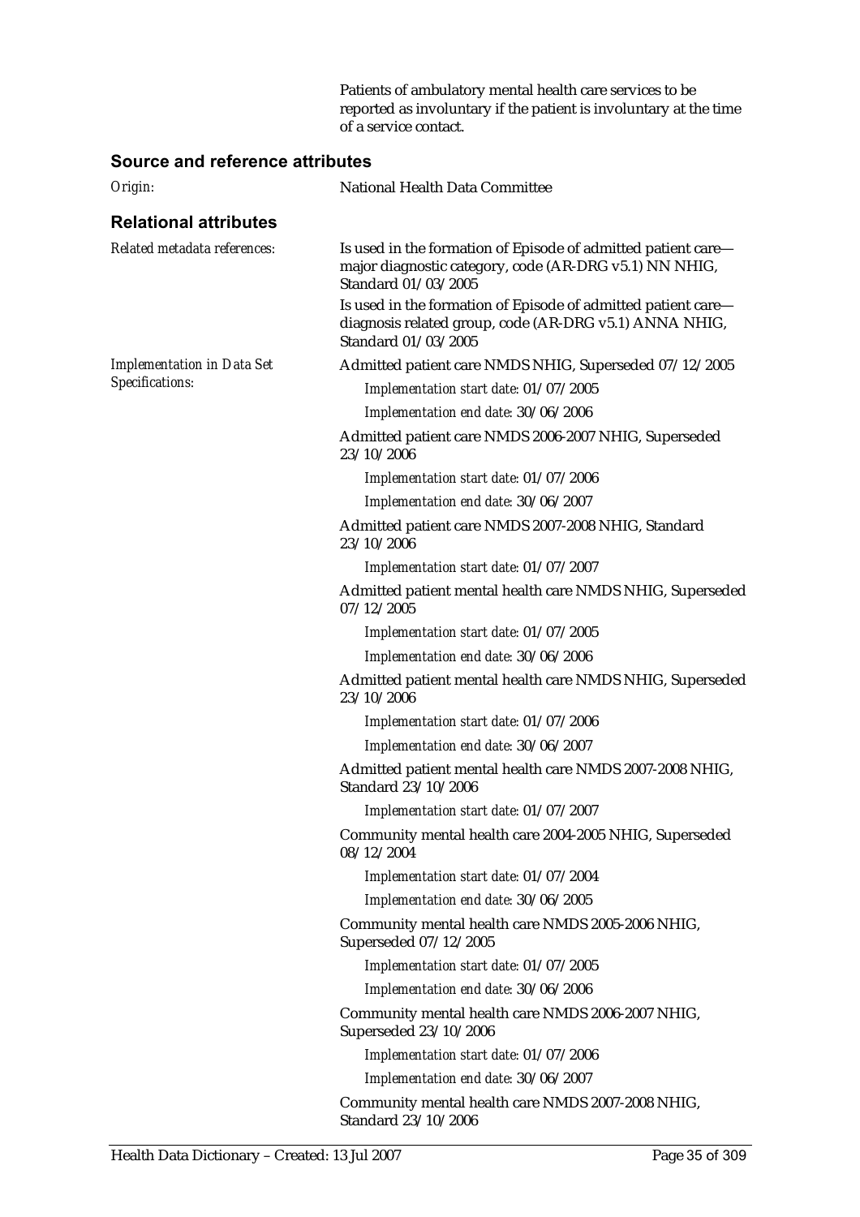Patients of ambulatory mental health care services to be reported as involuntary if the patient is involuntary at the time of a service contact.

### Source and reference attributes

*Origin:* National Health Data Committee

### Relational attributes

*Related metadata references:*

Is used in the formation of Episode of admitted patient care—major diagnostic category, code (AR-DRG v5.1) NN NHIG, Standard 01/03/2005

Is used in the formation of Episode of admitted patient care—diagnosis related group, code (AR-DRG v5.1) ANNA NHIG, Standard 01/03/2005

*Implementation in Data Set Specifications:*

Admitted patient care NMDS NHIG, Superseded 07/12/2005

*Implementation start date:* 01/07/2005

*Implementation end date:* 30/06/2006

Admitted patient care NMDS 2006-2007 NHIG, Superseded 23/10/2006

*Implementation start date:* 01/07/2006

*Implementation end date:* 30/06/2007

Admitted patient care NMDS 2007-2008 NHIG, Standard 23/10/2006

*Implementation start date:* 01/07/2007

Admitted patient mental health care NMDS NHIG, Superseded 07/12/2005

*Implementation start date:* 01/07/2005

*Implementation end date:* 30/06/2006

Admitted patient mental health care NMDS NHIG, Superseded 23/10/2006

*Implementation start date:* 01/07/2006

*Implementation end date:* 30/06/2007

Admitted patient mental health care NMDS 2007-2008 NHIG, Standard 23/10/2006

*Implementation start date:* 01/07/2007

Community mental health care 2004-2005 NHIG, Superseded 08/12/2004

*Implementation start date:* 01/07/2004

*Implementation end date:* 30/06/2005

Community mental health care NMDS 2005-2006 NHIG, Superseded 07/12/2005

*Implementation start date:* 01/07/2005

*Implementation end date:* 30/06/2006

Community mental health care NMDS 2006-2007 NHIG, Superseded 23/10/2006

*Implementation start date:* 01/07/2006

*Implementation end date:* 30/06/2007

Community mental health care NMDS 2007-2008 NHIG, Standard 23/10/2006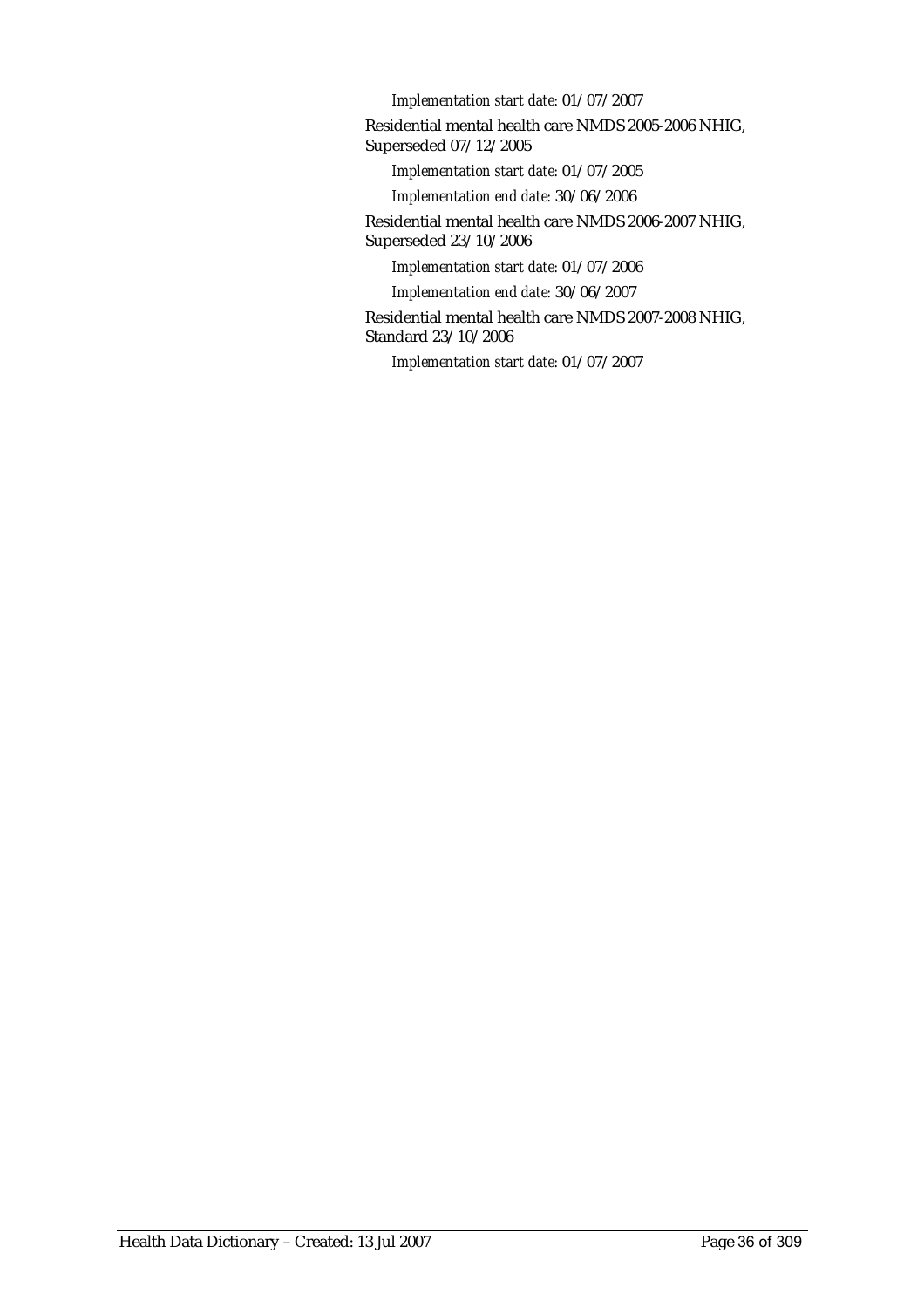*Implementation start date:* 01/07/2007

Residential mental health care NMDS 2005-2006 NHIG, Superseded 07/12/2005

*Implementation start date:* 01/07/2005

*Implementation end date:* 30/06/2006

Residential mental health care NMDS 2006-2007 NHIG, Superseded 23/10/2006

*Implementation start date:* 01/07/2006

*Implementation end date:* 30/06/2007

Residential mental health care NMDS 2007-2008 NHIG, Standard 23/10/2006

*Implementation start date:* 01/07/2007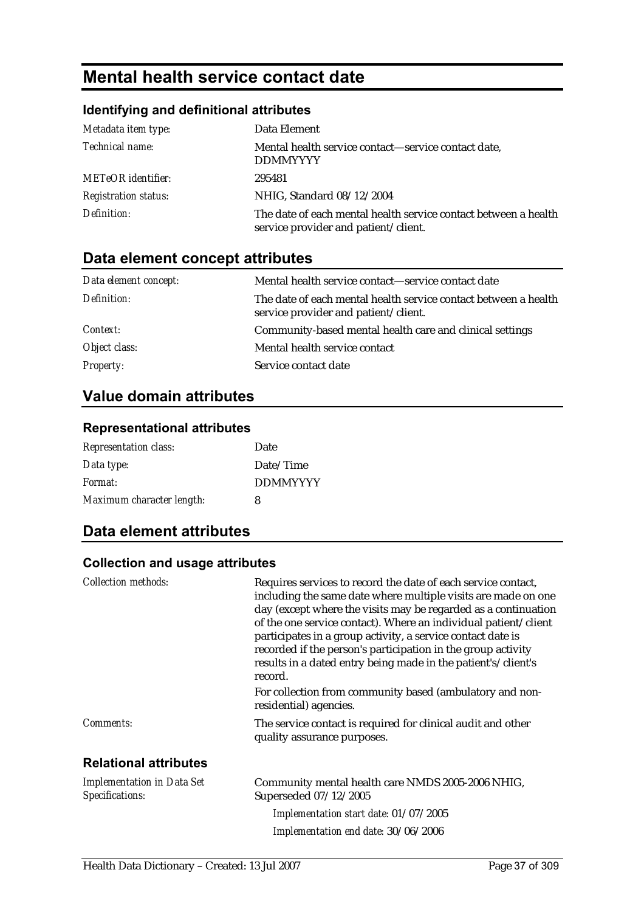# Mental health service contact date

### Identifying and definitional attributes

| | |
|---|---|
| *Metadata item type:* | Data Element |
| *Technical name:* | Mental health service contact—service contact date, DDMMYYYY |
| *METeOR identifier:* | 295481 |
| *Registration status:* | NHIG, Standard 08/12/2004 |
| *Definition:* | The date of each mental health service contact between a health service provider and patient/client. |

## Data element concept attributes

| | |
|---|---|
| *Data element concept:* | Mental health service contact—service contact date |
| *Definition:* | The date of each mental health service contact between a health service provider and patient/client. |
| *Context:* | Community-based mental health care and clinical settings |
| *Object class:* | Mental health service contact |
| *Property:* | Service contact date |

## Value domain attributes

### Representational attributes

| | |
|---|---|
| *Representation class:* | Date |
| *Data type:* | Date/Time |
| *Format:* | DDMMYYYY |
| *Maximum character length:* | 8 |

## Data element attributes

### Collection and usage attributes

| | |
|---|---|
| *Collection methods:* | Requires services to record the date of each service contact, including the same date where multiple visits are made on one day (except where the visits may be regarded as a continuation of the one service contact). Where an individual patient/client participates in a group activity, a service contact date is recorded if the person's participation in the group activity results in a dated entry being made in the patient's/client's record.<br><br>For collection from community based (ambulatory and non-residential) agencies. |
| *Comments:* | The service contact is required for clinical audit and other quality assurance purposes. |

### Relational attributes

| | |
|---|---|
| *Implementation in Data Set Specifications:* | Community mental health care NMDS 2005-2006 NHIG, Superseded 07/12/2005<br><br>*Implementation start date:* 01/07/2005<br><br>*Implementation end date:* 30/06/2006 |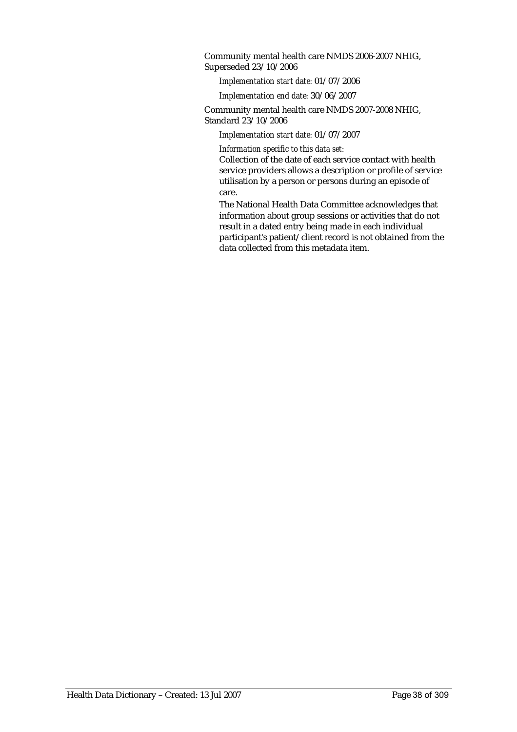Community mental health care NMDS 2006-2007 NHIG, Superseded 23/10/2006

*Implementation start date:* 01/07/2006

*Implementation end date:* 30/06/2007

Community mental health care NMDS 2007-2008 NHIG, Standard 23/10/2006

*Implementation start date:* 01/07/2007

*Information specific to this data set:*

Collection of the date of each service contact with health service providers allows a description or profile of service utilisation by a person or persons during an episode of care.

The National Health Data Committee acknowledges that information about group sessions or activities that do not result in a dated entry being made in each individual participant's patient/client record is not obtained from the data collected from this metadata item.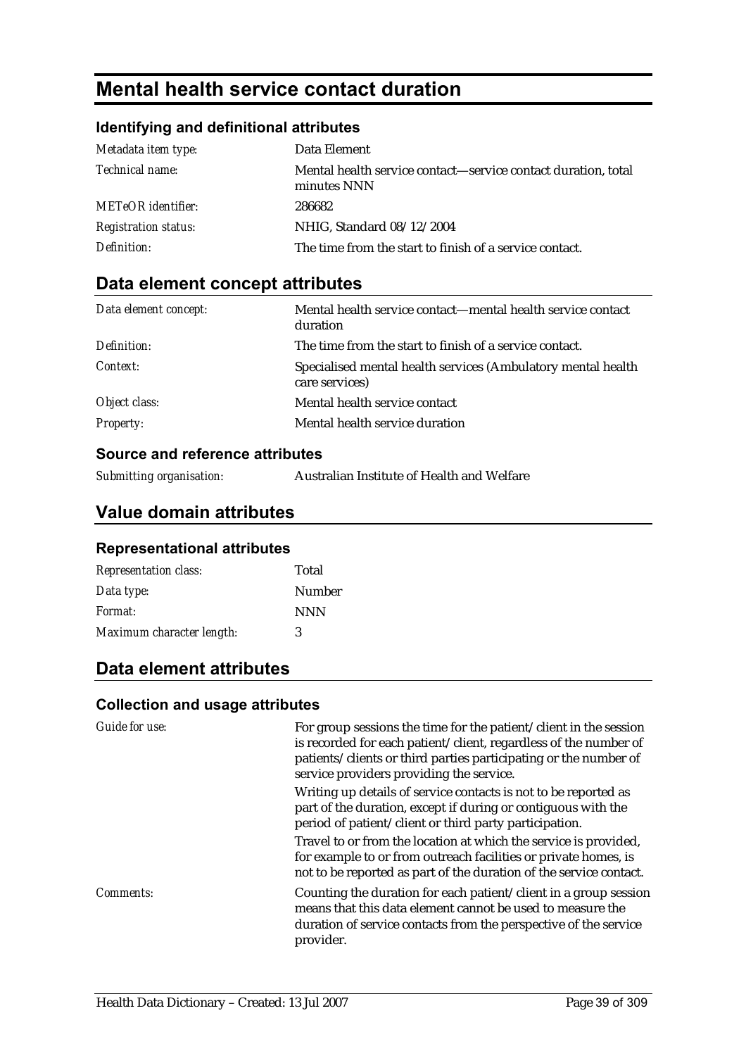# Mental health service contact duration

## Identifying and definitional attributes

| | |
|---|---|
| *Metadata item type:* | Data Element |
| *Technical name:* | Mental health service contact—service contact duration, total minutes NNN |
| *METeOR identifier:* | 286682 |
| *Registration status:* | NHIG, Standard 08/12/2004 |
| *Definition:* | The time from the start to finish of a service contact. |

## Data element concept attributes

| | |
|---|---|
| *Data element concept:* | Mental health service contact—mental health service contact duration |
| *Definition:* | The time from the start to finish of a service contact. |
| *Context:* | Specialised mental health services (Ambulatory mental health care services) |
| *Object class:* | Mental health service contact |
| *Property:* | Mental health service duration |

### Source and reference attributes

| | |
|---|---|
| *Submitting organisation:* | Australian Institute of Health and Welfare |

## Value domain attributes

### Representational attributes

| | |
|---|---|
| *Representation class:* | Total |
| *Data type:* | Number |
| *Format:* | NNN |
| *Maximum character length:* | 3 |

## Data element attributes

### Collection and usage attributes

*Guide for use:*

For group sessions the time for the patient/client in the session is recorded for each patient/client, regardless of the number of patients/clients or third parties participating or the number of service providers providing the service.

Writing up details of service contacts is not to be reported as part of the duration, except if during or contiguous with the period of patient/client or third party participation.

Travel to or from the location at which the service is provided, for example to or from outreach facilities or private homes, is not to be reported as part of the duration of the service contact.

*Comments:*

Counting the duration for each patient/client in a group session means that this data element cannot be used to measure the duration of service contacts from the perspective of the service provider.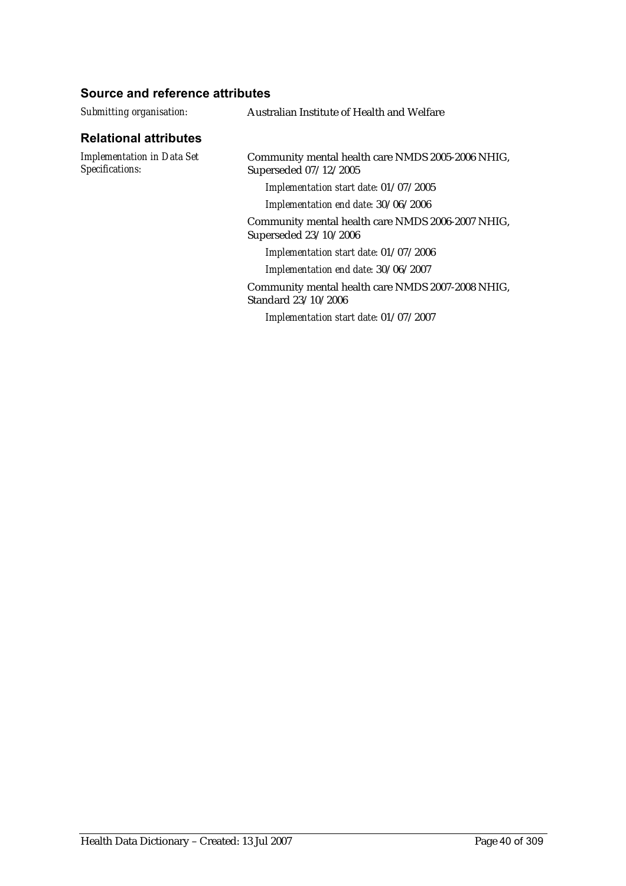## Source and reference attributes

*Submitting organisation:* Australian Institute of Health and Welfare

## Relational attributes

*Implementation in Data Set Specifications:*

Community mental health care NMDS 2005-2006 NHIG, Superseded 07/12/2005

*Implementation start date:* 01/07/2005

*Implementation end date:* 30/06/2006

Community mental health care NMDS 2006-2007 NHIG, Superseded 23/10/2006

*Implementation start date:* 01/07/2006

*Implementation end date:* 30/06/2007

Community mental health care NMDS 2007-2008 NHIG, Standard 23/10/2006

*Implementation start date:* 01/07/2007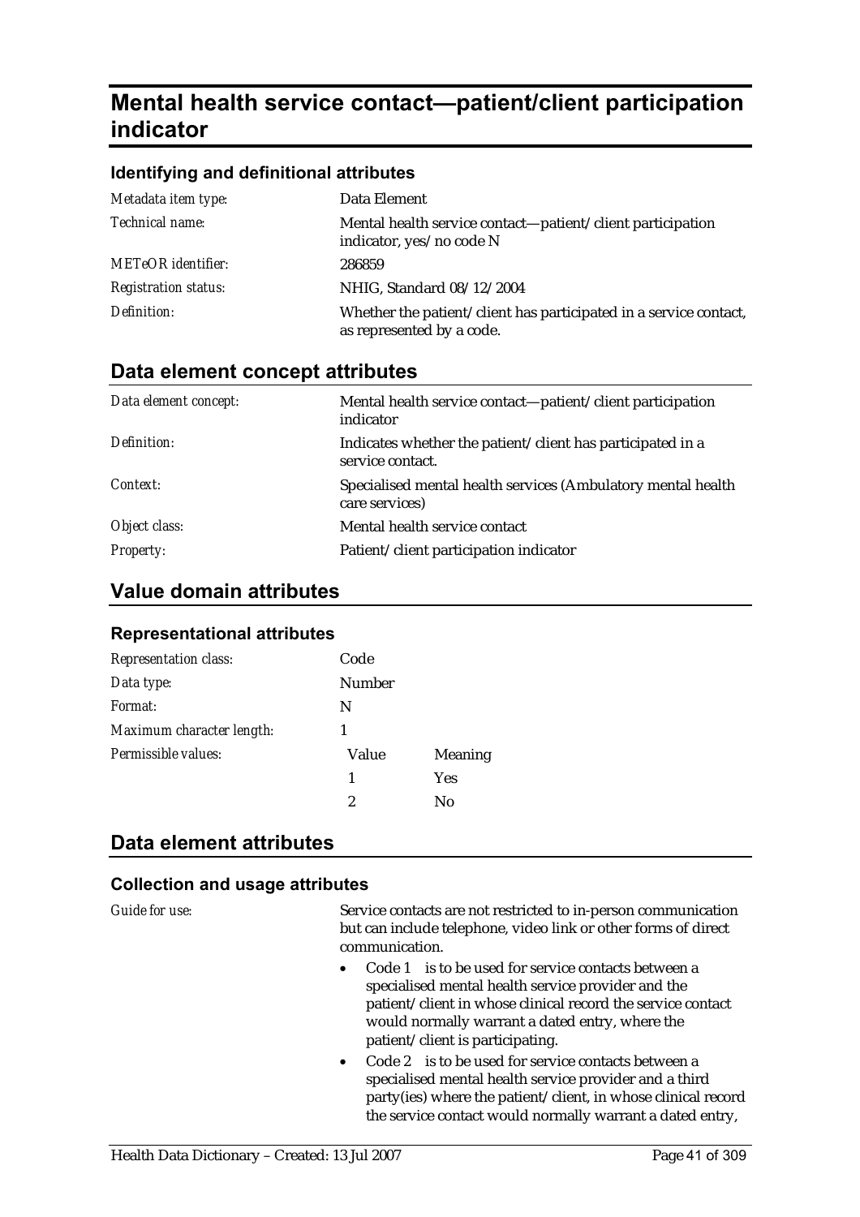# Mental health service contact—patient/client participation indicator

### Identifying and definitional attributes

| | |
|---|---|
| *Metadata item type:* | Data Element |
| *Technical name:* | Mental health service contact—patient/client participation indicator, yes/no code N |
| *METeOR identifier:* | 286859 |
| *Registration status:* | NHIG, Standard 08/12/2004 |
| *Definition:* | Whether the patient/client has participated in a service contact, as represented by a code. |

## Data element concept attributes

| | |
|---|---|
| *Data element concept:* | Mental health service contact—patient/client participation indicator |
| *Definition:* | Indicates whether the patient/client has participated in a service contact. |
| *Context:* | Specialised mental health services (Ambulatory mental health care services) |
| *Object class:* | Mental health service contact |
| *Property:* | Patient/client participation indicator |

## Value domain attributes

### Representational attributes

| | | |
|---|---|---|
| *Representation class:* | Code | |
| *Data type:* | Number | |
| *Format:* | N | |
| *Maximum character length:* | 1 | |
| *Permissible values:* | Value | Meaning |
| | 1 | Yes |
| | 2 | No |

## Data element attributes

### Collection and usage attributes

*Guide for use:*

Service contacts are not restricted to in-person communication but can include telephone, video link or other forms of direct communication.

- Code 1 is to be used for service contacts between a specialised mental health service provider and the patient/client in whose clinical record the service contact would normally warrant a dated entry, where the patient/client is participating.
- Code 2 is to be used for service contacts between a specialised mental health service provider and a third party(ies) where the patient/client, in whose clinical record the service contact would normally warrant a dated entry,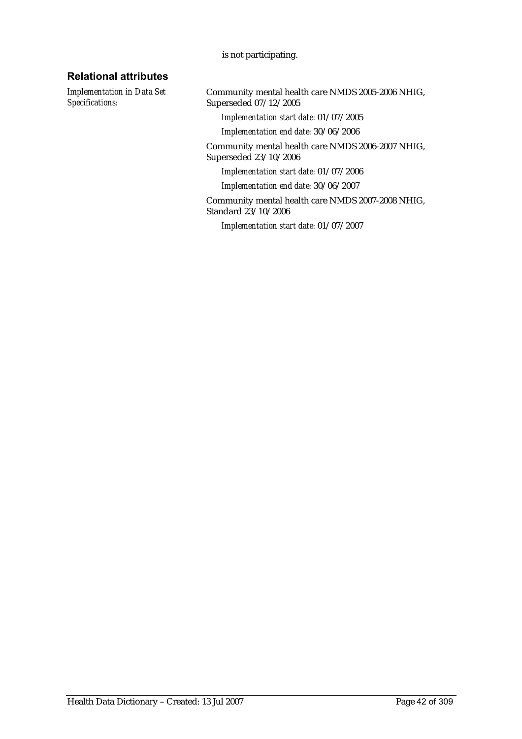is not participating.

## Relational attributes

*Implementation in Data Set Specifications:*

Community mental health care NMDS 2005-2006 NHIG, Superseded 07/12/2005

*Implementation start date:* 01/07/2005

*Implementation end date:* 30/06/2006

Community mental health care NMDS 2006-2007 NHIG, Superseded 23/10/2006

*Implementation start date:* 01/07/2006

*Implementation end date:* 30/06/2007

Community mental health care NMDS 2007-2008 NHIG, Standard 23/10/2006

*Implementation start date:* 01/07/2007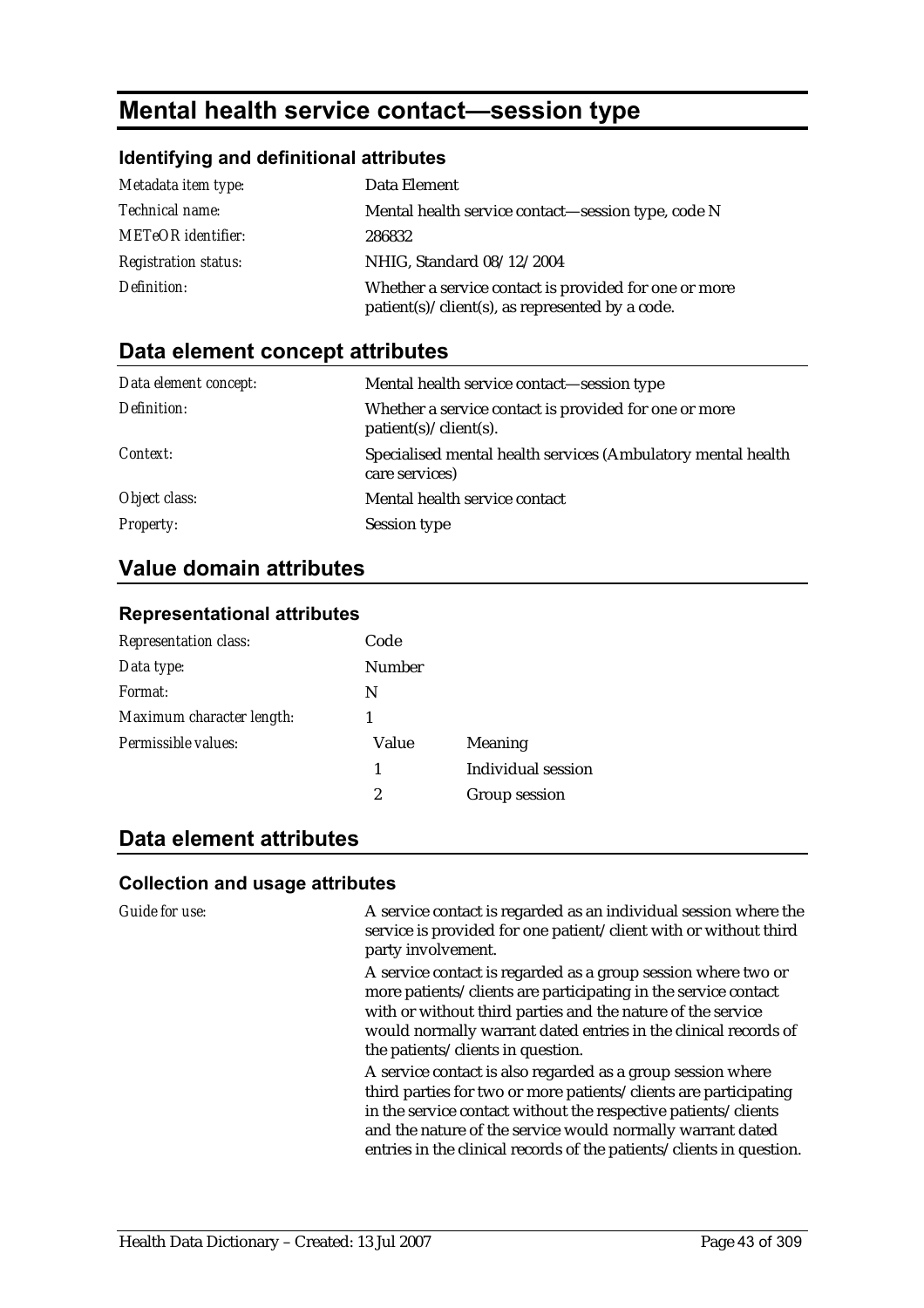# Mental health service contact—session type

## Identifying and definitional attributes

| | |
|---|---|
| *Metadata item type:* | Data Element |
| *Technical name:* | Mental health service contact—session type, code N |
| *METeOR identifier:* | 286832 |
| *Registration status:* | NHIG, Standard 08/12/2004 |
| *Definition:* | Whether a service contact is provided for one or more patient(s)/client(s), as represented by a code. |

## Data element concept attributes

| | |
|---|---|
| *Data element concept:* | Mental health service contact—session type |
| *Definition:* | Whether a service contact is provided for one or more patient(s)/client(s). |
| *Context:* | Specialised mental health services (Ambulatory mental health care services) |
| *Object class:* | Mental health service contact |
| *Property:* | Session type |

## Value domain attributes

### Representational attributes

| | | |
|---|---|---|
| *Representation class:* | Code | |
| *Data type:* | Number | |
| *Format:* | N | |
| *Maximum character length:* | 1 | |
| *Permissible values:* | Value | Meaning |
| | 1 | Individual session |
| | 2 | Group session |

## Data element attributes

### Collection and usage attributes

*Guide for use:*

A service contact is regarded as an individual session where the service is provided for one patient/client with or without third party involvement.

A service contact is regarded as a group session where two or more patients/clients are participating in the service contact with or without third parties and the nature of the service would normally warrant dated entries in the clinical records of the patients/clients in question.

A service contact is also regarded as a group session where third parties for two or more patients/clients are participating in the service contact without the respective patients/clients and the nature of the service would normally warrant dated entries in the clinical records of the patients/clients in question.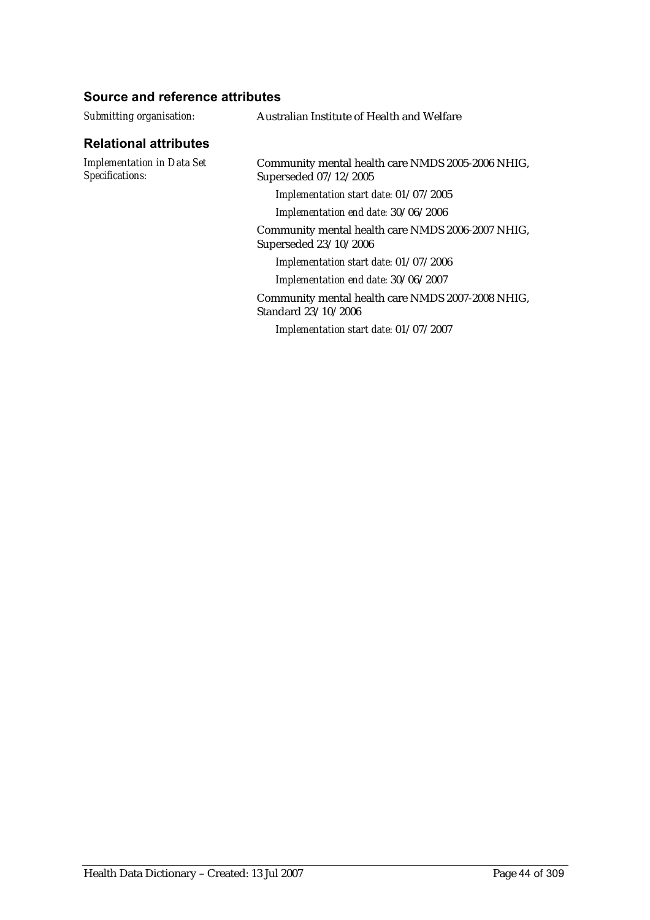### Source and reference attributes

*Submitting organisation:* Australian Institute of Health and Welfare

### Relational attributes

*Implementation in Data Set Specifications:*

Community mental health care NMDS 2005-2006 NHIG, Superseded 07/12/2005

*Implementation start date:* 01/07/2005

*Implementation end date:* 30/06/2006

Community mental health care NMDS 2006-2007 NHIG, Superseded 23/10/2006

*Implementation start date:* 01/07/2006

*Implementation end date:* 30/06/2007

Community mental health care NMDS 2007-2008 NHIG, Standard 23/10/2006

*Implementation start date:* 01/07/2007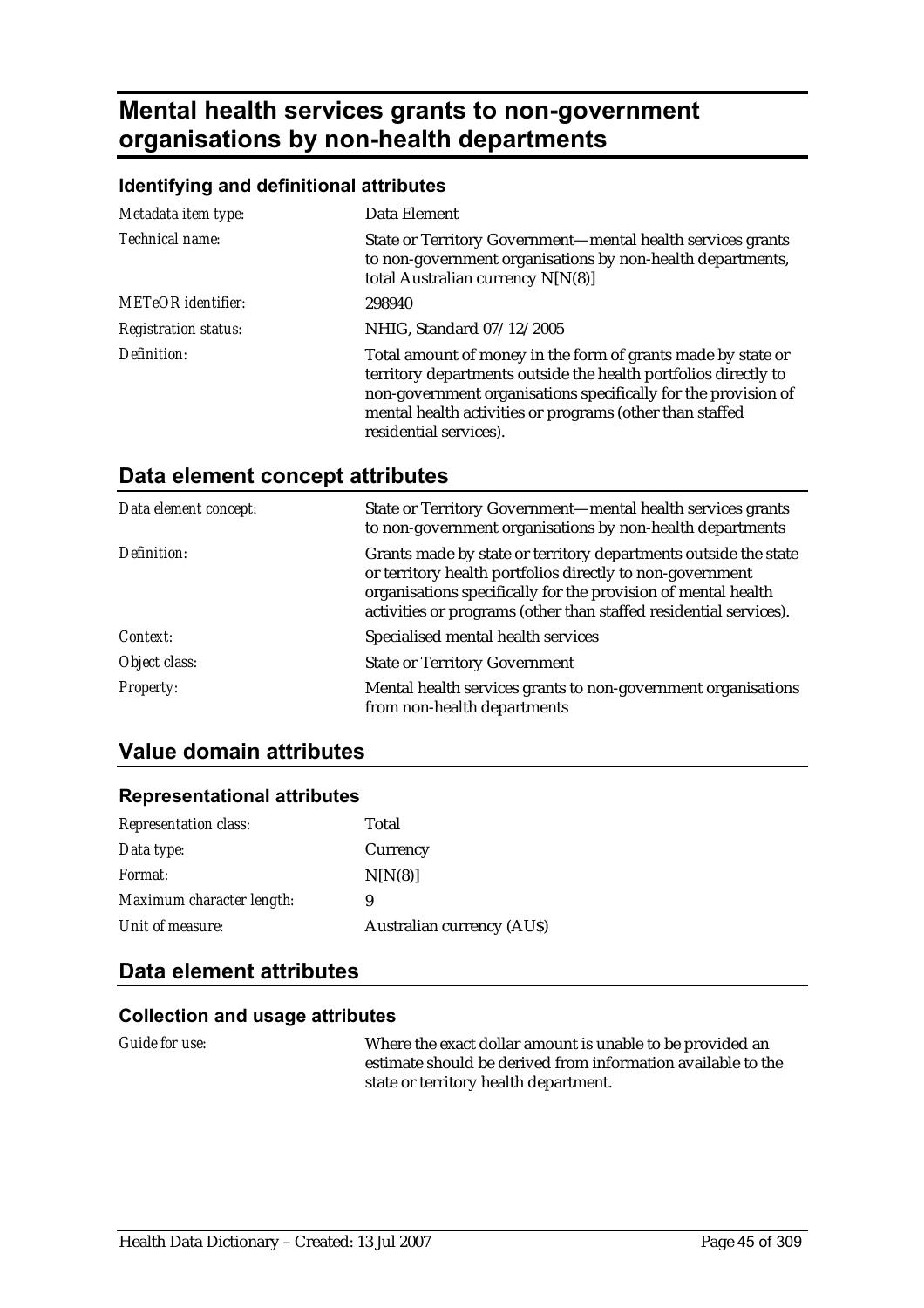# Mental health services grants to non-government organisations by non-health departments

### Identifying and definitional attributes

| | |
|---|---|
| *Metadata item type:* | Data Element |
| *Technical name:* | State or Territory Government—mental health services grants to non-government organisations by non-health departments, total Australian currency N[N(8)] |
| *METeOR identifier:* | 298940 |
| *Registration status:* | NHIG, Standard 07/12/2005 |
| *Definition:* | Total amount of money in the form of grants made by state or territory departments outside the health portfolios directly to non-government organisations specifically for the provision of mental health activities or programs (other than staffed residential services). |

## Data element concept attributes

| | |
|---|---|
| *Data element concept:* | State or Territory Government—mental health services grants to non-government organisations by non-health departments |
| *Definition:* | Grants made by state or territory departments outside the state or territory health portfolios directly to non-government organisations specifically for the provision of mental health activities or programs (other than staffed residential services). |
| *Context:* | Specialised mental health services |
| *Object class:* | State or Territory Government |
| *Property:* | Mental health services grants to non-government organisations from non-health departments |

## Value domain attributes

### Representational attributes

| | |
|---|---|
| *Representation class:* | Total |
| *Data type:* | Currency |
| *Format:* | N[N(8)] |
| *Maximum character length:* | 9 |
| *Unit of measure:* | Australian currency (AU$) |

## Data element attributes

### Collection and usage attributes

| | |
|---|---|
| *Guide for use:* | Where the exact dollar amount is unable to be provided an estimate should be derived from information available to the state or territory health department. |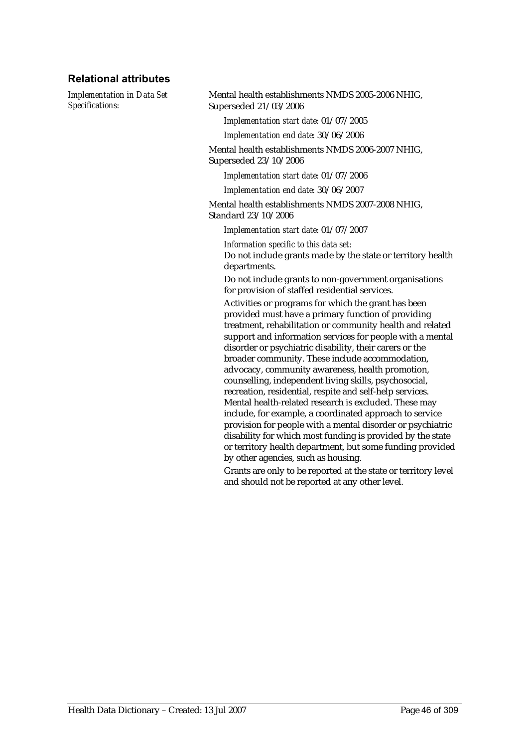### Relational attributes

*Implementation in Data Set Specifications:*

Mental health establishments NMDS 2005-2006 NHIG, Superseded 21/03/2006

*Implementation start date:* 01/07/2005

*Implementation end date:* 30/06/2006

Mental health establishments NMDS 2006-2007 NHIG, Superseded 23/10/2006

*Implementation start date:* 01/07/2006

*Implementation end date:* 30/06/2007

Mental health establishments NMDS 2007-2008 NHIG, Standard 23/10/2006

*Implementation start date:* 01/07/2007

*Information specific to this data set:*

Do not include grants made by the state or territory health departments.

Do not include grants to non-government organisations for provision of staffed residential services.

Activities or programs for which the grant has been provided must have a primary function of providing treatment, rehabilitation or community health and related support and information services for people with a mental disorder or psychiatric disability, their carers or the broader community. These include accommodation, advocacy, community awareness, health promotion, counselling, independent living skills, psychosocial, recreation, residential, respite and self-help services. Mental health-related research is excluded. These may include, for example, a coordinated approach to service provision for people with a mental disorder or psychiatric disability for which most funding is provided by the state or territory health department, but some funding provided by other agencies, such as housing.

Grants are only to be reported at the state or territory level and should not be reported at any other level.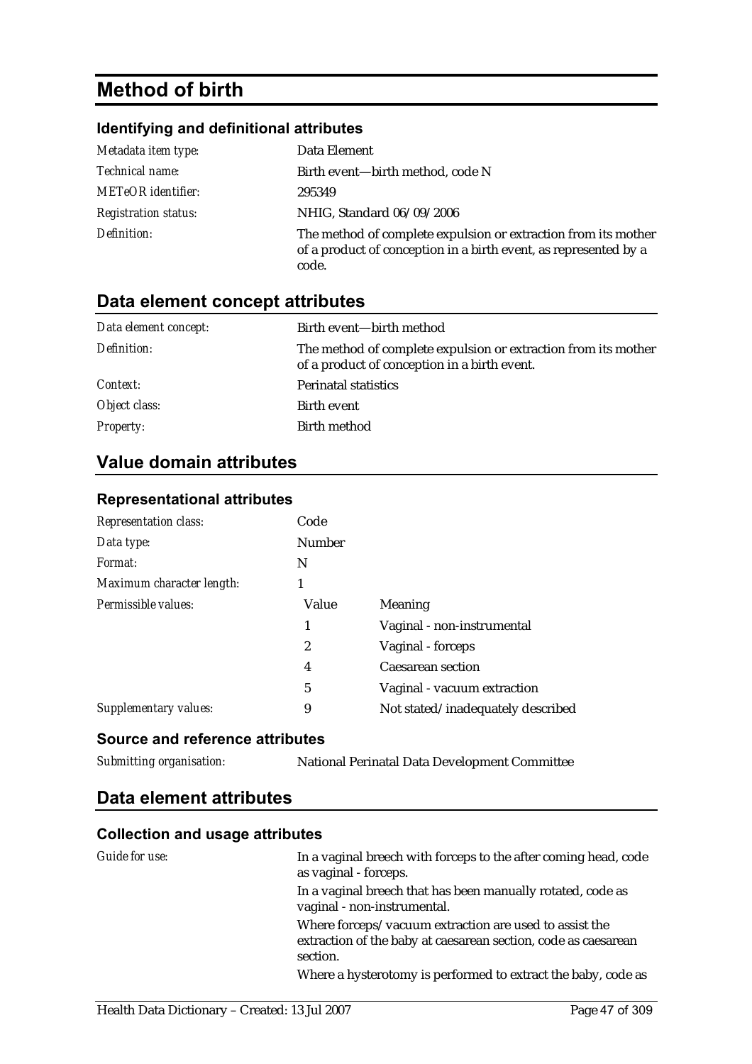# Method of birth

### Identifying and definitional attributes

| | |
|---|---|
| *Metadata item type:* | Data Element |
| *Technical name:* | Birth event—birth method, code N |
| *METeOR identifier:* | 295349 |
| *Registration status:* | NHIG, Standard 06/09/2006 |
| *Definition:* | The method of complete expulsion or extraction from its mother of a product of conception in a birth event, as represented by a code. |

## Data element concept attributes

| | |
|---|---|
| *Data element concept:* | Birth event—birth method |
| *Definition:* | The method of complete expulsion or extraction from its mother of a product of conception in a birth event. |
| *Context:* | Perinatal statistics |
| *Object class:* | Birth event |
| *Property:* | Birth method |

## Value domain attributes

### Representational attributes

| | | |
|---|---|---|
| *Representation class:* | Code | |
| *Data type:* | Number | |
| *Format:* | N | |
| *Maximum character length:* | 1 | |
| *Permissible values:* | Value | Meaning |
| | 1 | Vaginal - non-instrumental |
| | 2 | Vaginal - forceps |
| | 4 | Caesarean section |
| | 5 | Vaginal - vacuum extraction |
| *Supplementary values:* | 9 | Not stated/inadequately described |

### Source and reference attributes

| | |
|---|---|
| *Submitting organisation:* | National Perinatal Data Development Committee |

## Data element attributes

### Collection and usage attributes

*Guide for use:*

In a vaginal breech with forceps to the after coming head, code as vaginal - forceps.

In a vaginal breech that has been manually rotated, code as vaginal - non-instrumental.

Where forceps/vacuum extraction are used to assist the extraction of the baby at caesarean section, code as caesarean section.

Where a hysterotomy is performed to extract the baby, code as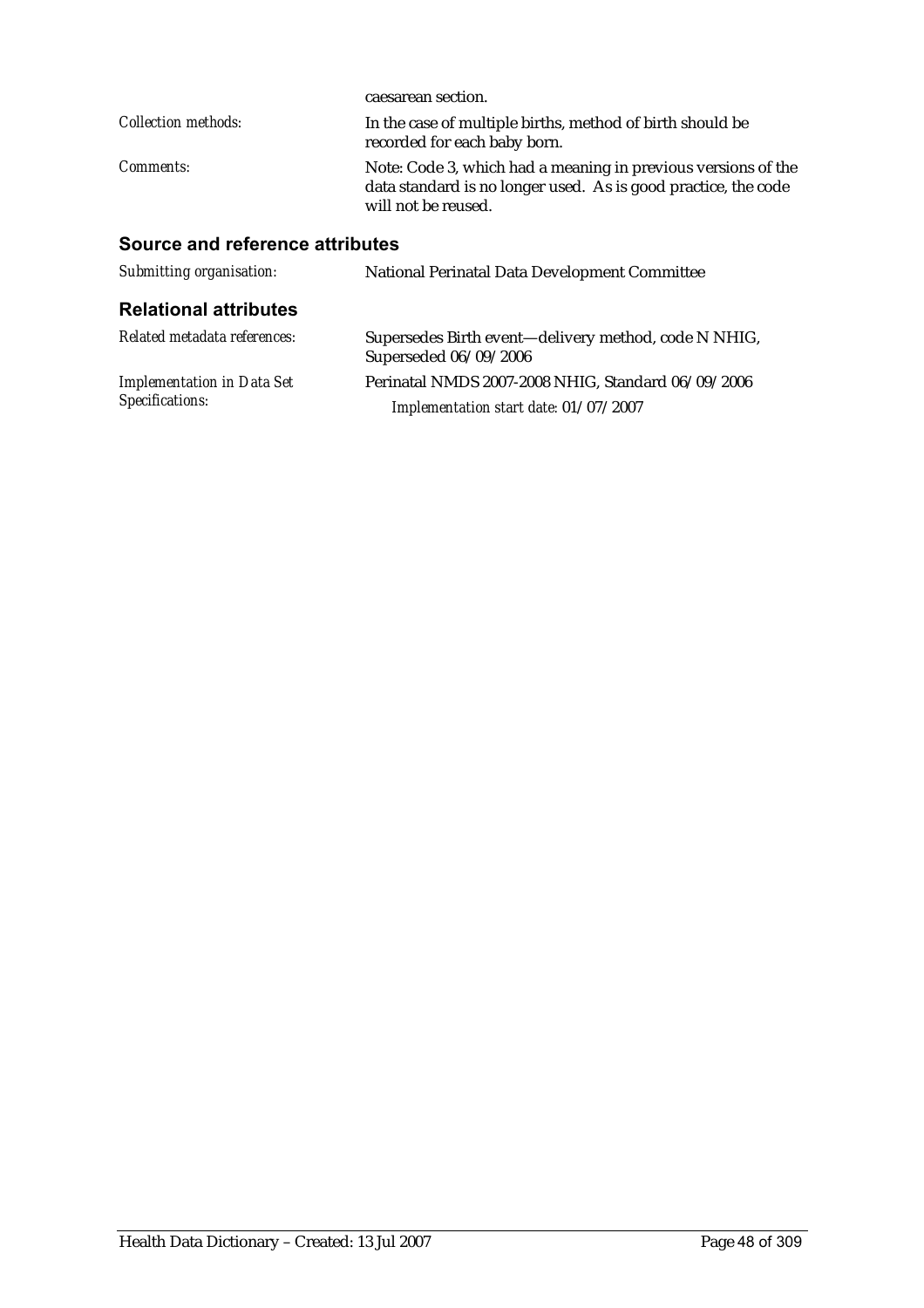| | |
|---|---|
| | caesarean section. |
| *Collection methods:* | In the case of multiple births, method of birth should be recorded for each baby born. |
| *Comments:* | Note: Code 3, which had a meaning in previous versions of the data standard is no longer used. As is good practice, the code will not be reused. |

## Source and reference attributes

| | |
|---|---|
| *Submitting organisation:* | National Perinatal Data Development Committee |

## Relational attributes

| | |
|---|---|
| *Related metadata references:* | Supersedes Birth event—delivery method, code N NHIG, Superseded 06/09/2006 |
| *Implementation in Data Set Specifications:* | Perinatal NMDS 2007-2008 NHIG, Standard 06/09/2006<br>*Implementation start date:* 01/07/2007 |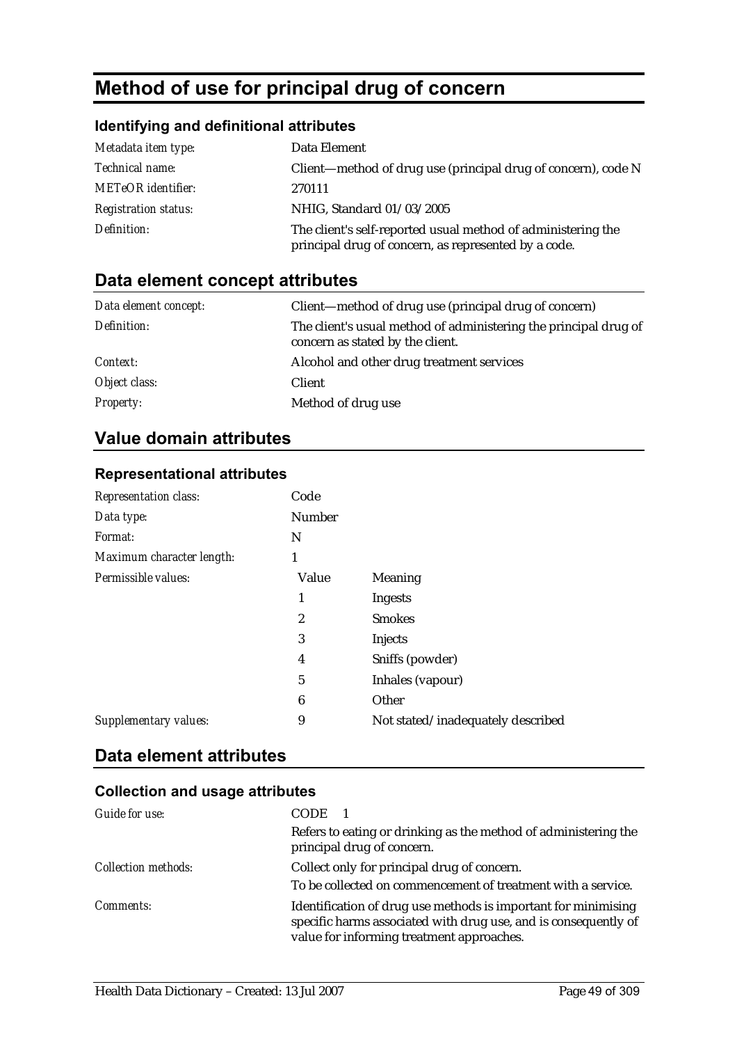# Method of use for principal drug of concern

### Identifying and definitional attributes

| | |
|---|---|
| *Metadata item type:* | Data Element |
| *Technical name:* | Client—method of drug use (principal drug of concern), code N |
| *METeOR identifier:* | 270111 |
| *Registration status:* | NHIG, Standard 01/03/2005 |
| *Definition:* | The client's self-reported usual method of administering the principal drug of concern, as represented by a code. |

## Data element concept attributes

| | |
|---|---|
| *Data element concept:* | Client—method of drug use (principal drug of concern) |
| *Definition:* | The client's usual method of administering the principal drug of concern as stated by the client. |
| *Context:* | Alcohol and other drug treatment services |
| *Object class:* | Client |
| *Property:* | Method of drug use |

## Value domain attributes

### Representational attributes

| | | |
|---|---|---|
| *Representation class:* | Code | |
| *Data type:* | Number | |
| *Format:* | N | |
| *Maximum character length:* | 1 | |
| *Permissible values:* | Value | Meaning |
| | 1 | Ingests |
| | 2 | Smokes |
| | 3 | Injects |
| | 4 | Sniffs (powder) |
| | 5 | Inhales (vapour) |
| | 6 | Other |
| *Supplementary values:* | 9 | Not stated/inadequately described |

## Data element attributes

### Collection and usage attributes

| | |
|---|---|
| *Guide for use:* | CODE 1<br>Refers to eating or drinking as the method of administering the principal drug of concern. |
| *Collection methods:* | Collect only for principal drug of concern.<br>To be collected on commencement of treatment with a service. |
| *Comments:* | Identification of drug use methods is important for minimising specific harms associated with drug use, and is consequently of value for informing treatment approaches. |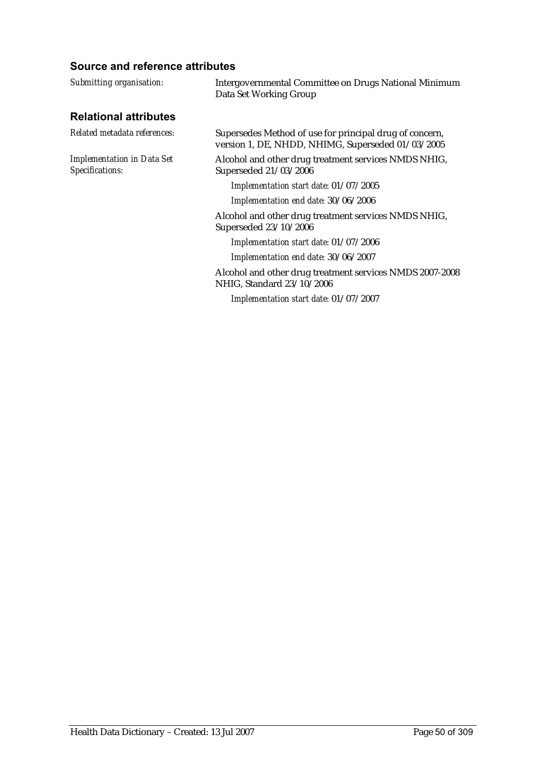### Source and reference attributes

*Submitting organisation:* Intergovernmental Committee on Drugs National Minimum Data Set Working Group

### Relational attributes

*Related metadata references:* Supersedes Method of use for principal drug of concern, version 1, DE, NHDD, NHIMG, Superseded 01/03/2005

*Implementation in Data Set Specifications:*

Alcohol and other drug treatment services NMDS NHIG, Superseded 21/03/2006

*Implementation start date:* 01/07/2005

*Implementation end date:* 30/06/2006

Alcohol and other drug treatment services NMDS NHIG, Superseded 23/10/2006

*Implementation start date:* 01/07/2006

*Implementation end date:* 30/06/2007

Alcohol and other drug treatment services NMDS 2007-2008 NHIG, Standard 23/10/2006

*Implementation start date:* 01/07/2007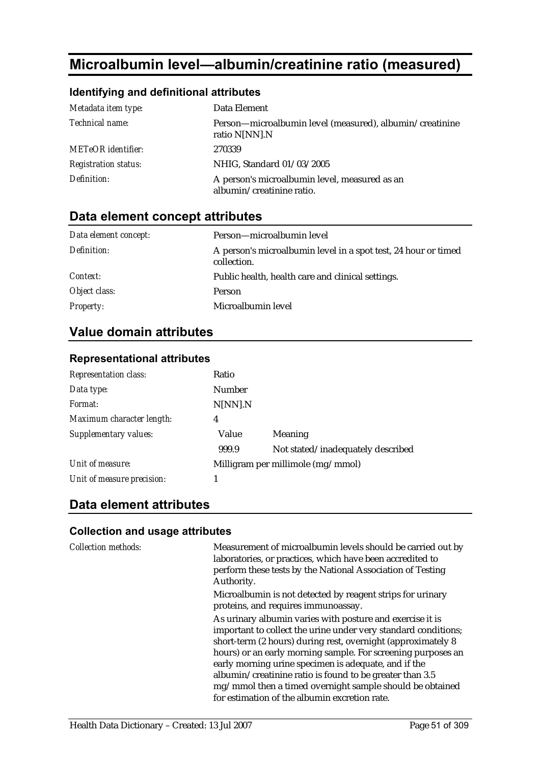# Microalbumin level—albumin/creatinine ratio (measured)

## Identifying and definitional attributes

| | |
|---|---|
| *Metadata item type:* | Data Element |
| *Technical name:* | Person—microalbumin level (measured), albumin/creatinine ratio N[NN].N |
| *METeOR identifier:* | 270339 |
| *Registration status:* | NHIG, Standard 01/03/2005 |
| *Definition:* | A person's microalbumin level, measured as an albumin/creatinine ratio. |

## Data element concept attributes

| | |
|---|---|
| *Data element concept:* | Person—microalbumin level |
| *Definition:* | A person's microalbumin level in a spot test, 24 hour or timed collection. |
| *Context:* | Public health, health care and clinical settings. |
| *Object class:* | Person |
| *Property:* | Microalbumin level |

## Value domain attributes

### Representational attributes

| | | |
|---|---|---|
| *Representation class:* | Ratio | |
| *Data type:* | Number | |
| *Format:* | N[NN].N | |
| *Maximum character length:* | 4 | |
| *Supplementary values:* | Value | Meaning |
| | 999.9 | Not stated/inadequately described |
| *Unit of measure:* | Milligram per millimole (mg/mmol) | |
| *Unit of measure precision:* | 1 | |

## Data element attributes

### Collection and usage attributes

*Collection methods:*

Measurement of microalbumin levels should be carried out by laboratories, or practices, which have been accredited to perform these tests by the National Association of Testing Authority.

Microalbumin is not detected by reagent strips for urinary proteins, and requires immunoassay.

As urinary albumin varies with posture and exercise it is important to collect the urine under very standard conditions; short-term (2 hours) during rest, overnight (approximately 8 hours) or an early morning sample. For screening purposes an early morning urine specimen is adequate, and if the albumin/creatinine ratio is found to be greater than 3.5 mg/mmol then a timed overnight sample should be obtained for estimation of the albumin excretion rate.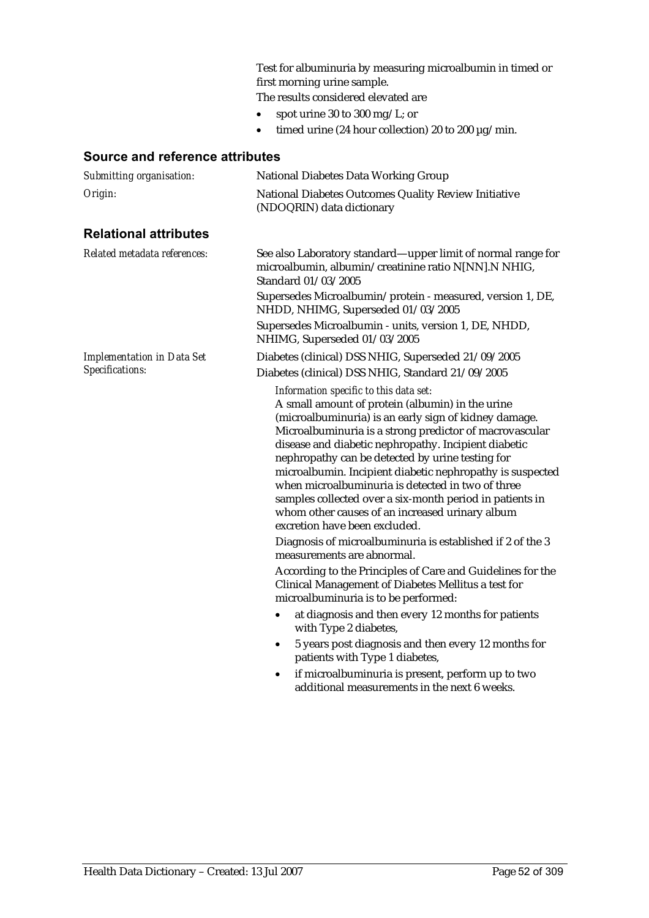Test for albuminuria by measuring microalbumin in timed or first morning urine sample.

The results considered elevated are

- spot urine 30 to 300 mg/L; or
- timed urine (24 hour collection) 20 to 200 µg/min.

## Source and reference attributes

| | |
|---|---|
| *Submitting organisation:* | National Diabetes Data Working Group |
| *Origin:* | National Diabetes Outcomes Quality Review Initiative (NDOQRIN) data dictionary |

## Relational attributes

| | |
|---|---|
| *Related metadata references:* | See also Laboratory standard—upper limit of normal range for microalbumin, albumin/creatinine ratio N[NN].N NHIG, Standard 01/03/2005<br>Supersedes Microalbumin/protein - measured, version 1, DE, NHDD, NHIMG, Superseded 01/03/2005<br>Supersedes Microalbumin - units, version 1, DE, NHDD, NHIMG, Superseded 01/03/2005 |
| *Implementation in Data Set Specifications:* | Diabetes (clinical) DSS NHIG, Superseded 21/09/2005<br>Diabetes (clinical) DSS NHIG, Standard 21/09/2005 |

*Information specific to this data set:*

A small amount of protein (albumin) in the urine (microalbuminuria) is an early sign of kidney damage. Microalbuminuria is a strong predictor of macrovascular disease and diabetic nephropathy. Incipient diabetic nephropathy can be detected by urine testing for microalbumin. Incipient diabetic nephropathy is suspected when microalbuminuria is detected in two of three samples collected over a six-month period in patients in whom other causes of an increased urinary album excretion have been excluded.

Diagnosis of microalbuminuria is established if 2 of the 3 measurements are abnormal.

According to the Principles of Care and Guidelines for the Clinical Management of Diabetes Mellitus a test for microalbuminuria is to be performed:

- at diagnosis and then every 12 months for patients with Type 2 diabetes,
- 5 years post diagnosis and then every 12 months for patients with Type 1 diabetes,
- if microalbuminuria is present, perform up to two additional measurements in the next 6 weeks.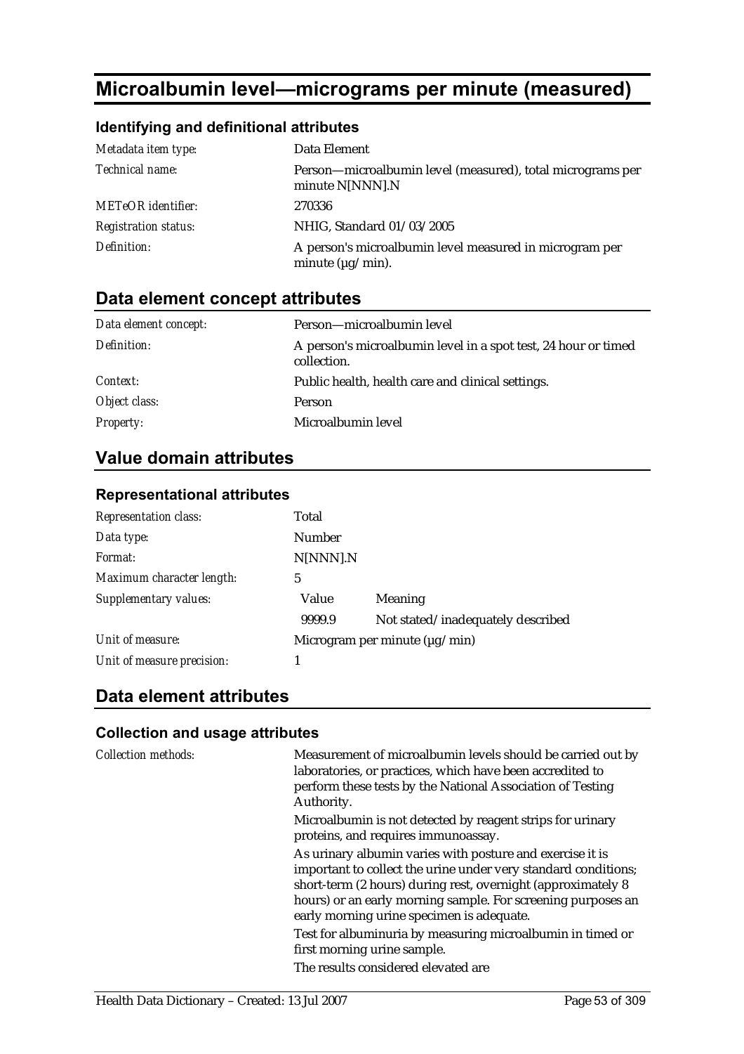# Microalbumin level—micrograms per minute (measured)

### Identifying and definitional attributes

| | |
|---|---|
| *Metadata item type:* | Data Element |
| *Technical name:* | Person—microalbumin level (measured), total micrograms per minute N[NNN].N |
| *METeOR identifier:* | 270336 |
| *Registration status:* | NHIG, Standard 01/03/2005 |
| *Definition:* | A person's microalbumin level measured in microgram per minute (µg/min). |

## Data element concept attributes

| | |
|---|---|
| *Data element concept:* | Person—microalbumin level |
| *Definition:* | A person's microalbumin level in a spot test, 24 hour or timed collection. |
| *Context:* | Public health, health care and clinical settings. |
| *Object class:* | Person |
| *Property:* | Microalbumin level |

## Value domain attributes

### Representational attributes

| | | |
|---|---|---|
| *Representation class:* | Total | |
| *Data type:* | Number | |
| *Format:* | N[NNN].N | |
| *Maximum character length:* | 5 | |
| *Supplementary values:* | Value | Meaning |
| | 9999.9 | Not stated/inadequately described |
| *Unit of measure:* | Microgram per minute (µg/min) | |
| *Unit of measure precision:* | 1 | |

## Data element attributes

### Collection and usage attributes

*Collection methods:*

Measurement of microalbumin levels should be carried out by laboratories, or practices, which have been accredited to perform these tests by the National Association of Testing Authority.

Microalbumin is not detected by reagent strips for urinary proteins, and requires immunoassay.

As urinary albumin varies with posture and exercise it is important to collect the urine under very standard conditions; short-term (2 hours) during rest, overnight (approximately 8 hours) or an early morning sample. For screening purposes an early morning urine specimen is adequate.

Test for albuminuria by measuring microalbumin in timed or first morning urine sample.

The results considered elevated are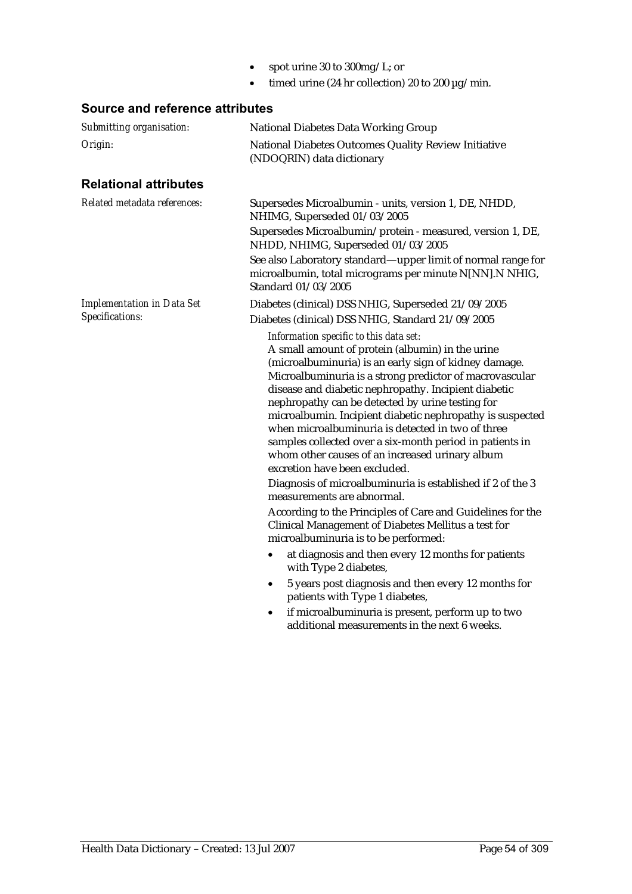- spot urine 30 to 300mg/L; or
- timed urine (24 hr collection) 20 to 200 µg/min.

## Source and reference attributes

| | |
|---|---|
| *Submitting organisation:* | National Diabetes Data Working Group |
| *Origin:* | National Diabetes Outcomes Quality Review Initiative (NDOQRIN) data dictionary |

## Relational attributes

*Related metadata references:*

Supersedes Microalbumin - units, version 1, DE, NHDD, NHIMG, Superseded 01/03/2005

Supersedes Microalbumin/protein - measured, version 1, DE, NHDD, NHIMG, Superseded 01/03/2005

See also Laboratory standard—upper limit of normal range for microalbumin, total micrograms per minute N[NN].N NHIG, Standard 01/03/2005

*Implementation in Data Set Specifications:*

Diabetes (clinical) DSS NHIG, Superseded 21/09/2005

Diabetes (clinical) DSS NHIG, Standard 21/09/2005

*Information specific to this data set:*

A small amount of protein (albumin) in the urine (microalbuminuria) is an early sign of kidney damage. Microalbuminuria is a strong predictor of macrovascular disease and diabetic nephropathy. Incipient diabetic nephropathy can be detected by urine testing for microalbumin. Incipient diabetic nephropathy is suspected when microalbuminuria is detected in two of three samples collected over a six-month period in patients in whom other causes of an increased urinary album excretion have been excluded.

Diagnosis of microalbuminuria is established if 2 of the 3 measurements are abnormal.

According to the Principles of Care and Guidelines for the Clinical Management of Diabetes Mellitus a test for microalbuminuria is to be performed:

- at diagnosis and then every 12 months for patients with Type 2 diabetes,
- 5 years post diagnosis and then every 12 months for patients with Type 1 diabetes,
- if microalbuminuria is present, perform up to two additional measurements in the next 6 weeks.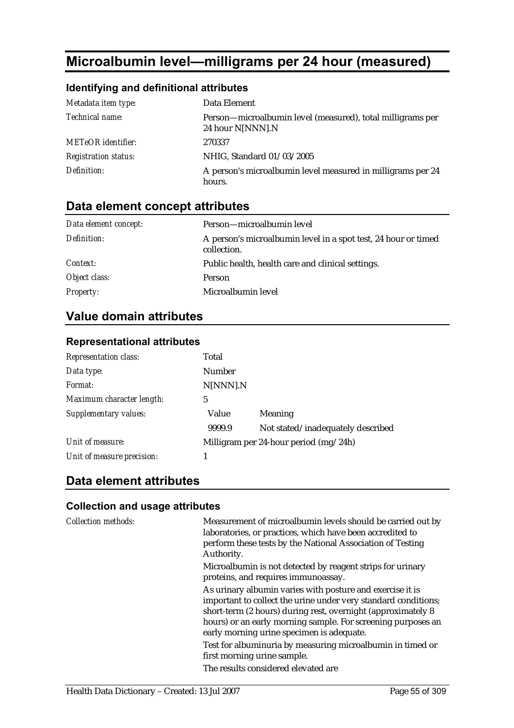# Microalbumin level—milligrams per 24 hour (measured)

## Identifying and definitional attributes

| | |
|---|---|
| *Metadata item type:* | Data Element |
| *Technical name:* | Person—microalbumin level (measured), total milligrams per 24 hour N[NNN].N |
| *METeOR identifier:* | 270337 |
| *Registration status:* | NHIG, Standard 01/03/2005 |
| *Definition:* | A person's microalbumin level measured in milligrams per 24 hours. |

## Data element concept attributes

| | |
|---|---|
| *Data element concept:* | Person—microalbumin level |
| *Definition:* | A person's microalbumin level in a spot test, 24 hour or timed collection. |
| *Context:* | Public health, health care and clinical settings. |
| *Object class:* | Person |
| *Property:* | Microalbumin level |

## Value domain attributes

### Representational attributes

| | | |
|---|---|---|
| *Representation class:* | Total | |
| *Data type:* | Number | |
| *Format:* | N[NNN].N | |
| *Maximum character length:* | 5 | |
| *Supplementary values:* | Value | Meaning |
| | 9999.9 | Not stated/inadequately described |
| *Unit of measure:* | Milligram per 24-hour period (mg/24h) | |
| *Unit of measure precision:* | 1 | |

## Data element attributes

### Collection and usage attributes

*Collection methods:*

Measurement of microalbumin levels should be carried out by laboratories, or practices, which have been accredited to perform these tests by the National Association of Testing Authority.

Microalbumin is not detected by reagent strips for urinary proteins, and requires immunoassay.

As urinary albumin varies with posture and exercise it is important to collect the urine under very standard conditions; short-term (2 hours) during rest, overnight (approximately 8 hours) or an early morning sample. For screening purposes an early morning urine specimen is adequate.

Test for albuminuria by measuring microalbumin in timed or first morning urine sample.

The results considered elevated are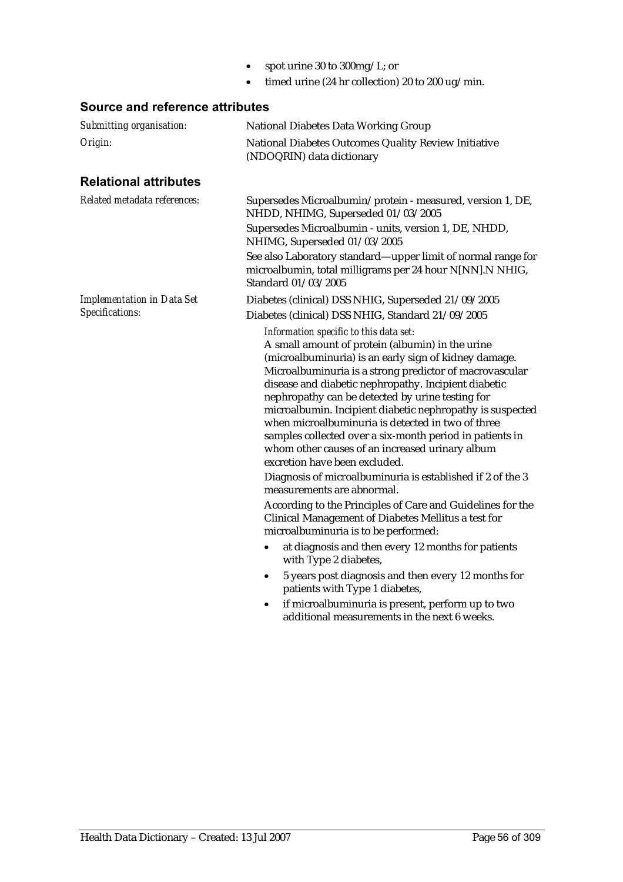- spot urine 30 to 300mg/L; or
- timed urine (24 hr collection) 20 to 200 ug/min.

## Source and reference attributes

| | |
|---|---|
| *Submitting organisation:* | National Diabetes Data Working Group |
| *Origin:* | National Diabetes Outcomes Quality Review Initiative (NDOQRIN) data dictionary |

## Relational attributes

*Related metadata references:*

Supersedes Microalbumin/protein - measured, version 1, DE, NHDD, NHIMG, Superseded 01/03/2005

Supersedes Microalbumin - units, version 1, DE, NHDD, NHIMG, Superseded 01/03/2005

See also Laboratory standard—upper limit of normal range for microalbumin, total milligrams per 24 hour N[NN].N NHIG, Standard 01/03/2005

*Implementation in Data Set Specifications:*

Diabetes (clinical) DSS NHIG, Superseded 21/09/2005

Diabetes (clinical) DSS NHIG, Standard 21/09/2005

*Information specific to this data set:*

A small amount of protein (albumin) in the urine (microalbuminuria) is an early sign of kidney damage. Microalbuminuria is a strong predictor of macrovascular disease and diabetic nephropathy. Incipient diabetic nephropathy can be detected by urine testing for microalbumin. Incipient diabetic nephropathy is suspected when microalbuminuria is detected in two of three samples collected over a six-month period in patients in whom other causes of an increased urinary album excretion have been excluded.

Diagnosis of microalbuminuria is established if 2 of the 3 measurements are abnormal.

According to the Principles of Care and Guidelines for the Clinical Management of Diabetes Mellitus a test for microalbuminuria is to be performed:

- at diagnosis and then every 12 months for patients with Type 2 diabetes,
- 5 years post diagnosis and then every 12 months for patients with Type 1 diabetes,
- if microalbuminuria is present, perform up to two additional measurements in the next 6 weeks.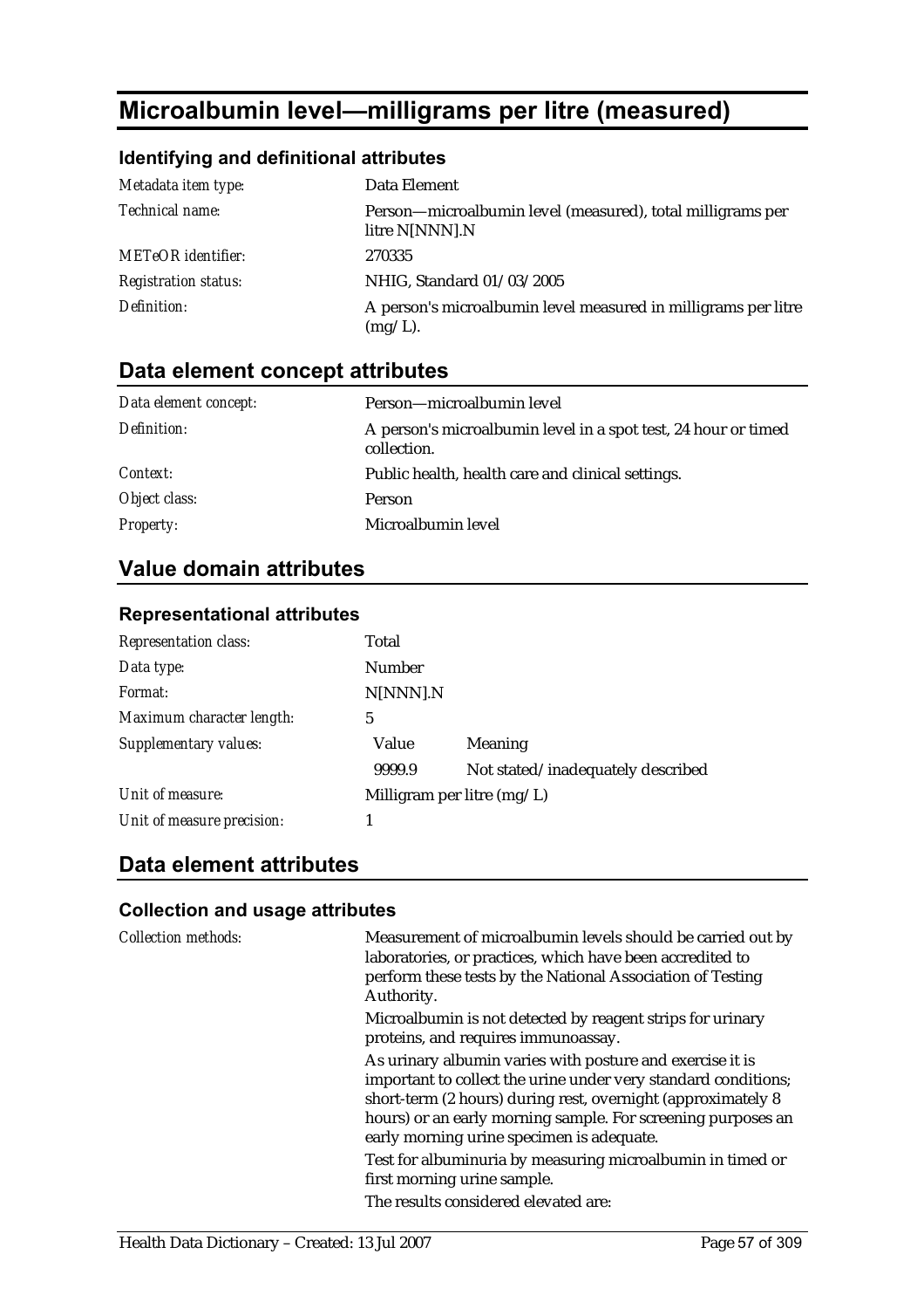# Microalbumin level—milligrams per litre (measured)

### Identifying and definitional attributes

| | |
|---|---|
| *Metadata item type:* | Data Element |
| *Technical name:* | Person—microalbumin level (measured), total milligrams per litre N[NNN].N |
| *METeOR identifier:* | 270335 |
| *Registration status:* | NHIG, Standard 01/03/2005 |
| *Definition:* | A person's microalbumin level measured in milligrams per litre (mg/L). |

## Data element concept attributes

| | |
|---|---|
| *Data element concept:* | Person—microalbumin level |
| *Definition:* | A person's microalbumin level in a spot test, 24 hour or timed collection. |
| *Context:* | Public health, health care and clinical settings. |
| *Object class:* | Person |
| *Property:* | Microalbumin level |

## Value domain attributes

### Representational attributes

| | | |
|---|---|---|
| *Representation class:* | Total | |
| *Data type:* | Number | |
| *Format:* | N[NNN].N | |
| *Maximum character length:* | 5 | |
| *Supplementary values:* | Value | Meaning |
| | 9999.9 | Not stated/inadequately described |
| *Unit of measure:* | Milligram per litre (mg/L) | |
| *Unit of measure precision:* | 1 | |

## Data element attributes

### Collection and usage attributes

*Collection methods:*

Measurement of microalbumin levels should be carried out by laboratories, or practices, which have been accredited to perform these tests by the National Association of Testing Authority.

Microalbumin is not detected by reagent strips for urinary proteins, and requires immunoassay.

As urinary albumin varies with posture and exercise it is important to collect the urine under very standard conditions; short-term (2 hours) during rest, overnight (approximately 8 hours) or an early morning sample. For screening purposes an early morning urine specimen is adequate.

Test for albuminuria by measuring microalbumin in timed or first morning urine sample.

The results considered elevated are: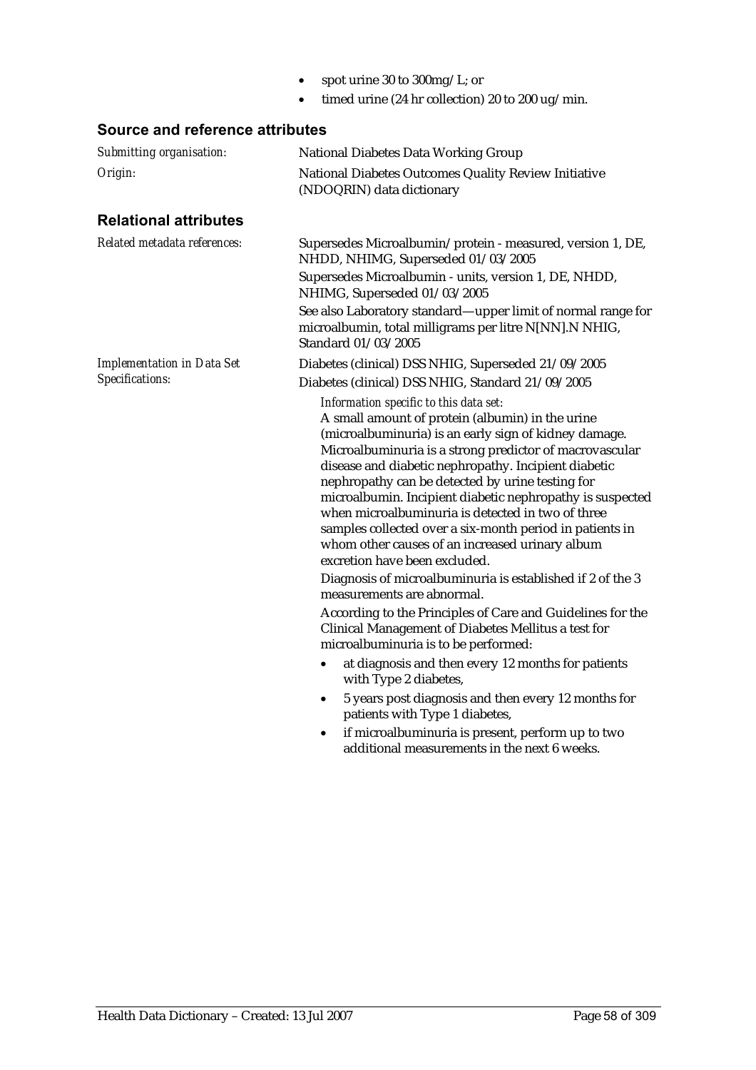- spot urine 30 to 300mg/L; or
- timed urine (24 hr collection) 20 to 200 ug/min.

## Source and reference attributes

| | |
|---|---|
| *Submitting organisation:* | National Diabetes Data Working Group |
| *Origin:* | National Diabetes Outcomes Quality Review Initiative (NDOQRIN) data dictionary |

## Relational attributes

*Related metadata references:*

Supersedes Microalbumin/protein - measured, version 1, DE, NHDD, NHIMG, Superseded 01/03/2005

Supersedes Microalbumin - units, version 1, DE, NHDD, NHIMG, Superseded 01/03/2005

See also Laboratory standard—upper limit of normal range for microalbumin, total milligrams per litre N[NN].N NHIG, Standard 01/03/2005

*Implementation in Data Set Specifications:*

Diabetes (clinical) DSS NHIG, Superseded 21/09/2005

Diabetes (clinical) DSS NHIG, Standard 21/09/2005

*Information specific to this data set:*

A small amount of protein (albumin) in the urine (microalbuminuria) is an early sign of kidney damage. Microalbuminuria is a strong predictor of macrovascular disease and diabetic nephropathy. Incipient diabetic nephropathy can be detected by urine testing for microalbumin. Incipient diabetic nephropathy is suspected when microalbuminuria is detected in two of three samples collected over a six-month period in patients in whom other causes of an increased urinary album excretion have been excluded.

Diagnosis of microalbuminuria is established if 2 of the 3 measurements are abnormal.

According to the Principles of Care and Guidelines for the Clinical Management of Diabetes Mellitus a test for microalbuminuria is to be performed:

- at diagnosis and then every 12 months for patients with Type 2 diabetes,
- 5 years post diagnosis and then every 12 months for patients with Type 1 diabetes,
- if microalbuminuria is present, perform up to two additional measurements in the next 6 weeks.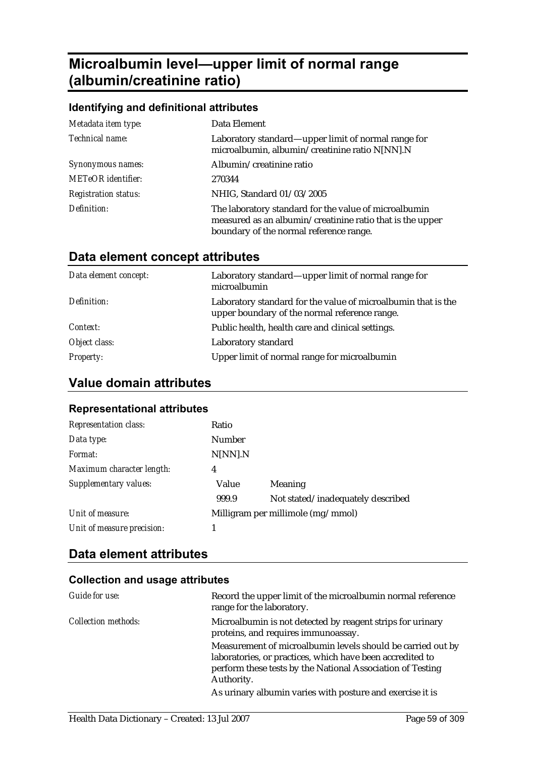# Microalbumin level—upper limit of normal range (albumin/creatinine ratio)

### Identifying and definitional attributes

| | |
|---|---|
| *Metadata item type:* | Data Element |
| *Technical name:* | Laboratory standard—upper limit of normal range for microalbumin, albumin/creatinine ratio N[NN].N |
| *Synonymous names:* | Albumin/creatinine ratio |
| *METeOR identifier:* | 270344 |
| *Registration status:* | NHIG, Standard 01/03/2005 |
| *Definition:* | The laboratory standard for the value of microalbumin measured as an albumin/creatinine ratio that is the upper boundary of the normal reference range. |

## Data element concept attributes

| | |
|---|---|
| *Data element concept:* | Laboratory standard—upper limit of normal range for microalbumin |
| *Definition:* | Laboratory standard for the value of microalbumin that is the upper boundary of the normal reference range. |
| *Context:* | Public health, health care and clinical settings. |
| *Object class:* | Laboratory standard |
| *Property:* | Upper limit of normal range for microalbumin |

## Value domain attributes

### Representational attributes

| | | |
|---|---|---|
| *Representation class:* | Ratio | |
| *Data type:* | Number | |
| *Format:* | N[NN].N | |
| *Maximum character length:* | 4 | |
| *Supplementary values:* | Value | Meaning |
| | 999.9 | Not stated/inadequately described |
| *Unit of measure:* | Milligram per millimole (mg/mmol) | |
| *Unit of measure precision:* | 1 | |

## Data element attributes

### Collection and usage attributes

| | |
|---|---|
| *Guide for use:* | Record the upper limit of the microalbumin normal reference range for the laboratory. |
| *Collection methods:* | Microalbumin is not detected by reagent strips for urinary proteins, and requires immunoassay.<br>Measurement of microalbumin levels should be carried out by laboratories, or practices, which have been accredited to perform these tests by the National Association of Testing Authority.<br>As urinary albumin varies with posture and exercise it is |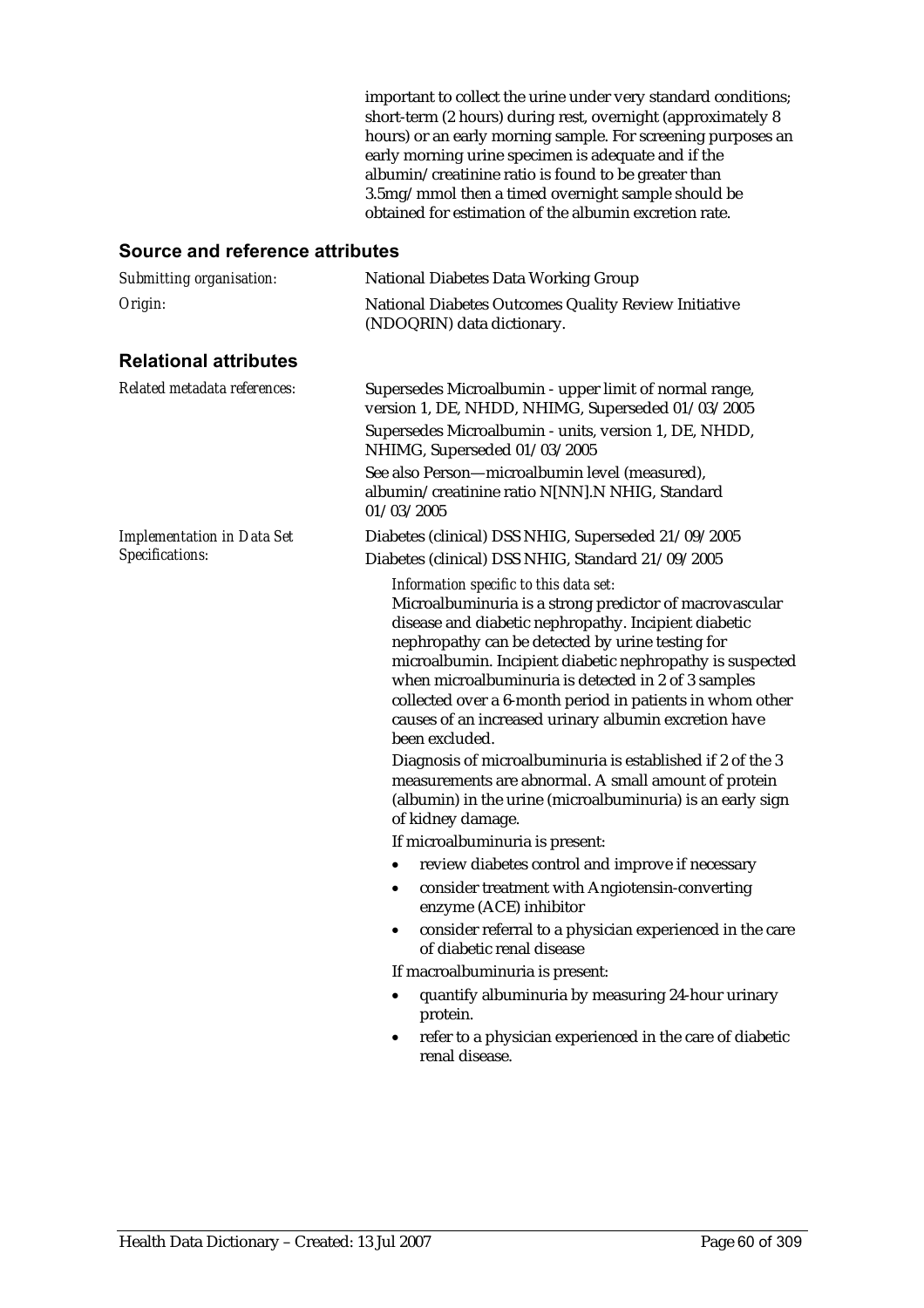important to collect the urine under very standard conditions; short-term (2 hours) during rest, overnight (approximately 8 hours) or an early morning sample. For screening purposes an early morning urine specimen is adequate and if the albumin/creatinine ratio is found to be greater than 3.5mg/mmol then a timed overnight sample should be obtained for estimation of the albumin excretion rate.

## Source and reference attributes

*Submitting organisation:* National Diabetes Data Working Group

*Origin:* National Diabetes Outcomes Quality Review Initiative (NDOQRIN) data dictionary.

## Relational attributes

*Related metadata references:* Supersedes Microalbumin - upper limit of normal range, version 1, DE, NHDD, NHIMG, Superseded 01/03/2005

Supersedes Microalbumin - units, version 1, DE, NHDD, NHIMG, Superseded 01/03/2005

See also Person—microalbumin level (measured), albumin/creatinine ratio N[NN].N NHIG, Standard 01/03/2005

*Implementation in Data Set Specifications:* Diabetes (clinical) DSS NHIG, Superseded 21/09/2005

Diabetes (clinical) DSS NHIG, Standard 21/09/2005

*Information specific to this data set:*

Microalbuminuria is a strong predictor of macrovascular disease and diabetic nephropathy. Incipient diabetic nephropathy can be detected by urine testing for microalbumin. Incipient diabetic nephropathy is suspected when microalbuminuria is detected in 2 of 3 samples collected over a 6-month period in patients in whom other causes of an increased urinary albumin excretion have been excluded.

Diagnosis of microalbuminuria is established if 2 of the 3 measurements are abnormal. A small amount of protein (albumin) in the urine (microalbuminuria) is an early sign of kidney damage.

If microalbuminuria is present:

- review diabetes control and improve if necessary
- consider treatment with Angiotensin-converting enzyme (ACE) inhibitor
- consider referral to a physician experienced in the care of diabetic renal disease

If macroalbuminuria is present:

- quantify albuminuria by measuring 24-hour urinary protein.
- refer to a physician experienced in the care of diabetic renal disease.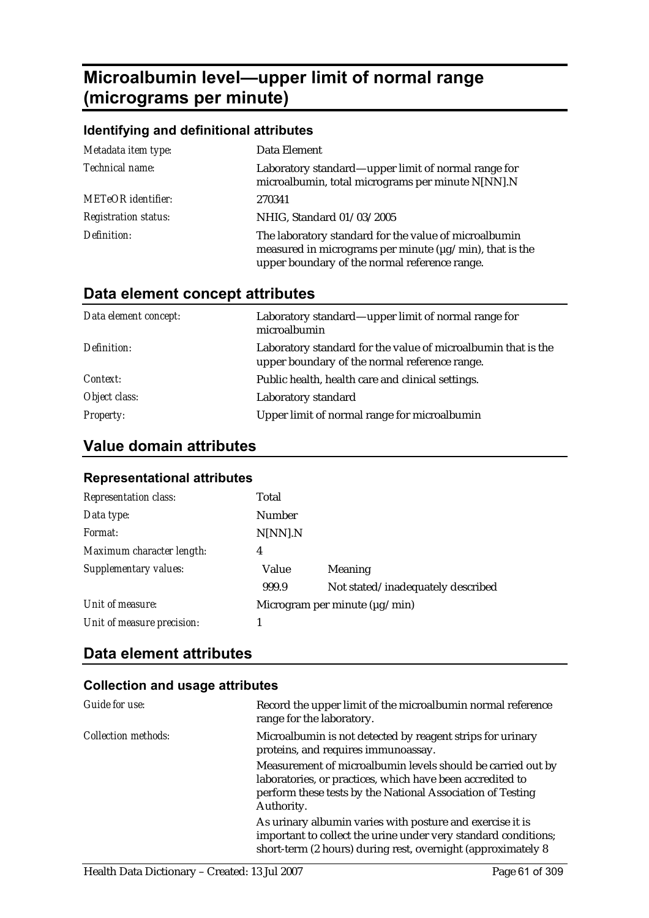# Microalbumin level—upper limit of normal range (micrograms per minute)

### Identifying and definitional attributes

| | |
|---|---|
| *Metadata item type:* | Data Element |
| *Technical name:* | Laboratory standard—upper limit of normal range for microalbumin, total micrograms per minute N[NN].N |
| *METeOR identifier:* | 270341 |
| *Registration status:* | NHIG, Standard 01/03/2005 |
| *Definition:* | The laboratory standard for the value of microalbumin measured in micrograms per minute (µg/min), that is the upper boundary of the normal reference range. |

## Data element concept attributes

| | |
|---|---|
| *Data element concept:* | Laboratory standard—upper limit of normal range for microalbumin |
| *Definition:* | Laboratory standard for the value of microalbumin that is the upper boundary of the normal reference range. |
| *Context:* | Public health, health care and clinical settings. |
| *Object class:* | Laboratory standard |
| *Property:* | Upper limit of normal range for microalbumin |

## Value domain attributes

### Representational attributes

| | | |
|---|---|---|
| *Representation class:* | Total | |
| *Data type:* | Number | |
| *Format:* | N[NN].N | |
| *Maximum character length:* | 4 | |
| *Supplementary values:* | Value | Meaning |
| | 999.9 | Not stated/inadequately described |
| *Unit of measure:* | Microgram per minute (µg/min) | |
| *Unit of measure precision:* | 1 | |

## Data element attributes

### Collection and usage attributes

| | |
|---|---|
| *Guide for use:* | Record the upper limit of the microalbumin normal reference range for the laboratory. |
| *Collection methods:* | Microalbumin is not detected by reagent strips for urinary proteins, and requires immunoassay.<br><br>Measurement of microalbumin levels should be carried out by laboratories, or practices, which have been accredited to perform these tests by the National Association of Testing Authority.<br><br>As urinary albumin varies with posture and exercise it is important to collect the urine under very standard conditions; short-term (2 hours) during rest, overnight (approximately 8 |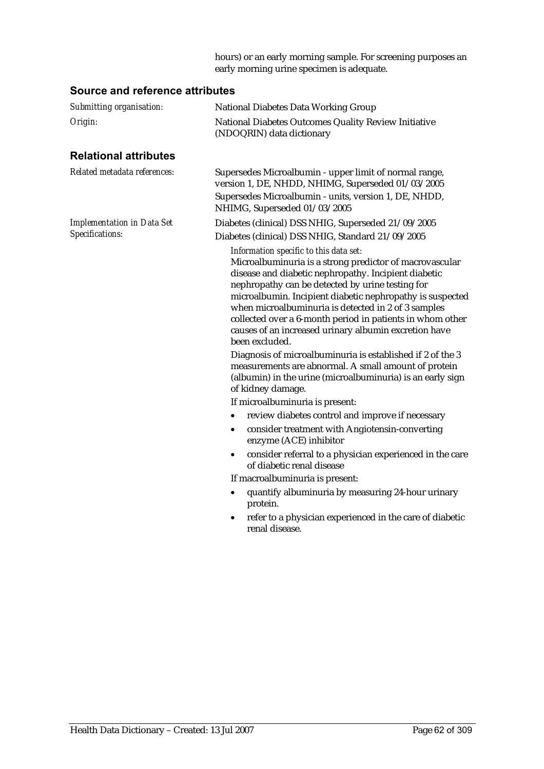hours) or an early morning sample. For screening purposes an early morning urine specimen is adequate.

## Source and reference attributes

*Submitting organisation:* National Diabetes Data Working Group

*Origin:* National Diabetes Outcomes Quality Review Initiative (NDOQRIN) data dictionary

## Relational attributes

*Related metadata references:* Supersedes Microalbumin - upper limit of normal range, version 1, DE, NHDD, NHIMG, Superseded 01/03/2005

Supersedes Microalbumin - units, version 1, DE, NHDD, NHIMG, Superseded 01/03/2005

*Implementation in Data Set Specifications:* Diabetes (clinical) DSS NHIG, Superseded 21/09/2005

Diabetes (clinical) DSS NHIG, Standard 21/09/2005

*Information specific to this data set:*

Microalbuminuria is a strong predictor of macrovascular disease and diabetic nephropathy. Incipient diabetic nephropathy can be detected by urine testing for microalbumin. Incipient diabetic nephropathy is suspected when microalbuminuria is detected in 2 of 3 samples collected over a 6-month period in patients in whom other causes of an increased urinary albumin excretion have been excluded.

Diagnosis of microalbuminuria is established if 2 of the 3 measurements are abnormal. A small amount of protein (albumin) in the urine (microalbuminuria) is an early sign of kidney damage.

If microalbuminuria is present:

- review diabetes control and improve if necessary
- consider treatment with Angiotensin-converting enzyme (ACE) inhibitor
- consider referral to a physician experienced in the care of diabetic renal disease

If macroalbuminuria is present:

- quantify albuminuria by measuring 24-hour urinary protein.
- refer to a physician experienced in the care of diabetic renal disease.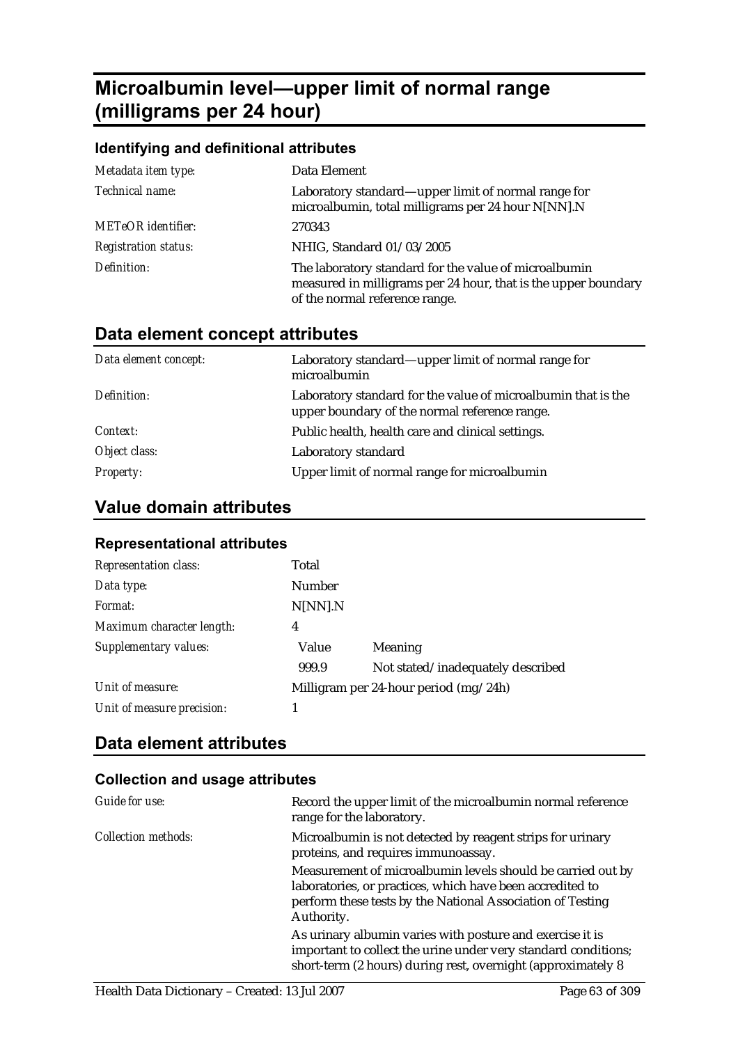# Microalbumin level—upper limit of normal range (milligrams per 24 hour)

### Identifying and definitional attributes

| | |
|---|---|
| *Metadata item type:* | Data Element |
| *Technical name:* | Laboratory standard—upper limit of normal range for microalbumin, total milligrams per 24 hour N[NN].N |
| *METeOR identifier:* | 270343 |
| *Registration status:* | NHIG, Standard 01/03/2005 |
| *Definition:* | The laboratory standard for the value of microalbumin measured in milligrams per 24 hour, that is the upper boundary of the normal reference range. |

## Data element concept attributes

| | |
|---|---|
| *Data element concept:* | Laboratory standard—upper limit of normal range for microalbumin |
| *Definition:* | Laboratory standard for the value of microalbumin that is the upper boundary of the normal reference range. |
| *Context:* | Public health, health care and clinical settings. |
| *Object class:* | Laboratory standard |
| *Property:* | Upper limit of normal range for microalbumin |

## Value domain attributes

### Representational attributes

| | | |
|---|---|---|
| *Representation class:* | Total | |
| *Data type:* | Number | |
| *Format:* | N[NN].N | |
| *Maximum character length:* | 4 | |
| *Supplementary values:* | Value | Meaning |
| | 999.9 | Not stated/inadequately described |
| *Unit of measure:* | Milligram per 24-hour period (mg/24h) | |
| *Unit of measure precision:* | 1 | |

## Data element attributes

### Collection and usage attributes

| | |
|---|---|
| *Guide for use:* | Record the upper limit of the microalbumin normal reference range for the laboratory. |
| *Collection methods:* | Microalbumin is not detected by reagent strips for urinary proteins, and requires immunoassay. |
| | Measurement of microalbumin levels should be carried out by laboratories, or practices, which have been accredited to perform these tests by the National Association of Testing Authority. |
| | As urinary albumin varies with posture and exercise it is important to collect the urine under very standard conditions; short-term (2 hours) during rest, overnight (approximately 8 |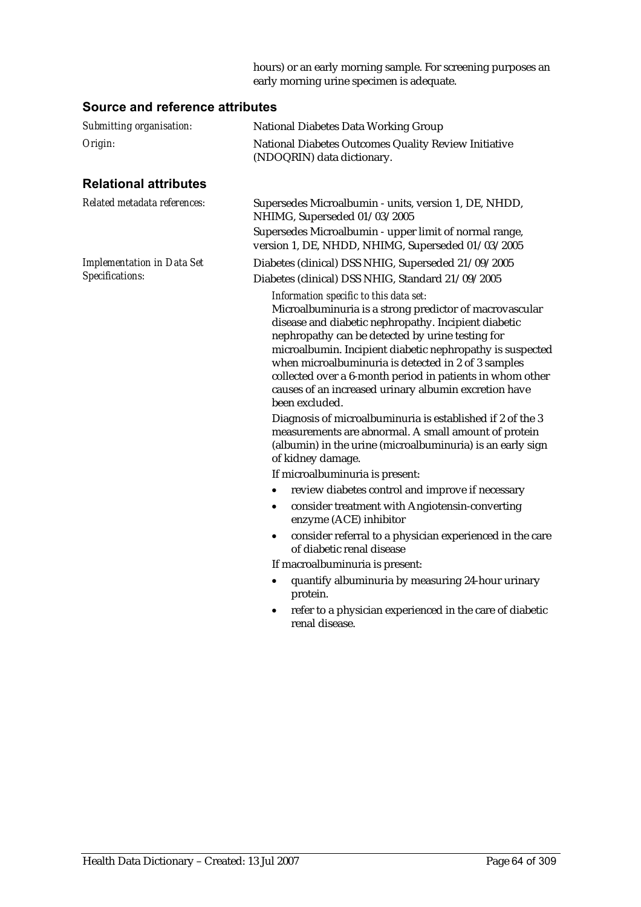hours) or an early morning sample. For screening purposes an early morning urine specimen is adequate.

## Source and reference attributes

*Submitting organisation:* National Diabetes Data Working Group

*Origin:* National Diabetes Outcomes Quality Review Initiative (NDOQRIN) data dictionary.

## Relational attributes

*Related metadata references:* Supersedes Microalbumin - units, version 1, DE, NHDD, NHIMG, Superseded 01/03/2005

Supersedes Microalbumin - upper limit of normal range, version 1, DE, NHDD, NHIMG, Superseded 01/03/2005

*Implementation in Data Set Specifications:* Diabetes (clinical) DSS NHIG, Superseded 21/09/2005

Diabetes (clinical) DSS NHIG, Standard 21/09/2005

*Information specific to this data set:*

Microalbuminuria is a strong predictor of macrovascular disease and diabetic nephropathy. Incipient diabetic nephropathy can be detected by urine testing for microalbumin. Incipient diabetic nephropathy is suspected when microalbuminuria is detected in 2 of 3 samples collected over a 6-month period in patients in whom other causes of an increased urinary albumin excretion have been excluded.

Diagnosis of microalbuminuria is established if 2 of the 3 measurements are abnormal. A small amount of protein (albumin) in the urine (microalbuminuria) is an early sign of kidney damage.

If microalbuminuria is present:

- review diabetes control and improve if necessary
- consider treatment with Angiotensin-converting enzyme (ACE) inhibitor
- consider referral to a physician experienced in the care of diabetic renal disease

If macroalbuminuria is present:

- quantify albuminuria by measuring 24-hour urinary protein.
- refer to a physician experienced in the care of diabetic renal disease.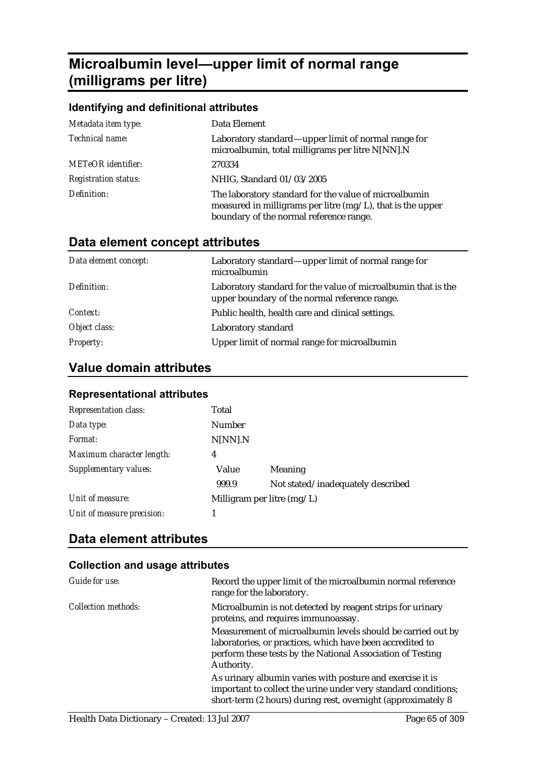# Microalbumin level—upper limit of normal range (milligrams per litre)

### Identifying and definitional attributes

| | |
|---|---|
| *Metadata item type:* | Data Element |
| *Technical name:* | Laboratory standard—upper limit of normal range for microalbumin, total milligrams per litre N[NN].N |
| *METeOR identifier:* | 270334 |
| *Registration status:* | NHIG, Standard 01/03/2005 |
| *Definition:* | The laboratory standard for the value of microalbumin measured in milligrams per litre (mg/L), that is the upper boundary of the normal reference range. |

## Data element concept attributes

| | |
|---|---|
| *Data element concept:* | Laboratory standard—upper limit of normal range for microalbumin |
| *Definition:* | Laboratory standard for the value of microalbumin that is the upper boundary of the normal reference range. |
| *Context:* | Public health, health care and clinical settings. |
| *Object class:* | Laboratory standard |
| *Property:* | Upper limit of normal range for microalbumin |

## Value domain attributes

### Representational attributes

| | | |
|---|---|---|
| *Representation class:* | Total | |
| *Data type:* | Number | |
| *Format:* | N[NN].N | |
| *Maximum character length:* | 4 | |
| *Supplementary values:* | Value | Meaning |
| | 999.9 | Not stated/inadequately described |
| *Unit of measure:* | Milligram per litre (mg/L) | |
| *Unit of measure precision:* | 1 | |

## Data element attributes

### Collection and usage attributes

| | |
|---|---|
| *Guide for use:* | Record the upper limit of the microalbumin normal reference range for the laboratory. |
| *Collection methods:* | Microalbumin is not detected by reagent strips for urinary proteins, and requires immunoassay. |
| | Measurement of microalbumin levels should be carried out by laboratories, or practices, which have been accredited to perform these tests by the National Association of Testing Authority. |
| | As urinary albumin varies with posture and exercise it is important to collect the urine under very standard conditions; short-term (2 hours) during rest, overnight (approximately 8 |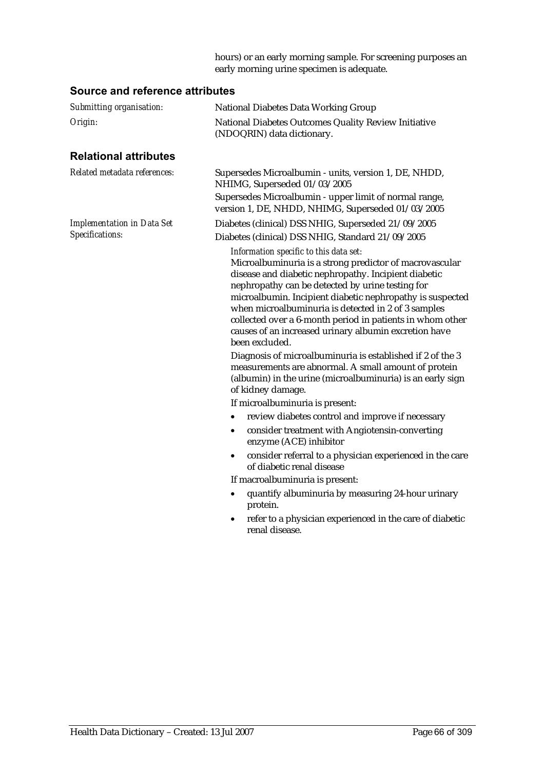hours) or an early morning sample. For screening purposes an early morning urine specimen is adequate.

## Source and reference attributes

*Submitting organisation:* National Diabetes Data Working Group

*Origin:* National Diabetes Outcomes Quality Review Initiative (NDOQRIN) data dictionary.

## Relational attributes

*Related metadata references:* Supersedes Microalbumin - units, version 1, DE, NHDD, NHIMG, Superseded 01/03/2005

Supersedes Microalbumin - upper limit of normal range, version 1, DE, NHDD, NHIMG, Superseded 01/03/2005

*Implementation in Data Set Specifications:* Diabetes (clinical) DSS NHIG, Superseded 21/09/2005

Diabetes (clinical) DSS NHIG, Standard 21/09/2005

*Information specific to this data set:*

Microalbuminuria is a strong predictor of macrovascular disease and diabetic nephropathy. Incipient diabetic nephropathy can be detected by urine testing for microalbumin. Incipient diabetic nephropathy is suspected when microalbuminuria is detected in 2 of 3 samples collected over a 6-month period in patients in whom other causes of an increased urinary albumin excretion have been excluded.

Diagnosis of microalbuminuria is established if 2 of the 3 measurements are abnormal. A small amount of protein (albumin) in the urine (microalbuminuria) is an early sign of kidney damage.

If microalbuminuria is present:

- review diabetes control and improve if necessary
- consider treatment with Angiotensin-converting enzyme (ACE) inhibitor
- consider referral to a physician experienced in the care of diabetic renal disease

If macroalbuminuria is present:

- quantify albuminuria by measuring 24-hour urinary protein.
- refer to a physician experienced in the care of diabetic renal disease.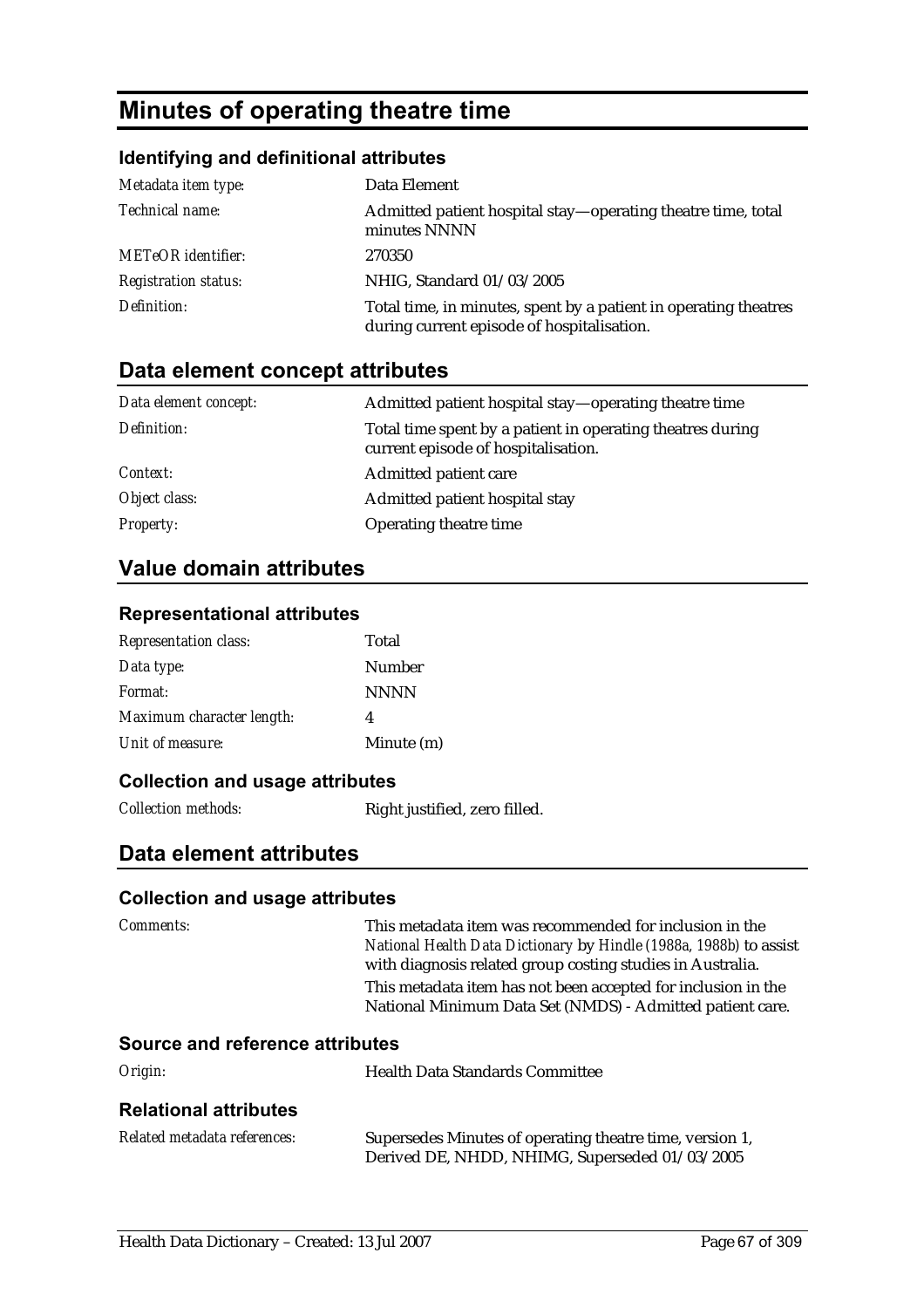# Minutes of operating theatre time

### Identifying and definitional attributes

| | |
|---|---|
| *Metadata item type:* | Data Element |
| *Technical name:* | Admitted patient hospital stay—operating theatre time, total minutes NNNN |
| *METeOR identifier:* | 270350 |
| *Registration status:* | NHIG, Standard 01/03/2005 |
| *Definition:* | Total time, in minutes, spent by a patient in operating theatres during current episode of hospitalisation. |

## Data element concept attributes

| | |
|---|---|
| *Data element concept:* | Admitted patient hospital stay—operating theatre time |
| *Definition:* | Total time spent by a patient in operating theatres during current episode of hospitalisation. |
| *Context:* | Admitted patient care |
| *Object class:* | Admitted patient hospital stay |
| *Property:* | Operating theatre time |

## Value domain attributes

### Representational attributes

| | |
|---|---|
| *Representation class:* | Total |
| *Data type:* | Number |
| *Format:* | NNNN |
| *Maximum character length:* | 4 |
| *Unit of measure:* | Minute (m) |

### Collection and usage attributes

| | |
|---|---|
| *Collection methods:* | Right justified, zero filled. |

## Data element attributes

### Collection and usage attributes

| | |
|---|---|
| *Comments:* | This metadata item was recommended for inclusion in the *National Health Data Dictionary* by *Hindle (1988a, 1988b)* to assist with diagnosis related group costing studies in Australia.<br>This metadata item has not been accepted for inclusion in the National Minimum Data Set (NMDS) - Admitted patient care. |

### Source and reference attributes

| | |
|---|---|
| *Origin:* | Health Data Standards Committee |

### Relational attributes

| | |
|---|---|
| *Related metadata references:* | Supersedes Minutes of operating theatre time, version 1, Derived DE, NHDD, NHIMG, Superseded 01/03/2005 |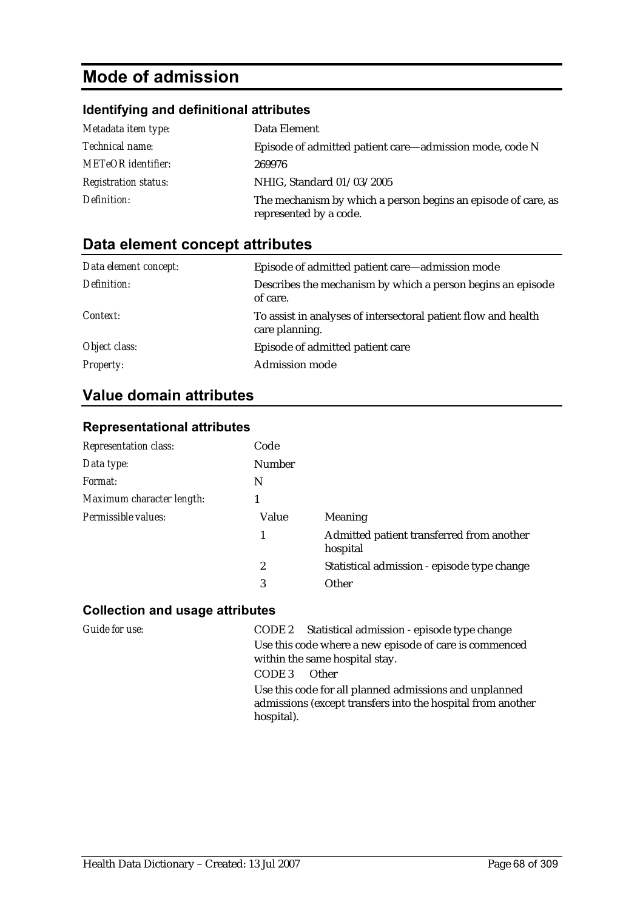# Mode of admission

## Identifying and definitional attributes

| | |
|---|---|
| *Metadata item type:* | Data Element |
| *Technical name:* | Episode of admitted patient care—admission mode, code N |
| *METeOR identifier:* | 269976 |
| *Registration status:* | NHIG, Standard 01/03/2005 |
| *Definition:* | The mechanism by which a person begins an episode of care, as represented by a code. |

## Data element concept attributes

| | |
|---|---|
| *Data element concept:* | Episode of admitted patient care—admission mode |
| *Definition:* | Describes the mechanism by which a person begins an episode of care. |
| *Context:* | To assist in analyses of intersectoral patient flow and health care planning. |
| *Object class:* | Episode of admitted patient care |
| *Property:* | Admission mode |

## Value domain attributes

### Representational attributes

| | | |
|---|---|---|
| *Representation class:* | Code | |
| *Data type:* | Number | |
| *Format:* | N | |
| *Maximum character length:* | 1 | |
| *Permissible values:* | **Value** | **Meaning** |
| | 1 | Admitted patient transferred from another hospital |
| | 2 | Statistical admission - episode type change |
| | 3 | Other |

### Collection and usage attributes

*Guide for use:*

CODE 2 Statistical admission - episode type change

Use this code where a new episode of care is commenced within the same hospital stay.

CODE 3 Other

Use this code for all planned admissions and unplanned admissions (except transfers into the hospital from another hospital).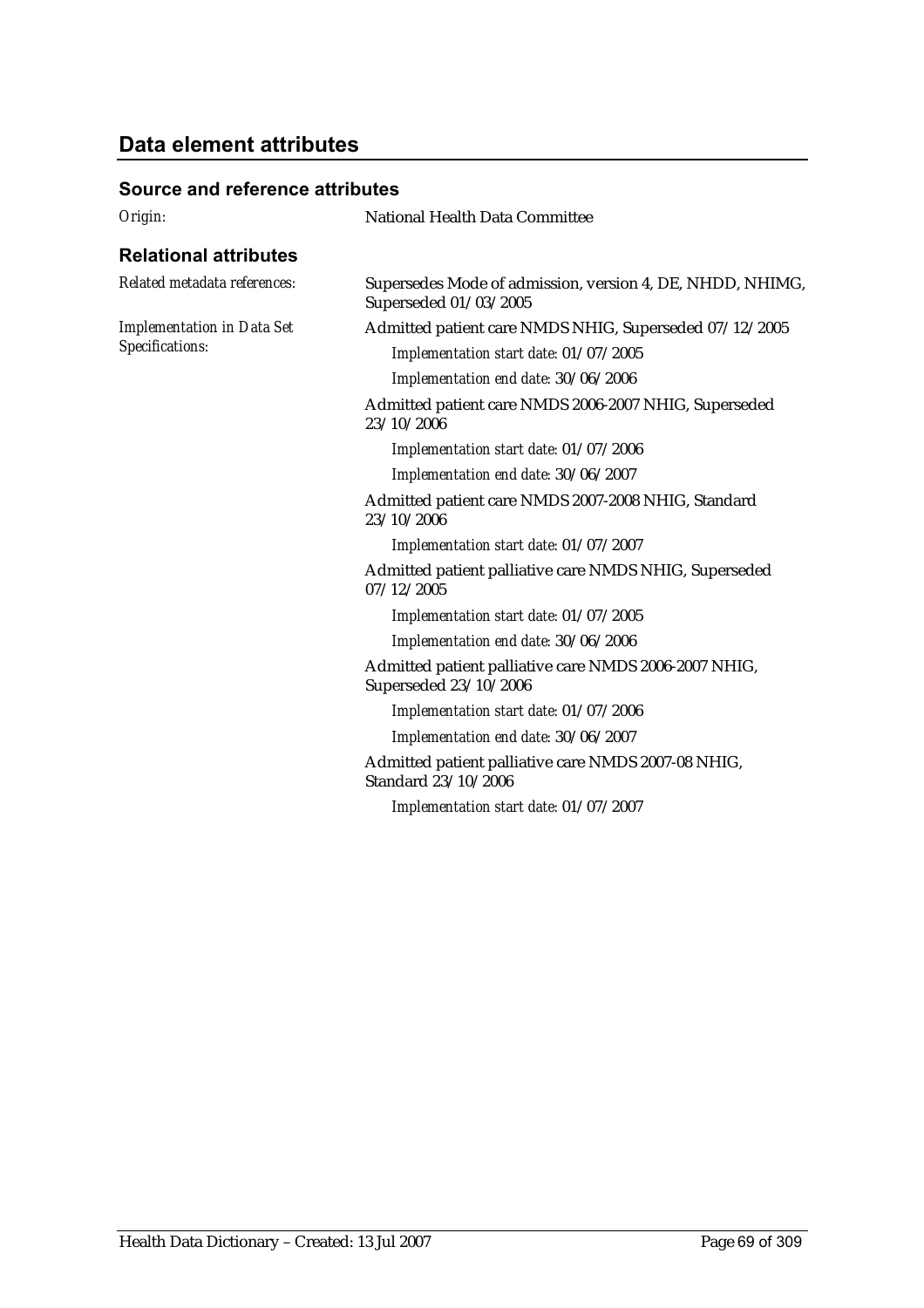## Data element attributes

### Source and reference attributes

*Origin:* National Health Data Committee

### Relational attributes

*Related metadata references:* Supersedes Mode of admission, version 4, DE, NHDD, NHIMG, Superseded 01/03/2005

*Implementation in Data Set Specifications:*

Admitted patient care NMDS NHIG, Superseded 07/12/2005

*Implementation start date:* 01/07/2005

*Implementation end date:* 30/06/2006

Admitted patient care NMDS 2006-2007 NHIG, Superseded 23/10/2006

*Implementation start date:* 01/07/2006

*Implementation end date:* 30/06/2007

Admitted patient care NMDS 2007-2008 NHIG, Standard 23/10/2006

*Implementation start date:* 01/07/2007

Admitted patient palliative care NMDS NHIG, Superseded 07/12/2005

*Implementation start date:* 01/07/2005

*Implementation end date:* 30/06/2006

Admitted patient palliative care NMDS 2006-2007 NHIG, Superseded 23/10/2006

*Implementation start date:* 01/07/2006

*Implementation end date:* 30/06/2007

Admitted patient palliative care NMDS 2007-08 NHIG, Standard 23/10/2006

*Implementation start date:* 01/07/2007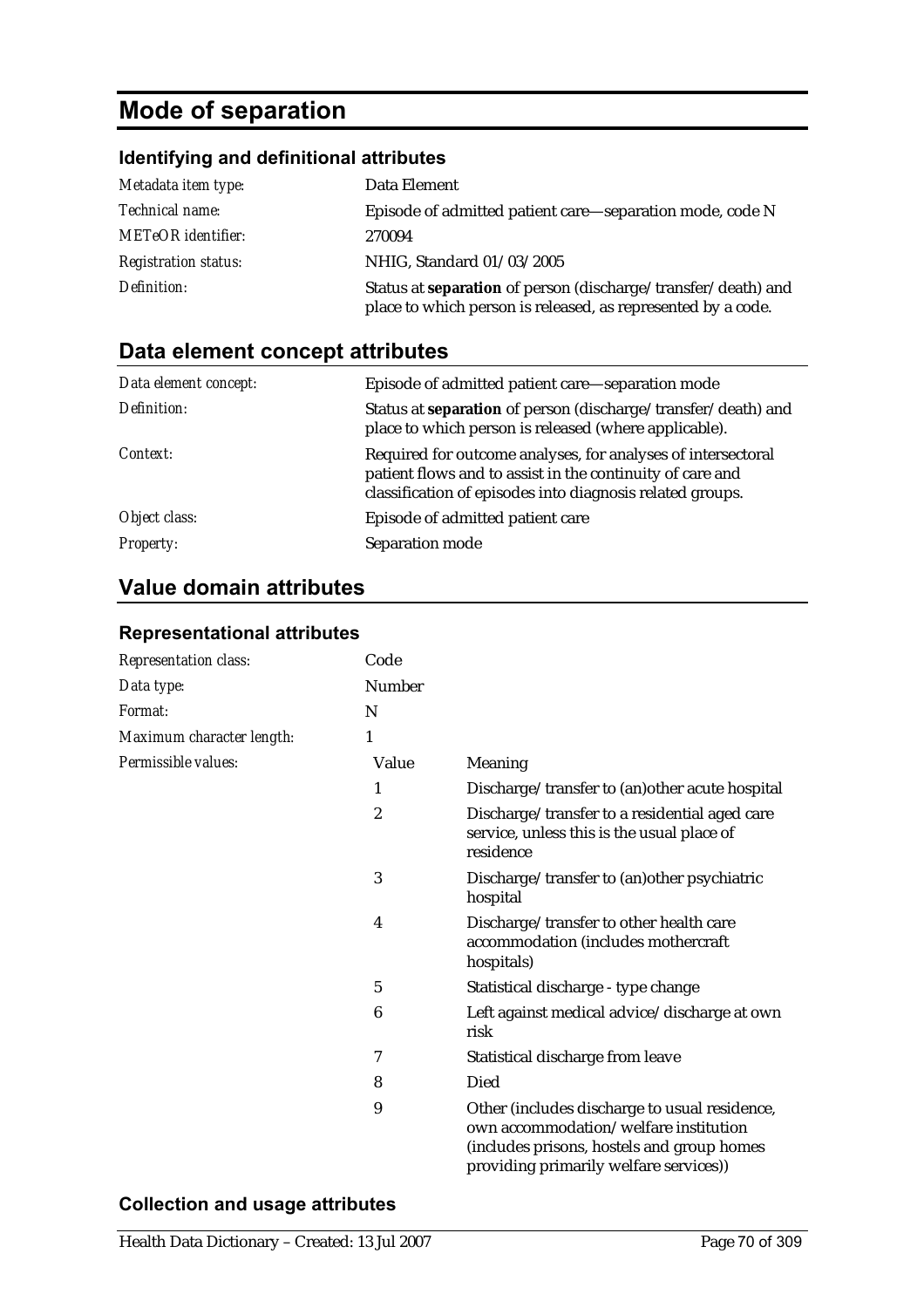# Mode of separation

### Identifying and definitional attributes

| | |
|---|---|
| *Metadata item type:* | Data Element |
| *Technical name:* | Episode of admitted patient care—separation mode, code N |
| *METeOR identifier:* | 270094 |
| *Registration status:* | NHIG, Standard 01/03/2005 |
| *Definition:* | Status at **separation** of person (discharge/transfer/death) and place to which person is released, as represented by a code. |

## Data element concept attributes

| | |
|---|---|
| *Data element concept:* | Episode of admitted patient care—separation mode |
| *Definition:* | Status at **separation** of person (discharge/transfer/death) and place to which person is released (where applicable). |
| *Context:* | Required for outcome analyses, for analyses of intersectoral patient flows and to assist in the continuity of care and classification of episodes into diagnosis related groups. |
| *Object class:* | Episode of admitted patient care |
| *Property:* | Separation mode |

## Value domain attributes

### Representational attributes

| | | |
|---|---|---|
| *Representation class:* | Code | |
| *Data type:* | Number | |
| *Format:* | N | |
| *Maximum character length:* | 1 | |
| *Permissible values:* | **Value** | **Meaning** |
| | 1 | Discharge/transfer to (an)other acute hospital |
| | 2 | Discharge/transfer to a residential aged care service, unless this is the usual place of residence |
| | 3 | Discharge/transfer to (an)other psychiatric hospital |
| | 4 | Discharge/transfer to other health care accommodation (includes mothercraft hospitals) |
| | 5 | Statistical discharge - type change |
| | 6 | Left against medical advice/discharge at own risk |
| | 7 | Statistical discharge from leave |
| | 8 | Died |
| | 9 | Other (includes discharge to usual residence, own accommodation/welfare institution (includes prisons, hostels and group homes providing primarily welfare services)) |

### Collection and usage attributes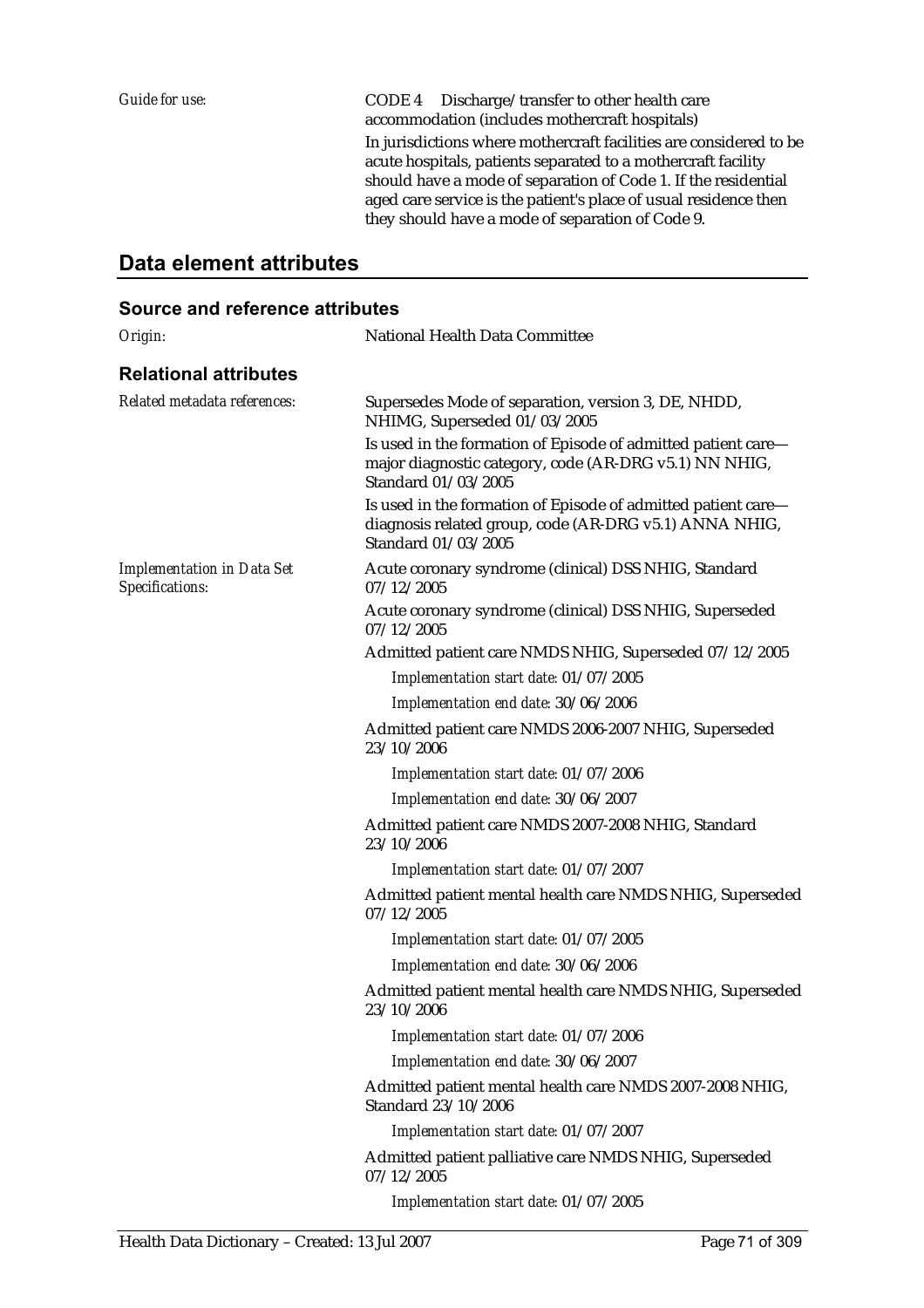*Guide for use:* CODE 4 Discharge/transfer to other health care accommodation (includes mothercraft hospitals)

In jurisdictions where mothercraft facilities are considered to be acute hospitals, patients separated to a mothercraft facility should have a mode of separation of Code 1. If the residential aged care service is the patient's place of usual residence then they should have a mode of separation of Code 9.

## Data element attributes

### Source and reference attributes

*Origin:* National Health Data Committee

### Relational attributes

*Related metadata references:*

Supersedes Mode of separation, version 3, DE, NHDD, NHIMG, Superseded 01/03/2005

Is used in the formation of Episode of admitted patient care—major diagnostic category, code (AR-DRG v5.1) NN NHIG, Standard 01/03/2005

Is used in the formation of Episode of admitted patient care—diagnosis related group, code (AR-DRG v5.1) ANNA NHIG, Standard 01/03/2005

*Implementation in Data Set Specifications:*

Acute coronary syndrome (clinical) DSS NHIG, Standard 07/12/2005

Acute coronary syndrome (clinical) DSS NHIG, Superseded 07/12/2005

Admitted patient care NMDS NHIG, Superseded 07/12/2005

*Implementation start date:* 01/07/2005

*Implementation end date:* 30/06/2006

Admitted patient care NMDS 2006-2007 NHIG, Superseded 23/10/2006

*Implementation start date:* 01/07/2006

*Implementation end date:* 30/06/2007

Admitted patient care NMDS 2007-2008 NHIG, Standard 23/10/2006

*Implementation start date:* 01/07/2007

Admitted patient mental health care NMDS NHIG, Superseded 07/12/2005

*Implementation start date:* 01/07/2005

*Implementation end date:* 30/06/2006

Admitted patient mental health care NMDS NHIG, Superseded 23/10/2006

*Implementation start date:* 01/07/2006

*Implementation end date:* 30/06/2007

Admitted patient mental health care NMDS 2007-2008 NHIG, Standard 23/10/2006

*Implementation start date:* 01/07/2007

Admitted patient palliative care NMDS NHIG, Superseded 07/12/2005

*Implementation start date:* 01/07/2005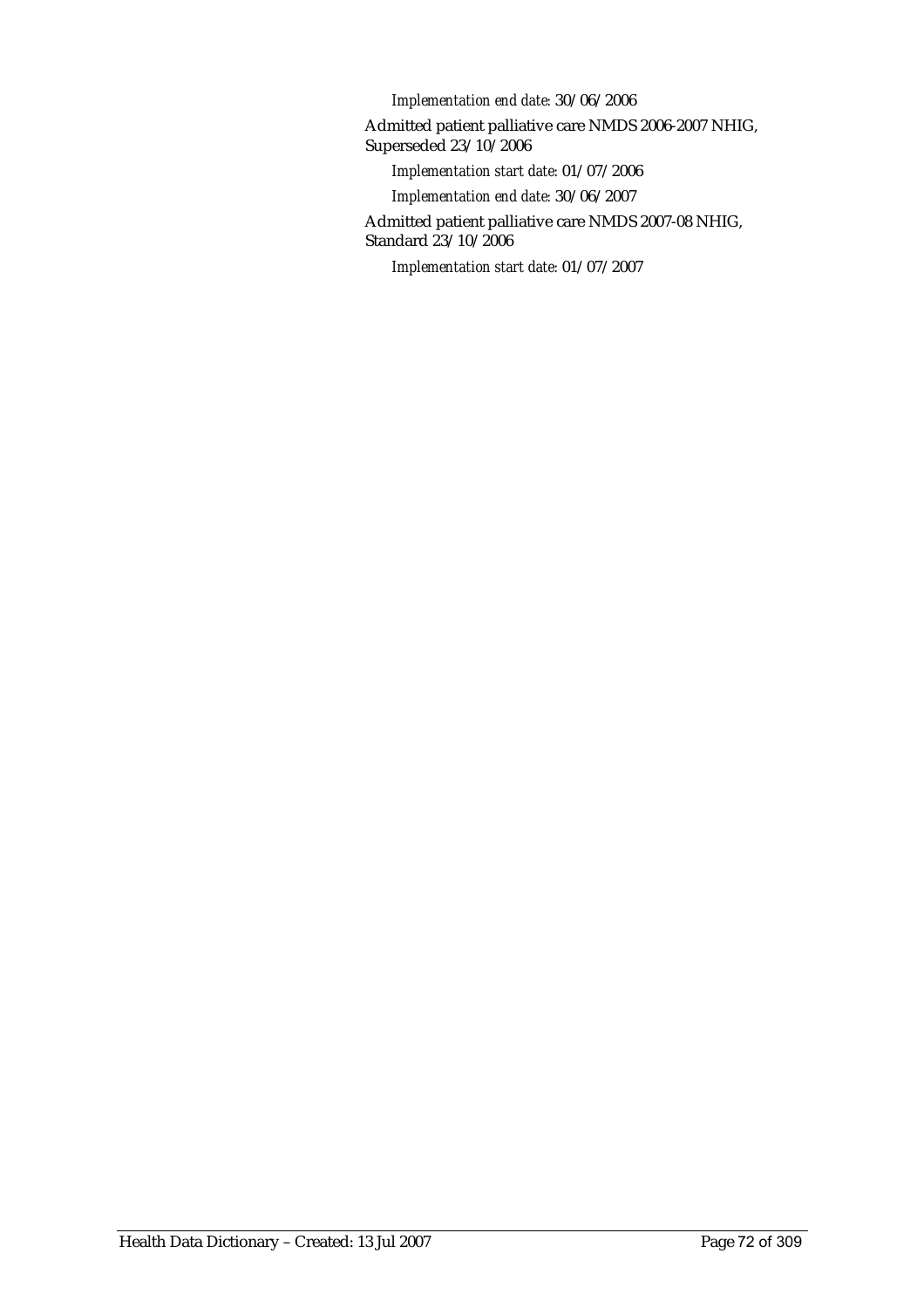*Implementation end date:* 30/06/2006

Admitted patient palliative care NMDS 2006-2007 NHIG, Superseded 23/10/2006

*Implementation start date:* 01/07/2006

*Implementation end date:* 30/06/2007

Admitted patient palliative care NMDS 2007-08 NHIG, Standard 23/10/2006

*Implementation start date:* 01/07/2007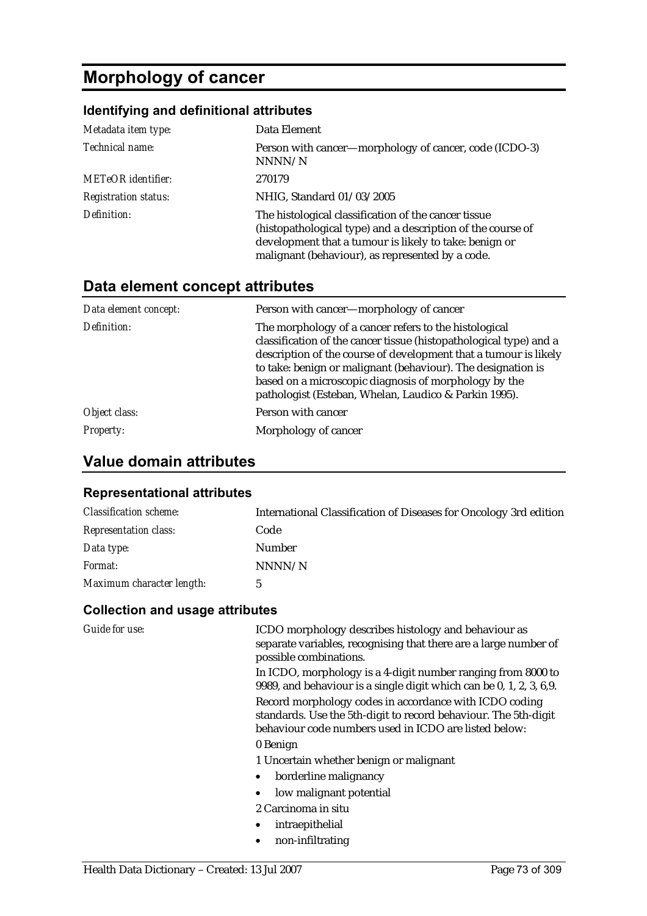# Morphology of cancer

### Identifying and definitional attributes

| | |
|---|---|
| *Metadata item type:* | Data Element |
| *Technical name:* | Person with cancer—morphology of cancer, code (ICDO-3) NNNN/N |
| *METeOR identifier:* | 270179 |
| *Registration status:* | NHIG, Standard 01/03/2005 |
| *Definition:* | The histological classification of the cancer tissue (histopathological type) and a description of the course of development that a tumour is likely to take: benign or malignant (behaviour), as represented by a code. |

## Data element concept attributes

| | |
|---|---|
| *Data element concept:* | Person with cancer—morphology of cancer |
| *Definition:* | The morphology of a cancer refers to the histological classification of the cancer tissue (histopathological type) and a description of the course of development that a tumour is likely to take: benign or malignant (behaviour). The designation is based on a microscopic diagnosis of morphology by the pathologist (Esteban, Whelan, Laudico & Parkin 1995). |
| *Object class:* | Person with cancer |
| *Property:* | Morphology of cancer |

## Value domain attributes

### Representational attributes

| | |
|---|---|
| *Classification scheme:* | International Classification of Diseases for Oncology 3rd edition |
| *Representation class:* | Code |
| *Data type:* | Number |
| *Format:* | NNNN/N |
| *Maximum character length:* | 5 |

### Collection and usage attributes

*Guide for use:*

ICDO morphology describes histology and behaviour as separate variables, recognising that there are a large number of possible combinations.

In ICDO, morphology is a 4-digit number ranging from 8000 to 9989, and behaviour is a single digit which can be 0, 1, 2, 3, 6,9.

Record morphology codes in accordance with ICDO coding standards. Use the 5th-digit to record behaviour. The 5th-digit behaviour code numbers used in ICDO are listed below:

0 Benign

1 Uncertain whether benign or malignant

- borderline malignancy
- low malignant potential

2 Carcinoma in situ

- intraepithelial
- non-infiltrating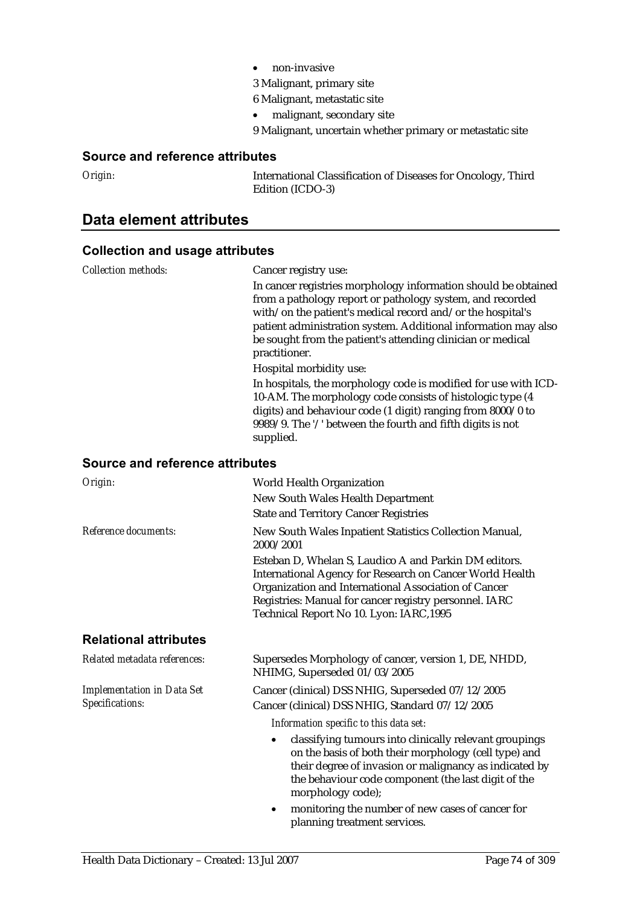- non-invasive

3 Malignant, primary site

6 Malignant, metastatic site

- malignant, secondary site

9 Malignant, uncertain whether primary or metastatic site

### Source and reference attributes

*Origin:* International Classification of Diseases for Oncology, Third Edition (ICDO-3)

## Data element attributes

### Collection and usage attributes

*Collection methods:*

Cancer registry use:

In cancer registries morphology information should be obtained from a pathology report or pathology system, and recorded with/on the patient's medical record and/or the hospital's patient administration system. Additional information may also be sought from the patient's attending clinician or medical practitioner.

Hospital morbidity use:

In hospitals, the morphology code is modified for use with ICD-10-AM. The morphology code consists of histologic type (4 digits) and behaviour code (1 digit) ranging from 8000/0 to 9989/9. The '/' between the fourth and fifth digits is not supplied.

### Source and reference attributes

*Origin:*

World Health Organization

New South Wales Health Department

State and Territory Cancer Registries

*Reference documents:*

New South Wales Inpatient Statistics Collection Manual, 2000/2001

Esteban D, Whelan S, Laudico A and Parkin DM editors. International Agency for Research on Cancer World Health Organization and International Association of Cancer Registries: Manual for cancer registry personnel. IARC Technical Report No 10. Lyon: IARC,1995

### Relational attributes

*Related metadata references:* Supersedes Morphology of cancer, version 1, DE, NHDD, NHIMG, Superseded 01/03/2005

*Implementation in Data Set Specifications:*

Cancer (clinical) DSS NHIG, Superseded 07/12/2005

Cancer (clinical) DSS NHIG, Standard 07/12/2005

*Information specific to this data set:*

- classifying tumours into clinically relevant groupings on the basis of both their morphology (cell type) and their degree of invasion or malignancy as indicated by the behaviour code component (the last digit of the morphology code);
- monitoring the number of new cases of cancer for planning treatment services.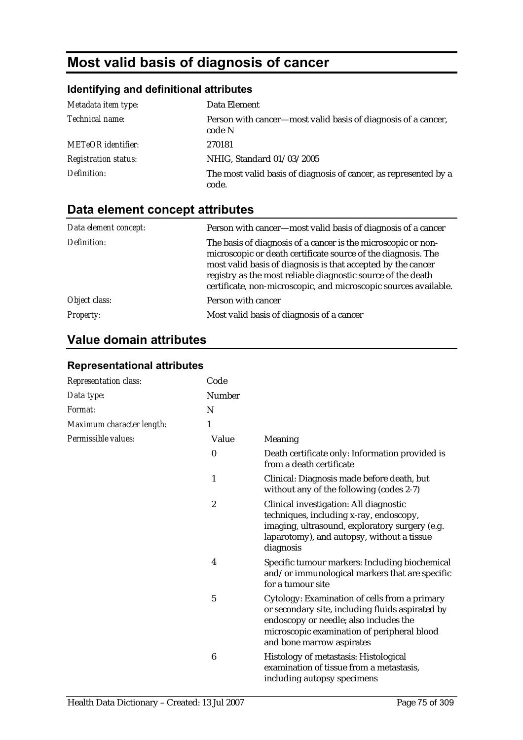# Most valid basis of diagnosis of cancer

### Identifying and definitional attributes

| | |
|---|---|
| *Metadata item type:* | Data Element |
| *Technical name:* | Person with cancer—most valid basis of diagnosis of a cancer, code N |
| *METeOR identifier:* | 270181 |
| *Registration status:* | NHIG, Standard 01/03/2005 |
| *Definition:* | The most valid basis of diagnosis of cancer, as represented by a code. |

## Data element concept attributes

| | |
|---|---|
| *Data element concept:* | Person with cancer—most valid basis of diagnosis of a cancer |
| *Definition:* | The basis of diagnosis of a cancer is the microscopic or non-microscopic or death certificate source of the diagnosis. The most valid basis of diagnosis is that accepted by the cancer registry as the most reliable diagnostic source of the death certificate, non-microscopic, and microscopic sources available. |
| *Object class:* | Person with cancer |
| *Property:* | Most valid basis of diagnosis of a cancer |

## Value domain attributes

### Representational attributes

| | | |
|---|---|---|
| *Representation class:* | Code | |
| *Data type:* | Number | |
| *Format:* | N | |
| *Maximum character length:* | 1 | |
| *Permissible values:* | Value | Meaning |
| | 0 | Death certificate only: Information provided is from a death certificate |
| | 1 | Clinical: Diagnosis made before death, but without any of the following (codes 2-7) |
| | 2 | Clinical investigation: All diagnostic techniques, including x-ray, endoscopy, imaging, ultrasound, exploratory surgery (e.g. laparotomy), and autopsy, without a tissue diagnosis |
| | 4 | Specific tumour markers: Including biochemical and/or immunological markers that are specific for a tumour site |
| | 5 | Cytology: Examination of cells from a primary or secondary site, including fluids aspirated by endoscopy or needle; also includes the microscopic examination of peripheral blood and bone marrow aspirates |
| | 6 | Histology of metastasis: Histological examination of tissue from a metastasis, including autopsy specimens |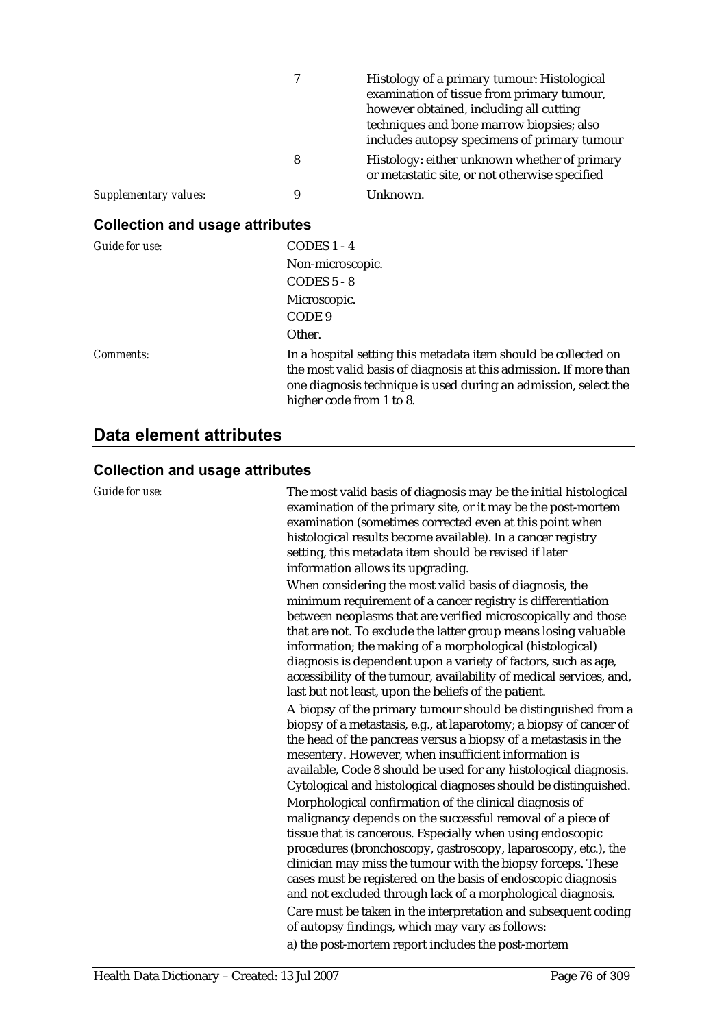| | | |
|---|---|---|
| | 7 | Histology of a primary tumour: Histological examination of tissue from primary tumour, however obtained, including all cutting techniques and bone marrow biopsies; also includes autopsy specimens of primary tumour |
| | 8 | Histology: either unknown whether of primary or metastatic site, or not otherwise specified |
| *Supplementary values:* | 9 | Unknown. |

### Collection and usage attributes

*Guide for use:*

CODES 1 - 4
Non-microscopic.
CODES 5 - 8
Microscopic.
CODE 9
Other.

*Comments:*

In a hospital setting this metadata item should be collected on the most valid basis of diagnosis at this admission. If more than one diagnosis technique is used during an admission, select the higher code from 1 to 8.

## Data element attributes

### Collection and usage attributes

*Guide for use:*

The most valid basis of diagnosis may be the initial histological examination of the primary site, or it may be the post-mortem examination (sometimes corrected even at this point when histological results become available). In a cancer registry setting, this metadata item should be revised if later information allows its upgrading.

When considering the most valid basis of diagnosis, the minimum requirement of a cancer registry is differentiation between neoplasms that are verified microscopically and those that are not. To exclude the latter group means losing valuable information; the making of a morphological (histological) diagnosis is dependent upon a variety of factors, such as age, accessibility of the tumour, availability of medical services, and, last but not least, upon the beliefs of the patient.

A biopsy of the primary tumour should be distinguished from a biopsy of a metastasis, e.g., at laparotomy; a biopsy of cancer of the head of the pancreas versus a biopsy of a metastasis in the mesentery. However, when insufficient information is available, Code 8 should be used for any histological diagnosis. Cytological and histological diagnoses should be distinguished.

Morphological confirmation of the clinical diagnosis of malignancy depends on the successful removal of a piece of tissue that is cancerous. Especially when using endoscopic procedures (bronchoscopy, gastroscopy, laparoscopy, etc.), the clinician may miss the tumour with the biopsy forceps. These cases must be registered on the basis of endoscopic diagnosis and not excluded through lack of a morphological diagnosis.

Care must be taken in the interpretation and subsequent coding of autopsy findings, which may vary as follows:

a) the post-mortem report includes the post-mortem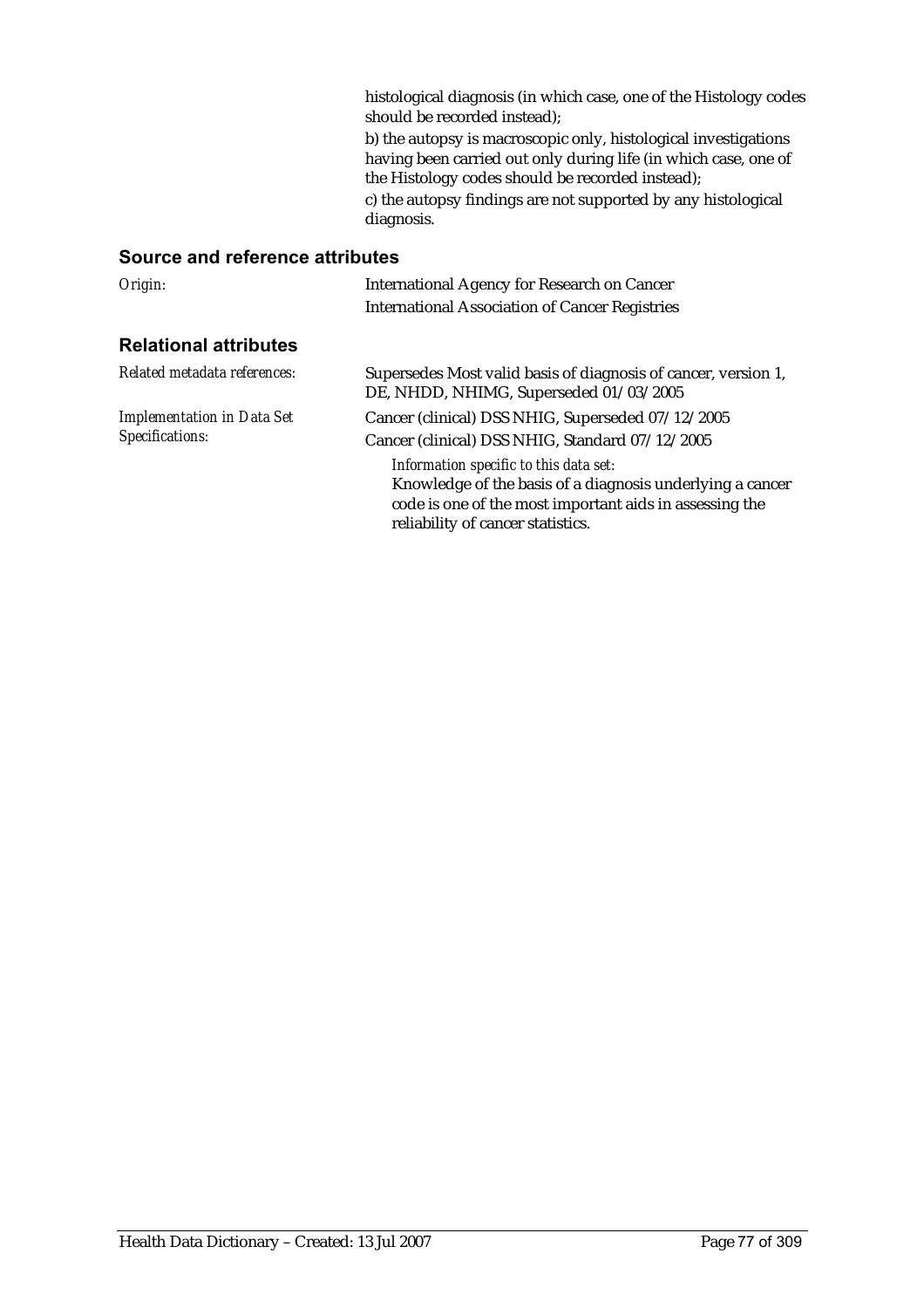histological diagnosis (in which case, one of the Histology codes should be recorded instead);

b) the autopsy is macroscopic only, histological investigations having been carried out only during life (in which case, one of the Histology codes should be recorded instead);

c) the autopsy findings are not supported by any histological diagnosis.

## Source and reference attributes

*Origin:* International Agency for Research on Cancer
International Association of Cancer Registries

## Relational attributes

*Related metadata references:* Supersedes Most valid basis of diagnosis of cancer, version 1, DE, NHDD, NHIMG, Superseded 01/03/2005

*Implementation in Data Set Specifications:* Cancer (clinical) DSS NHIG, Superseded 07/12/2005
Cancer (clinical) DSS NHIG, Standard 07/12/2005

*Information specific to this data set:*
Knowledge of the basis of a diagnosis underlying a cancer code is one of the most important aids in assessing the reliability of cancer statistics.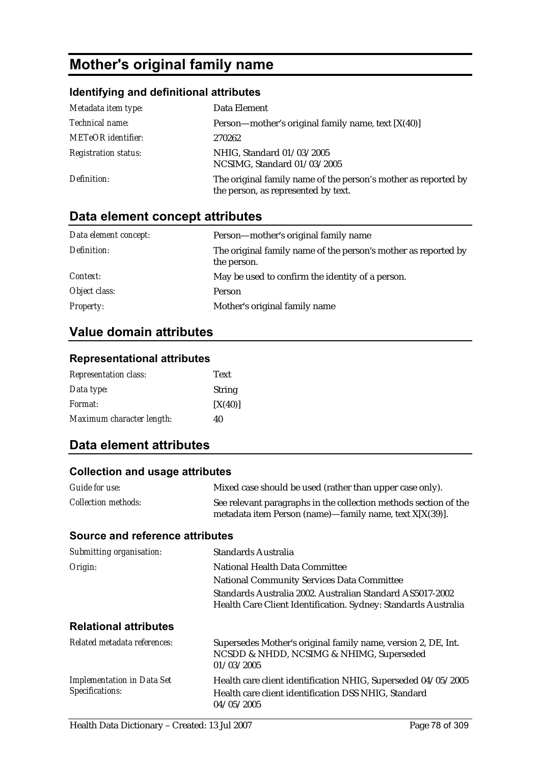# Mother's original family name

### Identifying and definitional attributes

| | |
|---|---|
| *Metadata item type:* | Data Element |
| *Technical name:* | Person—mother's original family name, text [X(40)] |
| *METeOR identifier:* | 270262 |
| *Registration status:* | NHIG, Standard 01/03/2005<br>NCSIMG, Standard 01/03/2005 |
| *Definition:* | The original family name of the person's mother as reported by the person, as represented by text. |

## Data element concept attributes

| | |
|---|---|
| *Data element concept:* | Person—mother's original family name |
| *Definition:* | The original family name of the person's mother as reported by the person. |
| *Context:* | May be used to confirm the identity of a person. |
| *Object class:* | Person |
| *Property:* | Mother's original family name |

## Value domain attributes

### Representational attributes

| | |
|---|---|
| *Representation class:* | Text |
| *Data type:* | String |
| *Format:* | [X(40)] |
| *Maximum character length:* | 40 |

## Data element attributes

### Collection and usage attributes

| | |
|---|---|
| *Guide for use:* | Mixed case should be used (rather than upper case only). |
| *Collection methods:* | See relevant paragraphs in the collection methods section of the metadata item Person (name)—family name, text X[X(39)]. |

### Source and reference attributes

| | |
|---|---|
| *Submitting organisation:* | Standards Australia |
| *Origin:* | National Health Data Committee<br>National Community Services Data Committee<br>Standards Australia 2002. Australian Standard AS5017-2002 Health Care Client Identification. Sydney: Standards Australia |

### Relational attributes

| | |
|---|---|
| *Related metadata references:* | Supersedes Mother's original family name, version 2, DE, Int. NCSDD & NHDD, NCSIMG & NHIMG, Superseded 01/03/2005 |
| *Implementation in Data Set Specifications:* | Health care client identification NHIG, Superseded 04/05/2005<br>Health care client identification DSS NHIG, Standard 04/05/2005 |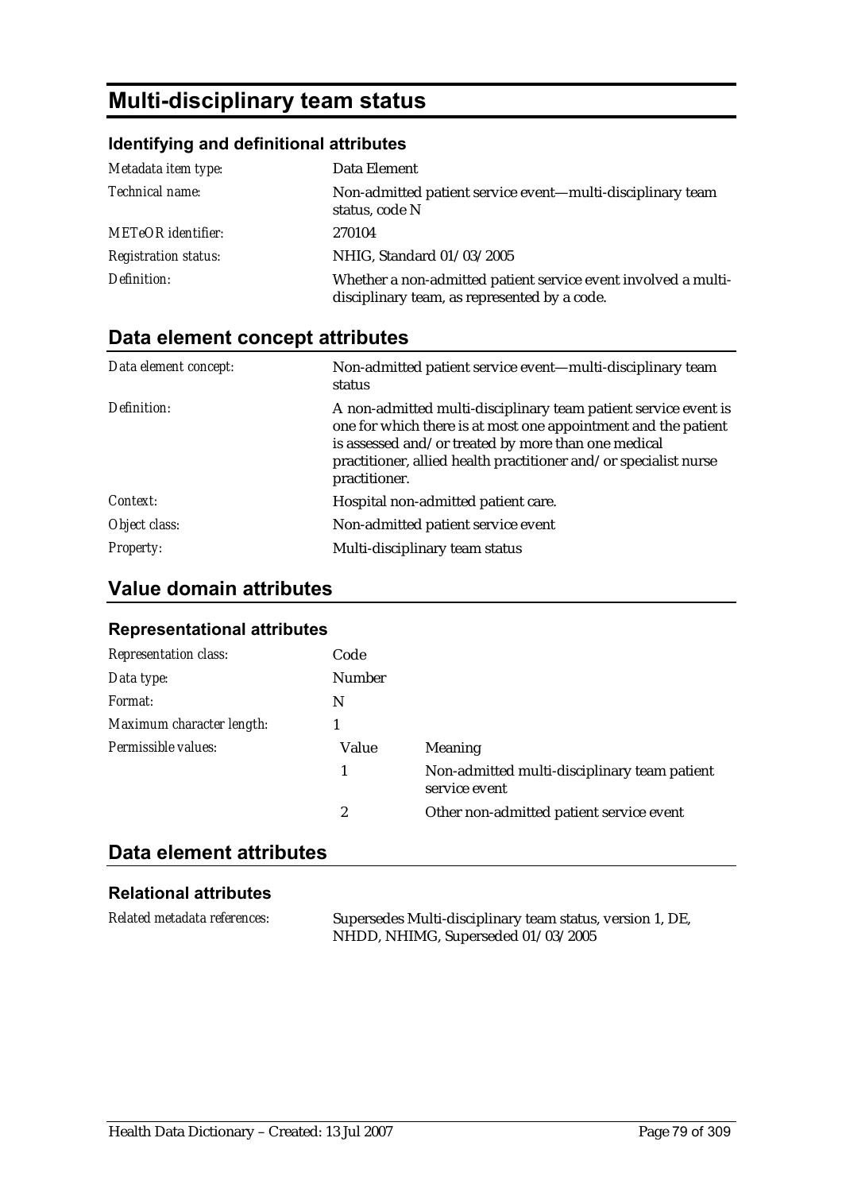# Multi-disciplinary team status

## Identifying and definitional attributes

| | |
|---|---|
| *Metadata item type:* | Data Element |
| *Technical name:* | Non-admitted patient service event—multi-disciplinary team status, code N |
| *METeOR identifier:* | 270104 |
| *Registration status:* | NHIG, Standard 01/03/2005 |
| *Definition:* | Whether a non-admitted patient service event involved a multi-disciplinary team, as represented by a code. |

## Data element concept attributes

| | |
|---|---|
| *Data element concept:* | Non-admitted patient service event—multi-disciplinary team status |
| *Definition:* | A non-admitted multi-disciplinary team patient service event is one for which there is at most one appointment and the patient is assessed and/or treated by more than one medical practitioner, allied health practitioner and/or specialist nurse practitioner. |
| *Context:* | Hospital non-admitted patient care. |
| *Object class:* | Non-admitted patient service event |
| *Property:* | Multi-disciplinary team status |

## Value domain attributes

### Representational attributes

| | | |
|---|---|---|
| *Representation class:* | Code | |
| *Data type:* | Number | |
| *Format:* | N | |
| *Maximum character length:* | 1 | |
| *Permissible values:* | Value | Meaning |
| | 1 | Non-admitted multi-disciplinary team patient service event |
| | 2 | Other non-admitted patient service event |

## Data element attributes

### Relational attributes

| | |
|---|---|
| *Related metadata references:* | Supersedes Multi-disciplinary team status, version 1, DE, NHDD, NHIMG, Superseded 01/03/2005 |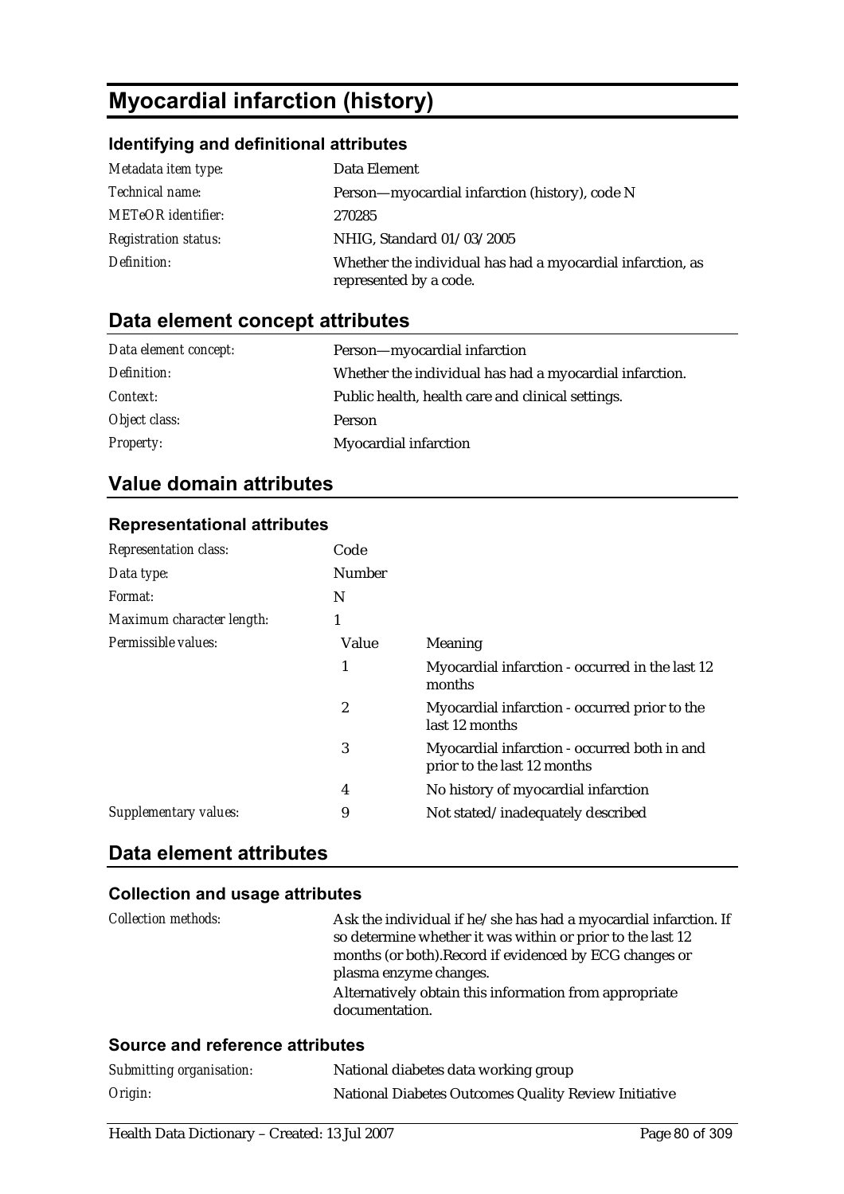# Myocardial infarction (history)

## Identifying and definitional attributes

| | |
|---|---|
| *Metadata item type:* | Data Element |
| *Technical name:* | Person—myocardial infarction (history), code N |
| *METeOR identifier:* | 270285 |
| *Registration status:* | NHIG, Standard 01/03/2005 |
| *Definition:* | Whether the individual has had a myocardial infarction, as represented by a code. |

## Data element concept attributes

| | |
|---|---|
| *Data element concept:* | Person—myocardial infarction |
| *Definition:* | Whether the individual has had a myocardial infarction. |
| *Context:* | Public health, health care and clinical settings. |
| *Object class:* | Person |
| *Property:* | Myocardial infarction |

## Value domain attributes

### Representational attributes

| | | |
|---|---|---|
| *Representation class:* | Code | |
| *Data type:* | Number | |
| *Format:* | N | |
| *Maximum character length:* | 1 | |
| *Permissible values:* | Value | Meaning |
| | 1 | Myocardial infarction - occurred in the last 12 months |
| | 2 | Myocardial infarction - occurred prior to the last 12 months |
| | 3 | Myocardial infarction - occurred both in and prior to the last 12 months |
| | 4 | No history of myocardial infarction |
| *Supplementary values:* | 9 | Not stated/inadequately described |

## Data element attributes

### Collection and usage attributes

| | |
|---|---|
| *Collection methods:* | Ask the individual if he/she has had a myocardial infarction. If so determine whether it was within or prior to the last 12 months (or both).Record if evidenced by ECG changes or plasma enzyme changes.<br>Alternatively obtain this information from appropriate documentation. |

### Source and reference attributes

| | |
|---|---|
| *Submitting organisation:* | National diabetes data working group |
| *Origin:* | National Diabetes Outcomes Quality Review Initiative |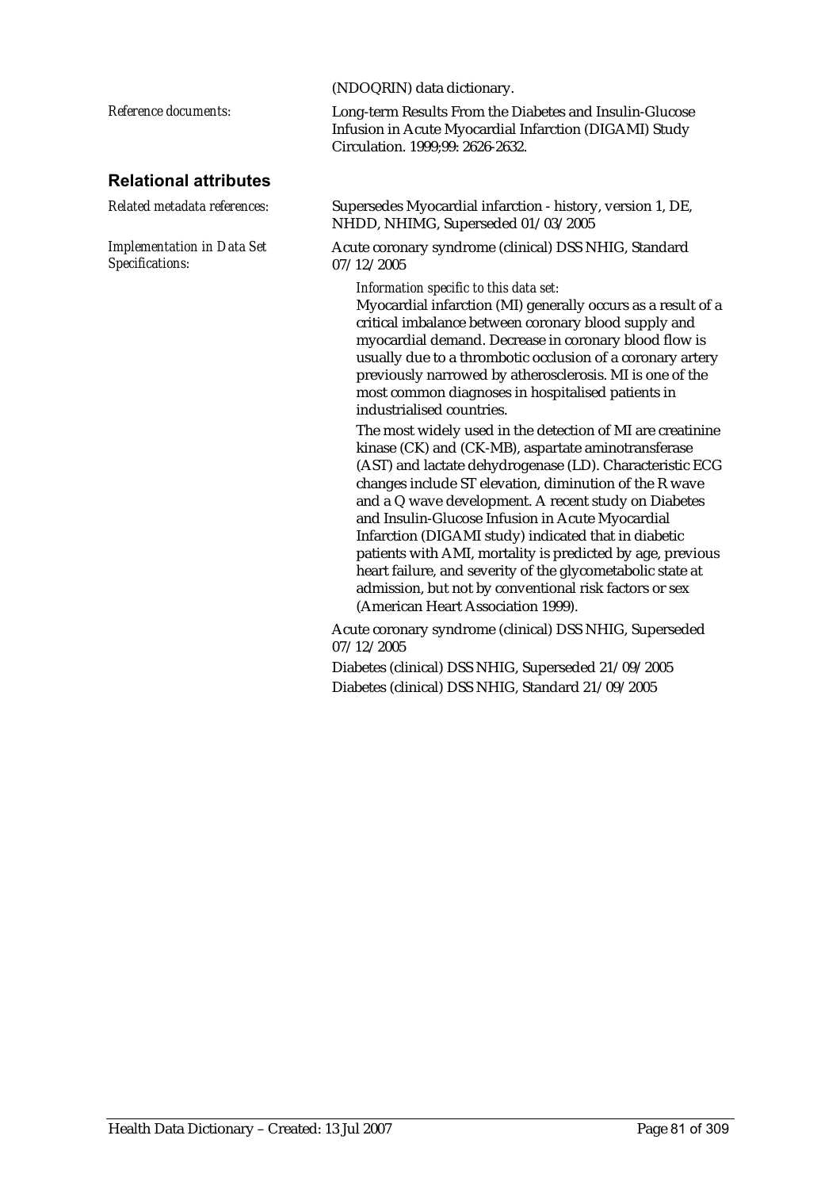(NDOQRIN) data dictionary.

*Reference documents:* Long-term Results From the Diabetes and Insulin-Glucose Infusion in Acute Myocardial Infarction (DIGAMI) Study Circulation. 1999;99: 2626-2632.

## Relational attributes

*Related metadata references:* Supersedes Myocardial infarction - history, version 1, DE, NHDD, NHIMG, Superseded 01/03/2005

*Implementation in Data Set Specifications:* Acute coronary syndrome (clinical) DSS NHIG, Standard 07/12/2005

*Information specific to this data set:*

Myocardial infarction (MI) generally occurs as a result of a critical imbalance between coronary blood supply and myocardial demand. Decrease in coronary blood flow is usually due to a thrombotic occlusion of a coronary artery previously narrowed by atherosclerosis. MI is one of the most common diagnoses in hospitalised patients in industrialised countries.

The most widely used in the detection of MI are creatinine kinase (CK) and (CK-MB), aspartate aminotransferase (AST) and lactate dehydrogenase (LD). Characteristic ECG changes include ST elevation, diminution of the R wave and a Q wave development. A recent study on Diabetes and Insulin-Glucose Infusion in Acute Myocardial Infarction (DIGAMI study) indicated that in diabetic patients with AMI, mortality is predicted by age, previous heart failure, and severity of the glycometabolic state at admission, but not by conventional risk factors or sex (American Heart Association 1999).

Acute coronary syndrome (clinical) DSS NHIG, Superseded 07/12/2005

Diabetes (clinical) DSS NHIG, Superseded 21/09/2005

Diabetes (clinical) DSS NHIG, Standard 21/09/2005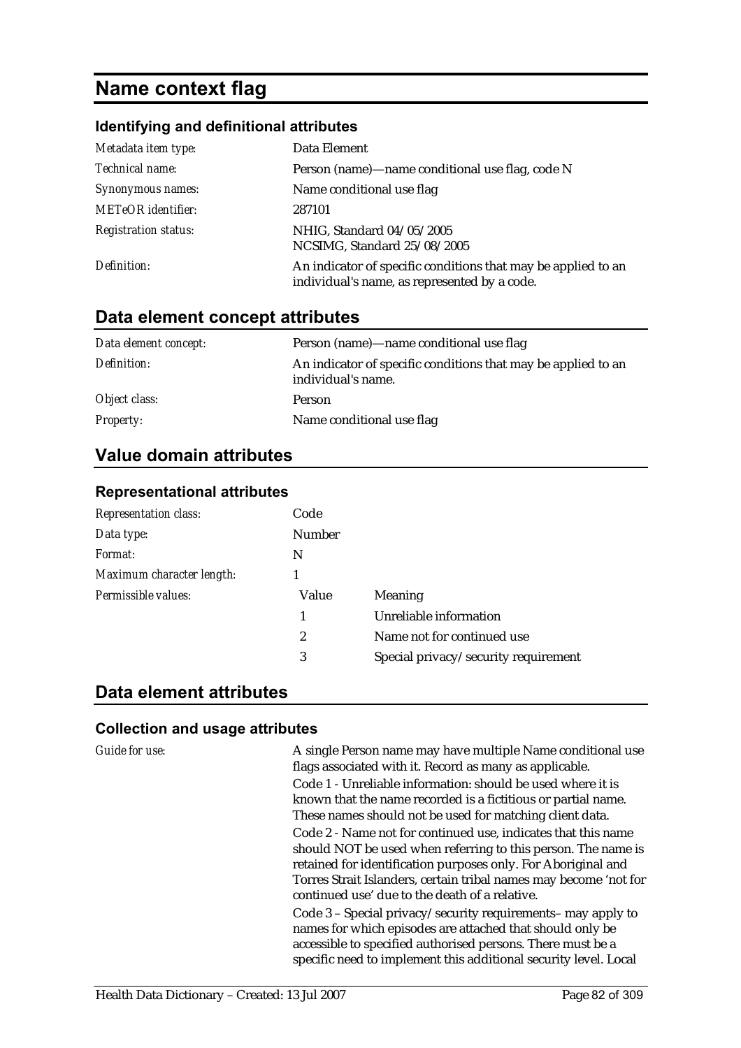# Name context flag

### Identifying and definitional attributes

| | |
|---|---|
| *Metadata item type:* | Data Element |
| *Technical name:* | Person (name)—name conditional use flag, code N |
| *Synonymous names:* | Name conditional use flag |
| *METeOR identifier:* | 287101 |
| *Registration status:* | NHIG, Standard 04/05/2005<br>NCSIMG, Standard 25/08/2005 |
| *Definition:* | An indicator of specific conditions that may be applied to an individual's name, as represented by a code. |

## Data element concept attributes

| | |
|---|---|
| *Data element concept:* | Person (name)—name conditional use flag |
| *Definition:* | An indicator of specific conditions that may be applied to an individual's name. |
| *Object class:* | Person |
| *Property:* | Name conditional use flag |

## Value domain attributes

### Representational attributes

| | | |
|---|---|---|
| *Representation class:* | Code | |
| *Data type:* | Number | |
| *Format:* | N | |
| *Maximum character length:* | 1 | |
| *Permissible values:* | Value | Meaning |
| | 1 | Unreliable information |
| | 2 | Name not for continued use |
| | 3 | Special privacy/security requirement |

## Data element attributes

### Collection and usage attributes

*Guide for use:*

A single Person name may have multiple Name conditional use flags associated with it. Record as many as applicable.

Code 1 - Unreliable information: should be used where it is known that the name recorded is a fictitious or partial name. These names should not be used for matching client data.

Code 2 - Name not for continued use, indicates that this name should NOT be used when referring to this person. The name is retained for identification purposes only. For Aboriginal and Torres Strait Islanders, certain tribal names may become 'not for continued use' due to the death of a relative.

Code 3 – Special privacy/security requirements– may apply to names for which episodes are attached that should only be accessible to specified authorised persons. There must be a specific need to implement this additional security level. Local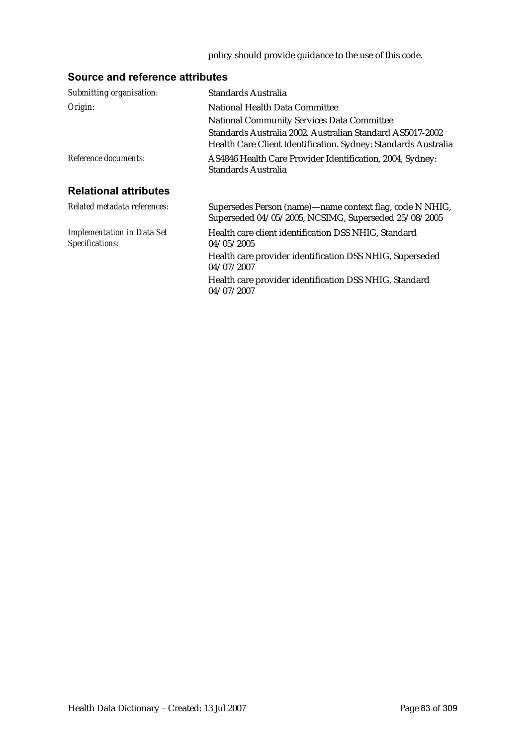policy should provide guidance to the use of this code.

## Source and reference attributes

| | |
|---|---|
| *Submitting organisation:* | Standards Australia |
| *Origin:* | National Health Data Committee<br>National Community Services Data Committee<br>Standards Australia 2002. Australian Standard AS5017-2002 Health Care Client Identification. Sydney: Standards Australia |
| *Reference documents:* | AS4846 Health Care Provider Identification, 2004, Sydney: Standards Australia |

## Relational attributes

| | |
|---|---|
| *Related metadata references:* | Supersedes Person (name)—name context flag, code N NHIG, Superseded 04/05/2005, NCSIMG, Superseded 25/08/2005 |
| *Implementation in Data Set Specifications:* | Health care client identification DSS NHIG, Standard 04/05/2005<br>Health care provider identification DSS NHIG, Superseded 04/07/2007<br>Health care provider identification DSS NHIG, Standard 04/07/2007 |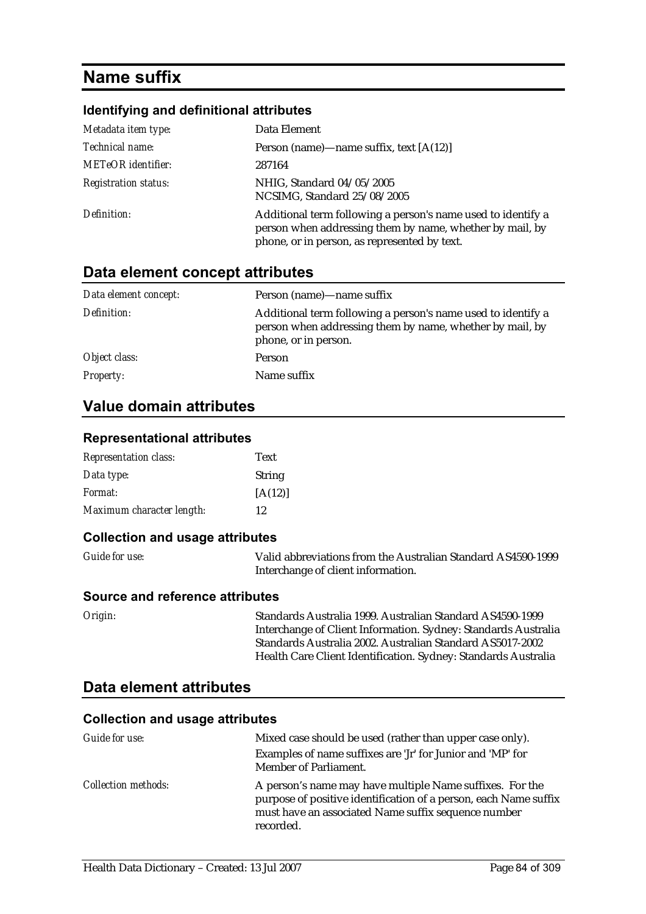# Name suffix

### Identifying and definitional attributes

| | |
|---|---|
| *Metadata item type:* | Data Element |
| *Technical name:* | Person (name)—name suffix, text [A(12)] |
| *METeOR identifier:* | 287164 |
| *Registration status:* | NHIG, Standard 04/05/2005<br>NCSIMG, Standard 25/08/2005 |
| *Definition:* | Additional term following a person's name used to identify a person when addressing them by name, whether by mail, by phone, or in person, as represented by text. |

## Data element concept attributes

| | |
|---|---|
| *Data element concept:* | Person (name)—name suffix |
| *Definition:* | Additional term following a person's name used to identify a person when addressing them by name, whether by mail, by phone, or in person. |
| *Object class:* | Person |
| *Property:* | Name suffix |

## Value domain attributes

### Representational attributes

| | |
|---|---|
| *Representation class:* | Text |
| *Data type:* | String |
| *Format:* | [A(12)] |
| *Maximum character length:* | 12 |

### Collection and usage attributes

| | |
|---|---|
| *Guide for use:* | Valid abbreviations from the Australian Standard AS4590-1999 Interchange of client information. |

### Source and reference attributes

| | |
|---|---|
| *Origin:* | Standards Australia 1999. Australian Standard AS4590-1999 Interchange of Client Information. Sydney: Standards Australia<br>Standards Australia 2002. Australian Standard AS5017-2002 Health Care Client Identification. Sydney: Standards Australia |

## Data element attributes

### Collection and usage attributes

| | |
|---|---|
| *Guide for use:* | Mixed case should be used (rather than upper case only).<br>Examples of name suffixes are 'Jr' for Junior and 'MP' for Member of Parliament. |
| *Collection methods:* | A person's name may have multiple Name suffixes. For the purpose of positive identification of a person, each Name suffix must have an associated Name suffix sequence number recorded. |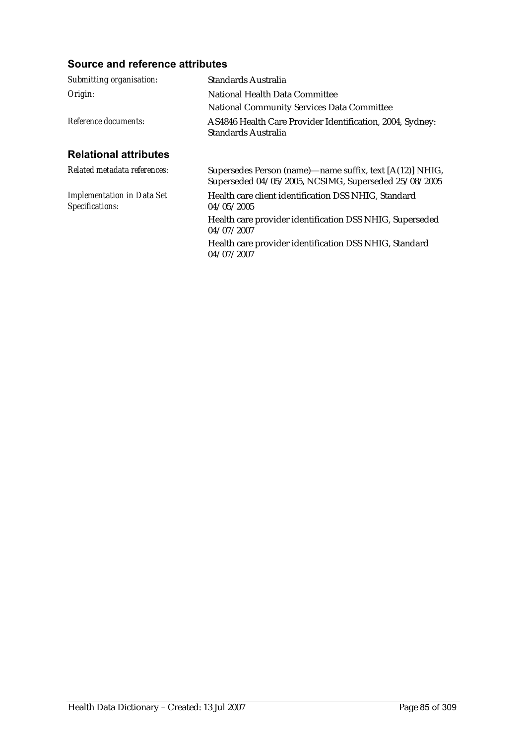### Source and reference attributes

| | |
|---|---|
| *Submitting organisation:* | Standards Australia |
| *Origin:* | National Health Data Committee<br>National Community Services Data Committee |
| *Reference documents:* | AS4846 Health Care Provider Identification, 2004, Sydney: Standards Australia |

### Relational attributes

| | |
|---|---|
| *Related metadata references:* | Supersedes Person (name)—name suffix, text [A(12)] NHIG, Superseded 04/05/2005, NCSIMG, Superseded 25/08/2005 |
| *Implementation in Data Set Specifications:* | Health care client identification DSS NHIG, Standard 04/05/2005<br>Health care provider identification DSS NHIG, Superseded 04/07/2007<br>Health care provider identification DSS NHIG, Standard 04/07/2007 |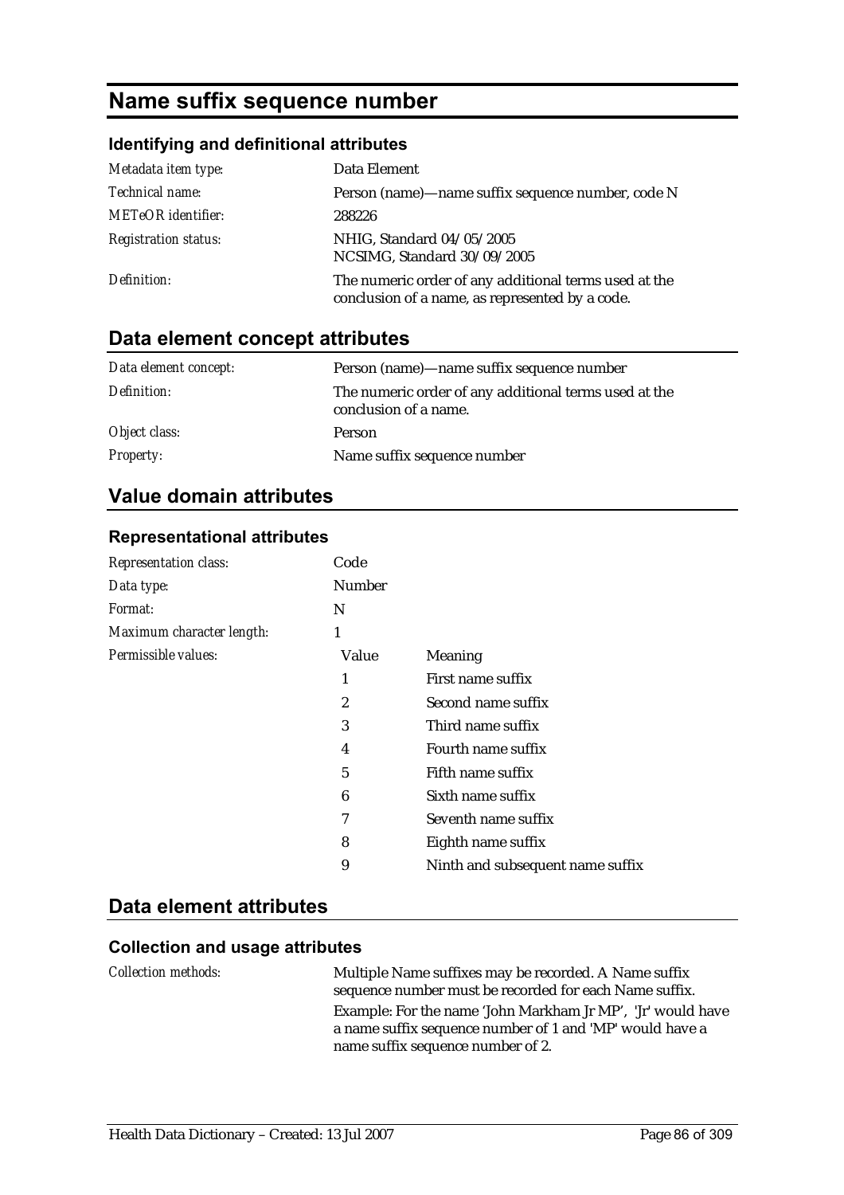# Name suffix sequence number

### Identifying and definitional attributes

| | |
|---|---|
| *Metadata item type:* | Data Element |
| *Technical name:* | Person (name)—name suffix sequence number, code N |
| *METeOR identifier:* | 288226 |
| *Registration status:* | NHIG, Standard 04/05/2005<br>NCSIMG, Standard 30/09/2005 |
| *Definition:* | The numeric order of any additional terms used at the conclusion of a name, as represented by a code. |

## Data element concept attributes

| | |
|---|---|
| *Data element concept:* | Person (name)—name suffix sequence number |
| *Definition:* | The numeric order of any additional terms used at the conclusion of a name. |
| *Object class:* | Person |
| *Property:* | Name suffix sequence number |

## Value domain attributes

### Representational attributes

| | | |
|---|---|---|
| *Representation class:* | Code | |
| *Data type:* | Number | |
| *Format:* | N | |
| *Maximum character length:* | 1 | |
| *Permissible values:* | **Value** | **Meaning** |
| | 1 | First name suffix |
| | 2 | Second name suffix |
| | 3 | Third name suffix |
| | 4 | Fourth name suffix |
| | 5 | Fifth name suffix |
| | 6 | Sixth name suffix |
| | 7 | Seventh name suffix |
| | 8 | Eighth name suffix |
| | 9 | Ninth and subsequent name suffix |

## Data element attributes

### Collection and usage attributes

*Collection methods:*

Multiple Name suffixes may be recorded. A Name suffix sequence number must be recorded for each Name suffix.

Example: For the name 'John Markham Jr MP', 'Jr' would have a name suffix sequence number of 1 and 'MP' would have a name suffix sequence number of 2.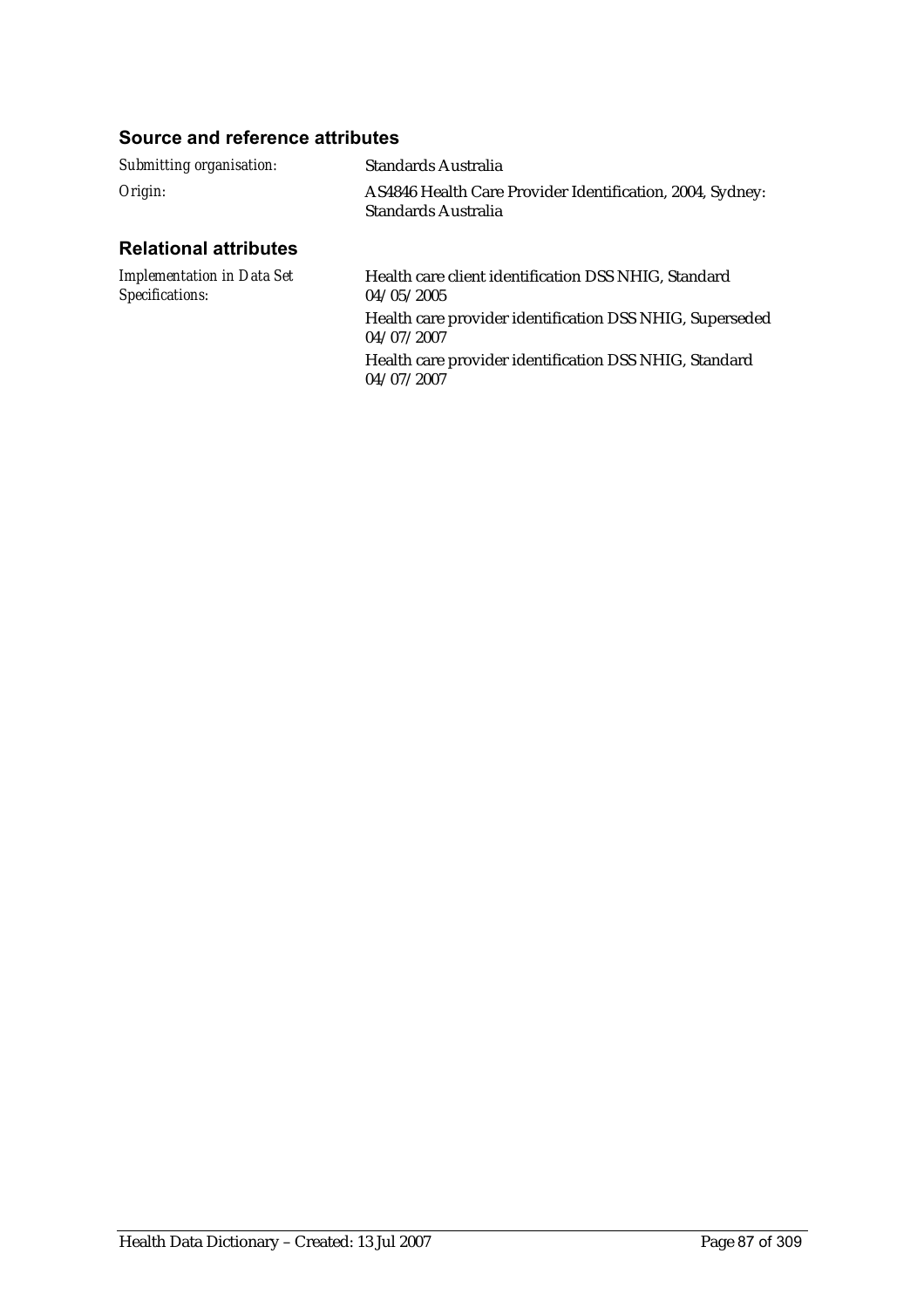### Source and reference attributes

*Submitting organisation:* Standards Australia

*Origin:* AS4846 Health Care Provider Identification, 2004, Sydney: Standards Australia

### Relational attributes

*Implementation in Data Set Specifications:*

Health care client identification DSS NHIG, Standard 04/05/2005

Health care provider identification DSS NHIG, Superseded 04/07/2007

Health care provider identification DSS NHIG, Standard 04/07/2007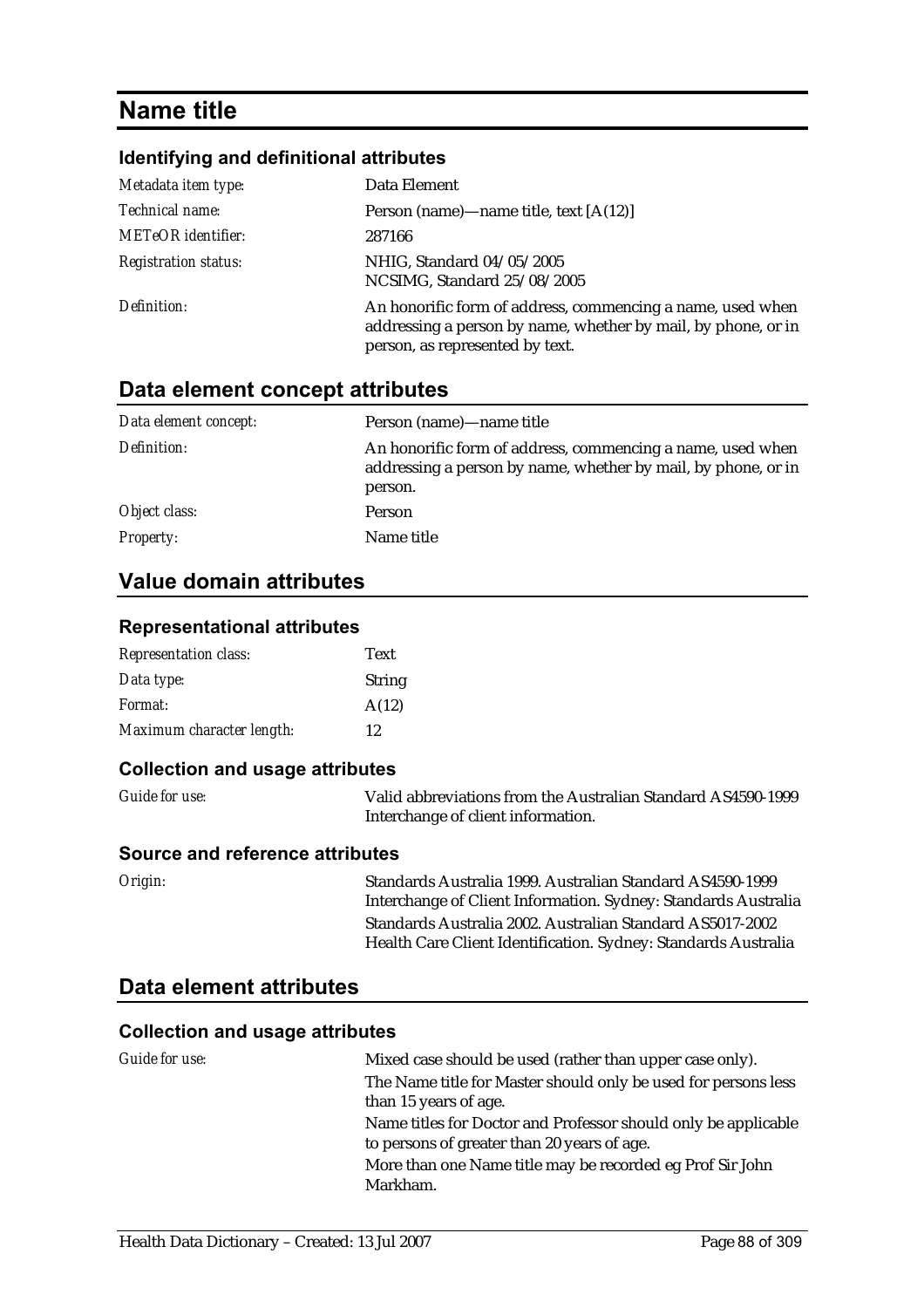# Name title

### Identifying and definitional attributes

| | |
|---|---|
| *Metadata item type:* | Data Element |
| *Technical name:* | Person (name)—name title, text [A(12)] |
| *METeOR identifier:* | 287166 |
| *Registration status:* | NHIG, Standard 04/05/2005<br>NCSIMG, Standard 25/08/2005 |
| *Definition:* | An honorific form of address, commencing a name, used when addressing a person by name, whether by mail, by phone, or in person, as represented by text. |

## Data element concept attributes

| | |
|---|---|
| *Data element concept:* | Person (name)—name title |
| *Definition:* | An honorific form of address, commencing a name, used when addressing a person by name, whether by mail, by phone, or in person. |
| *Object class:* | Person |
| *Property:* | Name title |

## Value domain attributes

### Representational attributes

| | |
|---|---|
| *Representation class:* | Text |
| *Data type:* | String |
| *Format:* | A(12) |
| *Maximum character length:* | 12 |

### Collection and usage attributes

| | |
|---|---|
| *Guide for use:* | Valid abbreviations from the Australian Standard AS4590-1999 Interchange of client information. |

### Source and reference attributes

| | |
|---|---|
| *Origin:* | Standards Australia 1999. Australian Standard AS4590-1999 Interchange of Client Information. Sydney: Standards Australia<br>Standards Australia 2002. Australian Standard AS5017-2002 Health Care Client Identification. Sydney: Standards Australia |

## Data element attributes

### Collection and usage attributes

| | |
|---|---|
| *Guide for use:* | Mixed case should be used (rather than upper case only).<br>The Name title for Master should only be used for persons less than 15 years of age.<br>Name titles for Doctor and Professor should only be applicable to persons of greater than 20 years of age.<br>More than one Name title may be recorded eg Prof Sir John Markham. |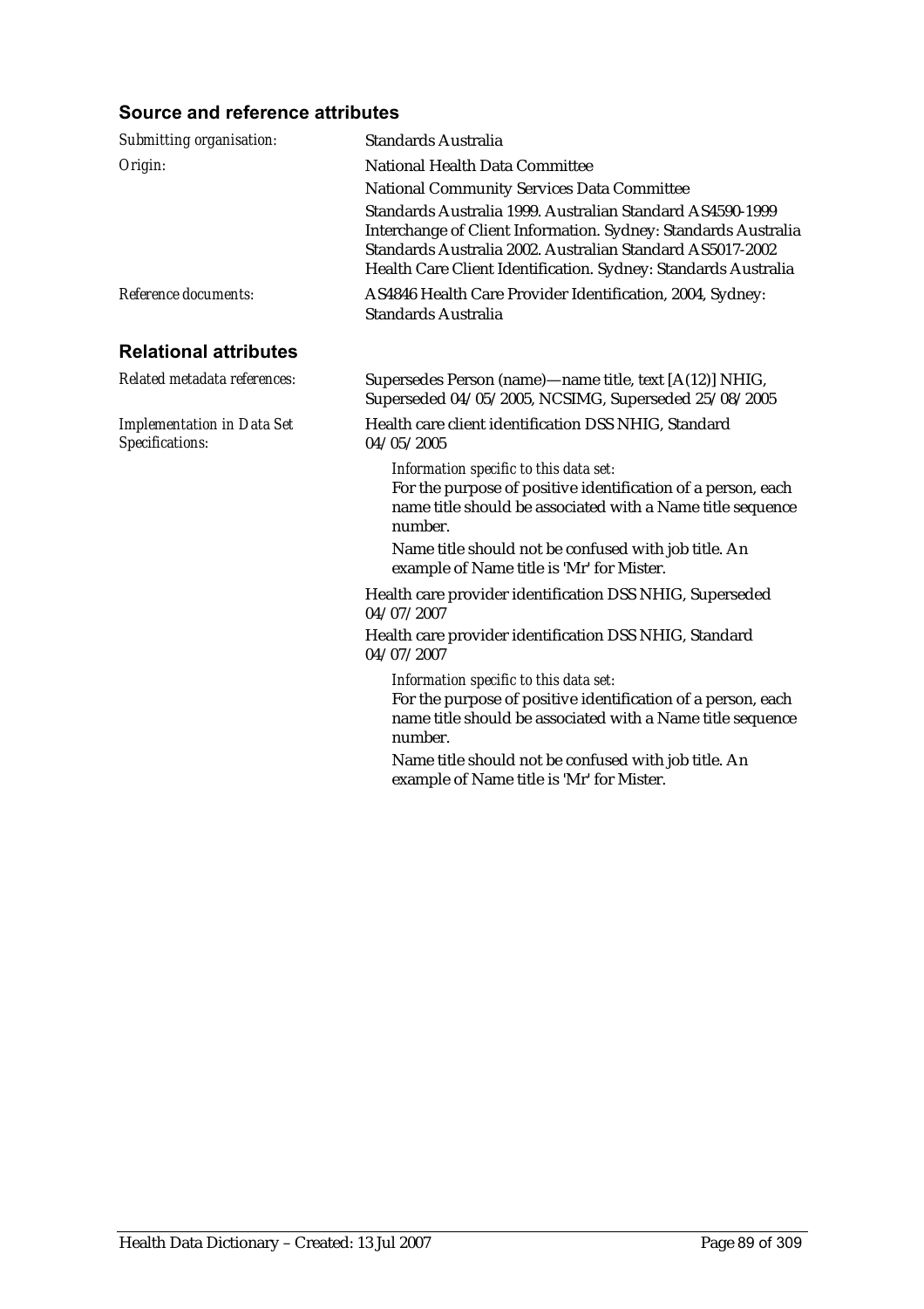## Source and reference attributes

*Submitting organisation:* Standards Australia

*Origin:* National Health Data Committee

National Community Services Data Committee

Standards Australia 1999. Australian Standard AS4590-1999 Interchange of Client Information. Sydney: Standards Australia Standards Australia 2002. Australian Standard AS5017-2002 Health Care Client Identification. Sydney: Standards Australia

*Reference documents:* AS4846 Health Care Provider Identification, 2004, Sydney: Standards Australia

## Relational attributes

*Related metadata references:* Supersedes Person (name)—name title, text [A(12)] NHIG, Superseded 04/05/2005, NCSIMG, Superseded 25/08/2005

*Implementation in Data Set Specifications:* Health care client identification DSS NHIG, Standard 04/05/2005

*Information specific to this data set:*
For the purpose of positive identification of a person, each name title should be associated with a Name title sequence number.

Name title should not be confused with job title. An example of Name title is 'Mr' for Mister.

Health care provider identification DSS NHIG, Superseded 04/07/2007

Health care provider identification DSS NHIG, Standard 04/07/2007

*Information specific to this data set:*
For the purpose of positive identification of a person, each name title should be associated with a Name title sequence number.

Name title should not be confused with job title. An example of Name title is 'Mr' for Mister.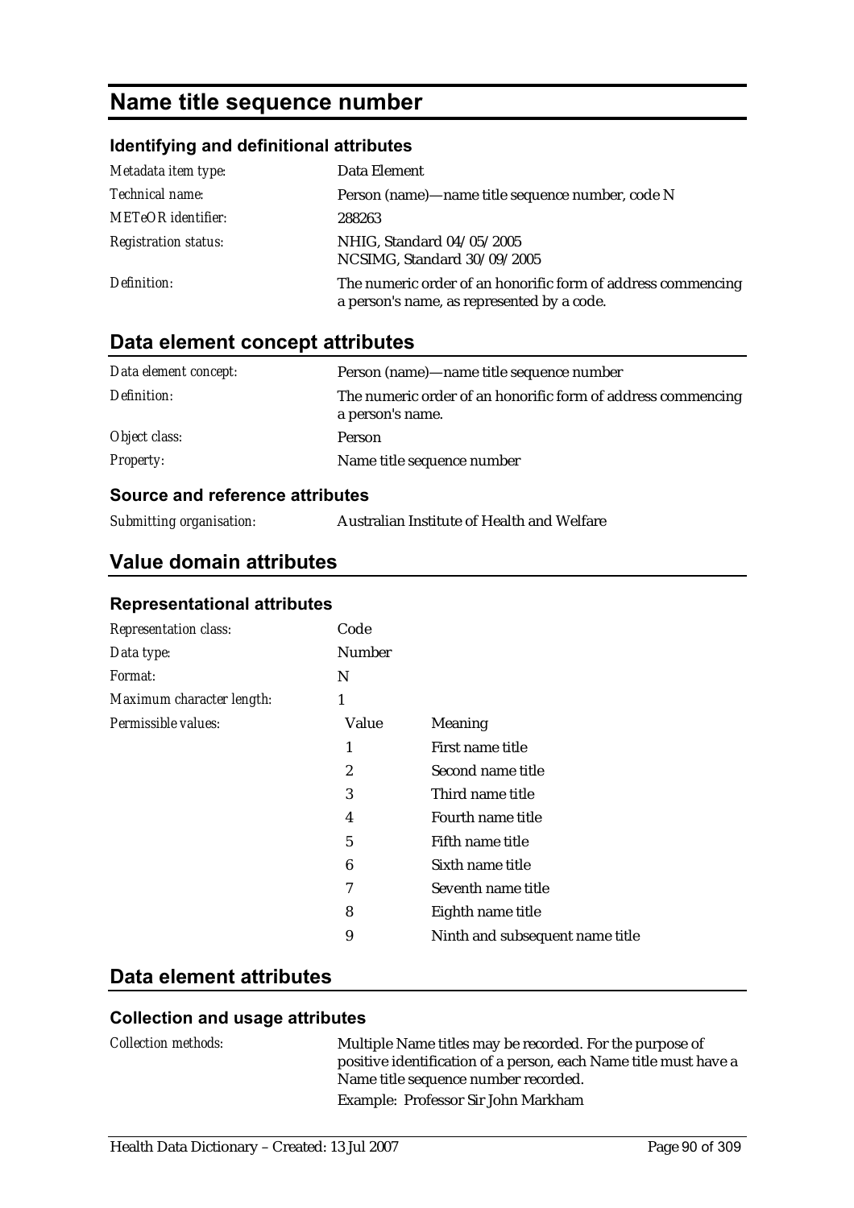# Name title sequence number

## Identifying and definitional attributes

| | |
|---|---|
| *Metadata item type:* | Data Element |
| *Technical name:* | Person (name)—name title sequence number, code N |
| *METeOR identifier:* | 288263 |
| *Registration status:* | NHIG, Standard 04/05/2005<br>NCSIMG, Standard 30/09/2005 |
| *Definition:* | The numeric order of an honorific form of address commencing a person's name, as represented by a code. |

## Data element concept attributes

| | |
|---|---|
| *Data element concept:* | Person (name)—name title sequence number |
| *Definition:* | The numeric order of an honorific form of address commencing a person's name. |
| *Object class:* | Person |
| *Property:* | Name title sequence number |

### Source and reference attributes

| | |
|---|---|
| *Submitting organisation:* | Australian Institute of Health and Welfare |

## Value domain attributes

### Representational attributes

| | | |
|---|---|---|
| *Representation class:* | Code | |
| *Data type:* | Number | |
| *Format:* | N | |
| *Maximum character length:* | 1 | |
| *Permissible values:* | **Value** | **Meaning** |
| | 1 | First name title |
| | 2 | Second name title |
| | 3 | Third name title |
| | 4 | Fourth name title |
| | 5 | Fifth name title |
| | 6 | Sixth name title |
| | 7 | Seventh name title |
| | 8 | Eighth name title |
| | 9 | Ninth and subsequent name title |

## Data element attributes

### Collection and usage attributes

| | |
|---|---|
| *Collection methods:* | Multiple Name titles may be recorded. For the purpose of positive identification of a person, each Name title must have a Name title sequence number recorded.<br>Example: Professor Sir John Markham |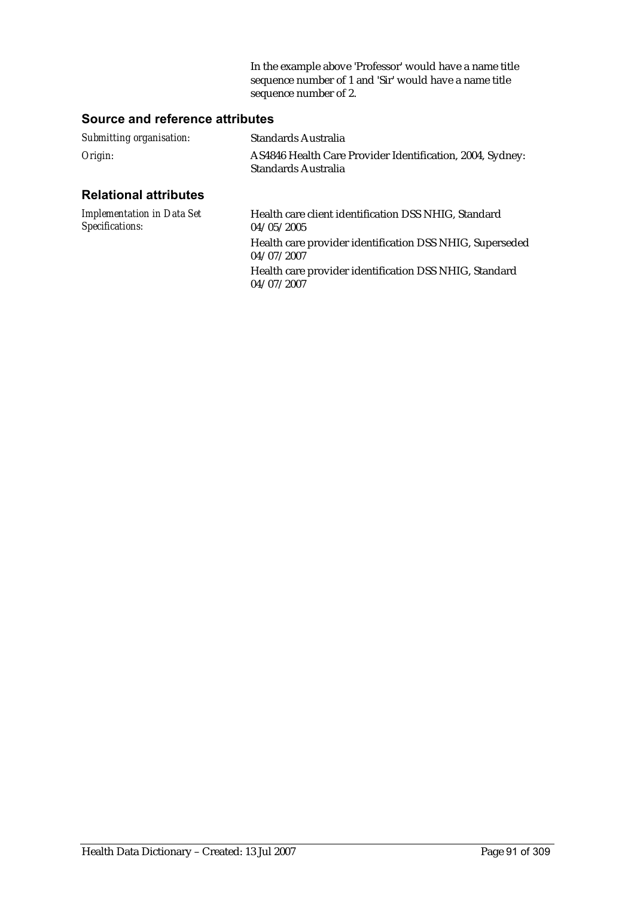In the example above 'Professor' would have a name title sequence number of 1 and 'Sir' would have a name title sequence number of 2.

### Source and reference attributes

| | |
|---|---|
| *Submitting organisation:* | Standards Australia |
| *Origin:* | AS4846 Health Care Provider Identification, 2004, Sydney: Standards Australia |

### Relational attributes

| | |
|---|---|
| *Implementation in Data Set Specifications:* | Health care client identification DSS NHIG, Standard 04/05/2005<br>Health care provider identification DSS NHIG, Superseded 04/07/2007<br>Health care provider identification DSS NHIG, Standard 04/07/2007 |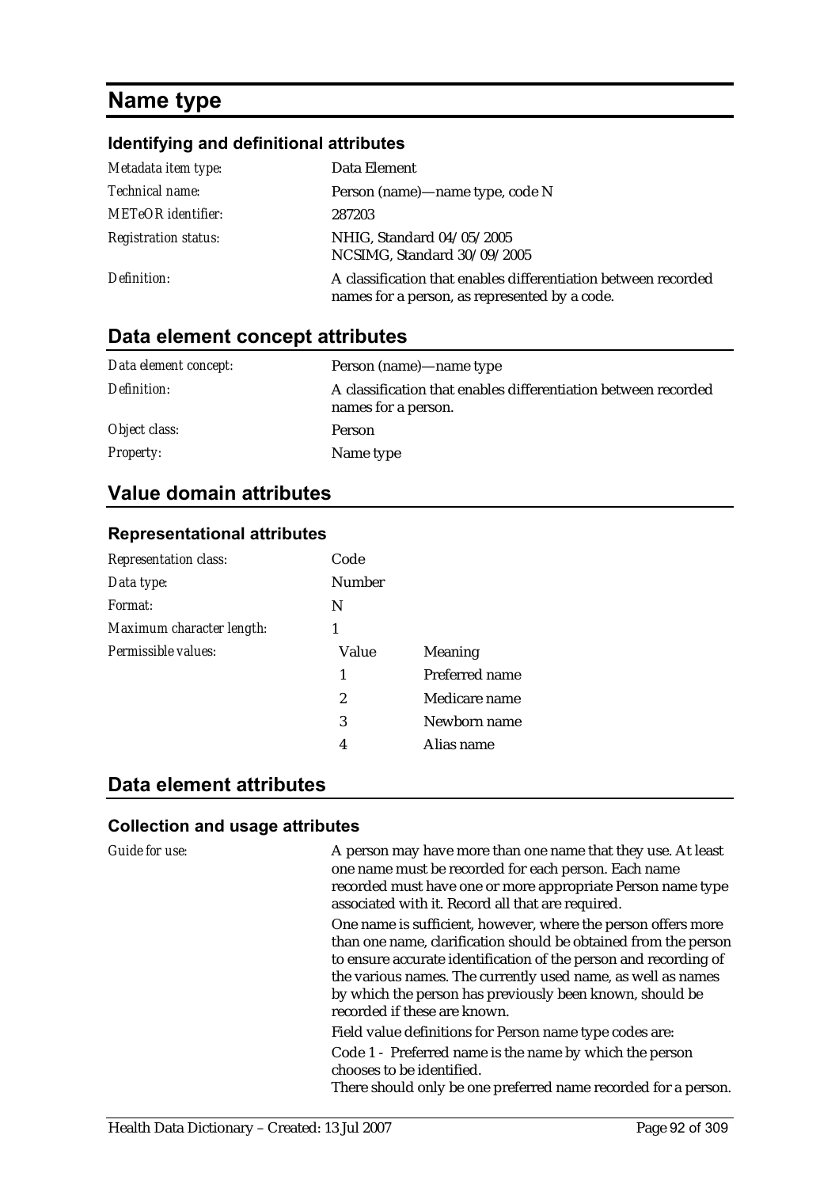# Name type

### Identifying and definitional attributes

| | |
|---|---|
| *Metadata item type:* | Data Element |
| *Technical name:* | Person (name)—name type, code N |
| *METeOR identifier:* | 287203 |
| *Registration status:* | NHIG, Standard 04/05/2005<br>NCSIMG, Standard 30/09/2005 |
| *Definition:* | A classification that enables differentiation between recorded names for a person, as represented by a code. |

## Data element concept attributes

| | |
|---|---|
| *Data element concept:* | Person (name)—name type |
| *Definition:* | A classification that enables differentiation between recorded names for a person. |
| *Object class:* | Person |
| *Property:* | Name type |

## Value domain attributes

### Representational attributes

| | | |
|---|---|---|
| *Representation class:* | Code | |
| *Data type:* | Number | |
| *Format:* | N | |
| *Maximum character length:* | 1 | |
| *Permissible values:* | Value | Meaning |
| | 1 | Preferred name |
| | 2 | Medicare name |
| | 3 | Newborn name |
| | 4 | Alias name |

## Data element attributes

### Collection and usage attributes

*Guide for use:*

A person may have more than one name that they use. At least one name must be recorded for each person. Each name recorded must have one or more appropriate Person name type associated with it. Record all that are required.

One name is sufficient, however, where the person offers more than one name, clarification should be obtained from the person to ensure accurate identification of the person and recording of the various names. The currently used name, as well as names by which the person has previously been known, should be recorded if these are known.

Field value definitions for Person name type codes are:

Code 1 - Preferred name is the name by which the person chooses to be identified.
There should only be one preferred name recorded for a person.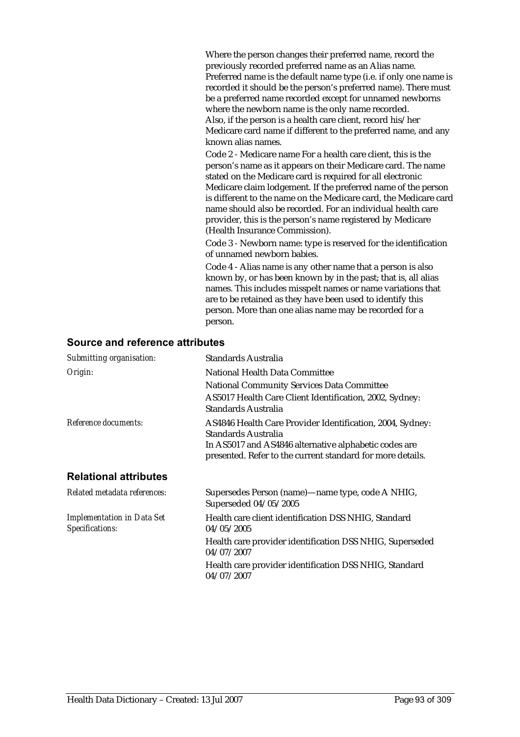Where the person changes their preferred name, record the previously recorded preferred name as an Alias name. Preferred name is the default name type (i.e. if only one name is recorded it should be the person's preferred name). There must be a preferred name recorded except for unnamed newborns where the newborn name is the only name recorded. Also, if the person is a health care client, record his/her Medicare card name if different to the preferred name, and any known alias names.

Code 2 - Medicare name For a health care client, this is the person's name as it appears on their Medicare card. The name stated on the Medicare card is required for all electronic Medicare claim lodgement. If the preferred name of the person is different to the name on the Medicare card, the Medicare card name should also be recorded. For an individual health care provider, this is the person's name registered by Medicare (Health Insurance Commission).

Code 3 - Newborn name: type is reserved for the identification of unnamed newborn babies.

Code 4 - Alias name is any other name that a person is also known by, or has been known by in the past; that is, all alias names. This includes misspelt names or name variations that are to be retained as they have been used to identify this person. More than one alias name may be recorded for a person.

## Source and reference attributes

| | |
|---|---|
| *Submitting organisation:* | Standards Australia |
| *Origin:* | National Health Data Committee<br>National Community Services Data Committee<br>AS5017 Health Care Client Identification, 2002, Sydney: Standards Australia |
| *Reference documents:* | AS4846 Health Care Provider Identification, 2004, Sydney: Standards Australia<br>In AS5017 and AS4846 alternative alphabetic codes are presented. Refer to the current standard for more details. |

## Relational attributes

| | |
|---|---|
| *Related metadata references:* | Supersedes Person (name)—name type, code A NHIG, Superseded 04/05/2005 |
| *Implementation in Data Set Specifications:* | Health care client identification DSS NHIG, Standard 04/05/2005<br>Health care provider identification DSS NHIG, Superseded 04/07/2007<br>Health care provider identification DSS NHIG, Standard 04/07/2007 |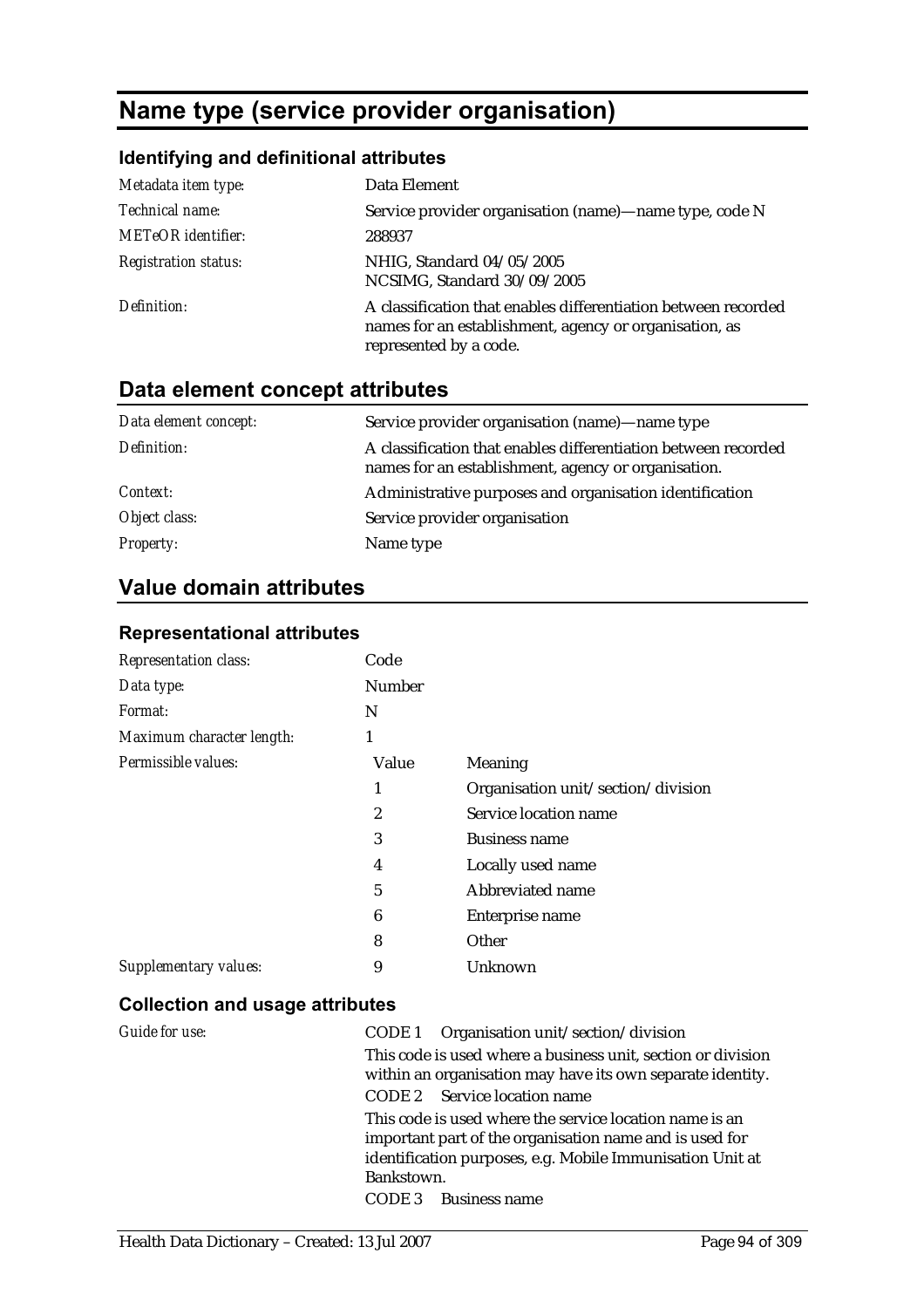# Name type (service provider organisation)

### Identifying and definitional attributes

| | |
|---|---|
| *Metadata item type:* | Data Element |
| *Technical name:* | Service provider organisation (name)—name type, code N |
| *METeOR identifier:* | 288937 |
| *Registration status:* | NHIG, Standard 04/05/2005<br>NCSIMG, Standard 30/09/2005 |
| *Definition:* | A classification that enables differentiation between recorded names for an establishment, agency or organisation, as represented by a code. |

## Data element concept attributes

| | |
|---|---|
| *Data element concept:* | Service provider organisation (name)—name type |
| *Definition:* | A classification that enables differentiation between recorded names for an establishment, agency or organisation. |
| *Context:* | Administrative purposes and organisation identification |
| *Object class:* | Service provider organisation |
| *Property:* | Name type |

## Value domain attributes

### Representational attributes

| | | |
|---|---|---|
| *Representation class:* | Code | |
| *Data type:* | Number | |
| *Format:* | N | |
| *Maximum character length:* | 1 | |
| *Permissible values:* | **Value** | **Meaning** |
| | 1 | Organisation unit/section/division |
| | 2 | Service location name |
| | 3 | Business name |
| | 4 | Locally used name |
| | 5 | Abbreviated name |
| | 6 | Enterprise name |
| | 8 | Other |
| *Supplementary values:* | 9 | Unknown |

### Collection and usage attributes

*Guide for use:*

CODE 1 Organisation unit/section/division

This code is used where a business unit, section or division within an organisation may have its own separate identity.

CODE 2 Service location name

This code is used where the service location name is an important part of the organisation name and is used for identification purposes, e.g. Mobile Immunisation Unit at Bankstown.

CODE 3 Business name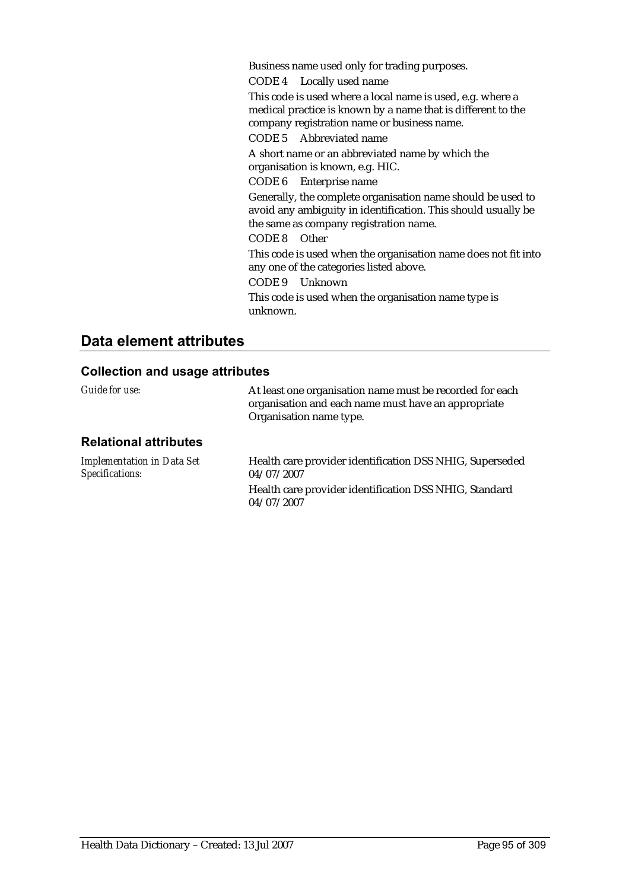Business name used only for trading purposes.

CODE 4 Locally used name

This code is used where a local name is used, e.g. where a medical practice is known by a name that is different to the company registration name or business name.

CODE 5 Abbreviated name

A short name or an abbreviated name by which the organisation is known, e.g. HIC.

CODE 6 Enterprise name

Generally, the complete organisation name should be used to avoid any ambiguity in identification. This should usually be the same as company registration name.

CODE 8 Other

This code is used when the organisation name does not fit into any one of the categories listed above.

CODE 9 Unknown

This code is used when the organisation name type is unknown.

## Data element attributes

### Collection and usage attributes

*Guide for use:* At least one organisation name must be recorded for each organisation and each name must have an appropriate Organisation name type.

### Relational attributes

*Implementation in Data Set Specifications:*

Health care provider identification DSS NHIG, Superseded 04/07/2007

Health care provider identification DSS NHIG, Standard 04/07/2007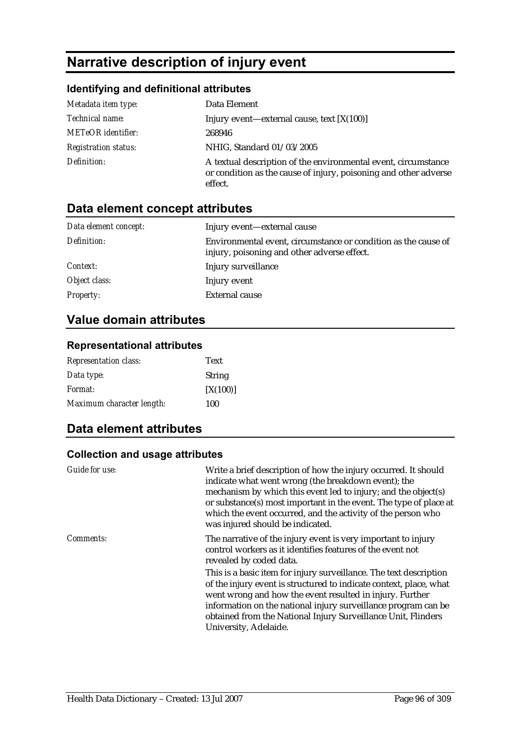# Narrative description of injury event

### Identifying and definitional attributes

| | |
|---|---|
| *Metadata item type:* | Data Element |
| *Technical name:* | Injury event—external cause, text [X(100)] |
| *METeOR identifier:* | 268946 |
| *Registration status:* | NHIG, Standard 01/03/2005 |
| *Definition:* | A textual description of the environmental event, circumstance or condition as the cause of injury, poisoning and other adverse effect. |

## Data element concept attributes

| | |
|---|---|
| *Data element concept:* | Injury event—external cause |
| *Definition:* | Environmental event, circumstance or condition as the cause of injury, poisoning and other adverse effect. |
| *Context:* | Injury surveillance |
| *Object class:* | Injury event |
| *Property:* | External cause |

## Value domain attributes

### Representational attributes

| | |
|---|---|
| *Representation class:* | Text |
| *Data type:* | String |
| *Format:* | [X(100)] |
| *Maximum character length:* | 100 |

## Data element attributes

### Collection and usage attributes

| | |
|---|---|
| *Guide for use:* | Write a brief description of how the injury occurred. It should indicate what went wrong (the breakdown event); the mechanism by which this event led to injury; and the object(s) or substance(s) most important in the event. The type of place at which the event occurred, and the activity of the person who was injured should be indicated. |
| *Comments:* | The narrative of the injury event is very important to injury control workers as it identifies features of the event not revealed by coded data.<br>This is a basic item for injury surveillance. The text description of the injury event is structured to indicate context, place, what went wrong and how the event resulted in injury. Further information on the national injury surveillance program can be obtained from the National Injury Surveillance Unit, Flinders University, Adelaide. |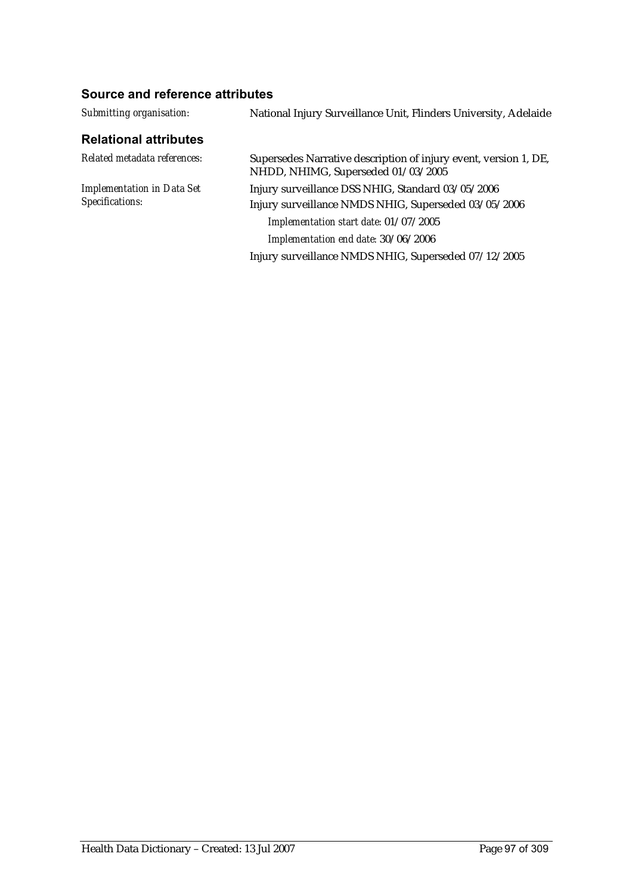### Source and reference attributes

*Submitting organisation:* National Injury Surveillance Unit, Flinders University, Adelaide

### Relational attributes

*Related metadata references:* Supersedes Narrative description of injury event, version 1, DE, NHDD, NHIMG, Superseded 01/03/2005

*Implementation in Data Set Specifications:* Injury surveillance DSS NHIG, Standard 03/05/2006

Injury surveillance NMDS NHIG, Superseded 03/05/2006

*Implementation start date:* 01/07/2005

*Implementation end date:* 30/06/2006

Injury surveillance NMDS NHIG, Superseded 07/12/2005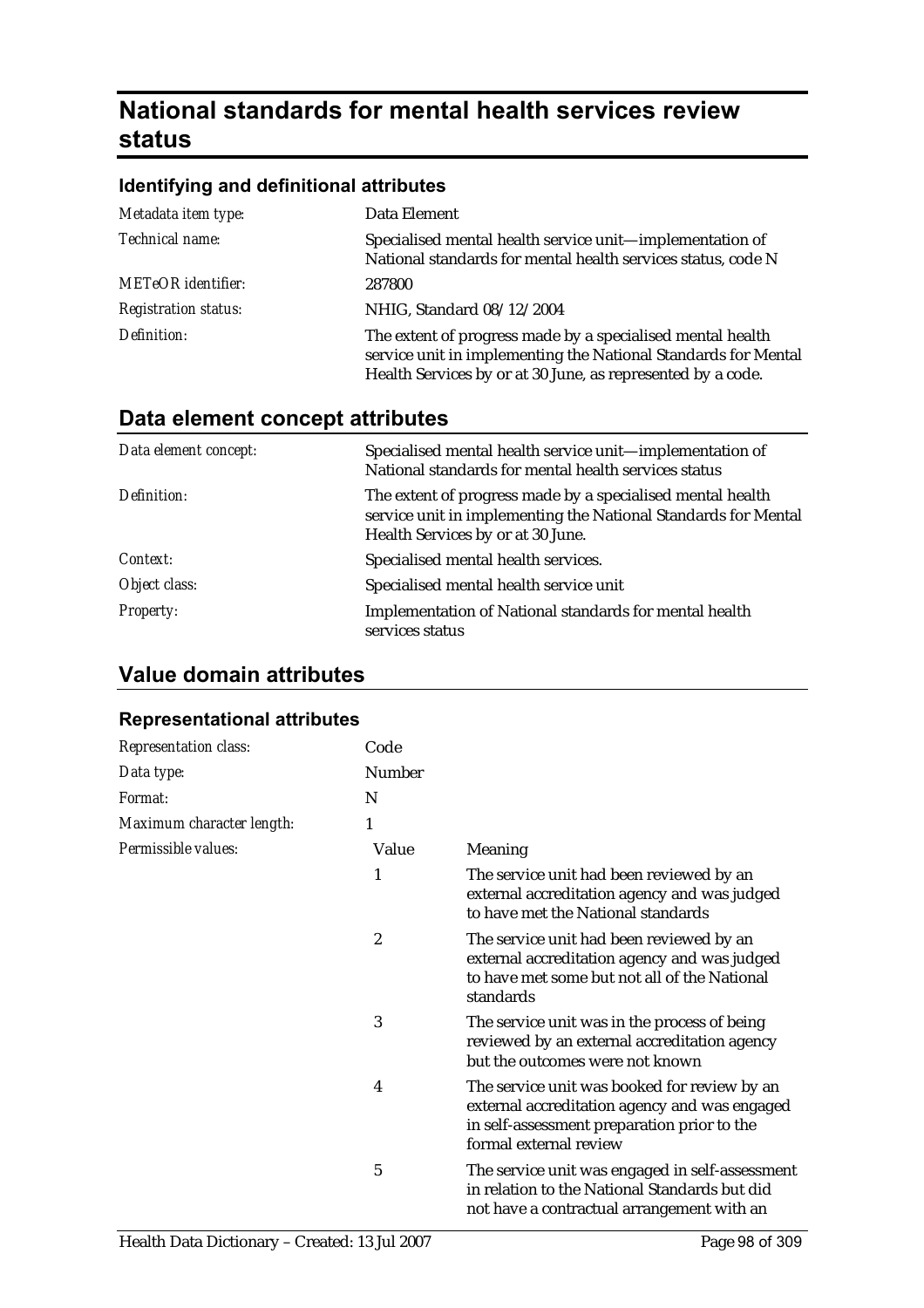# National standards for mental health services review status

## Identifying and definitional attributes

| | |
|---|---|
| *Metadata item type:* | Data Element |
| *Technical name:* | Specialised mental health service unit—implementation of National standards for mental health services status, code N |
| *METeOR identifier:* | 287800 |
| *Registration status:* | NHIG, Standard 08/12/2004 |
| *Definition:* | The extent of progress made by a specialised mental health service unit in implementing the National Standards for Mental Health Services by or at 30 June, as represented by a code. |

## Data element concept attributes

| | |
|---|---|
| *Data element concept:* | Specialised mental health service unit—implementation of National standards for mental health services status |
| *Definition:* | The extent of progress made by a specialised mental health service unit in implementing the National Standards for Mental Health Services by or at 30 June. |
| *Context:* | Specialised mental health services. |
| *Object class:* | Specialised mental health service unit |
| *Property:* | Implementation of National standards for mental health services status |

## Value domain attributes

### Representational attributes

| | | |
|---|---|---|
| *Representation class:* | Code | |
| *Data type:* | Number | |
| *Format:* | N | |
| *Maximum character length:* | 1 | |
| *Permissible values:* | Value | Meaning |
| | 1 | The service unit had been reviewed by an external accreditation agency and was judged to have met the National standards |
| | 2 | The service unit had been reviewed by an external accreditation agency and was judged to have met some but not all of the National standards |
| | 3 | The service unit was in the process of being reviewed by an external accreditation agency but the outcomes were not known |
| | 4 | The service unit was booked for review by an external accreditation agency and was engaged in self-assessment preparation prior to the formal external review |
| | 5 | The service unit was engaged in self-assessment in relation to the National Standards but did not have a contractual arrangement with an |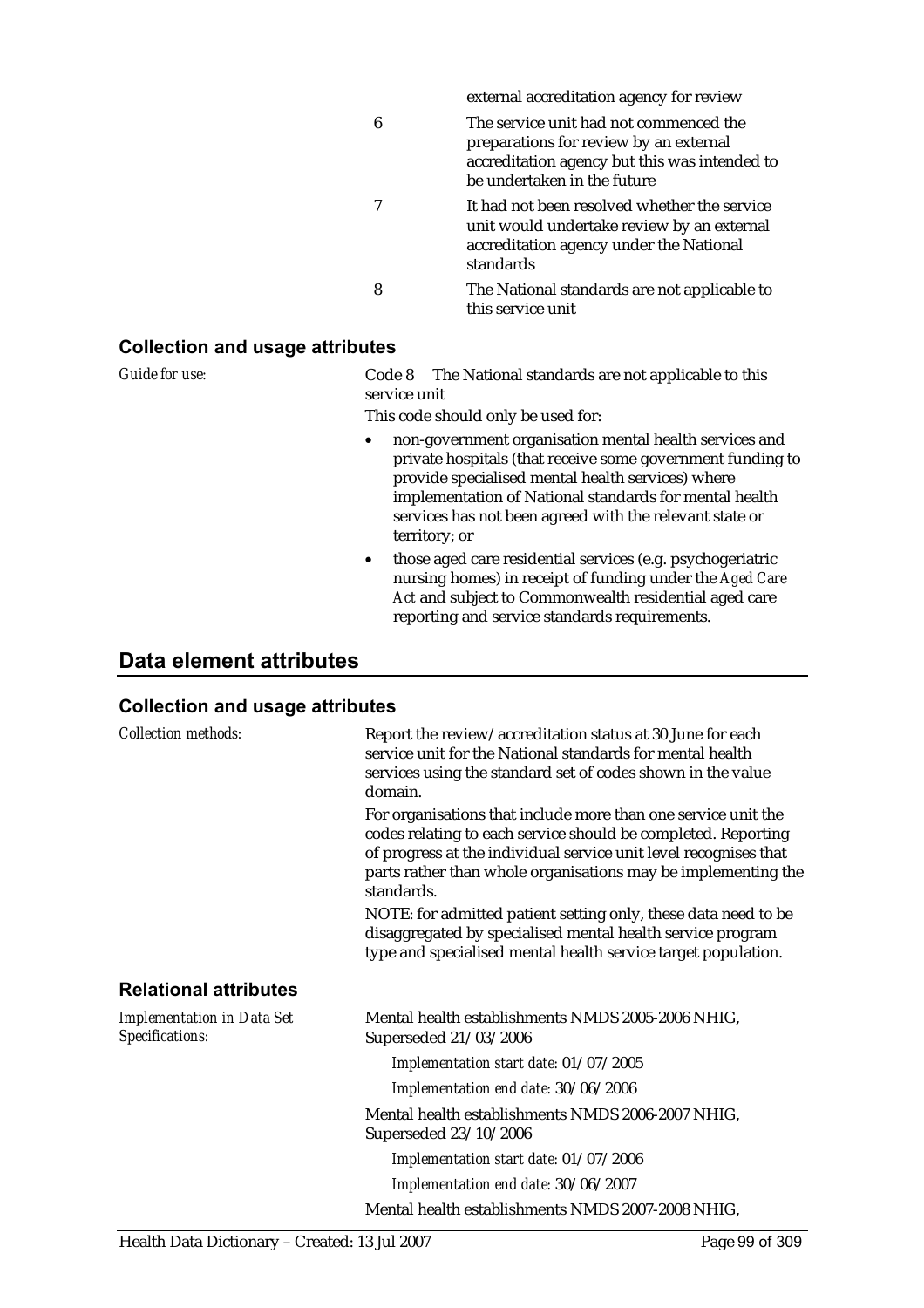| | |
|---|---|
| | external accreditation agency for review |
| 6 | The service unit had not commenced the preparations for review by an external accreditation agency but this was intended to be undertaken in the future |
| 7 | It had not been resolved whether the service unit would undertake review by an external accreditation agency under the National standards |
| 8 | The National standards are not applicable to this service unit |

### Collection and usage attributes

*Guide for use:*

Code 8 The National standards are not applicable to this service unit

This code should only be used for:

- non-government organisation mental health services and private hospitals (that receive some government funding to provide specialised mental health services) where implementation of National standards for mental health services has not been agreed with the relevant state or territory; or
- those aged care residential services (e.g. psychogeriatric nursing homes) in receipt of funding under the *Aged Care Act* and subject to Commonwealth residential aged care reporting and service standards requirements.

## Data element attributes

### Collection and usage attributes

*Collection methods:*

Report the review/accreditation status at 30 June for each service unit for the National standards for mental health services using the standard set of codes shown in the value domain.

For organisations that include more than one service unit the codes relating to each service should be completed. Reporting of progress at the individual service unit level recognises that parts rather than whole organisations may be implementing the standards.

NOTE: for admitted patient setting only, these data need to be disaggregated by specialised mental health service program type and specialised mental health service target population.

### Relational attributes

*Implementation in Data Set Specifications:*

Mental health establishments NMDS 2005-2006 NHIG, Superseded 21/03/2006

*Implementation start date:* 01/07/2005

*Implementation end date:* 30/06/2006

Mental health establishments NMDS 2006-2007 NHIG, Superseded 23/10/2006

*Implementation start date:* 01/07/2006

*Implementation end date:* 30/06/2007

Mental health establishments NMDS 2007-2008 NHIG,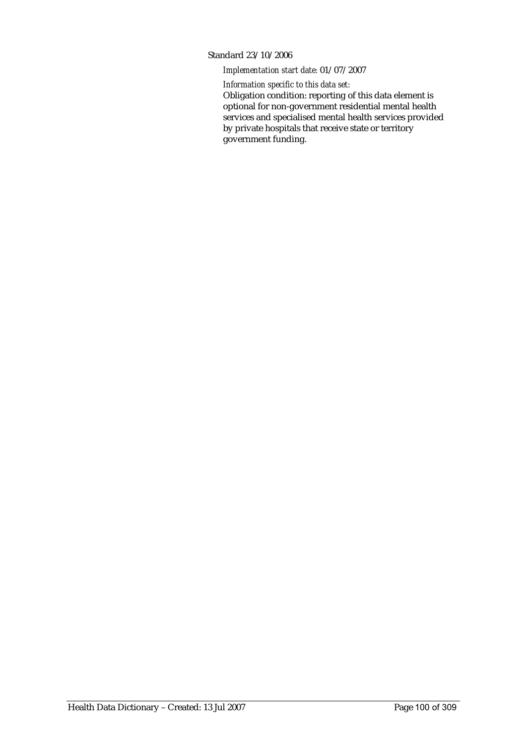Standard 23/10/2006

*Implementation start date:* 01/07/2007

*Information specific to this data set:*

Obligation condition: reporting of this data element is optional for non-government residential mental health services and specialised mental health services provided by private hospitals that receive state or territory government funding.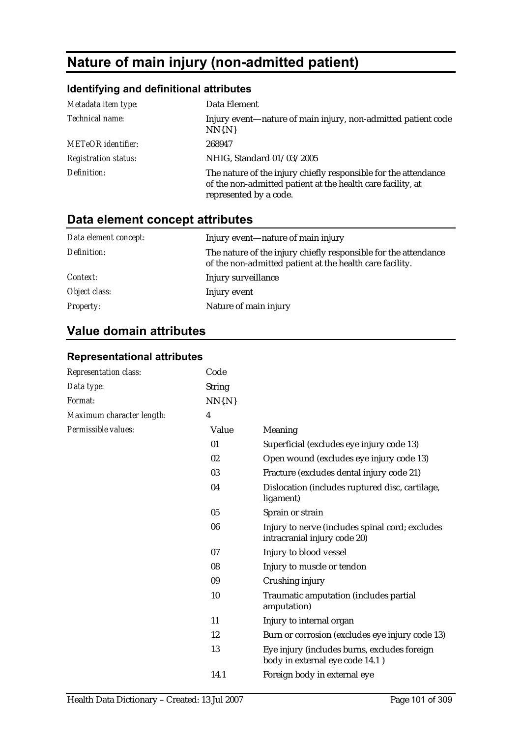# Nature of main injury (non-admitted patient)

## Identifying and definitional attributes

| | |
|---|---|
| *Metadata item type:* | Data Element |
| *Technical name:* | Injury event—nature of main injury, non-admitted patient code NN{.N} |
| *METeOR identifier:* | 268947 |
| *Registration status:* | NHIG, Standard 01/03/2005 |
| *Definition:* | The nature of the injury chiefly responsible for the attendance of the non-admitted patient at the health care facility, at represented by a code. |

## Data element concept attributes

| | |
|---|---|
| *Data element concept:* | Injury event—nature of main injury |
| *Definition:* | The nature of the injury chiefly responsible for the attendance of the non-admitted patient at the health care facility. |
| *Context:* | Injury surveillance |
| *Object class:* | Injury event |
| *Property:* | Nature of main injury |

## Value domain attributes

### Representational attributes

| | |
|---|---|
| *Representation class:* | Code |
| *Data type:* | String |
| *Format:* | NN{.N} |
| *Maximum character length:* | 4 |

*Permissible values:*

| Value | Meaning |
|---|---|
| 01 | Superficial (excludes eye injury code 13) |
| 02 | Open wound (excludes eye injury code 13) |
| 03 | Fracture (excludes dental injury code 21) |
| 04 | Dislocation (includes ruptured disc, cartilage, ligament) |
| 05 | Sprain or strain |
| 06 | Injury to nerve (includes spinal cord; excludes intracranial injury code 20) |
| 07 | Injury to blood vessel |
| 08 | Injury to muscle or tendon |
| 09 | Crushing injury |
| 10 | Traumatic amputation (includes partial amputation) |
| 11 | Injury to internal organ |
| 12 | Burn or corrosion (excludes eye injury code 13) |
| 13 | Eye injury (includes burns, excludes foreign body in external eye code 14.1 ) |
| 14.1 | Foreign body in external eye |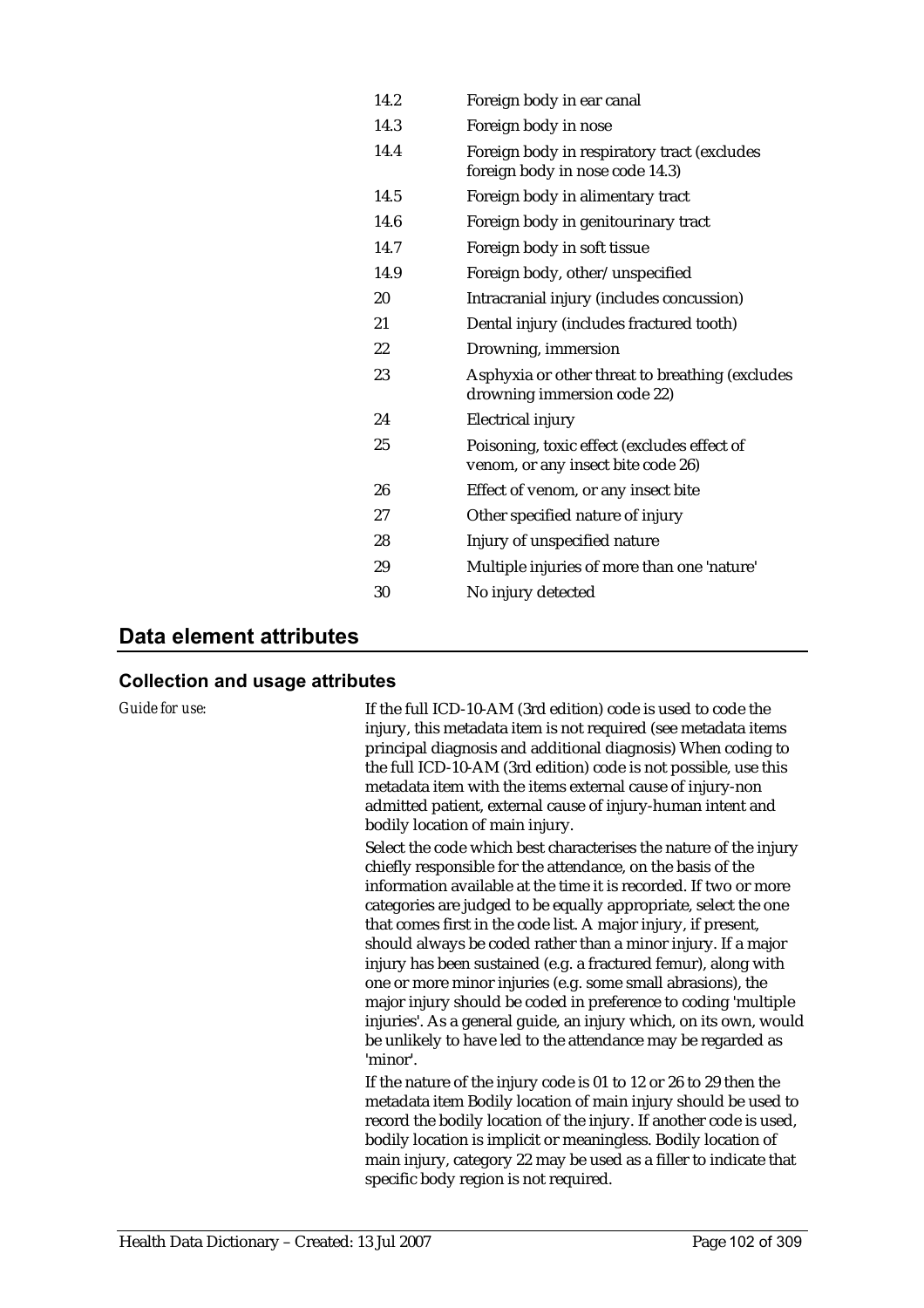| | |
|---|---|
| 14.2 | Foreign body in ear canal |
| 14.3 | Foreign body in nose |
| 14.4 | Foreign body in respiratory tract (excludes foreign body in nose code 14.3) |
| 14.5 | Foreign body in alimentary tract |
| 14.6 | Foreign body in genitourinary tract |
| 14.7 | Foreign body in soft tissue |
| 14.9 | Foreign body, other/unspecified |
| 20 | Intracranial injury (includes concussion) |
| 21 | Dental injury (includes fractured tooth) |
| 22 | Drowning, immersion |
| 23 | Asphyxia or other threat to breathing (excludes drowning immersion code 22) |
| 24 | Electrical injury |
| 25 | Poisoning, toxic effect (excludes effect of venom, or any insect bite code 26) |
| 26 | Effect of venom, or any insect bite |
| 27 | Other specified nature of injury |
| 28 | Injury of unspecified nature |
| 29 | Multiple injuries of more than one 'nature' |
| 30 | No injury detected |

## Data element attributes

### Collection and usage attributes

*Guide for use:*

If the full ICD-10-AM (3rd edition) code is used to code the injury, this metadata item is not required (see metadata items principal diagnosis and additional diagnosis) When coding to the full ICD-10-AM (3rd edition) code is not possible, use this metadata item with the items external cause of injury-non admitted patient, external cause of injury-human intent and bodily location of main injury.

Select the code which best characterises the nature of the injury chiefly responsible for the attendance, on the basis of the information available at the time it is recorded. If two or more categories are judged to be equally appropriate, select the one that comes first in the code list. A major injury, if present, should always be coded rather than a minor injury. If a major injury has been sustained (e.g. a fractured femur), along with one or more minor injuries (e.g. some small abrasions), the major injury should be coded in preference to coding 'multiple injuries'. As a general guide, an injury which, on its own, would be unlikely to have led to the attendance may be regarded as 'minor'.

If the nature of the injury code is 01 to 12 or 26 to 29 then the metadata item Bodily location of main injury should be used to record the bodily location of the injury. If another code is used, bodily location is implicit or meaningless. Bodily location of main injury, category 22 may be used as a filler to indicate that specific body region is not required.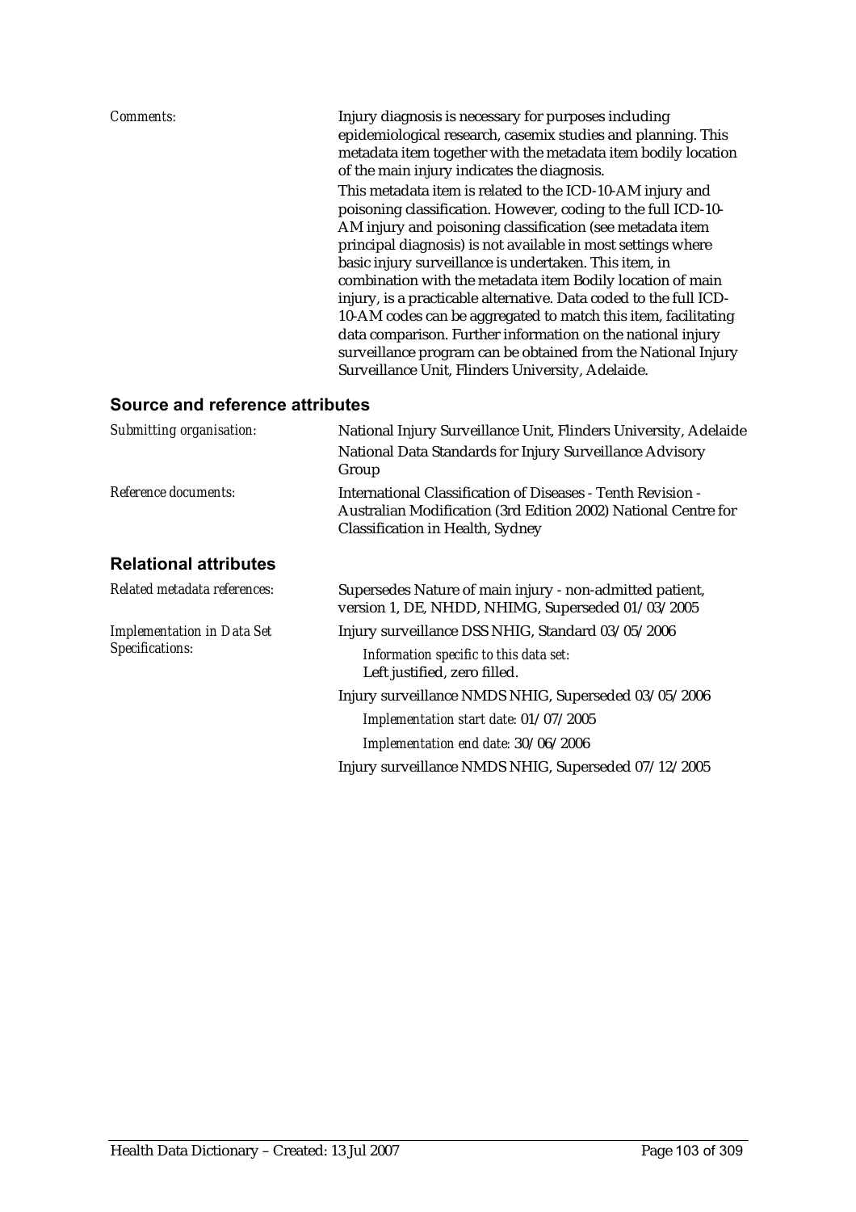*Comments:* Injury diagnosis is necessary for purposes including epidemiological research, casemix studies and planning. This metadata item together with the metadata item bodily location of the main injury indicates the diagnosis.

This metadata item is related to the ICD-10-AM injury and poisoning classification. However, coding to the full ICD-10-AM injury and poisoning classification (see metadata item principal diagnosis) is not available in most settings where basic injury surveillance is undertaken. This item, in combination with the metadata item Bodily location of main injury, is a practicable alternative. Data coded to the full ICD-10-AM codes can be aggregated to match this item, facilitating data comparison. Further information on the national injury surveillance program can be obtained from the National Injury Surveillance Unit, Flinders University, Adelaide.

## Source and reference attributes

*Submitting organisation:* National Injury Surveillance Unit, Flinders University, Adelaide

National Data Standards for Injury Surveillance Advisory Group

*Reference documents:* International Classification of Diseases - Tenth Revision - Australian Modification (3rd Edition 2002) National Centre for Classification in Health, Sydney

## Relational attributes

*Related metadata references:* Supersedes Nature of main injury - non-admitted patient, version 1, DE, NHDD, NHIMG, Superseded 01/03/2005

*Implementation in Data Set Specifications:* Injury surveillance DSS NHIG, Standard 03/05/2006

*Information specific to this data set:*
Left justified, zero filled.

Injury surveillance NMDS NHIG, Superseded 03/05/2006

*Implementation start date:* 01/07/2005

*Implementation end date:* 30/06/2006

Injury surveillance NMDS NHIG, Superseded 07/12/2005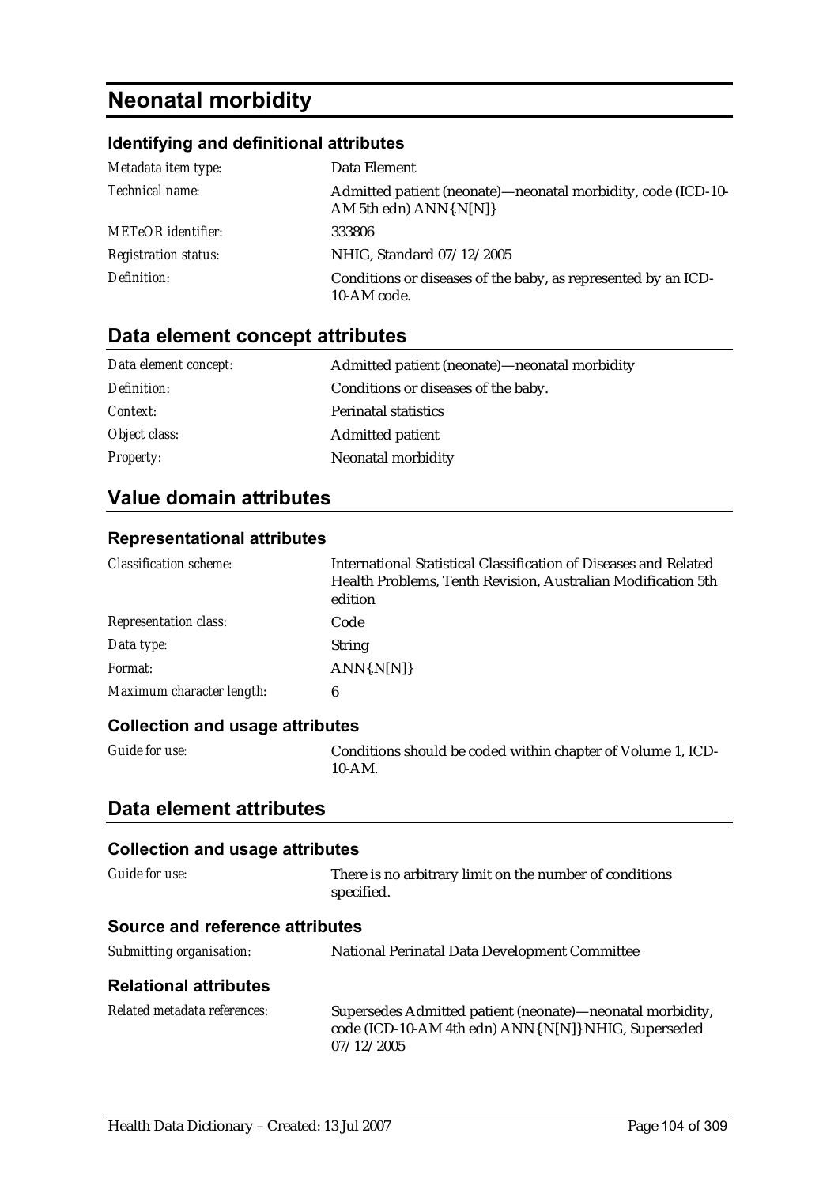# Neonatal morbidity

### Identifying and definitional attributes

| | |
|---|---|
| *Metadata item type:* | Data Element |
| *Technical name:* | Admitted patient (neonate)—neonatal morbidity, code (ICD-10-AM 5th edn) ANN{.N[N]} |
| *METeOR identifier:* | 333806 |
| *Registration status:* | NHIG, Standard 07/12/2005 |
| *Definition:* | Conditions or diseases of the baby, as represented by an ICD-10-AM code. |

## Data element concept attributes

| | |
|---|---|
| *Data element concept:* | Admitted patient (neonate)—neonatal morbidity |
| *Definition:* | Conditions or diseases of the baby. |
| *Context:* | Perinatal statistics |
| *Object class:* | Admitted patient |
| *Property:* | Neonatal morbidity |

## Value domain attributes

### Representational attributes

| | |
|---|---|
| *Classification scheme:* | International Statistical Classification of Diseases and Related Health Problems, Tenth Revision, Australian Modification 5th edition |
| *Representation class:* | Code |
| *Data type:* | String |
| *Format:* | ANN{.N[N]} |
| *Maximum character length:* | 6 |

### Collection and usage attributes

| | |
|---|---|
| *Guide for use:* | Conditions should be coded within chapter of Volume 1, ICD-10-AM. |

## Data element attributes

### Collection and usage attributes

| | |
|---|---|
| *Guide for use:* | There is no arbitrary limit on the number of conditions specified. |

### Source and reference attributes

| | |
|---|---|
| *Submitting organisation:* | National Perinatal Data Development Committee |

### Relational attributes

| | |
|---|---|
| *Related metadata references:* | Supersedes Admitted patient (neonate)—neonatal morbidity, code (ICD-10-AM 4th edn) ANN{.N[N]} NHIG, Superseded 07/12/2005 |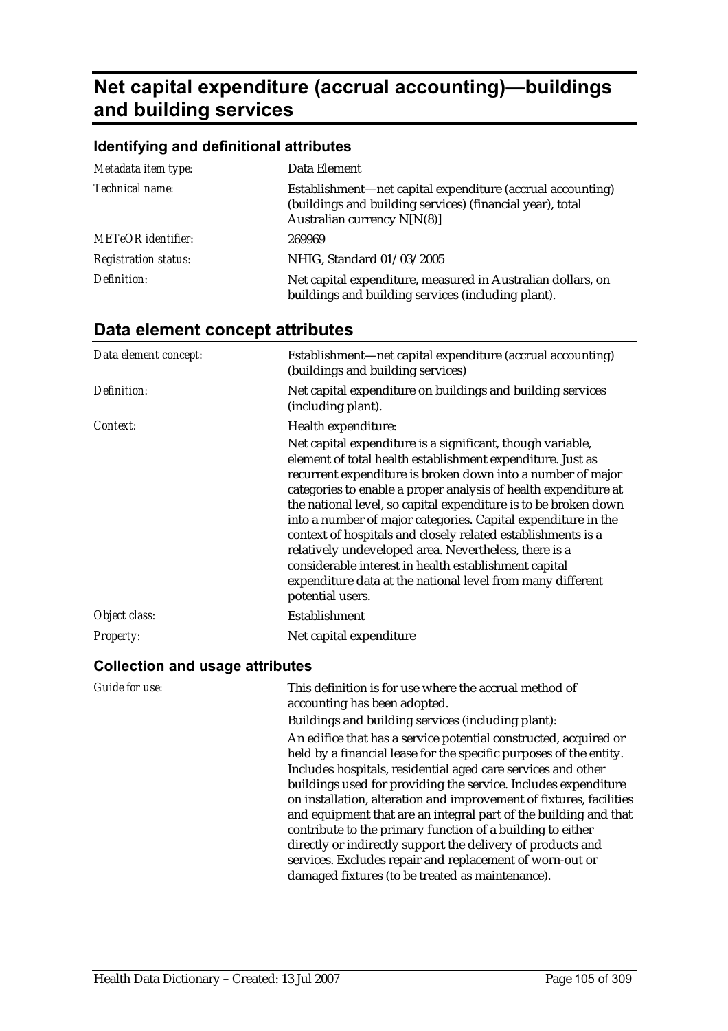# Net capital expenditure (accrual accounting)—buildings and building services

## Identifying and definitional attributes

| | |
|---|---|
| *Metadata item type:* | Data Element |
| *Technical name:* | Establishment—net capital expenditure (accrual accounting) (buildings and building services) (financial year), total Australian currency N[N(8)] |
| *METeOR identifier:* | 269969 |
| *Registration status:* | NHIG, Standard 01/03/2005 |
| *Definition:* | Net capital expenditure, measured in Australian dollars, on buildings and building services (including plant). |

## Data element concept attributes

| | |
|---|---|
| *Data element concept:* | Establishment—net capital expenditure (accrual accounting) (buildings and building services) |
| *Definition:* | Net capital expenditure on buildings and building services (including plant). |
| *Context:* | Health expenditure:<br>Net capital expenditure is a significant, though variable, element of total health establishment expenditure. Just as recurrent expenditure is broken down into a number of major categories to enable a proper analysis of health expenditure at the national level, so capital expenditure is to be broken down into a number of major categories. Capital expenditure in the context of hospitals and closely related establishments is a relatively undeveloped area. Nevertheless, there is a considerable interest in health establishment capital expenditure data at the national level from many different potential users. |
| *Object class:* | Establishment |
| *Property:* | Net capital expenditure |

### Collection and usage attributes

| | |
|---|---|
| *Guide for use:* | This definition is for use where the accrual method of accounting has been adopted.<br>Buildings and building services (including plant):<br>An edifice that has a service potential constructed, acquired or held by a financial lease for the specific purposes of the entity. Includes hospitals, residential aged care services and other buildings used for providing the service. Includes expenditure on installation, alteration and improvement of fixtures, facilities and equipment that are an integral part of the building and that contribute to the primary function of a building to either directly or indirectly support the delivery of products and services. Excludes repair and replacement of worn-out or damaged fixtures (to be treated as maintenance). |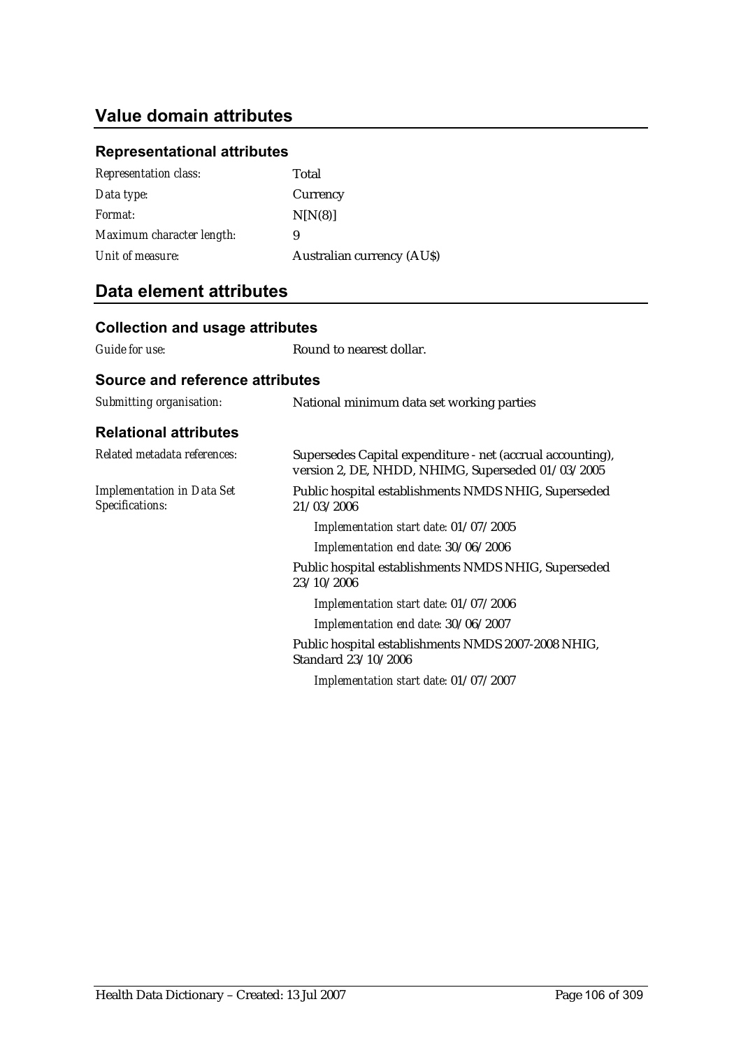## Value domain attributes

### Representational attributes

| | |
|---|---|
| *Representation class:* | Total |
| *Data type:* | Currency |
| *Format:* | N[N(8)] |
| *Maximum character length:* | 9 |
| *Unit of measure:* | Australian currency (AU$) |

## Data element attributes

### Collection and usage attributes

| | |
|---|---|
| *Guide for use:* | Round to nearest dollar. |

### Source and reference attributes

| | |
|---|---|
| *Submitting organisation:* | National minimum data set working parties |

### Relational attributes

| | |
|---|---|
| *Related metadata references:* | Supersedes Capital expenditure - net (accrual accounting), version 2, DE, NHDD, NHIMG, Superseded 01/03/2005 |
| *Implementation in Data Set Specifications:* | Public hospital establishments NMDS NHIG, Superseded 21/03/2006<br>*Implementation start date:* 01/07/2005<br>*Implementation end date:* 30/06/2006<br>Public hospital establishments NMDS NHIG, Superseded 23/10/2006<br>*Implementation start date:* 01/07/2006<br>*Implementation end date:* 30/06/2007<br>Public hospital establishments NMDS 2007-2008 NHIG, Standard 23/10/2006<br>*Implementation start date:* 01/07/2007 |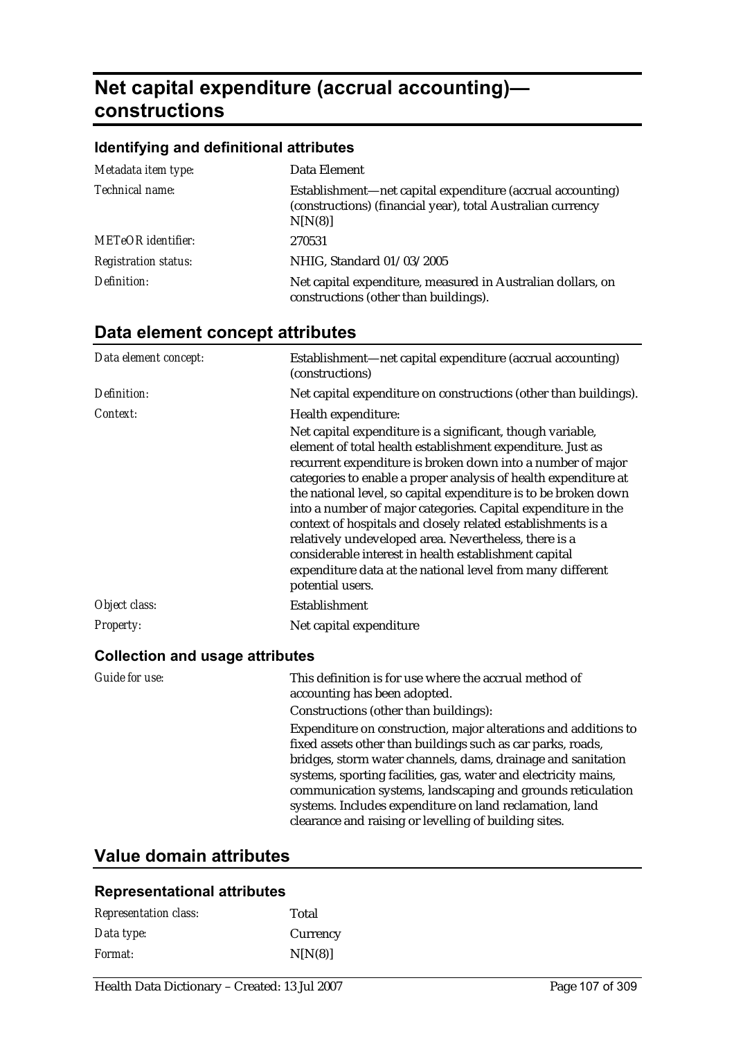# Net capital expenditure (accrual accounting)—constructions

## Identifying and definitional attributes

| | |
|---|---|
| *Metadata item type:* | Data Element |
| *Technical name:* | Establishment—net capital expenditure (accrual accounting) (constructions) (financial year), total Australian currency N[N(8)] |
| *METeOR identifier:* | 270531 |
| *Registration status:* | NHIG, Standard 01/03/2005 |
| *Definition:* | Net capital expenditure, measured in Australian dollars, on constructions (other than buildings). |

## Data element concept attributes

| | |
|---|---|
| *Data element concept:* | Establishment—net capital expenditure (accrual accounting) (constructions) |
| *Definition:* | Net capital expenditure on constructions (other than buildings). |
| *Context:* | Health expenditure:<br>Net capital expenditure is a significant, though variable, element of total health establishment expenditure. Just as recurrent expenditure is broken down into a number of major categories to enable a proper analysis of health expenditure at the national level, so capital expenditure is to be broken down into a number of major categories. Capital expenditure in the context of hospitals and closely related establishments is a relatively undeveloped area. Nevertheless, there is a considerable interest in health establishment capital expenditure data at the national level from many different potential users. |
| *Object class:* | Establishment |
| *Property:* | Net capital expenditure |

### Collection and usage attributes

| | |
|---|---|
| *Guide for use:* | This definition is for use where the accrual method of accounting has been adopted.<br>Constructions (other than buildings):<br>Expenditure on construction, major alterations and additions to fixed assets other than buildings such as car parks, roads, bridges, storm water channels, dams, drainage and sanitation systems, sporting facilities, gas, water and electricity mains, communication systems, landscaping and grounds reticulation systems. Includes expenditure on land reclamation, land clearance and raising or levelling of building sites. |

## Value domain attributes

### Representational attributes

| | |
|---|---|
| *Representation class:* | Total |
| *Data type:* | Currency |
| *Format:* | N[N(8)] |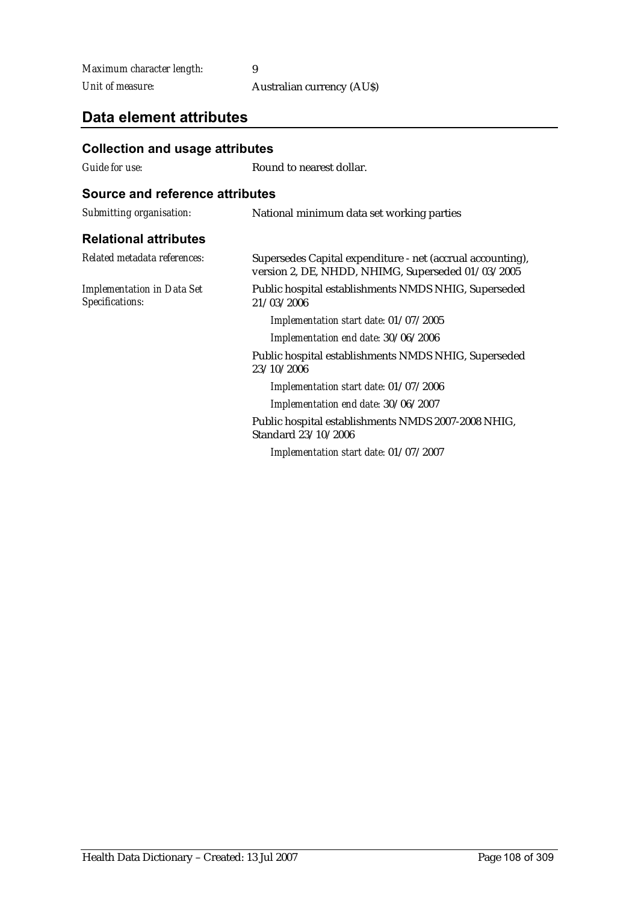*Maximum character length:* 9

*Unit of measure:* Australian currency (AU$)

## Data element attributes

### Collection and usage attributes

*Guide for use:* Round to nearest dollar.

### Source and reference attributes

*Submitting organisation:* National minimum data set working parties

### Relational attributes

*Related metadata references:* Supersedes Capital expenditure - net (accrual accounting), version 2, DE, NHDD, NHIMG, Superseded 01/03/2005

*Implementation in Data Set Specifications:*

Public hospital establishments NMDS NHIG, Superseded 21/03/2006

*Implementation start date:* 01/07/2005

*Implementation end date:* 30/06/2006

Public hospital establishments NMDS NHIG, Superseded 23/10/2006

*Implementation start date:* 01/07/2006

*Implementation end date:* 30/06/2007

Public hospital establishments NMDS 2007-2008 NHIG, Standard 23/10/2006

*Implementation start date:* 01/07/2007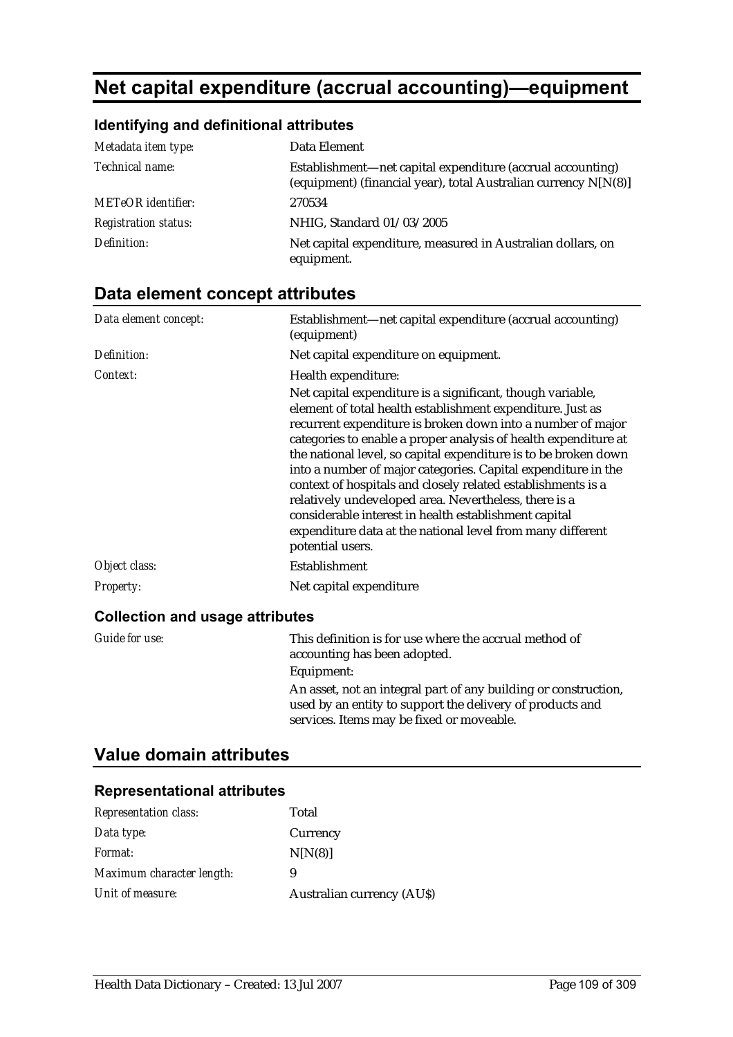# Net capital expenditure (accrual accounting)—equipment

## Identifying and definitional attributes

| | |
|---|---|
| *Metadata item type:* | Data Element |
| *Technical name:* | Establishment—net capital expenditure (accrual accounting) (equipment) (financial year), total Australian currency N[N(8)] |
| *METeOR identifier:* | 270534 |
| *Registration status:* | NHIG, Standard 01/03/2005 |
| *Definition:* | Net capital expenditure, measured in Australian dollars, on equipment. |

## Data element concept attributes

| | |
|---|---|
| *Data element concept:* | Establishment—net capital expenditure (accrual accounting) (equipment) |
| *Definition:* | Net capital expenditure on equipment. |
| *Context:* | Health expenditure:<br>Net capital expenditure is a significant, though variable, element of total health establishment expenditure. Just as recurrent expenditure is broken down into a number of major categories to enable a proper analysis of health expenditure at the national level, so capital expenditure is to be broken down into a number of major categories. Capital expenditure in the context of hospitals and closely related establishments is a relatively undeveloped area. Nevertheless, there is a considerable interest in health establishment capital expenditure data at the national level from many different potential users. |
| *Object class:* | Establishment |
| *Property:* | Net capital expenditure |

### Collection and usage attributes

| | |
|---|---|
| *Guide for use:* | This definition is for use where the accrual method of accounting has been adopted.<br>Equipment:<br>An asset, not an integral part of any building or construction, used by an entity to support the delivery of products and services. Items may be fixed or moveable. |

## Value domain attributes

### Representational attributes

| | |
|---|---|
| *Representation class:* | Total |
| *Data type:* | Currency |
| *Format:* | N[N(8)] |
| *Maximum character length:* | 9 |
| *Unit of measure:* | Australian currency (AU$) |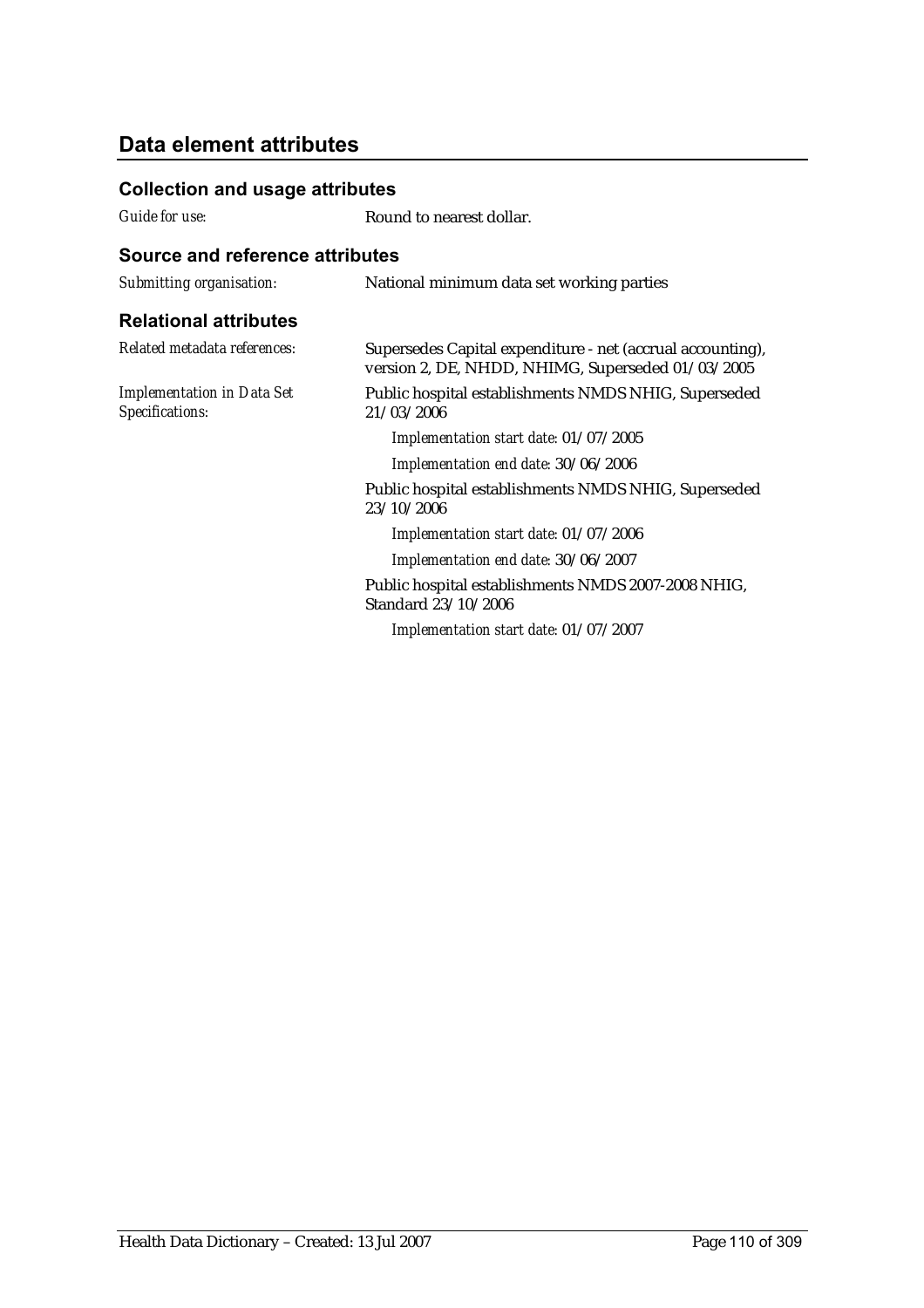## Data element attributes

### Collection and usage attributes

*Guide for use:* Round to nearest dollar.

### Source and reference attributes

*Submitting organisation:* National minimum data set working parties

### Relational attributes

*Related metadata references:* Supersedes Capital expenditure - net (accrual accounting), version 2, DE, NHDD, NHIMG, Superseded 01/03/2005

*Implementation in Data Set Specifications:* Public hospital establishments NMDS NHIG, Superseded 21/03/2006

*Implementation start date:* 01/07/2005

*Implementation end date:* 30/06/2006

Public hospital establishments NMDS NHIG, Superseded 23/10/2006

*Implementation start date:* 01/07/2006

*Implementation end date:* 30/06/2007

Public hospital establishments NMDS 2007-2008 NHIG, Standard 23/10/2006

*Implementation start date:* 01/07/2007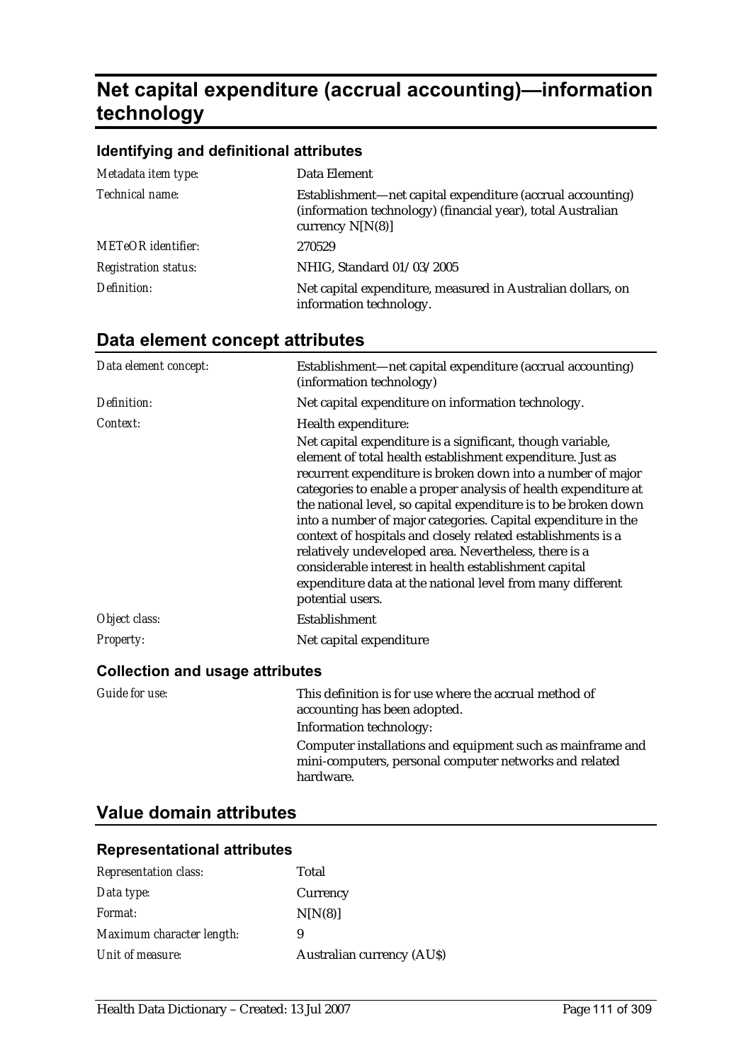# Net capital expenditure (accrual accounting)—information technology

### Identifying and definitional attributes

| | |
|---|---|
| *Metadata item type:* | Data Element |
| *Technical name:* | Establishment—net capital expenditure (accrual accounting) (information technology) (financial year), total Australian currency N[N(8)] |
| *METeOR identifier:* | 270529 |
| *Registration status:* | NHIG, Standard 01/03/2005 |
| *Definition:* | Net capital expenditure, measured in Australian dollars, on information technology. |

## Data element concept attributes

| | |
|---|---|
| *Data element concept:* | Establishment—net capital expenditure (accrual accounting) (information technology) |
| *Definition:* | Net capital expenditure on information technology. |
| *Context:* | Health expenditure:<br>Net capital expenditure is a significant, though variable, element of total health establishment expenditure. Just as recurrent expenditure is broken down into a number of major categories to enable a proper analysis of health expenditure at the national level, so capital expenditure is to be broken down into a number of major categories. Capital expenditure in the context of hospitals and closely related establishments is a relatively undeveloped area. Nevertheless, there is a considerable interest in health establishment capital expenditure data at the national level from many different potential users. |
| *Object class:* | Establishment |
| *Property:* | Net capital expenditure |

### Collection and usage attributes

| | |
|---|---|
| *Guide for use:* | This definition is for use where the accrual method of accounting has been adopted.<br>Information technology:<br>Computer installations and equipment such as mainframe and mini-computers, personal computer networks and related hardware. |

## Value domain attributes

### Representational attributes

| | |
|---|---|
| *Representation class:* | Total |
| *Data type:* | Currency |
| *Format:* | N[N(8)] |
| *Maximum character length:* | 9 |
| *Unit of measure:* | Australian currency (AU$) |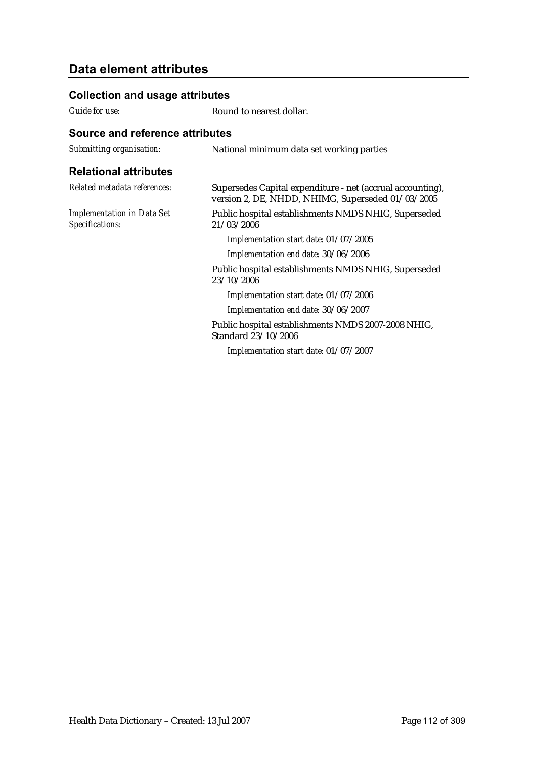## Data element attributes

### Collection and usage attributes

*Guide for use:* Round to nearest dollar.

### Source and reference attributes

*Submitting organisation:* National minimum data set working parties

### Relational attributes

*Related metadata references:* Supersedes Capital expenditure - net (accrual accounting), version 2, DE, NHDD, NHIMG, Superseded 01/03/2005

*Implementation in Data Set Specifications:*

Public hospital establishments NMDS NHIG, Superseded 21/03/2006

*Implementation start date:* 01/07/2005

*Implementation end date:* 30/06/2006

Public hospital establishments NMDS NHIG, Superseded 23/10/2006

*Implementation start date:* 01/07/2006

*Implementation end date:* 30/06/2007

Public hospital establishments NMDS 2007-2008 NHIG, Standard 23/10/2006

*Implementation start date:* 01/07/2007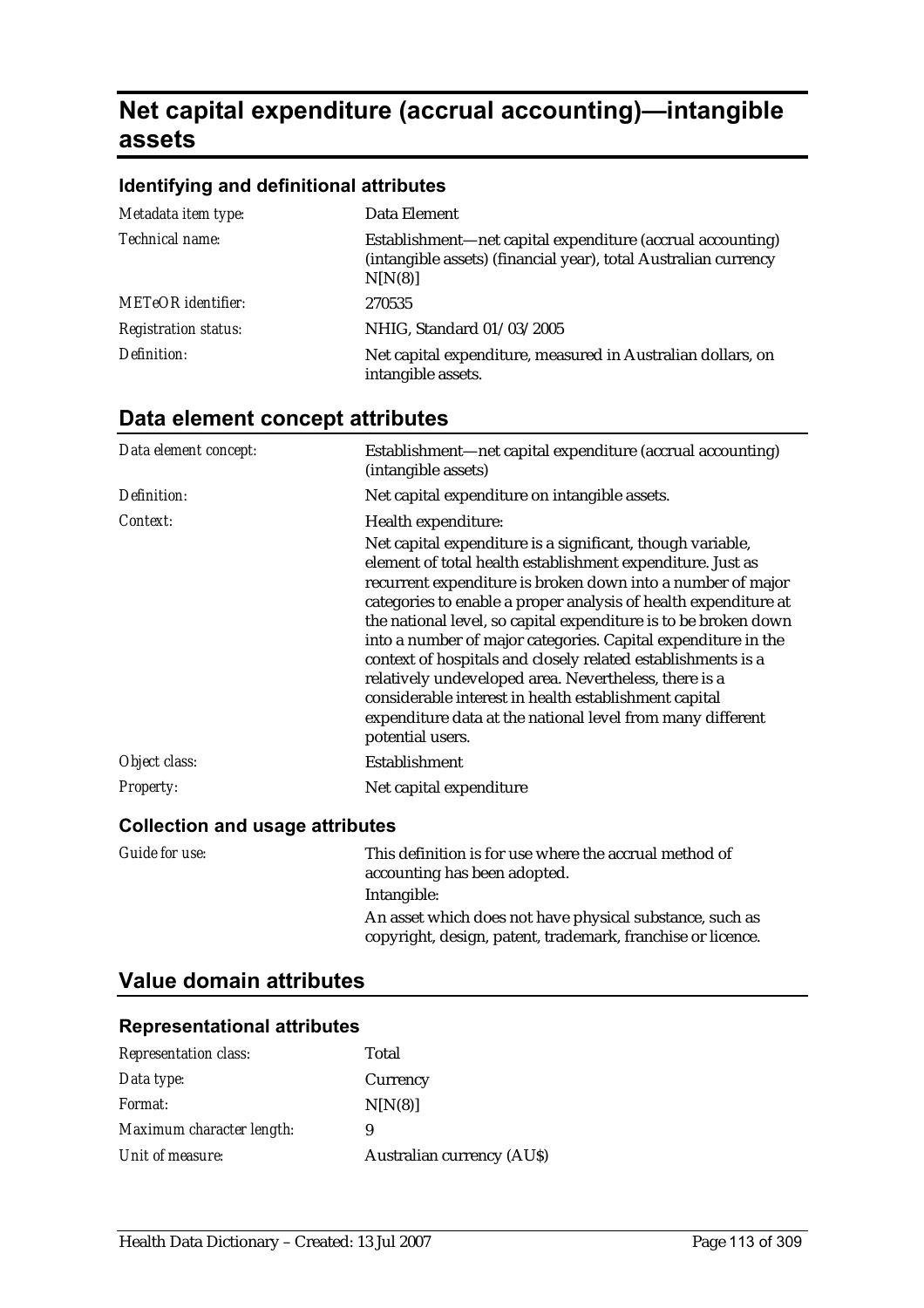# Net capital expenditure (accrual accounting)—intangible assets

### Identifying and definitional attributes

| | |
|---|---|
| *Metadata item type:* | Data Element |
| *Technical name:* | Establishment—net capital expenditure (accrual accounting) (intangible assets) (financial year), total Australian currency N[N(8)] |
| *METeOR identifier:* | 270535 |
| *Registration status:* | NHIG, Standard 01/03/2005 |
| *Definition:* | Net capital expenditure, measured in Australian dollars, on intangible assets. |

## Data element concept attributes

| | |
|---|---|
| *Data element concept:* | Establishment—net capital expenditure (accrual accounting) (intangible assets) |
| *Definition:* | Net capital expenditure on intangible assets. |
| *Context:* | Health expenditure:<br>Net capital expenditure is a significant, though variable, element of total health establishment expenditure. Just as recurrent expenditure is broken down into a number of major categories to enable a proper analysis of health expenditure at the national level, so capital expenditure is to be broken down into a number of major categories. Capital expenditure in the context of hospitals and closely related establishments is a relatively undeveloped area. Nevertheless, there is a considerable interest in health establishment capital expenditure data at the national level from many different potential users. |
| *Object class:* | Establishment |
| *Property:* | Net capital expenditure |

### Collection and usage attributes

| | |
|---|---|
| *Guide for use:* | This definition is for use where the accrual method of accounting has been adopted.<br>Intangible:<br>An asset which does not have physical substance, such as copyright, design, patent, trademark, franchise or licence. |

## Value domain attributes

### Representational attributes

| | |
|---|---|
| *Representation class:* | Total |
| *Data type:* | Currency |
| *Format:* | N[N(8)] |
| *Maximum character length:* | 9 |
| *Unit of measure:* | Australian currency (AU$) |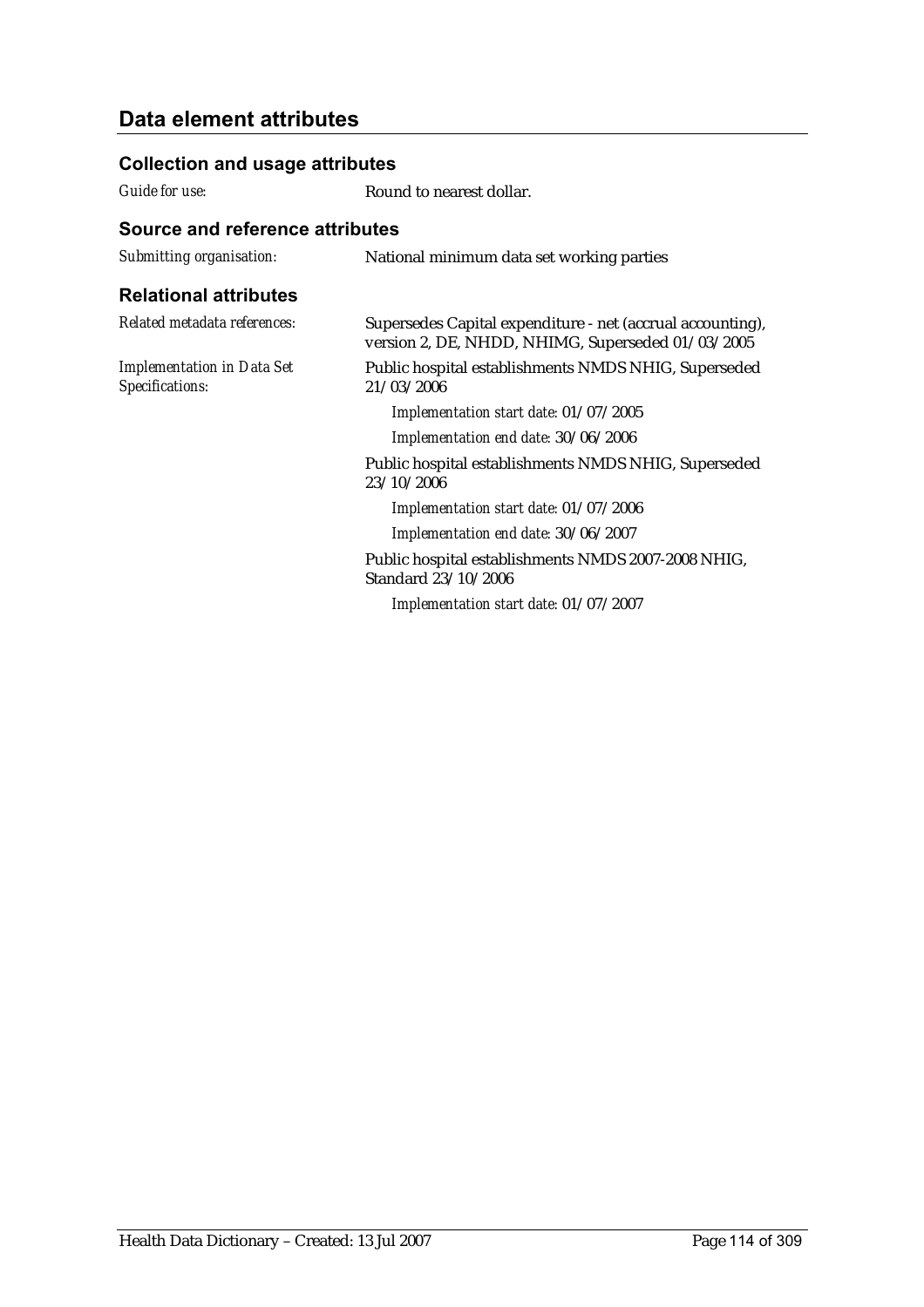## Data element attributes

### Collection and usage attributes

*Guide for use:* Round to nearest dollar.

### Source and reference attributes

*Submitting organisation:* National minimum data set working parties

### Relational attributes

*Related metadata references:* Supersedes Capital expenditure - net (accrual accounting), version 2, DE, NHDD, NHIMG, Superseded 01/03/2005

*Implementation in Data Set Specifications:*

Public hospital establishments NMDS NHIG, Superseded 21/03/2006

*Implementation start date:* 01/07/2005

*Implementation end date:* 30/06/2006

Public hospital establishments NMDS NHIG, Superseded 23/10/2006

*Implementation start date:* 01/07/2006

*Implementation end date:* 30/06/2007

Public hospital establishments NMDS 2007-2008 NHIG, Standard 23/10/2006

*Implementation start date:* 01/07/2007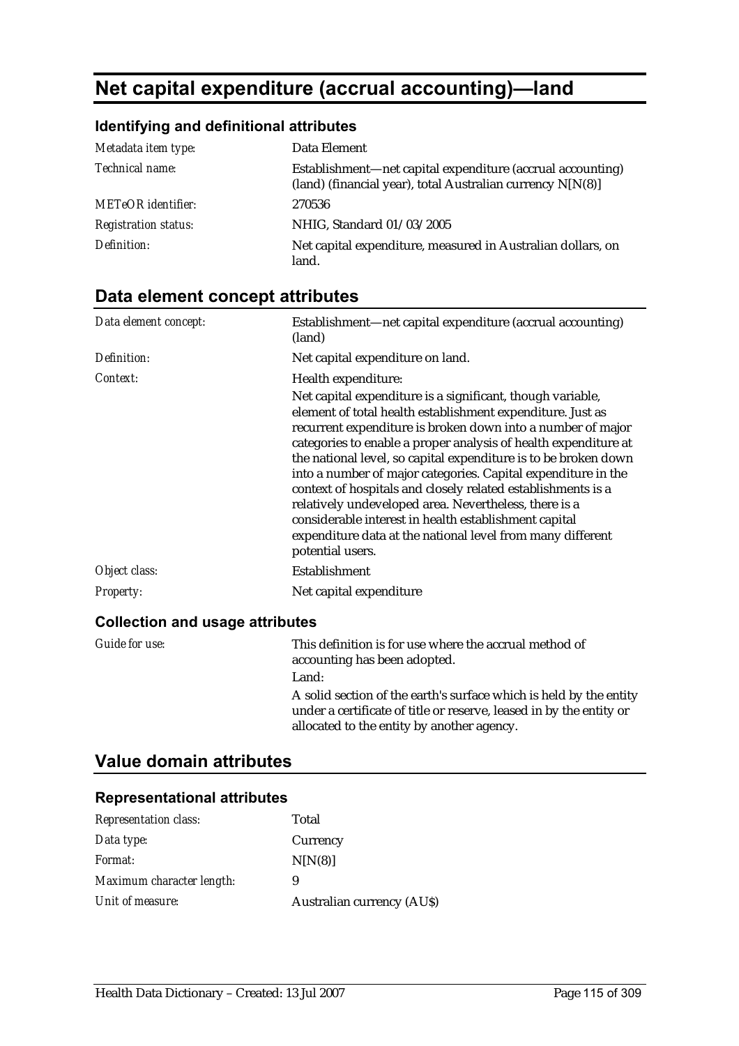# Net capital expenditure (accrual accounting)—land

## Identifying and definitional attributes

| | |
|---|---|
| *Metadata item type:* | Data Element |
| *Technical name:* | Establishment—net capital expenditure (accrual accounting) (land) (financial year), total Australian currency N[N(8)] |
| *METeOR identifier:* | 270536 |
| *Registration status:* | NHIG, Standard 01/03/2005 |
| *Definition:* | Net capital expenditure, measured in Australian dollars, on land. |

## Data element concept attributes

| | |
|---|---|
| *Data element concept:* | Establishment—net capital expenditure (accrual accounting) (land) |
| *Definition:* | Net capital expenditure on land. |
| *Context:* | Health expenditure:<br>Net capital expenditure is a significant, though variable, element of total health establishment expenditure. Just as recurrent expenditure is broken down into a number of major categories to enable a proper analysis of health expenditure at the national level, so capital expenditure is to be broken down into a number of major categories. Capital expenditure in the context of hospitals and closely related establishments is a relatively undeveloped area. Nevertheless, there is a considerable interest in health establishment capital expenditure data at the national level from many different potential users. |
| *Object class:* | Establishment |
| *Property:* | Net capital expenditure |

### Collection and usage attributes

| | |
|---|---|
| *Guide for use:* | This definition is for use where the accrual method of accounting has been adopted.<br>Land:<br>A solid section of the earth's surface which is held by the entity under a certificate of title or reserve, leased in by the entity or allocated to the entity by another agency. |

## Value domain attributes

### Representational attributes

| | |
|---|---|
| *Representation class:* | Total |
| *Data type:* | Currency |
| *Format:* | N[N(8)] |
| *Maximum character length:* | 9 |
| *Unit of measure:* | Australian currency (AU$) |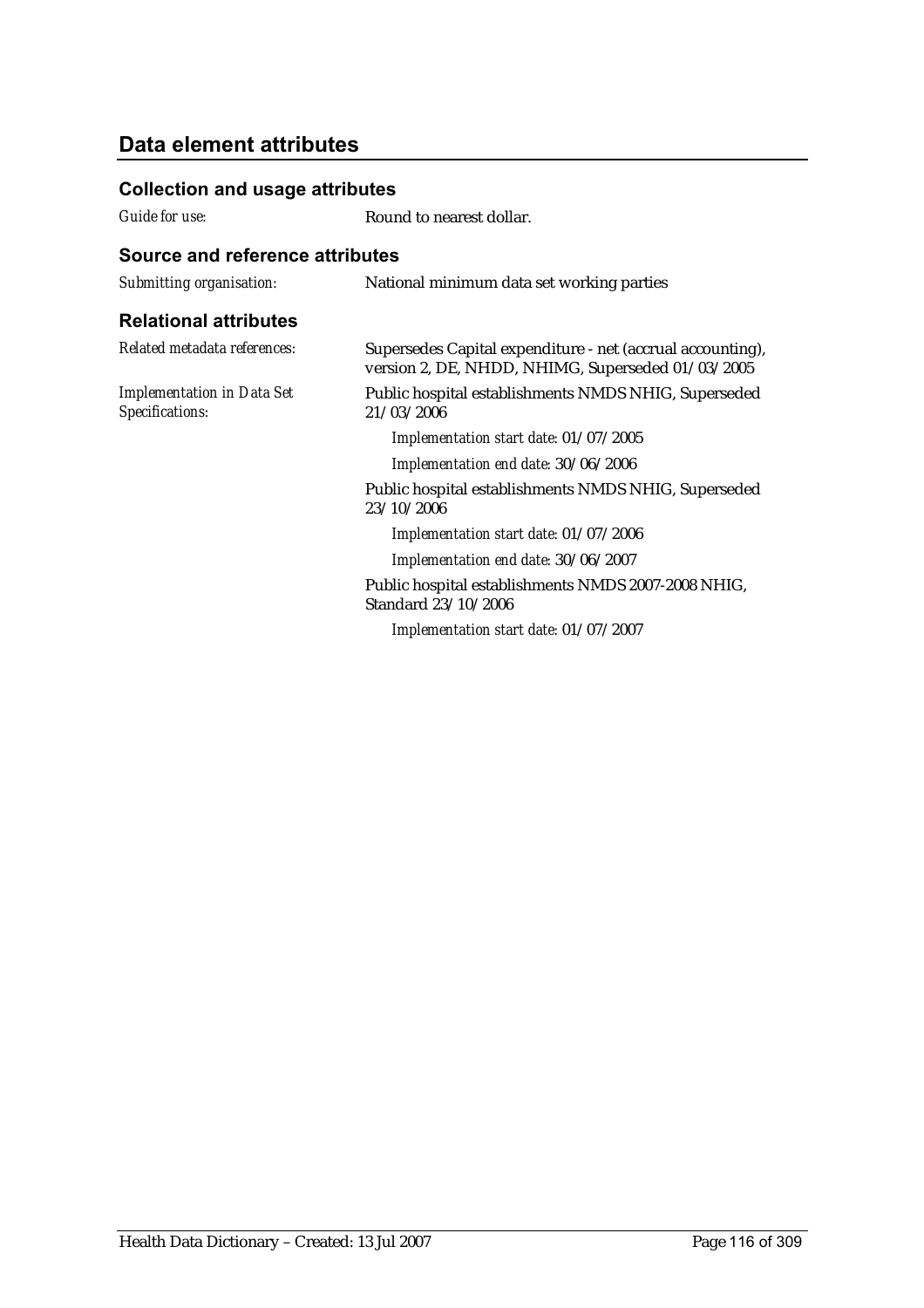## Data element attributes

### Collection and usage attributes

*Guide for use:* Round to nearest dollar.

### Source and reference attributes

*Submitting organisation:* National minimum data set working parties

### Relational attributes

*Related metadata references:* Supersedes Capital expenditure - net (accrual accounting), version 2, DE, NHDD, NHIMG, Superseded 01/03/2005

*Implementation in Data Set Specifications:*

Public hospital establishments NMDS NHIG, Superseded 21/03/2006

*Implementation start date:* 01/07/2005

*Implementation end date:* 30/06/2006

Public hospital establishments NMDS NHIG, Superseded 23/10/2006

*Implementation start date:* 01/07/2006

*Implementation end date:* 30/06/2007

Public hospital establishments NMDS 2007-2008 NHIG, Standard 23/10/2006

*Implementation start date:* 01/07/2007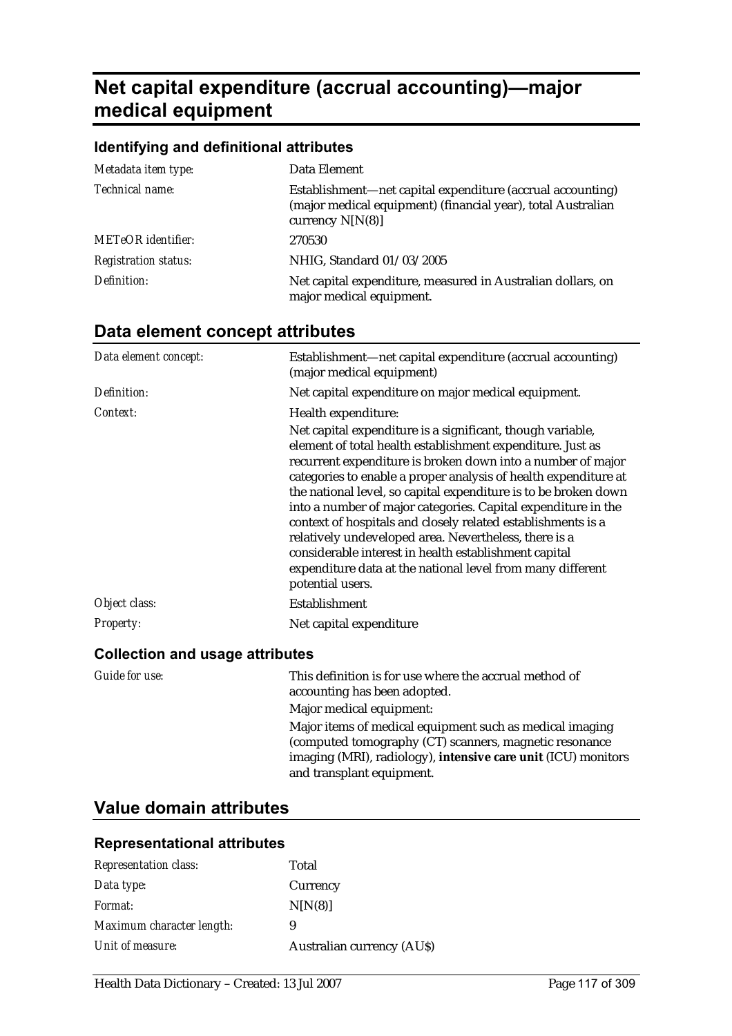# Net capital expenditure (accrual accounting)—major medical equipment

## Identifying and definitional attributes

| | |
|---|---|
| *Metadata item type:* | Data Element |
| *Technical name:* | Establishment—net capital expenditure (accrual accounting) (major medical equipment) (financial year), total Australian currency N[N(8)] |
| *METeOR identifier:* | 270530 |
| *Registration status:* | NHIG, Standard 01/03/2005 |
| *Definition:* | Net capital expenditure, measured in Australian dollars, on major medical equipment. |

## Data element concept attributes

| | |
|---|---|
| *Data element concept:* | Establishment—net capital expenditure (accrual accounting) (major medical equipment) |
| *Definition:* | Net capital expenditure on major medical equipment. |
| *Context:* | Health expenditure:<br>Net capital expenditure is a significant, though variable, element of total health establishment expenditure. Just as recurrent expenditure is broken down into a number of major categories to enable a proper analysis of health expenditure at the national level, so capital expenditure is to be broken down into a number of major categories. Capital expenditure in the context of hospitals and closely related establishments is a relatively undeveloped area. Nevertheless, there is a considerable interest in health establishment capital expenditure data at the national level from many different potential users. |
| *Object class:* | Establishment |
| *Property:* | Net capital expenditure |

### Collection and usage attributes

| | |
|---|---|
| *Guide for use:* | This definition is for use where the accrual method of accounting has been adopted.<br>Major medical equipment:<br>Major items of medical equipment such as medical imaging (computed tomography (CT) scanners, magnetic resonance imaging (MRI), radiology), **intensive care unit** (ICU) monitors and transplant equipment. |

## Value domain attributes

### Representational attributes

| | |
|---|---|
| *Representation class:* | Total |
| *Data type:* | Currency |
| *Format:* | N[N(8)] |
| *Maximum character length:* | 9 |
| *Unit of measure:* | Australian currency (AU$) |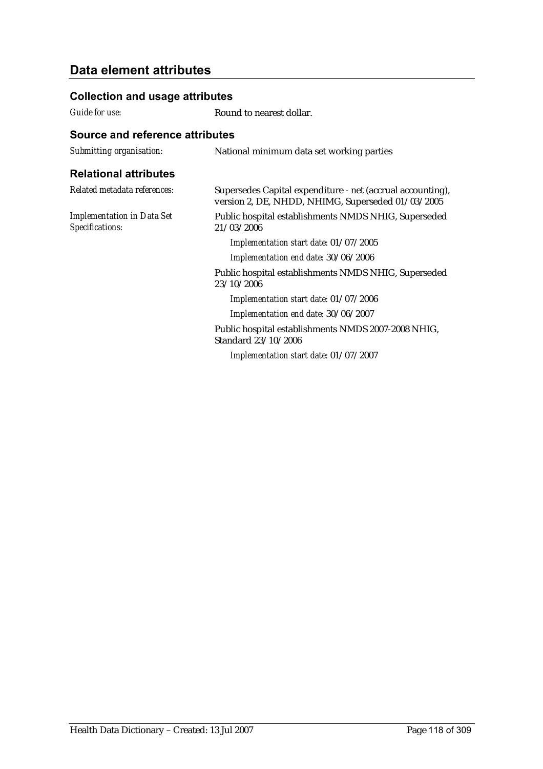## Data element attributes

### Collection and usage attributes

*Guide for use:* Round to nearest dollar.

### Source and reference attributes

*Submitting organisation:* National minimum data set working parties

### Relational attributes

*Related metadata references:* Supersedes Capital expenditure - net (accrual accounting), version 2, DE, NHDD, NHIMG, Superseded 01/03/2005

*Implementation in Data Set Specifications:*

Public hospital establishments NMDS NHIG, Superseded 21/03/2006

*Implementation start date:* 01/07/2005

*Implementation end date:* 30/06/2006

Public hospital establishments NMDS NHIG, Superseded 23/10/2006

*Implementation start date:* 01/07/2006

*Implementation end date:* 30/06/2007

Public hospital establishments NMDS 2007-2008 NHIG, Standard 23/10/2006

*Implementation start date:* 01/07/2007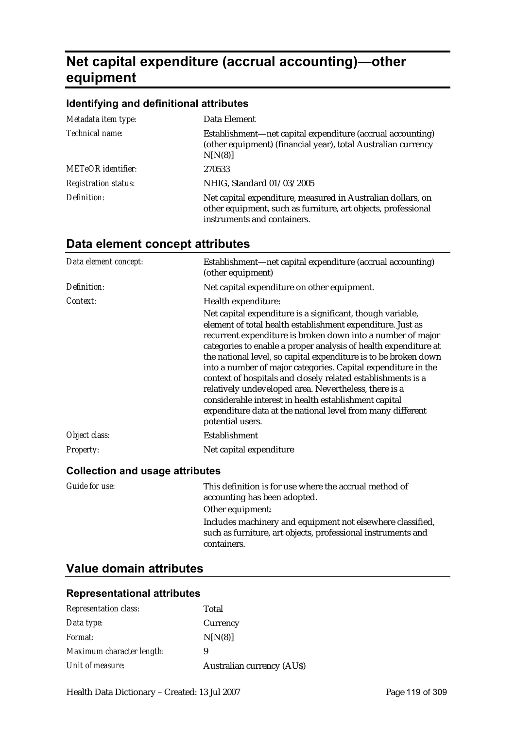# Net capital expenditure (accrual accounting)—other equipment

### Identifying and definitional attributes

| | |
|---|---|
| *Metadata item type:* | Data Element |
| *Technical name:* | Establishment—net capital expenditure (accrual accounting) (other equipment) (financial year), total Australian currency N[N(8)] |
| *METeOR identifier:* | 270533 |
| *Registration status:* | NHIG, Standard 01/03/2005 |
| *Definition:* | Net capital expenditure, measured in Australian dollars, on other equipment, such as furniture, art objects, professional instruments and containers. |

## Data element concept attributes

| | |
|---|---|
| *Data element concept:* | Establishment—net capital expenditure (accrual accounting) (other equipment) |
| *Definition:* | Net capital expenditure on other equipment. |
| *Context:* | Health expenditure:<br>Net capital expenditure is a significant, though variable, element of total health establishment expenditure. Just as recurrent expenditure is broken down into a number of major categories to enable a proper analysis of health expenditure at the national level, so capital expenditure is to be broken down into a number of major categories. Capital expenditure in the context of hospitals and closely related establishments is a relatively undeveloped area. Nevertheless, there is a considerable interest in health establishment capital expenditure data at the national level from many different potential users. |
| *Object class:* | Establishment |
| *Property:* | Net capital expenditure |

### Collection and usage attributes

| | |
|---|---|
| *Guide for use:* | This definition is for use where the accrual method of accounting has been adopted.<br>Other equipment:<br>Includes machinery and equipment not elsewhere classified, such as furniture, art objects, professional instruments and containers. |

## Value domain attributes

### Representational attributes

| | |
|---|---|
| *Representation class:* | Total |
| *Data type:* | Currency |
| *Format:* | N[N(8)] |
| *Maximum character length:* | 9 |
| *Unit of measure:* | Australian currency (AU$) |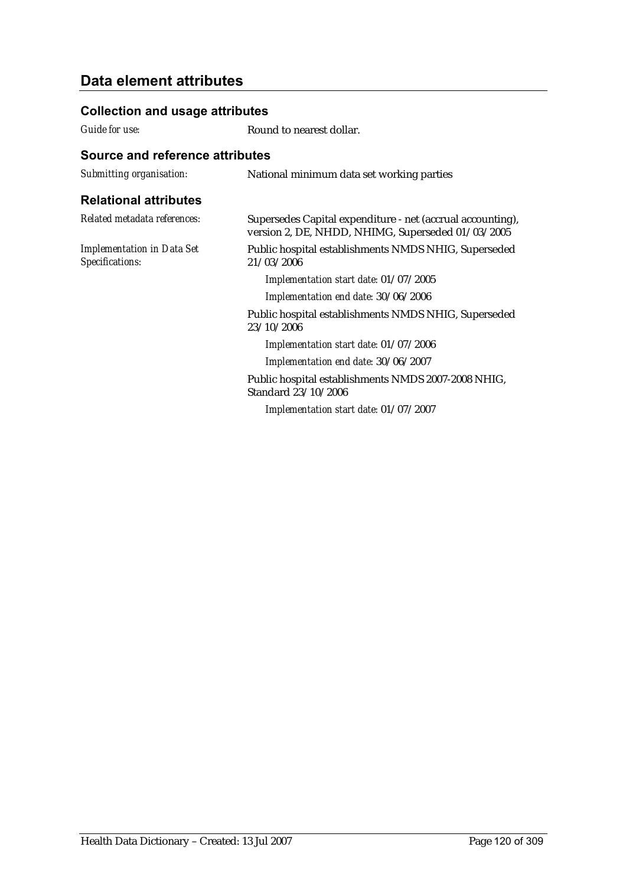## Data element attributes

### Collection and usage attributes

| | |
|---|---|
| *Guide for use:* | Round to nearest dollar. |

### Source and reference attributes

| | |
|---|---|
| *Submitting organisation:* | National minimum data set working parties |

### Relational attributes

*Related metadata references:*
Supersedes Capital expenditure - net (accrual accounting), version 2, DE, NHDD, NHIMG, Superseded 01/03/2005

*Implementation in Data Set Specifications:*
Public hospital establishments NMDS NHIG, Superseded 21/03/2006

*Implementation start date:* 01/07/2005

*Implementation end date:* 30/06/2006

Public hospital establishments NMDS NHIG, Superseded 23/10/2006

*Implementation start date:* 01/07/2006

*Implementation end date:* 30/06/2007

Public hospital establishments NMDS 2007-2008 NHIG, Standard 23/10/2006

*Implementation start date:* 01/07/2007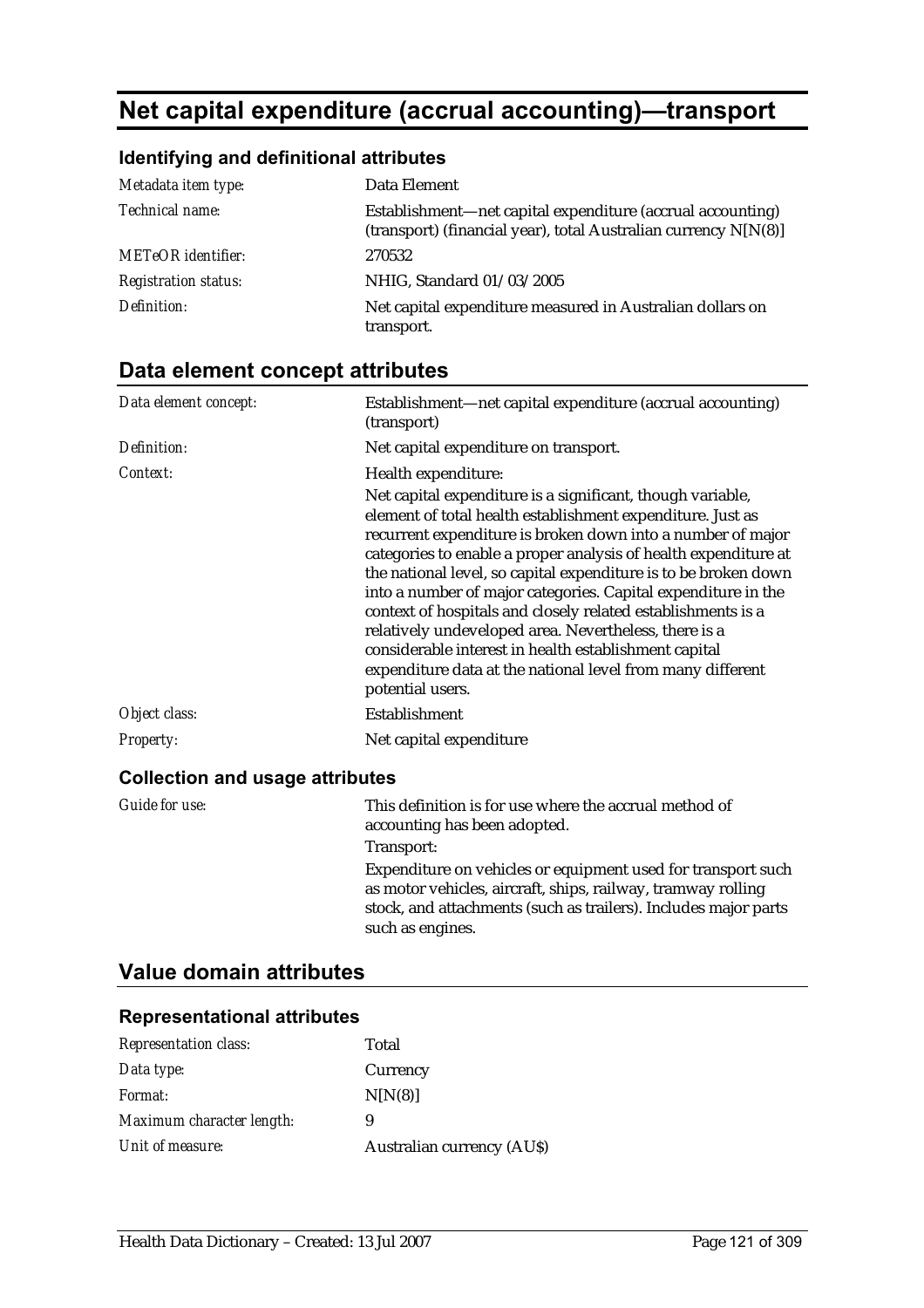# Net capital expenditure (accrual accounting)—transport

### Identifying and definitional attributes

| | |
|---|---|
| *Metadata item type:* | Data Element |
| *Technical name:* | Establishment—net capital expenditure (accrual accounting) (transport) (financial year), total Australian currency N[N(8)] |
| *METeOR identifier:* | 270532 |
| *Registration status:* | NHIG, Standard 01/03/2005 |
| *Definition:* | Net capital expenditure measured in Australian dollars on transport. |

## Data element concept attributes

| | |
|---|---|
| *Data element concept:* | Establishment—net capital expenditure (accrual accounting) (transport) |
| *Definition:* | Net capital expenditure on transport. |
| *Context:* | Health expenditure:<br>Net capital expenditure is a significant, though variable, element of total health establishment expenditure. Just as recurrent expenditure is broken down into a number of major categories to enable a proper analysis of health expenditure at the national level, so capital expenditure is to be broken down into a number of major categories. Capital expenditure in the context of hospitals and closely related establishments is a relatively undeveloped area. Nevertheless, there is a considerable interest in health establishment capital expenditure data at the national level from many different potential users. |
| *Object class:* | Establishment |
| *Property:* | Net capital expenditure |

### Collection and usage attributes

| | |
|---|---|
| *Guide for use:* | This definition is for use where the accrual method of accounting has been adopted.<br>Transport:<br>Expenditure on vehicles or equipment used for transport such as motor vehicles, aircraft, ships, railway, tramway rolling stock, and attachments (such as trailers). Includes major parts such as engines. |

## Value domain attributes

### Representational attributes

| | |
|---|---|
| *Representation class:* | Total |
| *Data type:* | Currency |
| *Format:* | N[N(8)] |
| *Maximum character length:* | 9 |
| *Unit of measure:* | Australian currency (AU$) |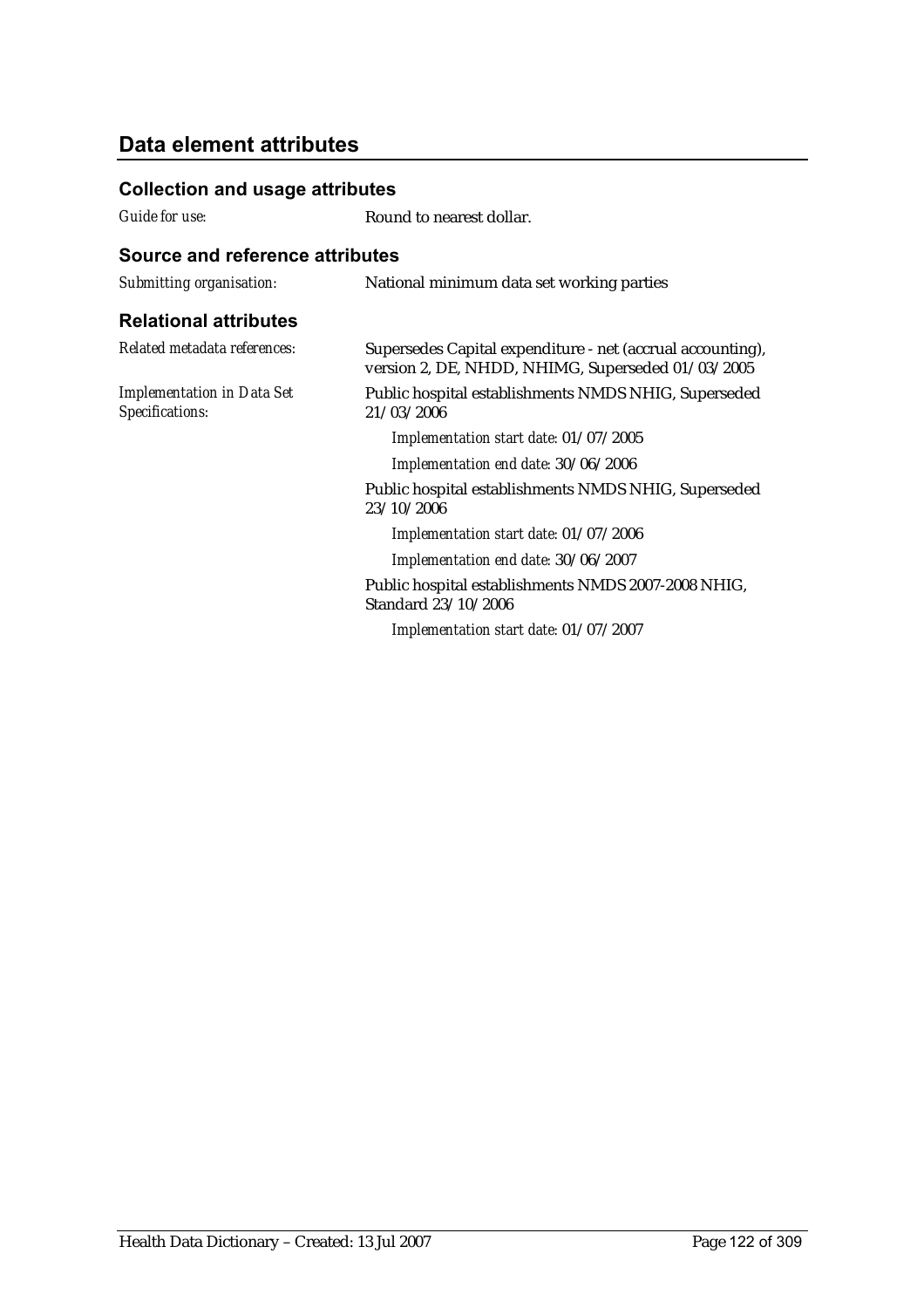## Data element attributes

### Collection and usage attributes

*Guide for use:* Round to nearest dollar.

### Source and reference attributes

*Submitting organisation:* National minimum data set working parties

### Relational attributes

*Related metadata references:* Supersedes Capital expenditure - net (accrual accounting), version 2, DE, NHDD, NHIMG, Superseded 01/03/2005

*Implementation in Data Set Specifications:*

Public hospital establishments NMDS NHIG, Superseded 21/03/2006

*Implementation start date:* 01/07/2005

*Implementation end date:* 30/06/2006

Public hospital establishments NMDS NHIG, Superseded 23/10/2006

*Implementation start date:* 01/07/2006

*Implementation end date:* 30/06/2007

Public hospital establishments NMDS 2007-2008 NHIG, Standard 23/10/2006

*Implementation start date:* 01/07/2007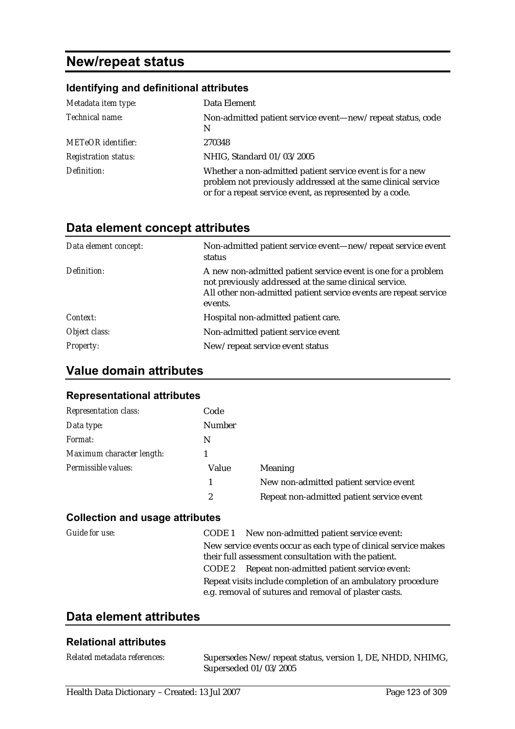# New/repeat status

### Identifying and definitional attributes

| | |
|---|---|
| *Metadata item type:* | Data Element |
| *Technical name:* | Non-admitted patient service event—new/repeat status, code N |
| *METeOR identifier:* | 270348 |
| *Registration status:* | NHIG, Standard 01/03/2005 |
| *Definition:* | Whether a non-admitted patient service event is for a new problem not previously addressed at the same clinical service or for a repeat service event, as represented by a code. |

## Data element concept attributes

| | |
|---|---|
| *Data element concept:* | Non-admitted patient service event—new/repeat service event status |
| *Definition:* | A new non-admitted patient service event is one for a problem not previously addressed at the same clinical service. All other non-admitted patient service events are repeat service events. |
| *Context:* | Hospital non-admitted patient care. |
| *Object class:* | Non-admitted patient service event |
| *Property:* | New/repeat service event status |

## Value domain attributes

### Representational attributes

| | | |
|---|---|---|
| *Representation class:* | Code | |
| *Data type:* | Number | |
| *Format:* | N | |
| *Maximum character length:* | 1 | |
| *Permissible values:* | Value | Meaning |
| | 1 | New non-admitted patient service event |
| | 2 | Repeat non-admitted patient service event |

### Collection and usage attributes

*Guide for use:*

CODE 1 New non-admitted patient service event:

New service events occur as each type of clinical service makes their full assessment consultation with the patient.

CODE 2 Repeat non-admitted patient service event:

Repeat visits include completion of an ambulatory procedure e.g. removal of sutures and removal of plaster casts.

## Data element attributes

### Relational attributes

| | |
|---|---|
| *Related metadata references:* | Supersedes New/repeat status, version 1, DE, NHDD, NHIMG, Superseded 01/03/2005 |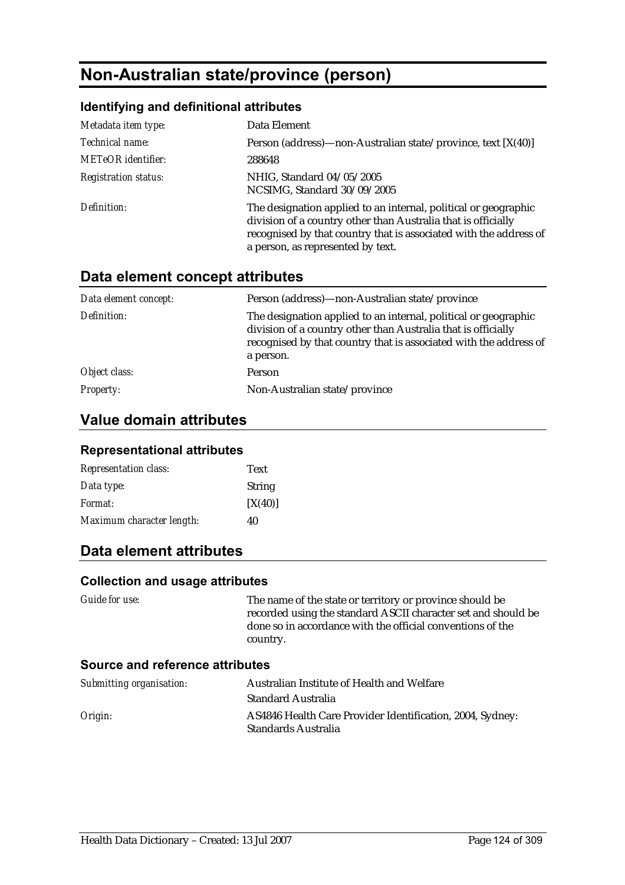# Non-Australian state/province (person)

### Identifying and definitional attributes

| | |
|---|---|
| *Metadata item type:* | Data Element |
| *Technical name:* | Person (address)—non-Australian state/province, text [X(40)] |
| *METeOR identifier:* | 288648 |
| *Registration status:* | NHIG, Standard 04/05/2005<br>NCSIMG, Standard 30/09/2005 |
| *Definition:* | The designation applied to an internal, political or geographic division of a country other than Australia that is officially recognised by that country that is associated with the address of a person, as represented by text. |

## Data element concept attributes

| | |
|---|---|
| *Data element concept:* | Person (address)—non-Australian state/province |
| *Definition:* | The designation applied to an internal, political or geographic division of a country other than Australia that is officially recognised by that country that is associated with the address of a person. |
| *Object class:* | Person |
| *Property:* | Non-Australian state/province |

## Value domain attributes

### Representational attributes

| | |
|---|---|
| *Representation class:* | Text |
| *Data type:* | String |
| *Format:* | [X(40)] |
| *Maximum character length:* | 40 |

## Data element attributes

### Collection and usage attributes

| | |
|---|---|
| *Guide for use:* | The name of the state or territory or province should be recorded using the standard ASCII character set and should be done so in accordance with the official conventions of the country. |

### Source and reference attributes

| | |
|---|---|
| *Submitting organisation:* | Australian Institute of Health and Welfare<br>Standard Australia |
| *Origin:* | AS4846 Health Care Provider Identification, 2004, Sydney: Standards Australia |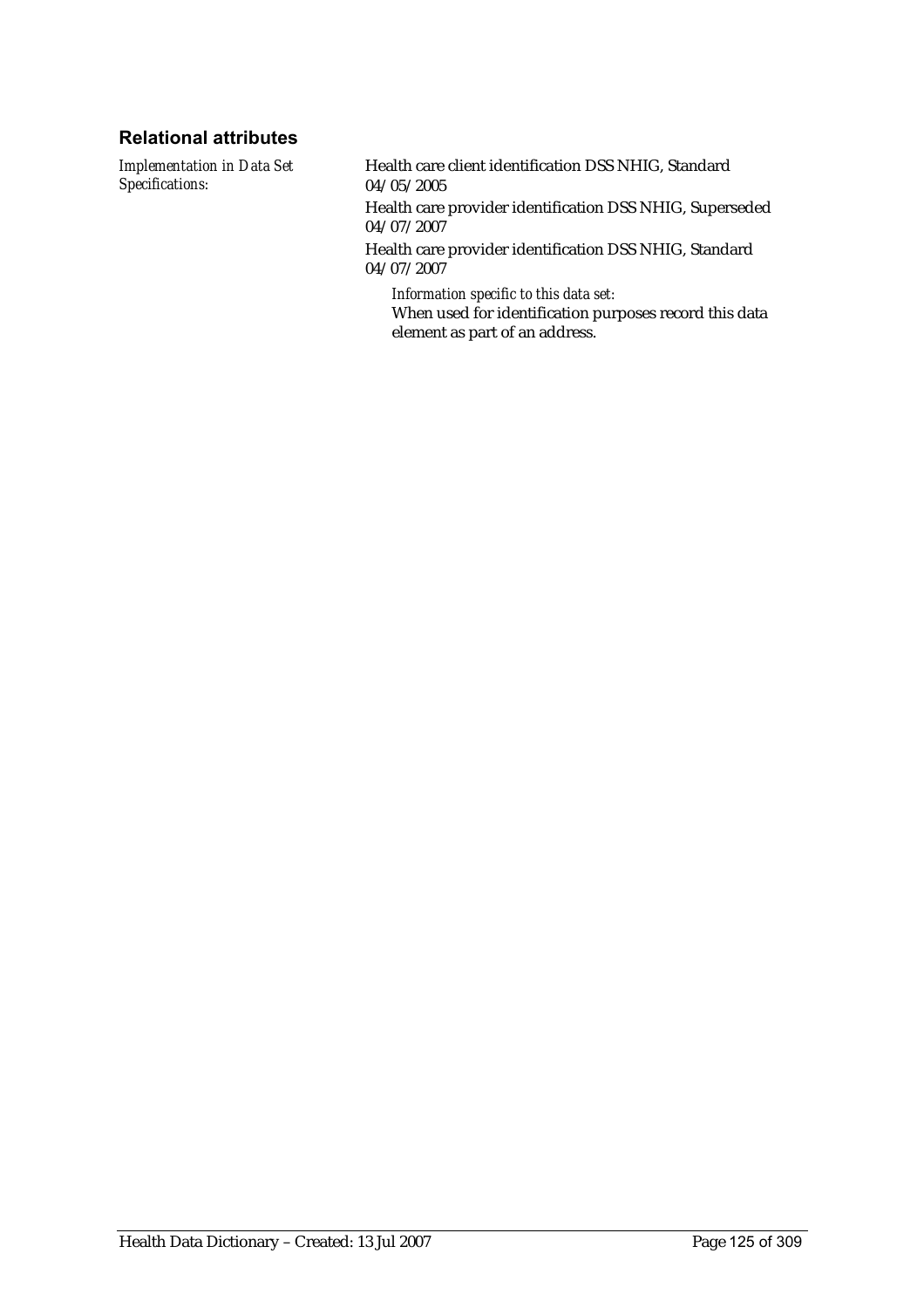### Relational attributes

*Implementation in Data Set Specifications:*

Health care client identification DSS NHIG, Standard 04/05/2005

Health care provider identification DSS NHIG, Superseded 04/07/2007

Health care provider identification DSS NHIG, Standard 04/07/2007

*Information specific to this data set:*

When used for identification purposes record this data element as part of an address.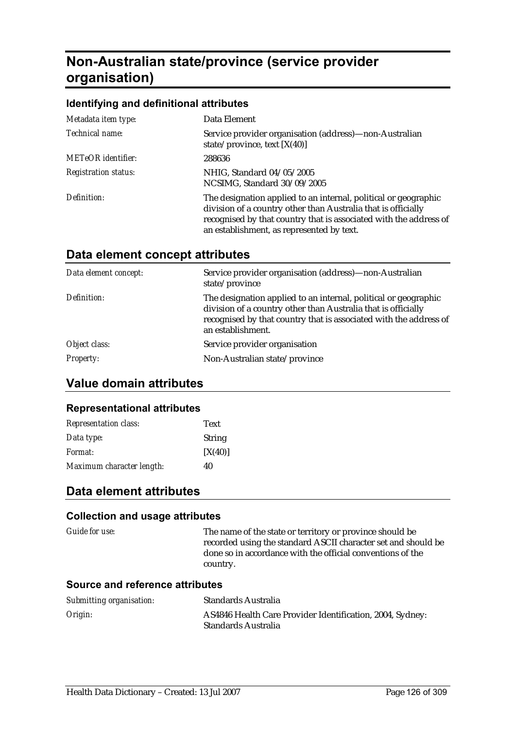# Non-Australian state/province (service provider organisation)

### Identifying and definitional attributes

| | |
|---|---|
| *Metadata item type:* | Data Element |
| *Technical name:* | Service provider organisation (address)—non-Australian state/province, text [X(40)] |
| *METeOR identifier:* | 288636 |
| *Registration status:* | NHIG, Standard 04/05/2005<br>NCSIMG, Standard 30/09/2005 |
| *Definition:* | The designation applied to an internal, political or geographic division of a country other than Australia that is officially recognised by that country that is associated with the address of an establishment, as represented by text. |

## Data element concept attributes

| | |
|---|---|
| *Data element concept:* | Service provider organisation (address)—non-Australian state/province |
| *Definition:* | The designation applied to an internal, political or geographic division of a country other than Australia that is officially recognised by that country that is associated with the address of an establishment. |
| *Object class:* | Service provider organisation |
| *Property:* | Non-Australian state/province |

## Value domain attributes

### Representational attributes

| | |
|---|---|
| *Representation class:* | Text |
| *Data type:* | String |
| *Format:* | [X(40)] |
| *Maximum character length:* | 40 |

## Data element attributes

### Collection and usage attributes

| | |
|---|---|
| *Guide for use:* | The name of the state or territory or province should be recorded using the standard ASCII character set and should be done so in accordance with the official conventions of the country. |

### Source and reference attributes

| | |
|---|---|
| *Submitting organisation:* | Standards Australia |
| *Origin:* | AS4846 Health Care Provider Identification, 2004, Sydney: Standards Australia |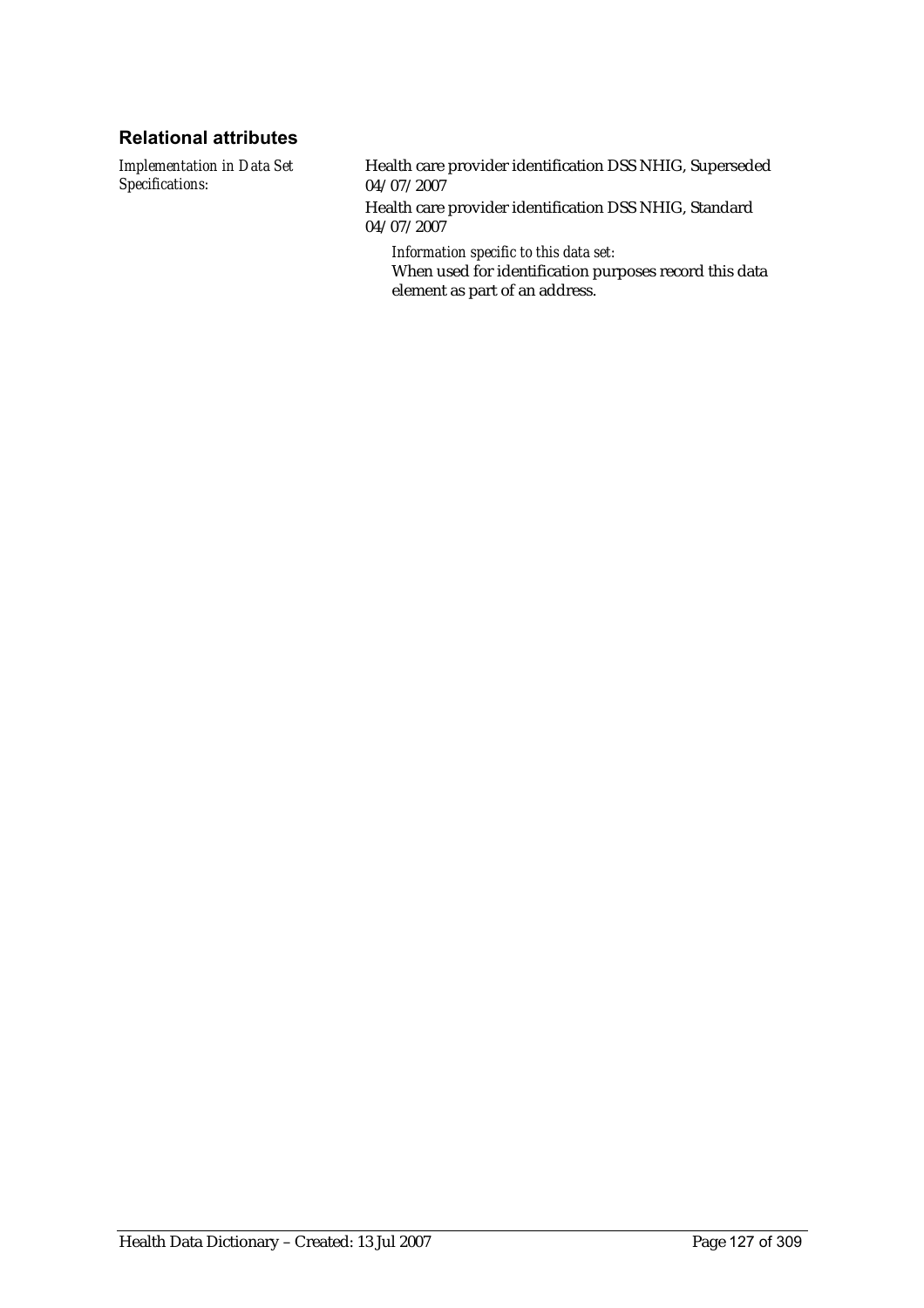### Relational attributes

| | |
|---|---|
| *Implementation in Data Set Specifications:* | Health care provider identification DSS NHIG, Superseded 04/07/2007<br>Health care provider identification DSS NHIG, Standard 04/07/2007<br>*Information specific to this data set:*<br>When used for identification purposes record this data element as part of an address. |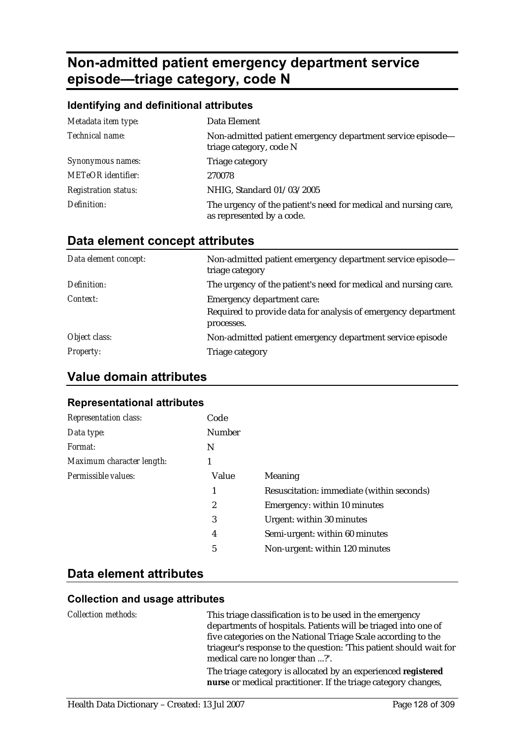# Non-admitted patient emergency department service episode—triage category, code N

## Identifying and definitional attributes

| | |
|---|---|
| *Metadata item type:* | Data Element |
| *Technical name:* | Non-admitted patient emergency department service episode—triage category, code N |
| *Synonymous names:* | Triage category |
| *METeOR identifier:* | 270078 |
| *Registration status:* | NHIG, Standard 01/03/2005 |
| *Definition:* | The urgency of the patient's need for medical and nursing care, as represented by a code. |

## Data element concept attributes

| | |
|---|---|
| *Data element concept:* | Non-admitted patient emergency department service episode—triage category |
| *Definition:* | The urgency of the patient's need for medical and nursing care. |
| *Context:* | Emergency department care:<br>Required to provide data for analysis of emergency department processes. |
| *Object class:* | Non-admitted patient emergency department service episode |
| *Property:* | Triage category |

## Value domain attributes

### Representational attributes

| | | |
|---|---|---|
| *Representation class:* | Code | |
| *Data type:* | Number | |
| *Format:* | N | |
| *Maximum character length:* | 1 | |
| *Permissible values:* | Value | Meaning |
| | 1 | Resuscitation: immediate (within seconds) |
| | 2 | Emergency: within 10 minutes |
| | 3 | Urgent: within 30 minutes |
| | 4 | Semi-urgent: within 60 minutes |
| | 5 | Non-urgent: within 120 minutes |

## Data element attributes

### Collection and usage attributes

*Collection methods:*

This triage classification is to be used in the emergency departments of hospitals. Patients will be triaged into one of five categories on the National Triage Scale according to the triageur's response to the question: 'This patient should wait for medical care no longer than ...?'.

The triage category is allocated by an experienced **registered nurse** or medical practitioner. If the triage category changes,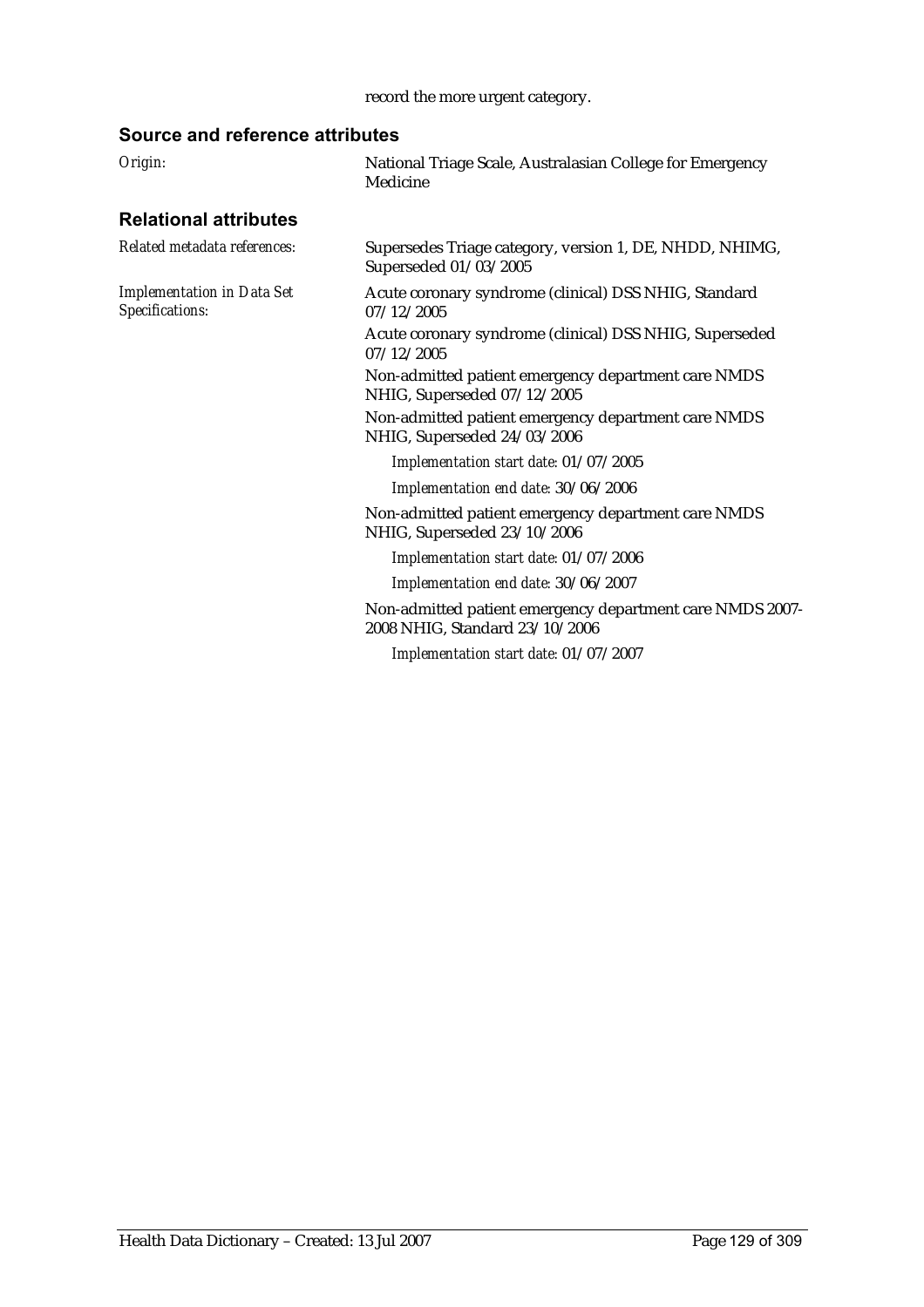record the more urgent category.

## Source and reference attributes

*Origin:* National Triage Scale, Australasian College for Emergency Medicine

## Relational attributes

*Related metadata references:* Supersedes Triage category, version 1, DE, NHDD, NHIMG, Superseded 01/03/2005

*Implementation in Data Set Specifications:*

Acute coronary syndrome (clinical) DSS NHIG, Standard 07/12/2005

Acute coronary syndrome (clinical) DSS NHIG, Superseded 07/12/2005

Non-admitted patient emergency department care NMDS NHIG, Superseded 07/12/2005

Non-admitted patient emergency department care NMDS NHIG, Superseded 24/03/2006

*Implementation start date:* 01/07/2005

*Implementation end date:* 30/06/2006

Non-admitted patient emergency department care NMDS NHIG, Superseded 23/10/2006

*Implementation start date:* 01/07/2006

*Implementation end date:* 30/06/2007

Non-admitted patient emergency department care NMDS 2007-2008 NHIG, Standard 23/10/2006

*Implementation start date:* 01/07/2007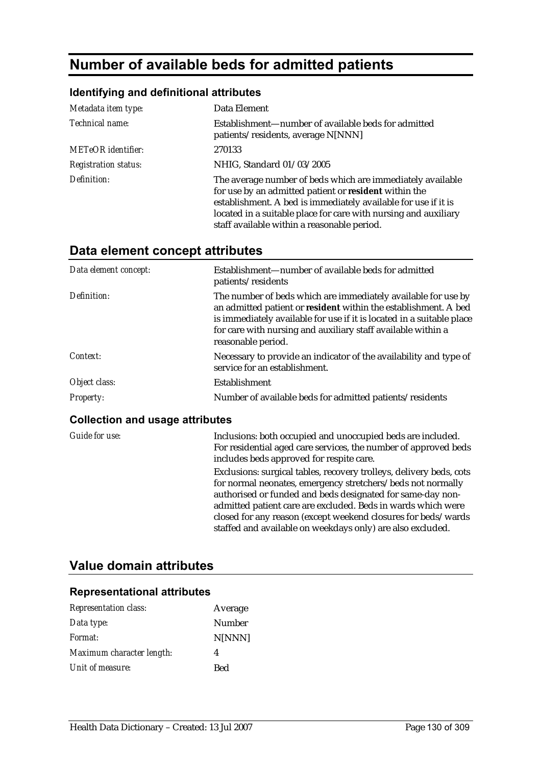# Number of available beds for admitted patients

### Identifying and definitional attributes

| | |
|---|---|
| *Metadata item type:* | Data Element |
| *Technical name:* | Establishment—number of available beds for admitted patients/residents, average N[NNN] |
| *METeOR identifier:* | 270133 |
| *Registration status:* | NHIG, Standard 01/03/2005 |
| *Definition:* | The average number of beds which are immediately available for use by an admitted patient or **resident** within the establishment. A bed is immediately available for use if it is located in a suitable place for care with nursing and auxiliary staff available within a reasonable period. |

## Data element concept attributes

| | |
|---|---|
| *Data element concept:* | Establishment—number of available beds for admitted patients/residents |
| *Definition:* | The number of beds which are immediately available for use by an admitted patient or **resident** within the establishment. A bed is immediately available for use if it is located in a suitable place for care with nursing and auxiliary staff available within a reasonable period. |
| *Context:* | Necessary to provide an indicator of the availability and type of service for an establishment. |
| *Object class:* | Establishment |
| *Property:* | Number of available beds for admitted patients/residents |

### Collection and usage attributes

| | |
|---|---|
| *Guide for use:* | Inclusions: both occupied and unoccupied beds are included. For residential aged care services, the number of approved beds includes beds approved for respite care. <br><br> Exclusions: surgical tables, recovery trolleys, delivery beds, cots for normal neonates, emergency stretchers/beds not normally authorised or funded and beds designated for same-day non-admitted patient care are excluded. Beds in wards which were closed for any reason (except weekend closures for beds/wards staffed and available on weekdays only) are also excluded. |

## Value domain attributes

### Representational attributes

| | |
|---|---|
| *Representation class:* | Average |
| *Data type:* | Number |
| *Format:* | N[NNN] |
| *Maximum character length:* | 4 |
| *Unit of measure:* | Bed |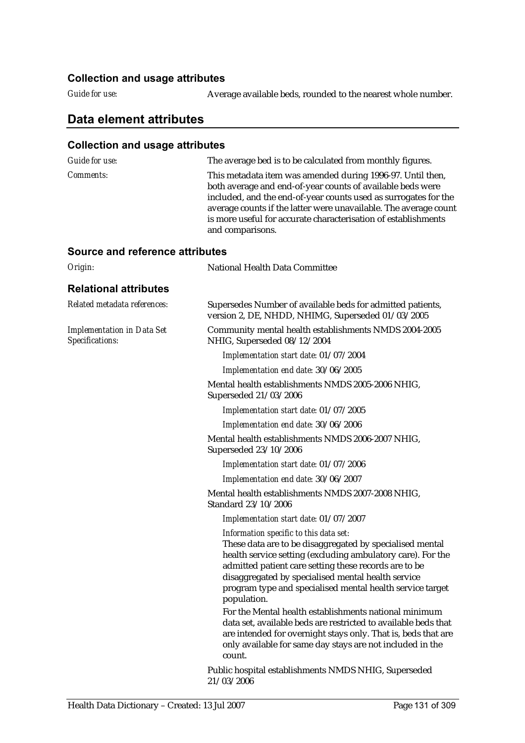### Collection and usage attributes

*Guide for use:* Average available beds, rounded to the nearest whole number.

## Data element attributes

### Collection and usage attributes

*Guide for use:* The average bed is to be calculated from monthly figures.

*Comments:* This metadata item was amended during 1996-97. Until then, both average and end-of-year counts of available beds were included, and the end-of-year counts used as surrogates for the average counts if the latter were unavailable. The average count is more useful for accurate characterisation of establishments and comparisons.

### Source and reference attributes

*Origin:* National Health Data Committee

### Relational attributes

*Related metadata references:* Supersedes Number of available beds for admitted patients, version 2, DE, NHDD, NHIMG, Superseded 01/03/2005

*Implementation in Data Set Specifications:*

Community mental health establishments NMDS 2004-2005 NHIG, Superseded 08/12/2004

*Implementation start date:* 01/07/2004

*Implementation end date:* 30/06/2005

Mental health establishments NMDS 2005-2006 NHIG, Superseded 21/03/2006

*Implementation start date:* 01/07/2005

*Implementation end date:* 30/06/2006

Mental health establishments NMDS 2006-2007 NHIG, Superseded 23/10/2006

*Implementation start date:* 01/07/2006

*Implementation end date:* 30/06/2007

Mental health establishments NMDS 2007-2008 NHIG, Standard 23/10/2006

*Implementation start date:* 01/07/2007

*Information specific to this data set:*

These data are to be disaggregated by specialised mental health service setting (excluding ambulatory care). For the admitted patient care setting these records are to be disaggregated by specialised mental health service program type and specialised mental health service target population.

For the Mental health establishments national minimum data set, available beds are restricted to available beds that are intended for overnight stays only. That is, beds that are only available for same day stays are not included in the count.

Public hospital establishments NMDS NHIG, Superseded 21/03/2006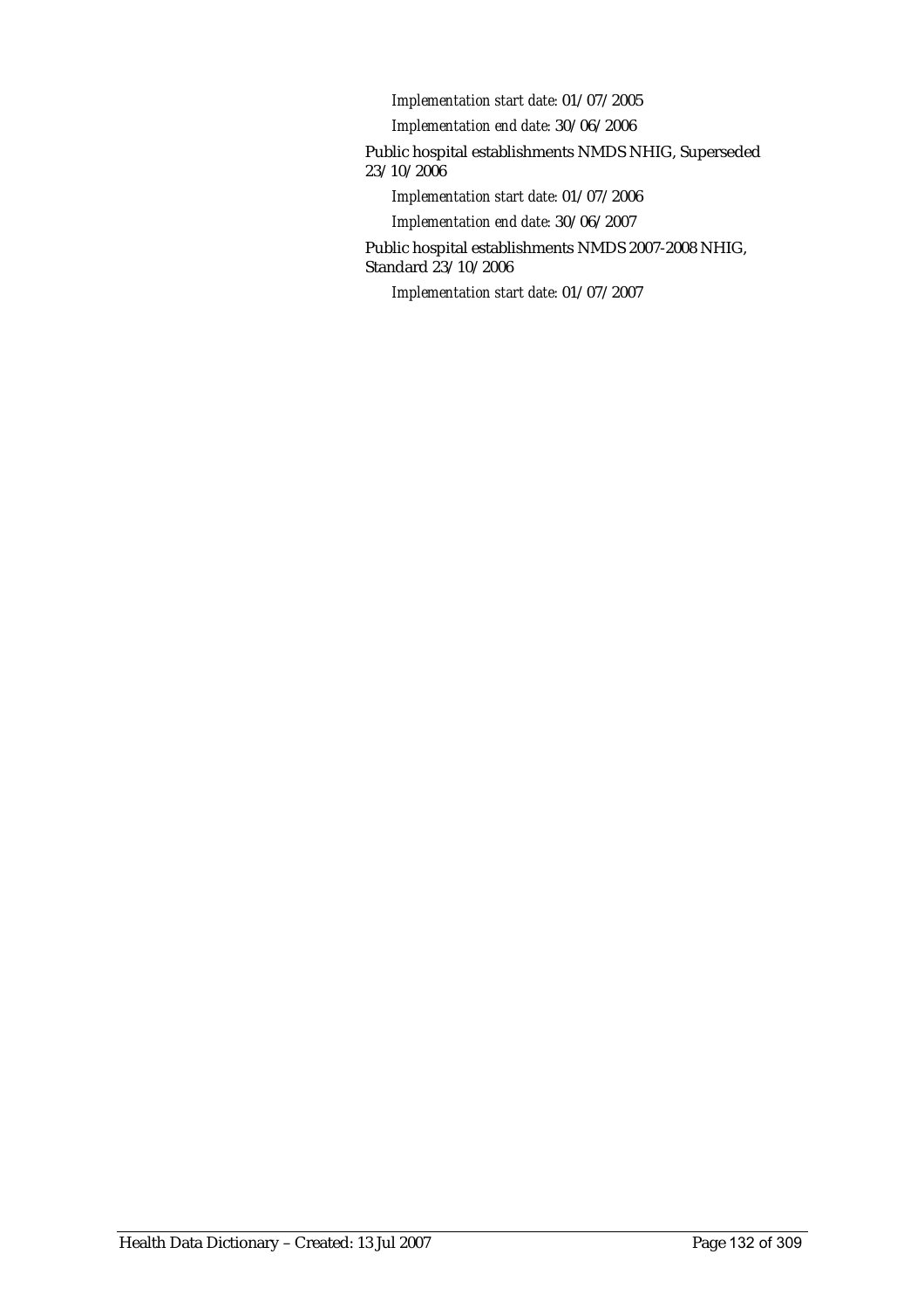*Implementation start date:* 01/07/2005

*Implementation end date:* 30/06/2006

Public hospital establishments NMDS NHIG, Superseded 23/10/2006

*Implementation start date:* 01/07/2006

*Implementation end date:* 30/06/2007

Public hospital establishments NMDS 2007-2008 NHIG, Standard 23/10/2006

*Implementation start date:* 01/07/2007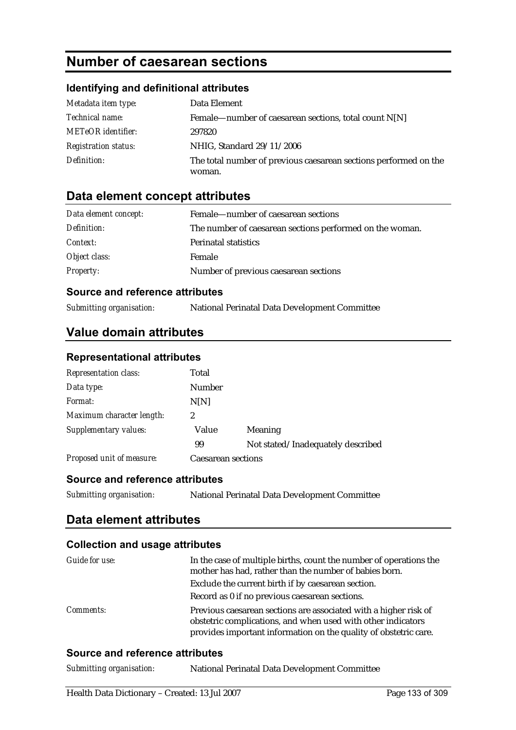# Number of caesarean sections

### Identifying and definitional attributes

| | |
|---|---|
| *Metadata item type:* | Data Element |
| *Technical name:* | Female—number of caesarean sections, total count N[N] |
| *METeOR identifier:* | 297820 |
| *Registration status:* | NHIG, Standard 29/11/2006 |
| *Definition:* | The total number of previous caesarean sections performed on the woman. |

## Data element concept attributes

| | |
|---|---|
| *Data element concept:* | Female—number of caesarean sections |
| *Definition:* | The number of caesarean sections performed on the woman. |
| *Context:* | Perinatal statistics |
| *Object class:* | Female |
| *Property:* | Number of previous caesarean sections |

### Source and reference attributes

| | |
|---|---|
| *Submitting organisation:* | National Perinatal Data Development Committee |

## Value domain attributes

### Representational attributes

| | | |
|---|---|---|
| *Representation class:* | Total | |
| *Data type:* | Number | |
| *Format:* | N[N] | |
| *Maximum character length:* | 2 | |
| *Supplementary values:* | Value | Meaning |
| | 99 | Not stated/Inadequately described |
| *Proposed unit of measure:* | Caesarean sections | |

### Source and reference attributes

| | |
|---|---|
| *Submitting organisation:* | National Perinatal Data Development Committee |

## Data element attributes

### Collection and usage attributes

| | |
|---|---|
| *Guide for use:* | In the case of multiple births, count the number of operations the mother has had, rather than the number of babies born.<br>Exclude the current birth if by caesarean section.<br>Record as 0 if no previous caesarean sections. |
| *Comments:* | Previous caesarean sections are associated with a higher risk of obstetric complications, and when used with other indicators provides important information on the quality of obstetric care. |

### Source and reference attributes

| | |
|---|---|
| *Submitting organisation:* | National Perinatal Data Development Committee |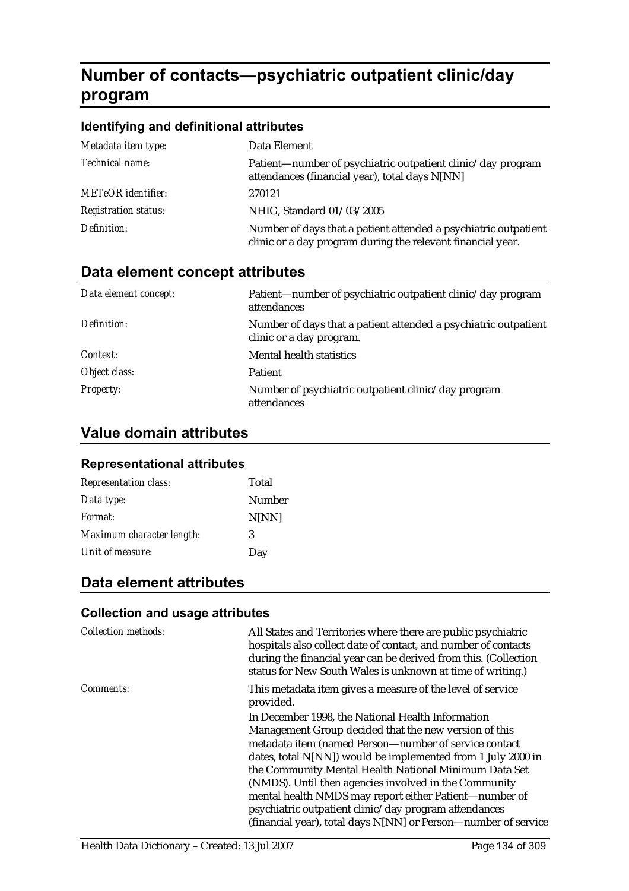# Number of contacts—psychiatric outpatient clinic/day program

### Identifying and definitional attributes

| | |
|---|---|
| *Metadata item type:* | Data Element |
| *Technical name:* | Patient—number of psychiatric outpatient clinic/day program attendances (financial year), total days N[NN] |
| *METeOR identifier:* | 270121 |
| *Registration status:* | NHIG, Standard 01/03/2005 |
| *Definition:* | Number of days that a patient attended a psychiatric outpatient clinic or a day program during the relevant financial year. |

## Data element concept attributes

| | |
|---|---|
| *Data element concept:* | Patient—number of psychiatric outpatient clinic/day program attendances |
| *Definition:* | Number of days that a patient attended a psychiatric outpatient clinic or a day program. |
| *Context:* | Mental health statistics |
| *Object class:* | Patient |
| *Property:* | Number of psychiatric outpatient clinic/day program attendances |

## Value domain attributes

### Representational attributes

| | |
|---|---|
| *Representation class:* | Total |
| *Data type:* | Number |
| *Format:* | N[NN] |
| *Maximum character length:* | 3 |
| *Unit of measure:* | Day |

## Data element attributes

### Collection and usage attributes

| | |
|---|---|
| *Collection methods:* | All States and Territories where there are public psychiatric hospitals also collect date of contact, and number of contacts during the financial year can be derived from this. (Collection status for New South Wales is unknown at time of writing.) |
| *Comments:* | This metadata item gives a measure of the level of service provided.<br>In December 1998, the National Health Information Management Group decided that the new version of this metadata item (named Person—number of service contact dates, total N[NN]) would be implemented from 1 July 2000 in the Community Mental Health National Minimum Data Set (NMDS). Until then agencies involved in the Community mental health NMDS may report either Patient—number of psychiatric outpatient clinic/day program attendances (financial year), total days N[NN] or Person—number of service |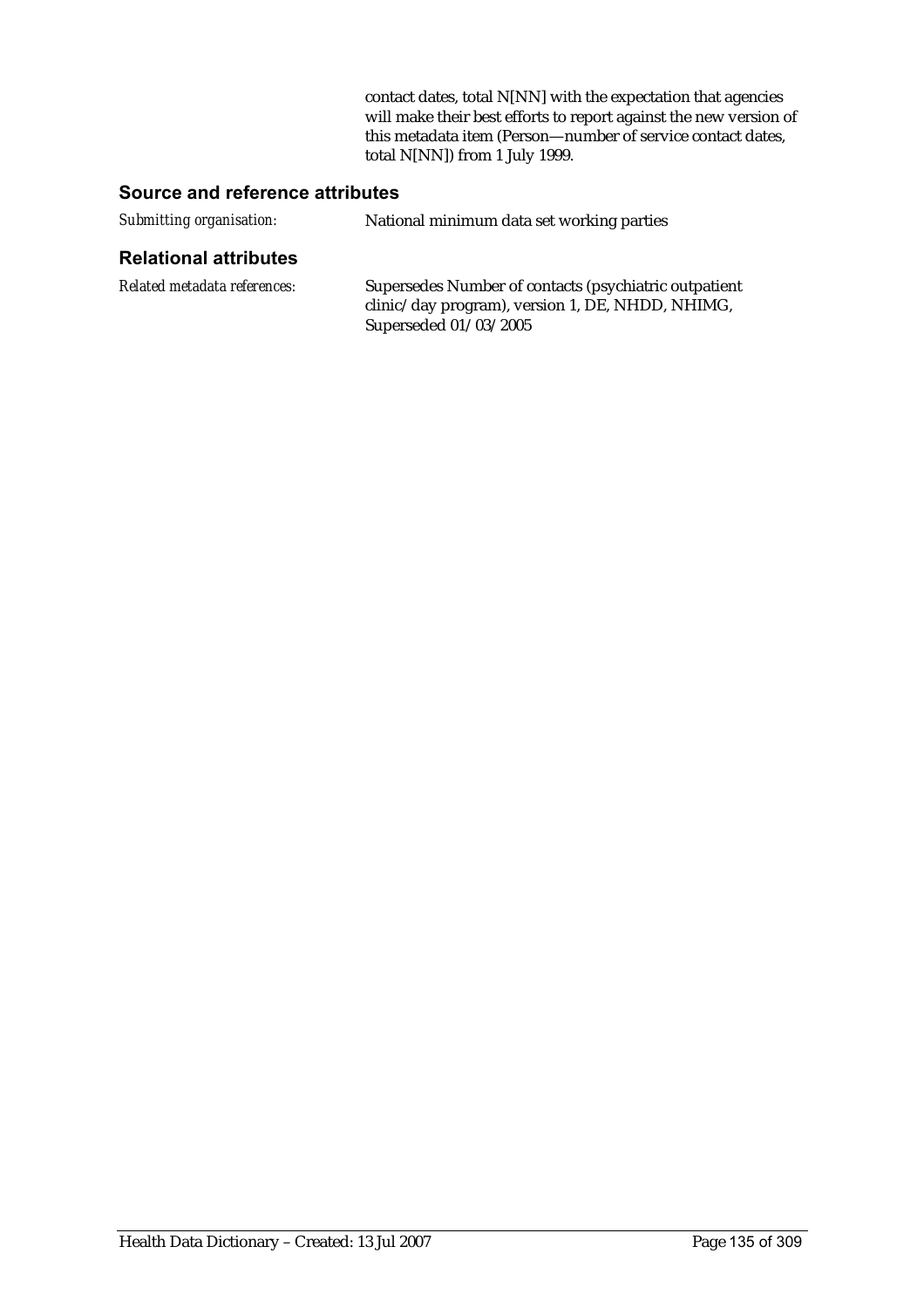contact dates, total N[NN] with the expectation that agencies will make their best efforts to report against the new version of this metadata item (Person—number of service contact dates, total N[NN]) from 1 July 1999.

## Source and reference attributes

*Submitting organisation:* National minimum data set working parties

## Relational attributes

*Related metadata references:* Supersedes Number of contacts (psychiatric outpatient clinic/day program), version 1, DE, NHDD, NHIMG, Superseded 01/03/2005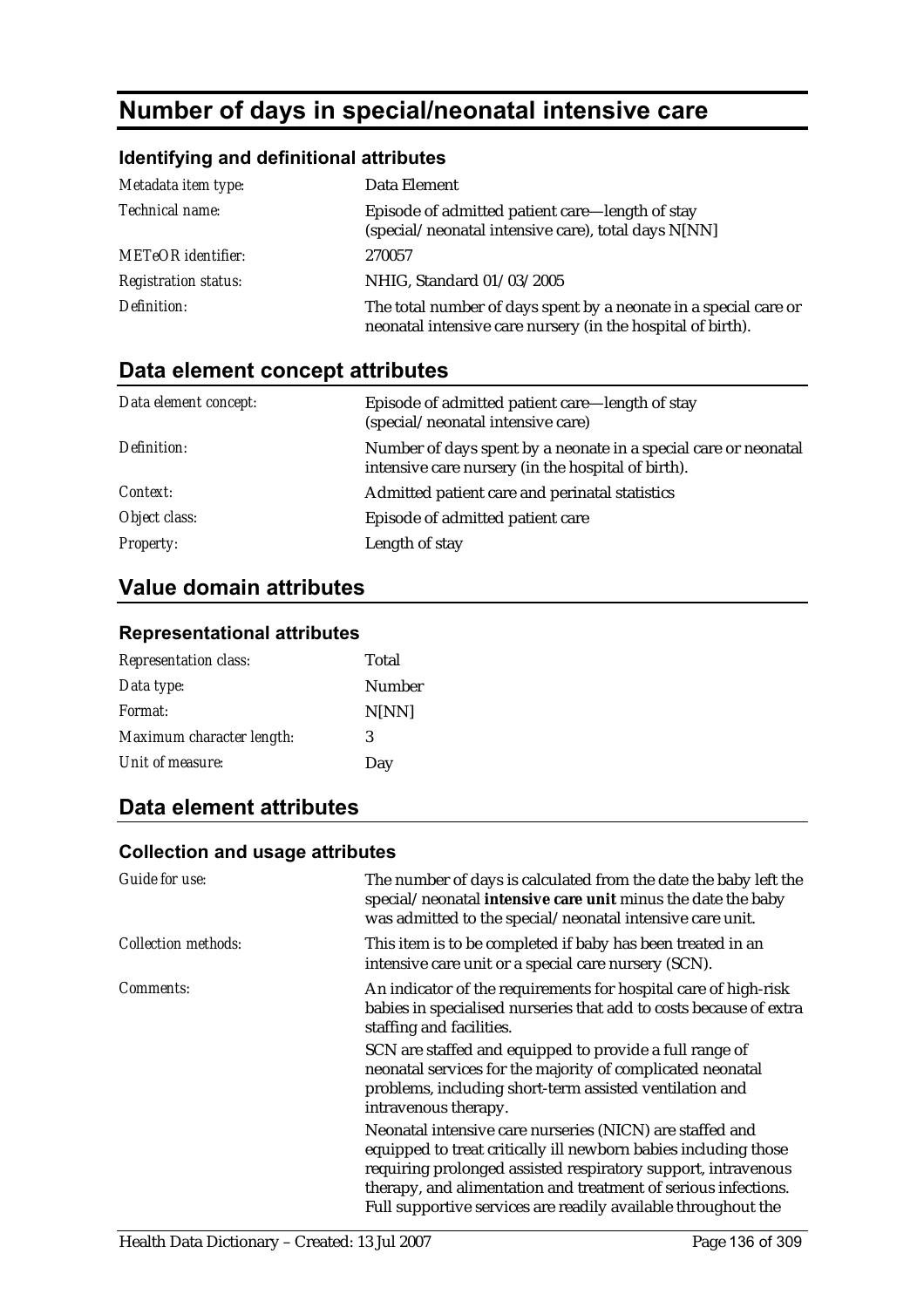# Number of days in special/neonatal intensive care

### Identifying and definitional attributes

| | |
|---|---|
| *Metadata item type:* | Data Element |
| *Technical name:* | Episode of admitted patient care—length of stay (special/neonatal intensive care), total days N[NN] |
| *METeOR identifier:* | 270057 |
| *Registration status:* | NHIG, Standard 01/03/2005 |
| *Definition:* | The total number of days spent by a neonate in a special care or neonatal intensive care nursery (in the hospital of birth). |

## Data element concept attributes

| | |
|---|---|
| *Data element concept:* | Episode of admitted patient care—length of stay (special/neonatal intensive care) |
| *Definition:* | Number of days spent by a neonate in a special care or neonatal intensive care nursery (in the hospital of birth). |
| *Context:* | Admitted patient care and perinatal statistics |
| *Object class:* | Episode of admitted patient care |
| *Property:* | Length of stay |

## Value domain attributes

### Representational attributes

| | |
|---|---|
| *Representation class:* | Total |
| *Data type:* | Number |
| *Format:* | N[NN] |
| *Maximum character length:* | 3 |
| *Unit of measure:* | Day |

## Data element attributes

### Collection and usage attributes

| | |
|---|---|
| *Guide for use:* | The number of days is calculated from the date the baby left the special/neonatal **intensive care unit** minus the date the baby was admitted to the special/neonatal intensive care unit. |
| *Collection methods:* | This item is to be completed if baby has been treated in an intensive care unit or a special care nursery (SCN). |
| *Comments:* | An indicator of the requirements for hospital care of high-risk babies in specialised nurseries that add to costs because of extra staffing and facilities.<br><br>SCN are staffed and equipped to provide a full range of neonatal services for the majority of complicated neonatal problems, including short-term assisted ventilation and intravenous therapy.<br><br>Neonatal intensive care nurseries (NICN) are staffed and equipped to treat critically ill newborn babies including those requiring prolonged assisted respiratory support, intravenous therapy, and alimentation and treatment of serious infections. Full supportive services are readily available throughout the |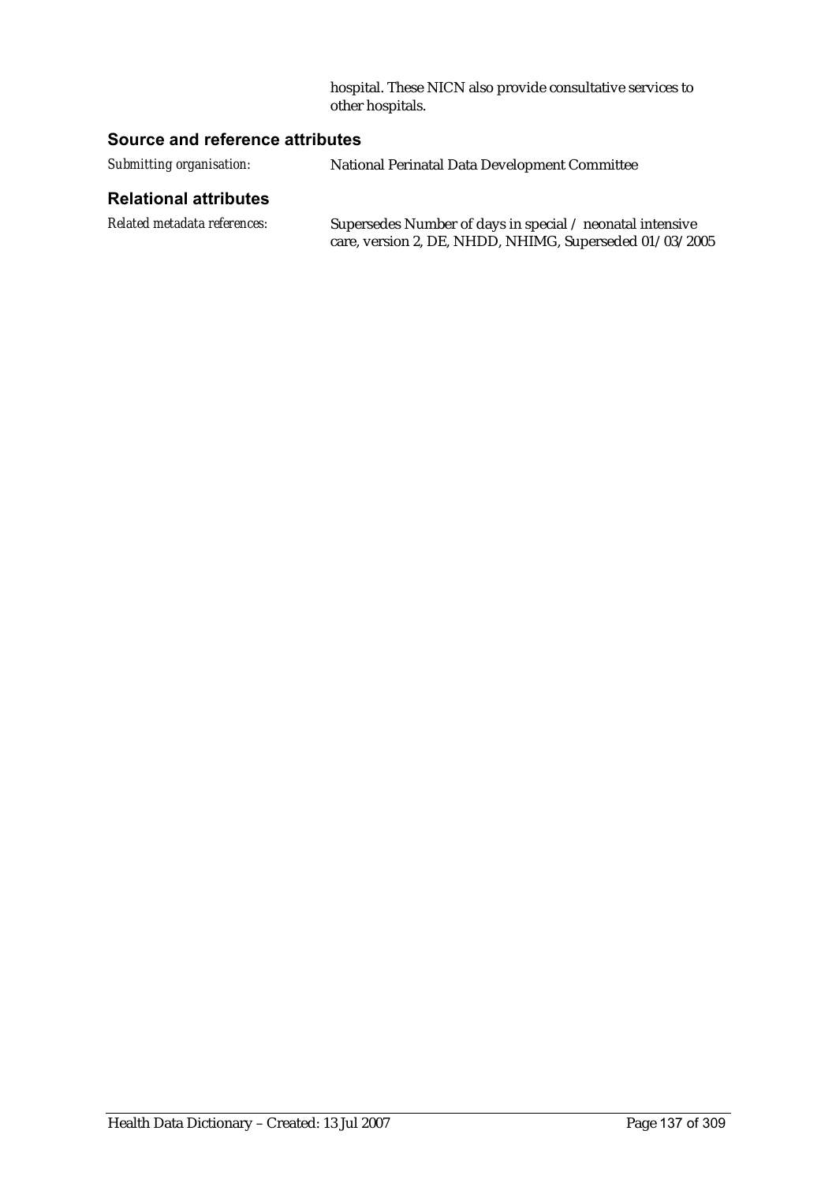hospital. These NICN also provide consultative services to other hospitals.

## Source and reference attributes

*Submitting organisation:* National Perinatal Data Development Committee

## Relational attributes

*Related metadata references:* Supersedes Number of days in special / neonatal intensive care, version 2, DE, NHDD, NHIMG, Superseded 01/03/2005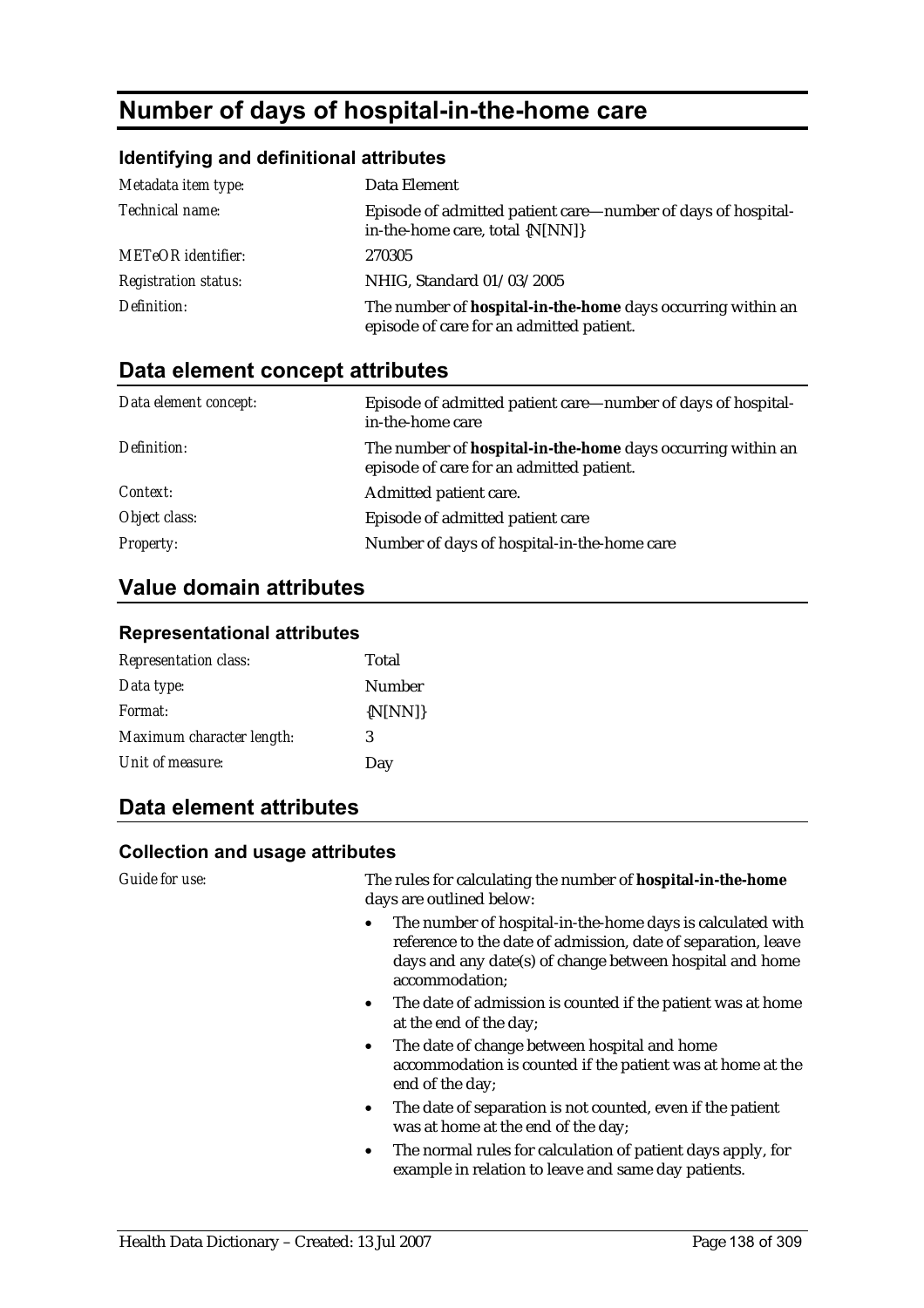# Number of days of hospital-in-the-home care

## Identifying and definitional attributes

| | |
|---|---|
| *Metadata item type:* | Data Element |
| *Technical name:* | Episode of admitted patient care—number of days of hospital-in-the-home care, total {N[NN]} |
| *METeOR identifier:* | 270305 |
| *Registration status:* | NHIG, Standard 01/03/2005 |
| *Definition:* | The number of **hospital-in-the-home** days occurring within an episode of care for an admitted patient. |

## Data element concept attributes

| | |
|---|---|
| *Data element concept:* | Episode of admitted patient care—number of days of hospital-in-the-home care |
| *Definition:* | The number of **hospital-in-the-home** days occurring within an episode of care for an admitted patient. |
| *Context:* | Admitted patient care. |
| *Object class:* | Episode of admitted patient care |
| *Property:* | Number of days of hospital-in-the-home care |

## Value domain attributes

### Representational attributes

| | |
|---|---|
| *Representation class:* | Total |
| *Data type:* | Number |
| *Format:* | {N[NN]} |
| *Maximum character length:* | 3 |
| *Unit of measure:* | Day |

## Data element attributes

### Collection and usage attributes

*Guide for use:*

The rules for calculating the number of **hospital-in-the-home** days are outlined below:

- The number of hospital-in-the-home days is calculated with reference to the date of admission, date of separation, leave days and any date(s) of change between hospital and home accommodation;
- The date of admission is counted if the patient was at home at the end of the day;
- The date of change between hospital and home accommodation is counted if the patient was at home at the end of the day;
- The date of separation is not counted, even if the patient was at home at the end of the day;
- The normal rules for calculation of patient days apply, for example in relation to leave and same day patients.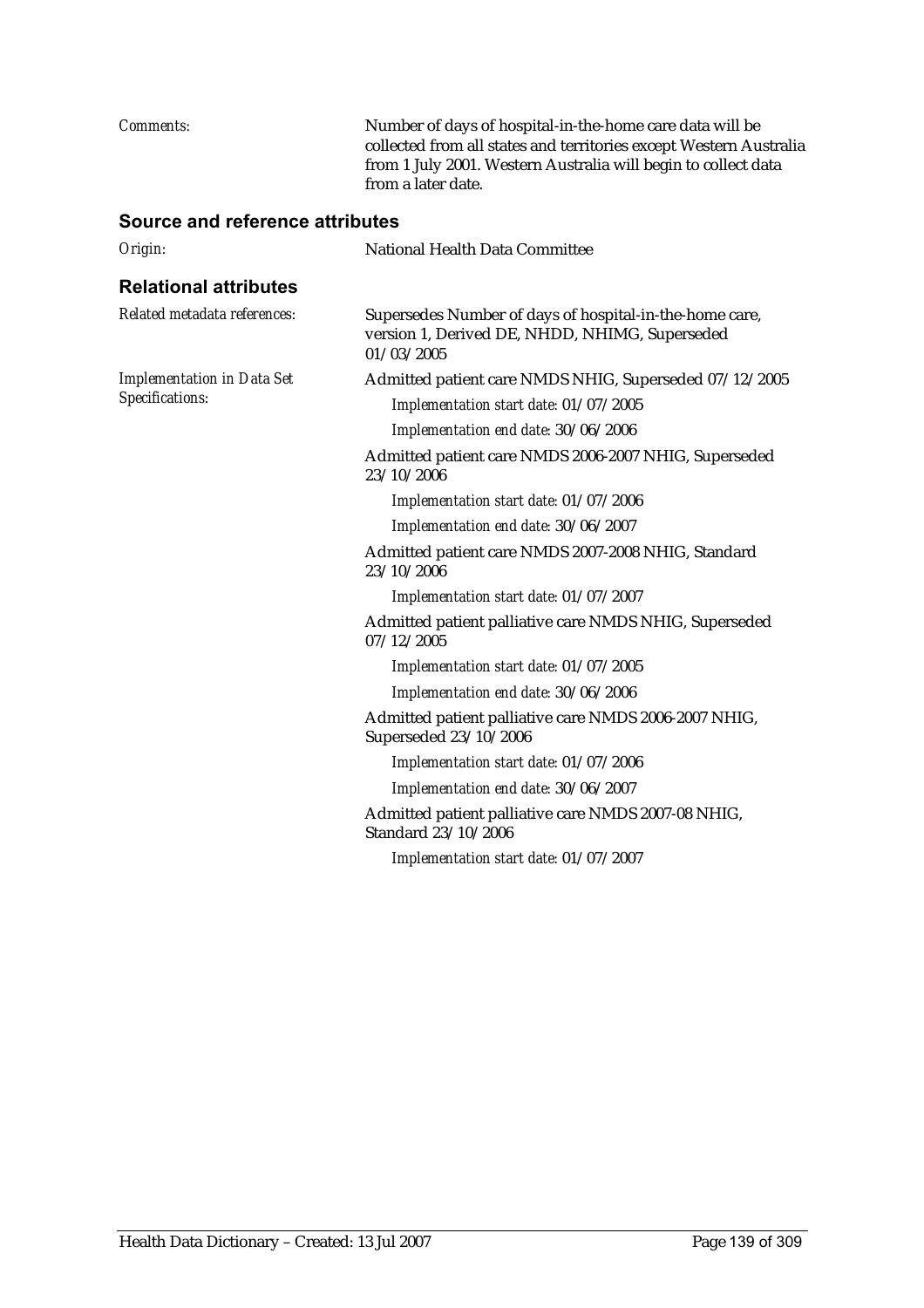*Comments:* Number of days of hospital-in-the-home care data will be collected from all states and territories except Western Australia from 1 July 2001. Western Australia will begin to collect data from a later date.

## Source and reference attributes

*Origin:* National Health Data Committee

## Relational attributes

*Related metadata references:* Supersedes Number of days of hospital-in-the-home care, version 1, Derived DE, NHDD, NHIMG, Superseded 01/03/2005

*Implementation in Data Set Specifications:*

Admitted patient care NMDS NHIG, Superseded 07/12/2005

*Implementation start date:* 01/07/2005

*Implementation end date:* 30/06/2006

Admitted patient care NMDS 2006-2007 NHIG, Superseded 23/10/2006

*Implementation start date:* 01/07/2006

*Implementation end date:* 30/06/2007

Admitted patient care NMDS 2007-2008 NHIG, Standard 23/10/2006

*Implementation start date:* 01/07/2007

Admitted patient palliative care NMDS NHIG, Superseded 07/12/2005

*Implementation start date:* 01/07/2005

*Implementation end date:* 30/06/2006

Admitted patient palliative care NMDS 2006-2007 NHIG, Superseded 23/10/2006

*Implementation start date:* 01/07/2006

*Implementation end date:* 30/06/2007

Admitted patient palliative care NMDS 2007-08 NHIG, Standard 23/10/2006

*Implementation start date:* 01/07/2007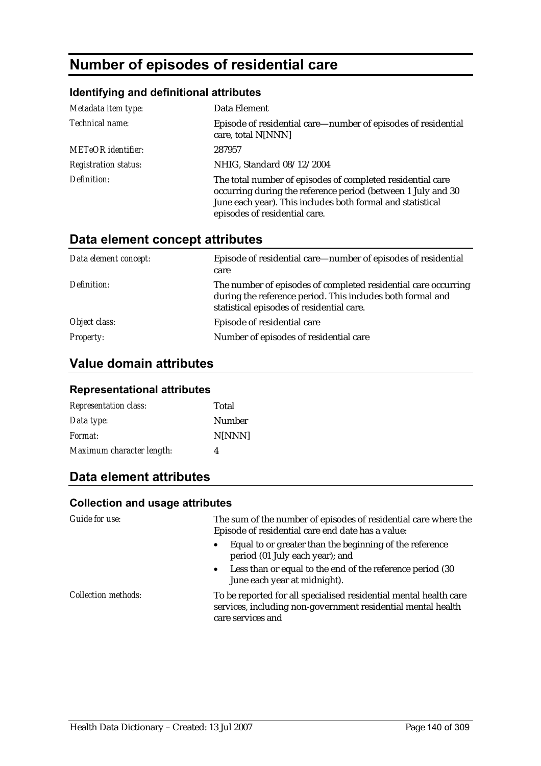# Number of episodes of residential care

### Identifying and definitional attributes

| | |
|---|---|
| *Metadata item type:* | Data Element |
| *Technical name:* | Episode of residential care—number of episodes of residential care, total N[NNN] |
| *METeOR identifier:* | 287957 |
| *Registration status:* | NHIG, Standard 08/12/2004 |
| *Definition:* | The total number of episodes of completed residential care occurring during the reference period (between 1 July and 30 June each year). This includes both formal and statistical episodes of residential care. |

## Data element concept attributes

| | |
|---|---|
| *Data element concept:* | Episode of residential care—number of episodes of residential care |
| *Definition:* | The number of episodes of completed residential care occurring during the reference period. This includes both formal and statistical episodes of residential care. |
| *Object class:* | Episode of residential care |
| *Property:* | Number of episodes of residential care |

## Value domain attributes

### Representational attributes

| | |
|---|---|
| *Representation class:* | Total |
| *Data type:* | Number |
| *Format:* | N[NNN] |
| *Maximum character length:* | 4 |

## Data element attributes

### Collection and usage attributes

*Guide for use:*

The sum of the number of episodes of residential care where the Episode of residential care end date has a value:

- Equal to or greater than the beginning of the reference period (01 July each year); and
- Less than or equal to the end of the reference period (30 June each year at midnight).

*Collection methods:*

To be reported for all specialised residential mental health care services, including non-government residential mental health care services and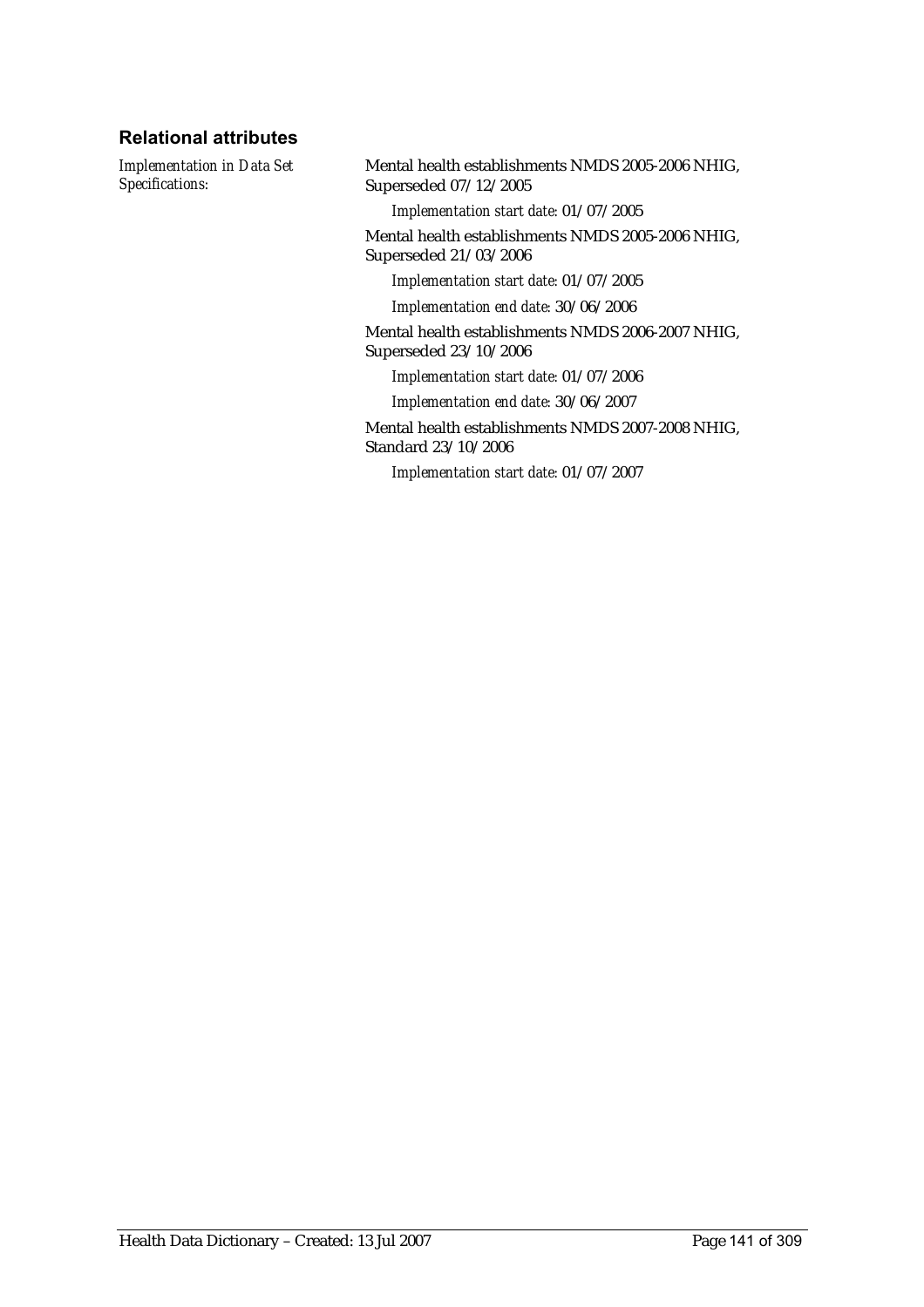### Relational attributes

*Implementation in Data Set Specifications:*

Mental health establishments NMDS 2005-2006 NHIG, Superseded 07/12/2005

*Implementation start date:* 01/07/2005

Mental health establishments NMDS 2005-2006 NHIG, Superseded 21/03/2006

*Implementation start date:* 01/07/2005

*Implementation end date:* 30/06/2006

Mental health establishments NMDS 2006-2007 NHIG, Superseded 23/10/2006

*Implementation start date:* 01/07/2006

*Implementation end date:* 30/06/2007

Mental health establishments NMDS 2007-2008 NHIG, Standard 23/10/2006

*Implementation start date:* 01/07/2007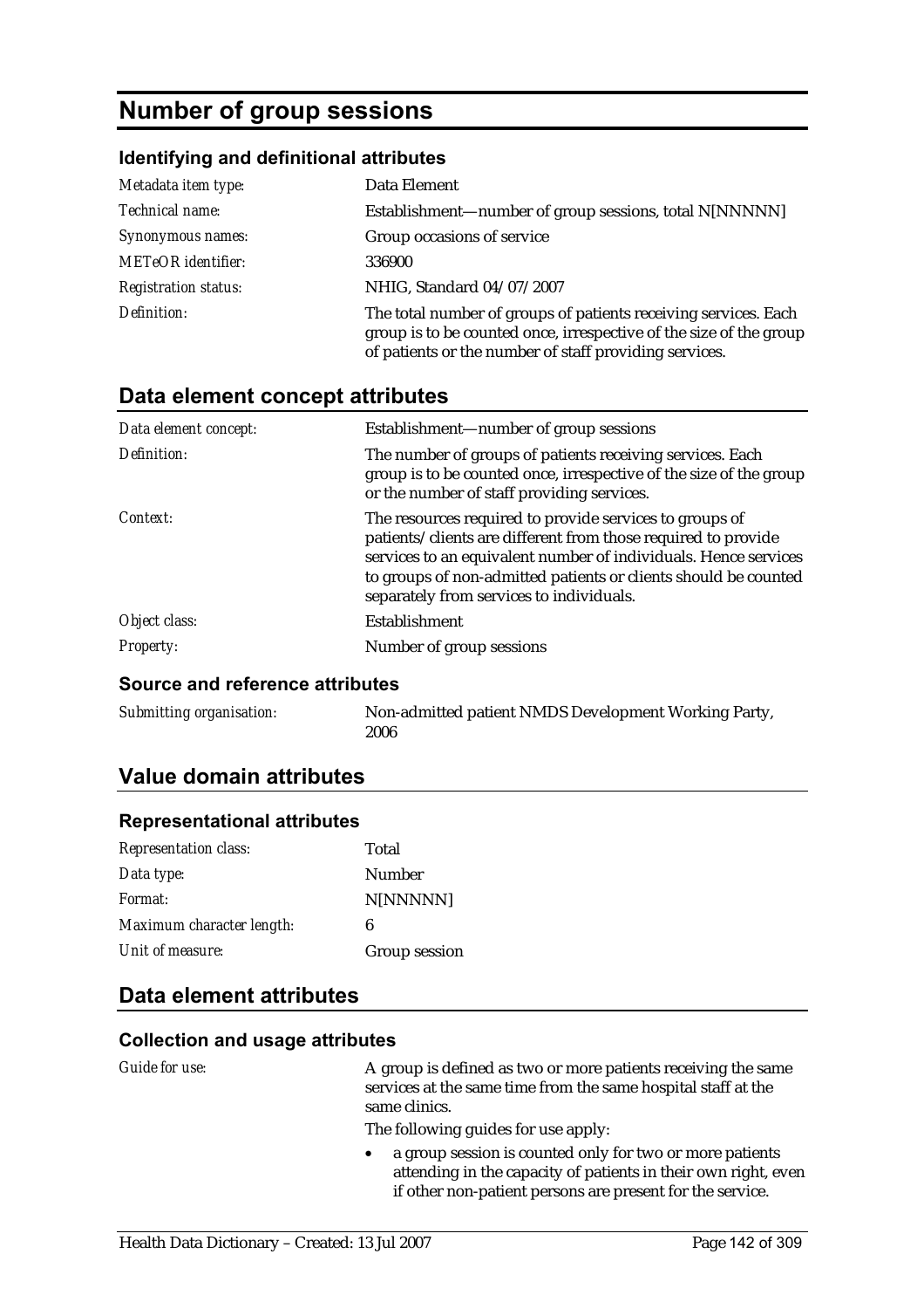# Number of group sessions

### Identifying and definitional attributes

| | |
|---|---|
| *Metadata item type:* | Data Element |
| *Technical name:* | Establishment—number of group sessions, total N[NNNNN] |
| *Synonymous names:* | Group occasions of service |
| *METeOR identifier:* | 336900 |
| *Registration status:* | NHIG, Standard 04/07/2007 |
| *Definition:* | The total number of groups of patients receiving services. Each group is to be counted once, irrespective of the size of the group of patients or the number of staff providing services. |

## Data element concept attributes

| | |
|---|---|
| *Data element concept:* | Establishment—number of group sessions |
| *Definition:* | The number of groups of patients receiving services. Each group is to be counted once, irrespective of the size of the group or the number of staff providing services. |
| *Context:* | The resources required to provide services to groups of patients/clients are different from those required to provide services to an equivalent number of individuals. Hence services to groups of non-admitted patients or clients should be counted separately from services to individuals. |
| *Object class:* | Establishment |
| *Property:* | Number of group sessions |

### Source and reference attributes

| | |
|---|---|
| *Submitting organisation:* | Non-admitted patient NMDS Development Working Party, 2006 |

## Value domain attributes

### Representational attributes

| | |
|---|---|
| *Representation class:* | Total |
| *Data type:* | Number |
| *Format:* | N[NNNNN] |
| *Maximum character length:* | 6 |
| *Unit of measure:* | Group session |

## Data element attributes

### Collection and usage attributes

*Guide for use:*

A group is defined as two or more patients receiving the same services at the same time from the same hospital staff at the same clinics.

The following guides for use apply:

- a group session is counted only for two or more patients attending in the capacity of patients in their own right, even if other non-patient persons are present for the service.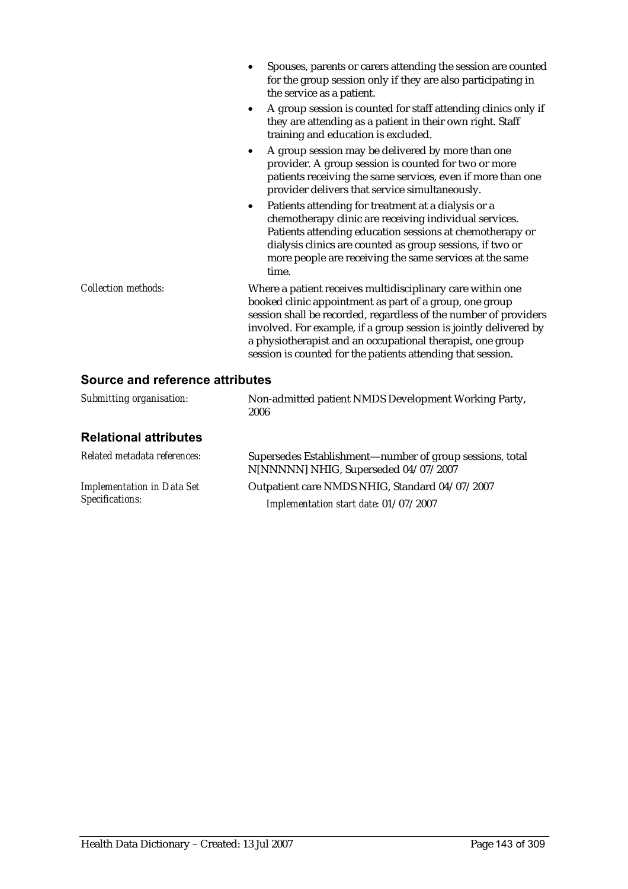- Spouses, parents or carers attending the session are counted for the group session only if they are also participating in the service as a patient.
- A group session is counted for staff attending clinics only if they are attending as a patient in their own right. Staff training and education is excluded.
- A group session may be delivered by more than one provider. A group session is counted for two or more patients receiving the same services, even if more than one provider delivers that service simultaneously.
- Patients attending for treatment at a dialysis or a chemotherapy clinic are receiving individual services. Patients attending education sessions at chemotherapy or dialysis clinics are counted as group sessions, if two or more people are receiving the same services at the same time.

*Collection methods:* Where a patient receives multidisciplinary care within one booked clinic appointment as part of a group, one group session shall be recorded, regardless of the number of providers involved. For example, if a group session is jointly delivered by a physiotherapist and an occupational therapist, one group session is counted for the patients attending that session.

## Source and reference attributes

*Submitting organisation:* Non-admitted patient NMDS Development Working Party, 2006

## Relational attributes

*Related metadata references:* Supersedes Establishment—number of group sessions, total N[NNNNN] NHIG, Superseded 04/07/2007

*Implementation in Data Set Specifications:* Outpatient care NMDS NHIG, Standard 04/07/2007
*Implementation start date:* 01/07/2007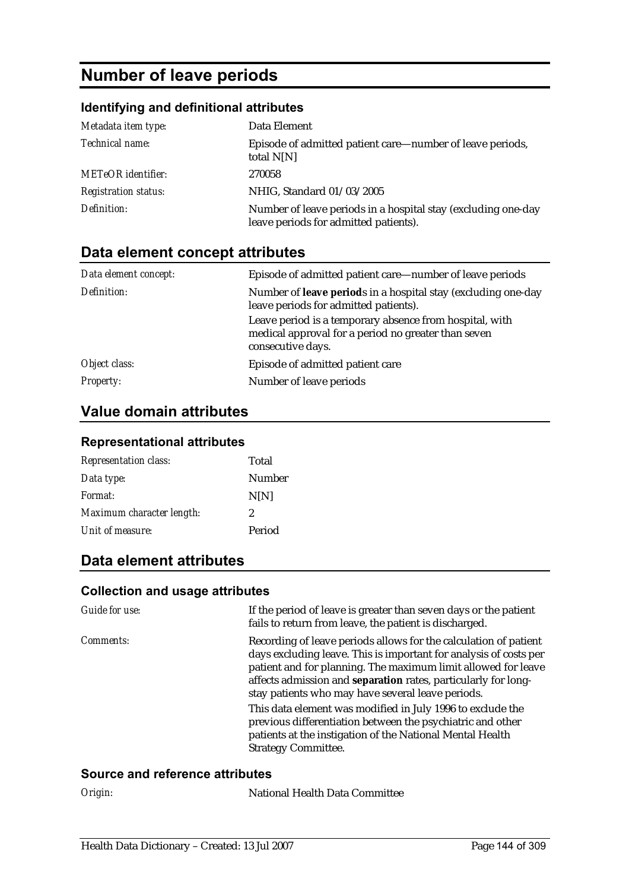# Number of leave periods

### Identifying and definitional attributes

| | |
|---|---|
| *Metadata item type:* | Data Element |
| *Technical name:* | Episode of admitted patient care—number of leave periods, total N[N] |
| *METeOR identifier:* | 270058 |
| *Registration status:* | NHIG, Standard 01/03/2005 |
| *Definition:* | Number of leave periods in a hospital stay (excluding one-day leave periods for admitted patients). |

## Data element concept attributes

| | |
|---|---|
| *Data element concept:* | Episode of admitted patient care—number of leave periods |
| *Definition:* | Number of **leave period**s in a hospital stay (excluding one-day leave periods for admitted patients).<br>Leave period is a temporary absence from hospital, with medical approval for a period no greater than seven consecutive days. |
| *Object class:* | Episode of admitted patient care |
| *Property:* | Number of leave periods |

## Value domain attributes

### Representational attributes

| | |
|---|---|
| *Representation class:* | Total |
| *Data type:* | Number |
| *Format:* | N[N] |
| *Maximum character length:* | 2 |
| *Unit of measure:* | Period |

## Data element attributes

### Collection and usage attributes

| | |
|---|---|
| *Guide for use:* | If the period of leave is greater than seven days or the patient fails to return from leave, the patient is discharged. |
| *Comments:* | Recording of leave periods allows for the calculation of patient days excluding leave. This is important for analysis of costs per patient and for planning. The maximum limit allowed for leave affects admission and **separation** rates, particularly for long-stay patients who may have several leave periods.<br>This data element was modified in July 1996 to exclude the previous differentiation between the psychiatric and other patients at the instigation of the National Mental Health Strategy Committee. |

### Source and reference attributes

| | |
|---|---|
| *Origin:* | National Health Data Committee |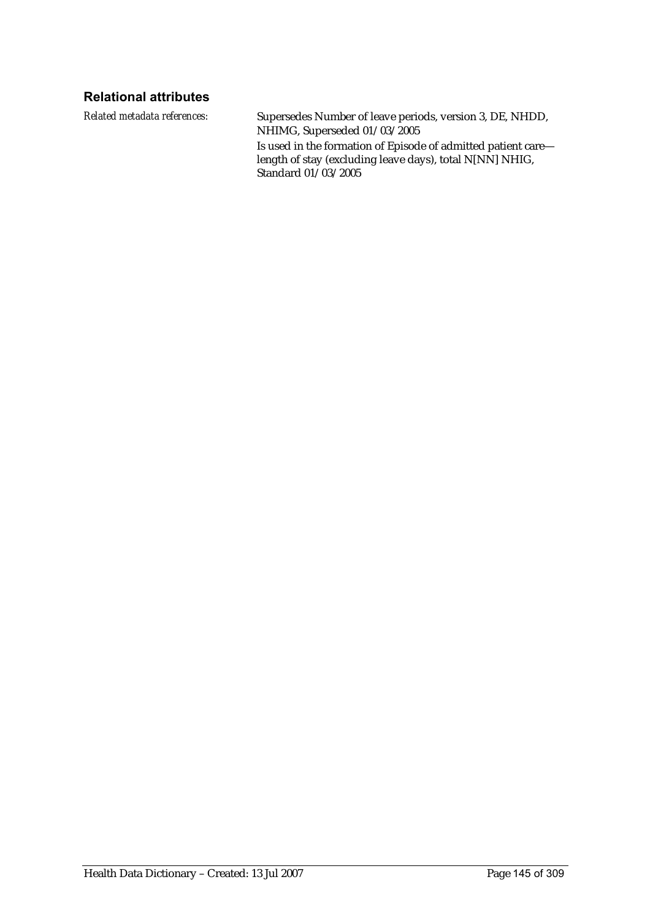### Relational attributes

*Related metadata references:* Supersedes Number of leave periods, version 3, DE, NHDD, NHIMG, Superseded 01/03/2005

Is used in the formation of Episode of admitted patient care—length of stay (excluding leave days), total N[NN] NHIG, Standard 01/03/2005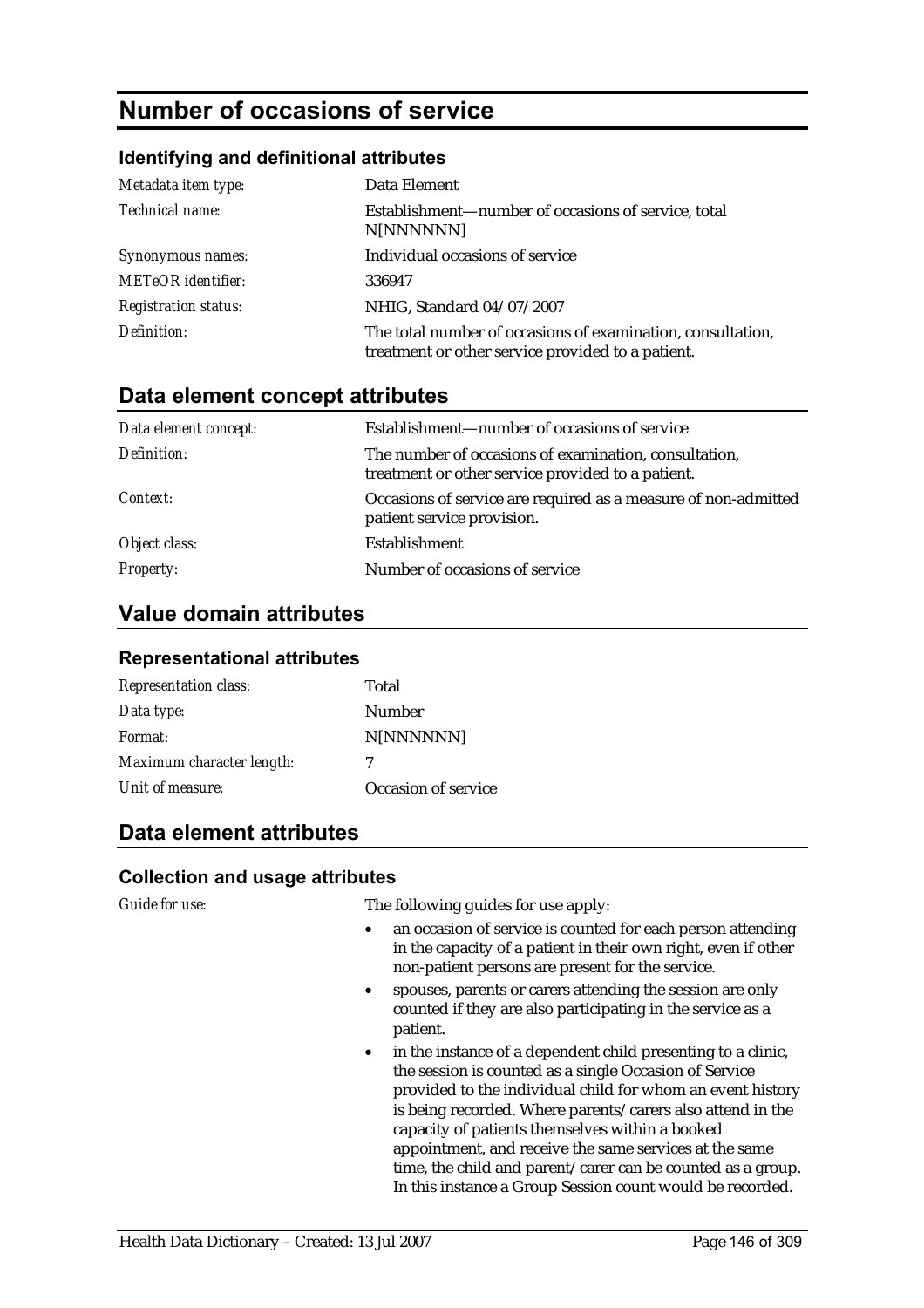# Number of occasions of service

### Identifying and definitional attributes

| | |
|---|---|
| *Metadata item type:* | Data Element |
| *Technical name:* | Establishment—number of occasions of service, total N[NNNNNN] |
| *Synonymous names:* | Individual occasions of service |
| *METeOR identifier:* | 336947 |
| *Registration status:* | NHIG, Standard 04/07/2007 |
| *Definition:* | The total number of occasions of examination, consultation, treatment or other service provided to a patient. |

## Data element concept attributes

| | |
|---|---|
| *Data element concept:* | Establishment—number of occasions of service |
| *Definition:* | The number of occasions of examination, consultation, treatment or other service provided to a patient. |
| *Context:* | Occasions of service are required as a measure of non-admitted patient service provision. |
| *Object class:* | Establishment |
| *Property:* | Number of occasions of service |

## Value domain attributes

### Representational attributes

| | |
|---|---|
| *Representation class:* | Total |
| *Data type:* | Number |
| *Format:* | N[NNNNNN] |
| *Maximum character length:* | 7 |
| *Unit of measure:* | Occasion of service |

## Data element attributes

### Collection and usage attributes

*Guide for use:*

The following guides for use apply:

- an occasion of service is counted for each person attending in the capacity of a patient in their own right, even if other non-patient persons are present for the service.
- spouses, parents or carers attending the session are only counted if they are also participating in the service as a patient.
- in the instance of a dependent child presenting to a clinic, the session is counted as a single Occasion of Service provided to the individual child for whom an event history is being recorded. Where parents/carers also attend in the capacity of patients themselves within a booked appointment, and receive the same services at the same time, the child and parent/carer can be counted as a group. In this instance a Group Session count would be recorded.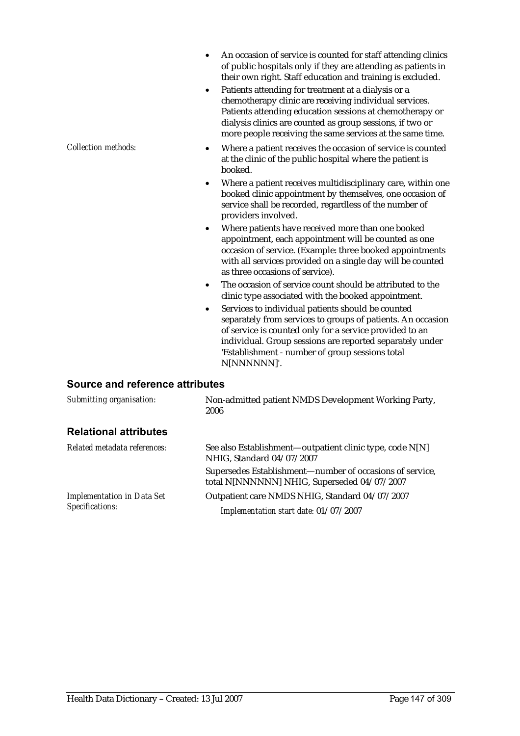- An occasion of service is counted for staff attending clinics of public hospitals only if they are attending as patients in their own right. Staff education and training is excluded.
- Patients attending for treatment at a dialysis or a chemotherapy clinic are receiving individual services. Patients attending education sessions at chemotherapy or dialysis clinics are counted as group sessions, if two or more people receiving the same services at the same time.

*Collection methods:*

- Where a patient receives the occasion of service is counted at the clinic of the public hospital where the patient is booked.
- Where a patient receives multidisciplinary care, within one booked clinic appointment by themselves, one occasion of service shall be recorded, regardless of the number of providers involved.
- Where patients have received more than one booked appointment, each appointment will be counted as one occasion of service. (Example: three booked appointments with all services provided on a single day will be counted as three occasions of service).
- The occasion of service count should be attributed to the clinic type associated with the booked appointment.
- Services to individual patients should be counted separately from services to groups of patients. An occasion of service is counted only for a service provided to an individual. Group sessions are reported separately under 'Establishment - number of group sessions total N[NNNNNN]'.

## Source and reference attributes

*Submitting organisation:* Non-admitted patient NMDS Development Working Party, 2006

## Relational attributes

*Related metadata references:* See also Establishment—outpatient clinic type, code N[N] NHIG, Standard 04/07/2007

Supersedes Establishment—number of occasions of service, total N[NNNNNN] NHIG, Superseded 04/07/2007

*Implementation in Data Set Specifications:* Outpatient care NMDS NHIG, Standard 04/07/2007

*Implementation start date:* 01/07/2007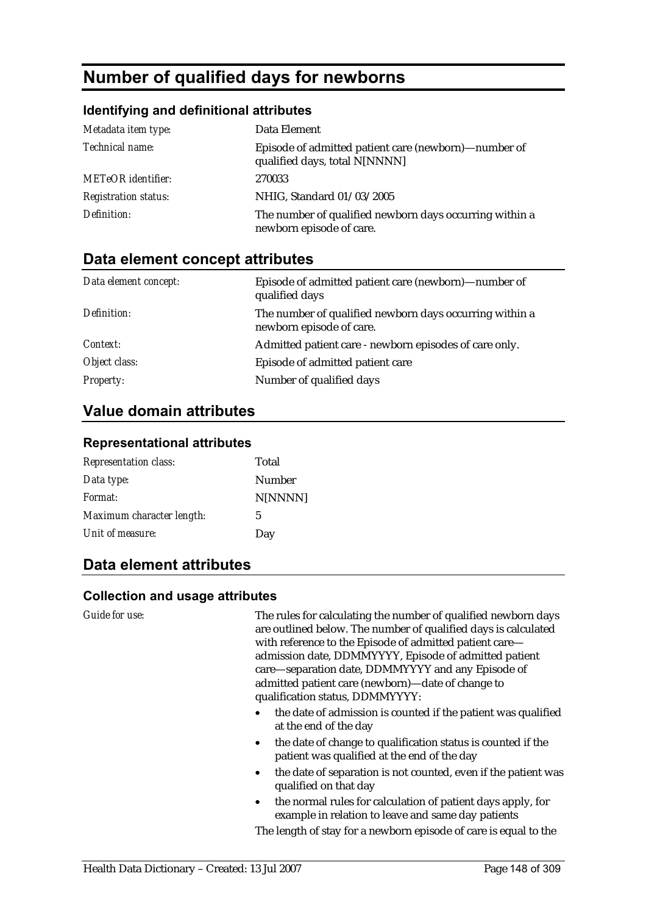# Number of qualified days for newborns

### Identifying and definitional attributes

| | |
|---|---|
| *Metadata item type:* | Data Element |
| *Technical name:* | Episode of admitted patient care (newborn)—number of qualified days, total N[NNNN] |
| *METeOR identifier:* | 270033 |
| *Registration status:* | NHIG, Standard 01/03/2005 |
| *Definition:* | The number of qualified newborn days occurring within a newborn episode of care. |

## Data element concept attributes

| | |
|---|---|
| *Data element concept:* | Episode of admitted patient care (newborn)—number of qualified days |
| *Definition:* | The number of qualified newborn days occurring within a newborn episode of care. |
| *Context:* | Admitted patient care - newborn episodes of care only. |
| *Object class:* | Episode of admitted patient care |
| *Property:* | Number of qualified days |

## Value domain attributes

### Representational attributes

| | |
|---|---|
| *Representation class:* | Total |
| *Data type:* | Number |
| *Format:* | N[NNNN] |
| *Maximum character length:* | 5 |
| *Unit of measure:* | Day |

## Data element attributes

### Collection and usage attributes

*Guide for use:*

The rules for calculating the number of qualified newborn days are outlined below. The number of qualified days is calculated with reference to the Episode of admitted patient care—admission date, DDMMYYYY, Episode of admitted patient care—separation date, DDMMYYYY and any Episode of admitted patient care (newborn)—date of change to qualification status, DDMMYYYY:

- the date of admission is counted if the patient was qualified at the end of the day
- the date of change to qualification status is counted if the patient was qualified at the end of the day
- the date of separation is not counted, even if the patient was qualified on that day
- the normal rules for calculation of patient days apply, for example in relation to leave and same day patients

The length of stay for a newborn episode of care is equal to the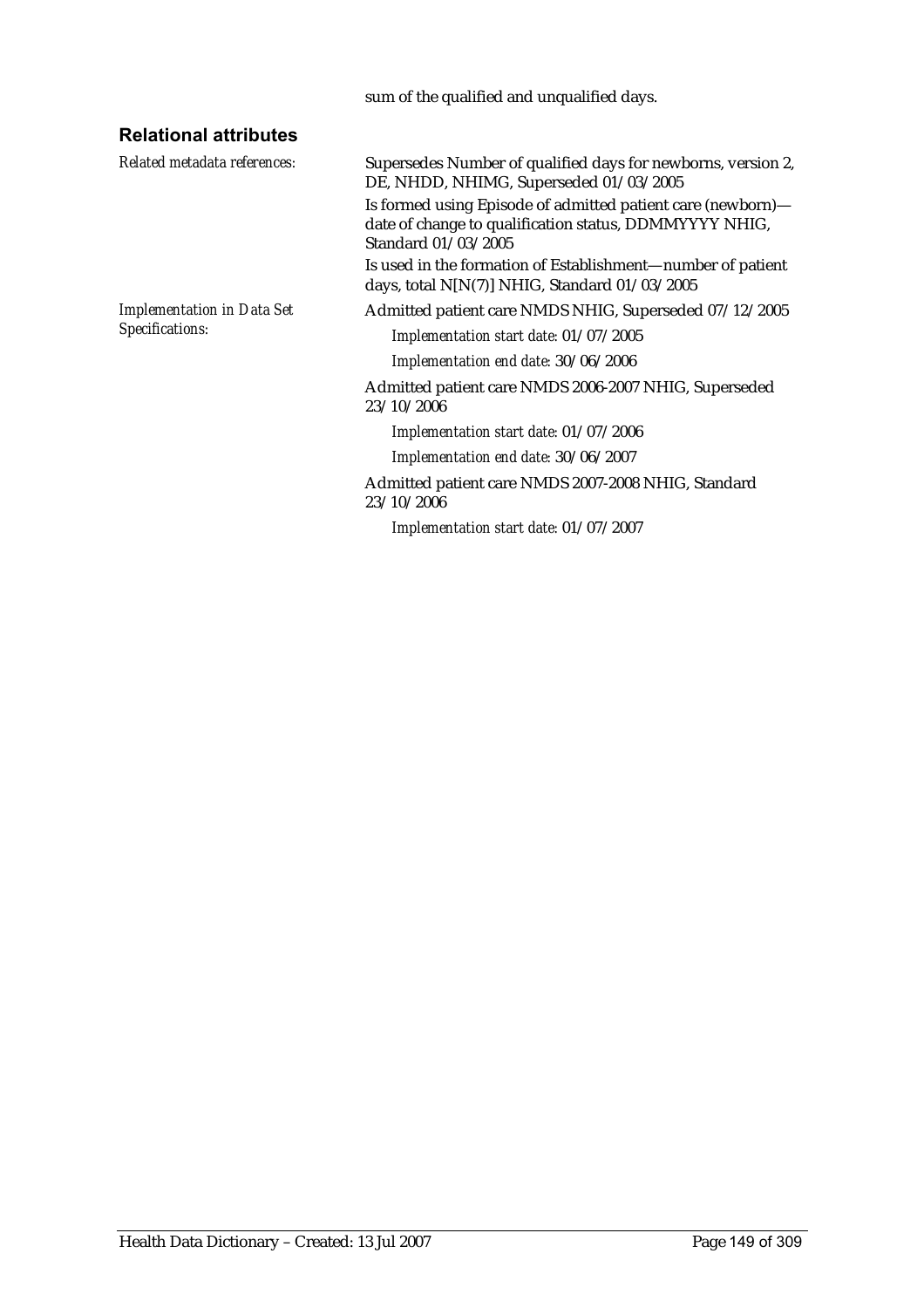sum of the qualified and unqualified days.

## Relational attributes

*Related metadata references:*

Supersedes Number of qualified days for newborns, version 2, DE, NHDD, NHIMG, Superseded 01/03/2005

Is formed using Episode of admitted patient care (newborn)—date of change to qualification status, DDMMYYYY NHIG, Standard 01/03/2005

Is used in the formation of Establishment—number of patient days, total N[N(7)] NHIG, Standard 01/03/2005

*Implementation in Data Set Specifications:*

Admitted patient care NMDS NHIG, Superseded 07/12/2005

*Implementation start date:* 01/07/2005

*Implementation end date:* 30/06/2006

Admitted patient care NMDS 2006-2007 NHIG, Superseded 23/10/2006

*Implementation start date:* 01/07/2006

*Implementation end date:* 30/06/2007

Admitted patient care NMDS 2007-2008 NHIG, Standard 23/10/2006

*Implementation start date:* 01/07/2007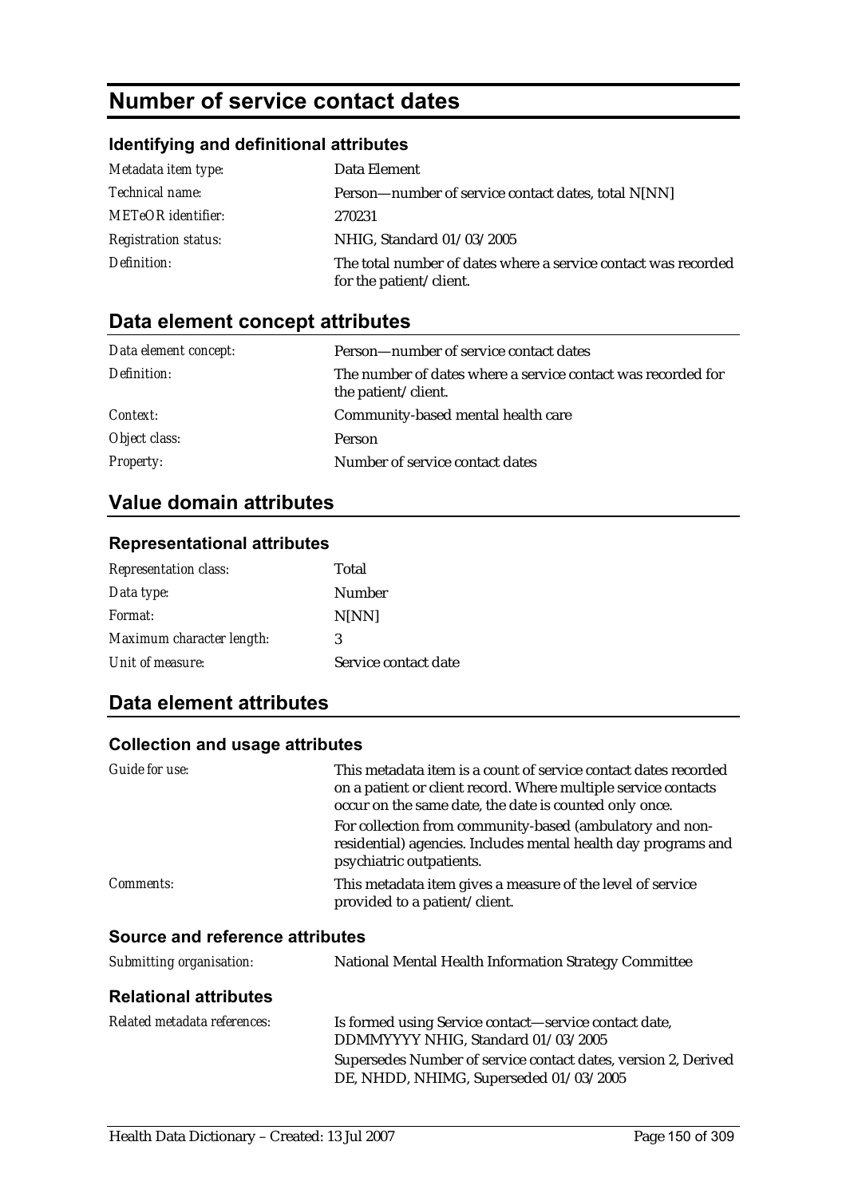# Number of service contact dates

## Identifying and definitional attributes

| | |
|---|---|
| *Metadata item type:* | Data Element |
| *Technical name:* | Person—number of service contact dates, total N[NN] |
| *METeOR identifier:* | 270231 |
| *Registration status:* | NHIG, Standard 01/03/2005 |
| *Definition:* | The total number of dates where a service contact was recorded for the patient/client. |

## Data element concept attributes

| | |
|---|---|
| *Data element concept:* | Person—number of service contact dates |
| *Definition:* | The number of dates where a service contact was recorded for the patient/client. |
| *Context:* | Community-based mental health care |
| *Object class:* | Person |
| *Property:* | Number of service contact dates |

## Value domain attributes

### Representational attributes

| | |
|---|---|
| *Representation class:* | Total |
| *Data type:* | Number |
| *Format:* | N[NN] |
| *Maximum character length:* | 3 |
| *Unit of measure:* | Service contact date |

## Data element attributes

### Collection and usage attributes

| | |
|---|---|
| *Guide for use:* | This metadata item is a count of service contact dates recorded on a patient or client record. Where multiple service contacts occur on the same date, the date is counted only once.<br>For collection from community-based (ambulatory and non-residential) agencies. Includes mental health day programs and psychiatric outpatients. |
| *Comments:* | This metadata item gives a measure of the level of service provided to a patient/client. |

### Source and reference attributes

| | |
|---|---|
| *Submitting organisation:* | National Mental Health Information Strategy Committee |

### Relational attributes

| | |
|---|---|
| *Related metadata references:* | Is formed using Service contact—service contact date, DDMMYYYY NHIG, Standard 01/03/2005<br>Supersedes Number of service contact dates, version 2, Derived DE, NHDD, NHIMG, Superseded 01/03/2005 |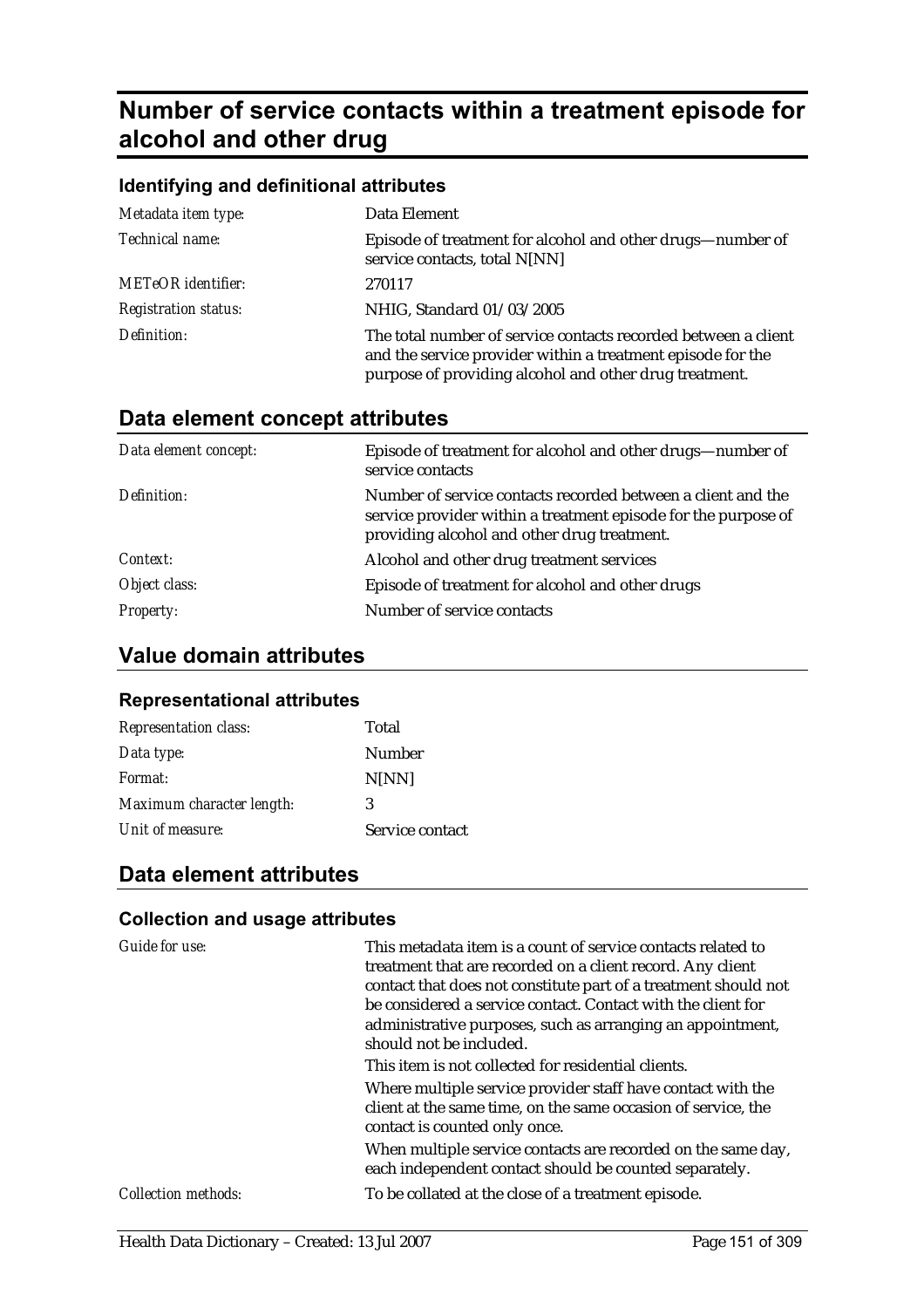# Number of service contacts within a treatment episode for alcohol and other drug

### Identifying and definitional attributes

| | |
|---|---|
| *Metadata item type:* | Data Element |
| *Technical name:* | Episode of treatment for alcohol and other drugs—number of service contacts, total N[NN] |
| *METeOR identifier:* | 270117 |
| *Registration status:* | NHIG, Standard 01/03/2005 |
| *Definition:* | The total number of service contacts recorded between a client and the service provider within a treatment episode for the purpose of providing alcohol and other drug treatment. |

## Data element concept attributes

| | |
|---|---|
| *Data element concept:* | Episode of treatment for alcohol and other drugs—number of service contacts |
| *Definition:* | Number of service contacts recorded between a client and the service provider within a treatment episode for the purpose of providing alcohol and other drug treatment. |
| *Context:* | Alcohol and other drug treatment services |
| *Object class:* | Episode of treatment for alcohol and other drugs |
| *Property:* | Number of service contacts |

## Value domain attributes

### Representational attributes

| | |
|---|---|
| *Representation class:* | Total |
| *Data type:* | Number |
| *Format:* | N[NN] |
| *Maximum character length:* | 3 |
| *Unit of measure:* | Service contact |

## Data element attributes

### Collection and usage attributes

| | |
|---|---|
| *Guide for use:* | This metadata item is a count of service contacts related to treatment that are recorded on a client record. Any client contact that does not constitute part of a treatment should not be considered a service contact. Contact with the client for administrative purposes, such as arranging an appointment, should not be included.<br><br>This item is not collected for residential clients.<br><br>Where multiple service provider staff have contact with the client at the same time, on the same occasion of service, the contact is counted only once.<br><br>When multiple service contacts are recorded on the same day, each independent contact should be counted separately. |
| *Collection methods:* | To be collated at the close of a treatment episode. |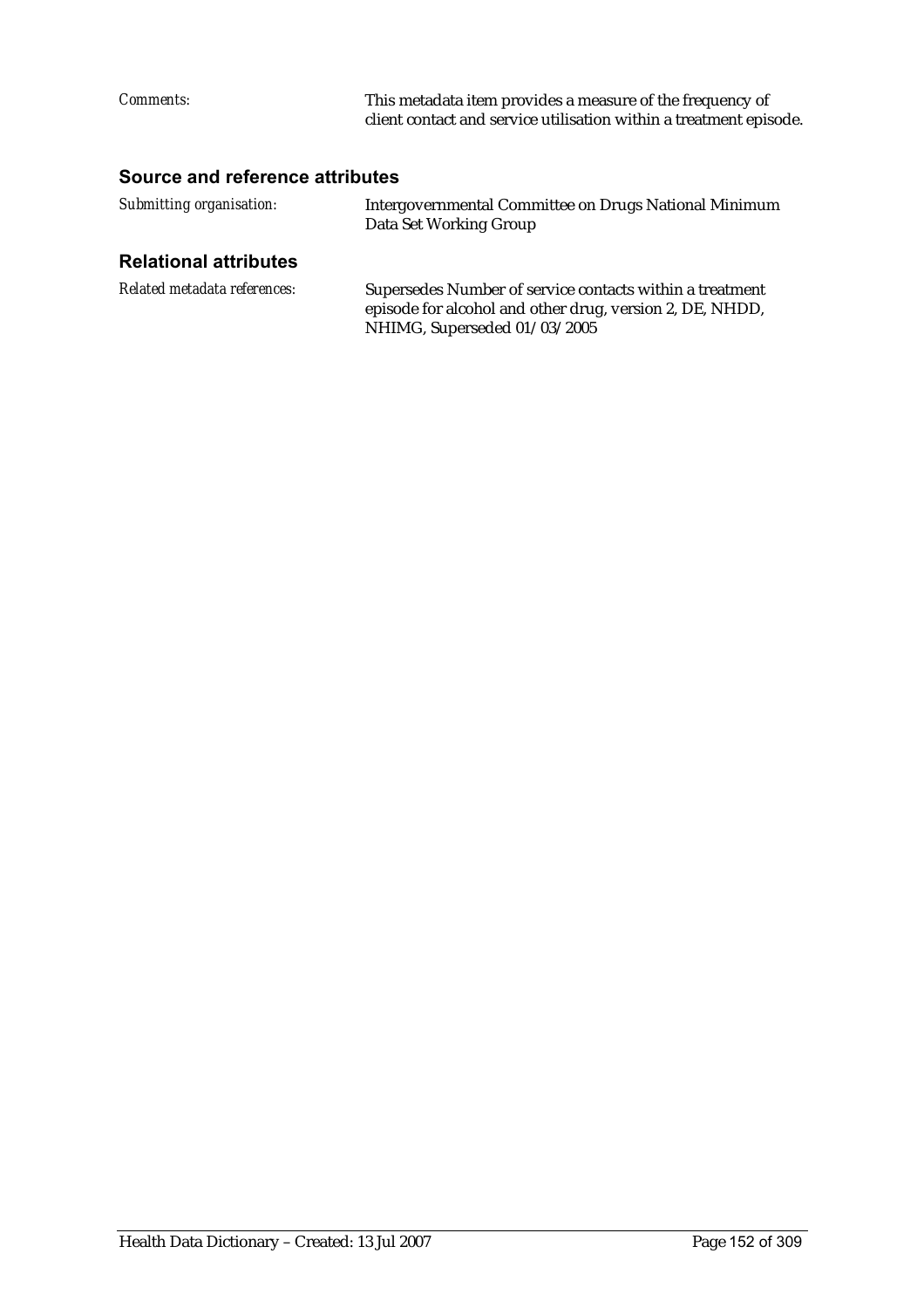*Comments:* This metadata item provides a measure of the frequency of client contact and service utilisation within a treatment episode.

### Source and reference attributes

*Submitting organisation:* Intergovernmental Committee on Drugs National Minimum Data Set Working Group

### Relational attributes

*Related metadata references:* Supersedes Number of service contacts within a treatment episode for alcohol and other drug, version 2, DE, NHDD, NHIMG, Superseded 01/03/2005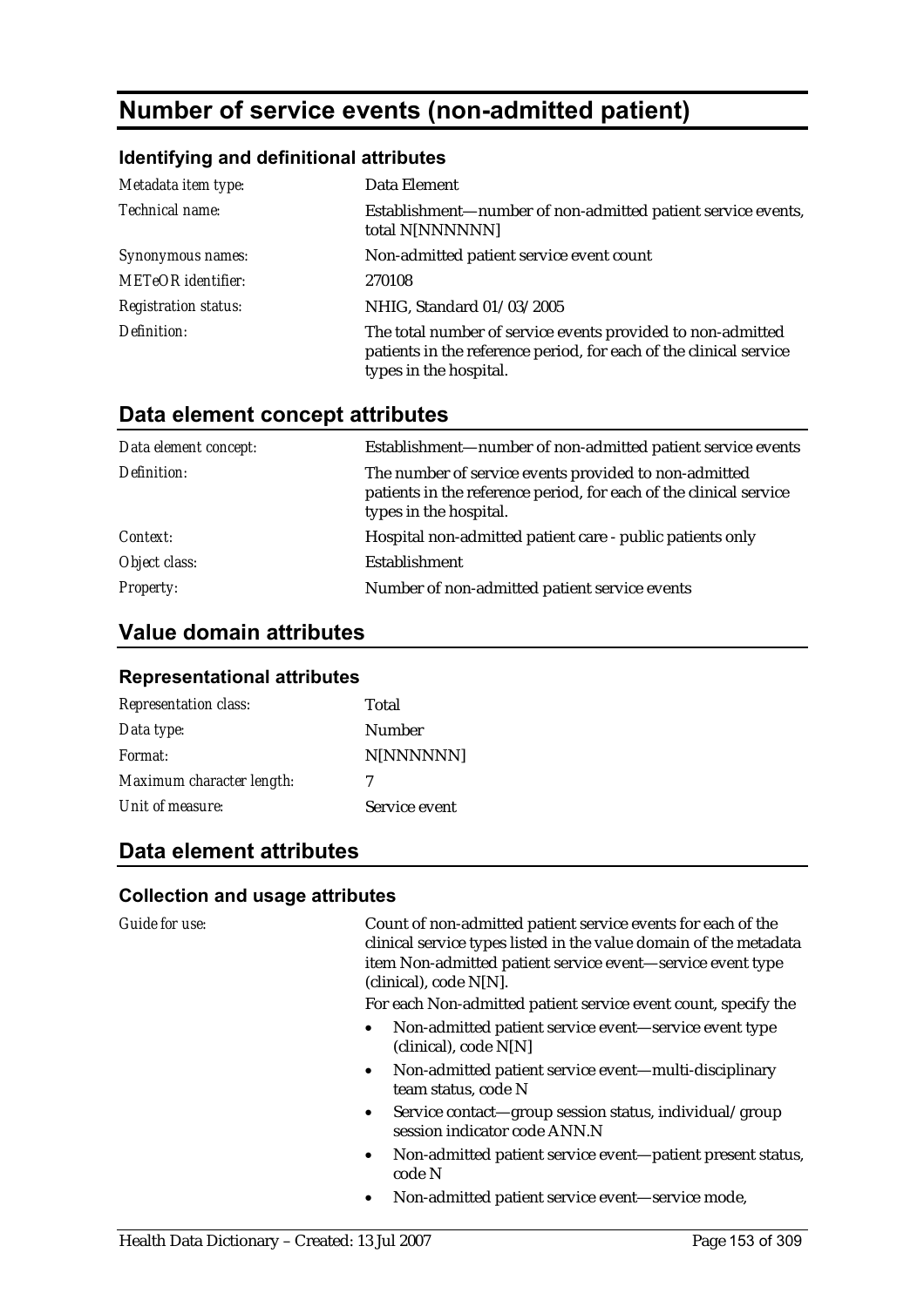# Number of service events (non-admitted patient)

### Identifying and definitional attributes

| | |
|---|---|
| *Metadata item type:* | Data Element |
| *Technical name:* | Establishment—number of non-admitted patient service events, total N[NNNNNN] |
| *Synonymous names:* | Non-admitted patient service event count |
| *METeOR identifier:* | 270108 |
| *Registration status:* | NHIG, Standard 01/03/2005 |
| *Definition:* | The total number of service events provided to non-admitted patients in the reference period, for each of the clinical service types in the hospital. |

## Data element concept attributes

| | |
|---|---|
| *Data element concept:* | Establishment—number of non-admitted patient service events |
| *Definition:* | The number of service events provided to non-admitted patients in the reference period, for each of the clinical service types in the hospital. |
| *Context:* | Hospital non-admitted patient care - public patients only |
| *Object class:* | Establishment |
| *Property:* | Number of non-admitted patient service events |

## Value domain attributes

### Representational attributes

| | |
|---|---|
| *Representation class:* | Total |
| *Data type:* | Number |
| *Format:* | N[NNNNNN] |
| *Maximum character length:* | 7 |
| *Unit of measure:* | Service event |

## Data element attributes

### Collection and usage attributes

*Guide for use:*

Count of non-admitted patient service events for each of the clinical service types listed in the value domain of the metadata item Non-admitted patient service event—service event type (clinical), code N[N].

For each Non-admitted patient service event count, specify the

- Non-admitted patient service event—service event type (clinical), code N[N]
- Non-admitted patient service event—multi-disciplinary team status, code N
- Service contact—group session status, individual/group session indicator code ANN.N
- Non-admitted patient service event—patient present status, code N
- Non-admitted patient service event—service mode,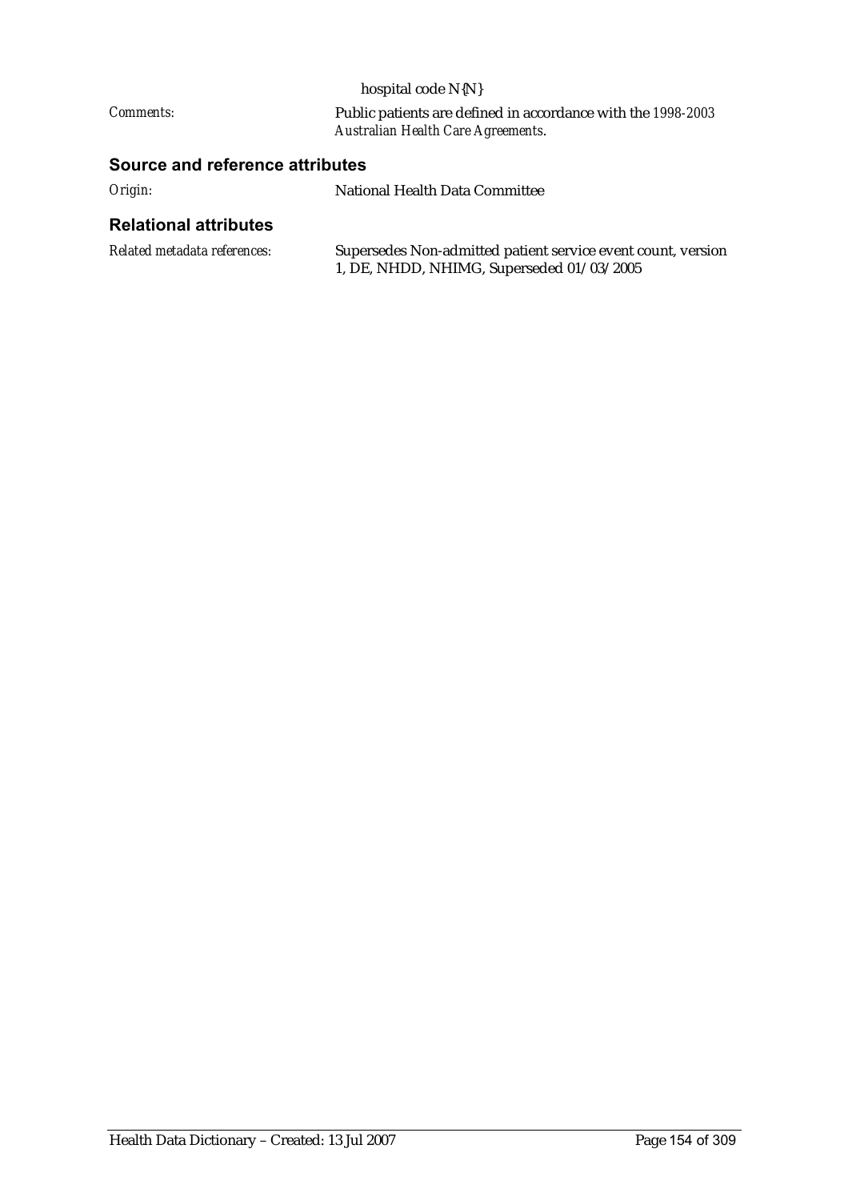hospital code N{N}

*Comments:* Public patients are defined in accordance with the *1998-2003 Australian Health Care Agreements*.

## Source and reference attributes

*Origin:* National Health Data Committee

## Relational attributes

*Related metadata references:* Supersedes Non-admitted patient service event count, version 1, DE, NHDD, NHIMG, Superseded 01/03/2005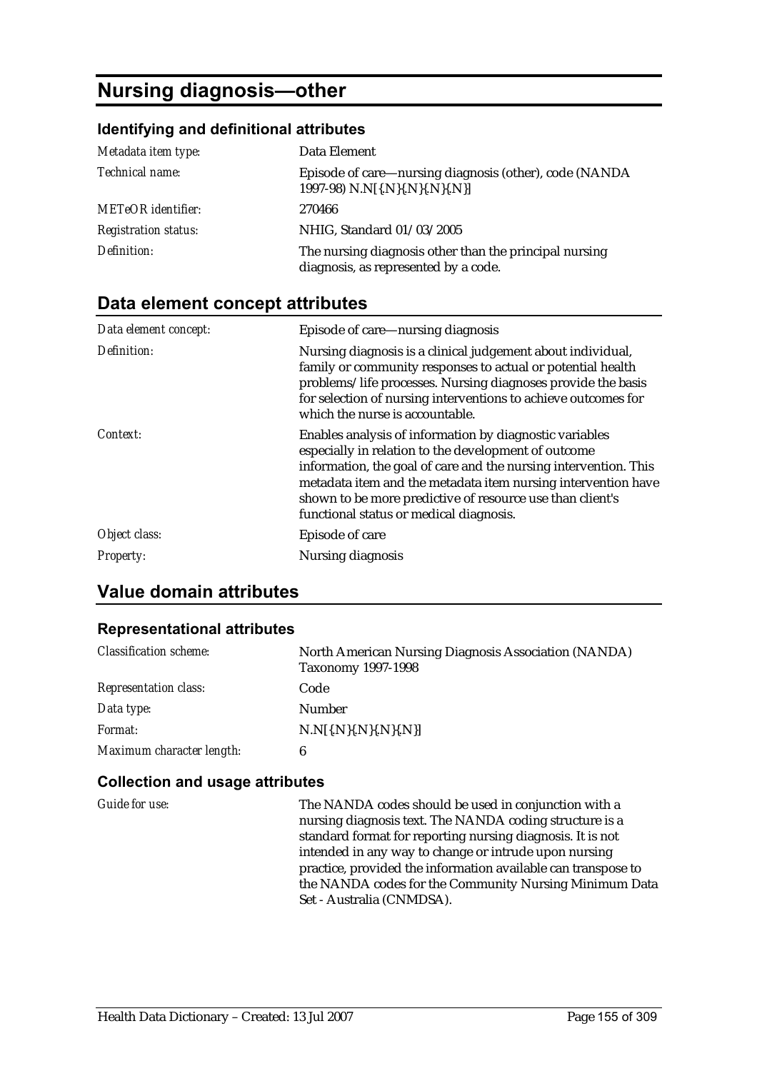# Nursing diagnosis—other

### Identifying and definitional attributes

| | |
|---|---|
| *Metadata item type:* | Data Element |
| *Technical name:* | Episode of care—nursing diagnosis (other), code (NANDA 1997-98) N.N[{.N}{.N}{.N}{.N}] |
| *METeOR identifier:* | 270466 |
| *Registration status:* | NHIG, Standard 01/03/2005 |
| *Definition:* | The nursing diagnosis other than the principal nursing diagnosis, as represented by a code. |

## Data element concept attributes

| | |
|---|---|
| *Data element concept:* | Episode of care—nursing diagnosis |
| *Definition:* | Nursing diagnosis is a clinical judgement about individual, family or community responses to actual or potential health problems/life processes. Nursing diagnoses provide the basis for selection of nursing interventions to achieve outcomes for which the nurse is accountable. |
| *Context:* | Enables analysis of information by diagnostic variables especially in relation to the development of outcome information, the goal of care and the nursing intervention. This metadata item and the metadata item nursing intervention have shown to be more predictive of resource use than client's functional status or medical diagnosis. |
| *Object class:* | Episode of care |
| *Property:* | Nursing diagnosis |

## Value domain attributes

### Representational attributes

| | |
|---|---|
| *Classification scheme:* | North American Nursing Diagnosis Association (NANDA) Taxonomy 1997-1998 |
| *Representation class:* | Code |
| *Data type:* | Number |
| *Format:* | N.N[{.N}{.N}{.N}{.N}] |
| *Maximum character length:* | 6 |

### Collection and usage attributes

| | |
|---|---|
| *Guide for use:* | The NANDA codes should be used in conjunction with a nursing diagnosis text. The NANDA coding structure is a standard format for reporting nursing diagnosis. It is not intended in any way to change or intrude upon nursing practice, provided the information available can transpose to the NANDA codes for the Community Nursing Minimum Data Set - Australia (CNMDSA). |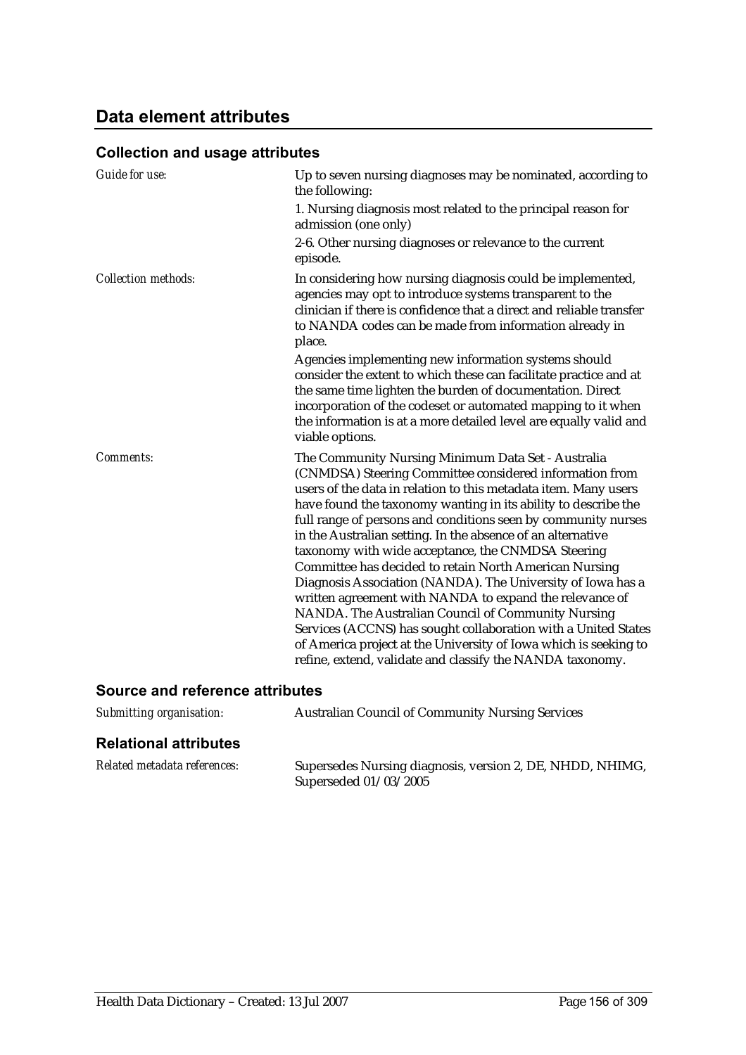## Data element attributes

### Collection and usage attributes

| | |
|---|---|
| *Guide for use:* | Up to seven nursing diagnoses may be nominated, according to the following:<br>1. Nursing diagnosis most related to the principal reason for admission (one only)<br>2-6. Other nursing diagnoses or relevance to the current episode. |
| *Collection methods:* | In considering how nursing diagnosis could be implemented, agencies may opt to introduce systems transparent to the clinician if there is confidence that a direct and reliable transfer to NANDA codes can be made from information already in place.<br>Agencies implementing new information systems should consider the extent to which these can facilitate practice and at the same time lighten the burden of documentation. Direct incorporation of the codeset or automated mapping to it when the information is at a more detailed level are equally valid and viable options. |
| *Comments:* | The Community Nursing Minimum Data Set - Australia (CNMDSA) Steering Committee considered information from users of the data in relation to this metadata item. Many users have found the taxonomy wanting in its ability to describe the full range of persons and conditions seen by community nurses in the Australian setting. In the absence of an alternative taxonomy with wide acceptance, the CNMDSA Steering Committee has decided to retain North American Nursing Diagnosis Association (NANDA). The University of Iowa has a written agreement with NANDA to expand the relevance of NANDA. The Australian Council of Community Nursing Services (ACCNS) has sought collaboration with a United States of America project at the University of Iowa which is seeking to refine, extend, validate and classify the NANDA taxonomy. |

### Source and reference attributes

| | |
|---|---|
| *Submitting organisation:* | Australian Council of Community Nursing Services |

### Relational attributes

| | |
|---|---|
| *Related metadata references:* | Supersedes Nursing diagnosis, version 2, DE, NHDD, NHIMG, Superseded 01/03/2005 |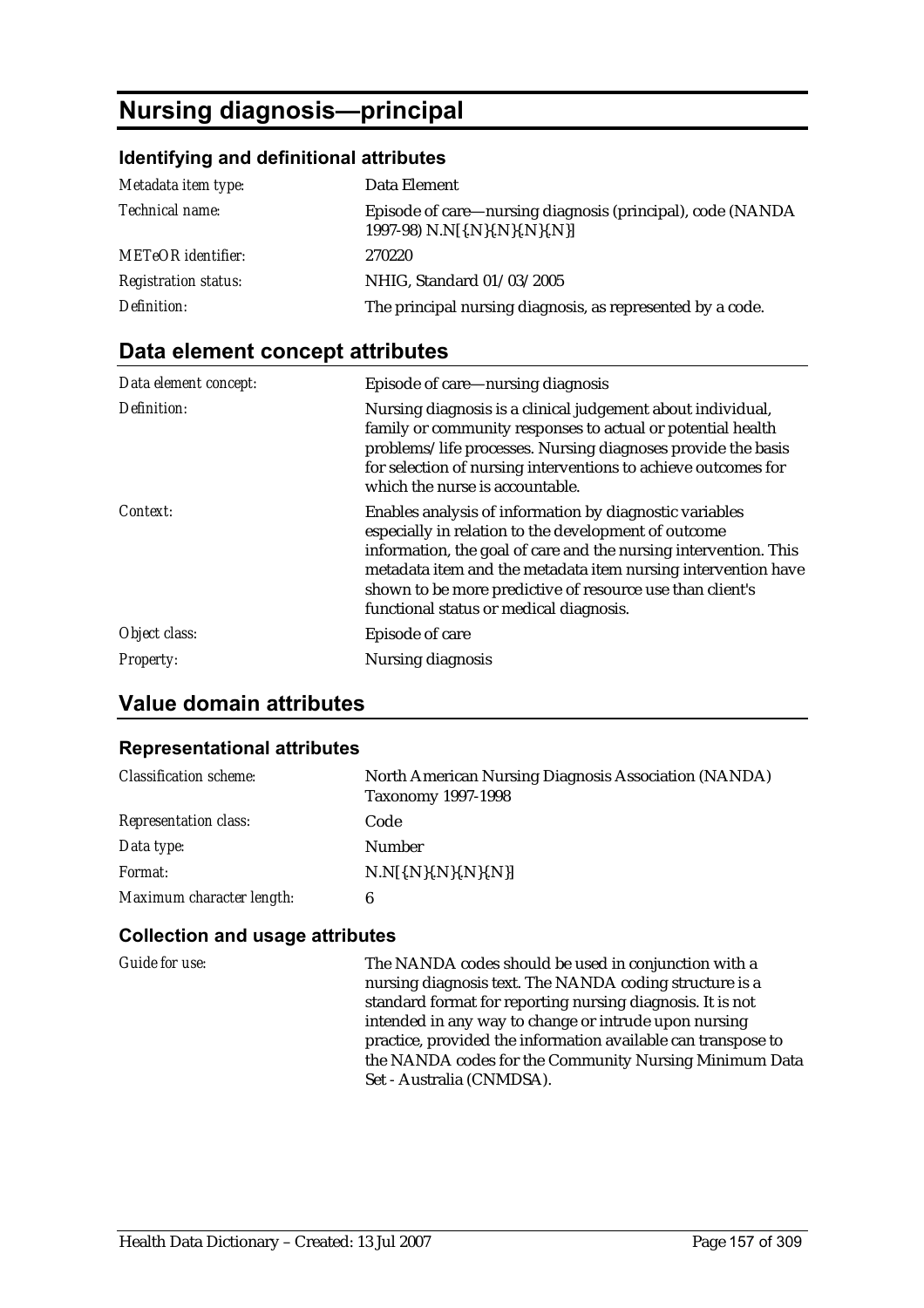# Nursing diagnosis—principal

### Identifying and definitional attributes

| | |
|---|---|
| *Metadata item type:* | Data Element |
| *Technical name:* | Episode of care—nursing diagnosis (principal), code (NANDA 1997-98) N.N[{.N}{.N}{.N}{.N}] |
| *METeOR identifier:* | 270220 |
| *Registration status:* | NHIG, Standard 01/03/2005 |
| *Definition:* | The principal nursing diagnosis, as represented by a code. |

## Data element concept attributes

| | |
|---|---|
| *Data element concept:* | Episode of care—nursing diagnosis |
| *Definition:* | Nursing diagnosis is a clinical judgement about individual, family or community responses to actual or potential health problems/life processes. Nursing diagnoses provide the basis for selection of nursing interventions to achieve outcomes for which the nurse is accountable. |
| *Context:* | Enables analysis of information by diagnostic variables especially in relation to the development of outcome information, the goal of care and the nursing intervention. This metadata item and the metadata item nursing intervention have shown to be more predictive of resource use than client's functional status or medical diagnosis. |
| *Object class:* | Episode of care |
| *Property:* | Nursing diagnosis |

## Value domain attributes

### Representational attributes

| | |
|---|---|
| *Classification scheme:* | North American Nursing Diagnosis Association (NANDA) Taxonomy 1997-1998 |
| *Representation class:* | Code |
| *Data type:* | Number |
| *Format:* | N.N[{.N}{.N}{.N}{.N}] |
| *Maximum character length:* | 6 |

### Collection and usage attributes

| | |
|---|---|
| *Guide for use:* | The NANDA codes should be used in conjunction with a nursing diagnosis text. The NANDA coding structure is a standard format for reporting nursing diagnosis. It is not intended in any way to change or intrude upon nursing practice, provided the information available can transpose to the NANDA codes for the Community Nursing Minimum Data Set - Australia (CNMDSA). |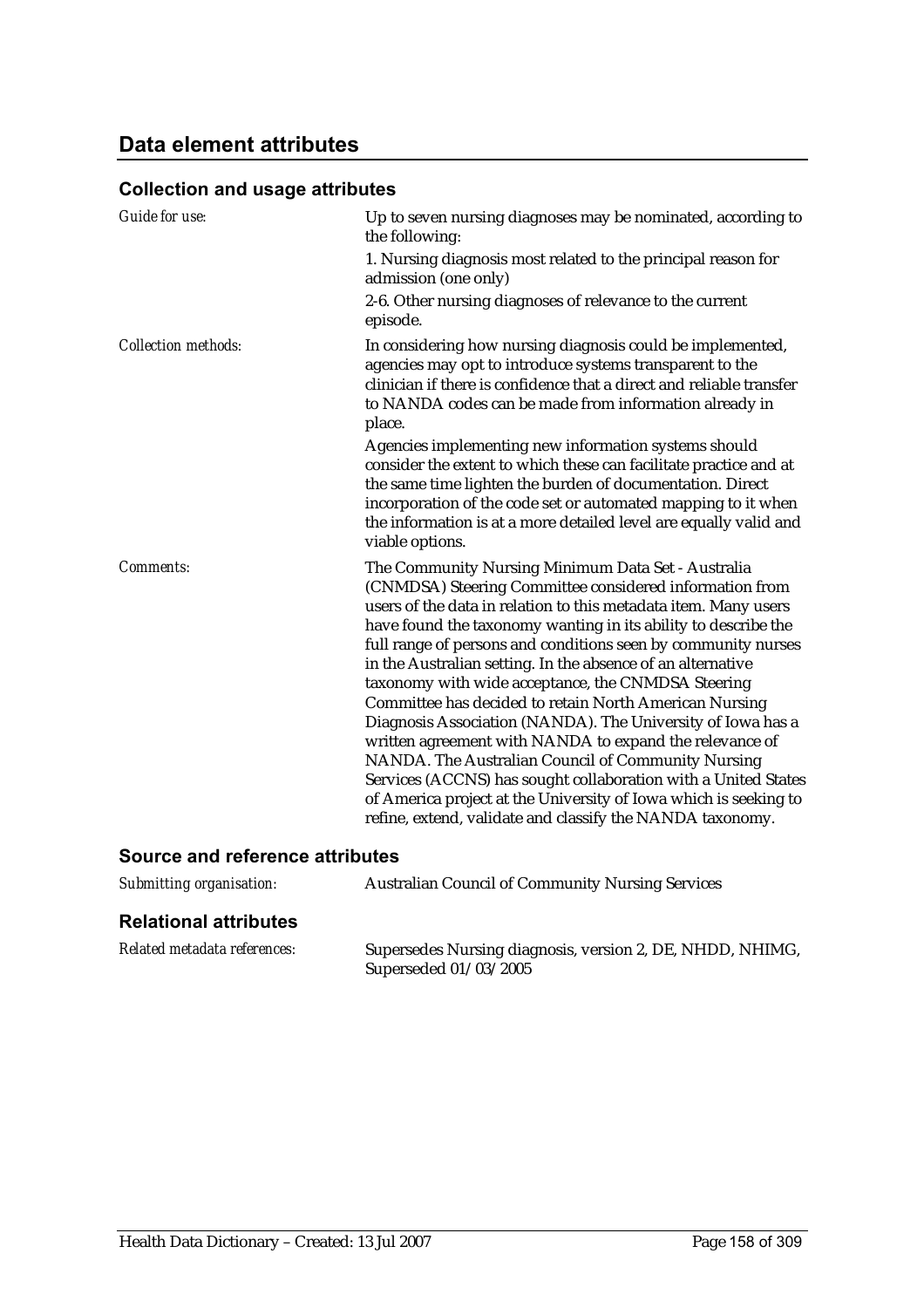## Data element attributes

### Collection and usage attributes

| | |
|---|---|
| *Guide for use:* | Up to seven nursing diagnoses may be nominated, according to the following:<br>1. Nursing diagnosis most related to the principal reason for admission (one only)<br>2-6. Other nursing diagnoses of relevance to the current episode. |
| *Collection methods:* | In considering how nursing diagnosis could be implemented, agencies may opt to introduce systems transparent to the clinician if there is confidence that a direct and reliable transfer to NANDA codes can be made from information already in place.<br>Agencies implementing new information systems should consider the extent to which these can facilitate practice and at the same time lighten the burden of documentation. Direct incorporation of the code set or automated mapping to it when the information is at a more detailed level are equally valid and viable options. |
| *Comments:* | The Community Nursing Minimum Data Set - Australia (CNMDSA) Steering Committee considered information from users of the data in relation to this metadata item. Many users have found the taxonomy wanting in its ability to describe the full range of persons and conditions seen by community nurses in the Australian setting. In the absence of an alternative taxonomy with wide acceptance, the CNMDSA Steering Committee has decided to retain North American Nursing Diagnosis Association (NANDA). The University of Iowa has a written agreement with NANDA to expand the relevance of NANDA. The Australian Council of Community Nursing Services (ACCNS) has sought collaboration with a United States of America project at the University of Iowa which is seeking to refine, extend, validate and classify the NANDA taxonomy. |

### Source and reference attributes

| | |
|---|---|
| *Submitting organisation:* | Australian Council of Community Nursing Services |

### Relational attributes

| | |
|---|---|
| *Related metadata references:* | Supersedes Nursing diagnosis, version 2, DE, NHDD, NHIMG, Superseded 01/03/2005 |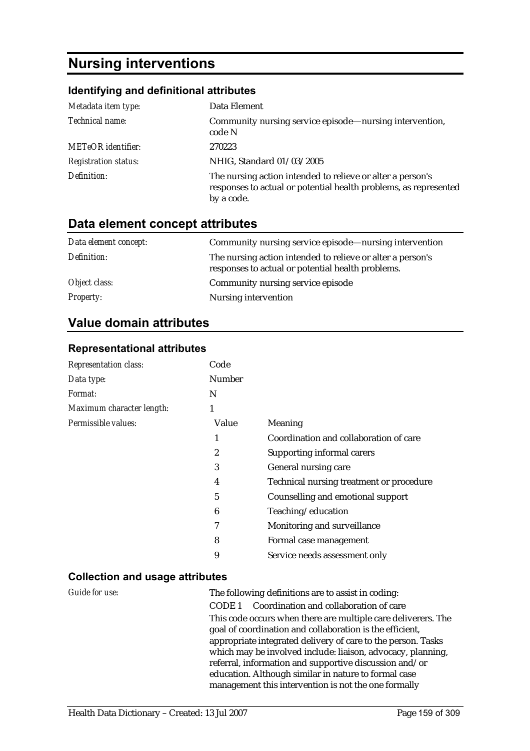# Nursing interventions

### Identifying and definitional attributes

| | |
|---|---|
| *Metadata item type:* | Data Element |
| *Technical name:* | Community nursing service episode—nursing intervention, code N |
| *METeOR identifier:* | 270223 |
| *Registration status:* | NHIG, Standard 01/03/2005 |
| *Definition:* | The nursing action intended to relieve or alter a person's responses to actual or potential health problems, as represented by a code. |

## Data element concept attributes

| | |
|---|---|
| *Data element concept:* | Community nursing service episode—nursing intervention |
| *Definition:* | The nursing action intended to relieve or alter a person's responses to actual or potential health problems. |
| *Object class:* | Community nursing service episode |
| *Property:* | Nursing intervention |

## Value domain attributes

### Representational attributes

| | | |
|---|---|---|
| *Representation class:* | Code | |
| *Data type:* | Number | |
| *Format:* | N | |
| *Maximum character length:* | 1 | |
| *Permissible values:* | Value | Meaning |
| | 1 | Coordination and collaboration of care |
| | 2 | Supporting informal carers |
| | 3 | General nursing care |
| | 4 | Technical nursing treatment or procedure |
| | 5 | Counselling and emotional support |
| | 6 | Teaching/education |
| | 7 | Monitoring and surveillance |
| | 8 | Formal case management |
| | 9 | Service needs assessment only |

### Collection and usage attributes

*Guide for use:*

The following definitions are to assist in coding:

CODE 1 Coordination and collaboration of care

This code occurs when there are multiple care deliverers. The goal of coordination and collaboration is the efficient, appropriate integrated delivery of care to the person. Tasks which may be involved include: liaison, advocacy, planning, referral, information and supportive discussion and/or education. Although similar in nature to formal case management this intervention is not the one formally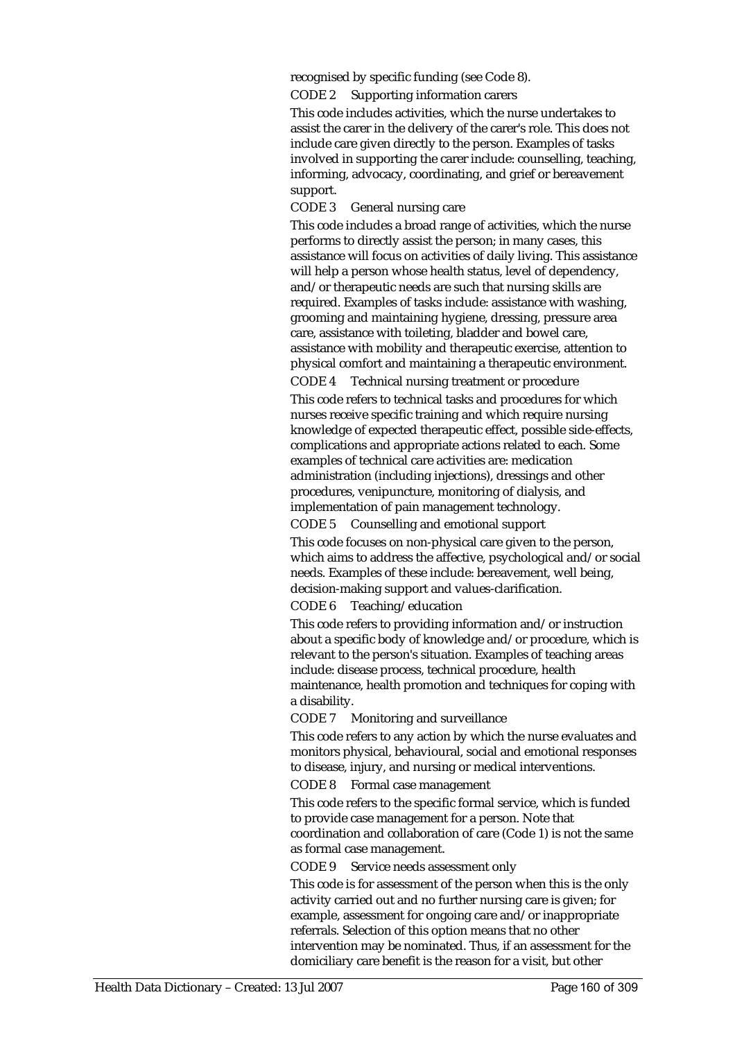recognised by specific funding (see Code 8).

CODE 2 Supporting information carers

This code includes activities, which the nurse undertakes to assist the carer in the delivery of the carer's role. This does not include care given directly to the person. Examples of tasks involved in supporting the carer include: counselling, teaching, informing, advocacy, coordinating, and grief or bereavement support.

CODE 3 General nursing care

This code includes a broad range of activities, which the nurse performs to directly assist the person; in many cases, this assistance will focus on activities of daily living. This assistance will help a person whose health status, level of dependency, and/or therapeutic needs are such that nursing skills are required. Examples of tasks include: assistance with washing, grooming and maintaining hygiene, dressing, pressure area care, assistance with toileting, bladder and bowel care, assistance with mobility and therapeutic exercise, attention to physical comfort and maintaining a therapeutic environment.

CODE 4 Technical nursing treatment or procedure

This code refers to technical tasks and procedures for which nurses receive specific training and which require nursing knowledge of expected therapeutic effect, possible side-effects, complications and appropriate actions related to each. Some examples of technical care activities are: medication administration (including injections), dressings and other procedures, venipuncture, monitoring of dialysis, and implementation of pain management technology.

CODE 5 Counselling and emotional support

This code focuses on non-physical care given to the person, which aims to address the affective, psychological and/or social needs. Examples of these include: bereavement, well being, decision-making support and values-clarification.

CODE 6 Teaching/education

This code refers to providing information and/or instruction about a specific body of knowledge and/or procedure, which is relevant to the person's situation. Examples of teaching areas include: disease process, technical procedure, health maintenance, health promotion and techniques for coping with a disability.

CODE 7 Monitoring and surveillance

This code refers to any action by which the nurse evaluates and monitors physical, behavioural, social and emotional responses to disease, injury, and nursing or medical interventions.

CODE 8 Formal case management

This code refers to the specific formal service, which is funded to provide case management for a person. Note that coordination and collaboration of care (Code 1) is not the same as formal case management.

CODE 9 Service needs assessment only

This code is for assessment of the person when this is the only activity carried out and no further nursing care is given; for example, assessment for ongoing care and/or inappropriate referrals. Selection of this option means that no other intervention may be nominated. Thus, if an assessment for the domiciliary care benefit is the reason for a visit, but other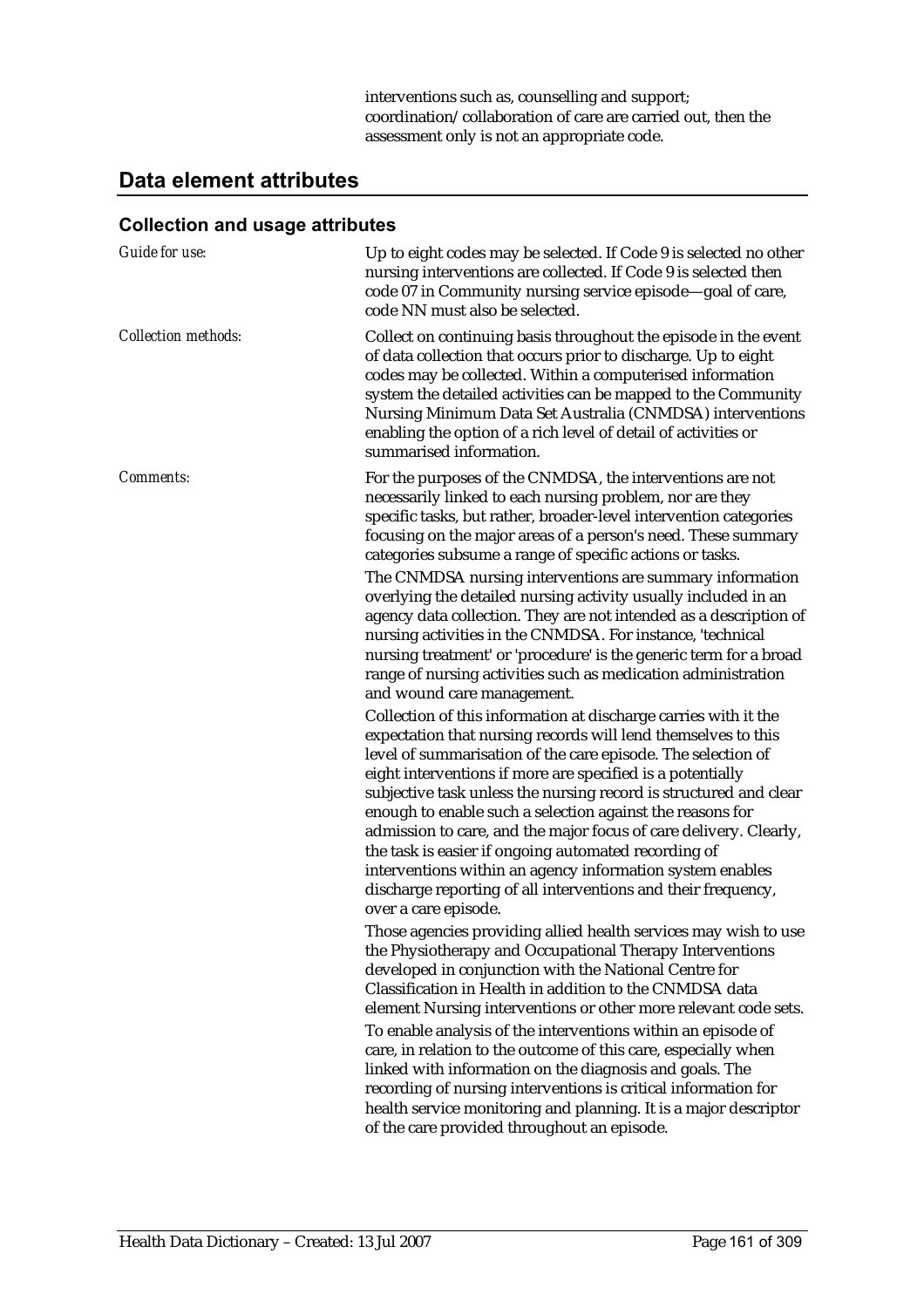interventions such as, counselling and support; coordination/collaboration of care are carried out, then the assessment only is not an appropriate code.

## Data element attributes

### Collection and usage attributes

*Guide for use:*

Up to eight codes may be selected. If Code 9 is selected no other nursing interventions are collected. If Code 9 is selected then code 07 in Community nursing service episode—goal of care, code NN must also be selected.

*Collection methods:*

Collect on continuing basis throughout the episode in the event of data collection that occurs prior to discharge. Up to eight codes may be collected. Within a computerised information system the detailed activities can be mapped to the Community Nursing Minimum Data Set Australia (CNMDSA) interventions enabling the option of a rich level of detail of activities or summarised information.

*Comments:*

For the purposes of the CNMDSA, the interventions are not necessarily linked to each nursing problem, nor are they specific tasks, but rather, broader-level intervention categories focusing on the major areas of a person's need. These summary categories subsume a range of specific actions or tasks.

The CNMDSA nursing interventions are summary information overlying the detailed nursing activity usually included in an agency data collection. They are not intended as a description of nursing activities in the CNMDSA. For instance, 'technical nursing treatment' or 'procedure' is the generic term for a broad range of nursing activities such as medication administration and wound care management.

Collection of this information at discharge carries with it the expectation that nursing records will lend themselves to this level of summarisation of the care episode. The selection of eight interventions if more are specified is a potentially subjective task unless the nursing record is structured and clear enough to enable such a selection against the reasons for admission to care, and the major focus of care delivery. Clearly, the task is easier if ongoing automated recording of interventions within an agency information system enables discharge reporting of all interventions and their frequency, over a care episode.

Those agencies providing allied health services may wish to use the Physiotherapy and Occupational Therapy Interventions developed in conjunction with the National Centre for Classification in Health in addition to the CNMDSA data element Nursing interventions or other more relevant code sets.

To enable analysis of the interventions within an episode of care, in relation to the outcome of this care, especially when linked with information on the diagnosis and goals. The recording of nursing interventions is critical information for health service monitoring and planning. It is a major descriptor of the care provided throughout an episode.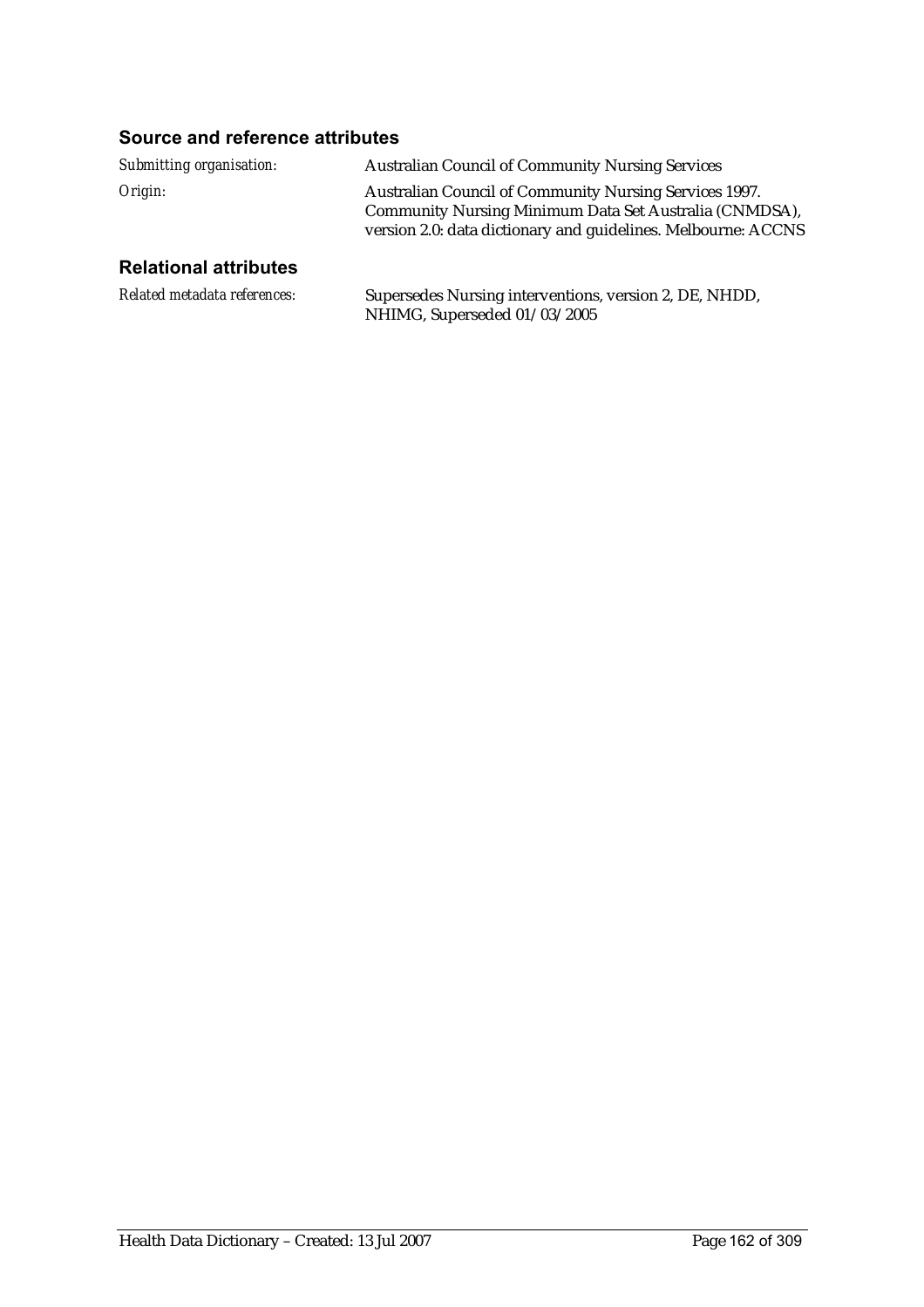### Source and reference attributes

*Submitting organisation:* Australian Council of Community Nursing Services

*Origin:* Australian Council of Community Nursing Services 1997. Community Nursing Minimum Data Set Australia (CNMDSA), version 2.0: data dictionary and guidelines. Melbourne: ACCNS

### Relational attributes

*Related metadata references:* Supersedes Nursing interventions, version 2, DE, NHDD, NHIMG, Superseded 01/03/2005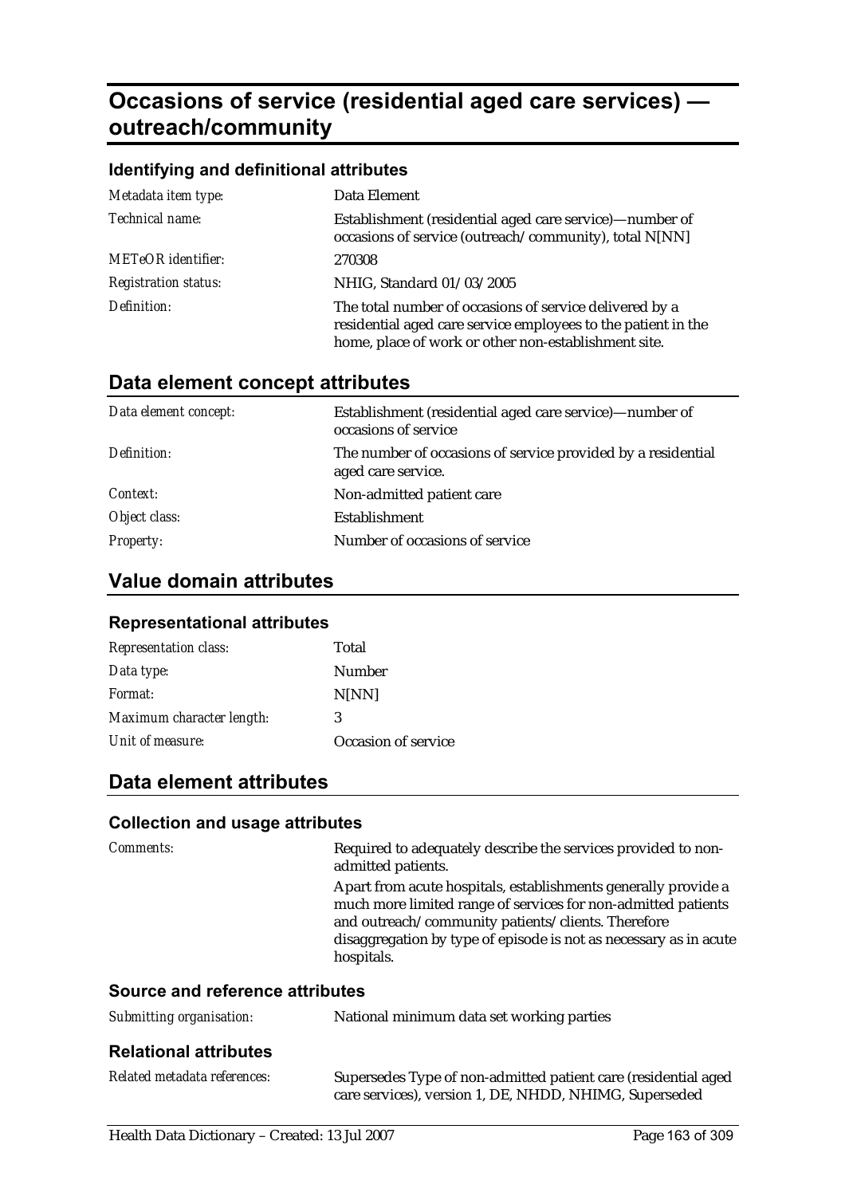# Occasions of service (residential aged care services) — outreach/community

### Identifying and definitional attributes

| | |
|---|---|
| *Metadata item type:* | Data Element |
| *Technical name:* | Establishment (residential aged care service)—number of occasions of service (outreach/community), total N[NN] |
| *METeOR identifier:* | 270308 |
| *Registration status:* | NHIG, Standard 01/03/2005 |
| *Definition:* | The total number of occasions of service delivered by a residential aged care service employees to the patient in the home, place of work or other non-establishment site. |

## Data element concept attributes

| | |
|---|---|
| *Data element concept:* | Establishment (residential aged care service)—number of occasions of service |
| *Definition:* | The number of occasions of service provided by a residential aged care service. |
| *Context:* | Non-admitted patient care |
| *Object class:* | Establishment |
| *Property:* | Number of occasions of service |

## Value domain attributes

### Representational attributes

| | |
|---|---|
| *Representation class:* | Total |
| *Data type:* | Number |
| *Format:* | N[NN] |
| *Maximum character length:* | 3 |
| *Unit of measure:* | Occasion of service |

## Data element attributes

### Collection and usage attributes

| | |
|---|---|
| *Comments:* | Required to adequately describe the services provided to non-admitted patients.<br>Apart from acute hospitals, establishments generally provide a much more limited range of services for non-admitted patients and outreach/community patients/clients. Therefore disaggregation by type of episode is not as necessary as in acute hospitals. |

### Source and reference attributes

| | |
|---|---|
| *Submitting organisation:* | National minimum data set working parties |

### Relational attributes

| | |
|---|---|
| *Related metadata references:* | Supersedes Type of non-admitted patient care (residential aged care services), version 1, DE, NHDD, NHIMG, Superseded |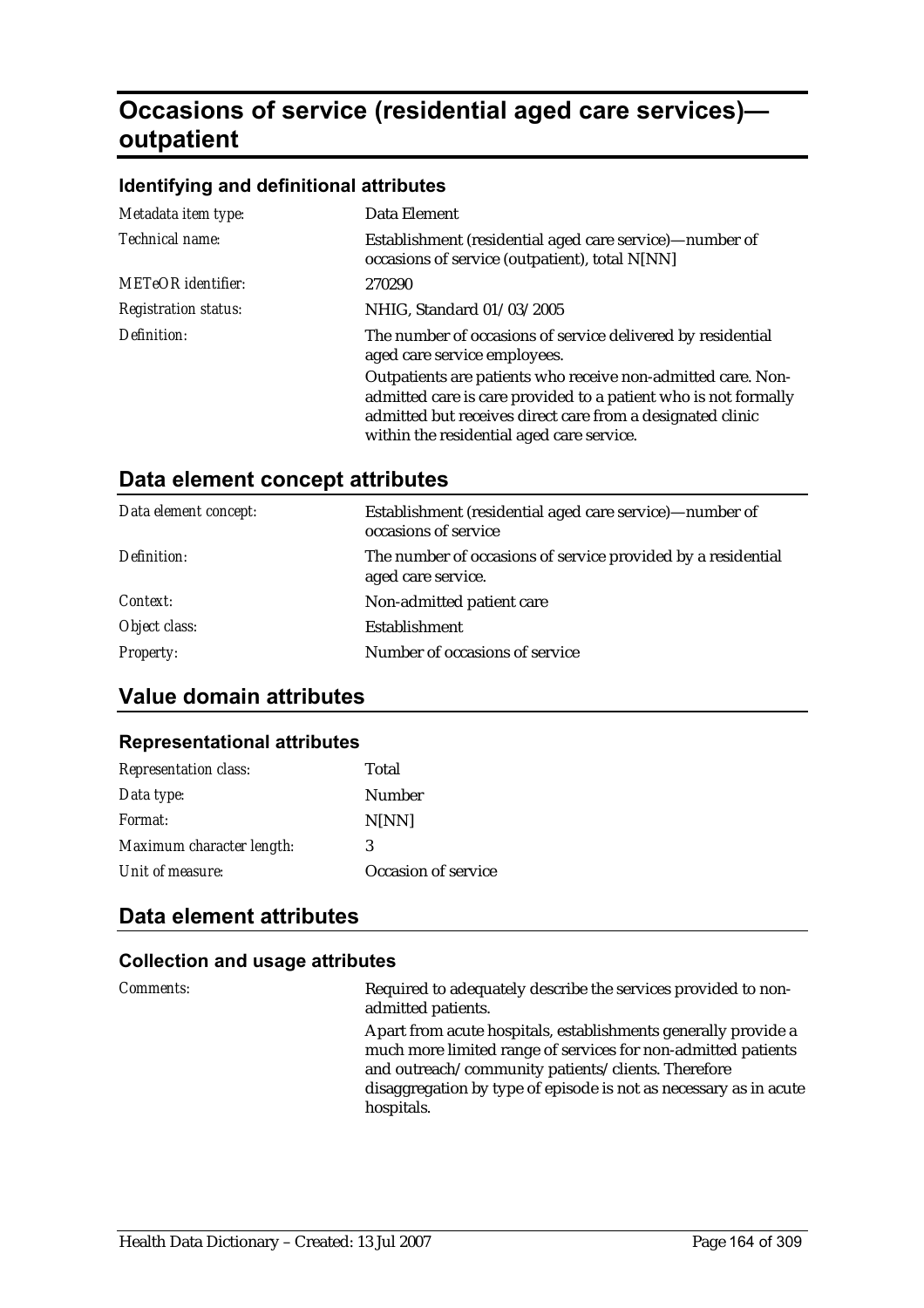# Occasions of service (residential aged care services)—outpatient

### Identifying and definitional attributes

| | |
|---|---|
| *Metadata item type:* | Data Element |
| *Technical name:* | Establishment (residential aged care service)—number of occasions of service (outpatient), total N[NN] |
| *METeOR identifier:* | 270290 |
| *Registration status:* | NHIG, Standard 01/03/2005 |
| *Definition:* | The number of occasions of service delivered by residential aged care service employees.<br>Outpatients are patients who receive non-admitted care. Non-admitted care is care provided to a patient who is not formally admitted but receives direct care from a designated clinic within the residential aged care service. |

## Data element concept attributes

| | |
|---|---|
| *Data element concept:* | Establishment (residential aged care service)—number of occasions of service |
| *Definition:* | The number of occasions of service provided by a residential aged care service. |
| *Context:* | Non-admitted patient care |
| *Object class:* | Establishment |
| *Property:* | Number of occasions of service |

## Value domain attributes

### Representational attributes

| | |
|---|---|
| *Representation class:* | Total |
| *Data type:* | Number |
| *Format:* | N[NN] |
| *Maximum character length:* | 3 |
| *Unit of measure:* | Occasion of service |

## Data element attributes

### Collection and usage attributes

| | |
|---|---|
| *Comments:* | Required to adequately describe the services provided to non-admitted patients.<br>Apart from acute hospitals, establishments generally provide a much more limited range of services for non-admitted patients and outreach/community patients/clients. Therefore disaggregation by type of episode is not as necessary as in acute hospitals. |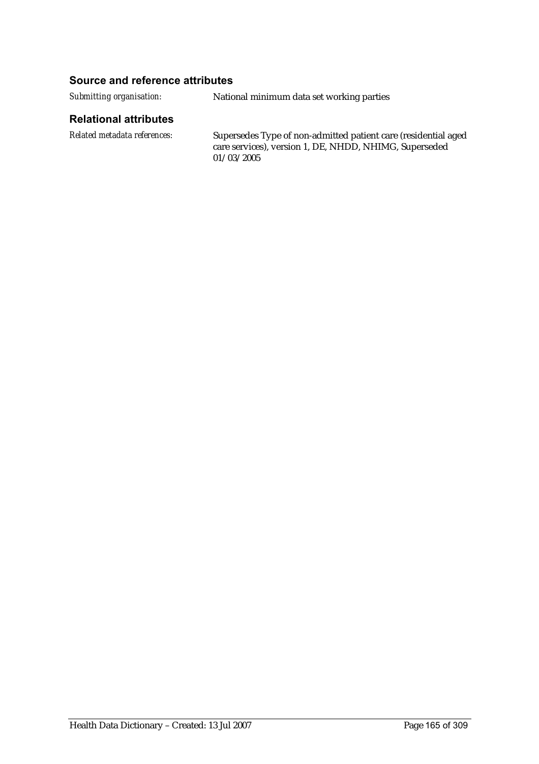### Source and reference attributes

*Submitting organisation:* National minimum data set working parties

### Relational attributes

*Related metadata references:* Supersedes Type of non-admitted patient care (residential aged care services), version 1, DE, NHDD, NHIMG, Superseded 01/03/2005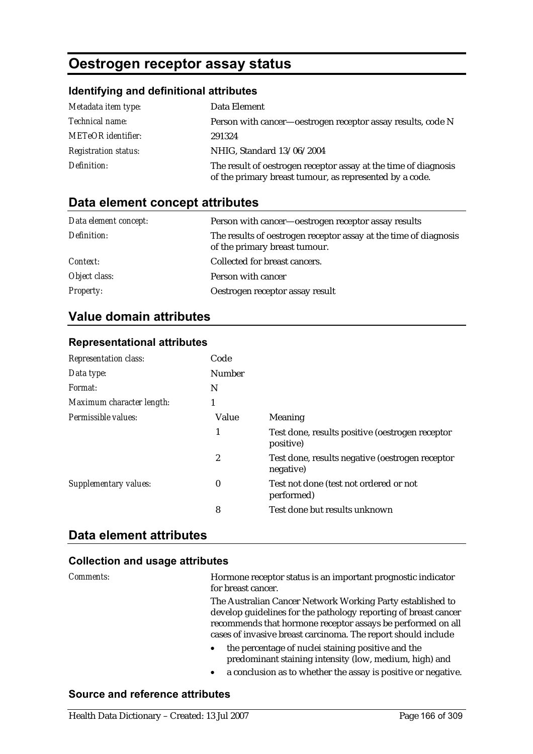# Oestrogen receptor assay status

## Identifying and definitional attributes

| | |
|---|---|
| *Metadata item type:* | Data Element |
| *Technical name:* | Person with cancer—oestrogen receptor assay results, code N |
| *METeOR identifier:* | 291324 |
| *Registration status:* | NHIG, Standard 13/06/2004 |
| *Definition:* | The result of oestrogen receptor assay at the time of diagnosis of the primary breast tumour, as represented by a code. |

## Data element concept attributes

| | |
|---|---|
| *Data element concept:* | Person with cancer—oestrogen receptor assay results |
| *Definition:* | The results of oestrogen receptor assay at the time of diagnosis of the primary breast tumour. |
| *Context:* | Collected for breast cancers. |
| *Object class:* | Person with cancer |
| *Property:* | Oestrogen receptor assay result |

## Value domain attributes

### Representational attributes

| | | |
|---|---|---|
| *Representation class:* | Code | |
| *Data type:* | Number | |
| *Format:* | N | |
| *Maximum character length:* | 1 | |
| *Permissible values:* | Value | Meaning |
| | 1 | Test done, results positive (oestrogen receptor positive) |
| | 2 | Test done, results negative (oestrogen receptor negative) |
| *Supplementary values:* | 0 | Test not done (test not ordered or not performed) |
| | 8 | Test done but results unknown |

## Data element attributes

### Collection and usage attributes

*Comments:*

Hormone receptor status is an important prognostic indicator for breast cancer.

The Australian Cancer Network Working Party established to develop guidelines for the pathology reporting of breast cancer recommends that hormone receptor assays be performed on all cases of invasive breast carcinoma. The report should include

- the percentage of nuclei staining positive and the predominant staining intensity (low, medium, high) and
- a conclusion as to whether the assay is positive or negative.

### Source and reference attributes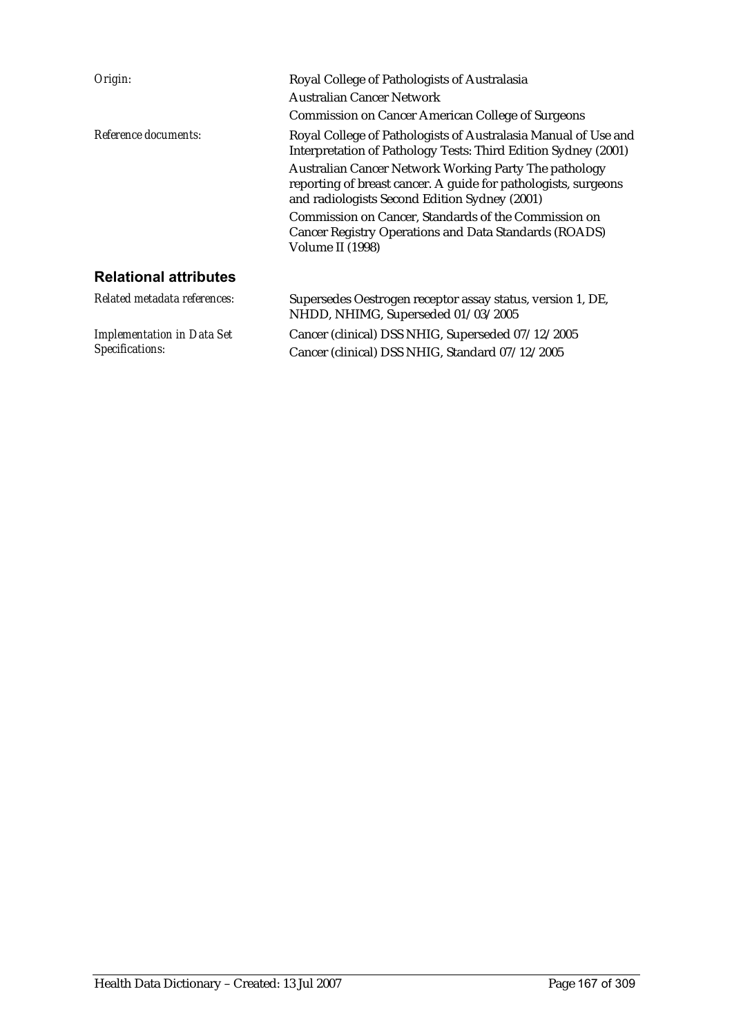*Origin:* Royal College of Pathologists of Australasia

Australian Cancer Network

Commission on Cancer American College of Surgeons

*Reference documents:* Royal College of Pathologists of Australasia Manual of Use and Interpretation of Pathology Tests: Third Edition Sydney (2001)

Australian Cancer Network Working Party The pathology reporting of breast cancer. A guide for pathologists, surgeons and radiologists Second Edition Sydney (2001)

Commission on Cancer, Standards of the Commission on Cancer Registry Operations and Data Standards (ROADS) Volume II (1998)

## Relational attributes

*Related metadata references:* Supersedes Oestrogen receptor assay status, version 1, DE, NHDD, NHIMG, Superseded 01/03/2005

*Implementation in Data Set Specifications:* Cancer (clinical) DSS NHIG, Superseded 07/12/2005

Cancer (clinical) DSS NHIG, Standard 07/12/2005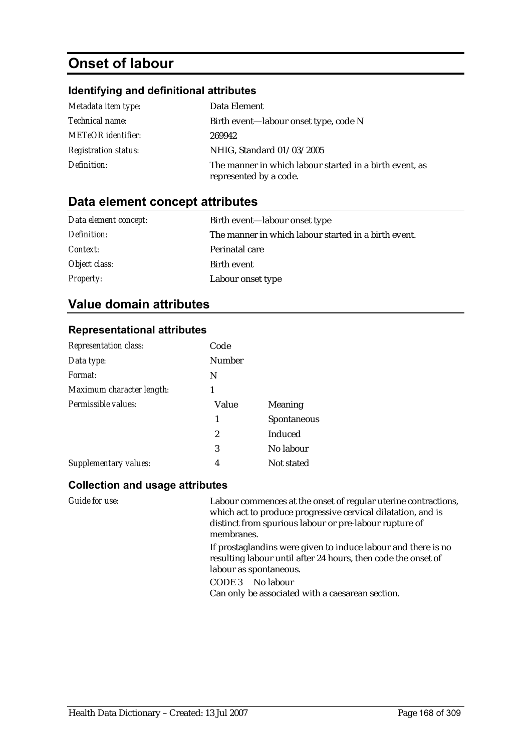# Onset of labour

## Identifying and definitional attributes

| | |
|---|---|
| *Metadata item type:* | Data Element |
| *Technical name:* | Birth event—labour onset type, code N |
| *METeOR identifier:* | 269942 |
| *Registration status:* | NHIG, Standard 01/03/2005 |
| *Definition:* | The manner in which labour started in a birth event, as represented by a code. |

## Data element concept attributes

| | |
|---|---|
| *Data element concept:* | Birth event—labour onset type |
| *Definition:* | The manner in which labour started in a birth event. |
| *Context:* | Perinatal care |
| *Object class:* | Birth event |
| *Property:* | Labour onset type |

## Value domain attributes

### Representational attributes

| | | |
|---|---|---|
| *Representation class:* | Code | |
| *Data type:* | Number | |
| *Format:* | N | |
| *Maximum character length:* | 1 | |
| *Permissible values:* | Value | Meaning |
| | 1 | Spontaneous |
| | 2 | Induced |
| | 3 | No labour |
| *Supplementary values:* | 4 | Not stated |

### Collection and usage attributes

*Guide for use:*

Labour commences at the onset of regular uterine contractions, which act to produce progressive cervical dilatation, and is distinct from spurious labour or pre-labour rupture of membranes.

If prostaglandins were given to induce labour and there is no resulting labour until after 24 hours, then code the onset of labour as spontaneous.

CODE 3 No labour

Can only be associated with a caesarean section.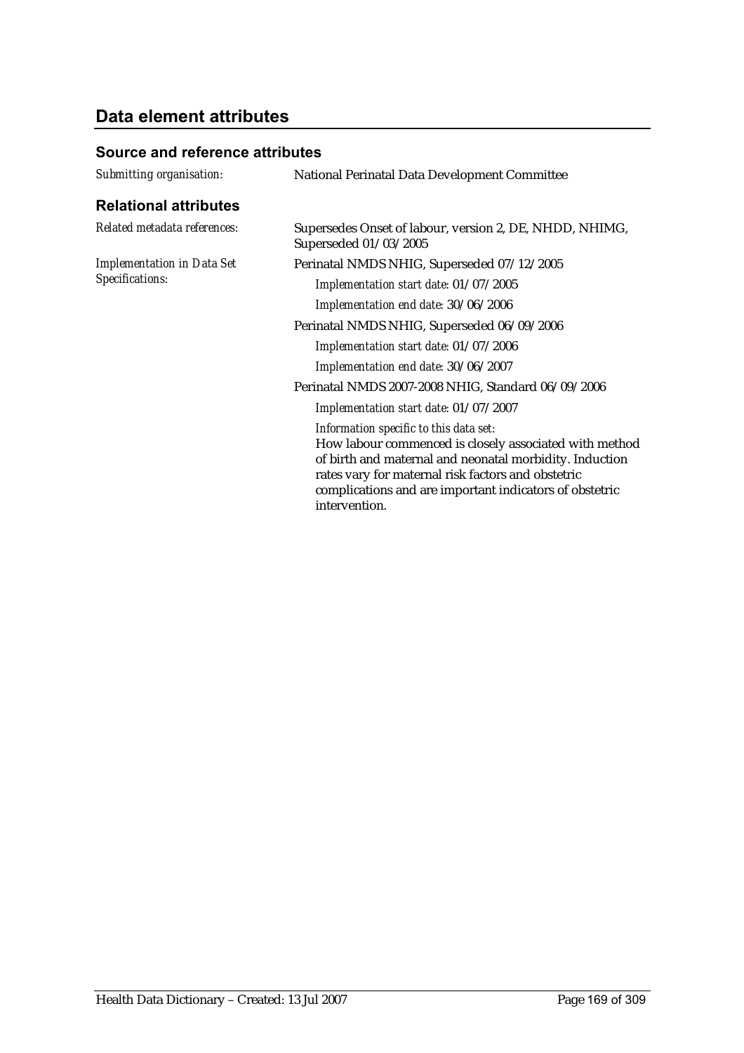## Data element attributes

### Source and reference attributes

*Submitting organisation:* National Perinatal Data Development Committee

### Relational attributes

*Related metadata references:* Supersedes Onset of labour, version 2, DE, NHDD, NHIMG, Superseded 01/03/2005

*Implementation in Data Set Specifications:*

Perinatal NMDS NHIG, Superseded 07/12/2005

*Implementation start date:* 01/07/2005

*Implementation end date:* 30/06/2006

Perinatal NMDS NHIG, Superseded 06/09/2006

*Implementation start date:* 01/07/2006

*Implementation end date:* 30/06/2007

Perinatal NMDS 2007-2008 NHIG, Standard 06/09/2006

*Implementation start date:* 01/07/2007

*Information specific to this data set:*

How labour commenced is closely associated with method of birth and maternal and neonatal morbidity. Induction rates vary for maternal risk factors and obstetric complications and are important indicators of obstetric intervention.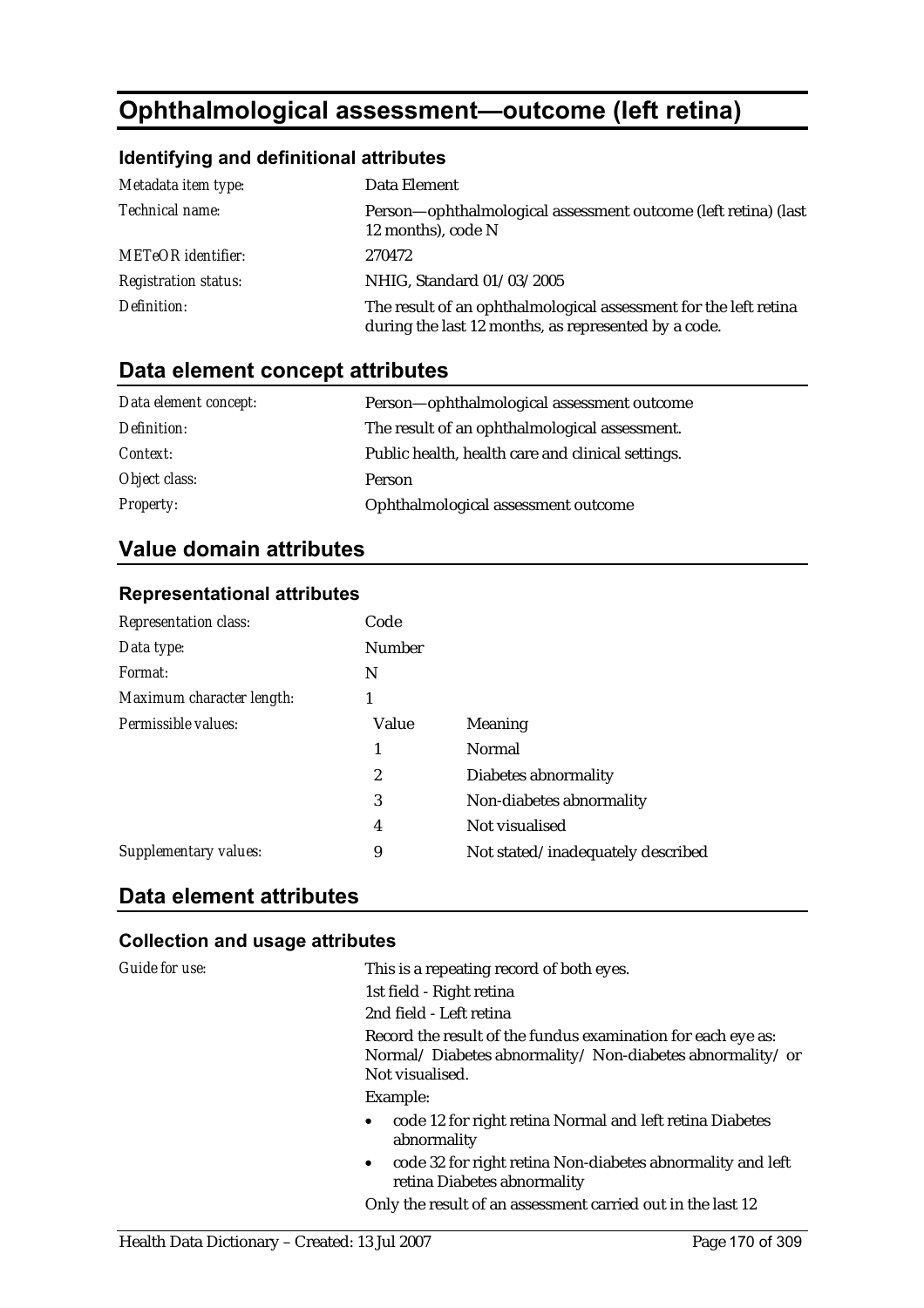# Ophthalmological assessment—outcome (left retina)

### Identifying and definitional attributes

| | |
|---|---|
| *Metadata item type:* | Data Element |
| *Technical name:* | Person—ophthalmological assessment outcome (left retina) (last 12 months), code N |
| *METeOR identifier:* | 270472 |
| *Registration status:* | NHIG, Standard 01/03/2005 |
| *Definition:* | The result of an ophthalmological assessment for the left retina during the last 12 months, as represented by a code. |

## Data element concept attributes

| | |
|---|---|
| *Data element concept:* | Person—ophthalmological assessment outcome |
| *Definition:* | The result of an ophthalmological assessment. |
| *Context:* | Public health, health care and clinical settings. |
| *Object class:* | Person |
| *Property:* | Ophthalmological assessment outcome |

## Value domain attributes

### Representational attributes

| | | |
|---|---|---|
| *Representation class:* | Code | |
| *Data type:* | Number | |
| *Format:* | N | |
| *Maximum character length:* | 1 | |
| *Permissible values:* | Value | Meaning |
| | 1 | Normal |
| | 2 | Diabetes abnormality |
| | 3 | Non-diabetes abnormality |
| | 4 | Not visualised |
| *Supplementary values:* | 9 | Not stated/inadequately described |

## Data element attributes

### Collection and usage attributes

*Guide for use:*

This is a repeating record of both eyes.

1st field - Right retina

2nd field - Left retina

Record the result of the fundus examination for each eye as: Normal/ Diabetes abnormality/ Non-diabetes abnormality/ or Not visualised.

Example:

- code 12 for right retina Normal and left retina Diabetes abnormality
- code 32 for right retina Non-diabetes abnormality and left retina Diabetes abnormality

Only the result of an assessment carried out in the last 12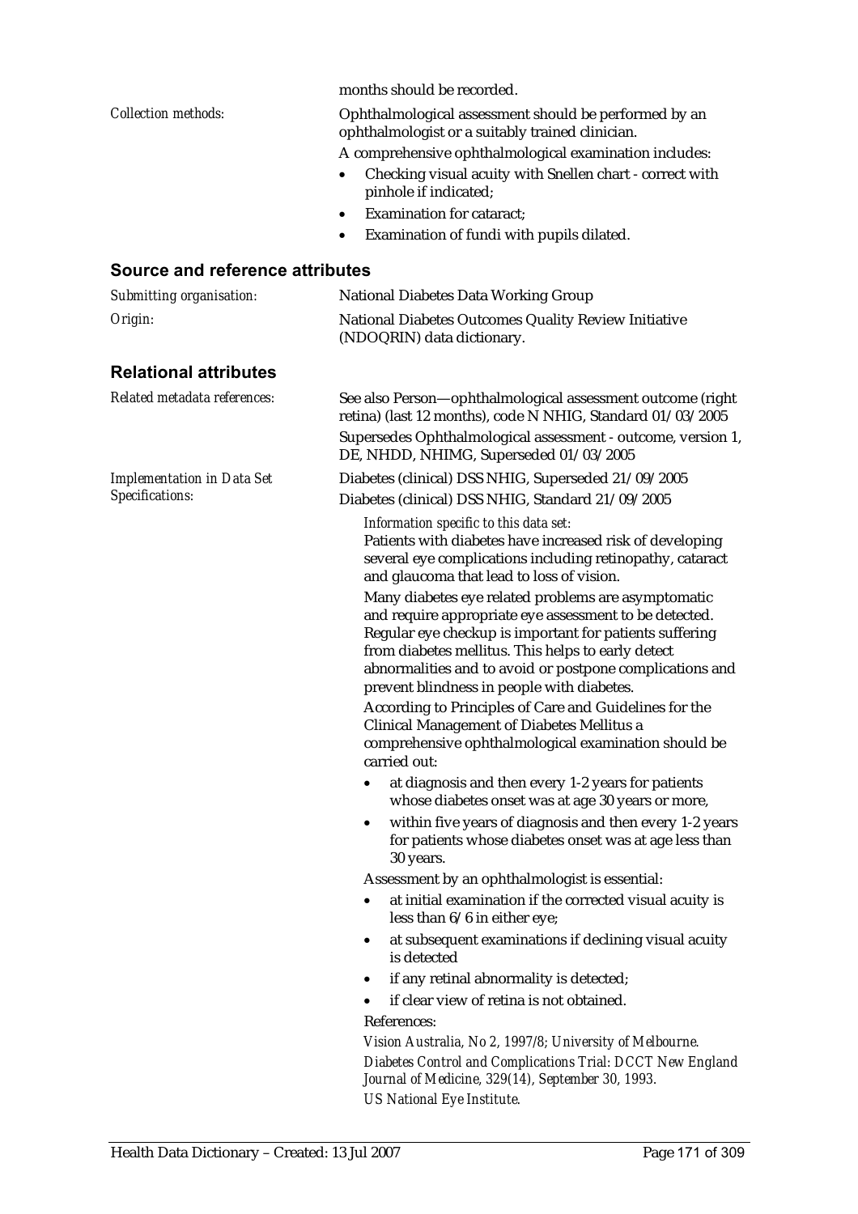months should be recorded.

*Collection methods:* Ophthalmological assessment should be performed by an ophthalmologist or a suitably trained clinician.

A comprehensive ophthalmological examination includes:

- Checking visual acuity with Snellen chart - correct with pinhole if indicated;
- Examination for cataract;
- Examination of fundi with pupils dilated.

## Source and reference attributes

*Submitting organisation:* National Diabetes Data Working Group

*Origin:* National Diabetes Outcomes Quality Review Initiative (NDOQRIN) data dictionary.

## Relational attributes

*Related metadata references:* See also Person—ophthalmological assessment outcome (right retina) (last 12 months), code N NHIG, Standard 01/03/2005

Supersedes Ophthalmological assessment - outcome, version 1, DE, NHDD, NHIMG, Superseded 01/03/2005

*Implementation in Data Set Specifications:* Diabetes (clinical) DSS NHIG, Superseded 21/09/2005

Diabetes (clinical) DSS NHIG, Standard 21/09/2005

*Information specific to this data set:*

Patients with diabetes have increased risk of developing several eye complications including retinopathy, cataract and glaucoma that lead to loss of vision.

Many diabetes eye related problems are asymptomatic and require appropriate eye assessment to be detected. Regular eye checkup is important for patients suffering from diabetes mellitus. This helps to early detect abnormalities and to avoid or postpone complications and prevent blindness in people with diabetes.

According to Principles of Care and Guidelines for the Clinical Management of Diabetes Mellitus a comprehensive ophthalmological examination should be carried out:

- at diagnosis and then every 1-2 years for patients whose diabetes onset was at age 30 years or more,
- within five years of diagnosis and then every 1-2 years for patients whose diabetes onset was at age less than 30 years.

Assessment by an ophthalmologist is essential:

- at initial examination if the corrected visual acuity is less than 6/6 in either eye;
- at subsequent examinations if declining visual acuity is detected
- if any retinal abnormality is detected;
- if clear view of retina is not obtained.

References:

*Vision Australia, No 2, 1997/8; University of Melbourne.*

*Diabetes Control and Complications Trial: DCCT New England Journal of Medicine, 329(14), September 30, 1993.*

*US National Eye Institute.*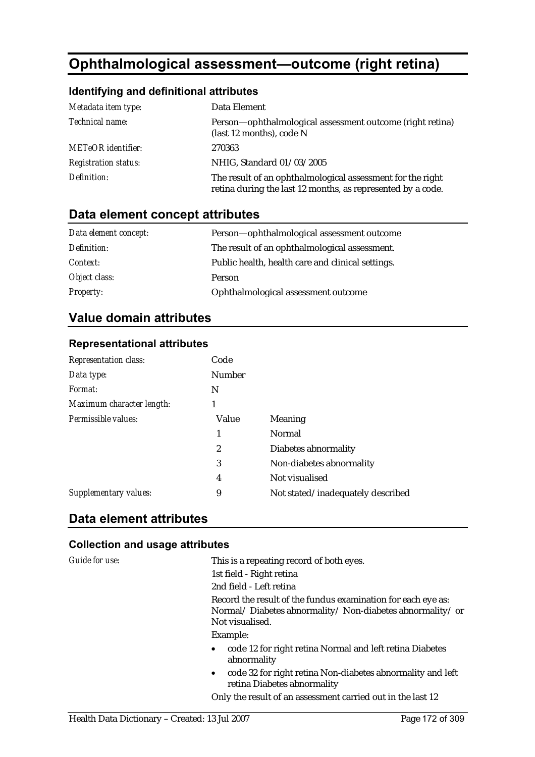# Ophthalmological assessment—outcome (right retina)

### Identifying and definitional attributes

| | |
|---|---|
| *Metadata item type:* | Data Element |
| *Technical name:* | Person—ophthalmological assessment outcome (right retina) (last 12 months), code N |
| *METeOR identifier:* | 270363 |
| *Registration status:* | NHIG, Standard 01/03/2005 |
| *Definition:* | The result of an ophthalmological assessment for the right retina during the last 12 months, as represented by a code. |

## Data element concept attributes

| | |
|---|---|
| *Data element concept:* | Person—ophthalmological assessment outcome |
| *Definition:* | The result of an ophthalmological assessment. |
| *Context:* | Public health, health care and clinical settings. |
| *Object class:* | Person |
| *Property:* | Ophthalmological assessment outcome |

## Value domain attributes

### Representational attributes

| | | |
|---|---|---|
| *Representation class:* | Code | |
| *Data type:* | Number | |
| *Format:* | N | |
| *Maximum character length:* | 1 | |
| *Permissible values:* | Value | Meaning |
| | 1 | Normal |
| | 2 | Diabetes abnormality |
| | 3 | Non-diabetes abnormality |
| | 4 | Not visualised |
| *Supplementary values:* | 9 | Not stated/inadequately described |

## Data element attributes

### Collection and usage attributes

*Guide for use:*

This is a repeating record of both eyes.

1st field - Right retina

2nd field - Left retina

Record the result of the fundus examination for each eye as: Normal/ Diabetes abnormality/ Non-diabetes abnormality/ or Not visualised.

Example:

- code 12 for right retina Normal and left retina Diabetes abnormality
- code 32 for right retina Non-diabetes abnormality and left retina Diabetes abnormality

Only the result of an assessment carried out in the last 12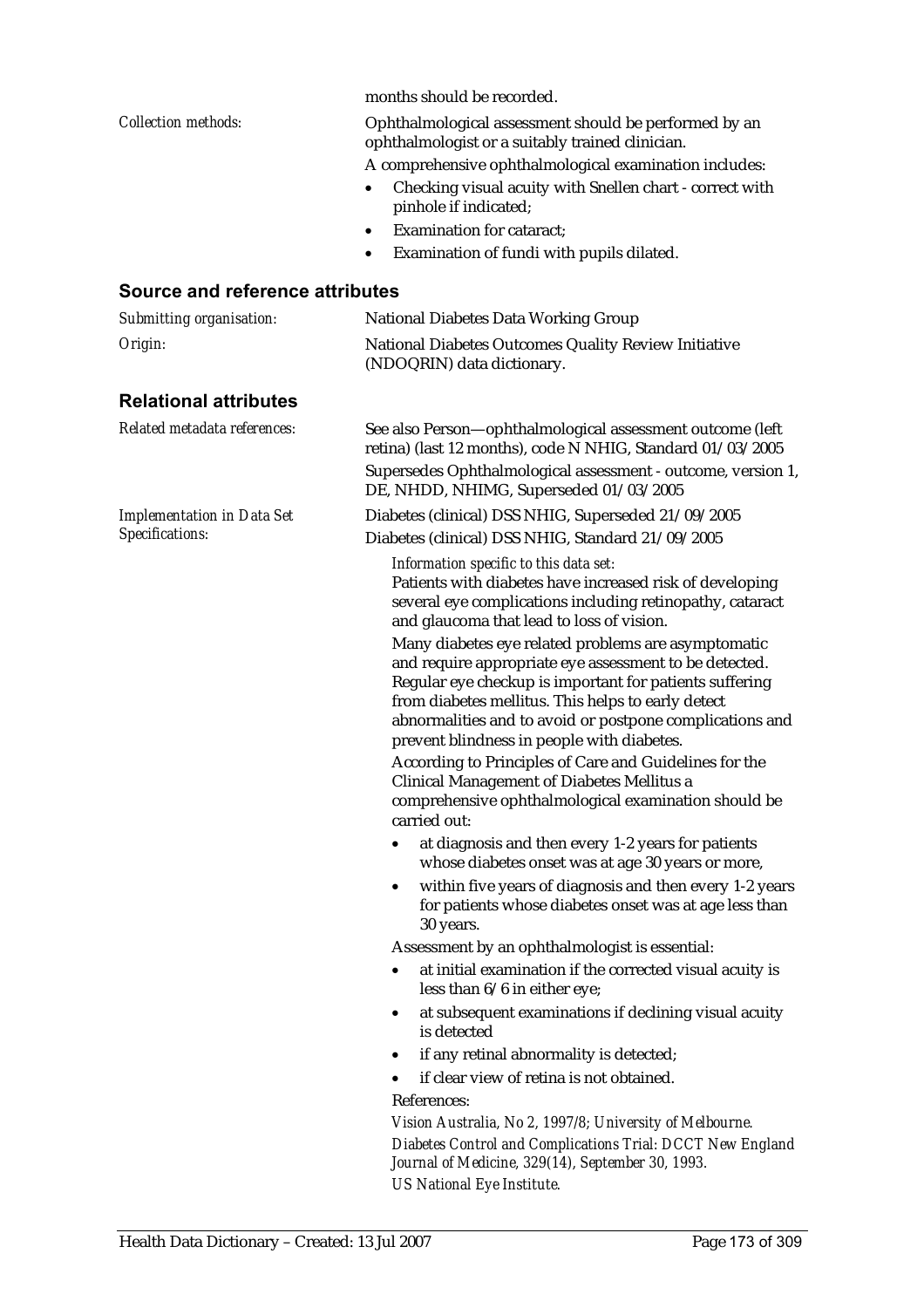months should be recorded.

*Collection methods:* Ophthalmological assessment should be performed by an ophthalmologist or a suitably trained clinician.

A comprehensive ophthalmological examination includes:

- Checking visual acuity with Snellen chart - correct with pinhole if indicated;
- Examination for cataract;
- Examination of fundi with pupils dilated.

## Source and reference attributes

*Submitting organisation:* National Diabetes Data Working Group

*Origin:* National Diabetes Outcomes Quality Review Initiative (NDOQRIN) data dictionary.

## Relational attributes

*Related metadata references:* See also Person—ophthalmological assessment outcome (left retina) (last 12 months), code N NHIG, Standard 01/03/2005

Supersedes Ophthalmological assessment - outcome, version 1, DE, NHDD, NHIMG, Superseded 01/03/2005

*Implementation in Data Set Specifications:* Diabetes (clinical) DSS NHIG, Superseded 21/09/2005

Diabetes (clinical) DSS NHIG, Standard 21/09/2005

*Information specific to this data set:*

Patients with diabetes have increased risk of developing several eye complications including retinopathy, cataract and glaucoma that lead to loss of vision.

Many diabetes eye related problems are asymptomatic and require appropriate eye assessment to be detected. Regular eye checkup is important for patients suffering from diabetes mellitus. This helps to early detect abnormalities and to avoid or postpone complications and prevent blindness in people with diabetes.

According to Principles of Care and Guidelines for the Clinical Management of Diabetes Mellitus a comprehensive ophthalmological examination should be carried out:

- at diagnosis and then every 1-2 years for patients whose diabetes onset was at age 30 years or more,
- within five years of diagnosis and then every 1-2 years for patients whose diabetes onset was at age less than 30 years.

Assessment by an ophthalmologist is essential:

- at initial examination if the corrected visual acuity is less than 6/6 in either eye;
- at subsequent examinations if declining visual acuity is detected
- if any retinal abnormality is detected;
- if clear view of retina is not obtained.

References:

*Vision Australia, No 2, 1997/8; University of Melbourne.*

*Diabetes Control and Complications Trial: DCCT New England Journal of Medicine, 329(14), September 30, 1993.*

*US National Eye Institute.*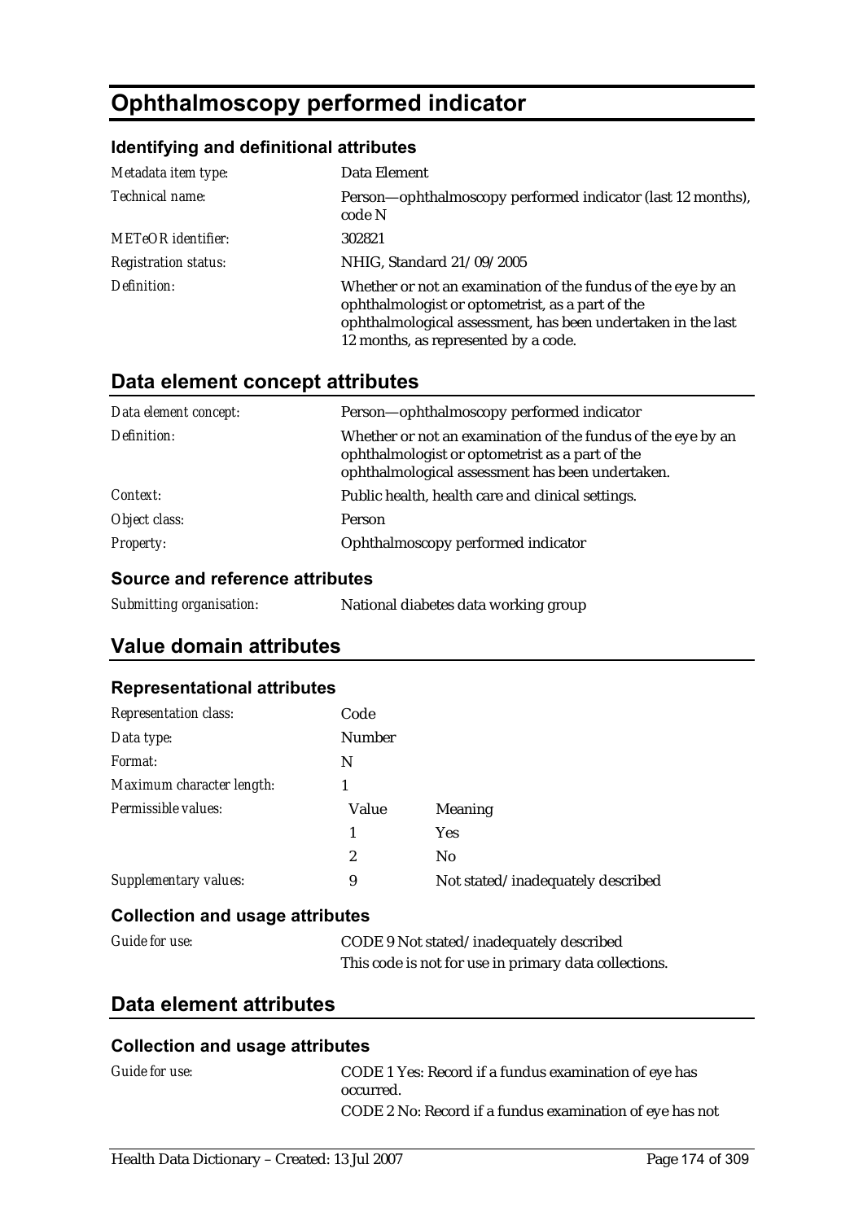# Ophthalmoscopy performed indicator

### Identifying and definitional attributes

| | |
|---|---|
| *Metadata item type:* | Data Element |
| *Technical name:* | Person—ophthalmoscopy performed indicator (last 12 months), code N |
| *METeOR identifier:* | 302821 |
| *Registration status:* | NHIG, Standard 21/09/2005 |
| *Definition:* | Whether or not an examination of the fundus of the eye by an ophthalmologist or optometrist, as a part of the ophthalmological assessment, has been undertaken in the last 12 months, as represented by a code. |

## Data element concept attributes

| | |
|---|---|
| *Data element concept:* | Person—ophthalmoscopy performed indicator |
| *Definition:* | Whether or not an examination of the fundus of the eye by an ophthalmologist or optometrist as a part of the ophthalmological assessment has been undertaken. |
| *Context:* | Public health, health care and clinical settings. |
| *Object class:* | Person |
| *Property:* | Ophthalmoscopy performed indicator |

### Source and reference attributes

| | |
|---|---|
| *Submitting organisation:* | National diabetes data working group |

## Value domain attributes

### Representational attributes

| | | |
|---|---|---|
| *Representation class:* | Code | |
| *Data type:* | Number | |
| *Format:* | N | |
| *Maximum character length:* | 1 | |
| *Permissible values:* | Value | Meaning |
| | 1 | Yes |
| | 2 | No |
| *Supplementary values:* | 9 | Not stated/inadequately described |

### Collection and usage attributes

| | |
|---|---|
| *Guide for use:* | CODE 9 Not stated/inadequately described<br>This code is not for use in primary data collections. |

## Data element attributes

### Collection and usage attributes

| | |
|---|---|
| *Guide for use:* | CODE 1 Yes: Record if a fundus examination of eye has occurred.<br>CODE 2 No: Record if a fundus examination of eye has not |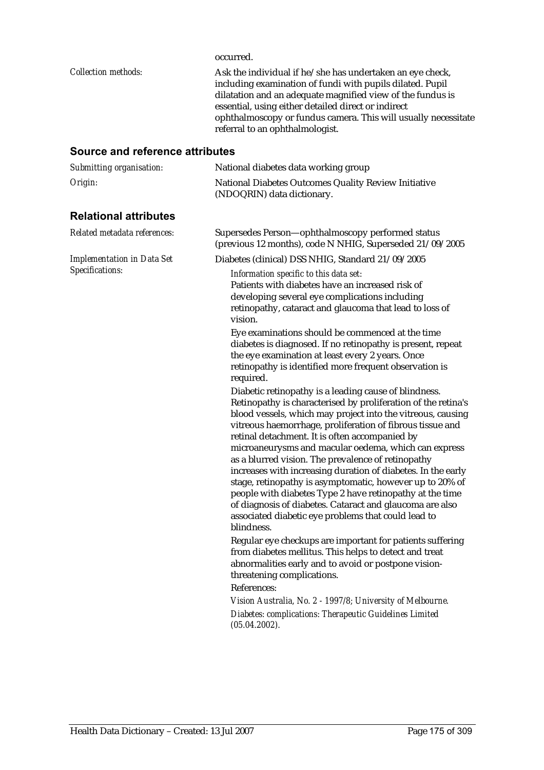occurred.

| | |
|---|---|
| *Collection methods:* | Ask the individual if he/she has undertaken an eye check, including examination of fundi with pupils dilated. Pupil dilatation and an adequate magnified view of the fundus is essential, using either detailed direct or indirect ophthalmoscopy or fundus camera. This will usually necessitate referral to an ophthalmologist. |

## Source and reference attributes

| | |
|---|---|
| *Submitting organisation:* | National diabetes data working group |
| *Origin:* | National Diabetes Outcomes Quality Review Initiative (NDOQRIN) data dictionary. |

## Relational attributes

*Related metadata references:* Supersedes Person—ophthalmoscopy performed status (previous 12 months), code N NHIG, Superseded 21/09/2005

*Implementation in Data Set Specifications:* Diabetes (clinical) DSS NHIG, Standard 21/09/2005

*Information specific to this data set:*

Patients with diabetes have an increased risk of developing several eye complications including retinopathy, cataract and glaucoma that lead to loss of vision.

Eye examinations should be commenced at the time diabetes is diagnosed. If no retinopathy is present, repeat the eye examination at least every 2 years. Once retinopathy is identified more frequent observation is required.

Diabetic retinopathy is a leading cause of blindness. Retinopathy is characterised by proliferation of the retina's blood vessels, which may project into the vitreous, causing vitreous haemorrhage, proliferation of fibrous tissue and retinal detachment. It is often accompanied by microaneurysms and macular oedema, which can express as a blurred vision. The prevalence of retinopathy increases with increasing duration of diabetes. In the early stage, retinopathy is asymptomatic, however up to 20% of people with diabetes Type 2 have retinopathy at the time of diagnosis of diabetes. Cataract and glaucoma are also associated diabetic eye problems that could lead to blindness.

Regular eye checkups are important for patients suffering from diabetes mellitus. This helps to detect and treat abnormalities early and to avoid or postpone vision-threatening complications.

References:

*Vision Australia, No. 2 - 1997/8; University of Melbourne.*

*Diabetes: complications: Therapeutic Guidelines Limited (05.04.2002).*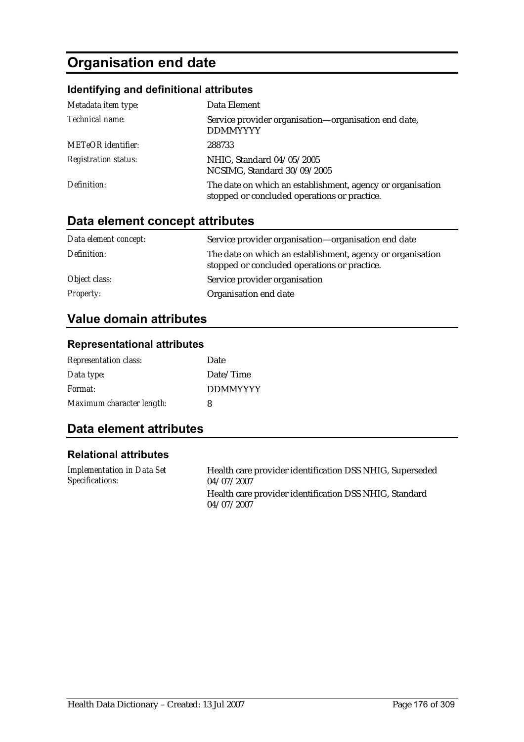# Organisation end date

### Identifying and definitional attributes

| | |
|---|---|
| *Metadata item type:* | Data Element |
| *Technical name:* | Service provider organisation—organisation end date, DDMMYYYY |
| *METeOR identifier:* | 288733 |
| *Registration status:* | NHIG, Standard 04/05/2005<br>NCSIMG, Standard 30/09/2005 |
| *Definition:* | The date on which an establishment, agency or organisation stopped or concluded operations or practice. |

## Data element concept attributes

| | |
|---|---|
| *Data element concept:* | Service provider organisation—organisation end date |
| *Definition:* | The date on which an establishment, agency or organisation stopped or concluded operations or practice. |
| *Object class:* | Service provider organisation |
| *Property:* | Organisation end date |

## Value domain attributes

### Representational attributes

| | |
|---|---|
| *Representation class:* | Date |
| *Data type:* | Date/Time |
| *Format:* | DDMMYYYY |
| *Maximum character length:* | 8 |

## Data element attributes

### Relational attributes

| | |
|---|---|
| *Implementation in Data Set Specifications:* | Health care provider identification DSS NHIG, Superseded 04/07/2007<br>Health care provider identification DSS NHIG, Standard 04/07/2007 |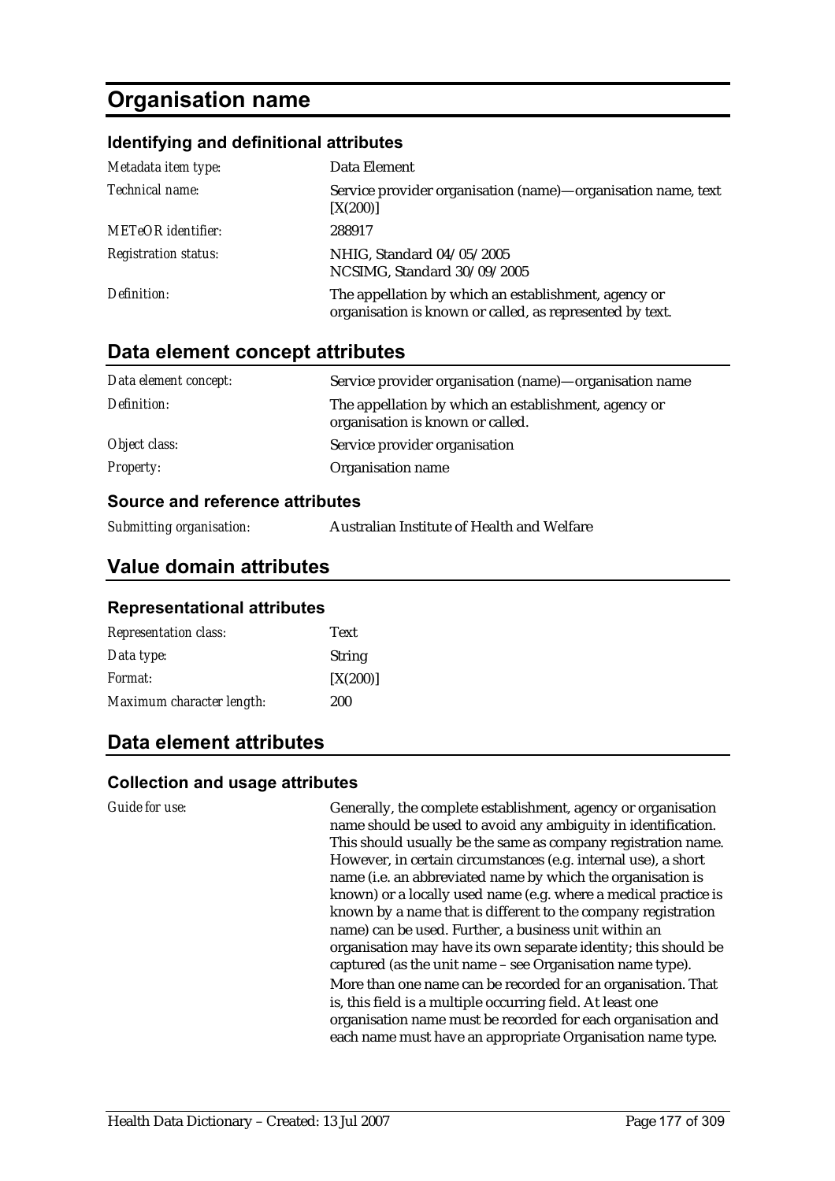# Organisation name

### Identifying and definitional attributes

| | |
|---|---|
| *Metadata item type:* | Data Element |
| *Technical name:* | Service provider organisation (name)—organisation name, text [X(200)] |
| *METeOR identifier:* | 288917 |
| *Registration status:* | NHIG, Standard 04/05/2005<br>NCSIMG, Standard 30/09/2005 |
| *Definition:* | The appellation by which an establishment, agency or organisation is known or called, as represented by text. |

## Data element concept attributes

| | |
|---|---|
| *Data element concept:* | Service provider organisation (name)—organisation name |
| *Definition:* | The appellation by which an establishment, agency or organisation is known or called. |
| *Object class:* | Service provider organisation |
| *Property:* | Organisation name |

### Source and reference attributes

| | |
|---|---|
| *Submitting organisation:* | Australian Institute of Health and Welfare |

## Value domain attributes

### Representational attributes

| | |
|---|---|
| *Representation class:* | Text |
| *Data type:* | String |
| *Format:* | [X(200)] |
| *Maximum character length:* | 200 |

## Data element attributes

### Collection and usage attributes

*Guide for use:*

Generally, the complete establishment, agency or organisation name should be used to avoid any ambiguity in identification. This should usually be the same as company registration name. However, in certain circumstances (e.g. internal use), a short name (i.e. an abbreviated name by which the organisation is known) or a locally used name (e.g. where a medical practice is known by a name that is different to the company registration name) can be used. Further, a business unit within an organisation may have its own separate identity; this should be captured (as the unit name – see Organisation name type).

More than one name can be recorded for an organisation. That is, this field is a multiple occurring field. At least one organisation name must be recorded for each organisation and each name must have an appropriate Organisation name type.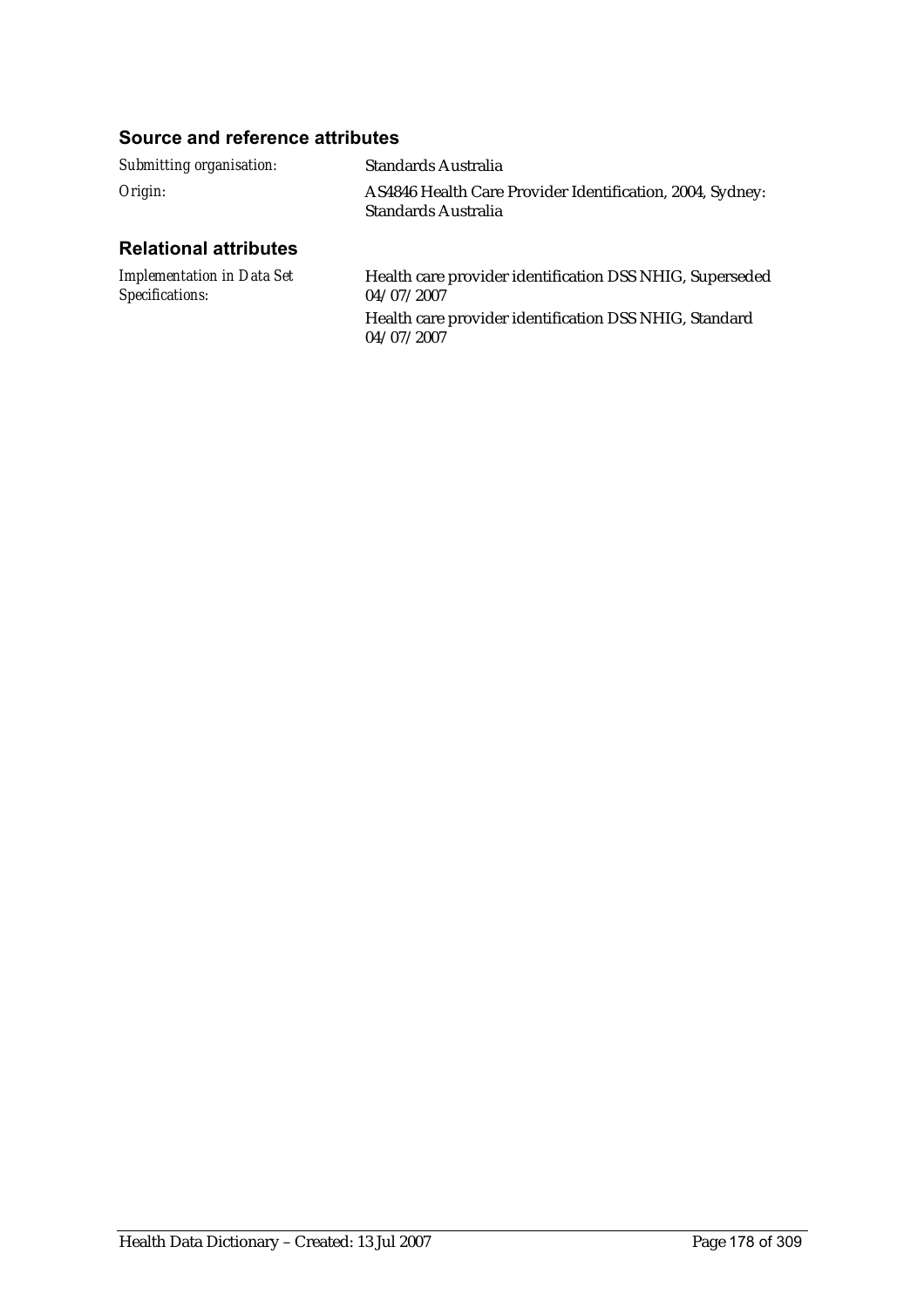## Source and reference attributes

*Submitting organisation:* Standards Australia

*Origin:* AS4846 Health Care Provider Identification, 2004, Sydney: Standards Australia

## Relational attributes

*Implementation in Data Set Specifications:*

Health care provider identification DSS NHIG, Superseded 04/07/2007

Health care provider identification DSS NHIG, Standard 04/07/2007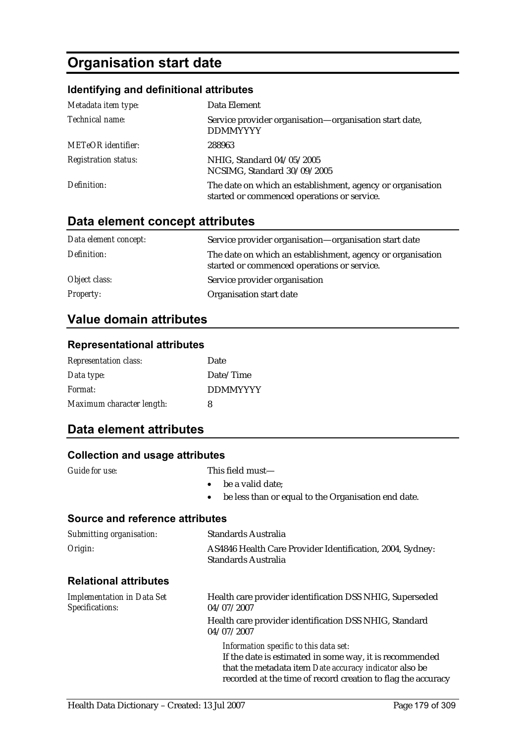# Organisation start date

### Identifying and definitional attributes

| | |
|---|---|
| *Metadata item type:* | Data Element |
| *Technical name:* | Service provider organisation—organisation start date, DDMMYYYY |
| *METeOR identifier:* | 288963 |
| *Registration status:* | NHIG, Standard 04/05/2005<br>NCSIMG, Standard 30/09/2005 |
| *Definition:* | The date on which an establishment, agency or organisation started or commenced operations or service. |

## Data element concept attributes

| | |
|---|---|
| *Data element concept:* | Service provider organisation—organisation start date |
| *Definition:* | The date on which an establishment, agency or organisation started or commenced operations or service. |
| *Object class:* | Service provider organisation |
| *Property:* | Organisation start date |

## Value domain attributes

### Representational attributes

| | |
|---|---|
| *Representation class:* | Date |
| *Data type:* | Date/Time |
| *Format:* | DDMMYYYY |
| *Maximum character length:* | 8 |

## Data element attributes

### Collection and usage attributes

*Guide for use:* This field must—

- be a valid date;
- be less than or equal to the Organisation end date.

### Source and reference attributes

| | |
|---|---|
| *Submitting organisation:* | Standards Australia |
| *Origin:* | AS4846 Health Care Provider Identification, 2004, Sydney: Standards Australia |

### Relational attributes

*Implementation in Data Set Specifications:*

Health care provider identification DSS NHIG, Superseded 04/07/2007

Health care provider identification DSS NHIG, Standard 04/07/2007

*Information specific to this data set:*
If the date is estimated in some way, it is recommended that the metadata item *Date accuracy indicator* also be recorded at the time of record creation to flag the accuracy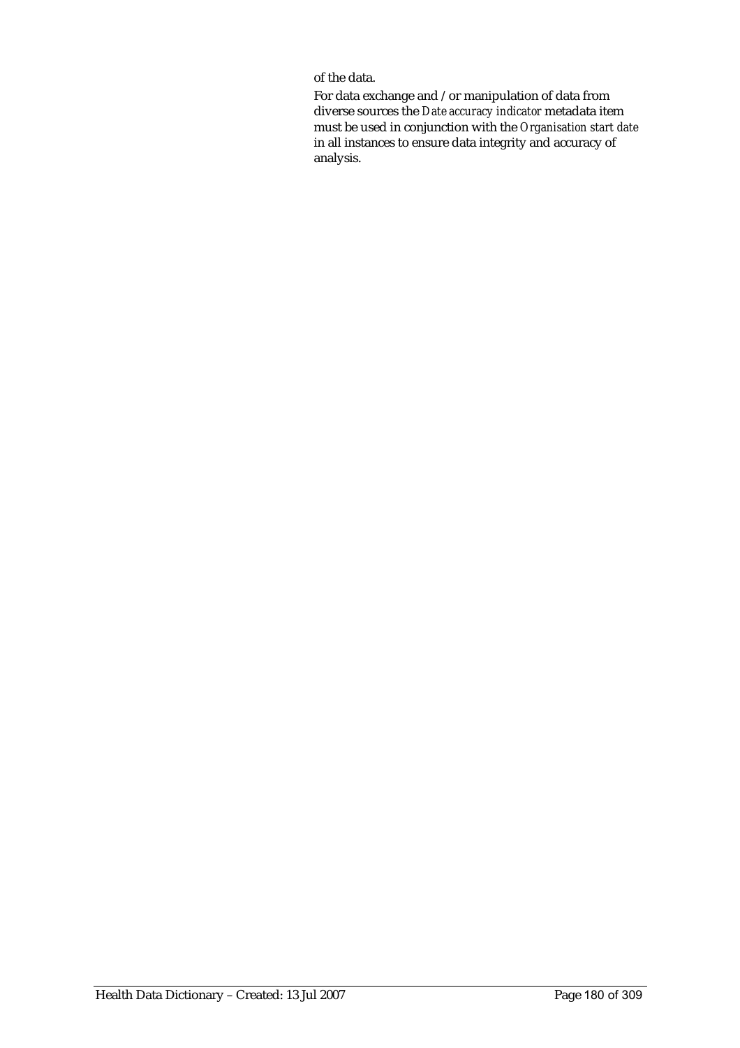of the data.

For data exchange and / or manipulation of data from diverse sources the *Date accuracy indicator* metadata item must be used in conjunction with the *Organisation start date* in all instances to ensure data integrity and accuracy of analysis.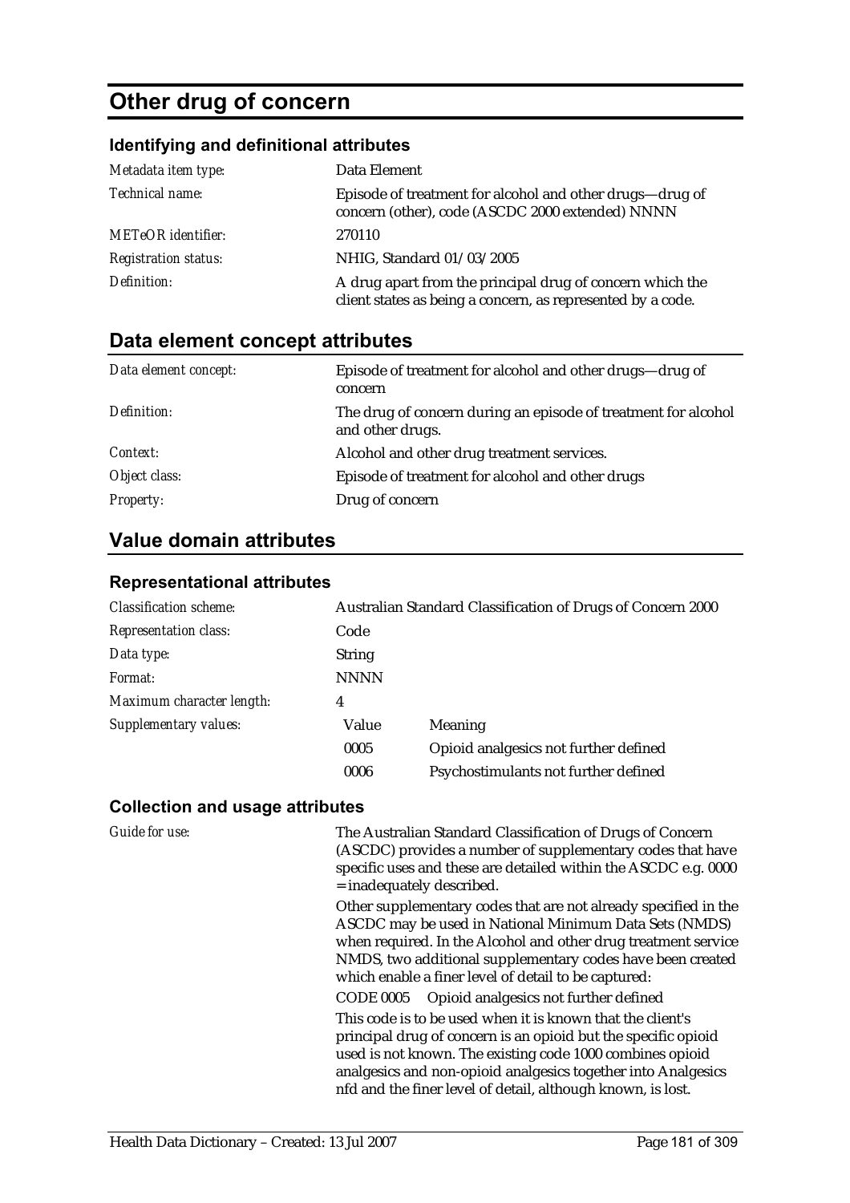# Other drug of concern

### Identifying and definitional attributes

| | |
|---|---|
| *Metadata item type:* | Data Element |
| *Technical name:* | Episode of treatment for alcohol and other drugs—drug of concern (other), code (ASCDC 2000 extended) NNNN |
| *METeOR identifier:* | 270110 |
| *Registration status:* | NHIG, Standard 01/03/2005 |
| *Definition:* | A drug apart from the principal drug of concern which the client states as being a concern, as represented by a code. |

## Data element concept attributes

| | |
|---|---|
| *Data element concept:* | Episode of treatment for alcohol and other drugs—drug of concern |
| *Definition:* | The drug of concern during an episode of treatment for alcohol and other drugs. |
| *Context:* | Alcohol and other drug treatment services. |
| *Object class:* | Episode of treatment for alcohol and other drugs |
| *Property:* | Drug of concern |

## Value domain attributes

### Representational attributes

| | | |
|---|---|---|
| *Classification scheme:* | Australian Standard Classification of Drugs of Concern 2000 | |
| *Representation class:* | Code | |
| *Data type:* | String | |
| *Format:* | NNNN | |
| *Maximum character length:* | 4 | |
| *Supplementary values:* | Value | Meaning |
| | 0005 | Opioid analgesics not further defined |
| | 0006 | Psychostimulants not further defined |

### Collection and usage attributes

*Guide for use:*

The Australian Standard Classification of Drugs of Concern (ASCDC) provides a number of supplementary codes that have specific uses and these are detailed within the ASCDC e.g. 0000 = inadequately described.

Other supplementary codes that are not already specified in the ASCDC may be used in National Minimum Data Sets (NMDS) when required. In the Alcohol and other drug treatment service NMDS, two additional supplementary codes have been created which enable a finer level of detail to be captured:

CODE 0005 Opioid analgesics not further defined

This code is to be used when it is known that the client's principal drug of concern is an opioid but the specific opioid used is not known. The existing code 1000 combines opioid analgesics and non-opioid analgesics together into Analgesics nfd and the finer level of detail, although known, is lost.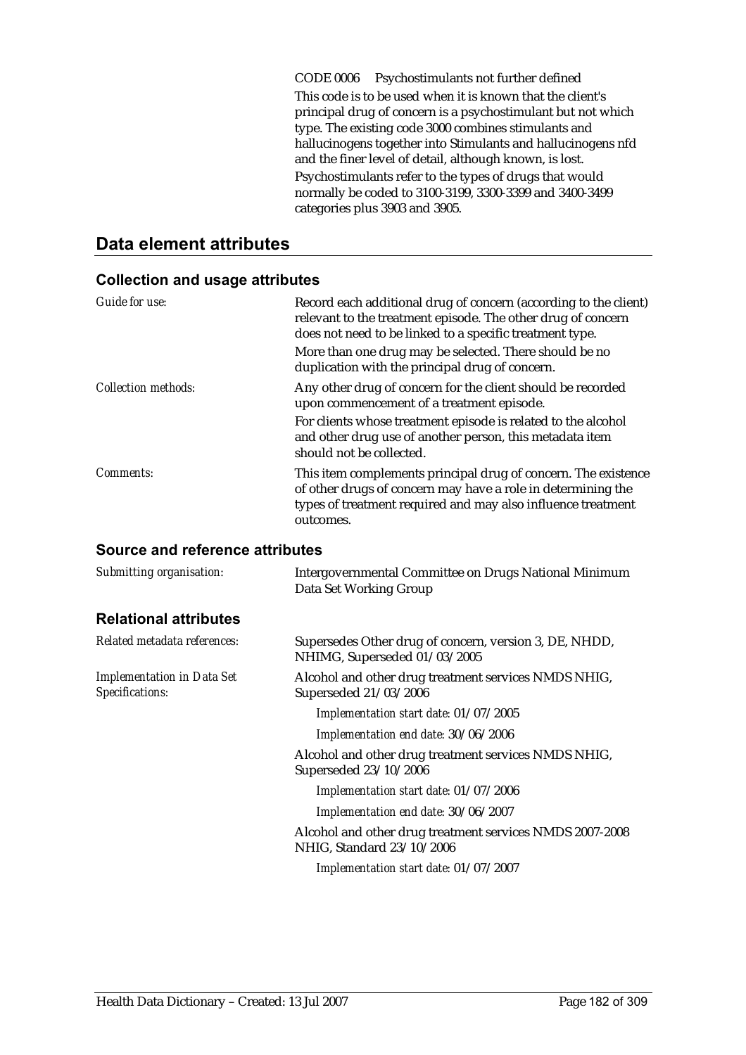CODE 0006 Psychostimulants not further defined

This code is to be used when it is known that the client's principal drug of concern is a psychostimulant but not which type. The existing code 3000 combines stimulants and hallucinogens together into Stimulants and hallucinogens nfd and the finer level of detail, although known, is lost.

Psychostimulants refer to the types of drugs that would normally be coded to 3100-3199, 3300-3399 and 3400-3499 categories plus 3903 and 3905.

## Data element attributes

### Collection and usage attributes

*Guide for use:* Record each additional drug of concern (according to the client) relevant to the treatment episode. The other drug of concern does not need to be linked to a specific treatment type.

More than one drug may be selected. There should be no duplication with the principal drug of concern.

*Collection methods:* Any other drug of concern for the client should be recorded upon commencement of a treatment episode.

For clients whose treatment episode is related to the alcohol and other drug use of another person, this metadata item should not be collected.

*Comments:* This item complements principal drug of concern. The existence of other drugs of concern may have a role in determining the types of treatment required and may also influence treatment outcomes.

### Source and reference attributes

*Submitting organisation:* Intergovernmental Committee on Drugs National Minimum Data Set Working Group

### Relational attributes

*Related metadata references:* Supersedes Other drug of concern, version 3, DE, NHDD, NHIMG, Superseded 01/03/2005

*Implementation in Data Set Specifications:* Alcohol and other drug treatment services NMDS NHIG, Superseded 21/03/2006

*Implementation start date:* 01/07/2005

*Implementation end date:* 30/06/2006

Alcohol and other drug treatment services NMDS NHIG, Superseded 23/10/2006

*Implementation start date:* 01/07/2006

*Implementation end date:* 30/06/2007

Alcohol and other drug treatment services NMDS 2007-2008 NHIG, Standard 23/10/2006

*Implementation start date:* 01/07/2007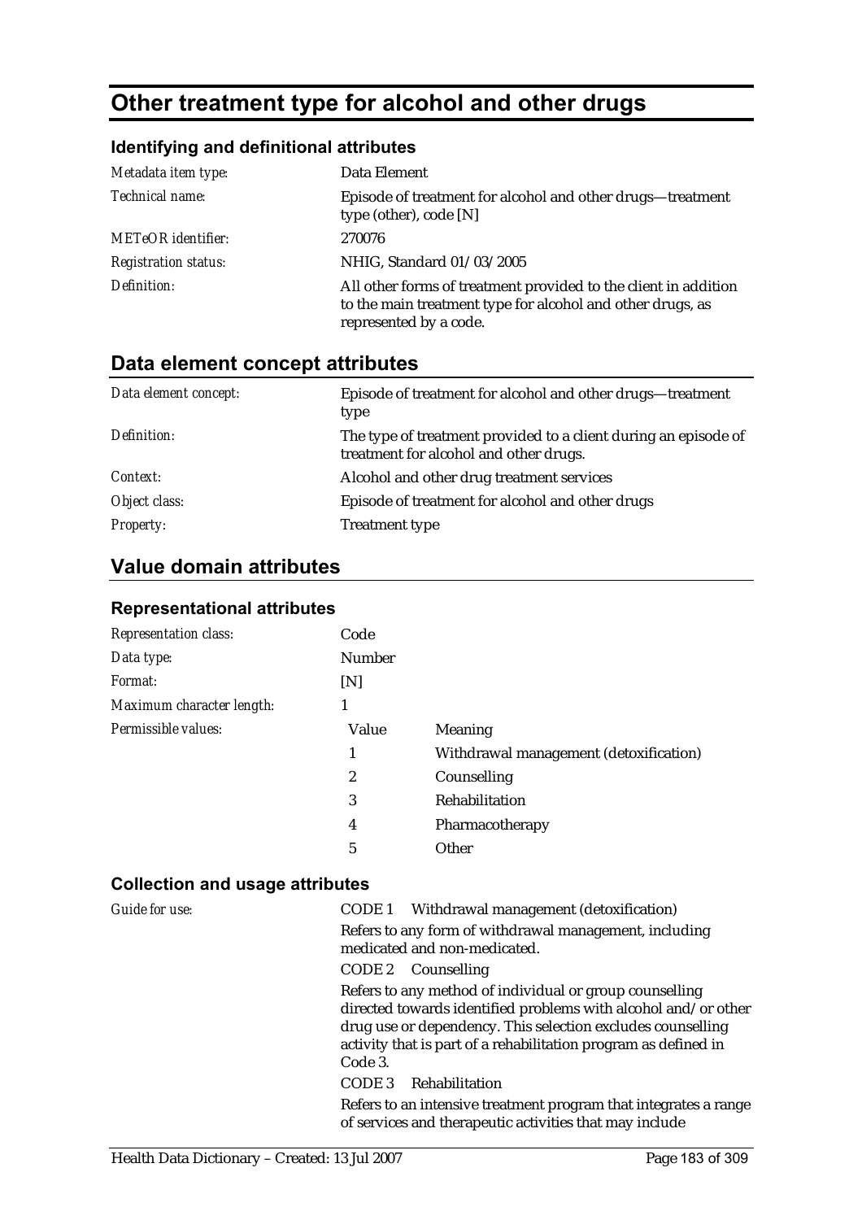# Other treatment type for alcohol and other drugs

## Identifying and definitional attributes

| | |
|---|---|
| *Metadata item type:* | Data Element |
| *Technical name:* | Episode of treatment for alcohol and other drugs—treatment type (other), code [N] |
| *METeOR identifier:* | 270076 |
| *Registration status:* | NHIG, Standard 01/03/2005 |
| *Definition:* | All other forms of treatment provided to the client in addition to the main treatment type for alcohol and other drugs, as represented by a code. |

## Data element concept attributes

| | |
|---|---|
| *Data element concept:* | Episode of treatment for alcohol and other drugs—treatment type |
| *Definition:* | The type of treatment provided to a client during an episode of treatment for alcohol and other drugs. |
| *Context:* | Alcohol and other drug treatment services |
| *Object class:* | Episode of treatment for alcohol and other drugs |
| *Property:* | Treatment type |

## Value domain attributes

### Representational attributes

| | | |
|---|---|---|
| *Representation class:* | Code | |
| *Data type:* | Number | |
| *Format:* | [N] | |
| *Maximum character length:* | 1 | |
| *Permissible values:* | **Value** | **Meaning** |
| | 1 | Withdrawal management (detoxification) |
| | 2 | Counselling |
| | 3 | Rehabilitation |
| | 4 | Pharmacotherapy |
| | 5 | Other |

### Collection and usage attributes

*Guide for use:*

CODE 1 Withdrawal management (detoxification)

Refers to any form of withdrawal management, including medicated and non-medicated.

CODE 2 Counselling

Refers to any method of individual or group counselling directed towards identified problems with alcohol and/or other drug use or dependency. This selection excludes counselling activity that is part of a rehabilitation program as defined in Code 3.

CODE 3 Rehabilitation

Refers to an intensive treatment program that integrates a range of services and therapeutic activities that may include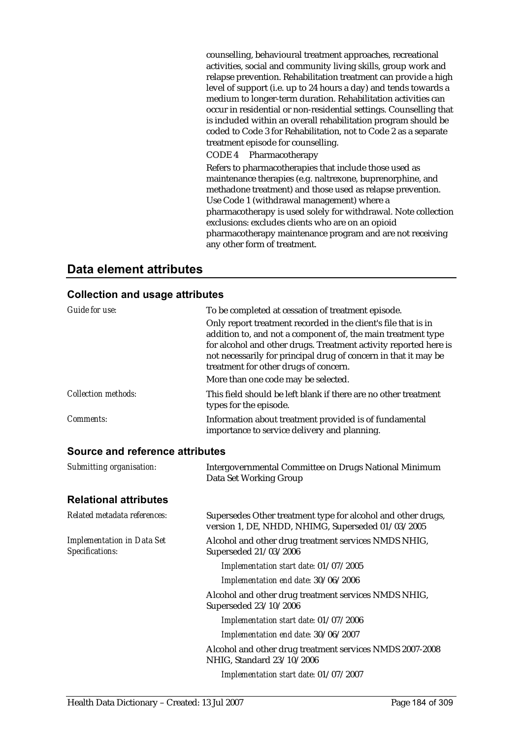counselling, behavioural treatment approaches, recreational activities, social and community living skills, group work and relapse prevention. Rehabilitation treatment can provide a high level of support (i.e. up to 24 hours a day) and tends towards a medium to longer-term duration. Rehabilitation activities can occur in residential or non-residential settings. Counselling that is included within an overall rehabilitation program should be coded to Code 3 for Rehabilitation, not to Code 2 as a separate treatment episode for counselling.

CODE 4 Pharmacotherapy

Refers to pharmacotherapies that include those used as maintenance therapies (e.g. naltrexone, buprenorphine, and methadone treatment) and those used as relapse prevention. Use Code 1 (withdrawal management) where a pharmacotherapy is used solely for withdrawal. Note collection exclusions: excludes clients who are on an opioid pharmacotherapy maintenance program and are not receiving any other form of treatment.

## Data element attributes

### Collection and usage attributes

*Guide for use:* To be completed at cessation of treatment episode.

Only report treatment recorded in the client's file that is in addition to, and not a component of, the main treatment type for alcohol and other drugs. Treatment activity reported here is not necessarily for principal drug of concern in that it may be treatment for other drugs of concern.

More than one code may be selected.

*Collection methods:* This field should be left blank if there are no other treatment types for the episode.

*Comments:* Information about treatment provided is of fundamental importance to service delivery and planning.

### Source and reference attributes

*Submitting organisation:* Intergovernmental Committee on Drugs National Minimum Data Set Working Group

### Relational attributes

*Related metadata references:* Supersedes Other treatment type for alcohol and other drugs, version 1, DE, NHDD, NHIMG, Superseded 01/03/2005

*Implementation in Data Set Specifications:* Alcohol and other drug treatment services NMDS NHIG, Superseded 21/03/2006

*Implementation start date:* 01/07/2005

*Implementation end date:* 30/06/2006

Alcohol and other drug treatment services NMDS NHIG, Superseded 23/10/2006

*Implementation start date:* 01/07/2006

*Implementation end date:* 30/06/2007

Alcohol and other drug treatment services NMDS 2007-2008 NHIG, Standard 23/10/2006

*Implementation start date:* 01/07/2007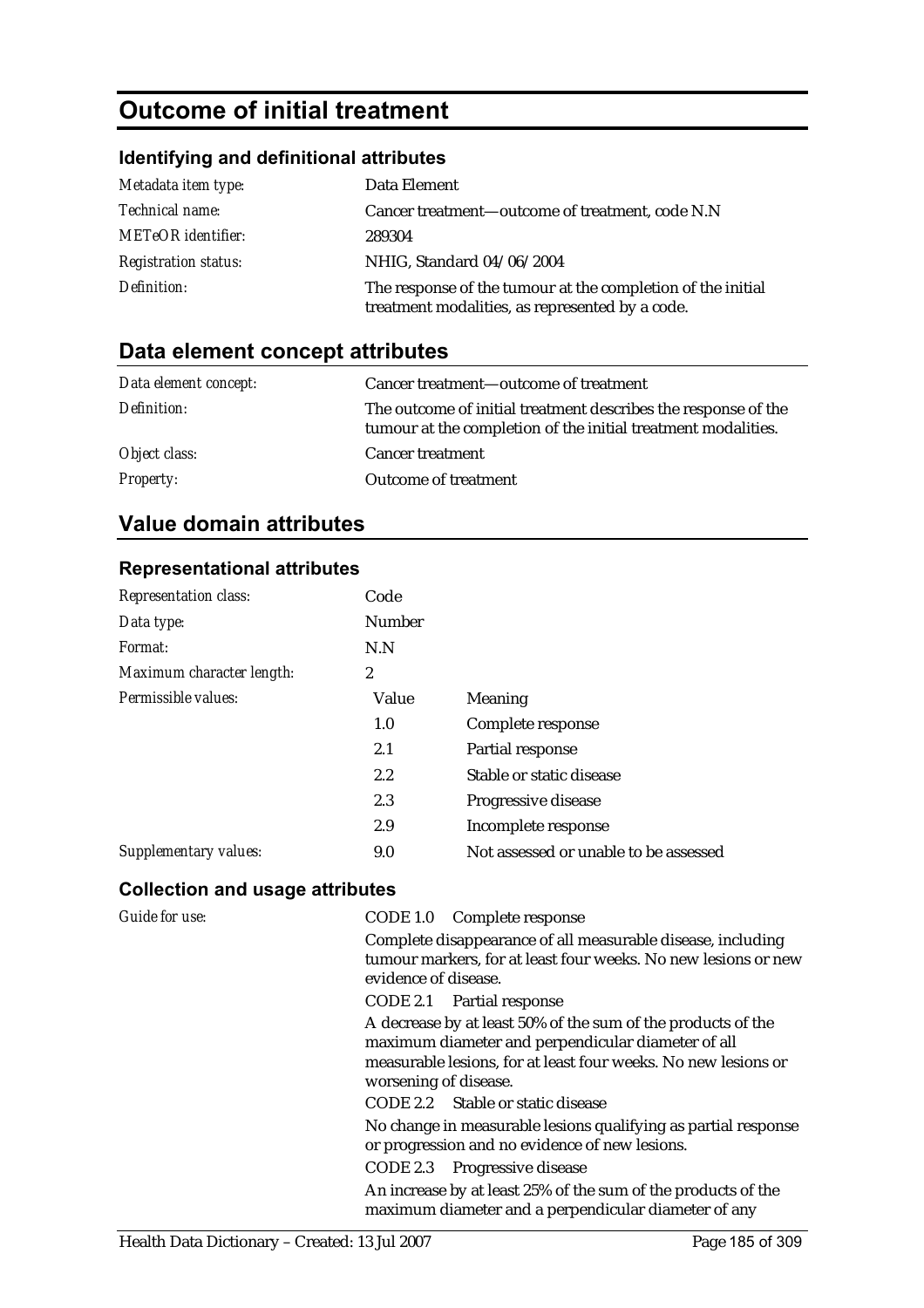# Outcome of initial treatment

## Identifying and definitional attributes

| | |
|---|---|
| *Metadata item type:* | Data Element |
| *Technical name:* | Cancer treatment—outcome of treatment, code N.N |
| *METeOR identifier:* | 289304 |
| *Registration status:* | NHIG, Standard 04/06/2004 |
| *Definition:* | The response of the tumour at the completion of the initial treatment modalities, as represented by a code. |

## Data element concept attributes

| | |
|---|---|
| *Data element concept:* | Cancer treatment—outcome of treatment |
| *Definition:* | The outcome of initial treatment describes the response of the tumour at the completion of the initial treatment modalities. |
| *Object class:* | Cancer treatment |
| *Property:* | Outcome of treatment |

## Value domain attributes

### Representational attributes

| | | |
|---|---|---|
| *Representation class:* | Code | |
| *Data type:* | Number | |
| *Format:* | N.N | |
| *Maximum character length:* | 2 | |
| *Permissible values:* | **Value** | **Meaning** |
| | 1.0 | Complete response |
| | 2.1 | Partial response |
| | 2.2 | Stable or static disease |
| | 2.3 | Progressive disease |
| | 2.9 | Incomplete response |
| *Supplementary values:* | 9.0 | Not assessed or unable to be assessed |

### Collection and usage attributes

*Guide for use:*

CODE 1.0 Complete response

Complete disappearance of all measurable disease, including tumour markers, for at least four weeks. No new lesions or new evidence of disease.

CODE 2.1 Partial response

A decrease by at least 50% of the sum of the products of the maximum diameter and perpendicular diameter of all measurable lesions, for at least four weeks. No new lesions or worsening of disease.

CODE 2.2 Stable or static disease

No change in measurable lesions qualifying as partial response or progression and no evidence of new lesions.

CODE 2.3 Progressive disease

An increase by at least 25% of the sum of the products of the maximum diameter and a perpendicular diameter of any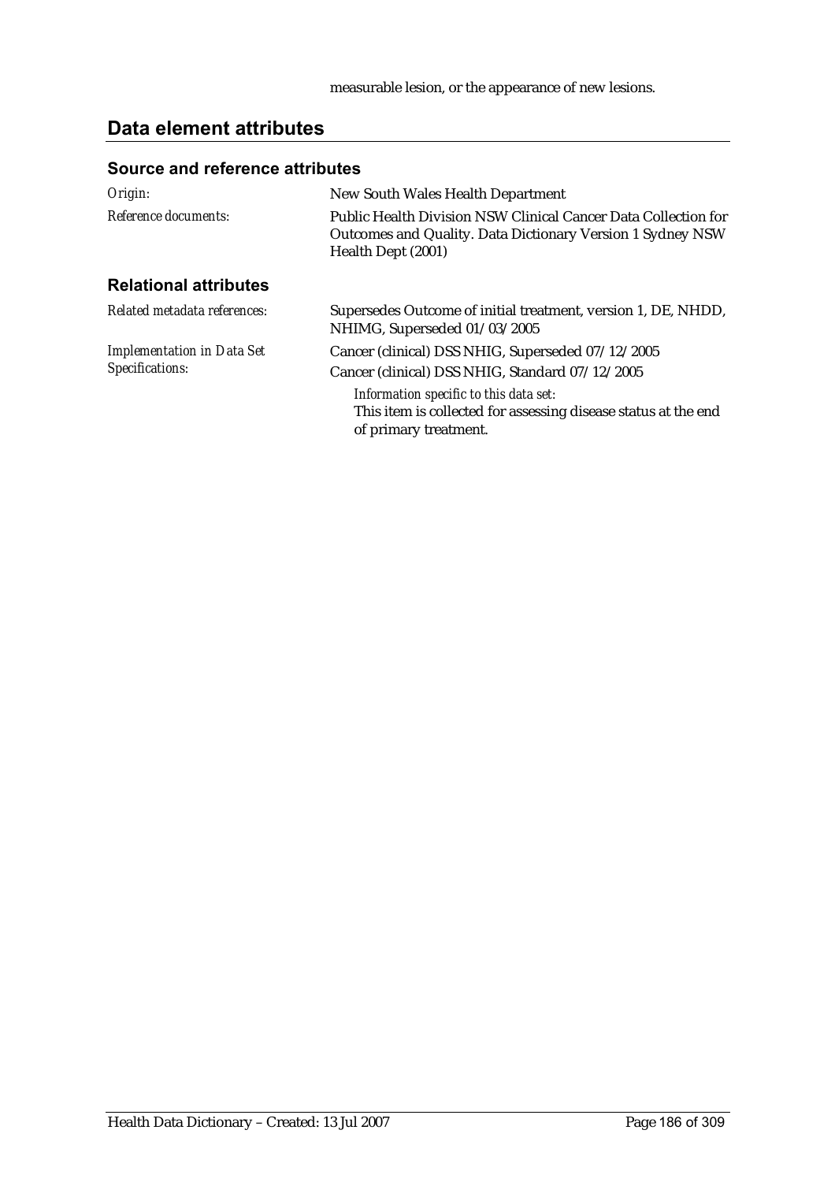measurable lesion, or the appearance of new lesions.

## Data element attributes

### Source and reference attributes

| | |
|---|---|
| *Origin:* | New South Wales Health Department |
| *Reference documents:* | Public Health Division NSW Clinical Cancer Data Collection for Outcomes and Quality. Data Dictionary Version 1 Sydney NSW Health Dept (2001) |

### Relational attributes

| | |
|---|---|
| *Related metadata references:* | Supersedes Outcome of initial treatment, version 1, DE, NHDD, NHIMG, Superseded 01/03/2005 |
| *Implementation in Data Set Specifications:* | Cancer (clinical) DSS NHIG, Superseded 07/12/2005<br>Cancer (clinical) DSS NHIG, Standard 07/12/2005<br>*Information specific to this data set:*<br>This item is collected for assessing disease status at the end of primary treatment. |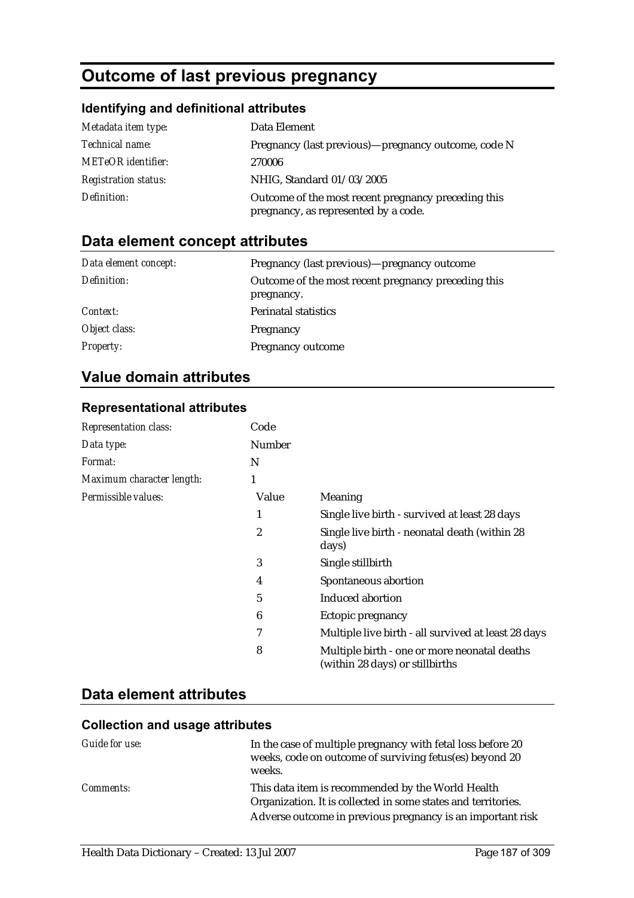# Outcome of last previous pregnancy

### Identifying and definitional attributes

| | |
|---|---|
| *Metadata item type:* | Data Element |
| *Technical name:* | Pregnancy (last previous)—pregnancy outcome, code N |
| *METeOR identifier:* | 270006 |
| *Registration status:* | NHIG, Standard 01/03/2005 |
| *Definition:* | Outcome of the most recent pregnancy preceding this pregnancy, as represented by a code. |

## Data element concept attributes

| | |
|---|---|
| *Data element concept:* | Pregnancy (last previous)—pregnancy outcome |
| *Definition:* | Outcome of the most recent pregnancy preceding this pregnancy. |
| *Context:* | Perinatal statistics |
| *Object class:* | Pregnancy |
| *Property:* | Pregnancy outcome |

## Value domain attributes

### Representational attributes

| | | |
|---|---|---|
| *Representation class:* | Code | |
| *Data type:* | Number | |
| *Format:* | N | |
| *Maximum character length:* | 1 | |
| *Permissible values:* | Value | Meaning |
| | 1 | Single live birth - survived at least 28 days |
| | 2 | Single live birth - neonatal death (within 28 days) |
| | 3 | Single stillbirth |
| | 4 | Spontaneous abortion |
| | 5 | Induced abortion |
| | 6 | Ectopic pregnancy |
| | 7 | Multiple live birth - all survived at least 28 days |
| | 8 | Multiple birth - one or more neonatal deaths (within 28 days) or stillbirths |

## Data element attributes

### Collection and usage attributes

| | |
|---|---|
| *Guide for use:* | In the case of multiple pregnancy with fetal loss before 20 weeks, code on outcome of surviving fetus(es) beyond 20 weeks. |
| *Comments:* | This data item is recommended by the World Health Organization. It is collected in some states and territories. Adverse outcome in previous pregnancy is an important risk |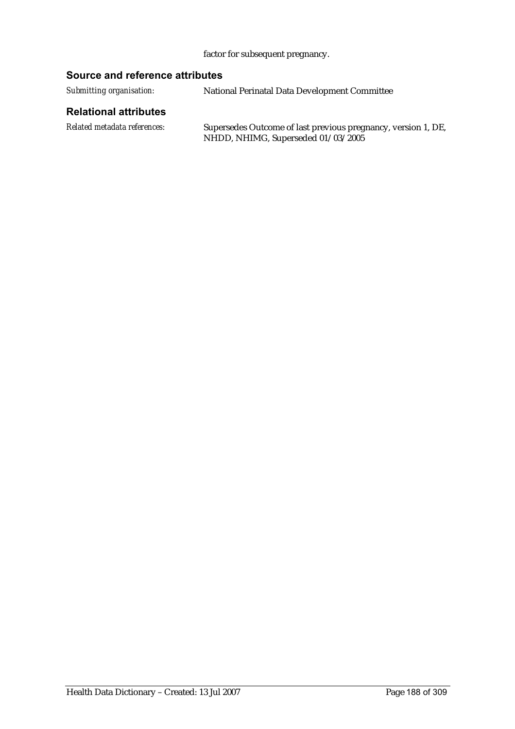factor for subsequent pregnancy.

### Source and reference attributes

*Submitting organisation:* National Perinatal Data Development Committee

### Relational attributes

*Related metadata references:* Supersedes Outcome of last previous pregnancy, version 1, DE, NHDD, NHIMG, Superseded 01/03/2005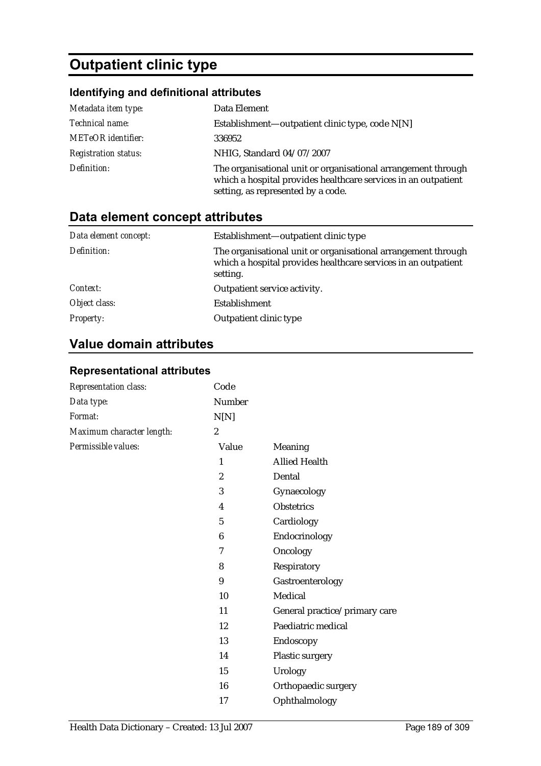# Outpatient clinic type

## Identifying and definitional attributes

| | |
|---|---|
| *Metadata item type:* | Data Element |
| *Technical name:* | Establishment—outpatient clinic type, code N[N] |
| *METeOR identifier:* | 336952 |
| *Registration status:* | NHIG, Standard 04/07/2007 |
| *Definition:* | The organisational unit or organisational arrangement through which a hospital provides healthcare services in an outpatient setting, as represented by a code. |

# Data element concept attributes

| | |
|---|---|
| *Data element concept:* | Establishment—outpatient clinic type |
| *Definition:* | The organisational unit or organisational arrangement through which a hospital provides healthcare services in an outpatient setting. |
| *Context:* | Outpatient service activity. |
| *Object class:* | Establishment |
| *Property:* | Outpatient clinic type |

# Value domain attributes

## Representational attributes

| | | |
|---|---|---|
| *Representation class:* | Code | |
| *Data type:* | Number | |
| *Format:* | N[N] | |
| *Maximum character length:* | 2 | |
| *Permissible values:* | Value | Meaning |
| | 1 | Allied Health |
| | 2 | Dental |
| | 3 | Gynaecology |
| | 4 | Obstetrics |
| | 5 | Cardiology |
| | 6 | Endocrinology |
| | 7 | Oncology |
| | 8 | Respiratory |
| | 9 | Gastroenterology |
| | 10 | Medical |
| | 11 | General practice/primary care |
| | 12 | Paediatric medical |
| | 13 | Endoscopy |
| | 14 | Plastic surgery |
| | 15 | Urology |
| | 16 | Orthopaedic surgery |
| | 17 | Ophthalmology |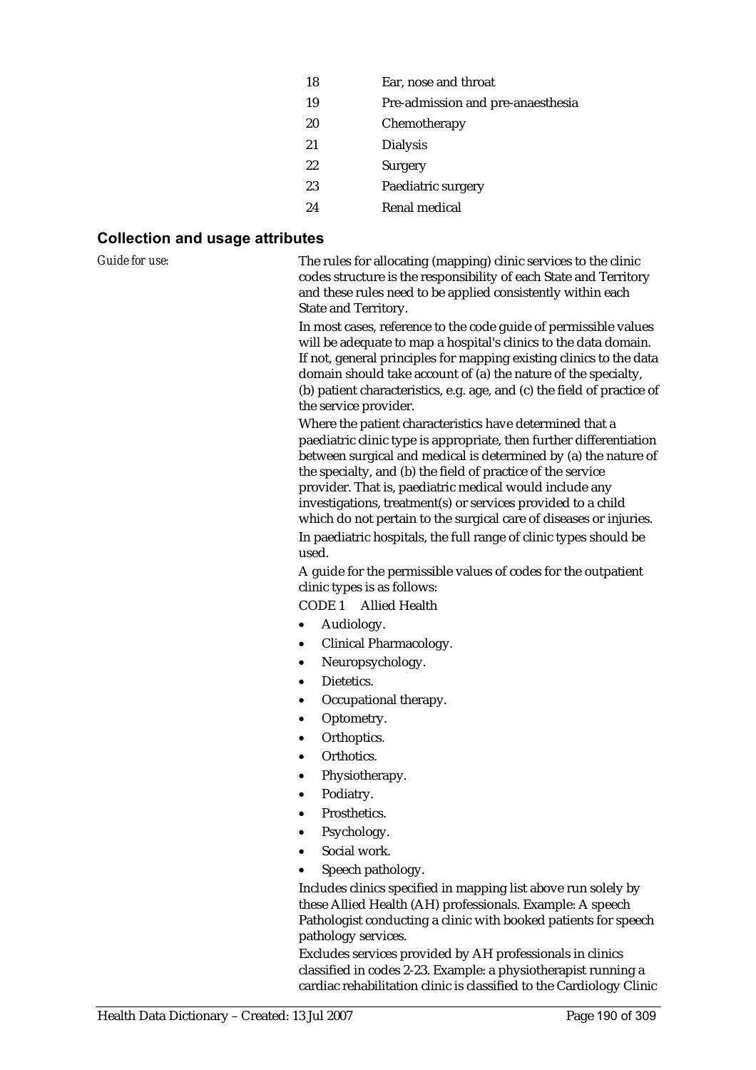| | |
|---|---|
| 18 | Ear, nose and throat |
| 19 | Pre-admission and pre-anaesthesia |
| 20 | Chemotherapy |
| 21 | Dialysis |
| 22 | Surgery |
| 23 | Paediatric surgery |
| 24 | Renal medical |

## Collection and usage attributes

*Guide for use:*

The rules for allocating (mapping) clinic services to the clinic codes structure is the responsibility of each State and Territory and these rules need to be applied consistently within each State and Territory.

In most cases, reference to the code guide of permissible values will be adequate to map a hospital's clinics to the data domain. If not, general principles for mapping existing clinics to the data domain should take account of (a) the nature of the specialty, (b) patient characteristics, e.g. age, and (c) the field of practice of the service provider.

Where the patient characteristics have determined that a paediatric clinic type is appropriate, then further differentiation between surgical and medical is determined by (a) the nature of the specialty, and (b) the field of practice of the service provider. That is, paediatric medical would include any investigations, treatment(s) or services provided to a child which do not pertain to the surgical care of diseases or injuries.

In paediatric hospitals, the full range of clinic types should be used.

A guide for the permissible values of codes for the outpatient clinic types is as follows:

CODE 1 Allied Health

- Audiology.
- Clinical Pharmacology.
- Neuropsychology.
- Dietetics.
- Occupational therapy.
- Optometry.
- Orthoptics.
- Orthotics.
- Physiotherapy.
- Podiatry.
- Prosthetics.
- Psychology.
- Social work.
- Speech pathology.

Includes clinics specified in mapping list above run solely by these Allied Health (AH) professionals. Example: A speech Pathologist conducting a clinic with booked patients for speech pathology services.

Excludes services provided by AH professionals in clinics classified in codes 2-23. Example: a physiotherapist running a cardiac rehabilitation clinic is classified to the Cardiology Clinic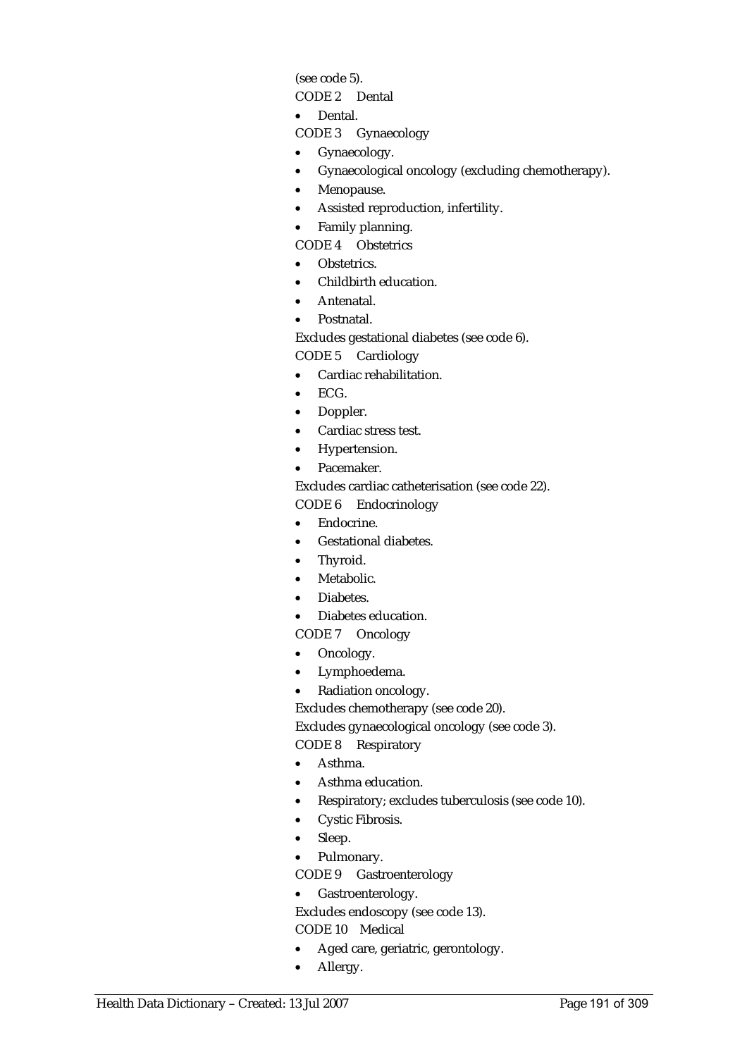(see code 5).

CODE 2 Dental

- Dental.

CODE 3 Gynaecology

- Gynaecology.
- Gynaecological oncology (excluding chemotherapy).
- Menopause.
- Assisted reproduction, infertility.
- Family planning.

CODE 4 Obstetrics

- Obstetrics.
- Childbirth education.
- Antenatal.
- Postnatal.

Excludes gestational diabetes (see code 6).

CODE 5 Cardiology

- Cardiac rehabilitation.
- ECG.
- Doppler.
- Cardiac stress test.
- Hypertension.
- Pacemaker.

Excludes cardiac catheterisation (see code 22).

CODE 6 Endocrinology

- Endocrine.
- Gestational diabetes.
- Thyroid.
- Metabolic.
- Diabetes.
- Diabetes education.

CODE 7 Oncology

- Oncology.
- Lymphoedema.
- Radiation oncology.

Excludes chemotherapy (see code 20).

Excludes gynaecological oncology (see code 3).

CODE 8 Respiratory

- Asthma.
- Asthma education.
- Respiratory; excludes tuberculosis (see code 10).
- Cystic Fibrosis.
- Sleep.
- Pulmonary.

CODE 9 Gastroenterology

- Gastroenterology.

Excludes endoscopy (see code 13).

CODE 10 Medical

- Aged care, geriatric, gerontology.
- Allergy.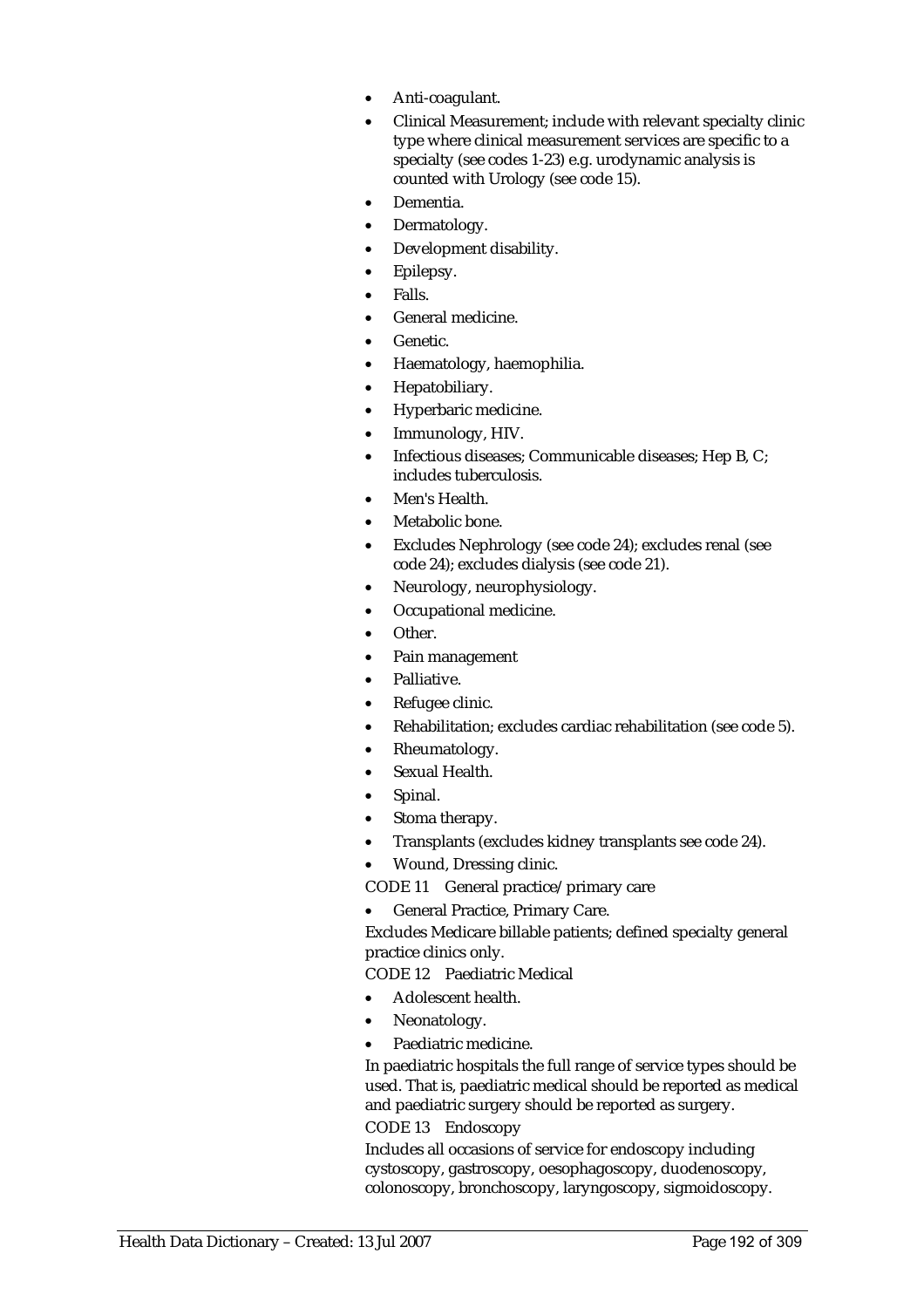- Anti-coagulant.
- Clinical Measurement; include with relevant specialty clinic type where clinical measurement services are specific to a specialty (see codes 1-23) e.g. urodynamic analysis is counted with Urology (see code 15).
- Dementia.
- Dermatology.
- Development disability.
- Epilepsy.
- Falls.
- General medicine.
- Genetic.
- Haematology, haemophilia.
- Hepatobiliary.
- Hyperbaric medicine.
- Immunology, HIV.
- Infectious diseases; Communicable diseases; Hep B, C; includes tuberculosis.
- Men's Health.
- Metabolic bone.
- Excludes Nephrology (see code 24); excludes renal (see code 24); excludes dialysis (see code 21).
- Neurology, neurophysiology.
- Occupational medicine.
- Other.
- Pain management
- Palliative.
- Refugee clinic.
- Rehabilitation; excludes cardiac rehabilitation (see code 5).
- Rheumatology.
- Sexual Health.
- Spinal.
- Stoma therapy.
- Transplants (excludes kidney transplants see code 24).
- Wound, Dressing clinic.

CODE 11 General practice/primary care

- General Practice, Primary Care.

Excludes Medicare billable patients; defined specialty general practice clinics only.

CODE 12 Paediatric Medical

- Adolescent health.
- Neonatology.
- Paediatric medicine.

In paediatric hospitals the full range of service types should be used. That is, paediatric medical should be reported as medical and paediatric surgery should be reported as surgery.

CODE 13 Endoscopy

Includes all occasions of service for endoscopy including cystoscopy, gastroscopy, oesophagoscopy, duodenoscopy, colonoscopy, bronchoscopy, laryngoscopy, sigmoidoscopy.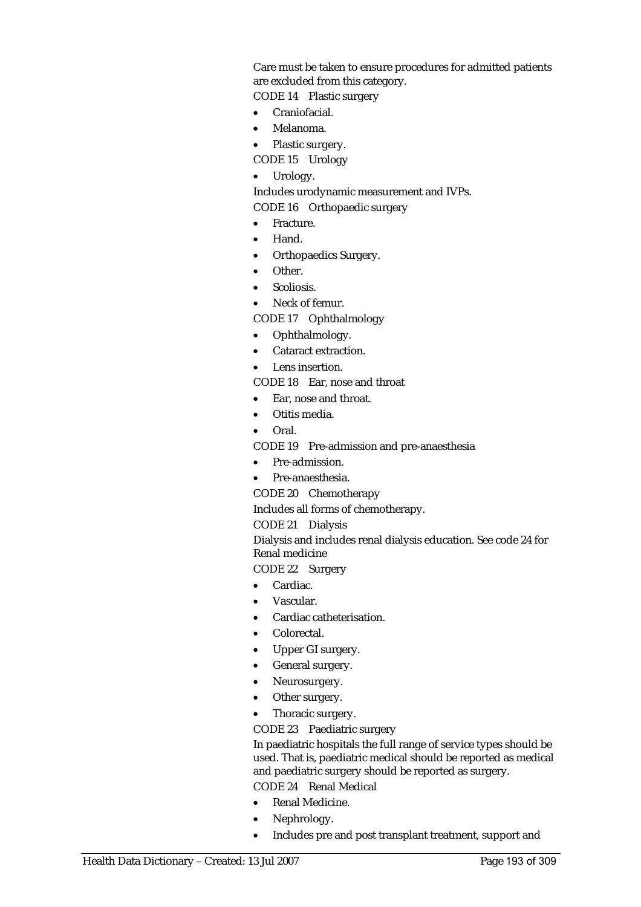Care must be taken to ensure procedures for admitted patients are excluded from this category.

CODE 14 Plastic surgery

- Craniofacial.
- Melanoma.
- Plastic surgery.

CODE 15 Urology

- Urology.

Includes urodynamic measurement and IVPs.

CODE 16 Orthopaedic surgery

- Fracture.
- Hand.
- Orthopaedics Surgery.
- Other.
- Scoliosis.
- Neck of femur.

CODE 17 Ophthalmology

- Ophthalmology.
- Cataract extraction.
- Lens insertion.

CODE 18 Ear, nose and throat

- Ear, nose and throat.
- Otitis media.
- Oral.

CODE 19 Pre-admission and pre-anaesthesia

- Pre-admission.
- Pre-anaesthesia.

CODE 20 Chemotherapy

Includes all forms of chemotherapy.

CODE 21 Dialysis

Dialysis and includes renal dialysis education. See code 24 for Renal medicine

CODE 22 Surgery

- Cardiac.
- Vascular.
- Cardiac catheterisation.
- Colorectal.
- Upper GI surgery.
- General surgery.
- Neurosurgery.
- Other surgery.
- Thoracic surgery.

CODE 23 Paediatric surgery

In paediatric hospitals the full range of service types should be used. That is, paediatric medical should be reported as medical and paediatric surgery should be reported as surgery.

CODE 24 Renal Medical

- Renal Medicine.
- Nephrology.
- Includes pre and post transplant treatment, support and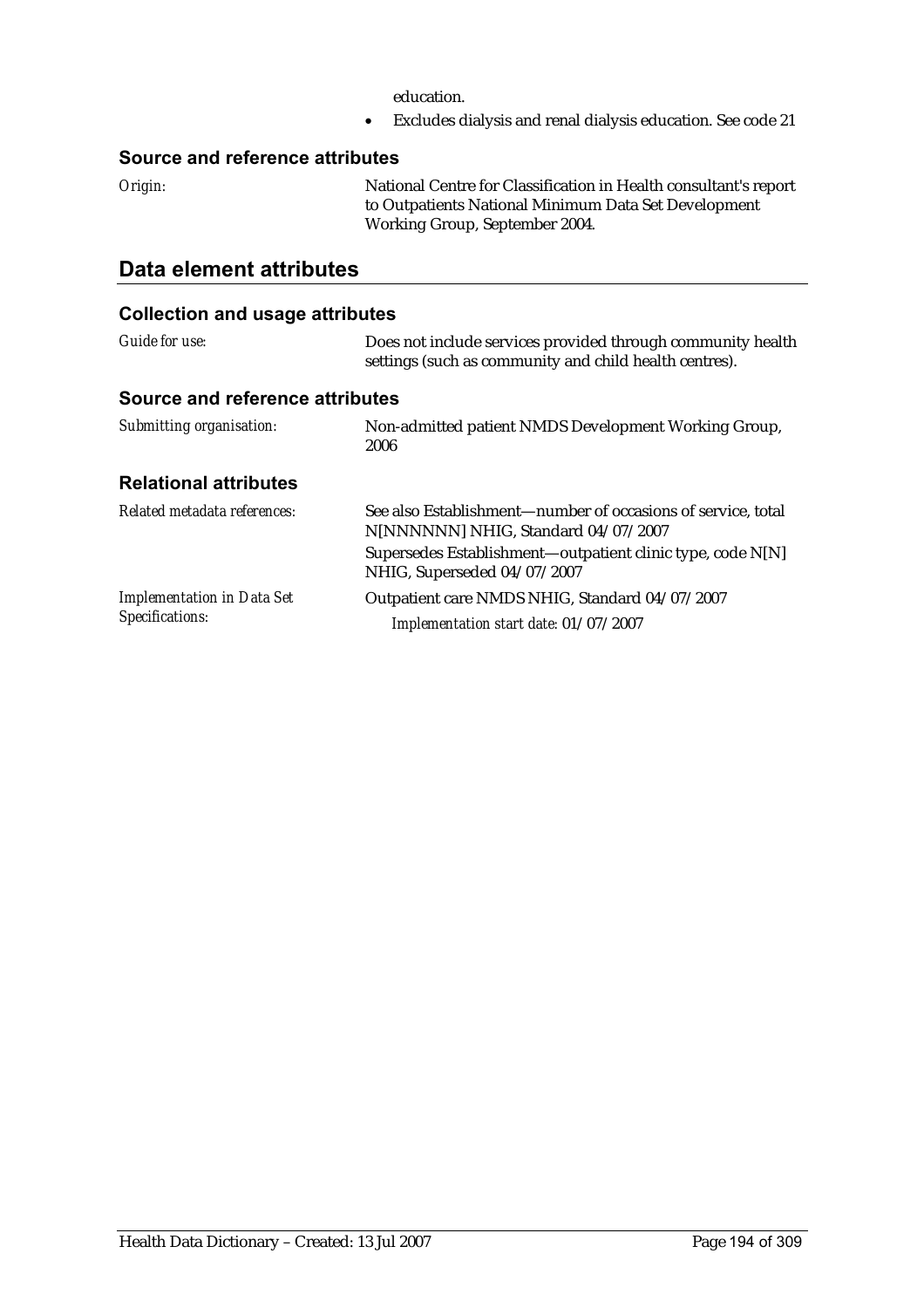education.

- Excludes dialysis and renal dialysis education. See code 21

### Source and reference attributes

*Origin:* National Centre for Classification in Health consultant's report to Outpatients National Minimum Data Set Development Working Group, September 2004.

## Data element attributes

### Collection and usage attributes

*Guide for use:* Does not include services provided through community health settings (such as community and child health centres).

### Source and reference attributes

*Submitting organisation:* Non-admitted patient NMDS Development Working Group, 2006

### Relational attributes

*Related metadata references:* See also Establishment—number of occasions of service, total N[NNNNNN] NHIG, Standard 04/07/2007

Supersedes Establishment—outpatient clinic type, code N[N] NHIG, Superseded 04/07/2007

*Implementation in Data Set Specifications:* Outpatient care NMDS NHIG, Standard 04/07/2007

*Implementation start date:* 01/07/2007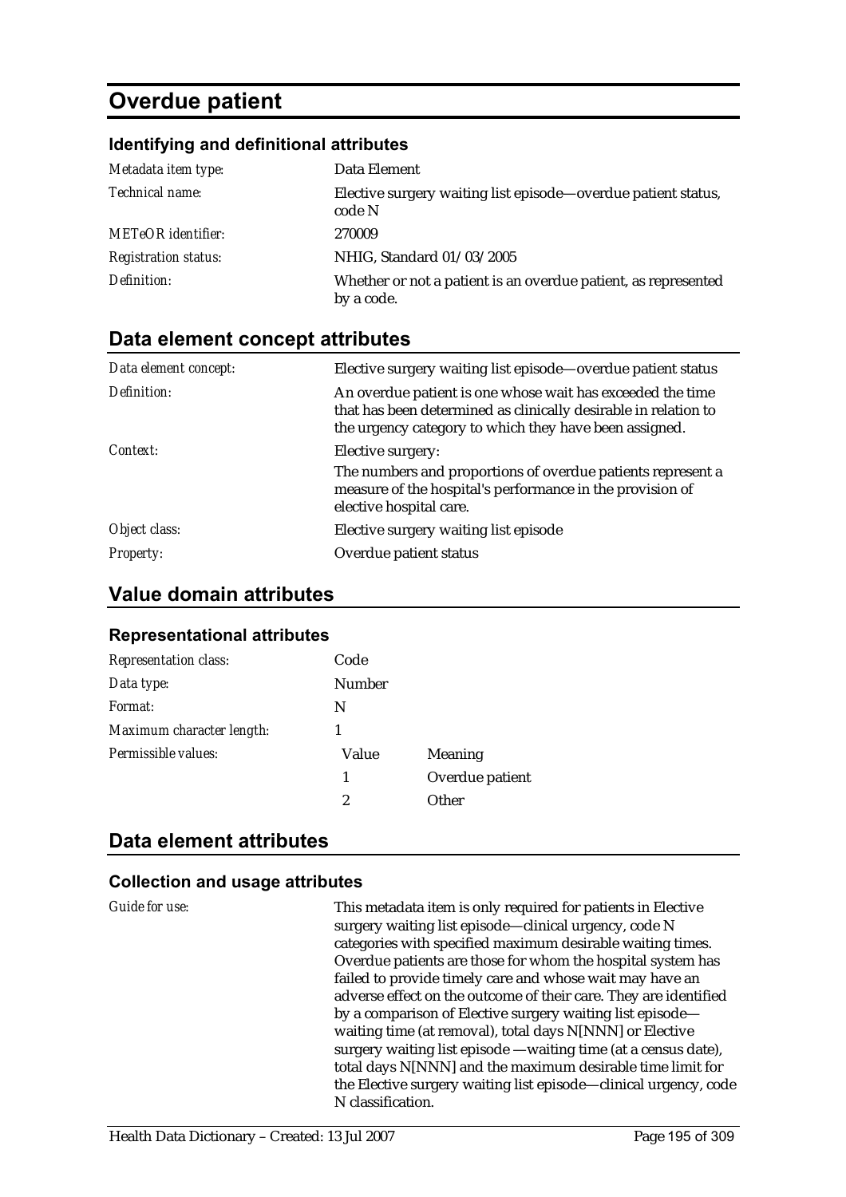# Overdue patient

### Identifying and definitional attributes

| | |
|---|---|
| *Metadata item type:* | Data Element |
| *Technical name:* | Elective surgery waiting list episode—overdue patient status, code N |
| *METeOR identifier:* | 270009 |
| *Registration status:* | NHIG, Standard 01/03/2005 |
| *Definition:* | Whether or not a patient is an overdue patient, as represented by a code. |

## Data element concept attributes

| | |
|---|---|
| *Data element concept:* | Elective surgery waiting list episode—overdue patient status |
| *Definition:* | An overdue patient is one whose wait has exceeded the time that has been determined as clinically desirable in relation to the urgency category to which they have been assigned. |
| *Context:* | Elective surgery:<br>The numbers and proportions of overdue patients represent a measure of the hospital's performance in the provision of elective hospital care. |
| *Object class:* | Elective surgery waiting list episode |
| *Property:* | Overdue patient status |

## Value domain attributes

### Representational attributes

| | | |
|---|---|---|
| *Representation class:* | Code | |
| *Data type:* | Number | |
| *Format:* | N | |
| *Maximum character length:* | 1 | |
| *Permissible values:* | Value | Meaning |
| | 1 | Overdue patient |
| | 2 | Other |

## Data element attributes

### Collection and usage attributes

| | |
|---|---|
| *Guide for use:* | This metadata item is only required for patients in Elective surgery waiting list episode—clinical urgency, code N categories with specified maximum desirable waiting times. Overdue patients are those for whom the hospital system has failed to provide timely care and whose wait may have an adverse effect on the outcome of their care. They are identified by a comparison of Elective surgery waiting list episode—waiting time (at removal), total days N[NNN] or Elective surgery waiting list episode —waiting time (at a census date), total days N[NNN] and the maximum desirable time limit for the Elective surgery waiting list episode—clinical urgency, code N classification. |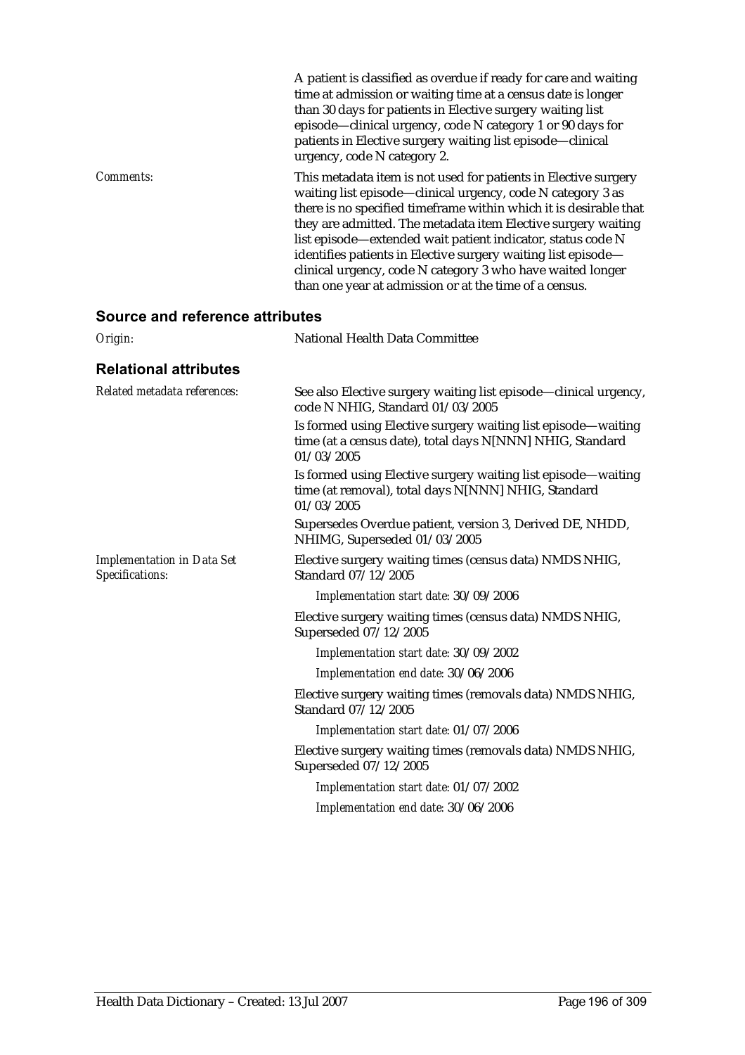| | |
|---|---|
| | A patient is classified as overdue if ready for care and waiting time at admission or waiting time at a census date is longer than 30 days for patients in Elective surgery waiting list episode—clinical urgency, code N category 1 or 90 days for patients in Elective surgery waiting list episode—clinical urgency, code N category 2. |
| *Comments:* | This metadata item is not used for patients in Elective surgery waiting list episode—clinical urgency, code N category 3 as there is no specified timeframe within which it is desirable that they are admitted. The metadata item Elective surgery waiting list episode—extended wait patient indicator, status code N identifies patients in Elective surgery waiting list episode—clinical urgency, code N category 3 who have waited longer than one year at admission or at the time of a census. |

## Source and reference attributes

| | |
|---|---|
| *Origin:* | National Health Data Committee |

## Relational attributes

| | |
|---|---|
| *Related metadata references:* | See also Elective surgery waiting list episode—clinical urgency, code N NHIG, Standard 01/03/2005 |
| | Is formed using Elective surgery waiting list episode—waiting time (at a census date), total days N[NNN] NHIG, Standard 01/03/2005 |
| | Is formed using Elective surgery waiting list episode—waiting time (at removal), total days N[NNN] NHIG, Standard 01/03/2005 |
| | Supersedes Overdue patient, version 3, Derived DE, NHDD, NHIMG, Superseded 01/03/2005 |
| *Implementation in Data Set Specifications:* | Elective surgery waiting times (census data) NMDS NHIG, Standard 07/12/2005 |
| | *Implementation start date:* 30/09/2006 |
| | Elective surgery waiting times (census data) NMDS NHIG, Superseded 07/12/2005 |
| | *Implementation start date:* 30/09/2002 |
| | *Implementation end date:* 30/06/2006 |
| | Elective surgery waiting times (removals data) NMDS NHIG, Standard 07/12/2005 |
| | *Implementation start date:* 01/07/2006 |
| | Elective surgery waiting times (removals data) NMDS NHIG, Superseded 07/12/2005 |
| | *Implementation start date:* 01/07/2002 |
| | *Implementation end date:* 30/06/2006 |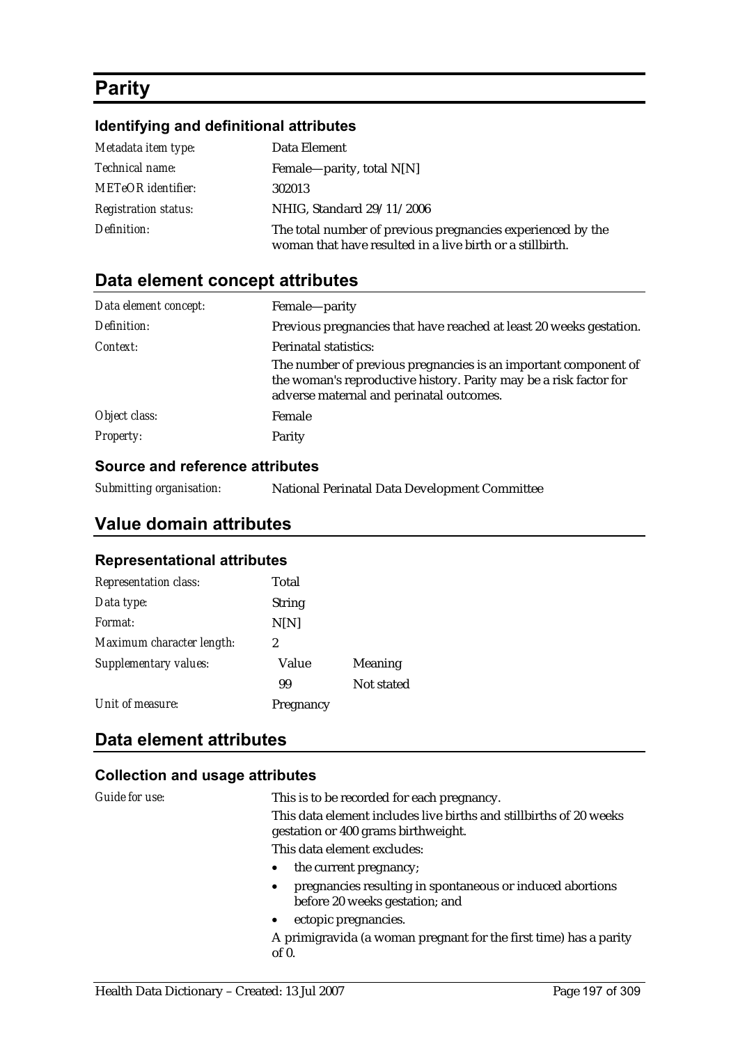# Parity

## Identifying and definitional attributes

| | |
|---|---|
| *Metadata item type:* | Data Element |
| *Technical name:* | Female—parity, total N[N] |
| *METeOR identifier:* | 302013 |
| *Registration status:* | NHIG, Standard 29/11/2006 |
| *Definition:* | The total number of previous pregnancies experienced by the woman that have resulted in a live birth or a stillbirth. |

## Data element concept attributes

| | |
|---|---|
| *Data element concept:* | Female—parity |
| *Definition:* | Previous pregnancies that have reached at least 20 weeks gestation. |
| *Context:* | Perinatal statistics:<br>The number of previous pregnancies is an important component of the woman's reproductive history. Parity may be a risk factor for adverse maternal and perinatal outcomes. |
| *Object class:* | Female |
| *Property:* | Parity |

### Source and reference attributes

| | |
|---|---|
| *Submitting organisation:* | National Perinatal Data Development Committee |

## Value domain attributes

### Representational attributes

| | | |
|---|---|---|
| *Representation class:* | Total | |
| *Data type:* | String | |
| *Format:* | N[N] | |
| *Maximum character length:* | 2 | |
| *Supplementary values:* | Value | Meaning |
| | 99 | Not stated |
| *Unit of measure:* | Pregnancy | |

## Data element attributes

### Collection and usage attributes

*Guide for use:*

This is to be recorded for each pregnancy.

This data element includes live births and stillbirths of 20 weeks gestation or 400 grams birthweight.

This data element excludes:

- the current pregnancy;
- pregnancies resulting in spontaneous or induced abortions before 20 weeks gestation; and
- ectopic pregnancies.

A primigravida (a woman pregnant for the first time) has a parity of 0.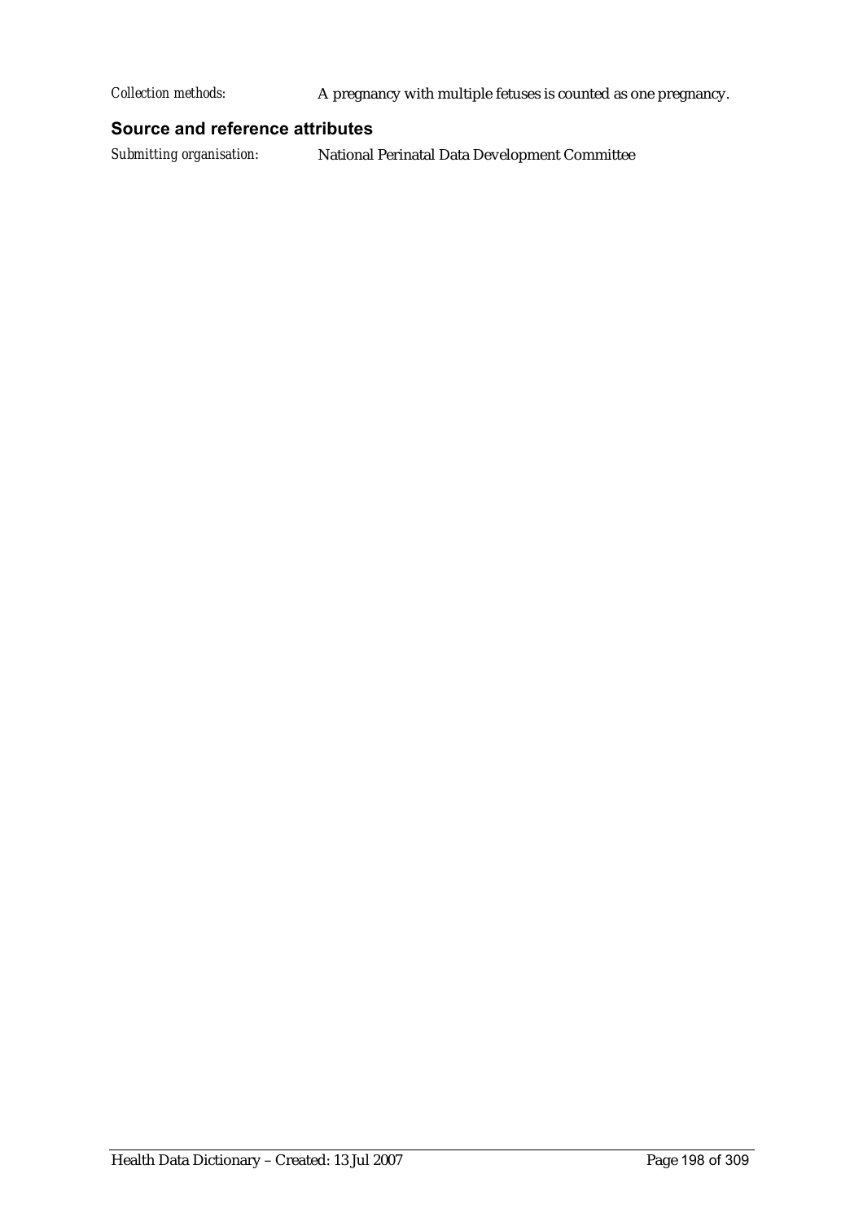*Collection methods:* A pregnancy with multiple fetuses is counted as one pregnancy.

### Source and reference attributes

*Submitting organisation:* National Perinatal Data Development Committee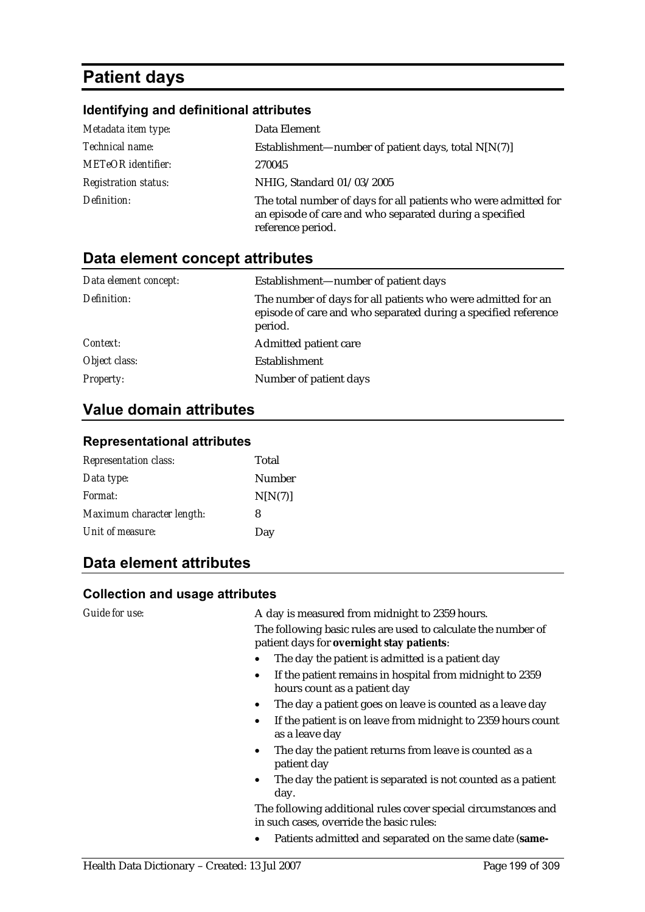# Patient days

### Identifying and definitional attributes

| | |
|---|---|
| *Metadata item type:* | Data Element |
| *Technical name:* | Establishment—number of patient days, total N[N(7)] |
| *METeOR identifier:* | 270045 |
| *Registration status:* | NHIG, Standard 01/03/2005 |
| *Definition:* | The total number of days for all patients who were admitted for an episode of care and who separated during a specified reference period. |

## Data element concept attributes

| | |
|---|---|
| *Data element concept:* | Establishment—number of patient days |
| *Definition:* | The number of days for all patients who were admitted for an episode of care and who separated during a specified reference period. |
| *Context:* | Admitted patient care |
| *Object class:* | Establishment |
| *Property:* | Number of patient days |

## Value domain attributes

### Representational attributes

| | |
|---|---|
| *Representation class:* | Total |
| *Data type:* | Number |
| *Format:* | N[N(7)] |
| *Maximum character length:* | 8 |
| *Unit of measure:* | Day |

## Data element attributes

### Collection and usage attributes

*Guide for use:*

A day is measured from midnight to 2359 hours.

The following basic rules are used to calculate the number of patient days for **overnight stay patients**:

- The day the patient is admitted is a patient day
- If the patient remains in hospital from midnight to 2359 hours count as a patient day
- The day a patient goes on leave is counted as a leave day
- If the patient is on leave from midnight to 2359 hours count as a leave day
- The day the patient returns from leave is counted as a patient day
- The day the patient is separated is not counted as a patient day.

The following additional rules cover special circumstances and in such cases, override the basic rules:

- Patients admitted and separated on the same date (**same-**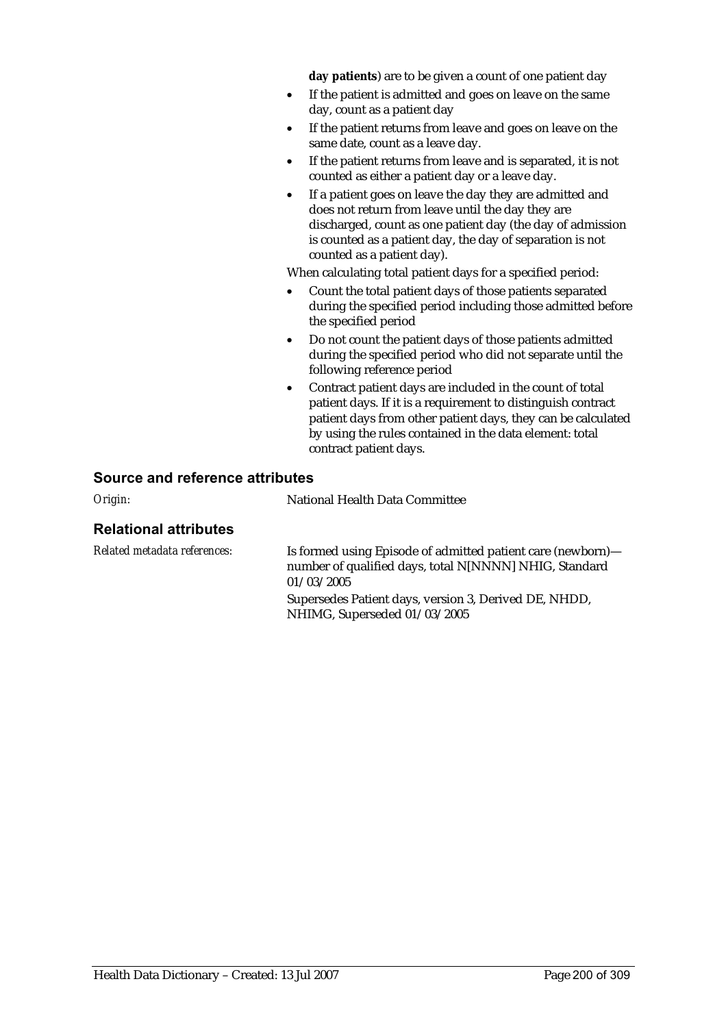**day patients**) are to be given a count of one patient day

- If the patient is admitted and goes on leave on the same day, count as a patient day
- If the patient returns from leave and goes on leave on the same date, count as a leave day.
- If the patient returns from leave and is separated, it is not counted as either a patient day or a leave day.
- If a patient goes on leave the day they are admitted and does not return from leave until the day they are discharged, count as one patient day (the day of admission is counted as a patient day, the day of separation is not counted as a patient day).

When calculating total patient days for a specified period:

- Count the total patient days of those patients separated during the specified period including those admitted before the specified period
- Do not count the patient days of those patients admitted during the specified period who did not separate until the following reference period
- Contract patient days are included in the count of total patient days. If it is a requirement to distinguish contract patient days from other patient days, they can be calculated by using the rules contained in the data element: total contract patient days.

## Source and reference attributes

*Origin:* National Health Data Committee

## Relational attributes

*Related metadata references:* Is formed using Episode of admitted patient care (newborn)—number of qualified days, total N[NNNN] NHIG, Standard 01/03/2005

Supersedes Patient days, version 3, Derived DE, NHDD, NHIMG, Superseded 01/03/2005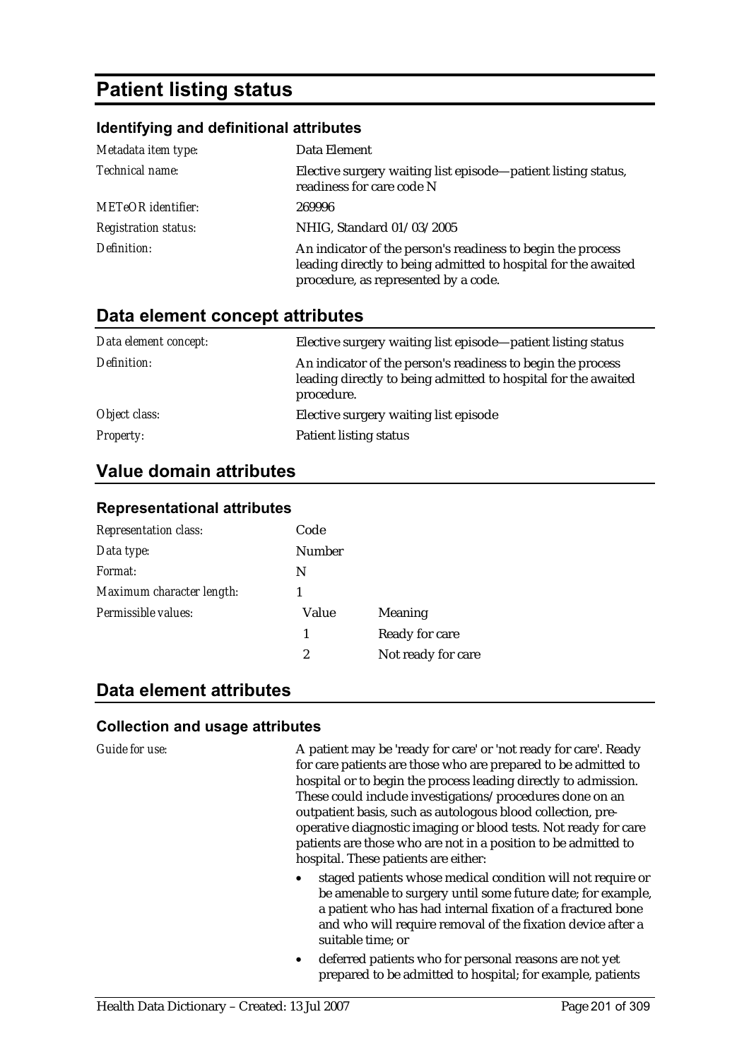# Patient listing status

### Identifying and definitional attributes

| | |
|---|---|
| *Metadata item type:* | Data Element |
| *Technical name:* | Elective surgery waiting list episode—patient listing status, readiness for care code N |
| *METeOR identifier:* | 269996 |
| *Registration status:* | NHIG, Standard 01/03/2005 |
| *Definition:* | An indicator of the person's readiness to begin the process leading directly to being admitted to hospital for the awaited procedure, as represented by a code. |

## Data element concept attributes

| | |
|---|---|
| *Data element concept:* | Elective surgery waiting list episode—patient listing status |
| *Definition:* | An indicator of the person's readiness to begin the process leading directly to being admitted to hospital for the awaited procedure. |
| *Object class:* | Elective surgery waiting list episode |
| *Property:* | Patient listing status |

## Value domain attributes

### Representational attributes

| | | |
|---|---|---|
| *Representation class:* | Code | |
| *Data type:* | Number | |
| *Format:* | N | |
| *Maximum character length:* | 1 | |
| *Permissible values:* | Value | Meaning |
| | 1 | Ready for care |
| | 2 | Not ready for care |

## Data element attributes

### Collection and usage attributes

*Guide for use:*

A patient may be 'ready for care' or 'not ready for care'. Ready for care patients are those who are prepared to be admitted to hospital or to begin the process leading directly to admission. These could include investigations/procedures done on an outpatient basis, such as autologous blood collection, pre-operative diagnostic imaging or blood tests. Not ready for care patients are those who are not in a position to be admitted to hospital. These patients are either:

- staged patients whose medical condition will not require or be amenable to surgery until some future date; for example, a patient who has had internal fixation of a fractured bone and who will require removal of the fixation device after a suitable time; or
- deferred patients who for personal reasons are not yet prepared to be admitted to hospital; for example, patients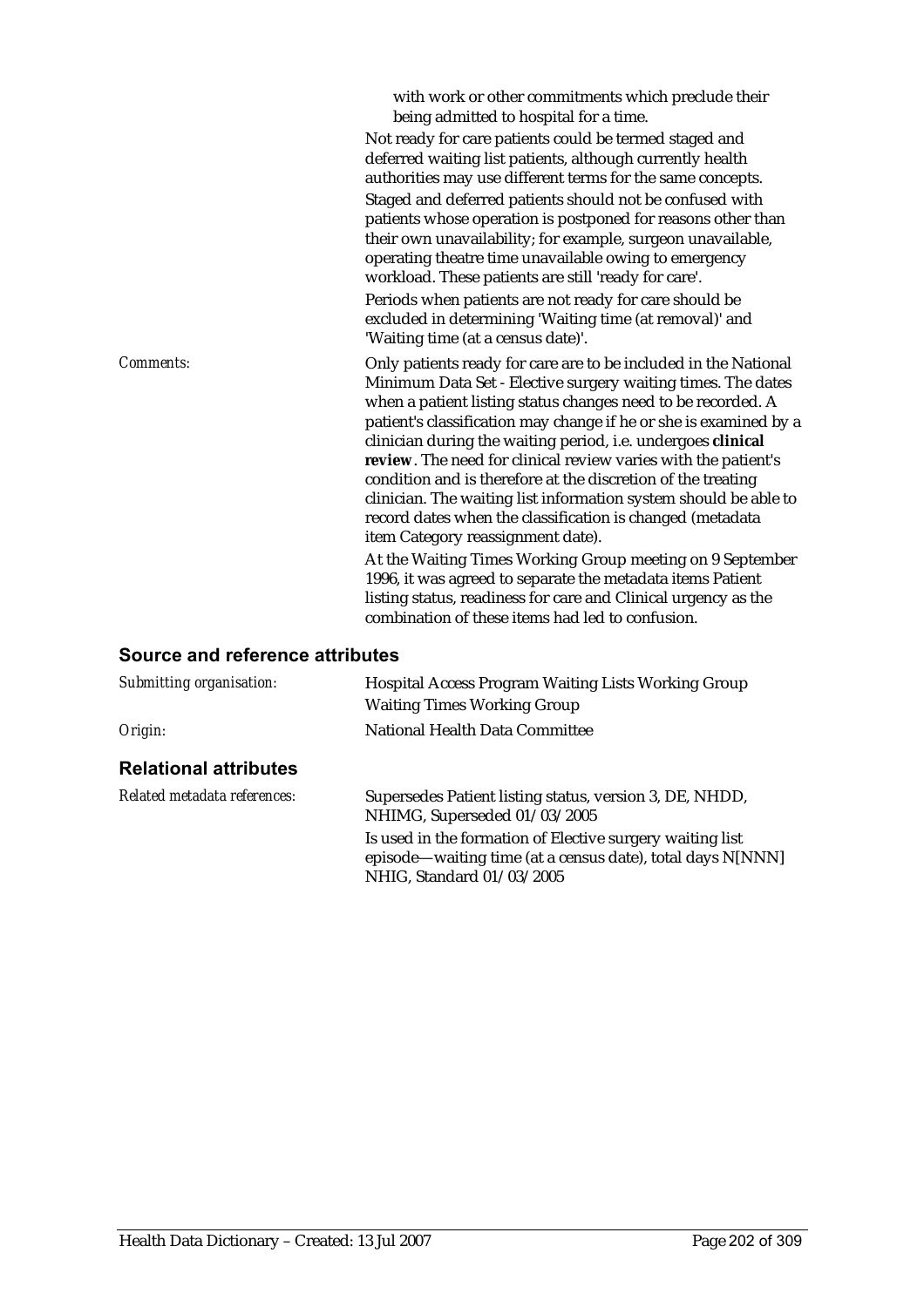with work or other commitments which preclude their being admitted to hospital for a time.

Not ready for care patients could be termed staged and deferred waiting list patients, although currently health authorities may use different terms for the same concepts.

Staged and deferred patients should not be confused with patients whose operation is postponed for reasons other than their own unavailability; for example, surgeon unavailable, operating theatre time unavailable owing to emergency workload. These patients are still 'ready for care'.

Periods when patients are not ready for care should be excluded in determining 'Waiting time (at removal)' and 'Waiting time (at a census date)'.

*Comments:* Only patients ready for care are to be included in the National Minimum Data Set - Elective surgery waiting times. The dates when a patient listing status changes need to be recorded. A patient's classification may change if he or she is examined by a clinician during the waiting period, i.e. undergoes **clinical review**. The need for clinical review varies with the patient's condition and is therefore at the discretion of the treating clinician. The waiting list information system should be able to record dates when the classification is changed (metadata item Category reassignment date).

At the Waiting Times Working Group meeting on 9 September 1996, it was agreed to separate the metadata items Patient listing status, readiness for care and Clinical urgency as the combination of these items had led to confusion.

## Source and reference attributes

*Submitting organisation:* Hospital Access Program Waiting Lists Working Group
Waiting Times Working Group

*Origin:* National Health Data Committee

## Relational attributes

*Related metadata references:* Supersedes Patient listing status, version 3, DE, NHDD, NHIMG, Superseded 01/03/2005

Is used in the formation of Elective surgery waiting list episode—waiting time (at a census date), total days N[NNN] NHIG, Standard 01/03/2005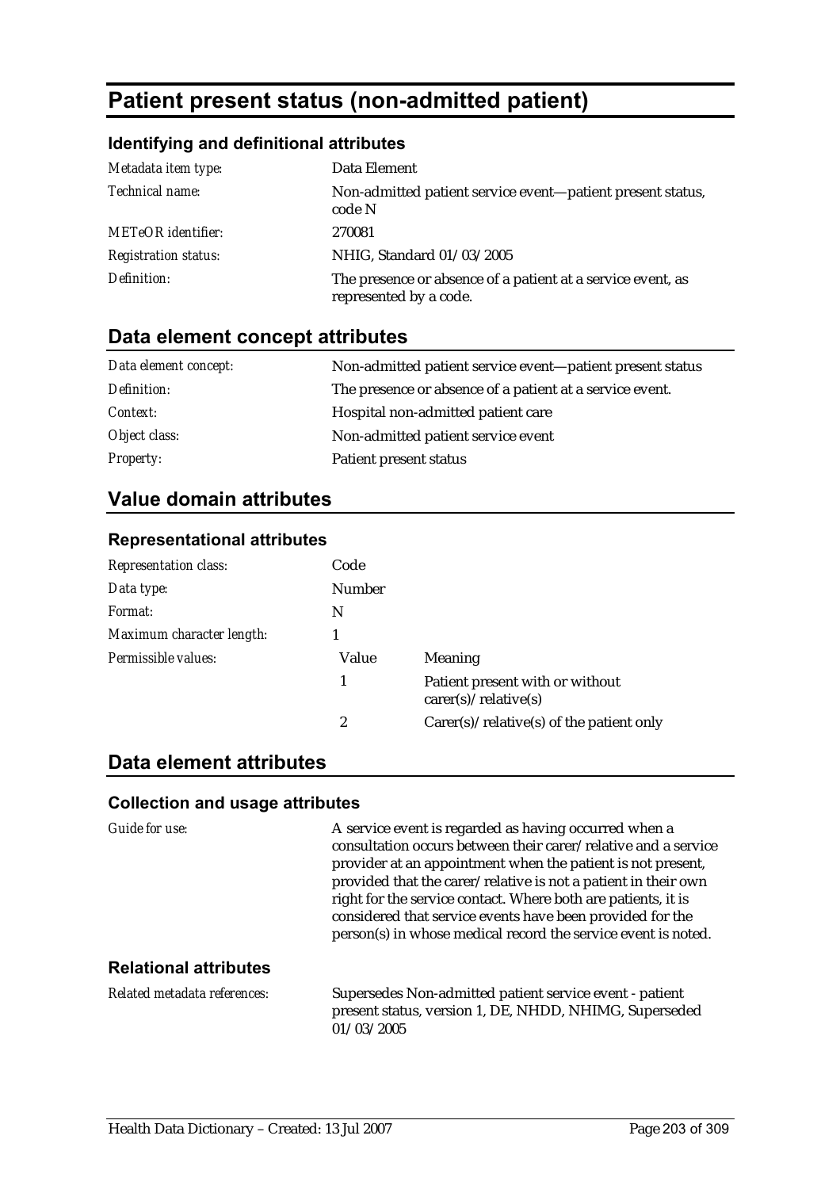# Patient present status (non-admitted patient)

## Identifying and definitional attributes

| | |
|---|---|
| *Metadata item type:* | Data Element |
| *Technical name:* | Non-admitted patient service event—patient present status, code N |
| *METeOR identifier:* | 270081 |
| *Registration status:* | NHIG, Standard 01/03/2005 |
| *Definition:* | The presence or absence of a patient at a service event, as represented by a code. |

## Data element concept attributes

| | |
|---|---|
| *Data element concept:* | Non-admitted patient service event—patient present status |
| *Definition:* | The presence or absence of a patient at a service event. |
| *Context:* | Hospital non-admitted patient care |
| *Object class:* | Non-admitted patient service event |
| *Property:* | Patient present status |

## Value domain attributes

### Representational attributes

| | | |
|---|---|---|
| *Representation class:* | Code | |
| *Data type:* | Number | |
| *Format:* | N | |
| *Maximum character length:* | 1 | |
| *Permissible values:* | Value | Meaning |
| | 1 | Patient present with or without carer(s)/relative(s) |
| | 2 | Carer(s)/relative(s) of the patient only |

## Data element attributes

### Collection and usage attributes

| | |
|---|---|
| *Guide for use:* | A service event is regarded as having occurred when a consultation occurs between their carer/relative and a service provider at an appointment when the patient is not present, provided that the carer/relative is not a patient in their own right for the service contact. Where both are patients, it is considered that service events have been provided for the person(s) in whose medical record the service event is noted. |

### Relational attributes

| | |
|---|---|
| *Related metadata references:* | Supersedes Non-admitted patient service event - patient present status, version 1, DE, NHDD, NHIMG, Superseded 01/03/2005 |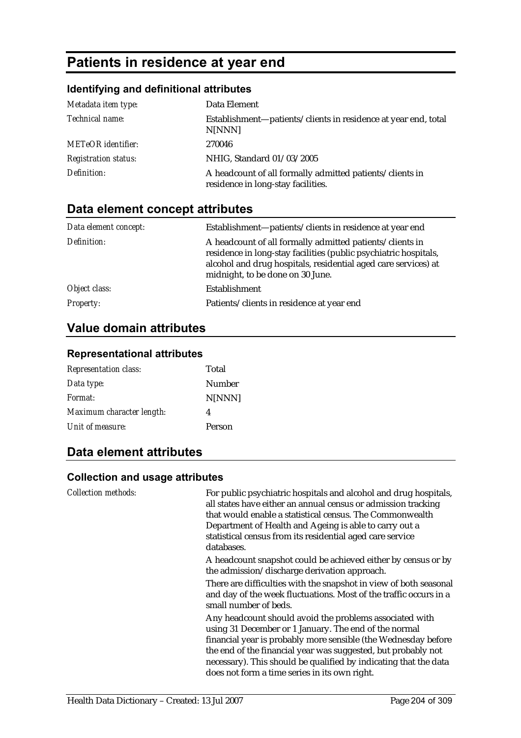# Patients in residence at year end

### Identifying and definitional attributes

| | |
|---|---|
| *Metadata item type:* | Data Element |
| *Technical name:* | Establishment—patients/clients in residence at year end, total N[NNN] |
| *METeOR identifier:* | 270046 |
| *Registration status:* | NHIG, Standard 01/03/2005 |
| *Definition:* | A headcount of all formally admitted patients/clients in residence in long-stay facilities. |

## Data element concept attributes

| | |
|---|---|
| *Data element concept:* | Establishment—patients/clients in residence at year end |
| *Definition:* | A headcount of all formally admitted patients/clients in residence in long-stay facilities (public psychiatric hospitals, alcohol and drug hospitals, residential aged care services) at midnight, to be done on 30 June. |
| *Object class:* | Establishment |
| *Property:* | Patients/clients in residence at year end |

## Value domain attributes

### Representational attributes

| | |
|---|---|
| *Representation class:* | Total |
| *Data type:* | Number |
| *Format:* | N[NNN] |
| *Maximum character length:* | 4 |
| *Unit of measure:* | Person |

## Data element attributes

### Collection and usage attributes

*Collection methods:*

For public psychiatric hospitals and alcohol and drug hospitals, all states have either an annual census or admission tracking that would enable a statistical census. The Commonwealth Department of Health and Ageing is able to carry out a statistical census from its residential aged care service databases.

A headcount snapshot could be achieved either by census or by the admission/discharge derivation approach.

There are difficulties with the snapshot in view of both seasonal and day of the week fluctuations. Most of the traffic occurs in a small number of beds.

Any headcount should avoid the problems associated with using 31 December or 1 January. The end of the normal financial year is probably more sensible (the Wednesday before the end of the financial year was suggested, but probably not necessary). This should be qualified by indicating that the data does not form a time series in its own right.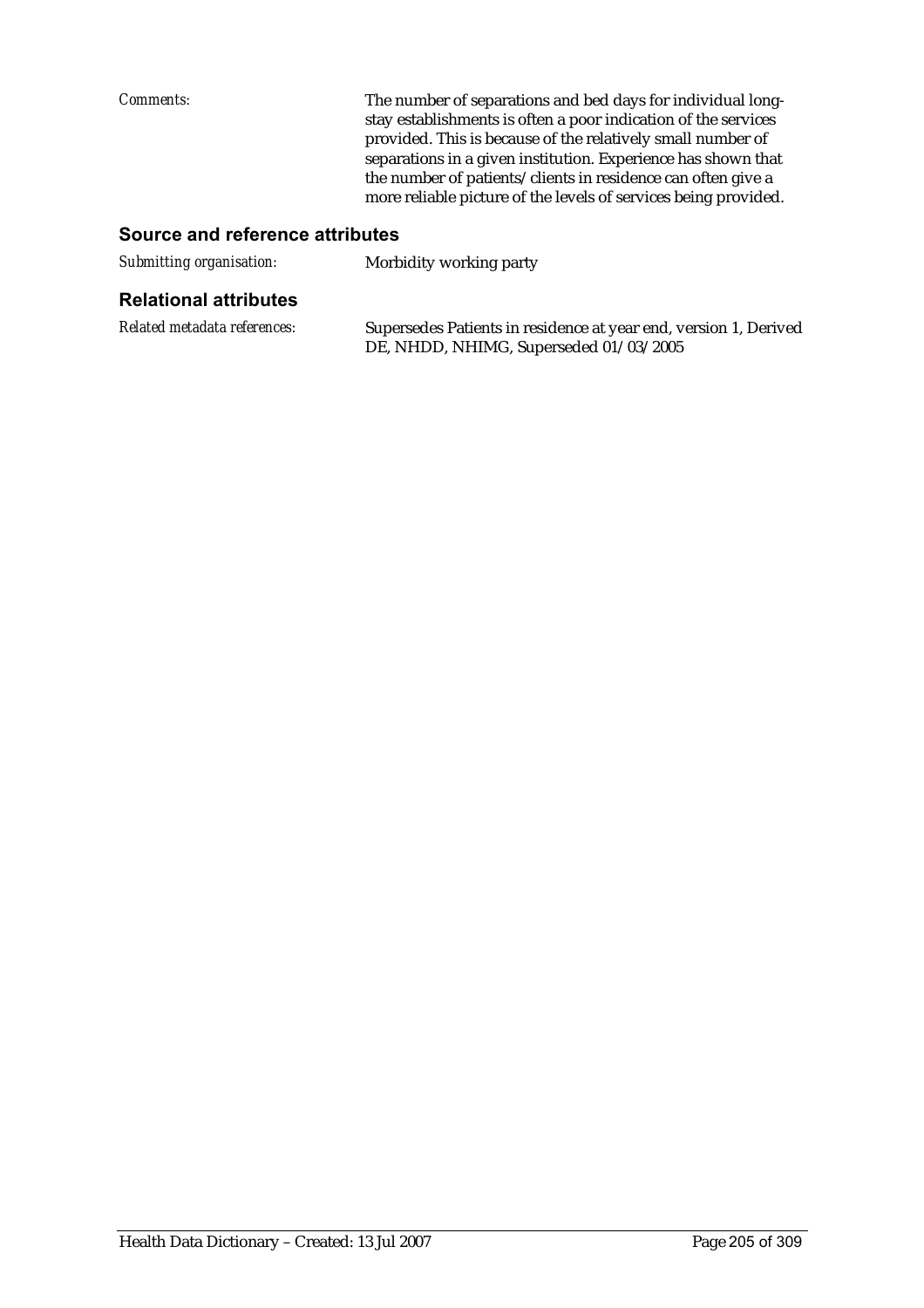*Comments:* The number of separations and bed days for individual long-stay establishments is often a poor indication of the services provided. This is because of the relatively small number of separations in a given institution. Experience has shown that the number of patients/clients in residence can often give a more reliable picture of the levels of services being provided.

### Source and reference attributes

*Submitting organisation:* Morbidity working party

### Relational attributes

*Related metadata references:* Supersedes Patients in residence at year end, version 1, Derived DE, NHDD, NHIMG, Superseded 01/03/2005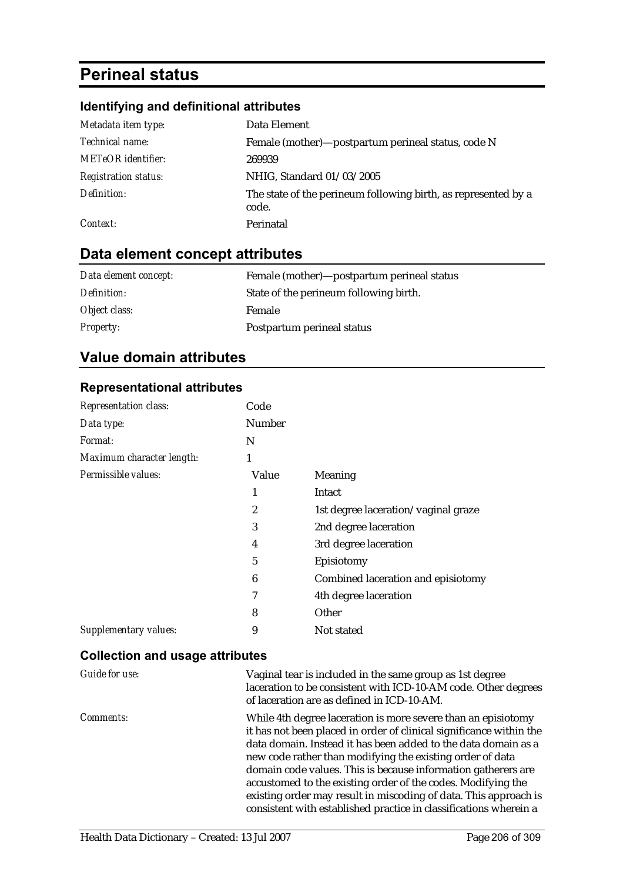# Perineal status

## Identifying and definitional attributes

| | |
|---|---|
| *Metadata item type:* | Data Element |
| *Technical name:* | Female (mother)—postpartum perineal status, code N |
| *METeOR identifier:* | 269939 |
| *Registration status:* | NHIG, Standard 01/03/2005 |
| *Definition:* | The state of the perineum following birth, as represented by a code. |
| *Context:* | Perinatal |

## Data element concept attributes

| | |
|---|---|
| *Data element concept:* | Female (mother)—postpartum perineal status |
| *Definition:* | State of the perineum following birth. |
| *Object class:* | Female |
| *Property:* | Postpartum perineal status |

## Value domain attributes

### Representational attributes

| | | |
|---|---|---|
| *Representation class:* | Code | |
| *Data type:* | Number | |
| *Format:* | N | |
| *Maximum character length:* | 1 | |
| *Permissible values:* | **Value** | **Meaning** |
| | 1 | Intact |
| | 2 | 1st degree laceration/vaginal graze |
| | 3 | 2nd degree laceration |
| | 4 | 3rd degree laceration |
| | 5 | Episiotomy |
| | 6 | Combined laceration and episiotomy |
| | 7 | 4th degree laceration |
| | 8 | Other |
| *Supplementary values:* | 9 | Not stated |

### Collection and usage attributes

| | |
|---|---|
| *Guide for use:* | Vaginal tear is included in the same group as 1st degree laceration to be consistent with ICD-10-AM code. Other degrees of laceration are as defined in ICD-10-AM. |
| *Comments:* | While 4th degree laceration is more severe than an episiotomy it has not been placed in order of clinical significance within the data domain. Instead it has been added to the data domain as a new code rather than modifying the existing order of data domain code values. This is because information gatherers are accustomed to the existing order of the codes. Modifying the existing order may result in miscoding of data. This approach is consistent with established practice in classifications wherein a |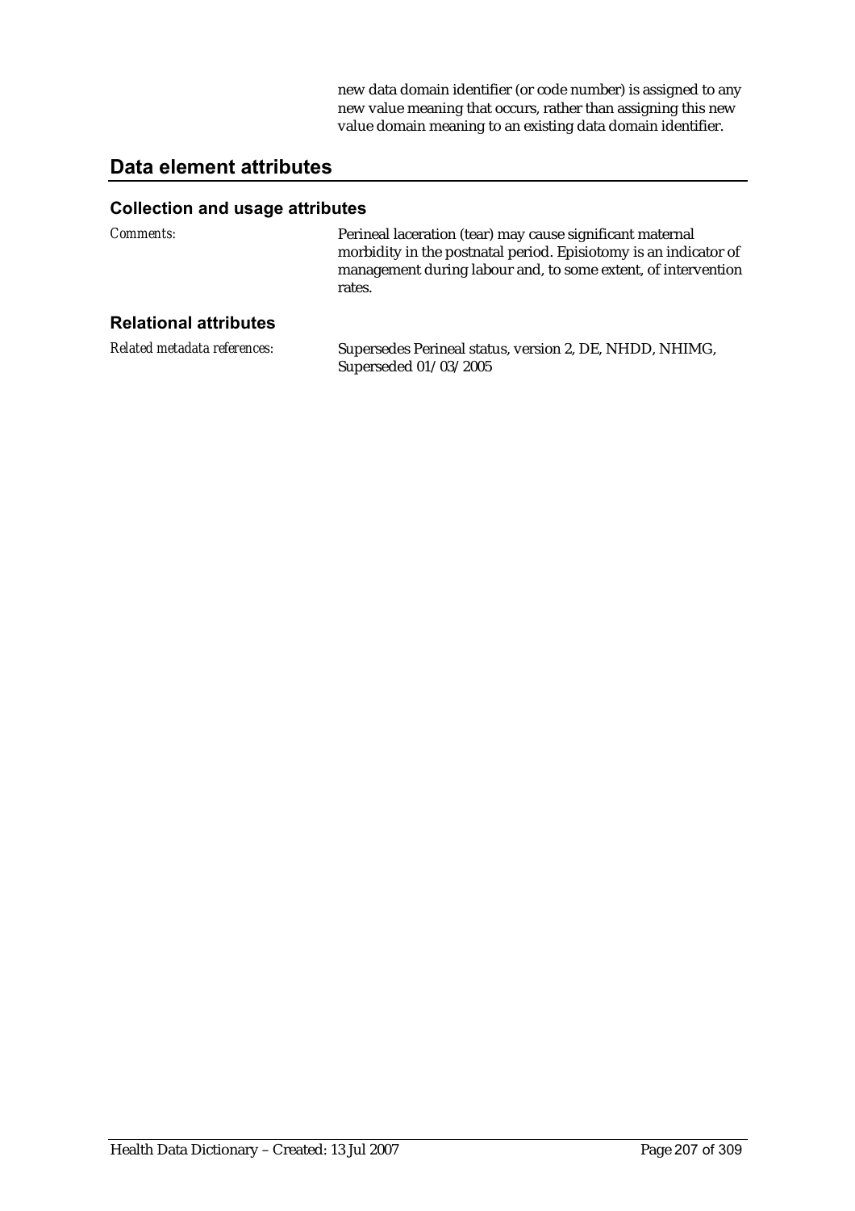new data domain identifier (or code number) is assigned to any new value meaning that occurs, rather than assigning this new value domain meaning to an existing data domain identifier.

## Data element attributes

### Collection and usage attributes

| | |
|---|---|
| *Comments:* | Perineal laceration (tear) may cause significant maternal morbidity in the postnatal period. Episiotomy is an indicator of management during labour and, to some extent, of intervention rates. |

### Relational attributes

| | |
|---|---|
| *Related metadata references:* | Supersedes Perineal status, version 2, DE, NHDD, NHIMG, Superseded 01/03/2005 |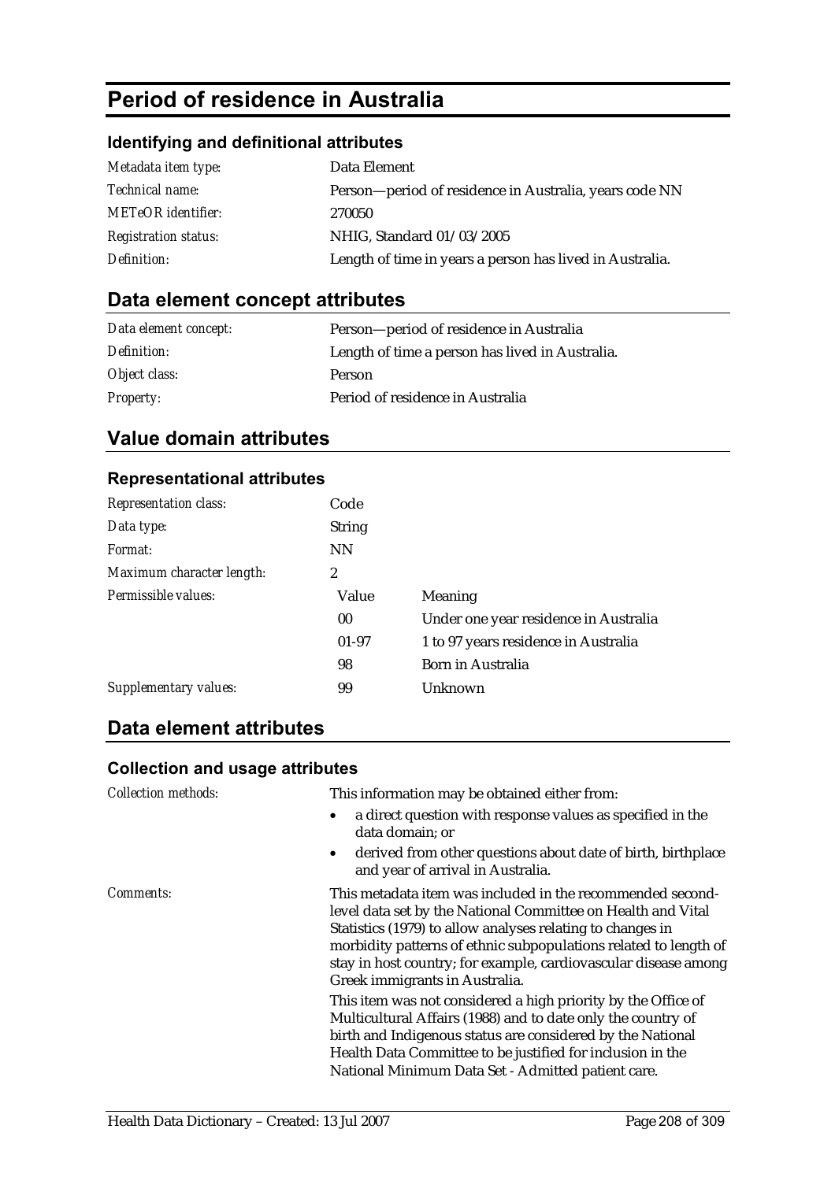# Period of residence in Australia

### Identifying and definitional attributes

| | |
|---|---|
| *Metadata item type:* | Data Element |
| *Technical name:* | Person—period of residence in Australia, years code NN |
| *METeOR identifier:* | 270050 |
| *Registration status:* | NHIG, Standard 01/03/2005 |
| *Definition:* | Length of time in years a person has lived in Australia. |

## Data element concept attributes

| | |
|---|---|
| *Data element concept:* | Person—period of residence in Australia |
| *Definition:* | Length of time a person has lived in Australia. |
| *Object class:* | Person |
| *Property:* | Period of residence in Australia |

## Value domain attributes

### Representational attributes

| | | |
|---|---|---|
| *Representation class:* | Code | |
| *Data type:* | String | |
| *Format:* | NN | |
| *Maximum character length:* | 2 | |
| *Permissible values:* | Value | Meaning |
| | 00 | Under one year residence in Australia |
| | 01-97 | 1 to 97 years residence in Australia |
| | 98 | Born in Australia |
| *Supplementary values:* | 99 | Unknown |

## Data element attributes

### Collection and usage attributes

*Collection methods:*

This information may be obtained either from:

- a direct question with response values as specified in the data domain; or
- derived from other questions about date of birth, birthplace and year of arrival in Australia.

*Comments:*

This metadata item was included in the recommended second-level data set by the National Committee on Health and Vital Statistics (1979) to allow analyses relating to changes in morbidity patterns of ethnic subpopulations related to length of stay in host country; for example, cardiovascular disease among Greek immigrants in Australia.

This item was not considered a high priority by the Office of Multicultural Affairs (1988) and to date only the country of birth and Indigenous status are considered by the National Health Data Committee to be justified for inclusion in the National Minimum Data Set - Admitted patient care.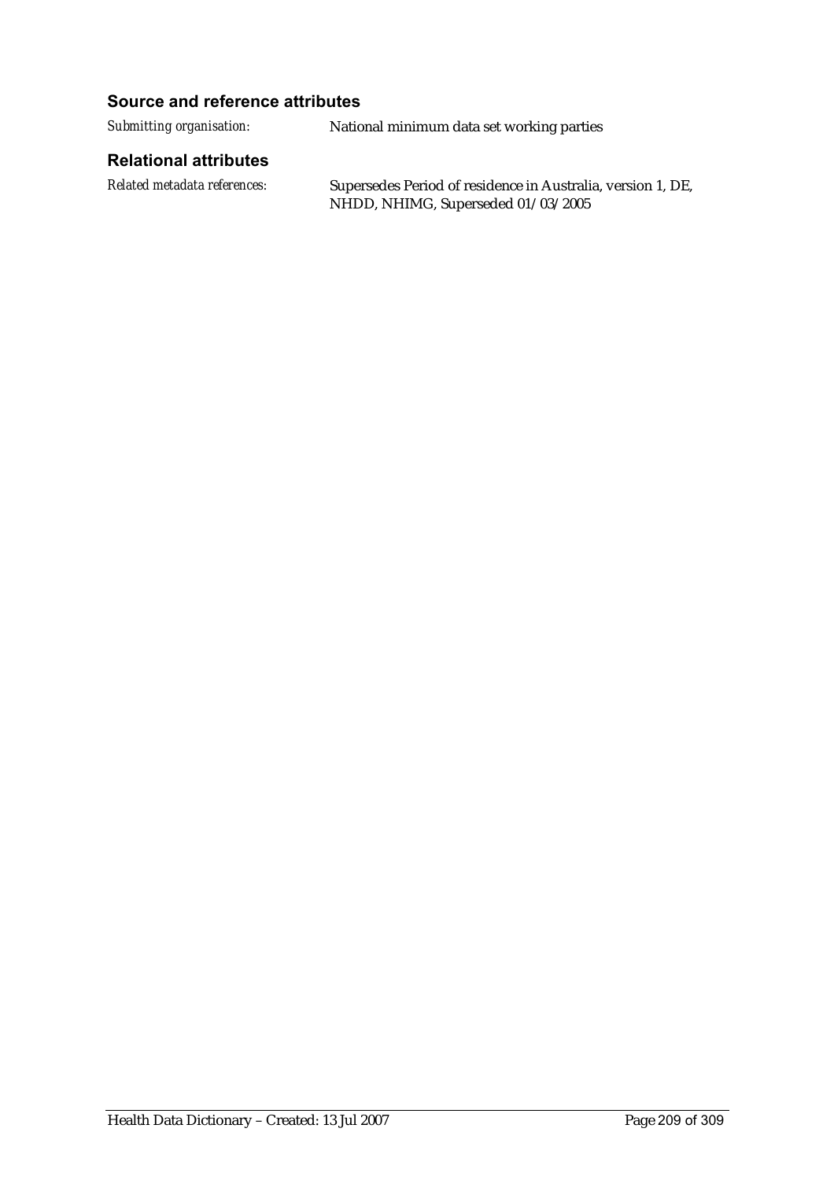### Source and reference attributes

*Submitting organisation:* National minimum data set working parties

### Relational attributes

*Related metadata references:* Supersedes Period of residence in Australia, version 1, DE, NHDD, NHIMG, Superseded 01/03/2005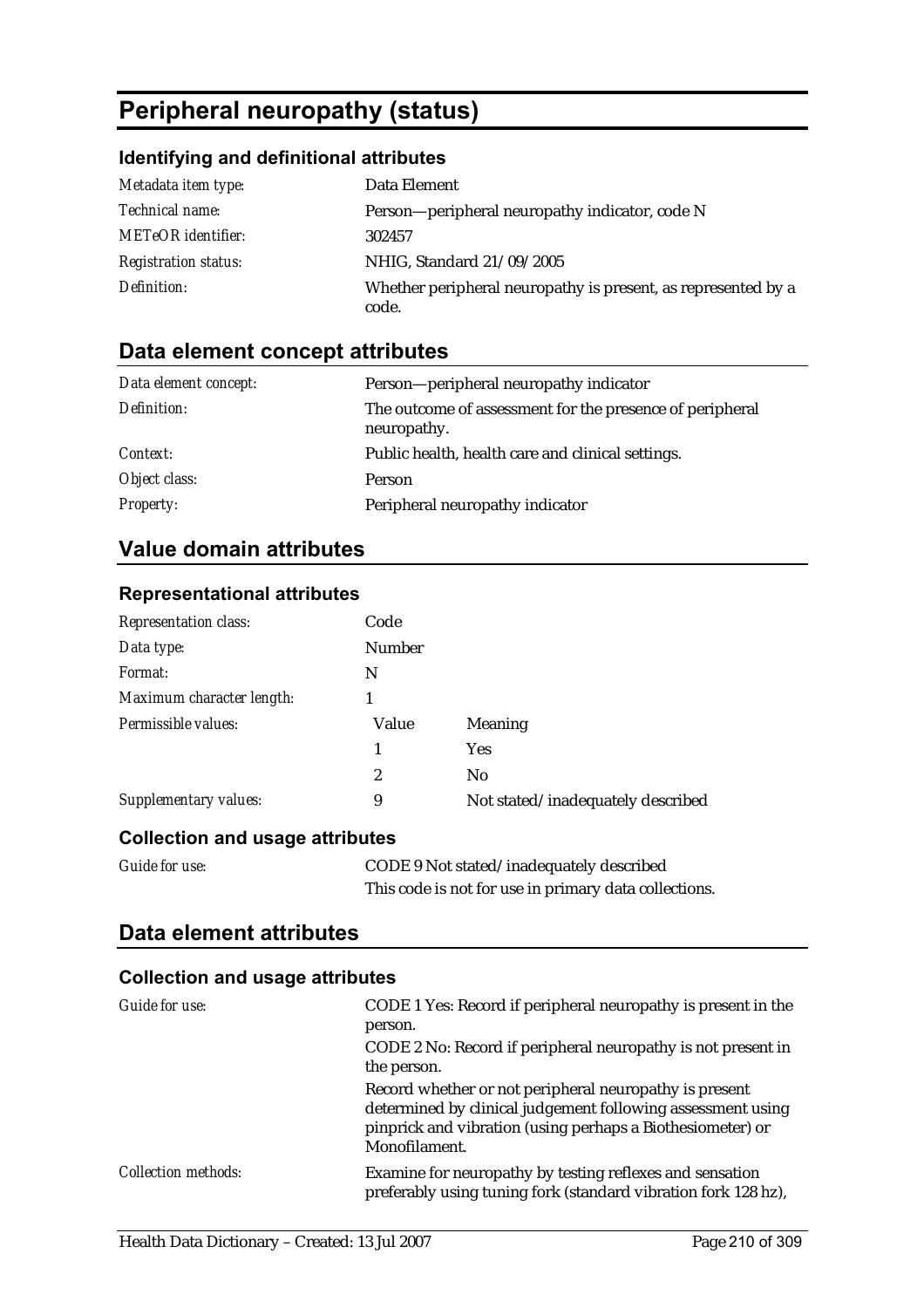# Peripheral neuropathy (status)

### Identifying and definitional attributes

| | |
|---|---|
| *Metadata item type:* | Data Element |
| *Technical name:* | Person—peripheral neuropathy indicator, code N |
| *METeOR identifier:* | 302457 |
| *Registration status:* | NHIG, Standard 21/09/2005 |
| *Definition:* | Whether peripheral neuropathy is present, as represented by a code. |

## Data element concept attributes

| | |
|---|---|
| *Data element concept:* | Person—peripheral neuropathy indicator |
| *Definition:* | The outcome of assessment for the presence of peripheral neuropathy. |
| *Context:* | Public health, health care and clinical settings. |
| *Object class:* | Person |
| *Property:* | Peripheral neuropathy indicator |

## Value domain attributes

### Representational attributes

| | | |
|---|---|---|
| *Representation class:* | Code | |
| *Data type:* | Number | |
| *Format:* | N | |
| *Maximum character length:* | 1 | |
| *Permissible values:* | Value | Meaning |
| | 1 | Yes |
| | 2 | No |
| *Supplementary values:* | 9 | Not stated/inadequately described |

### Collection and usage attributes

| | |
|---|---|
| *Guide for use:* | CODE 9 Not stated/inadequately described<br>This code is not for use in primary data collections. |

## Data element attributes

### Collection and usage attributes

| | |
|---|---|
| *Guide for use:* | CODE 1 Yes: Record if peripheral neuropathy is present in the person.<br>CODE 2 No: Record if peripheral neuropathy is not present in the person.<br>Record whether or not peripheral neuropathy is present determined by clinical judgement following assessment using pinprick and vibration (using perhaps a Biothesiometer) or Monofilament. |
| *Collection methods:* | Examine for neuropathy by testing reflexes and sensation preferably using tuning fork (standard vibration fork 128 hz), |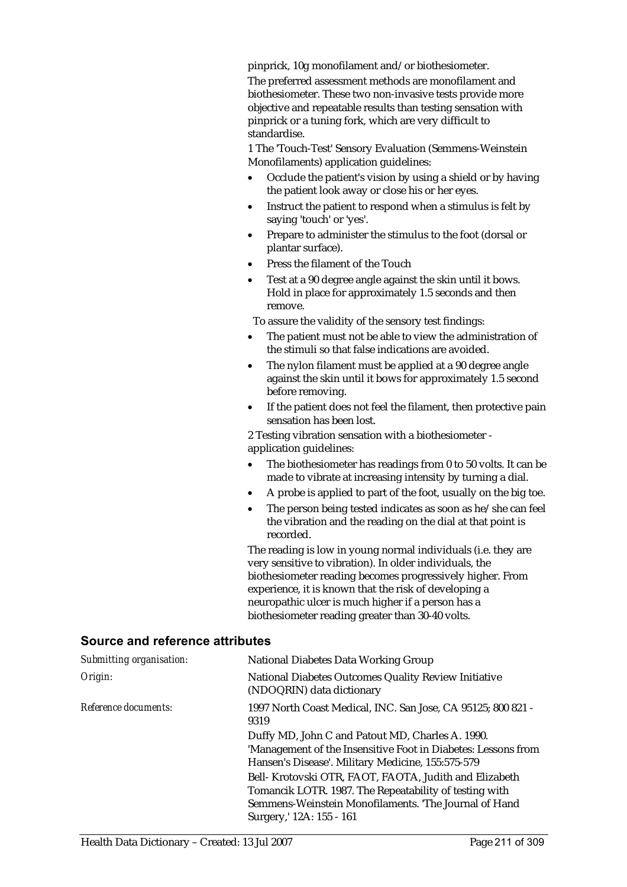pinprick, 10g monofilament and/or biothesiometer.

The preferred assessment methods are monofilament and biothesiometer. These two non-invasive tests provide more objective and repeatable results than testing sensation with pinprick or a tuning fork, which are very difficult to standardise.

1 The 'Touch-Test' Sensory Evaluation (Semmens-Weinstein Monofilaments) application guidelines:

- Occlude the patient's vision by using a shield or by having the patient look away or close his or her eyes.
- Instruct the patient to respond when a stimulus is felt by saying 'touch' or 'yes'.
- Prepare to administer the stimulus to the foot (dorsal or plantar surface).
- Press the filament of the Touch
- Test at a 90 degree angle against the skin until it bows. Hold in place for approximately 1.5 seconds and then remove.

To assure the validity of the sensory test findings:

- The patient must not be able to view the administration of the stimuli so that false indications are avoided.
- The nylon filament must be applied at a 90 degree angle against the skin until it bows for approximately 1.5 second before removing.
- If the patient does not feel the filament, then protective pain sensation has been lost.

2 Testing vibration sensation with a biothesiometer - application guidelines:

- The biothesiometer has readings from 0 to 50 volts. It can be made to vibrate at increasing intensity by turning a dial.
- A probe is applied to part of the foot, usually on the big toe.
- The person being tested indicates as soon as he/she can feel the vibration and the reading on the dial at that point is recorded.

The reading is low in young normal individuals (i.e. they are very sensitive to vibration). In older individuals, the biothesiometer reading becomes progressively higher. From experience, it is known that the risk of developing a neuropathic ulcer is much higher if a person has a biothesiometer reading greater than 30-40 volts.

## Source and reference attributes

*Submitting organisation:* National Diabetes Data Working Group

*Origin:* National Diabetes Outcomes Quality Review Initiative (NDOQRIN) data dictionary

*Reference documents:* 1997 North Coast Medical, INC. San Jose, CA 95125; 800 821 - 9319

Duffy MD, John C and Patout MD, Charles A. 1990. 'Management of the Insensitive Foot in Diabetes: Lessons from Hansen's Disease'. Military Medicine, 155:575-579

Bell- Krotovski OTR, FAOT, FAOTA, Judith and Elizabeth Tomancik LOTR. 1987. The Repeatability of testing with Semmens-Weinstein Monofilaments. 'The Journal of Hand Surgery,' 12A: 155 - 161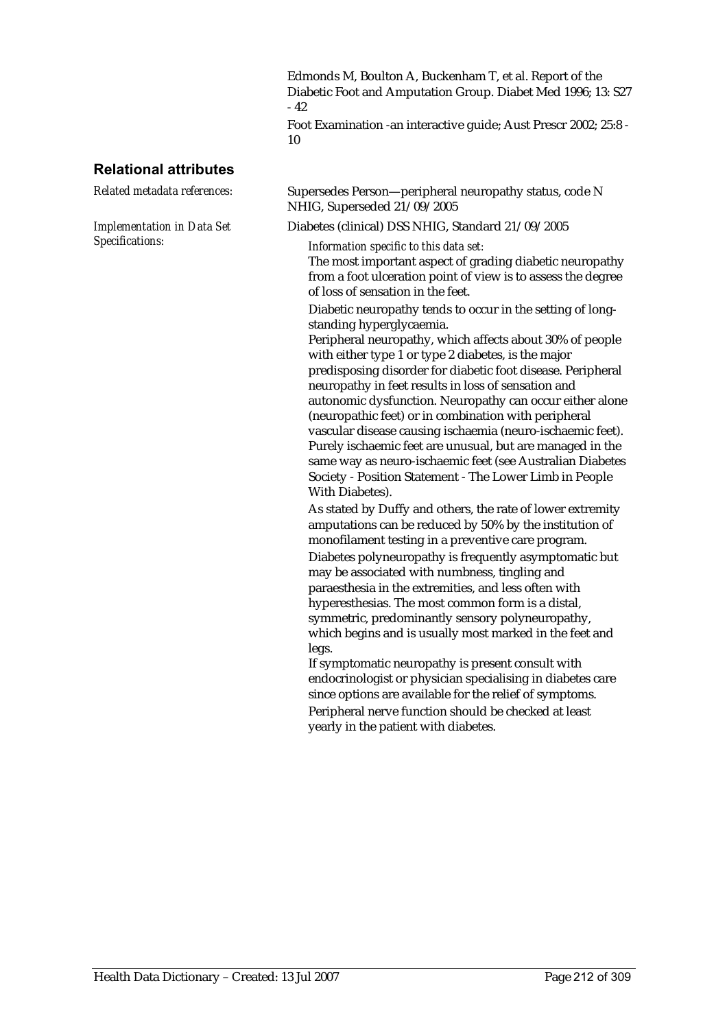Edmonds M, Boulton A, Buckenham T, et al. Report of the Diabetic Foot and Amputation Group. Diabet Med 1996; 13: S27 - 42

Foot Examination -an interactive guide; Aust Prescr 2002; 25:8 - 10

## Relational attributes

*Related metadata references:* Supersedes Person—peripheral neuropathy status, code N NHIG, Superseded 21/09/2005

*Implementation in Data Set Specifications:* Diabetes (clinical) DSS NHIG, Standard 21/09/2005

*Information specific to this data set:*

The most important aspect of grading diabetic neuropathy from a foot ulceration point of view is to assess the degree of loss of sensation in the feet.

Diabetic neuropathy tends to occur in the setting of long-standing hyperglycaemia.

Peripheral neuropathy, which affects about 30% of people with either type 1 or type 2 diabetes, is the major predisposing disorder for diabetic foot disease. Peripheral neuropathy in feet results in loss of sensation and autonomic dysfunction. Neuropathy can occur either alone (neuropathic feet) or in combination with peripheral vascular disease causing ischaemia (neuro-ischaemic feet). Purely ischaemic feet are unusual, but are managed in the same way as neuro-ischaemic feet (see Australian Diabetes Society - Position Statement - The Lower Limb in People With Diabetes).

As stated by Duffy and others, the rate of lower extremity amputations can be reduced by 50% by the institution of monofilament testing in a preventive care program.

Diabetes polyneuropathy is frequently asymptomatic but may be associated with numbness, tingling and paraesthesia in the extremities, and less often with hyperesthesias. The most common form is a distal, symmetric, predominantly sensory polyneuropathy, which begins and is usually most marked in the feet and legs.

If symptomatic neuropathy is present consult with endocrinologist or physician specialising in diabetes care since options are available for the relief of symptoms.

Peripheral nerve function should be checked at least yearly in the patient with diabetes.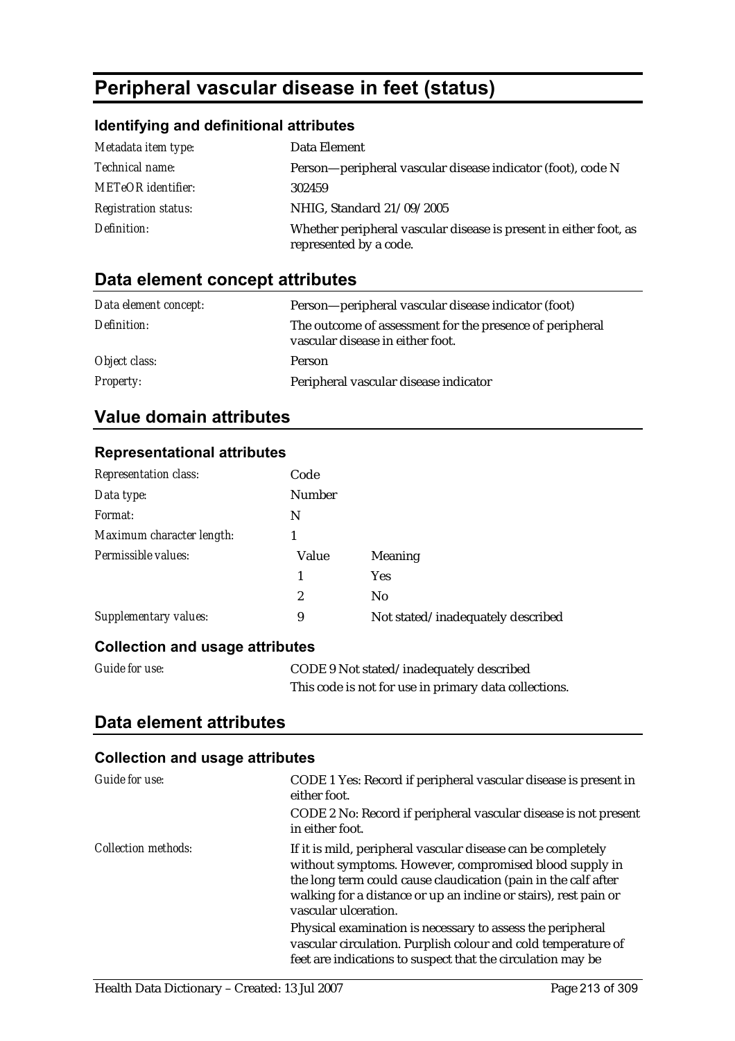# Peripheral vascular disease in feet (status)

## Identifying and definitional attributes

| | |
|---|---|
| *Metadata item type:* | Data Element |
| *Technical name:* | Person—peripheral vascular disease indicator (foot), code N |
| *METeOR identifier:* | 302459 |
| *Registration status:* | NHIG, Standard 21/09/2005 |
| *Definition:* | Whether peripheral vascular disease is present in either foot, as represented by a code. |

## Data element concept attributes

| | |
|---|---|
| *Data element concept:* | Person—peripheral vascular disease indicator (foot) |
| *Definition:* | The outcome of assessment for the presence of peripheral vascular disease in either foot. |
| *Object class:* | Person |
| *Property:* | Peripheral vascular disease indicator |

## Value domain attributes

### Representational attributes

| | | |
|---|---|---|
| *Representation class:* | Code | |
| *Data type:* | Number | |
| *Format:* | N | |
| *Maximum character length:* | 1 | |
| *Permissible values:* | Value | Meaning |
| | 1 | Yes |
| | 2 | No |
| *Supplementary values:* | 9 | Not stated/inadequately described |

### Collection and usage attributes

| | |
|---|---|
| *Guide for use:* | CODE 9 Not stated/inadequately described<br>This code is not for use in primary data collections. |

## Data element attributes

### Collection and usage attributes

| | |
|---|---|
| *Guide for use:* | CODE 1 Yes: Record if peripheral vascular disease is present in either foot.<br>CODE 2 No: Record if peripheral vascular disease is not present in either foot. |
| *Collection methods:* | If it is mild, peripheral vascular disease can be completely without symptoms. However, compromised blood supply in the long term could cause claudication (pain in the calf after walking for a distance or up an incline or stairs), rest pain or vascular ulceration.<br>Physical examination is necessary to assess the peripheral vascular circulation. Purplish colour and cold temperature of feet are indications to suspect that the circulation may be |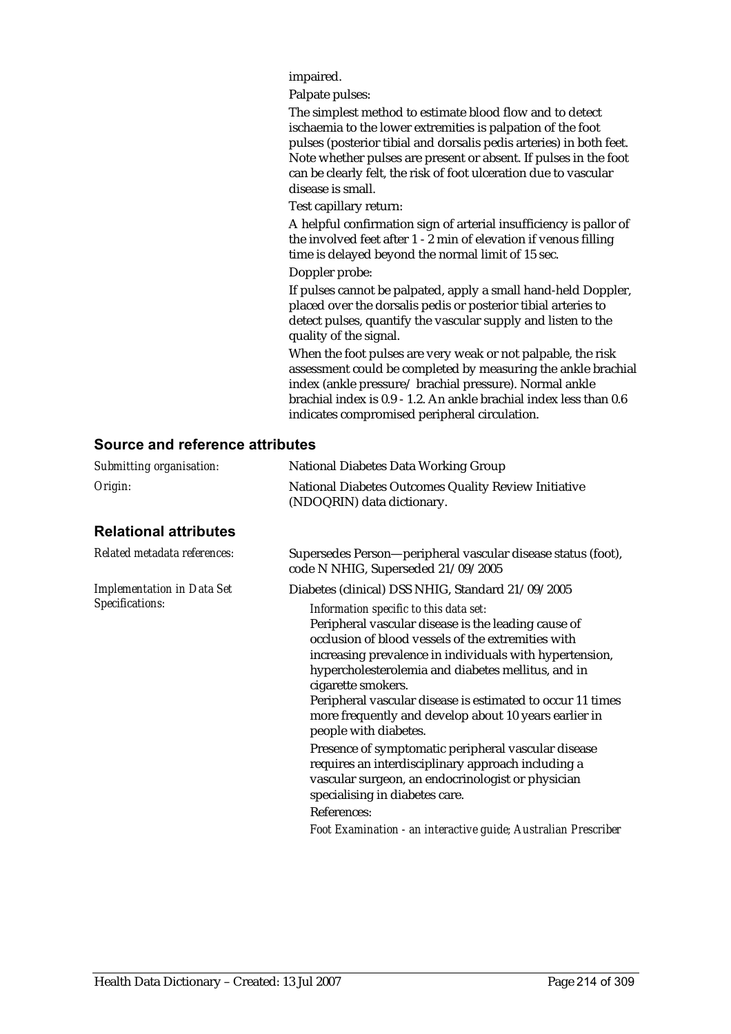impaired.

Palpate pulses:

The simplest method to estimate blood flow and to detect ischaemia to the lower extremities is palpation of the foot pulses (posterior tibial and dorsalis pedis arteries) in both feet. Note whether pulses are present or absent. If pulses in the foot can be clearly felt, the risk of foot ulceration due to vascular disease is small.

Test capillary return:

A helpful confirmation sign of arterial insufficiency is pallor of the involved feet after 1 - 2 min of elevation if venous filling time is delayed beyond the normal limit of 15 sec.

Doppler probe:

If pulses cannot be palpated, apply a small hand-held Doppler, placed over the dorsalis pedis or posterior tibial arteries to detect pulses, quantify the vascular supply and listen to the quality of the signal.

When the foot pulses are very weak or not palpable, the risk assessment could be completed by measuring the ankle brachial index (ankle pressure/ brachial pressure). Normal ankle brachial index is 0.9 - 1.2. An ankle brachial index less than 0.6 indicates compromised peripheral circulation.

## Source and reference attributes

*Submitting organisation:* National Diabetes Data Working Group

*Origin:* National Diabetes Outcomes Quality Review Initiative (NDOQRIN) data dictionary.

## Relational attributes

*Related metadata references:* Supersedes Person—peripheral vascular disease status (foot), code N NHIG, Superseded 21/09/2005

*Implementation in Data Set Specifications:* Diabetes (clinical) DSS NHIG, Standard 21/09/2005

*Information specific to this data set:*

Peripheral vascular disease is the leading cause of occlusion of blood vessels of the extremities with increasing prevalence in individuals with hypertension, hypercholesterolemia and diabetes mellitus, and in cigarette smokers.

Peripheral vascular disease is estimated to occur 11 times more frequently and develop about 10 years earlier in people with diabetes.

Presence of symptomatic peripheral vascular disease requires an interdisciplinary approach including a vascular surgeon, an endocrinologist or physician specialising in diabetes care.

References:

*Foot Examination - an interactive guide; Australian Prescriber*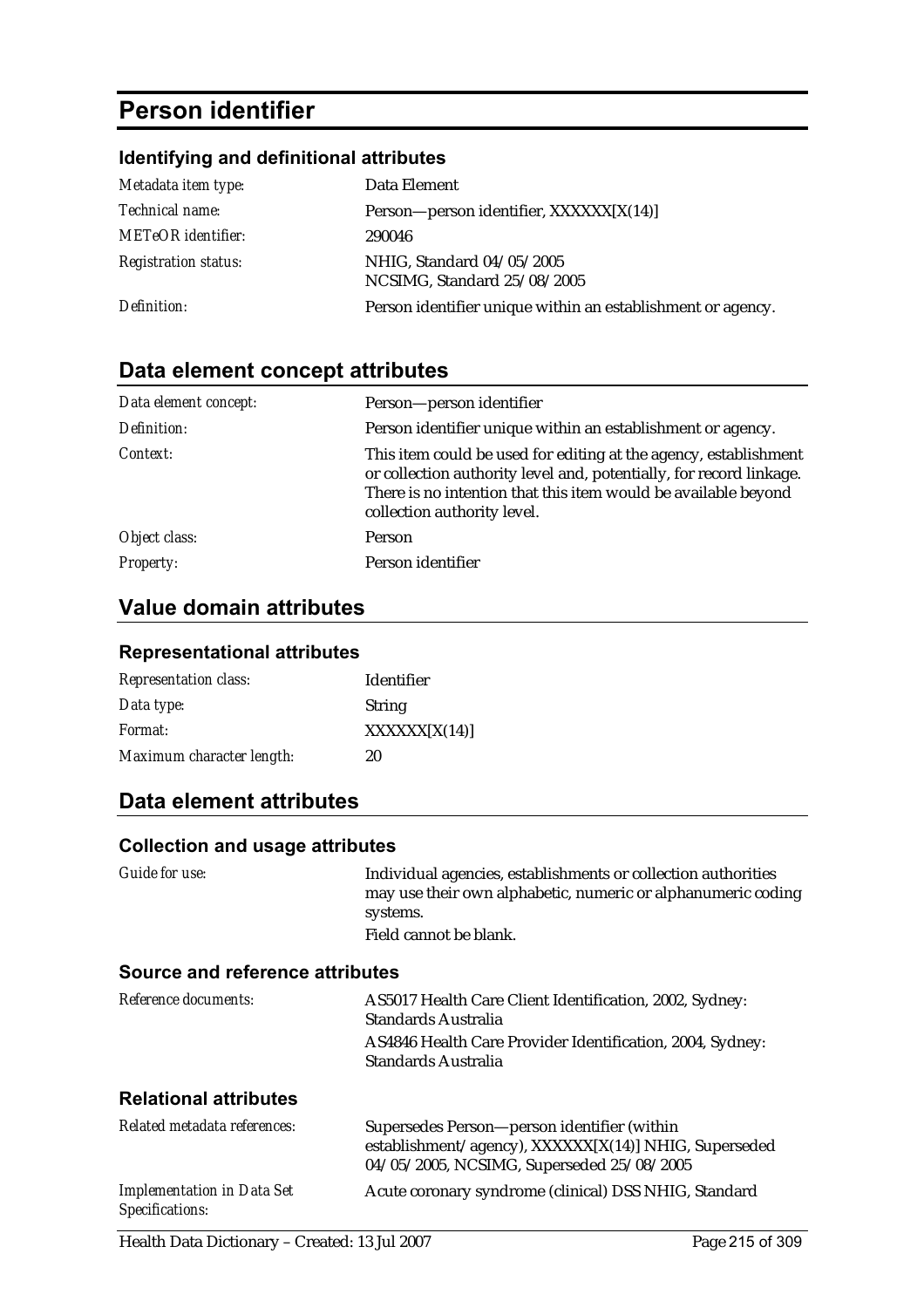# Person identifier

### Identifying and definitional attributes

| | |
|---|---|
| *Metadata item type:* | Data Element |
| *Technical name:* | Person—person identifier, XXXXXX[X(14)] |
| *METeOR identifier:* | 290046 |
| *Registration status:* | NHIG, Standard 04/05/2005<br>NCSIMG, Standard 25/08/2005 |
| *Definition:* | Person identifier unique within an establishment or agency. |

## Data element concept attributes

| | |
|---|---|
| *Data element concept:* | Person—person identifier |
| *Definition:* | Person identifier unique within an establishment or agency. |
| *Context:* | This item could be used for editing at the agency, establishment or collection authority level and, potentially, for record linkage. There is no intention that this item would be available beyond collection authority level. |
| *Object class:* | Person |
| *Property:* | Person identifier |

## Value domain attributes

### Representational attributes

| | |
|---|---|
| *Representation class:* | Identifier |
| *Data type:* | String |
| *Format:* | XXXXXX[X(14)] |
| *Maximum character length:* | 20 |

## Data element attributes

### Collection and usage attributes

| | |
|---|---|
| *Guide for use:* | Individual agencies, establishments or collection authorities may use their own alphabetic, numeric or alphanumeric coding systems.<br>Field cannot be blank. |

### Source and reference attributes

| | |
|---|---|
| *Reference documents:* | AS5017 Health Care Client Identification, 2002, Sydney: Standards Australia<br>AS4846 Health Care Provider Identification, 2004, Sydney: Standards Australia |

### Relational attributes

| | |
|---|---|
| *Related metadata references:* | Supersedes Person—person identifier (within establishment/agency), XXXXXX[X(14)] NHIG, Superseded 04/05/2005, NCSIMG, Superseded 25/08/2005 |
| *Implementation in Data Set Specifications:* | Acute coronary syndrome (clinical) DSS NHIG, Standard |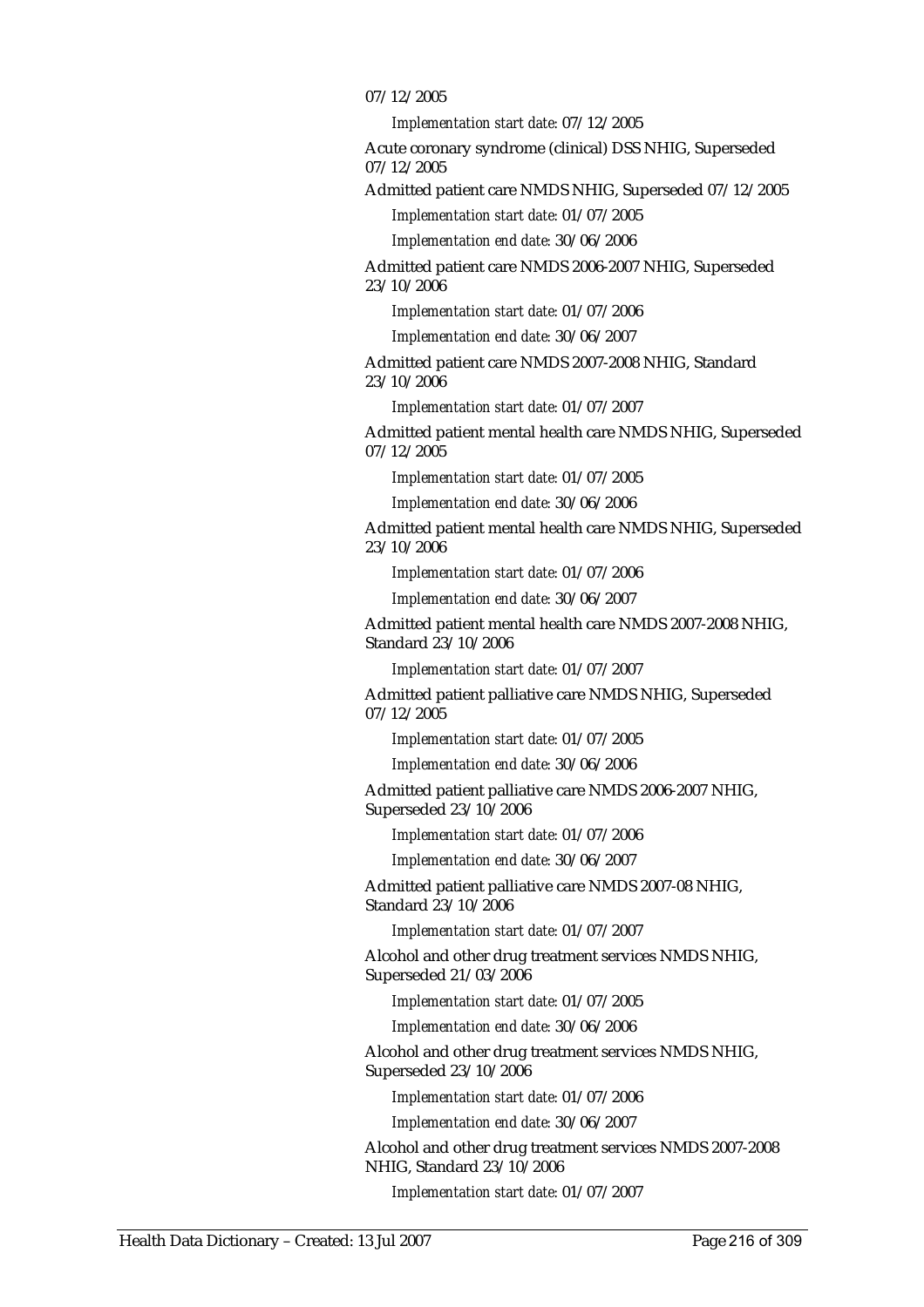07/12/2005

*Implementation start date:* 07/12/2005

Acute coronary syndrome (clinical) DSS NHIG, Superseded 07/12/2005

Admitted patient care NMDS NHIG, Superseded 07/12/2005

*Implementation start date:* 01/07/2005

*Implementation end date:* 30/06/2006

Admitted patient care NMDS 2006-2007 NHIG, Superseded 23/10/2006

*Implementation start date:* 01/07/2006

*Implementation end date:* 30/06/2007

Admitted patient care NMDS 2007-2008 NHIG, Standard 23/10/2006

*Implementation start date:* 01/07/2007

Admitted patient mental health care NMDS NHIG, Superseded 07/12/2005

*Implementation start date:* 01/07/2005

*Implementation end date:* 30/06/2006

Admitted patient mental health care NMDS NHIG, Superseded 23/10/2006

*Implementation start date:* 01/07/2006

*Implementation end date:* 30/06/2007

Admitted patient mental health care NMDS 2007-2008 NHIG, Standard 23/10/2006

*Implementation start date:* 01/07/2007

Admitted patient palliative care NMDS NHIG, Superseded 07/12/2005

*Implementation start date:* 01/07/2005

*Implementation end date:* 30/06/2006

Admitted patient palliative care NMDS 2006-2007 NHIG, Superseded 23/10/2006

*Implementation start date:* 01/07/2006

*Implementation end date:* 30/06/2007

Admitted patient palliative care NMDS 2007-08 NHIG, Standard 23/10/2006

*Implementation start date:* 01/07/2007

Alcohol and other drug treatment services NMDS NHIG, Superseded 21/03/2006

*Implementation start date:* 01/07/2005

*Implementation end date:* 30/06/2006

Alcohol and other drug treatment services NMDS NHIG, Superseded 23/10/2006

*Implementation start date:* 01/07/2006

*Implementation end date:* 30/06/2007

Alcohol and other drug treatment services NMDS 2007-2008 NHIG, Standard 23/10/2006

*Implementation start date:* 01/07/2007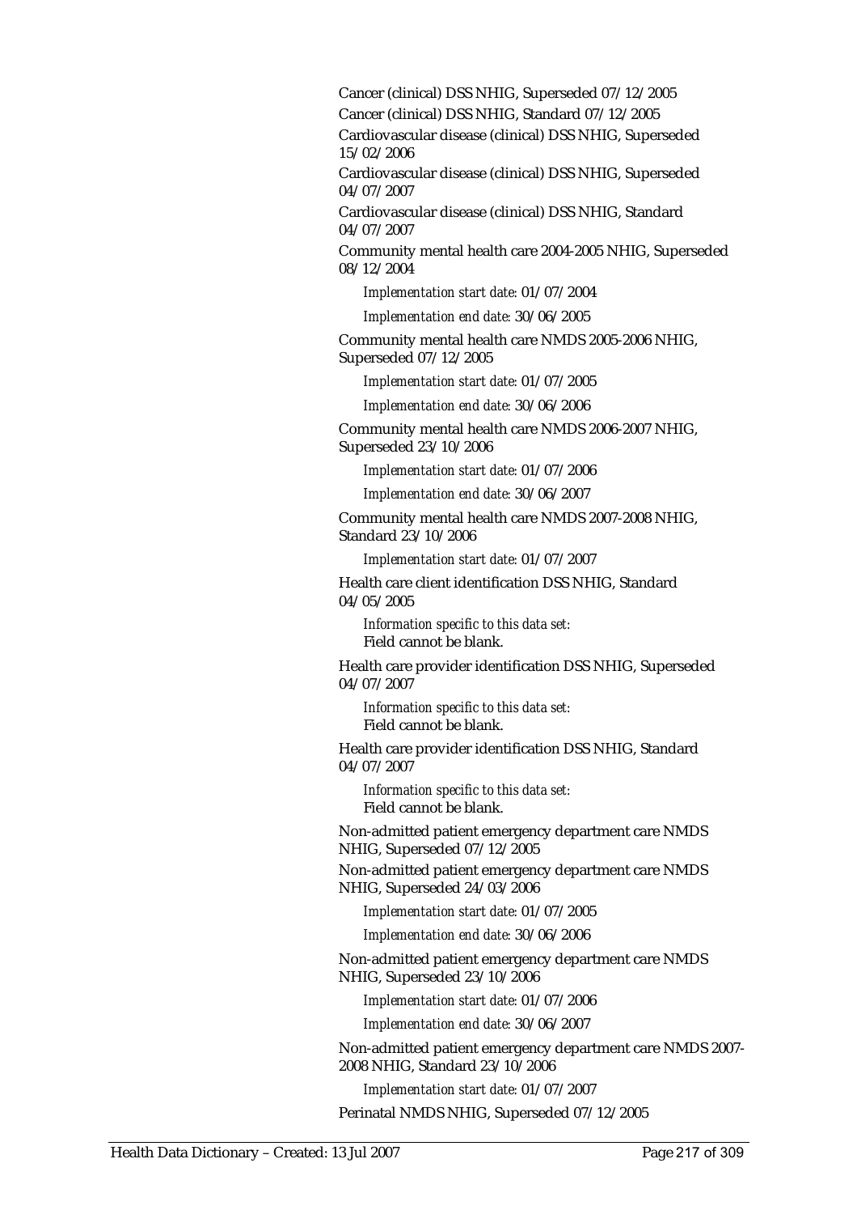Cancer (clinical) DSS NHIG, Superseded 07/12/2005

Cancer (clinical) DSS NHIG, Standard 07/12/2005

Cardiovascular disease (clinical) DSS NHIG, Superseded 15/02/2006

Cardiovascular disease (clinical) DSS NHIG, Superseded 04/07/2007

Cardiovascular disease (clinical) DSS NHIG, Standard 04/07/2007

Community mental health care 2004-2005 NHIG, Superseded 08/12/2004

*Implementation start date:* 01/07/2004

*Implementation end date:* 30/06/2005

Community mental health care NMDS 2005-2006 NHIG, Superseded 07/12/2005

*Implementation start date:* 01/07/2005

*Implementation end date:* 30/06/2006

Community mental health care NMDS 2006-2007 NHIG, Superseded 23/10/2006

*Implementation start date:* 01/07/2006

*Implementation end date:* 30/06/2007

Community mental health care NMDS 2007-2008 NHIG, Standard 23/10/2006

*Implementation start date:* 01/07/2007

Health care client identification DSS NHIG, Standard 04/05/2005

*Information specific to this data set:*
Field cannot be blank.

Health care provider identification DSS NHIG, Superseded 04/07/2007

*Information specific to this data set:*
Field cannot be blank.

Health care provider identification DSS NHIG, Standard 04/07/2007

*Information specific to this data set:*
Field cannot be blank.

Non-admitted patient emergency department care NMDS NHIG, Superseded 07/12/2005

Non-admitted patient emergency department care NMDS NHIG, Superseded 24/03/2006

*Implementation start date:* 01/07/2005

*Implementation end date:* 30/06/2006

Non-admitted patient emergency department care NMDS NHIG, Superseded 23/10/2006

*Implementation start date:* 01/07/2006

*Implementation end date:* 30/06/2007

Non-admitted patient emergency department care NMDS 2007-2008 NHIG, Standard 23/10/2006

*Implementation start date:* 01/07/2007

Perinatal NMDS NHIG, Superseded 07/12/2005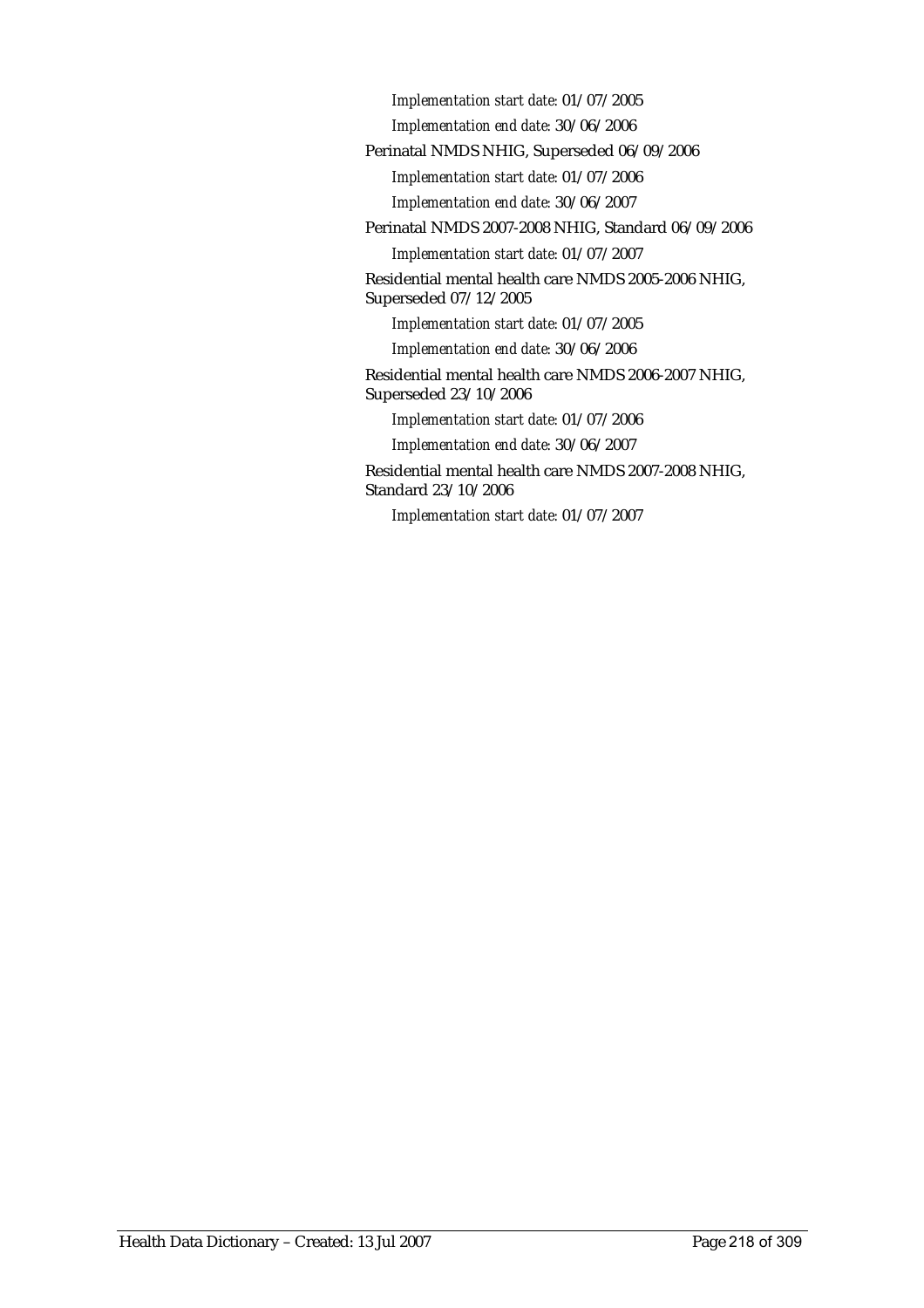*Implementation start date:* 01/07/2005

*Implementation end date:* 30/06/2006

Perinatal NMDS NHIG, Superseded 06/09/2006

*Implementation start date:* 01/07/2006

*Implementation end date:* 30/06/2007

Perinatal NMDS 2007-2008 NHIG, Standard 06/09/2006

*Implementation start date:* 01/07/2007

Residential mental health care NMDS 2005-2006 NHIG, Superseded 07/12/2005

*Implementation start date:* 01/07/2005

*Implementation end date:* 30/06/2006

Residential mental health care NMDS 2006-2007 NHIG, Superseded 23/10/2006

*Implementation start date:* 01/07/2006

*Implementation end date:* 30/06/2007

Residential mental health care NMDS 2007-2008 NHIG, Standard 23/10/2006

*Implementation start date:* 01/07/2007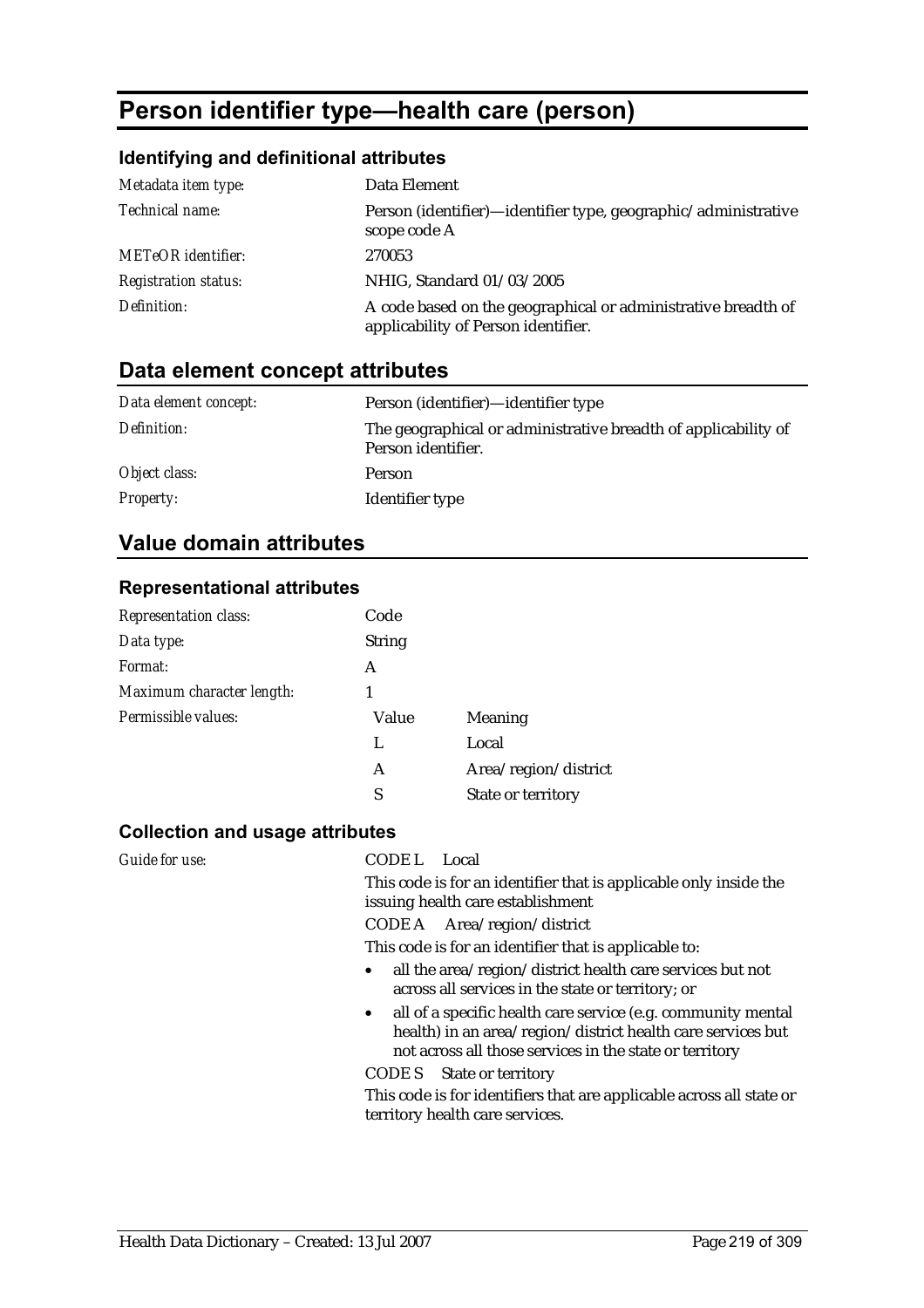# Person identifier type—health care (person)

## Identifying and definitional attributes

| | |
|---|---|
| *Metadata item type:* | Data Element |
| *Technical name:* | Person (identifier)—identifier type, geographic/administrative scope code A |
| *METeOR identifier:* | 270053 |
| *Registration status:* | NHIG, Standard 01/03/2005 |
| *Definition:* | A code based on the geographical or administrative breadth of applicability of Person identifier. |

## Data element concept attributes

| | |
|---|---|
| *Data element concept:* | Person (identifier)—identifier type |
| *Definition:* | The geographical or administrative breadth of applicability of Person identifier. |
| *Object class:* | Person |
| *Property:* | Identifier type |

## Value domain attributes

### Representational attributes

| | | |
|---|---|---|
| *Representation class:* | Code | |
| *Data type:* | String | |
| *Format:* | A | |
| *Maximum character length:* | 1 | |
| *Permissible values:* | Value | Meaning |
| | L | Local |
| | A | Area/region/district |
| | S | State or territory |

### Collection and usage attributes

*Guide for use:*

CODE L Local

This code is for an identifier that is applicable only inside the issuing health care establishment

CODE A Area/region/district

This code is for an identifier that is applicable to:

- all the area/region/district health care services but not across all services in the state or territory; or
- all of a specific health care service (e.g. community mental health) in an area/region/district health care services but not across all those services in the state or territory

CODE S State or territory

This code is for identifiers that are applicable across all state or territory health care services.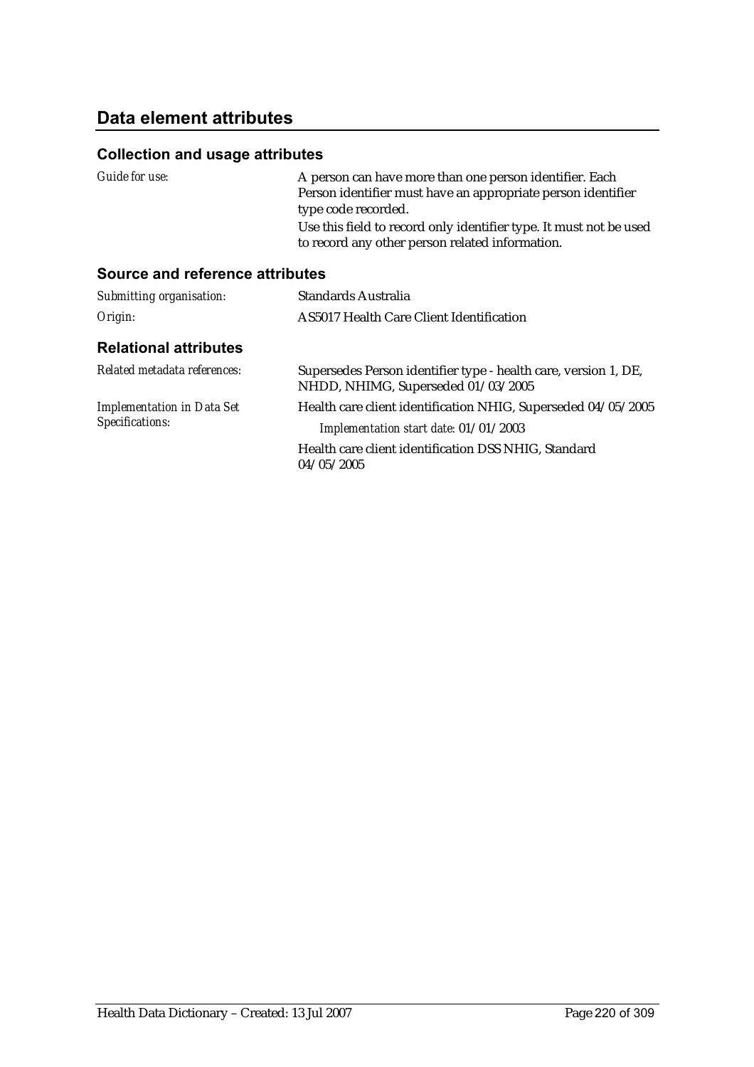## Data element attributes

### Collection and usage attributes

| | |
|---|---|
| *Guide for use:* | A person can have more than one person identifier. Each Person identifier must have an appropriate person identifier type code recorded.<br>Use this field to record only identifier type. It must not be used to record any other person related information. |

### Source and reference attributes

| | |
|---|---|
| *Submitting organisation:* | Standards Australia |
| *Origin:* | AS5017 Health Care Client Identification |

### Relational attributes

| | |
|---|---|
| *Related metadata references:* | Supersedes Person identifier type - health care, version 1, DE, NHDD, NHIMG, Superseded 01/03/2005 |
| *Implementation in Data Set Specifications:* | Health care client identification NHIG, Superseded 04/05/2005<br>*Implementation start date:* 01/01/2003<br>Health care client identification DSS NHIG, Standard 04/05/2005 |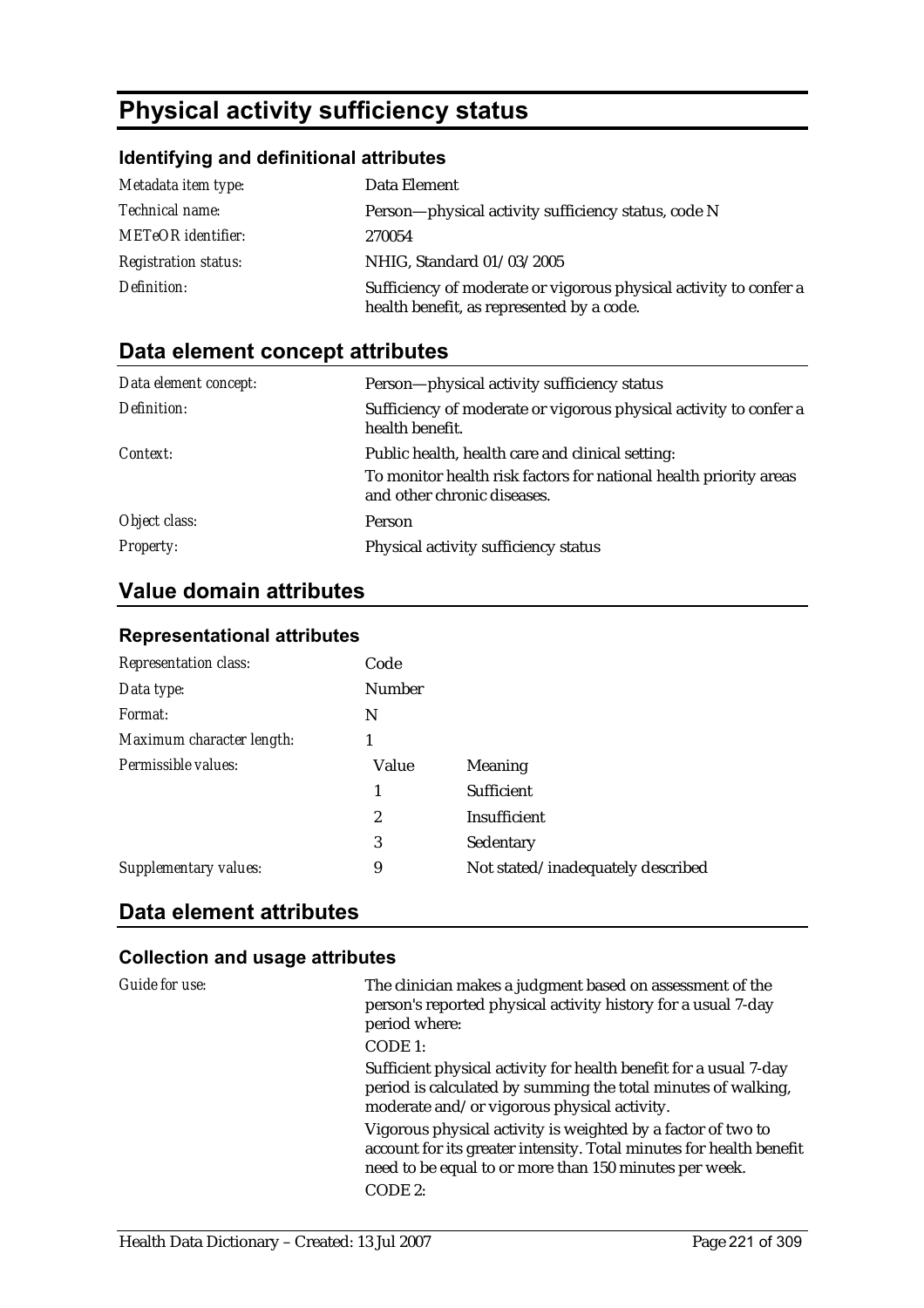# Physical activity sufficiency status

### Identifying and definitional attributes

| | |
|---|---|
| *Metadata item type:* | Data Element |
| *Technical name:* | Person—physical activity sufficiency status, code N |
| *METeOR identifier:* | 270054 |
| *Registration status:* | NHIG, Standard 01/03/2005 |
| *Definition:* | Sufficiency of moderate or vigorous physical activity to confer a health benefit, as represented by a code. |

## Data element concept attributes

| | |
|---|---|
| *Data element concept:* | Person—physical activity sufficiency status |
| *Definition:* | Sufficiency of moderate or vigorous physical activity to confer a health benefit. |
| *Context:* | Public health, health care and clinical setting: To monitor health risk factors for national health priority areas and other chronic diseases. |
| *Object class:* | Person |
| *Property:* | Physical activity sufficiency status |

## Value domain attributes

### Representational attributes

| | | |
|---|---|---|
| *Representation class:* | Code | |
| *Data type:* | Number | |
| *Format:* | N | |
| *Maximum character length:* | 1 | |
| *Permissible values:* | **Value** | **Meaning** |
| | 1 | Sufficient |
| | 2 | Insufficient |
| | 3 | Sedentary |
| *Supplementary values:* | 9 | Not stated/inadequately described |

## Data element attributes

### Collection and usage attributes

*Guide for use:*

The clinician makes a judgment based on assessment of the person's reported physical activity history for a usual 7-day period where:

CODE 1:

Sufficient physical activity for health benefit for a usual 7-day period is calculated by summing the total minutes of walking, moderate and/or vigorous physical activity.

Vigorous physical activity is weighted by a factor of two to account for its greater intensity. Total minutes for health benefit need to be equal to or more than 150 minutes per week.

CODE 2: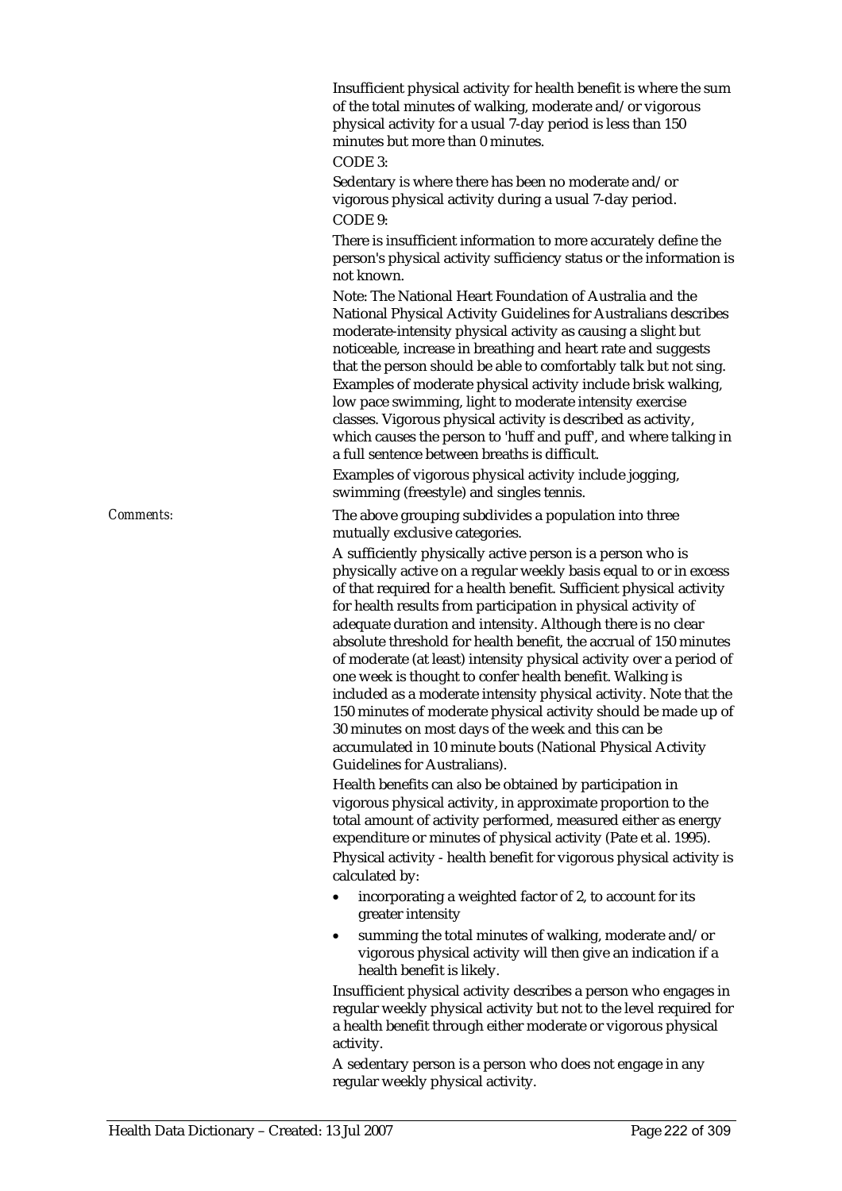Insufficient physical activity for health benefit is where the sum of the total minutes of walking, moderate and/or vigorous physical activity for a usual 7-day period is less than 150 minutes but more than 0 minutes.

CODE 3:

Sedentary is where there has been no moderate and/or vigorous physical activity during a usual 7-day period.

CODE 9:

There is insufficient information to more accurately define the person's physical activity sufficiency status or the information is not known.

Note: The National Heart Foundation of Australia and the National Physical Activity Guidelines for Australians describes moderate-intensity physical activity as causing a slight but noticeable, increase in breathing and heart rate and suggests that the person should be able to comfortably talk but not sing. Examples of moderate physical activity include brisk walking, low pace swimming, light to moderate intensity exercise classes. Vigorous physical activity is described as activity, which causes the person to 'huff and puff', and where talking in a full sentence between breaths is difficult.

Examples of vigorous physical activity include jogging, swimming (freestyle) and singles tennis.

*Comments:*

The above grouping subdivides a population into three mutually exclusive categories.

A sufficiently physically active person is a person who is physically active on a regular weekly basis equal to or in excess of that required for a health benefit. Sufficient physical activity for health results from participation in physical activity of adequate duration and intensity. Although there is no clear absolute threshold for health benefit, the accrual of 150 minutes of moderate (at least) intensity physical activity over a period of one week is thought to confer health benefit. Walking is included as a moderate intensity physical activity. Note that the 150 minutes of moderate physical activity should be made up of 30 minutes on most days of the week and this can be accumulated in 10 minute bouts (National Physical Activity Guidelines for Australians).

Health benefits can also be obtained by participation in vigorous physical activity, in approximate proportion to the total amount of activity performed, measured either as energy expenditure or minutes of physical activity (Pate et al. 1995).

Physical activity - health benefit for vigorous physical activity is calculated by:

- incorporating a weighted factor of 2, to account for its greater intensity
- summing the total minutes of walking, moderate and/or vigorous physical activity will then give an indication if a health benefit is likely.

Insufficient physical activity describes a person who engages in regular weekly physical activity but not to the level required for a health benefit through either moderate or vigorous physical activity.

A sedentary person is a person who does not engage in any regular weekly physical activity.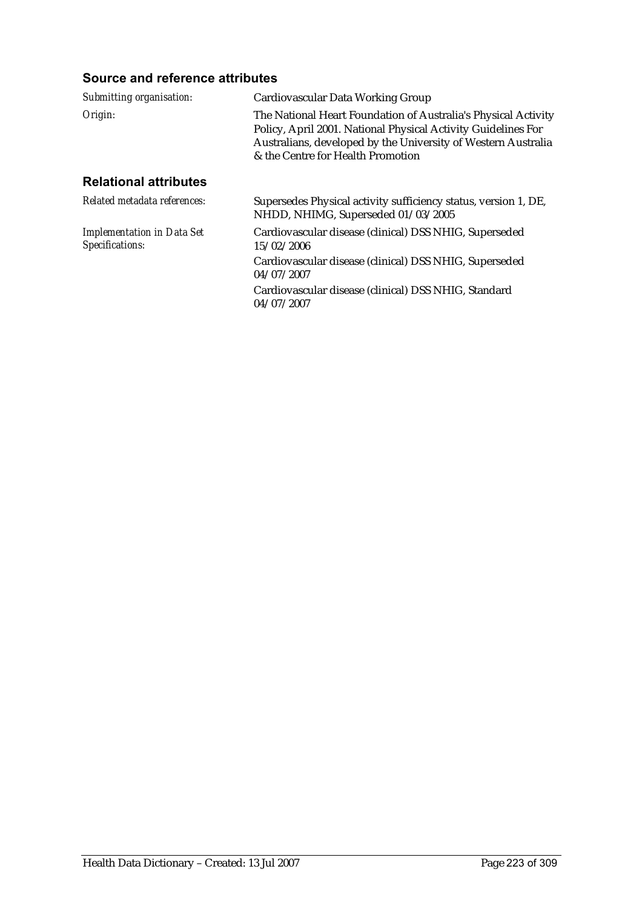### Source and reference attributes

| | |
|---|---|
| *Submitting organisation:* | Cardiovascular Data Working Group |
| *Origin:* | The National Heart Foundation of Australia's Physical Activity Policy, April 2001. National Physical Activity Guidelines For Australians, developed by the University of Western Australia & the Centre for Health Promotion |

### Relational attributes

| | |
|---|---|
| *Related metadata references:* | Supersedes Physical activity sufficiency status, version 1, DE, NHDD, NHIMG, Superseded 01/03/2005 |
| *Implementation in Data Set Specifications:* | Cardiovascular disease (clinical) DSS NHIG, Superseded 15/02/2006<br>Cardiovascular disease (clinical) DSS NHIG, Superseded 04/07/2007<br>Cardiovascular disease (clinical) DSS NHIG, Standard 04/07/2007 |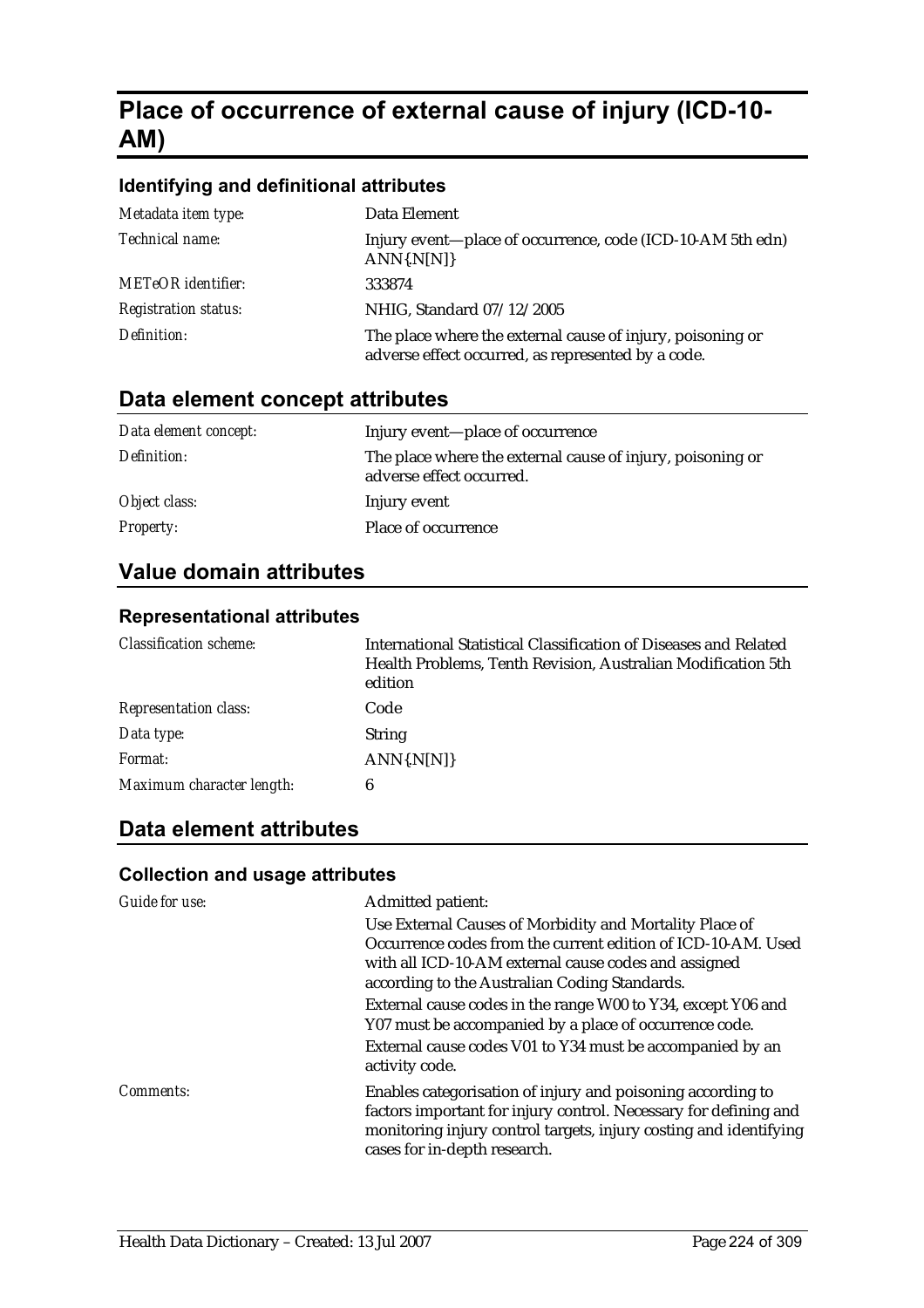# Place of occurrence of external cause of injury (ICD-10-AM)

### Identifying and definitional attributes

| | |
|---|---|
| *Metadata item type:* | Data Element |
| *Technical name:* | Injury event—place of occurrence, code (ICD-10-AM 5th edn) ANN{.N[N]} |
| *METeOR identifier:* | 333874 |
| *Registration status:* | NHIG, Standard 07/12/2005 |
| *Definition:* | The place where the external cause of injury, poisoning or adverse effect occurred, as represented by a code. |

## Data element concept attributes

| | |
|---|---|
| *Data element concept:* | Injury event—place of occurrence |
| *Definition:* | The place where the external cause of injury, poisoning or adverse effect occurred. |
| *Object class:* | Injury event |
| *Property:* | Place of occurrence |

## Value domain attributes

### Representational attributes

| | |
|---|---|
| *Classification scheme:* | International Statistical Classification of Diseases and Related Health Problems, Tenth Revision, Australian Modification 5th edition |
| *Representation class:* | Code |
| *Data type:* | String |
| *Format:* | ANN{.N[N]} |
| *Maximum character length:* | 6 |

## Data element attributes

### Collection and usage attributes

*Guide for use:*

Admitted patient:

Use External Causes of Morbidity and Mortality Place of Occurrence codes from the current edition of ICD-10-AM. Used with all ICD-10-AM external cause codes and assigned according to the Australian Coding Standards.

External cause codes in the range W00 to Y34, except Y06 and Y07 must be accompanied by a place of occurrence code.

External cause codes V01 to Y34 must be accompanied by an activity code.

*Comments:*

Enables categorisation of injury and poisoning according to factors important for injury control. Necessary for defining and monitoring injury control targets, injury costing and identifying cases for in-depth research.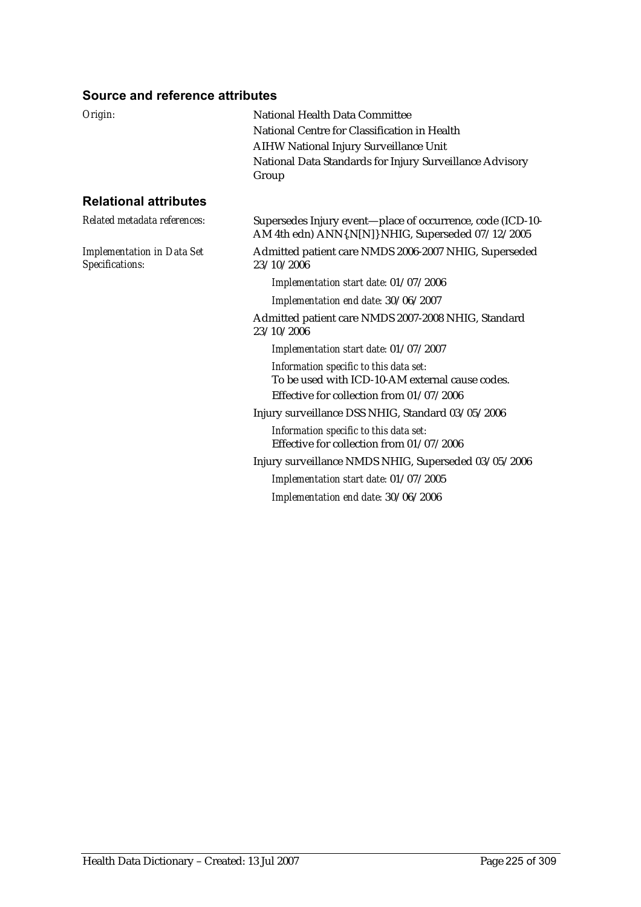### Source and reference attributes

*Origin:* National Health Data Committee
National Centre for Classification in Health
AIHW National Injury Surveillance Unit
National Data Standards for Injury Surveillance Advisory Group

### Relational attributes

*Related metadata references:* Supersedes Injury event—place of occurrence, code (ICD-10-AM 4th edn) ANN{.N[N]} NHIG, Superseded 07/12/2005

*Implementation in Data Set Specifications:*

Admitted patient care NMDS 2006-2007 NHIG, Superseded 23/10/2006

*Implementation start date:* 01/07/2006

*Implementation end date:* 30/06/2007

Admitted patient care NMDS 2007-2008 NHIG, Standard 23/10/2006

*Implementation start date:* 01/07/2007

*Information specific to this data set:*
To be used with ICD-10-AM external cause codes.
Effective for collection from 01/07/2006

Injury surveillance DSS NHIG, Standard 03/05/2006

*Information specific to this data set:*
Effective for collection from 01/07/2006

Injury surveillance NMDS NHIG, Superseded 03/05/2006

*Implementation start date:* 01/07/2005

*Implementation end date:* 30/06/2006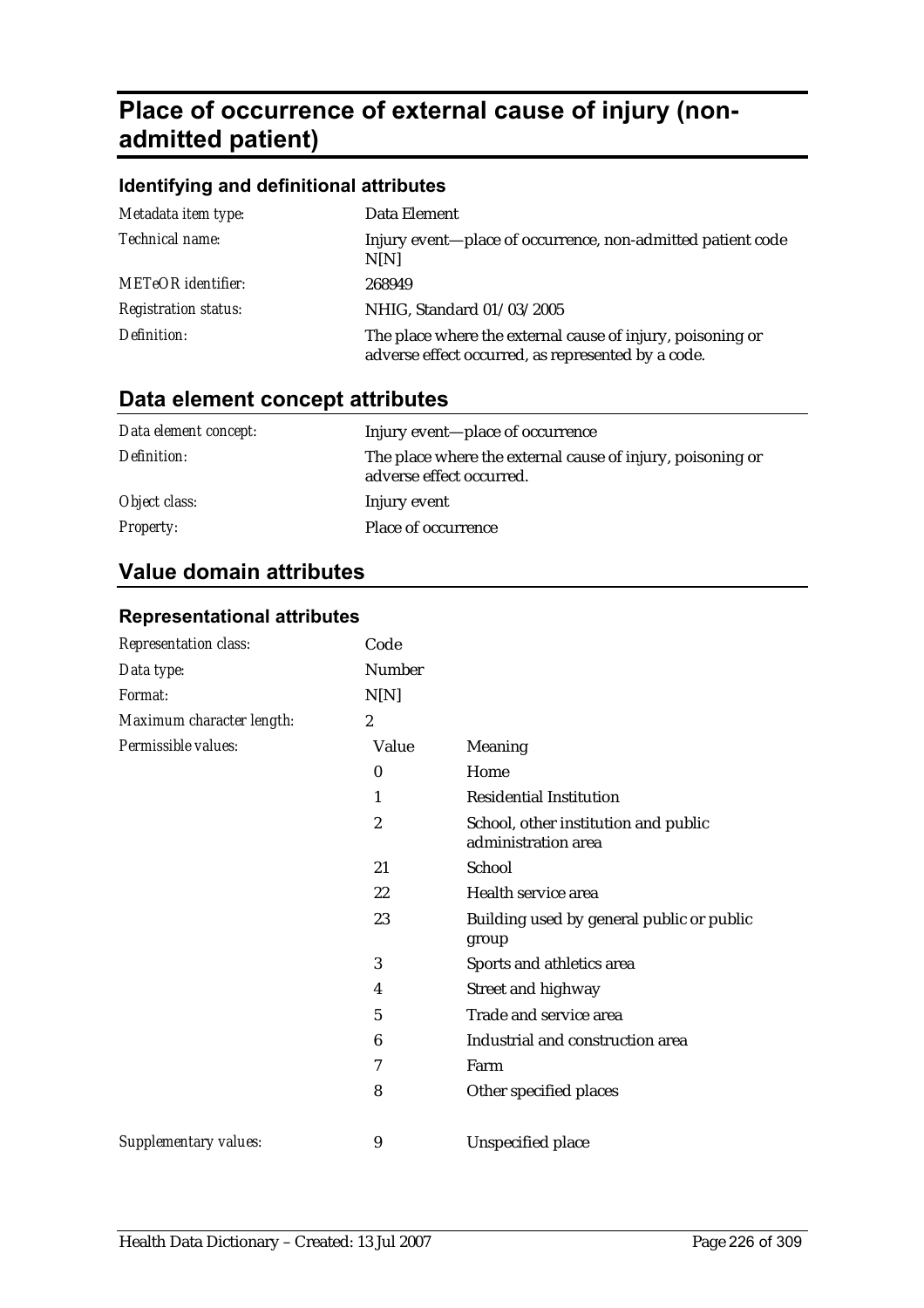# Place of occurrence of external cause of injury (non-admitted patient)

### Identifying and definitional attributes

| | |
|---|---|
| *Metadata item type:* | Data Element |
| *Technical name:* | Injury event—place of occurrence, non-admitted patient code N[N] |
| *METeOR identifier:* | 268949 |
| *Registration status:* | NHIG, Standard 01/03/2005 |
| *Definition:* | The place where the external cause of injury, poisoning or adverse effect occurred, as represented by a code. |

## Data element concept attributes

| | |
|---|---|
| *Data element concept:* | Injury event—place of occurrence |
| *Definition:* | The place where the external cause of injury, poisoning or adverse effect occurred. |
| *Object class:* | Injury event |
| *Property:* | Place of occurrence |

## Value domain attributes

### Representational attributes

| | | |
|---|---|---|
| *Representation class:* | Code | |
| *Data type:* | Number | |
| *Format:* | N[N] | |
| *Maximum character length:* | 2 | |
| *Permissible values:* | Value | Meaning |
| | 0 | Home |
| | 1 | Residential Institution |
| | 2 | School, other institution and public administration area |
| | 21 | School |
| | 22 | Health service area |
| | 23 | Building used by general public or public group |
| | 3 | Sports and athletics area |
| | 4 | Street and highway |
| | 5 | Trade and service area |
| | 6 | Industrial and construction area |
| | 7 | Farm |
| | 8 | Other specified places |
| *Supplementary values:* | 9 | Unspecified place |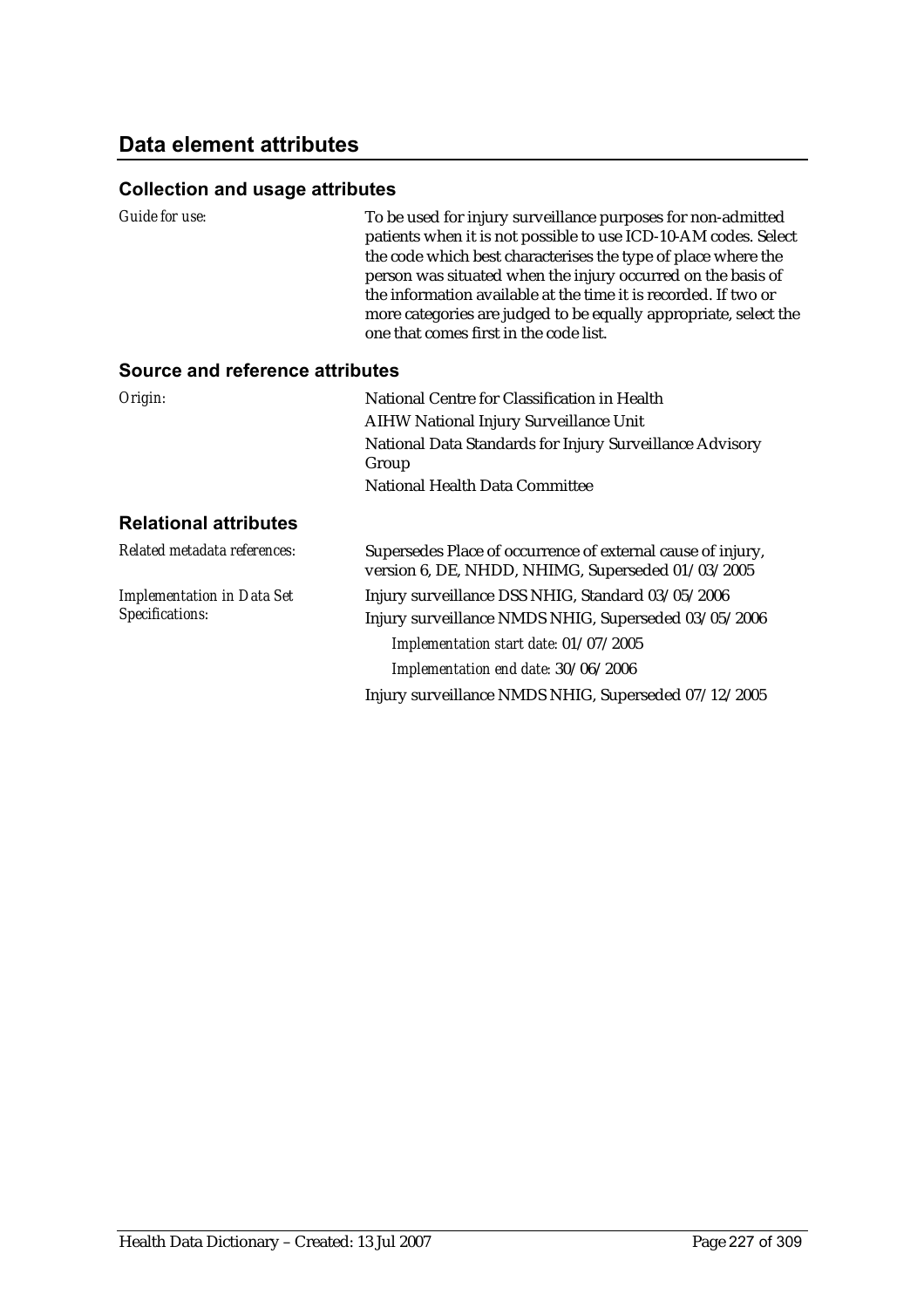## Data element attributes

### Collection and usage attributes

*Guide for use:* To be used for injury surveillance purposes for non-admitted patients when it is not possible to use ICD-10-AM codes. Select the code which best characterises the type of place where the person was situated when the injury occurred on the basis of the information available at the time it is recorded. If two or more categories are judged to be equally appropriate, select the one that comes first in the code list.

### Source and reference attributes

*Origin:* National Centre for Classification in Health

AIHW National Injury Surveillance Unit

National Data Standards for Injury Surveillance Advisory Group

National Health Data Committee

### Relational attributes

*Related metadata references:* Supersedes Place of occurrence of external cause of injury, version 6, DE, NHDD, NHIMG, Superseded 01/03/2005

*Implementation in Data Set Specifications:* Injury surveillance DSS NHIG, Standard 03/05/2006

Injury surveillance NMDS NHIG, Superseded 03/05/2006

*Implementation start date:* 01/07/2005

*Implementation end date:* 30/06/2006

Injury surveillance NMDS NHIG, Superseded 07/12/2005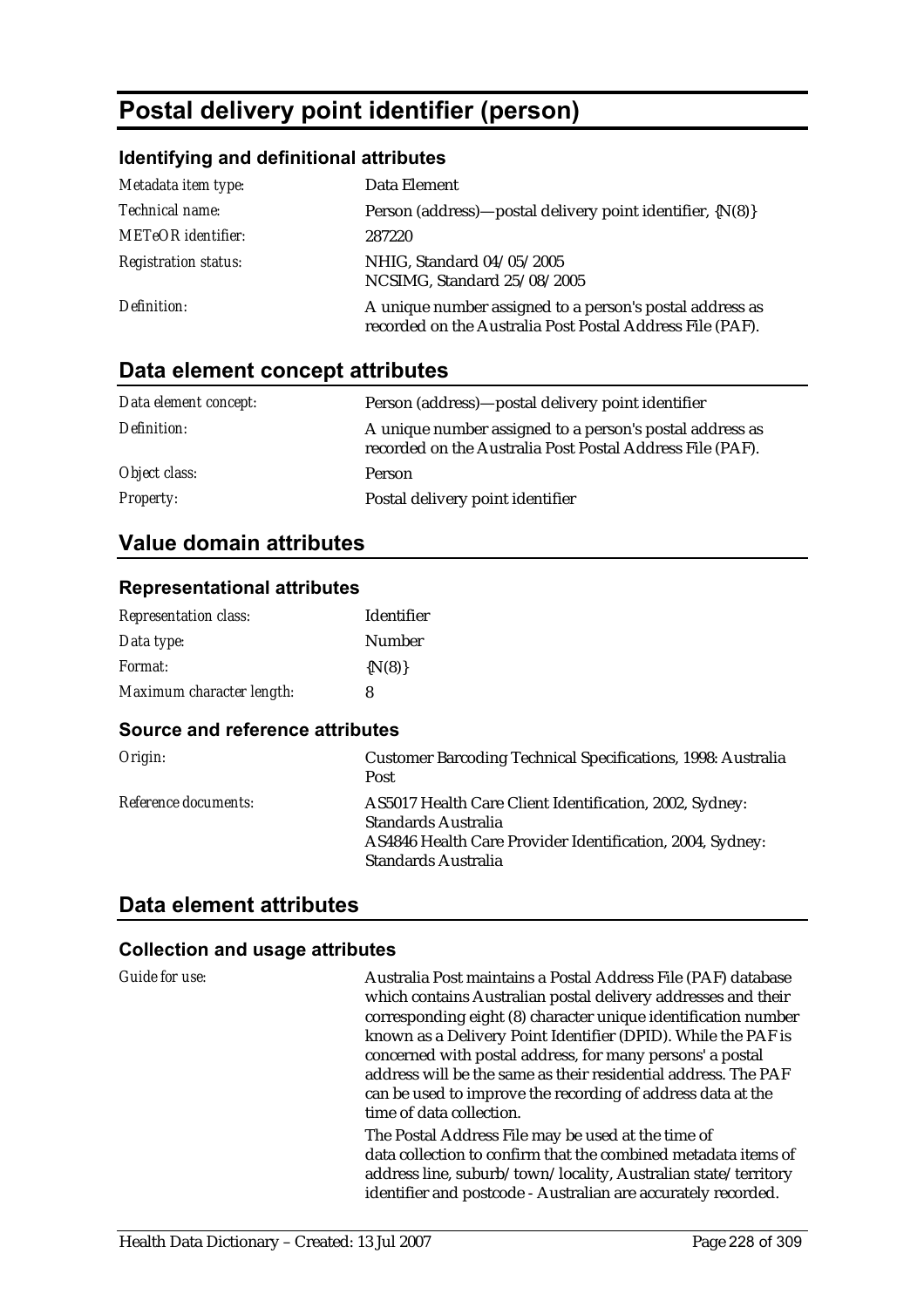# Postal delivery point identifier (person)

### Identifying and definitional attributes

| | |
|---|---|
| *Metadata item type:* | Data Element |
| *Technical name:* | Person (address)—postal delivery point identifier, {N(8)} |
| *METeOR identifier:* | 287220 |
| *Registration status:* | NHIG, Standard 04/05/2005<br>NCSIMG, Standard 25/08/2005 |
| *Definition:* | A unique number assigned to a person's postal address as recorded on the Australia Post Postal Address File (PAF). |

## Data element concept attributes

| | |
|---|---|
| *Data element concept:* | Person (address)—postal delivery point identifier |
| *Definition:* | A unique number assigned to a person's postal address as recorded on the Australia Post Postal Address File (PAF). |
| *Object class:* | Person |
| *Property:* | Postal delivery point identifier |

## Value domain attributes

### Representational attributes

| | |
|---|---|
| *Representation class:* | Identifier |
| *Data type:* | Number |
| *Format:* | {N(8)} |
| *Maximum character length:* | 8 |

### Source and reference attributes

| | |
|---|---|
| *Origin:* | Customer Barcoding Technical Specifications, 1998: Australia Post |
| *Reference documents:* | AS5017 Health Care Client Identification, 2002, Sydney: Standards Australia<br>AS4846 Health Care Provider Identification, 2004, Sydney: Standards Australia |

## Data element attributes

### Collection and usage attributes

| | |
|---|---|
| *Guide for use:* | Australia Post maintains a Postal Address File (PAF) database which contains Australian postal delivery addresses and their corresponding eight (8) character unique identification number known as a Delivery Point Identifier (DPID). While the PAF is concerned with postal address, for many persons' a postal address will be the same as their residential address. The PAF can be used to improve the recording of address data at the time of data collection.<br>The Postal Address File may be used at the time of data collection to confirm that the combined metadata items of address line, suburb/town/locality, Australian state/territory identifier and postcode - Australian are accurately recorded. |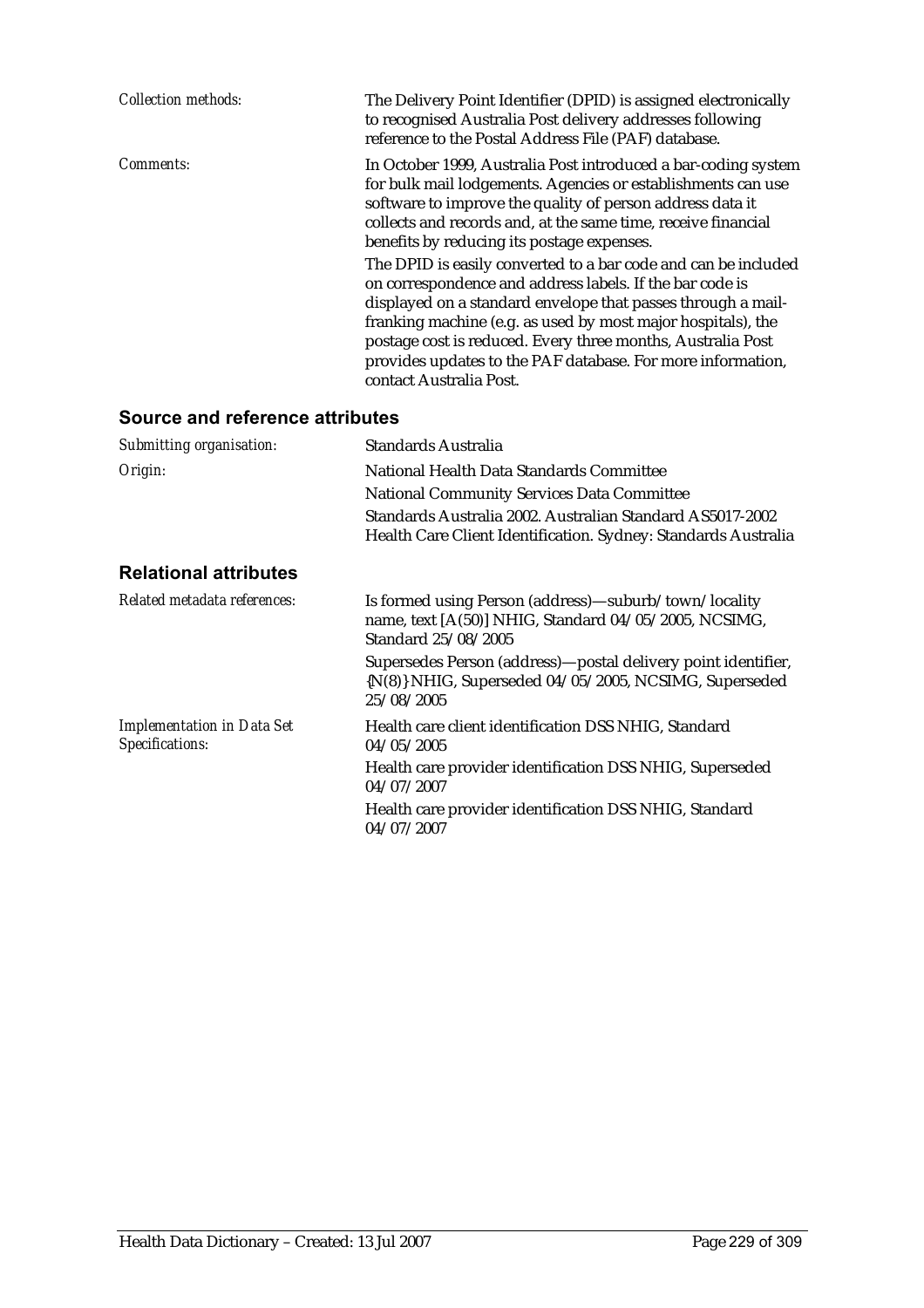*Collection methods:* The Delivery Point Identifier (DPID) is assigned electronically to recognised Australia Post delivery addresses following reference to the Postal Address File (PAF) database.

*Comments:* In October 1999, Australia Post introduced a bar-coding system for bulk mail lodgements. Agencies or establishments can use software to improve the quality of person address data it collects and records and, at the same time, receive financial benefits by reducing its postage expenses.

The DPID is easily converted to a bar code and can be included on correspondence and address labels. If the bar code is displayed on a standard envelope that passes through a mail-franking machine (e.g. as used by most major hospitals), the postage cost is reduced. Every three months, Australia Post provides updates to the PAF database. For more information, contact Australia Post.

## Source and reference attributes

*Submitting organisation:* Standards Australia

*Origin:* National Health Data Standards Committee

National Community Services Data Committee

Standards Australia 2002. Australian Standard AS5017-2002 Health Care Client Identification. Sydney: Standards Australia

## Relational attributes

*Related metadata references:* Is formed using Person (address)—suburb/town/locality name, text [A(50)] NHIG, Standard 04/05/2005, NCSIMG, Standard 25/08/2005

Supersedes Person (address)—postal delivery point identifier, {N(8)} NHIG, Superseded 04/05/2005, NCSIMG, Superseded 25/08/2005

*Implementation in Data Set Specifications:* Health care client identification DSS NHIG, Standard 04/05/2005

Health care provider identification DSS NHIG, Superseded 04/07/2007

Health care provider identification DSS NHIG, Standard 04/07/2007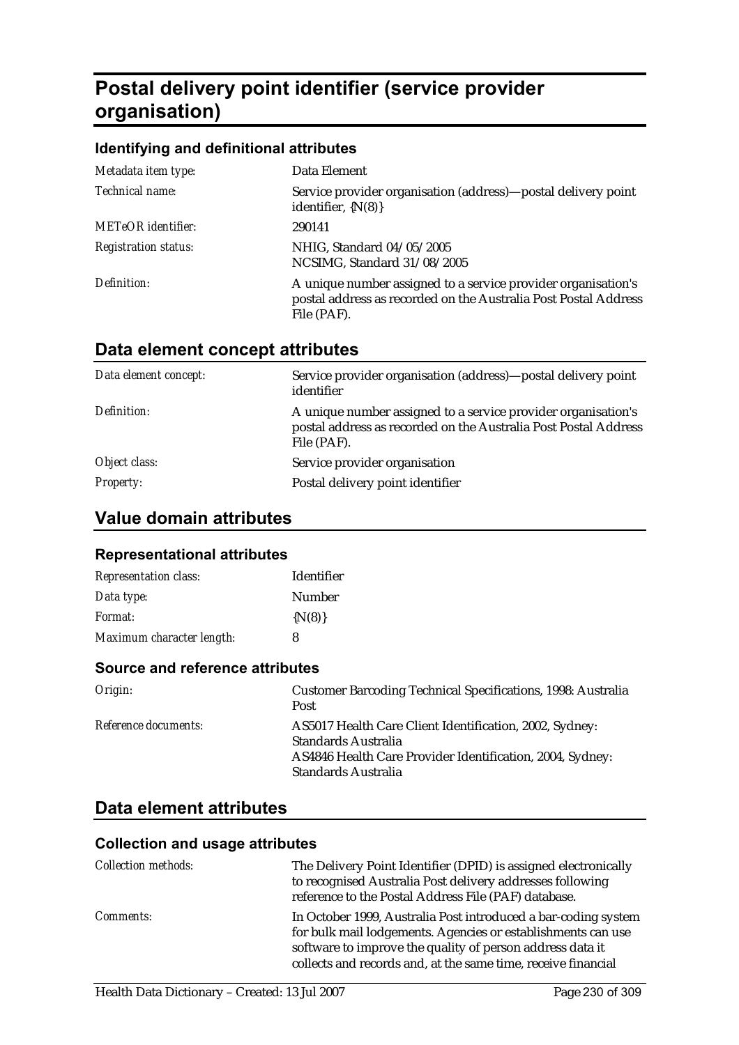# Postal delivery point identifier (service provider organisation)

### Identifying and definitional attributes

| | |
|---|---|
| *Metadata item type:* | Data Element |
| *Technical name:* | Service provider organisation (address)—postal delivery point identifier, {N(8)} |
| *METeOR identifier:* | 290141 |
| *Registration status:* | NHIG, Standard 04/05/2005<br>NCSIMG, Standard 31/08/2005 |
| *Definition:* | A unique number assigned to a service provider organisation's postal address as recorded on the Australia Post Postal Address File (PAF). |

## Data element concept attributes

| | |
|---|---|
| *Data element concept:* | Service provider organisation (address)—postal delivery point identifier |
| *Definition:* | A unique number assigned to a service provider organisation's postal address as recorded on the Australia Post Postal Address File (PAF). |
| *Object class:* | Service provider organisation |
| *Property:* | Postal delivery point identifier |

## Value domain attributes

### Representational attributes

| | |
|---|---|
| *Representation class:* | Identifier |
| *Data type:* | Number |
| *Format:* | {N(8)} |
| *Maximum character length:* | 8 |

### Source and reference attributes

| | |
|---|---|
| *Origin:* | Customer Barcoding Technical Specifications, 1998: Australia Post |
| *Reference documents:* | AS5017 Health Care Client Identification, 2002, Sydney: Standards Australia<br>AS4846 Health Care Provider Identification, 2004, Sydney: Standards Australia |

## Data element attributes

### Collection and usage attributes

| | |
|---|---|
| *Collection methods:* | The Delivery Point Identifier (DPID) is assigned electronically to recognised Australia Post delivery addresses following reference to the Postal Address File (PAF) database. |
| *Comments:* | In October 1999, Australia Post introduced a bar-coding system for bulk mail lodgements. Agencies or establishments can use software to improve the quality of person address data it collects and records and, at the same time, receive financial |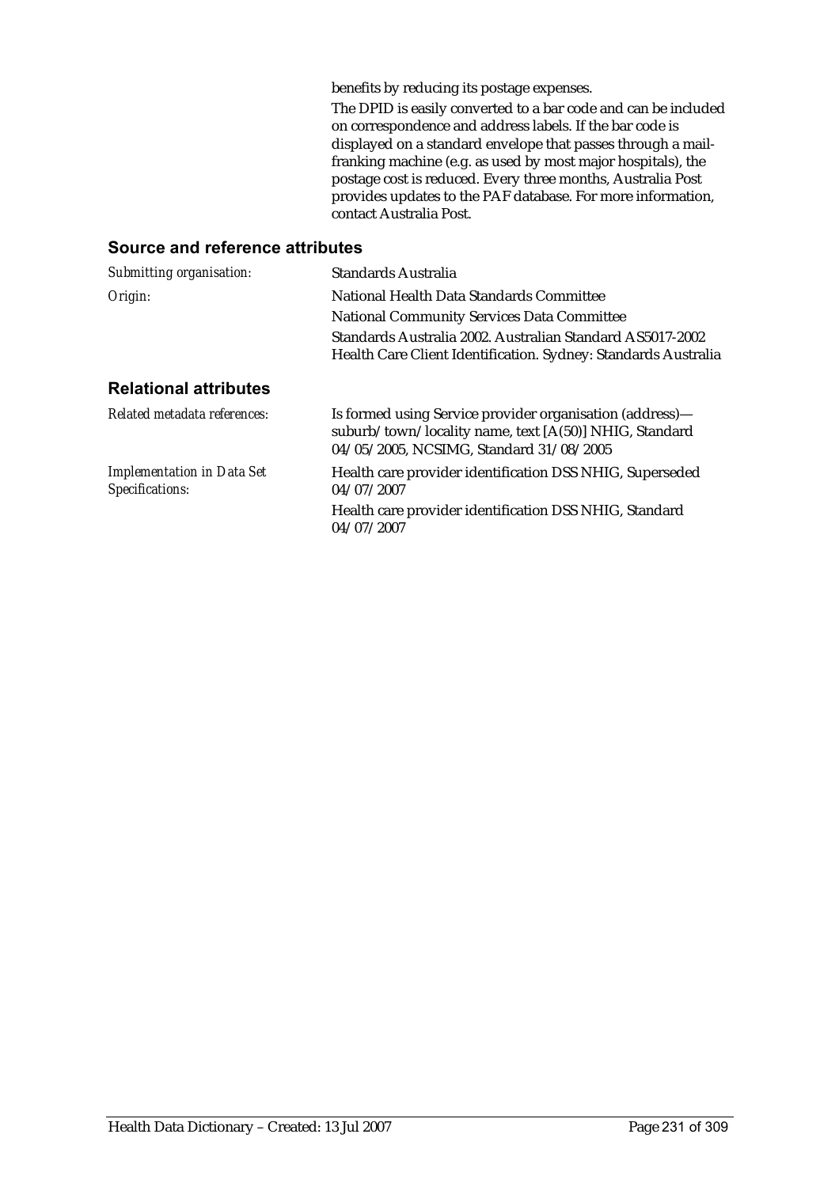benefits by reducing its postage expenses.

The DPID is easily converted to a bar code and can be included on correspondence and address labels. If the bar code is displayed on a standard envelope that passes through a mail-franking machine (e.g. as used by most major hospitals), the postage cost is reduced. Every three months, Australia Post provides updates to the PAF database. For more information, contact Australia Post.

## Source and reference attributes

| | |
|---|---|
| *Submitting organisation:* | Standards Australia |
| *Origin:* | National Health Data Standards Committee<br>National Community Services Data Committee<br>Standards Australia 2002. Australian Standard AS5017-2002 Health Care Client Identification. Sydney: Standards Australia |

## Relational attributes

| | |
|---|---|
| *Related metadata references:* | Is formed using Service provider organisation (address)—suburb/town/locality name, text [A(50)] NHIG, Standard 04/05/2005, NCSIMG, Standard 31/08/2005 |
| *Implementation in Data Set Specifications:* | Health care provider identification DSS NHIG, Superseded 04/07/2007<br>Health care provider identification DSS NHIG, Standard 04/07/2007 |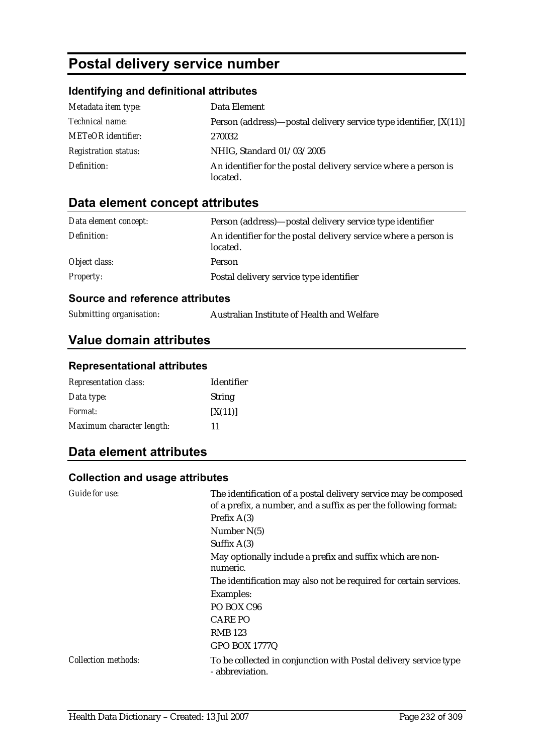# Postal delivery service number

## Identifying and definitional attributes

| | |
|---|---|
| *Metadata item type:* | Data Element |
| *Technical name:* | Person (address)—postal delivery service type identifier, [X(11)] |
| *METeOR identifier:* | 270032 |
| *Registration status:* | NHIG, Standard 01/03/2005 |
| *Definition:* | An identifier for the postal delivery service where a person is located. |

## Data element concept attributes

| | |
|---|---|
| *Data element concept:* | Person (address)—postal delivery service type identifier |
| *Definition:* | An identifier for the postal delivery service where a person is located. |
| *Object class:* | Person |
| *Property:* | Postal delivery service type identifier |

### Source and reference attributes

| | |
|---|---|
| *Submitting organisation:* | Australian Institute of Health and Welfare |

## Value domain attributes

### Representational attributes

| | |
|---|---|
| *Representation class:* | Identifier |
| *Data type:* | String |
| *Format:* | [X(11)] |
| *Maximum character length:* | 11 |

## Data element attributes

### Collection and usage attributes

*Guide for use:*

The identification of a postal delivery service may be composed of a prefix, a number, and a suffix as per the following format:

Prefix A(3)

Number N(5)

Suffix A(3)

May optionally include a prefix and suffix which are non-numeric.

The identification may also not be required for certain services.

Examples:

PO BOX C96

CARE PO

RMB 123

GPO BOX 1777Q

*Collection methods:*

To be collected in conjunction with Postal delivery service type - abbreviation.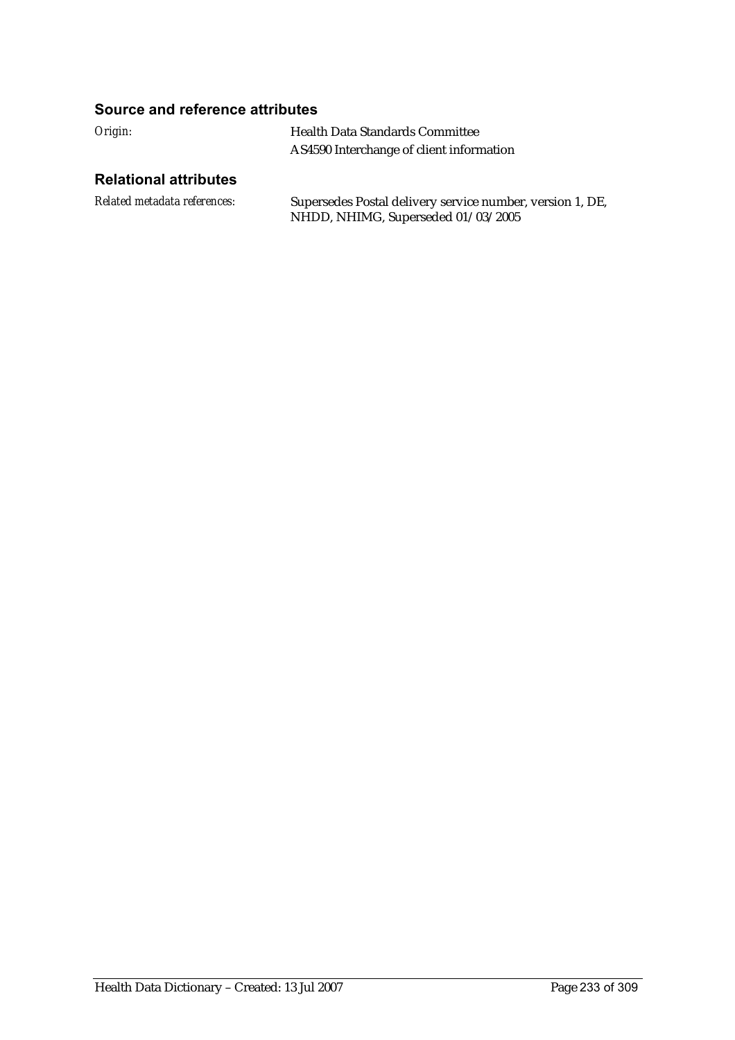## Source and reference attributes

*Origin:* Health Data Standards Committee
AS4590 Interchange of client information

## Relational attributes

*Related metadata references:* Supersedes Postal delivery service number, version 1, DE, NHDD, NHIMG, Superseded 01/03/2005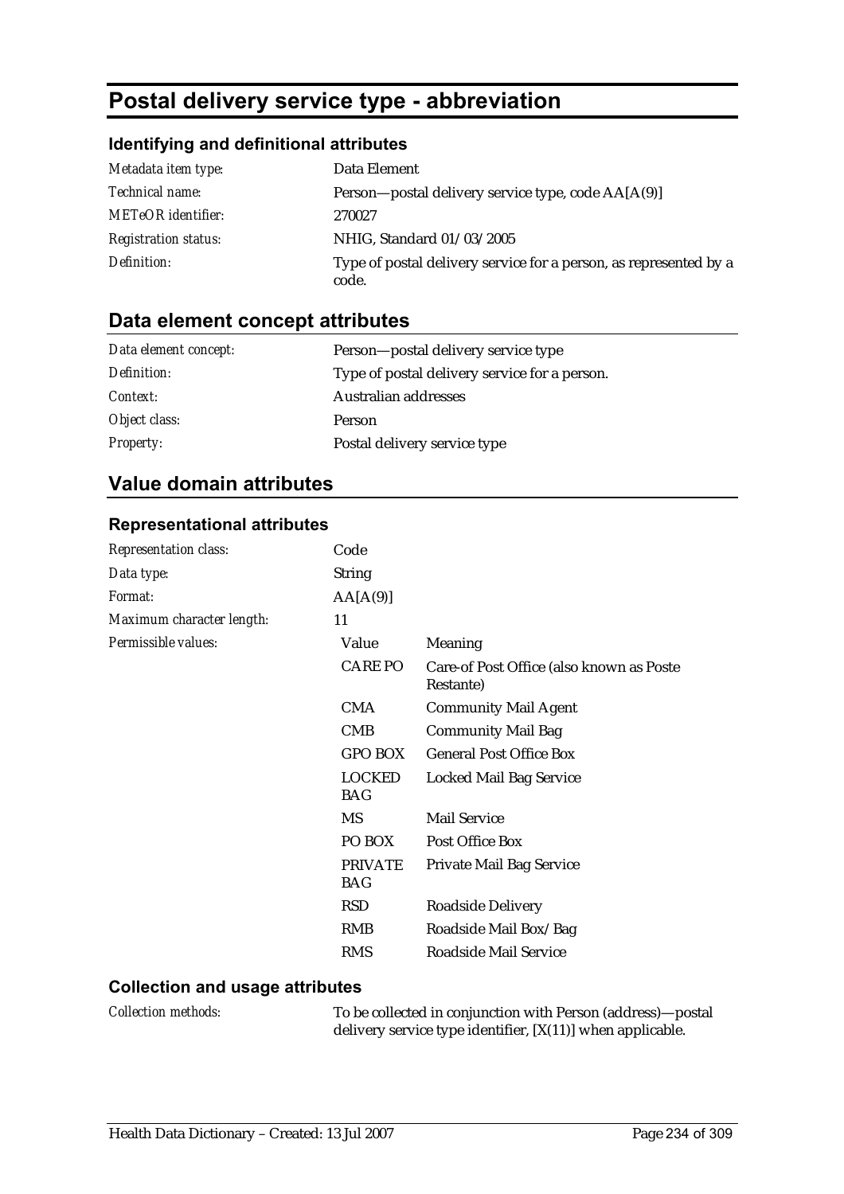# Postal delivery service type - abbreviation

### Identifying and definitional attributes

| | |
|---|---|
| *Metadata item type:* | Data Element |
| *Technical name:* | Person—postal delivery service type, code AA[A(9)] |
| *METeOR identifier:* | 270027 |
| *Registration status:* | NHIG, Standard 01/03/2005 |
| *Definition:* | Type of postal delivery service for a person, as represented by a code. |

## Data element concept attributes

| | |
|---|---|
| *Data element concept:* | Person—postal delivery service type |
| *Definition:* | Type of postal delivery service for a person. |
| *Context:* | Australian addresses |
| *Object class:* | Person |
| *Property:* | Postal delivery service type |

## Value domain attributes

### Representational attributes

| | |
|---|---|
| *Representation class:* | Code |
| *Data type:* | String |
| *Format:* | AA[A(9)] |
| *Maximum character length:* | 11 |

*Permissible values:*

| Value | Meaning |
|---|---|
| CARE PO | Care-of Post Office (also known as Poste Restante) |
| CMA | Community Mail Agent |
| CMB | Community Mail Bag |
| GPO BOX | General Post Office Box |
| LOCKED BAG | Locked Mail Bag Service |
| MS | Mail Service |
| PO BOX | Post Office Box |
| PRIVATE BAG | Private Mail Bag Service |
| RSD | Roadside Delivery |
| RMB | Roadside Mail Box/Bag |
| RMS | Roadside Mail Service |

### Collection and usage attributes

| | |
|---|---|
| *Collection methods:* | To be collected in conjunction with Person (address)—postal delivery service type identifier, [X(11)] when applicable. |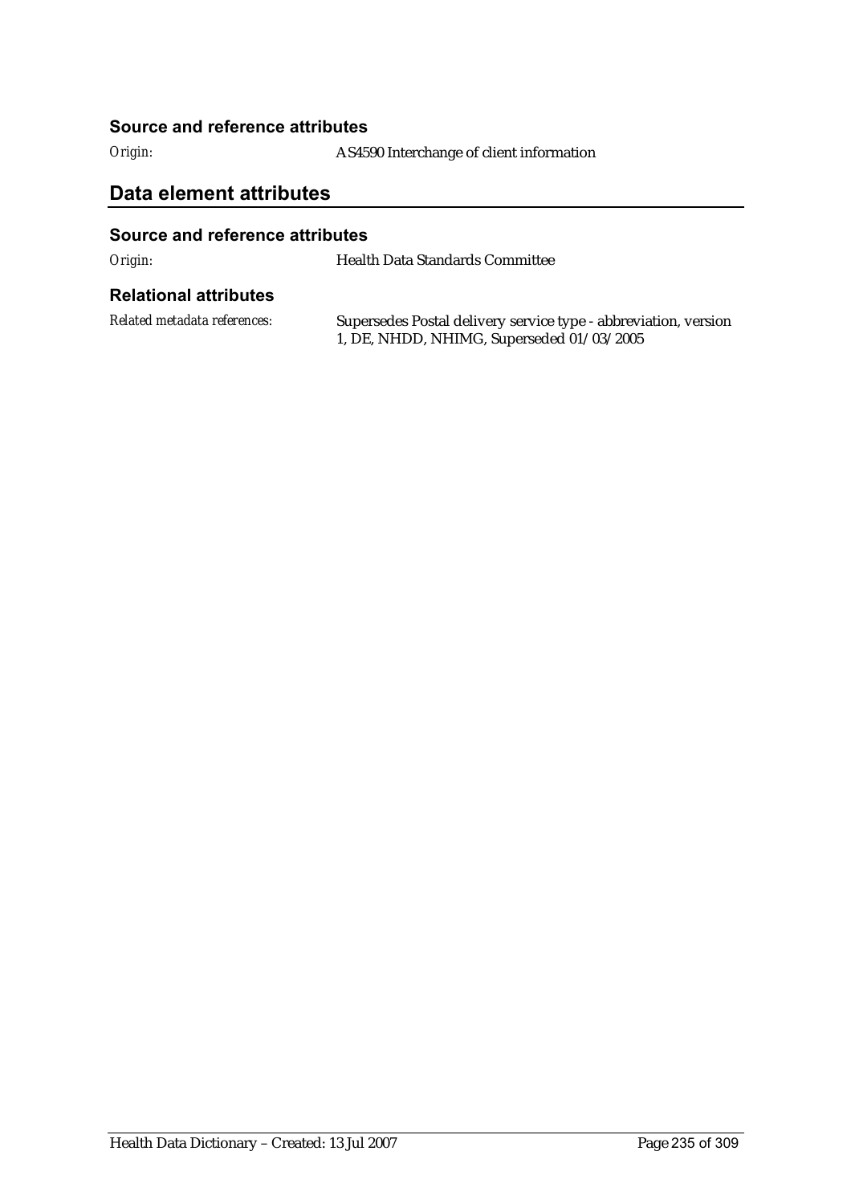### Source and reference attributes

*Origin:* AS4590 Interchange of client information

## Data element attributes

### Source and reference attributes

*Origin:* Health Data Standards Committee

### Relational attributes

*Related metadata references:* Supersedes Postal delivery service type - abbreviation, version 1, DE, NHDD, NHIMG, Superseded 01/03/2005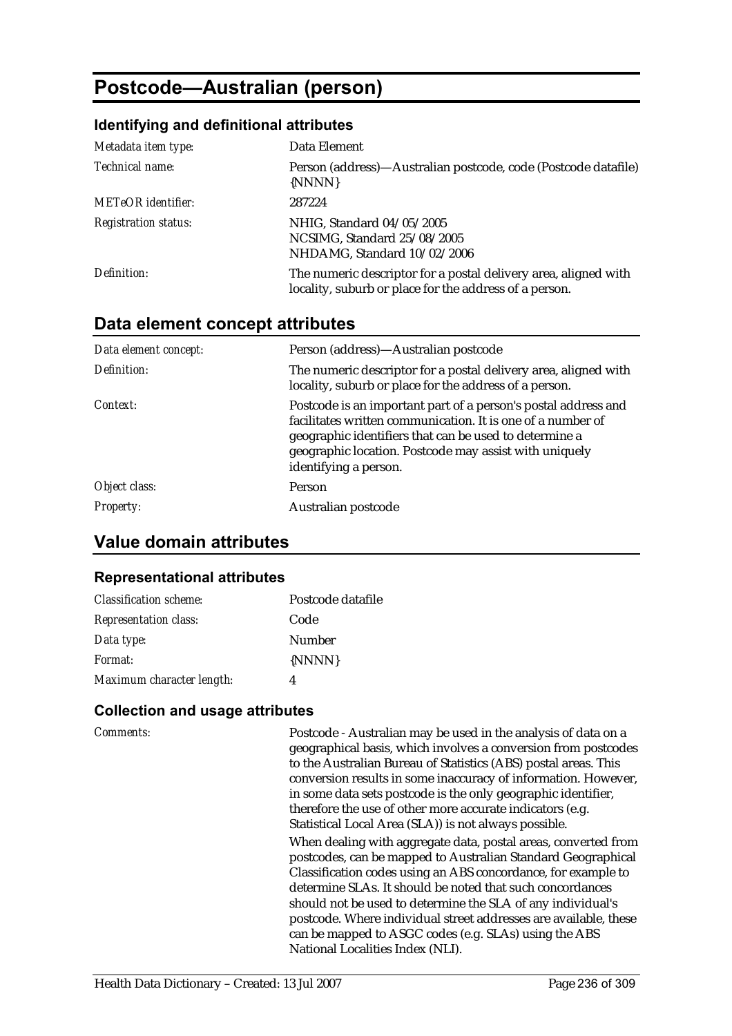# Postcode—Australian (person)

### Identifying and definitional attributes

| | |
|---|---|
| *Metadata item type:* | Data Element |
| *Technical name:* | Person (address)—Australian postcode, code (Postcode datafile) {NNNN} |
| *METeOR identifier:* | 287224 |
| *Registration status:* | NHIG, Standard 04/05/2005<br>NCSIMG, Standard 25/08/2005<br>NHDAMG, Standard 10/02/2006 |
| *Definition:* | The numeric descriptor for a postal delivery area, aligned with locality, suburb or place for the address of a person. |

## Data element concept attributes

| | |
|---|---|
| *Data element concept:* | Person (address)—Australian postcode |
| *Definition:* | The numeric descriptor for a postal delivery area, aligned with locality, suburb or place for the address of a person. |
| *Context:* | Postcode is an important part of a person's postal address and facilitates written communication. It is one of a number of geographic identifiers that can be used to determine a geographic location. Postcode may assist with uniquely identifying a person. |
| *Object class:* | Person |
| *Property:* | Australian postcode |

## Value domain attributes

### Representational attributes

| | |
|---|---|
| *Classification scheme:* | Postcode datafile |
| *Representation class:* | Code |
| *Data type:* | Number |
| *Format:* | {NNNN} |
| *Maximum character length:* | 4 |

### Collection and usage attributes

*Comments:*

Postcode - Australian may be used in the analysis of data on a geographical basis, which involves a conversion from postcodes to the Australian Bureau of Statistics (ABS) postal areas. This conversion results in some inaccuracy of information. However, in some data sets postcode is the only geographic identifier, therefore the use of other more accurate indicators (e.g. Statistical Local Area (SLA)) is not always possible.

When dealing with aggregate data, postal areas, converted from postcodes, can be mapped to Australian Standard Geographical Classification codes using an ABS concordance, for example to determine SLAs. It should be noted that such concordances should not be used to determine the SLA of any individual's postcode. Where individual street addresses are available, these can be mapped to ASGC codes (e.g. SLAs) using the ABS National Localities Index (NLI).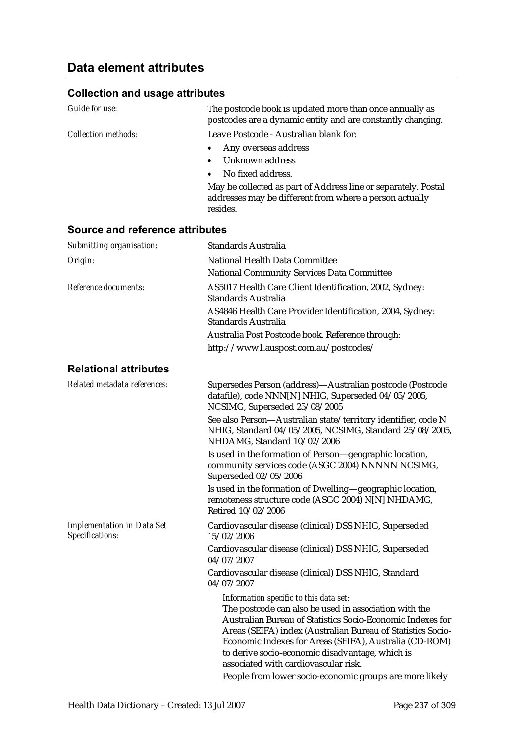## Data element attributes

### Collection and usage attributes

*Guide for use:* The postcode book is updated more than once annually as postcodes are a dynamic entity and are constantly changing.

*Collection methods:* Leave Postcode - Australian blank for:

- Any overseas address
- Unknown address
- No fixed address.

May be collected as part of Address line or separately. Postal addresses may be different from where a person actually resides.

### Source and reference attributes

*Submitting organisation:* Standards Australia

*Origin:* National Health Data Committee

National Community Services Data Committee

*Reference documents:* AS5017 Health Care Client Identification, 2002, Sydney: Standards Australia

AS4846 Health Care Provider Identification, 2004, Sydney: Standards Australia

Australia Post Postcode book. Reference through:

http://www1.auspost.com.au/postcodes/

### Relational attributes

*Related metadata references:* Supersedes Person (address)—Australian postcode (Postcode datafile), code NNN[N] NHIG, Superseded 04/05/2005, NCSIMG, Superseded 25/08/2005

See also Person—Australian state/territory identifier, code N NHIG, Standard 04/05/2005, NCSIMG, Standard 25/08/2005, NHDAMG, Standard 10/02/2006

Is used in the formation of Person—geographic location, community services code (ASGC 2004) NNNNN NCSIMG, Superseded 02/05/2006

Is used in the formation of Dwelling—geographic location, remoteness structure code (ASGC 2004) N[N] NHDAMG, Retired 10/02/2006

*Implementation in Data Set Specifications:* Cardiovascular disease (clinical) DSS NHIG, Superseded 15/02/2006

Cardiovascular disease (clinical) DSS NHIG, Superseded 04/07/2007

Cardiovascular disease (clinical) DSS NHIG, Standard 04/07/2007

*Information specific to this data set:*

The postcode can also be used in association with the Australian Bureau of Statistics Socio-Economic Indexes for Areas (SEIFA) index (Australian Bureau of Statistics Socio-Economic Indexes for Areas (SEIFA), Australia (CD-ROM) to derive socio-economic disadvantage, which is associated with cardiovascular risk.

People from lower socio-economic groups are more likely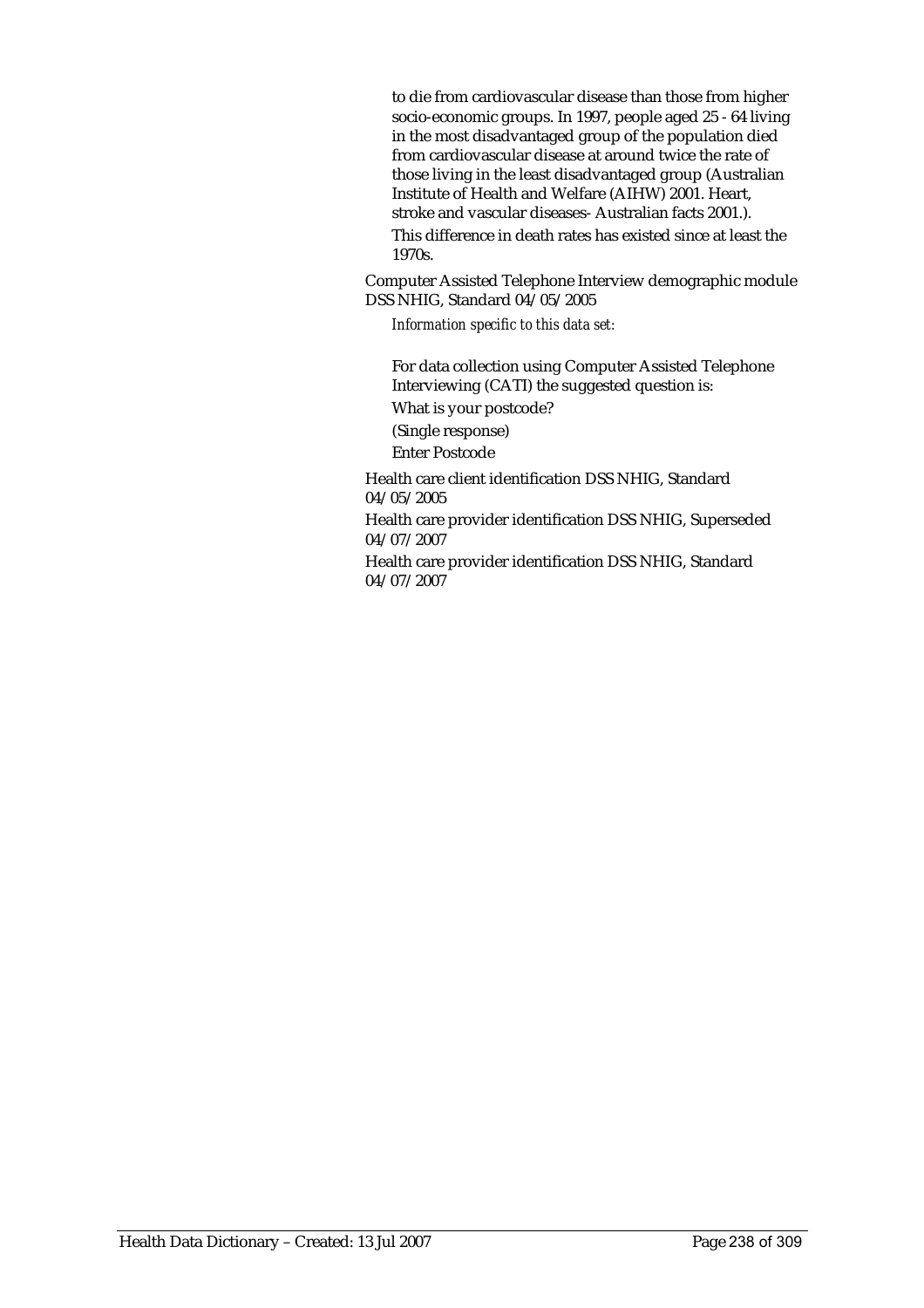to die from cardiovascular disease than those from higher socio-economic groups. In 1997, people aged 25 - 64 living in the most disadvantaged group of the population died from cardiovascular disease at around twice the rate of those living in the least disadvantaged group (Australian Institute of Health and Welfare (AIHW) 2001. Heart, stroke and vascular diseases- Australian facts 2001.).

This difference in death rates has existed since at least the 1970s.

Computer Assisted Telephone Interview demographic module DSS NHIG, Standard 04/05/2005

*Information specific to this data set:*

For data collection using Computer Assisted Telephone Interviewing (CATI) the suggested question is:

What is your postcode?

(Single response)

Enter Postcode

Health care client identification DSS NHIG, Standard 04/05/2005

Health care provider identification DSS NHIG, Superseded 04/07/2007

Health care provider identification DSS NHIG, Standard 04/07/2007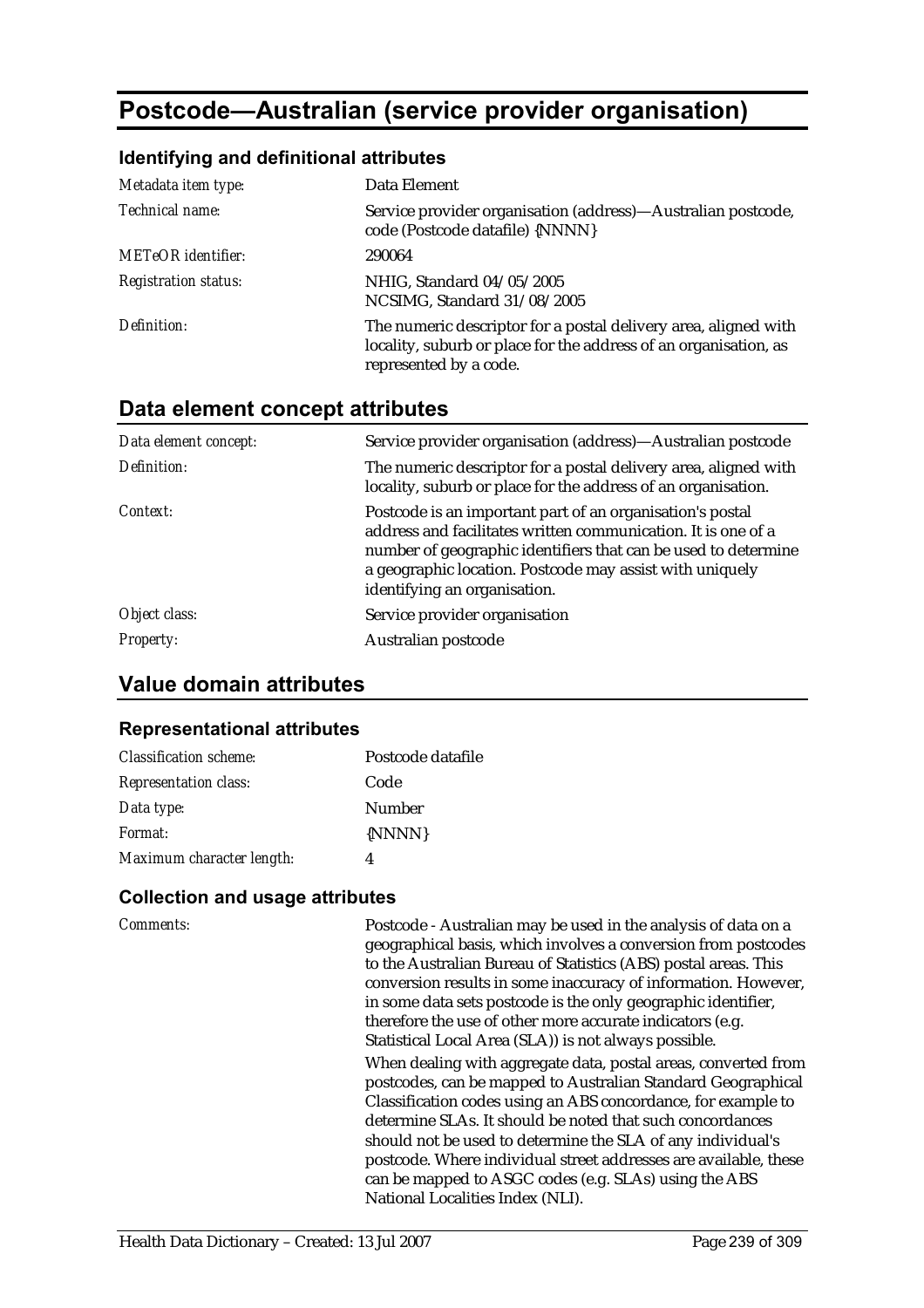# Postcode—Australian (service provider organisation)

## Identifying and definitional attributes

| | |
|---|---|
| *Metadata item type:* | Data Element |
| *Technical name:* | Service provider organisation (address)—Australian postcode, code (Postcode datafile) {NNNN} |
| *METeOR identifier:* | 290064 |
| *Registration status:* | NHIG, Standard 04/05/2005<br>NCSIMG, Standard 31/08/2005 |
| *Definition:* | The numeric descriptor for a postal delivery area, aligned with locality, suburb or place for the address of an organisation, as represented by a code. |

## Data element concept attributes

| | |
|---|---|
| *Data element concept:* | Service provider organisation (address)—Australian postcode |
| *Definition:* | The numeric descriptor for a postal delivery area, aligned with locality, suburb or place for the address of an organisation. |
| *Context:* | Postcode is an important part of an organisation's postal address and facilitates written communication. It is one of a number of geographic identifiers that can be used to determine a geographic location. Postcode may assist with uniquely identifying an organisation. |
| *Object class:* | Service provider organisation |
| *Property:* | Australian postcode |

## Value domain attributes

### Representational attributes

| | |
|---|---|
| *Classification scheme:* | Postcode datafile |
| *Representation class:* | Code |
| *Data type:* | Number |
| *Format:* | {NNNN} |
| *Maximum character length:* | 4 |

### Collection and usage attributes

*Comments:*

Postcode - Australian may be used in the analysis of data on a geographical basis, which involves a conversion from postcodes to the Australian Bureau of Statistics (ABS) postal areas. This conversion results in some inaccuracy of information. However, in some data sets postcode is the only geographic identifier, therefore the use of other more accurate indicators (e.g. Statistical Local Area (SLA)) is not always possible.

When dealing with aggregate data, postal areas, converted from postcodes, can be mapped to Australian Standard Geographical Classification codes using an ABS concordance, for example to determine SLAs. It should be noted that such concordances should not be used to determine the SLA of any individual's postcode. Where individual street addresses are available, these can be mapped to ASGC codes (e.g. SLAs) using the ABS National Localities Index (NLI).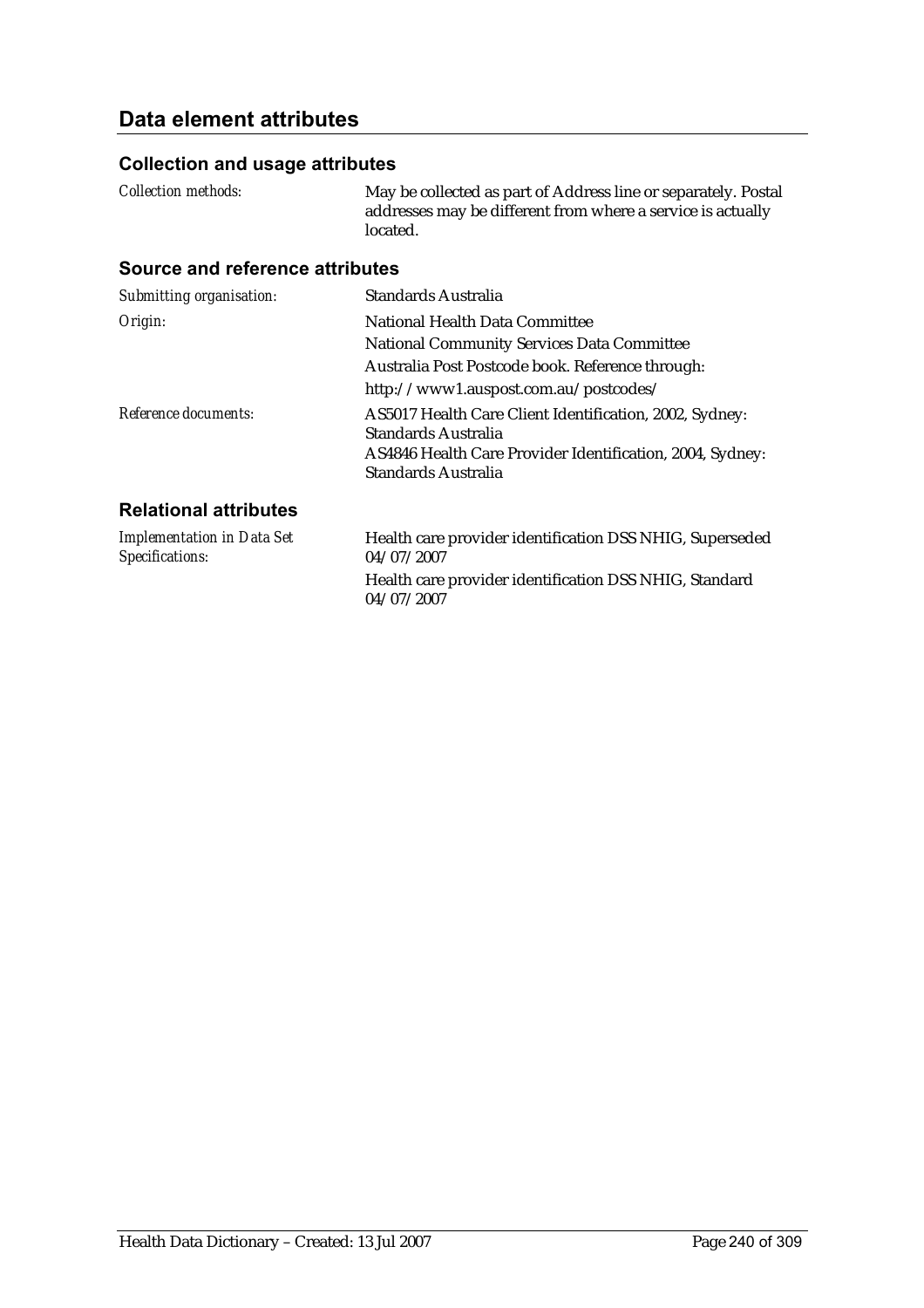## Data element attributes

### Collection and usage attributes

| | |
|---|---|
| *Collection methods:* | May be collected as part of Address line or separately. Postal addresses may be different from where a service is actually located. |

### Source and reference attributes

| | |
|---|---|
| *Submitting organisation:* | Standards Australia |
| *Origin:* | National Health Data Committee<br>National Community Services Data Committee<br>Australia Post Postcode book. Reference through:<br>http://www1.auspost.com.au/postcodes/ |
| *Reference documents:* | AS5017 Health Care Client Identification, 2002, Sydney: Standards Australia<br>AS4846 Health Care Provider Identification, 2004, Sydney: Standards Australia |

### Relational attributes

| | |
|---|---|
| *Implementation in Data Set Specifications:* | Health care provider identification DSS NHIG, Superseded 04/07/2007<br>Health care provider identification DSS NHIG, Standard 04/07/2007 |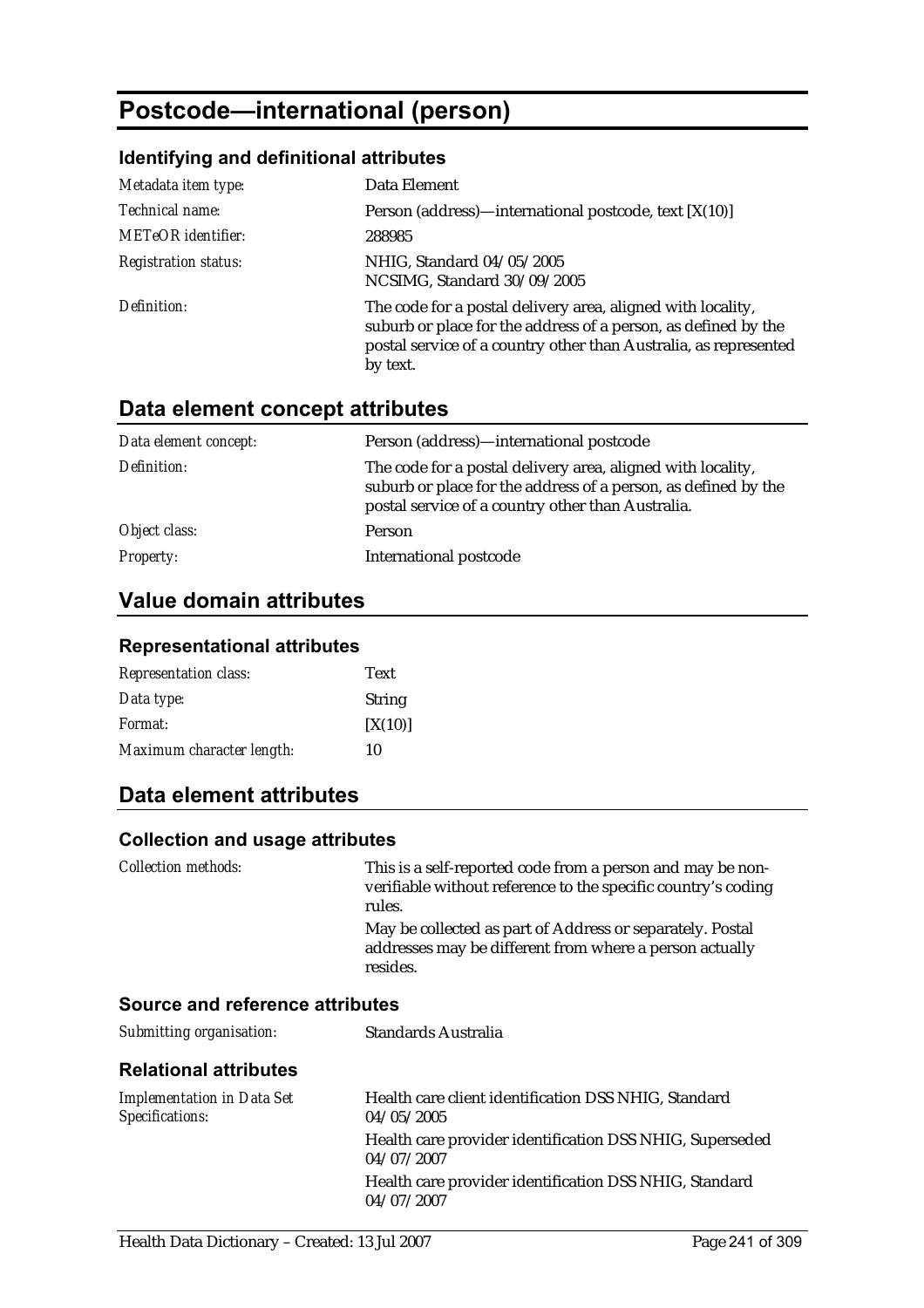# Postcode—international (person)

## Identifying and definitional attributes

| | |
|---|---|
| *Metadata item type:* | Data Element |
| *Technical name:* | Person (address)—international postcode, text [X(10)] |
| *METeOR identifier:* | 288985 |
| *Registration status:* | NHIG, Standard 04/05/2005<br>NCSIMG, Standard 30/09/2005 |
| *Definition:* | The code for a postal delivery area, aligned with locality, suburb or place for the address of a person, as defined by the postal service of a country other than Australia, as represented by text. |

## Data element concept attributes

| | |
|---|---|
| *Data element concept:* | Person (address)—international postcode |
| *Definition:* | The code for a postal delivery area, aligned with locality, suburb or place for the address of a person, as defined by the postal service of a country other than Australia. |
| *Object class:* | Person |
| *Property:* | International postcode |

## Value domain attributes

### Representational attributes

| | |
|---|---|
| *Representation class:* | Text |
| *Data type:* | String |
| *Format:* | [X(10)] |
| *Maximum character length:* | 10 |

## Data element attributes

### Collection and usage attributes

| | |
|---|---|
| *Collection methods:* | This is a self-reported code from a person and may be non-verifiable without reference to the specific country's coding rules.<br>May be collected as part of Address or separately. Postal addresses may be different from where a person actually resides. |

### Source and reference attributes

| | |
|---|---|
| *Submitting organisation:* | Standards Australia |

### Relational attributes

| | |
|---|---|
| *Implementation in Data Set Specifications:* | Health care client identification DSS NHIG, Standard 04/05/2005<br>Health care provider identification DSS NHIG, Superseded 04/07/2007<br>Health care provider identification DSS NHIG, Standard 04/07/2007 |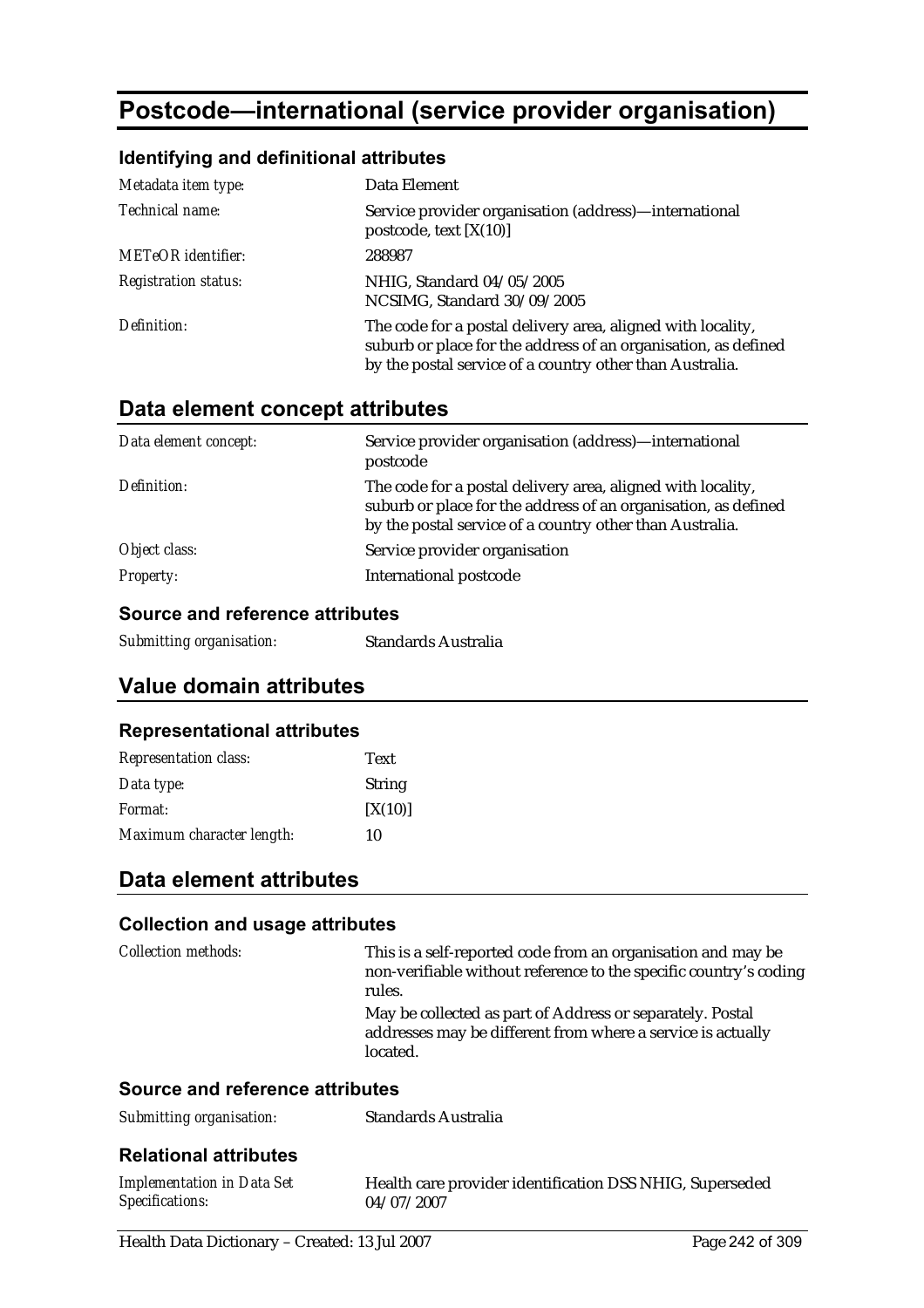# Postcode—international (service provider organisation)

### Identifying and definitional attributes

| | |
|---|---|
| *Metadata item type:* | Data Element |
| *Technical name:* | Service provider organisation (address)—international postcode, text [X(10)] |
| *METeOR identifier:* | 288987 |
| *Registration status:* | NHIG, Standard 04/05/2005<br>NCSIMG, Standard 30/09/2005 |
| *Definition:* | The code for a postal delivery area, aligned with locality, suburb or place for the address of an organisation, as defined by the postal service of a country other than Australia. |

## Data element concept attributes

| | |
|---|---|
| *Data element concept:* | Service provider organisation (address)—international postcode |
| *Definition:* | The code for a postal delivery area, aligned with locality, suburb or place for the address of an organisation, as defined by the postal service of a country other than Australia. |
| *Object class:* | Service provider organisation |
| *Property:* | International postcode |

### Source and reference attributes

| | |
|---|---|
| *Submitting organisation:* | Standards Australia |

## Value domain attributes

### Representational attributes

| | |
|---|---|
| *Representation class:* | Text |
| *Data type:* | String |
| *Format:* | [X(10)] |
| *Maximum character length:* | 10 |

## Data element attributes

### Collection and usage attributes

| | |
|---|---|
| *Collection methods:* | This is a self-reported code from an organisation and may be non-verifiable without reference to the specific country's coding rules.<br>May be collected as part of Address or separately. Postal addresses may be different from where a service is actually located. |

### Source and reference attributes

| | |
|---|---|
| *Submitting organisation:* | Standards Australia |

### Relational attributes

| | |
|---|---|
| *Implementation in Data Set Specifications:* | Health care provider identification DSS NHIG, Superseded 04/07/2007 |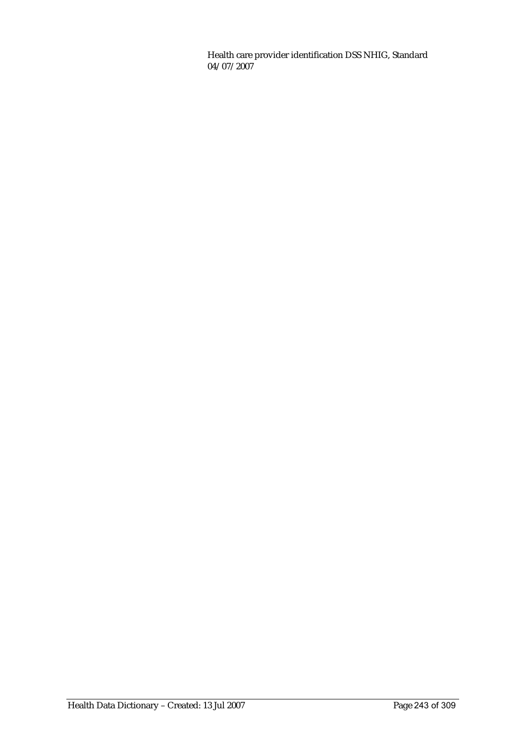Health care provider identification DSS NHIG, Standard 04/07/2007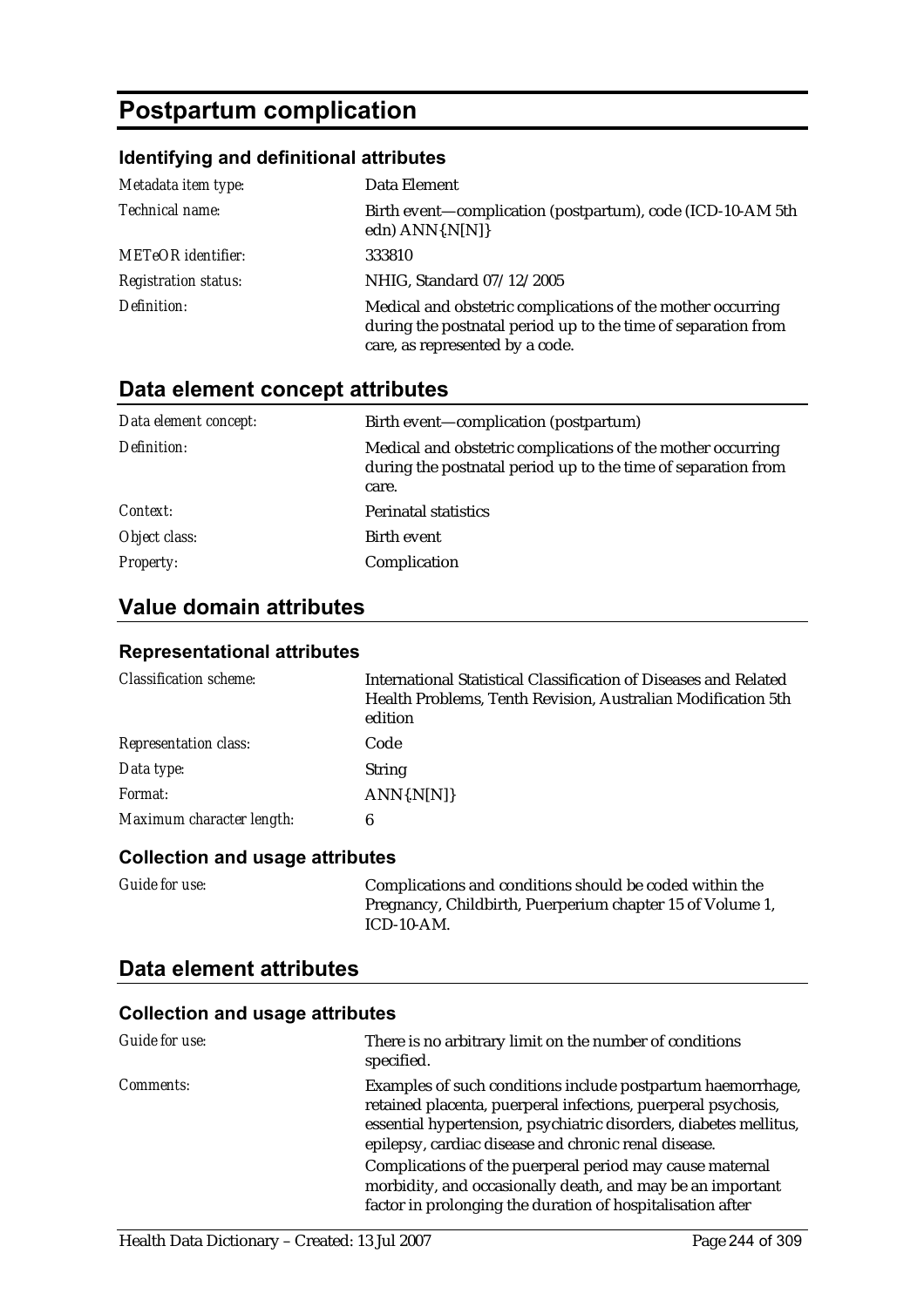# Postpartum complication

### Identifying and definitional attributes

| | |
|---|---|
| *Metadata item type:* | Data Element |
| *Technical name:* | Birth event—complication (postpartum), code (ICD-10-AM 5th edn) ANN{.N[N]} |
| *METeOR identifier:* | 333810 |
| *Registration status:* | NHIG, Standard 07/12/2005 |
| *Definition:* | Medical and obstetric complications of the mother occurring during the postnatal period up to the time of separation from care, as represented by a code. |

## Data element concept attributes

| | |
|---|---|
| *Data element concept:* | Birth event—complication (postpartum) |
| *Definition:* | Medical and obstetric complications of the mother occurring during the postnatal period up to the time of separation from care. |
| *Context:* | Perinatal statistics |
| *Object class:* | Birth event |
| *Property:* | Complication |

## Value domain attributes

### Representational attributes

| | |
|---|---|
| *Classification scheme:* | International Statistical Classification of Diseases and Related Health Problems, Tenth Revision, Australian Modification 5th edition |
| *Representation class:* | Code |
| *Data type:* | String |
| *Format:* | ANN{.N[N]} |
| *Maximum character length:* | 6 |

### Collection and usage attributes

| | |
|---|---|
| *Guide for use:* | Complications and conditions should be coded within the Pregnancy, Childbirth, Puerperium chapter 15 of Volume 1, ICD-10-AM. |

## Data element attributes

### Collection and usage attributes

| | |
|---|---|
| *Guide for use:* | There is no arbitrary limit on the number of conditions specified. |
| *Comments:* | Examples of such conditions include postpartum haemorrhage, retained placenta, puerperal infections, puerperal psychosis, essential hypertension, psychiatric disorders, diabetes mellitus, epilepsy, cardiac disease and chronic renal disease.<br>Complications of the puerperal period may cause maternal morbidity, and occasionally death, and may be an important factor in prolonging the duration of hospitalisation after |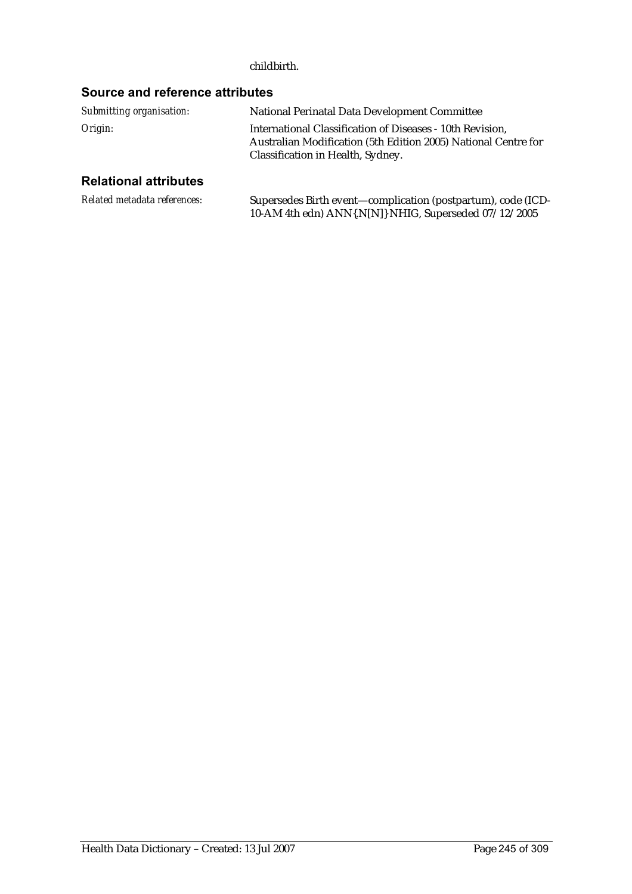childbirth.

## Source and reference attributes

| | |
|---|---|
| *Submitting organisation:* | National Perinatal Data Development Committee |
| *Origin:* | International Classification of Diseases - 10th Revision, Australian Modification (5th Edition 2005) National Centre for Classification in Health, Sydney. |

## Relational attributes

| | |
|---|---|
| *Related metadata references:* | Supersedes Birth event—complication (postpartum), code (ICD-10-AM 4th edn) ANN{.N[N]} NHIG, Superseded 07/12/2005 |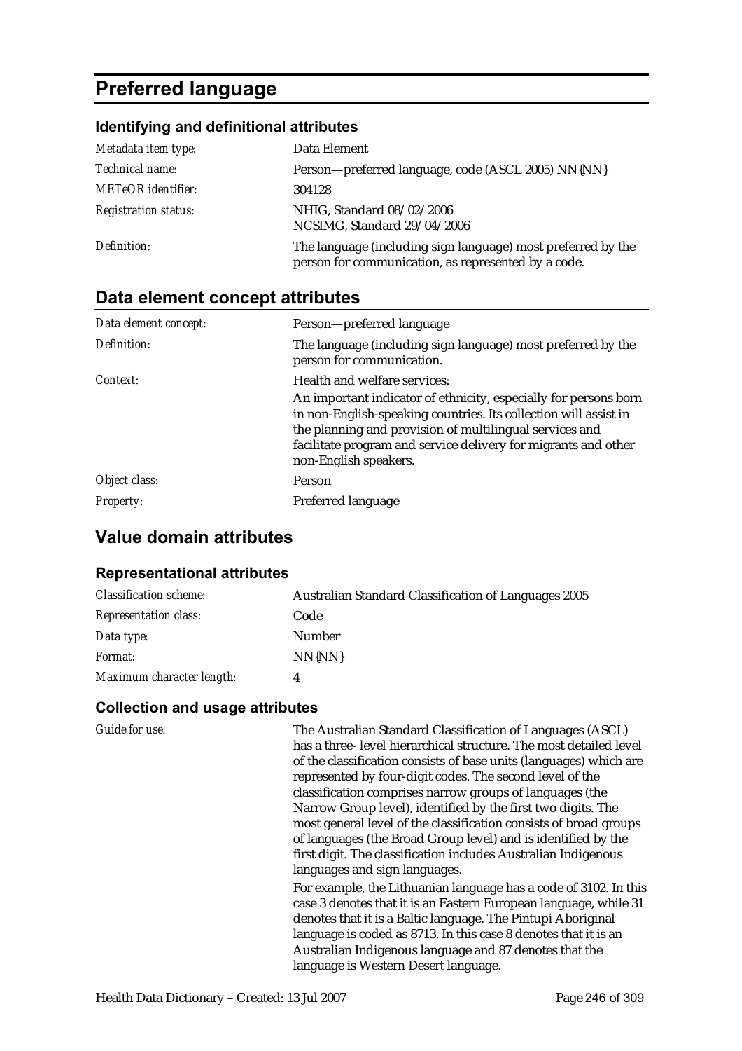# Preferred language

## Identifying and definitional attributes

| | |
|---|---|
| *Metadata item type:* | Data Element |
| *Technical name:* | Person—preferred language, code (ASCL 2005) NN{NN} |
| *METeOR identifier:* | 304128 |
| *Registration status:* | NHIG, Standard 08/02/2006<br>NCSIMG, Standard 29/04/2006 |
| *Definition:* | The language (including sign language) most preferred by the person for communication, as represented by a code. |

## Data element concept attributes

| | |
|---|---|
| *Data element concept:* | Person—preferred language |
| *Definition:* | The language (including sign language) most preferred by the person for communication. |
| *Context:* | Health and welfare services:<br>An important indicator of ethnicity, especially for persons born in non-English-speaking countries. Its collection will assist in the planning and provision of multilingual services and facilitate program and service delivery for migrants and other non-English speakers. |
| *Object class:* | Person |
| *Property:* | Preferred language |

## Value domain attributes

### Representational attributes

| | |
|---|---|
| *Classification scheme:* | Australian Standard Classification of Languages 2005 |
| *Representation class:* | Code |
| *Data type:* | Number |
| *Format:* | NN{NN} |
| *Maximum character length:* | 4 |

### Collection and usage attributes

| | |
|---|---|
| *Guide for use:* | The Australian Standard Classification of Languages (ASCL) has a three- level hierarchical structure. The most detailed level of the classification consists of base units (languages) which are represented by four-digit codes. The second level of the classification comprises narrow groups of languages (the Narrow Group level), identified by the first two digits. The most general level of the classification consists of broad groups of languages (the Broad Group level) and is identified by the first digit. The classification includes Australian Indigenous languages and sign languages.<br>For example, the Lithuanian language has a code of 3102. In this case 3 denotes that it is an Eastern European language, while 31 denotes that it is a Baltic language. The Pintupi Aboriginal language is coded as 8713. In this case 8 denotes that it is an Australian Indigenous language and 87 denotes that the language is Western Desert language. |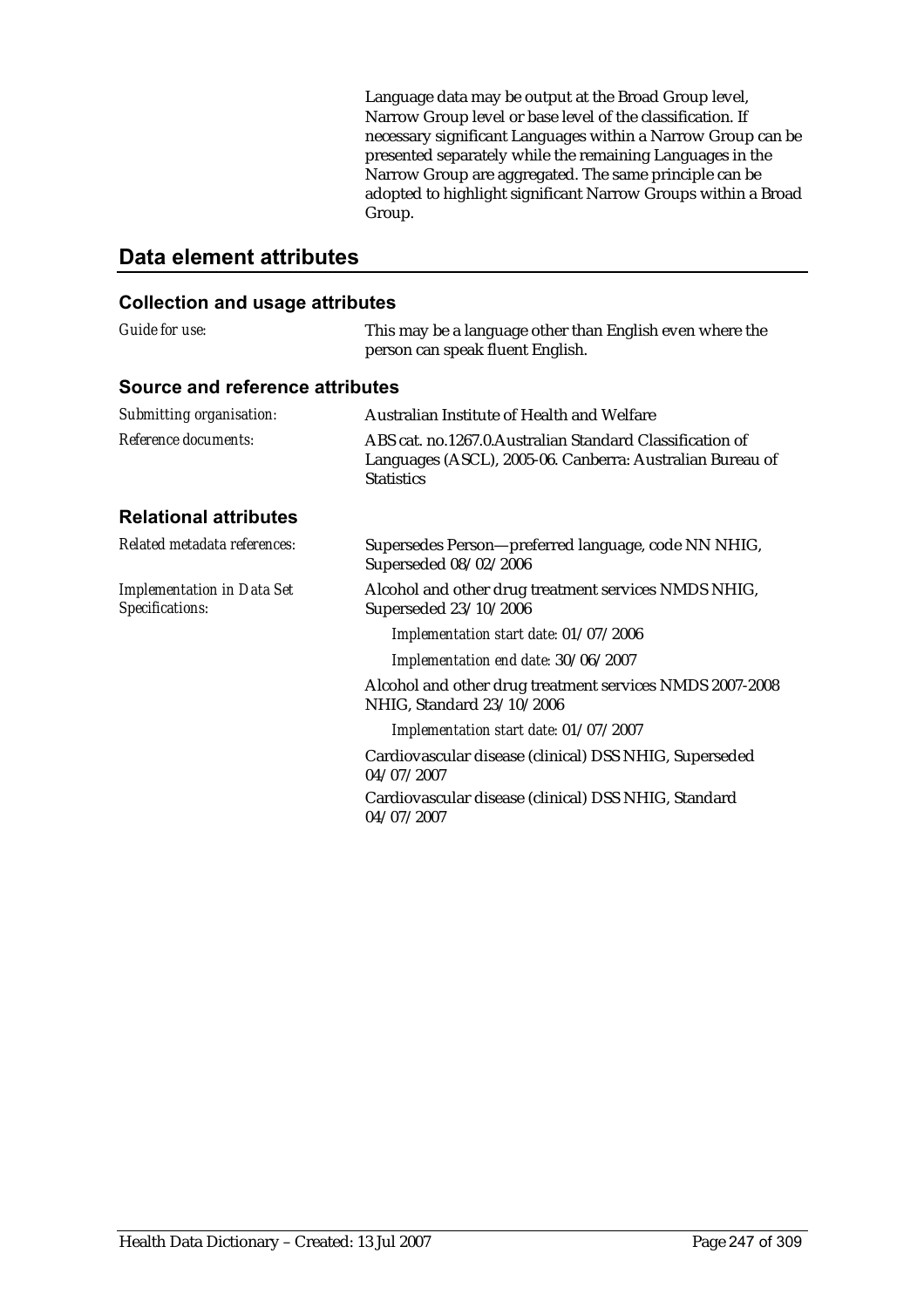Language data may be output at the Broad Group level, Narrow Group level or base level of the classification. If necessary significant Languages within a Narrow Group can be presented separately while the remaining Languages in the Narrow Group are aggregated. The same principle can be adopted to highlight significant Narrow Groups within a Broad Group.

## Data element attributes

### Collection and usage attributes

*Guide for use:* This may be a language other than English even where the person can speak fluent English.

### Source and reference attributes

*Submitting organisation:* Australian Institute of Health and Welfare

*Reference documents:* ABS cat. no.1267.0.Australian Standard Classification of Languages (ASCL), 2005-06. Canberra: Australian Bureau of Statistics

### Relational attributes

*Related metadata references:* Supersedes Person—preferred language, code NN NHIG, Superseded 08/02/2006

*Implementation in Data Set Specifications:*

Alcohol and other drug treatment services NMDS NHIG, Superseded 23/10/2006

*Implementation start date:* 01/07/2006

*Implementation end date:* 30/06/2007

Alcohol and other drug treatment services NMDS 2007-2008 NHIG, Standard 23/10/2006

*Implementation start date:* 01/07/2007

Cardiovascular disease (clinical) DSS NHIG, Superseded 04/07/2007

Cardiovascular disease (clinical) DSS NHIG, Standard 04/07/2007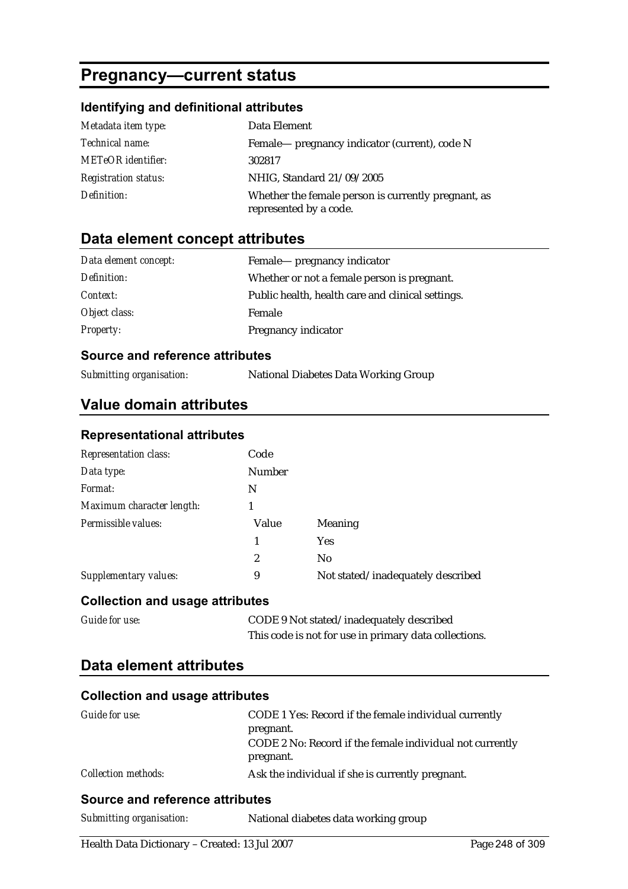# Pregnancy—current status

### Identifying and definitional attributes

| | |
|---|---|
| *Metadata item type:* | Data Element |
| *Technical name:* | Female— pregnancy indicator (current), code N |
| *METeOR identifier:* | 302817 |
| *Registration status:* | NHIG, Standard 21/09/2005 |
| *Definition:* | Whether the female person is currently pregnant, as represented by a code. |

## Data element concept attributes

| | |
|---|---|
| *Data element concept:* | Female— pregnancy indicator |
| *Definition:* | Whether or not a female person is pregnant. |
| *Context:* | Public health, health care and clinical settings. |
| *Object class:* | Female |
| *Property:* | Pregnancy indicator |

### Source and reference attributes

| | |
|---|---|
| *Submitting organisation:* | National Diabetes Data Working Group |

## Value domain attributes

### Representational attributes

| | | |
|---|---|---|
| *Representation class:* | Code | |
| *Data type:* | Number | |
| *Format:* | N | |
| *Maximum character length:* | 1 | |
| *Permissible values:* | Value | Meaning |
| | 1 | Yes |
| | 2 | No |
| *Supplementary values:* | 9 | Not stated/inadequately described |

### Collection and usage attributes

| | |
|---|---|
| *Guide for use:* | CODE 9 Not stated/inadequately described<br>This code is not for use in primary data collections. |

## Data element attributes

### Collection and usage attributes

| | |
|---|---|
| *Guide for use:* | CODE 1 Yes: Record if the female individual currently pregnant.<br>CODE 2 No: Record if the female individual not currently pregnant. |
| *Collection methods:* | Ask the individual if she is currently pregnant. |

### Source and reference attributes

| | |
|---|---|
| *Submitting organisation:* | National diabetes data working group |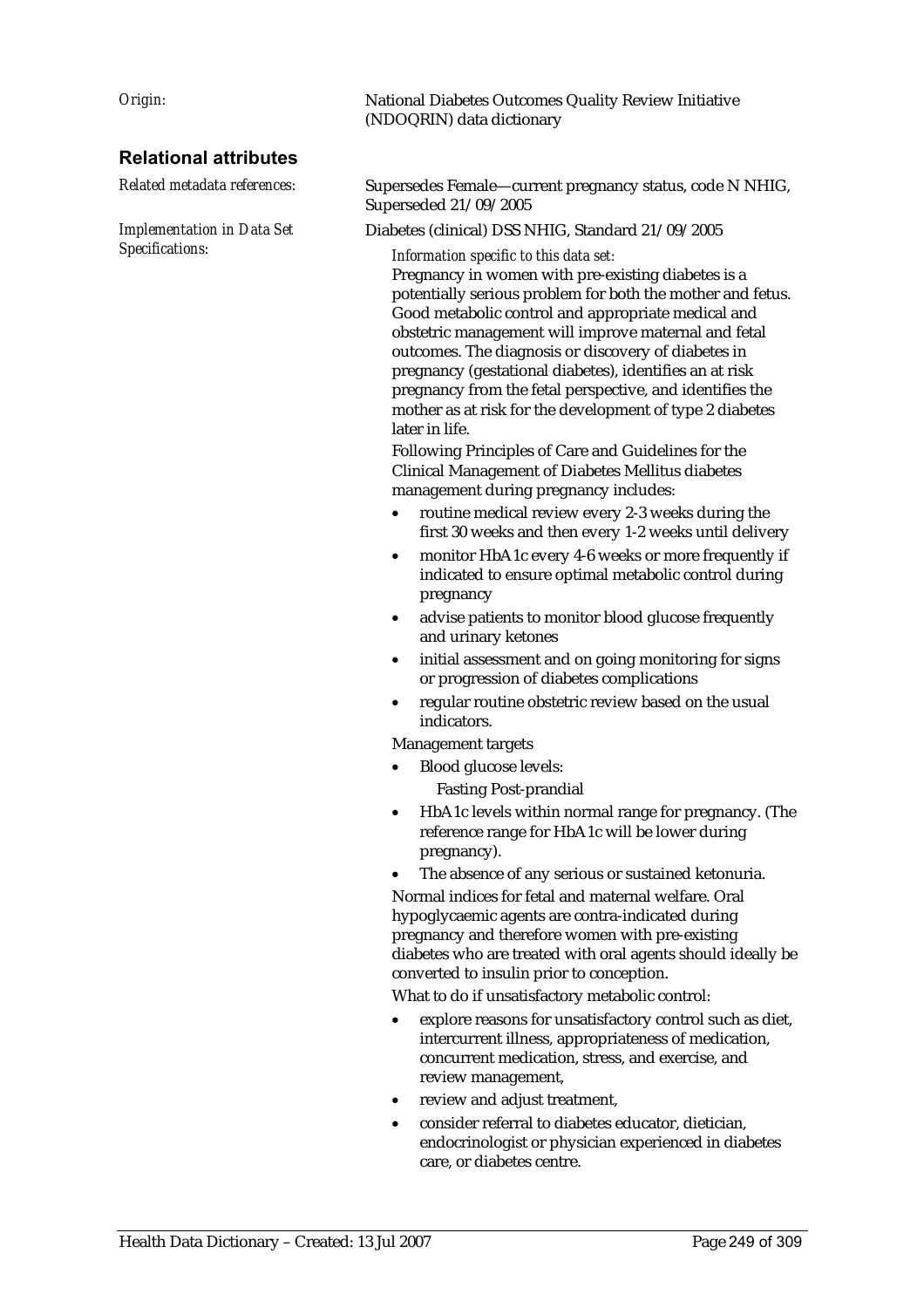*Origin:* National Diabetes Outcomes Quality Review Initiative (NDOQRIN) data dictionary

## Relational attributes

*Related metadata references:* Supersedes Female—current pregnancy status, code N NHIG, Superseded 21/09/2005

*Implementation in Data Set Specifications:* Diabetes (clinical) DSS NHIG, Standard 21/09/2005

*Information specific to this data set:*

Pregnancy in women with pre-existing diabetes is a potentially serious problem for both the mother and fetus. Good metabolic control and appropriate medical and obstetric management will improve maternal and fetal outcomes. The diagnosis or discovery of diabetes in pregnancy (gestational diabetes), identifies an at risk pregnancy from the fetal perspective, and identifies the mother as at risk for the development of type 2 diabetes later in life.

Following Principles of Care and Guidelines for the Clinical Management of Diabetes Mellitus diabetes management during pregnancy includes:

- routine medical review every 2-3 weeks during the first 30 weeks and then every 1-2 weeks until delivery
- monitor HbA1c every 4-6 weeks or more frequently if indicated to ensure optimal metabolic control during pregnancy
- advise patients to monitor blood glucose frequently and urinary ketones
- initial assessment and on going monitoring for signs or progression of diabetes complications
- regular routine obstetric review based on the usual indicators.

Management targets

- Blood glucose levels:
  Fasting Post-prandial
- HbA1c levels within normal range for pregnancy. (The reference range for HbA1c will be lower during pregnancy).
- The absence of any serious or sustained ketonuria.

Normal indices for fetal and maternal welfare. Oral hypoglycaemic agents are contra-indicated during pregnancy and therefore women with pre-existing diabetes who are treated with oral agents should ideally be converted to insulin prior to conception.

What to do if unsatisfactory metabolic control:

- explore reasons for unsatisfactory control such as diet, intercurrent illness, appropriateness of medication, concurrent medication, stress, and exercise, and review management,
- review and adjust treatment,
- consider referral to diabetes educator, dietician, endocrinologist or physician experienced in diabetes care, or diabetes centre.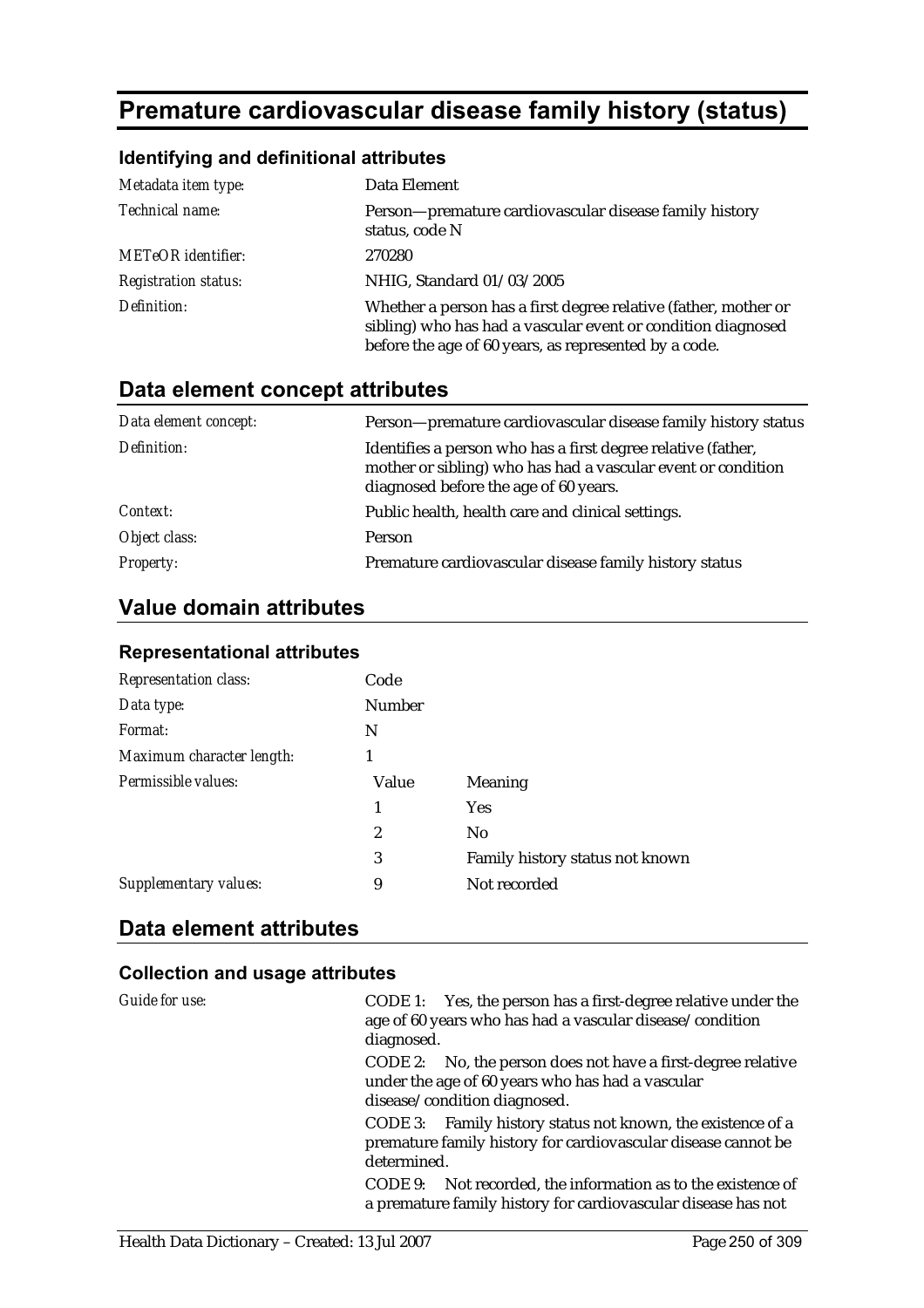# Premature cardiovascular disease family history (status)

## Identifying and definitional attributes

| | |
|---|---|
| *Metadata item type:* | Data Element |
| *Technical name:* | Person—premature cardiovascular disease family history status, code N |
| *METeOR identifier:* | 270280 |
| *Registration status:* | NHIG, Standard 01/03/2005 |
| *Definition:* | Whether a person has a first degree relative (father, mother or sibling) who has had a vascular event or condition diagnosed before the age of 60 years, as represented by a code. |

## Data element concept attributes

| | |
|---|---|
| *Data element concept:* | Person—premature cardiovascular disease family history status |
| *Definition:* | Identifies a person who has a first degree relative (father, mother or sibling) who has had a vascular event or condition diagnosed before the age of 60 years. |
| *Context:* | Public health, health care and clinical settings. |
| *Object class:* | Person |
| *Property:* | Premature cardiovascular disease family history status |

## Value domain attributes

### Representational attributes

| | | |
|---|---|---|
| *Representation class:* | Code | |
| *Data type:* | Number | |
| *Format:* | N | |
| *Maximum character length:* | 1 | |
| *Permissible values:* | **Value** | **Meaning** |
| | 1 | Yes |
| | 2 | No |
| | 3 | Family history status not known |
| *Supplementary values:* | 9 | Not recorded |

## Data element attributes

### Collection and usage attributes

*Guide for use:*

CODE 1: Yes, the person has a first-degree relative under the age of 60 years who has had a vascular disease/condition diagnosed.

CODE 2: No, the person does not have a first-degree relative under the age of 60 years who has had a vascular disease/condition diagnosed.

CODE 3: Family history status not known, the existence of a premature family history for cardiovascular disease cannot be determined.

CODE 9: Not recorded, the information as to the existence of a premature family history for cardiovascular disease has not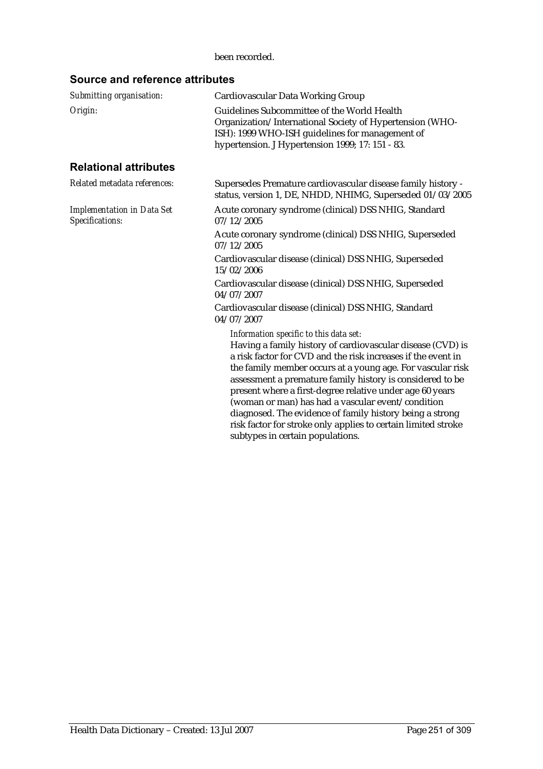been recorded.

## Source and reference attributes

*Submitting organisation:* Cardiovascular Data Working Group

*Origin:* Guidelines Subcommittee of the World Health Organization/International Society of Hypertension (WHO-ISH): 1999 WHO-ISH guidelines for management of hypertension. J Hypertension 1999; 17: 151 - 83.

## Relational attributes

*Related metadata references:* Supersedes Premature cardiovascular disease family history - status, version 1, DE, NHDD, NHIMG, Superseded 01/03/2005

*Implementation in Data Set Specifications:*

Acute coronary syndrome (clinical) DSS NHIG, Standard 07/12/2005

Acute coronary syndrome (clinical) DSS NHIG, Superseded 07/12/2005

Cardiovascular disease (clinical) DSS NHIG, Superseded 15/02/2006

Cardiovascular disease (clinical) DSS NHIG, Superseded 04/07/2007

Cardiovascular disease (clinical) DSS NHIG, Standard 04/07/2007

*Information specific to this data set:*

Having a family history of cardiovascular disease (CVD) is a risk factor for CVD and the risk increases if the event in the family member occurs at a young age. For vascular risk assessment a premature family history is considered to be present where a first-degree relative under age 60 years (woman or man) has had a vascular event/condition diagnosed. The evidence of family history being a strong risk factor for stroke only applies to certain limited stroke subtypes in certain populations.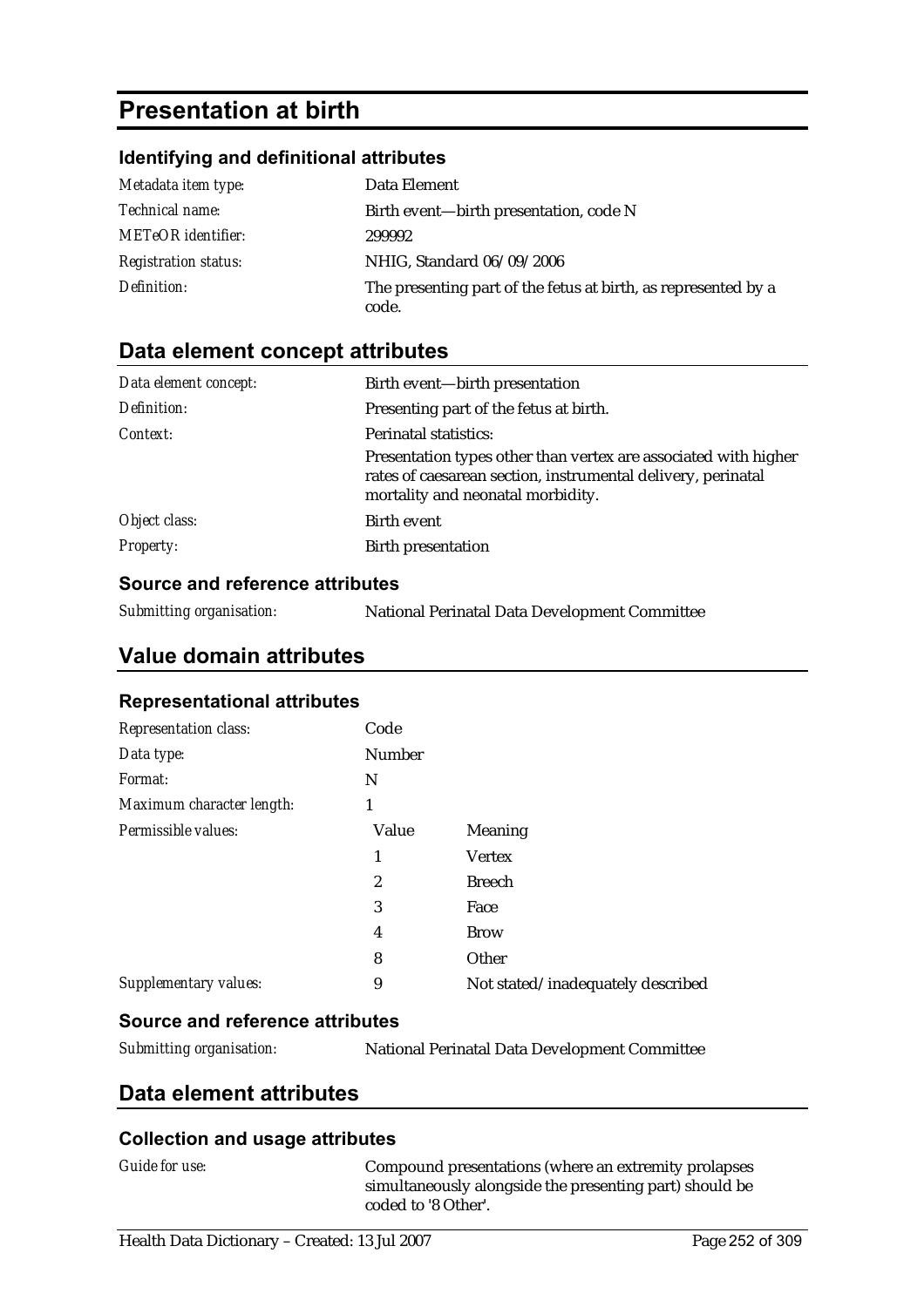# Presentation at birth

### Identifying and definitional attributes

| | |
|---|---|
| *Metadata item type:* | Data Element |
| *Technical name:* | Birth event—birth presentation, code N |
| *METeOR identifier:* | 299992 |
| *Registration status:* | NHIG, Standard 06/09/2006 |
| *Definition:* | The presenting part of the fetus at birth, as represented by a code. |

## Data element concept attributes

| | |
|---|---|
| *Data element concept:* | Birth event—birth presentation |
| *Definition:* | Presenting part of the fetus at birth. |
| *Context:* | Perinatal statistics:<br>Presentation types other than vertex are associated with higher rates of caesarean section, instrumental delivery, perinatal mortality and neonatal morbidity. |
| *Object class:* | Birth event |
| *Property:* | Birth presentation |

### Source and reference attributes

| | |
|---|---|
| *Submitting organisation:* | National Perinatal Data Development Committee |

## Value domain attributes

### Representational attributes

| | | |
|---|---|---|
| *Representation class:* | Code | |
| *Data type:* | Number | |
| *Format:* | N | |
| *Maximum character length:* | 1 | |
| *Permissible values:* | Value | Meaning |
| | 1 | Vertex |
| | 2 | Breech |
| | 3 | Face |
| | 4 | Brow |
| | 8 | Other |
| *Supplementary values:* | 9 | Not stated/inadequately described |

### Source and reference attributes

| | |
|---|---|
| *Submitting organisation:* | National Perinatal Data Development Committee |

## Data element attributes

### Collection and usage attributes

| | |
|---|---|
| *Guide for use:* | Compound presentations (where an extremity prolapses simultaneously alongside the presenting part) should be coded to '8 Other'. |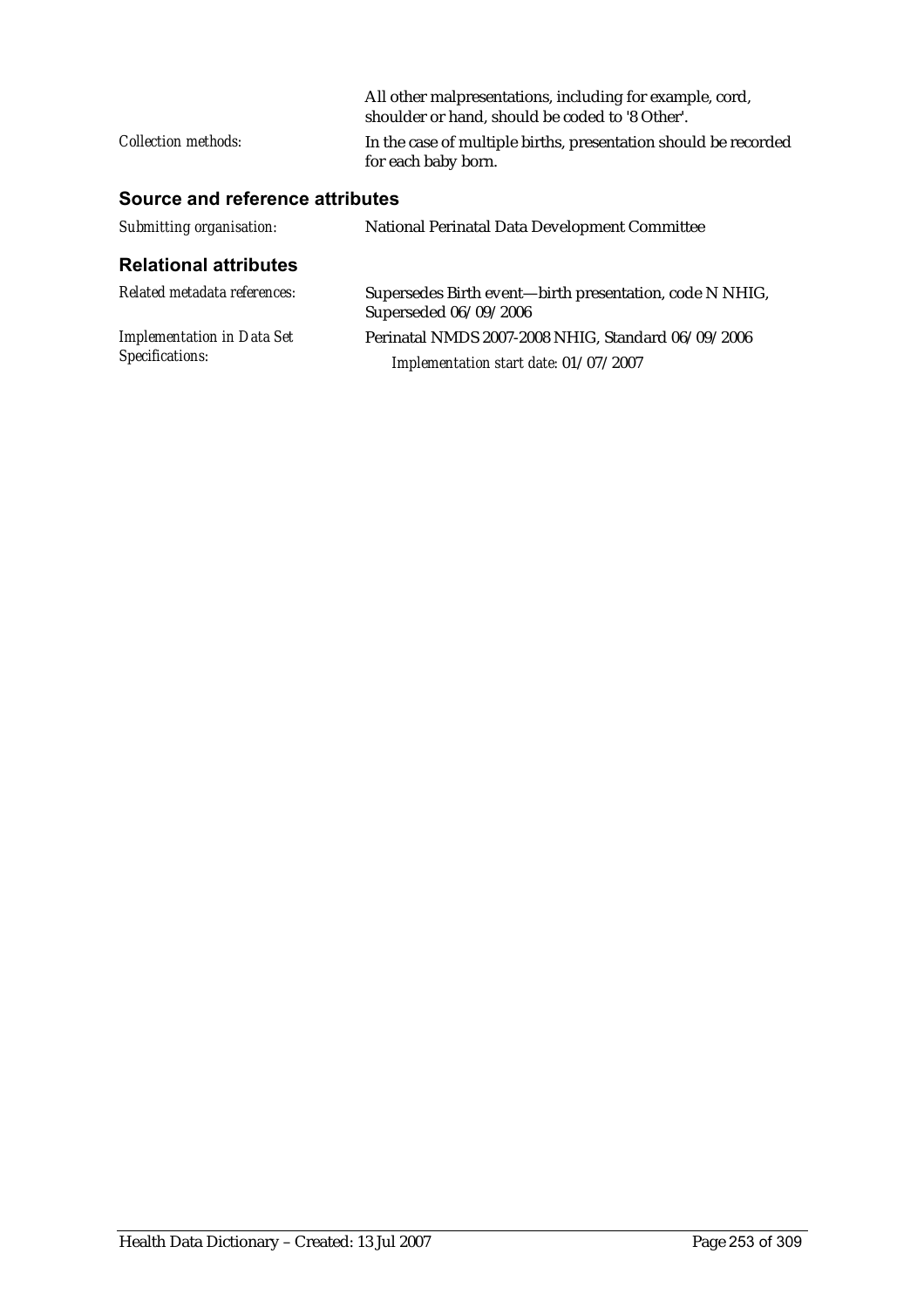| | |
|---|---|
| | All other malpresentations, including for example, cord, shoulder or hand, should be coded to '8 Other'. |
| *Collection methods:* | In the case of multiple births, presentation should be recorded for each baby born. |

### Source and reference attributes

| | |
|---|---|
| *Submitting organisation:* | National Perinatal Data Development Committee |

### Relational attributes

| | |
|---|---|
| *Related metadata references:* | Supersedes Birth event—birth presentation, code N NHIG, Superseded 06/09/2006 |
| *Implementation in Data Set Specifications:* | Perinatal NMDS 2007-2008 NHIG, Standard 06/09/2006<br>*Implementation start date:* 01/07/2007 |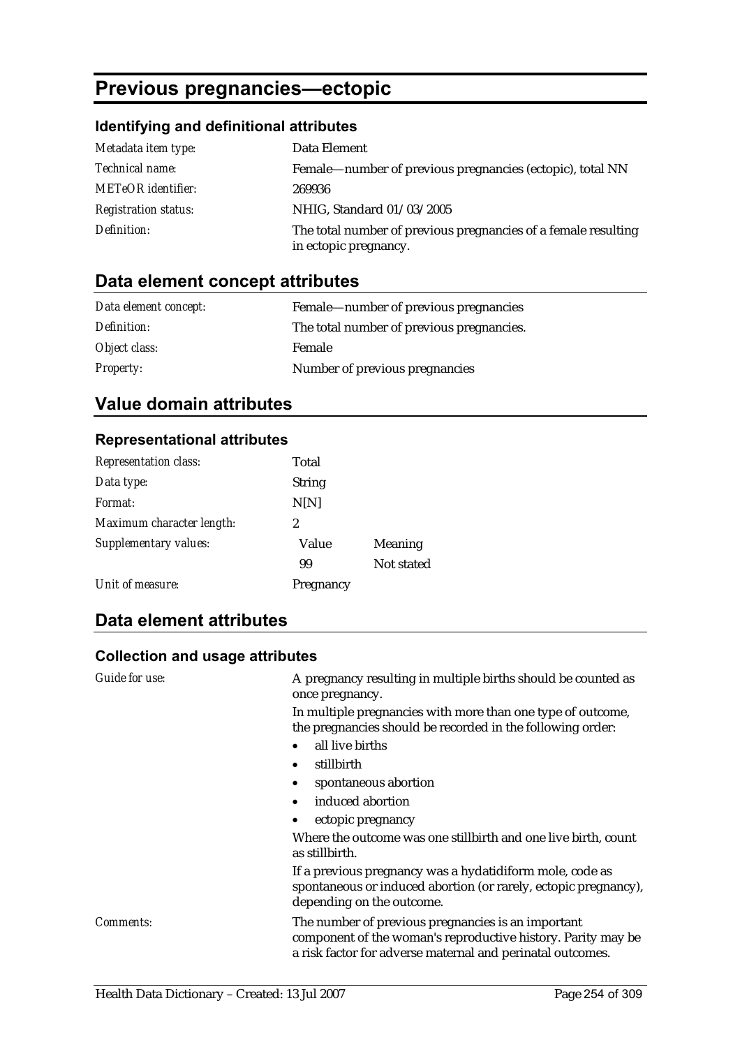# Previous pregnancies—ectopic

### Identifying and definitional attributes

| | |
|---|---|
| *Metadata item type:* | Data Element |
| *Technical name:* | Female—number of previous pregnancies (ectopic), total NN |
| *METeOR identifier:* | 269936 |
| *Registration status:* | NHIG, Standard 01/03/2005 |
| *Definition:* | The total number of previous pregnancies of a female resulting in ectopic pregnancy. |

## Data element concept attributes

| | |
|---|---|
| *Data element concept:* | Female—number of previous pregnancies |
| *Definition:* | The total number of previous pregnancies. |
| *Object class:* | Female |
| *Property:* | Number of previous pregnancies |

## Value domain attributes

### Representational attributes

| | | |
|---|---|---|
| *Representation class:* | Total | |
| *Data type:* | String | |
| *Format:* | N[N] | |
| *Maximum character length:* | 2 | |
| *Supplementary values:* | Value | Meaning |
| | 99 | Not stated |
| *Unit of measure:* | Pregnancy | |

## Data element attributes

### Collection and usage attributes

*Guide for use:*

A pregnancy resulting in multiple births should be counted as once pregnancy.

In multiple pregnancies with more than one type of outcome, the pregnancies should be recorded in the following order:

- all live births
- stillbirth
- spontaneous abortion
- induced abortion
- ectopic pregnancy

Where the outcome was one stillbirth and one live birth, count as stillbirth.

If a previous pregnancy was a hydatidiform mole, code as spontaneous or induced abortion (or rarely, ectopic pregnancy), depending on the outcome.

*Comments:*

The number of previous pregnancies is an important component of the woman's reproductive history. Parity may be a risk factor for adverse maternal and perinatal outcomes.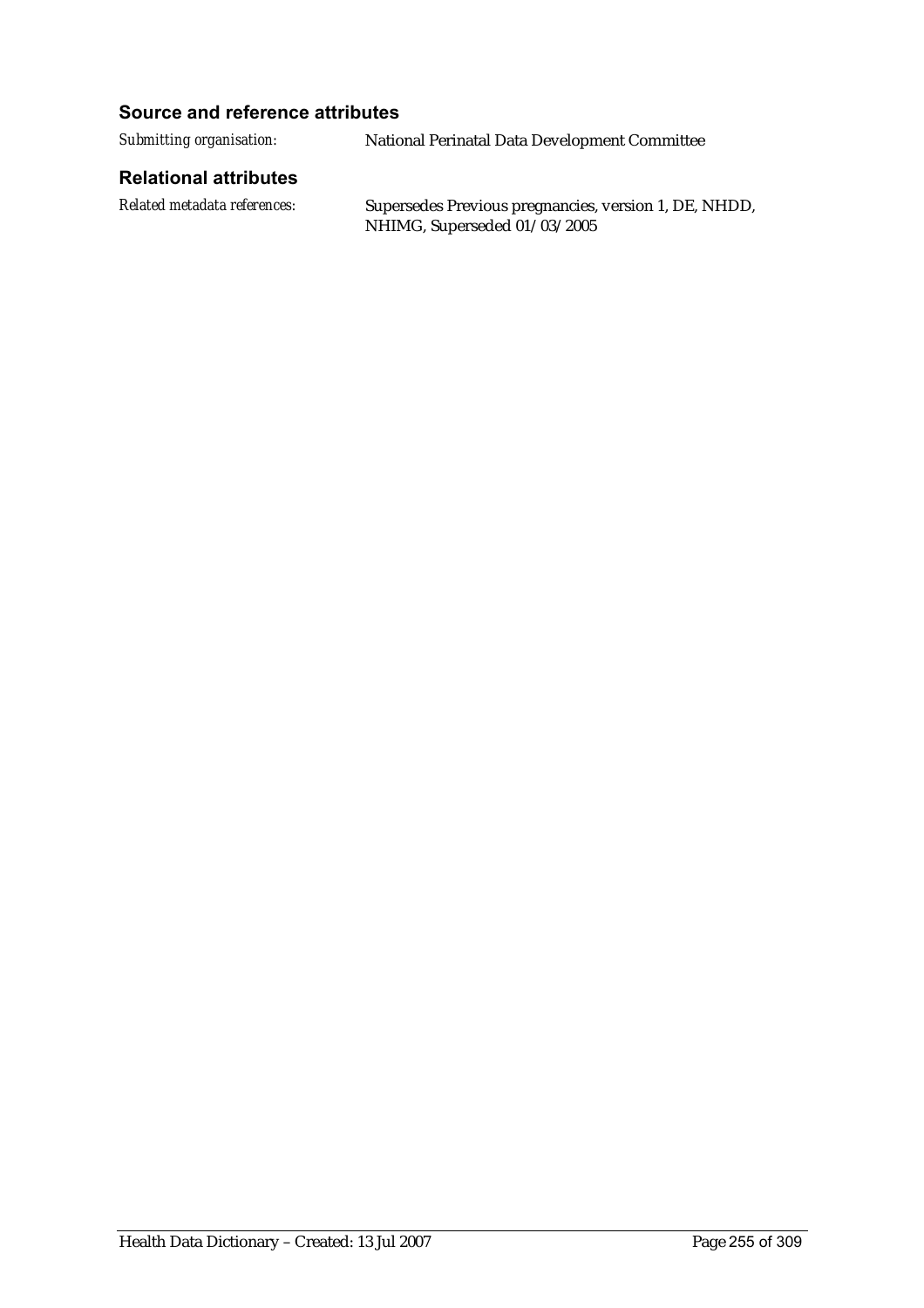### Source and reference attributes

*Submitting organisation:* National Perinatal Data Development Committee

### Relational attributes

*Related metadata references:* Supersedes Previous pregnancies, version 1, DE, NHDD, NHIMG, Superseded 01/03/2005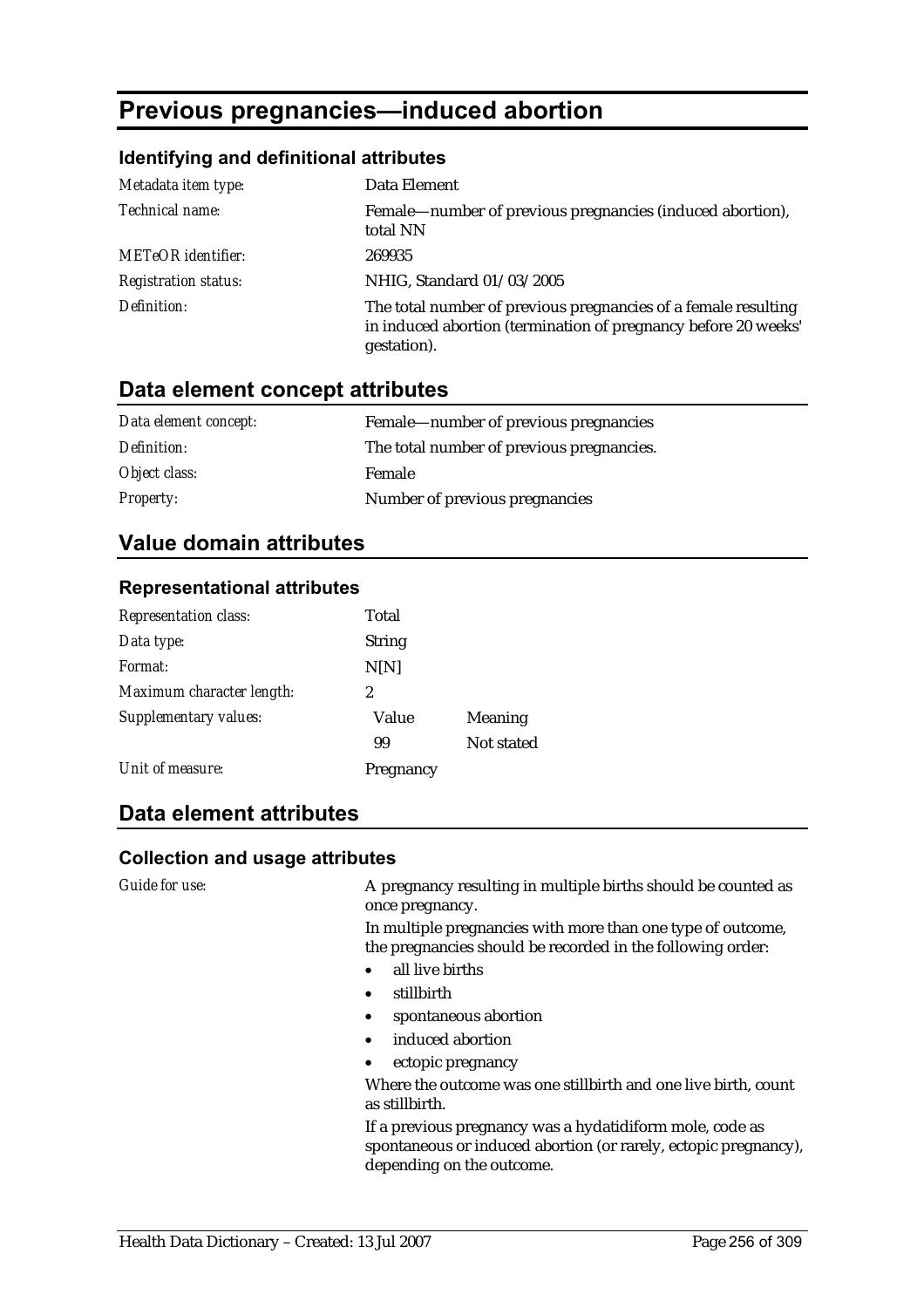# Previous pregnancies—induced abortion

### Identifying and definitional attributes

| | |
|---|---|
| *Metadata item type:* | Data Element |
| *Technical name:* | Female—number of previous pregnancies (induced abortion), total NN |
| *METeOR identifier:* | 269935 |
| *Registration status:* | NHIG, Standard 01/03/2005 |
| *Definition:* | The total number of previous pregnancies of a female resulting in induced abortion (termination of pregnancy before 20 weeks' gestation). |

## Data element concept attributes

| | |
|---|---|
| *Data element concept:* | Female—number of previous pregnancies |
| *Definition:* | The total number of previous pregnancies. |
| *Object class:* | Female |
| *Property:* | Number of previous pregnancies |

## Value domain attributes

### Representational attributes

| | | |
|---|---|---|
| *Representation class:* | Total | |
| *Data type:* | String | |
| *Format:* | N[N] | |
| *Maximum character length:* | 2 | |
| *Supplementary values:* | Value | Meaning |
| | 99 | Not stated |
| *Unit of measure:* | Pregnancy | |

## Data element attributes

### Collection and usage attributes

*Guide for use:*

A pregnancy resulting in multiple births should be counted as once pregnancy.

In multiple pregnancies with more than one type of outcome, the pregnancies should be recorded in the following order:

- all live births
- stillbirth
- spontaneous abortion
- induced abortion
- ectopic pregnancy

Where the outcome was one stillbirth and one live birth, count as stillbirth.

If a previous pregnancy was a hydatidiform mole, code as spontaneous or induced abortion (or rarely, ectopic pregnancy), depending on the outcome.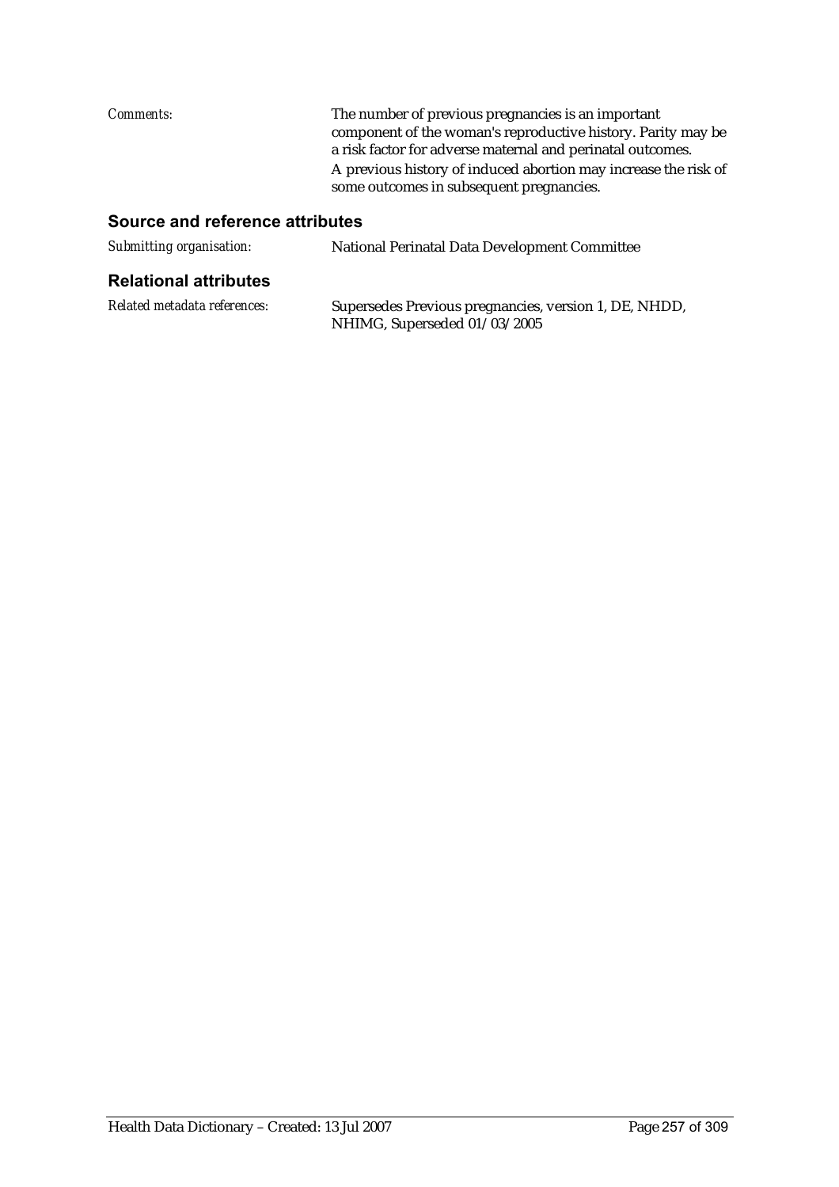*Comments:* The number of previous pregnancies is an important component of the woman's reproductive history. Parity may be a risk factor for adverse maternal and perinatal outcomes.

A previous history of induced abortion may increase the risk of some outcomes in subsequent pregnancies.

## Source and reference attributes

*Submitting organisation:* National Perinatal Data Development Committee

## Relational attributes

*Related metadata references:* Supersedes Previous pregnancies, version 1, DE, NHDD, NHIMG, Superseded 01/03/2005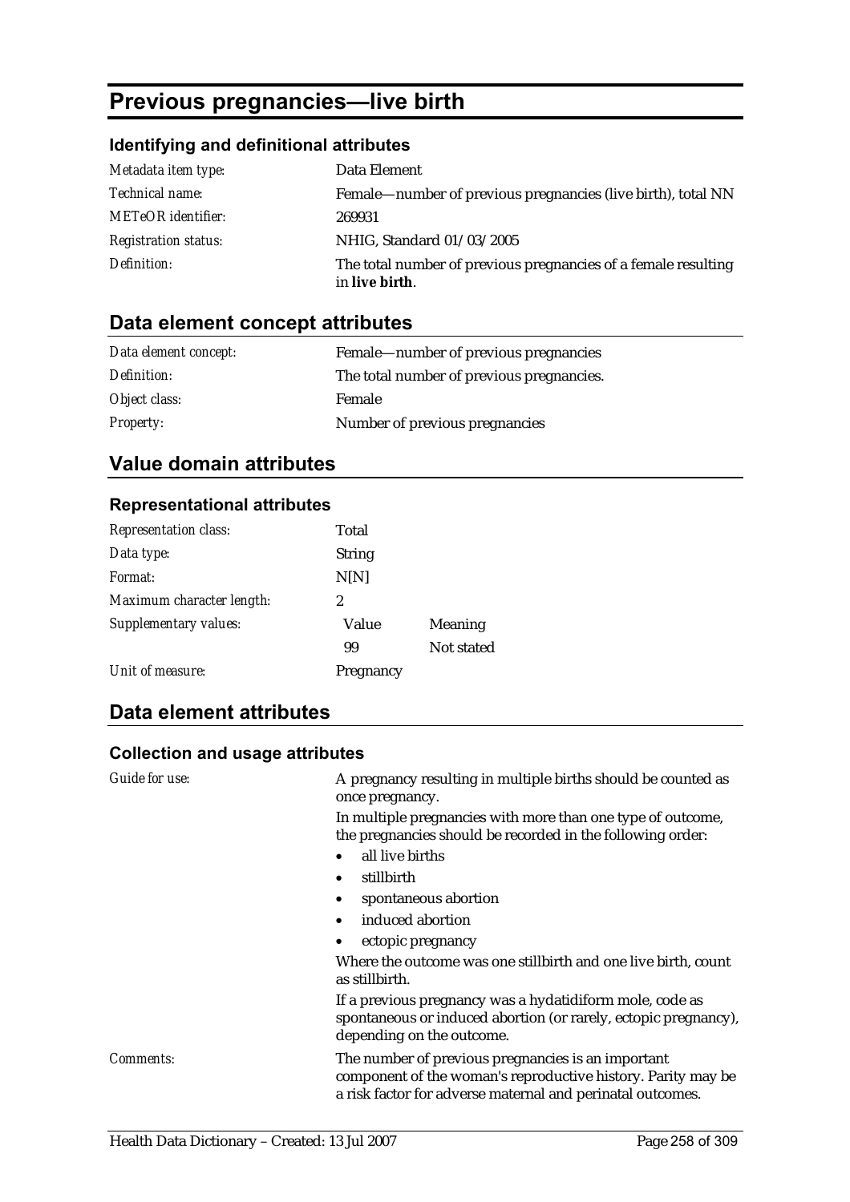# Previous pregnancies—live birth

### Identifying and definitional attributes

| | |
|---|---|
| *Metadata item type:* | Data Element |
| *Technical name:* | Female—number of previous pregnancies (live birth), total NN |
| *METeOR identifier:* | 269931 |
| *Registration status:* | NHIG, Standard 01/03/2005 |
| *Definition:* | The total number of previous pregnancies of a female resulting in **live birth**. |

## Data element concept attributes

| | |
|---|---|
| *Data element concept:* | Female—number of previous pregnancies |
| *Definition:* | The total number of previous pregnancies. |
| *Object class:* | Female |
| *Property:* | Number of previous pregnancies |

## Value domain attributes

### Representational attributes

| | | |
|---|---|---|
| *Representation class:* | Total | |
| *Data type:* | String | |
| *Format:* | N[N] | |
| *Maximum character length:* | 2 | |
| *Supplementary values:* | Value | Meaning |
| | 99 | Not stated |
| *Unit of measure:* | Pregnancy | |

## Data element attributes

### Collection and usage attributes

*Guide for use:*

A pregnancy resulting in multiple births should be counted as once pregnancy.

In multiple pregnancies with more than one type of outcome, the pregnancies should be recorded in the following order:

- all live births
- stillbirth
- spontaneous abortion
- induced abortion
- ectopic pregnancy

Where the outcome was one stillbirth and one live birth, count as stillbirth.

If a previous pregnancy was a hydatidiform mole, code as spontaneous or induced abortion (or rarely, ectopic pregnancy), depending on the outcome.

*Comments:*

The number of previous pregnancies is an important component of the woman's reproductive history. Parity may be a risk factor for adverse maternal and perinatal outcomes.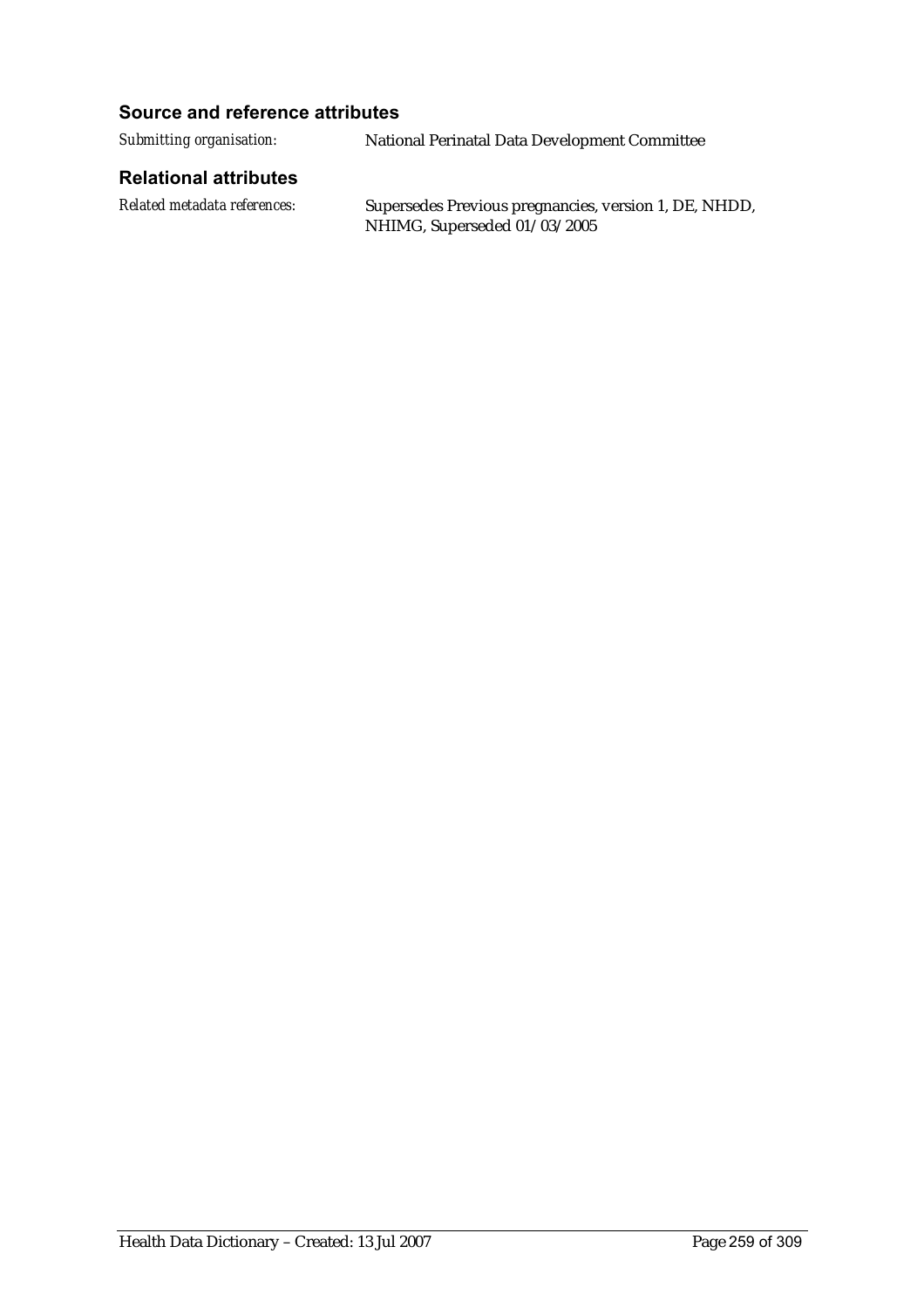### Source and reference attributes

*Submitting organisation:* National Perinatal Data Development Committee

### Relational attributes

*Related metadata references:* Supersedes Previous pregnancies, version 1, DE, NHDD, NHIMG, Superseded 01/03/2005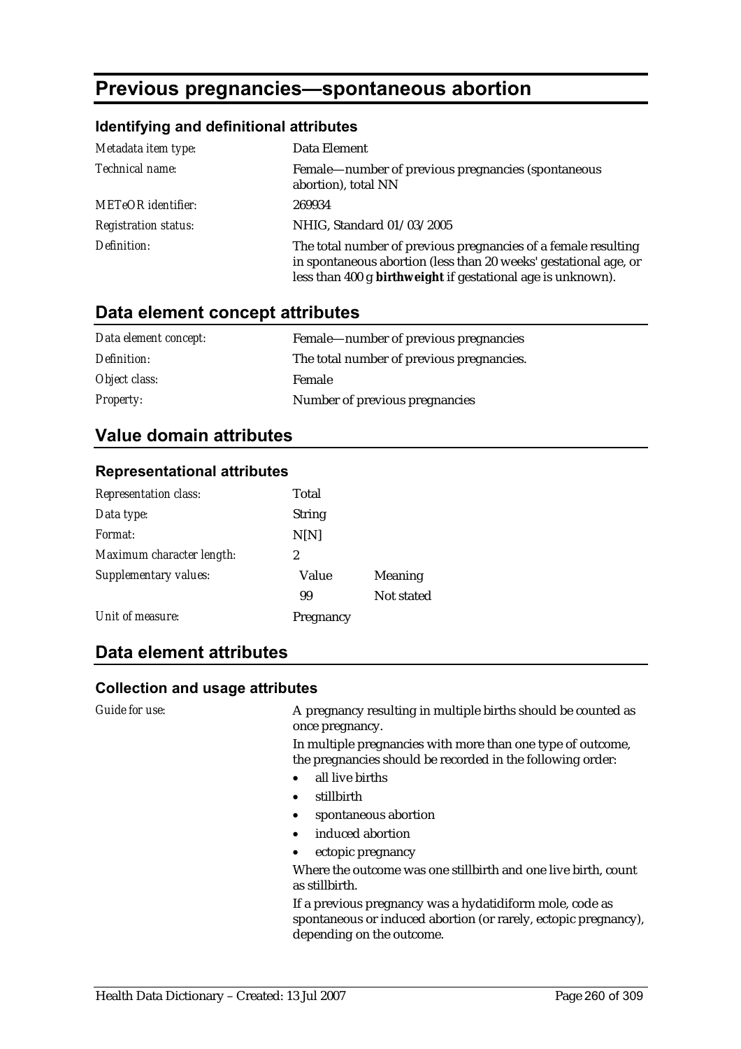# Previous pregnancies—spontaneous abortion

### Identifying and definitional attributes

| | |
|---|---|
| *Metadata item type:* | Data Element |
| *Technical name:* | Female—number of previous pregnancies (spontaneous abortion), total NN |
| *METeOR identifier:* | 269934 |
| *Registration status:* | NHIG, Standard 01/03/2005 |
| *Definition:* | The total number of previous pregnancies of a female resulting in spontaneous abortion (less than 20 weeks' gestational age, or less than 400 g **birthweight** if gestational age is unknown). |

## Data element concept attributes

| | |
|---|---|
| *Data element concept:* | Female—number of previous pregnancies |
| *Definition:* | The total number of previous pregnancies. |
| *Object class:* | Female |
| *Property:* | Number of previous pregnancies |

## Value domain attributes

### Representational attributes

| | | |
|---|---|---|
| *Representation class:* | Total | |
| *Data type:* | String | |
| *Format:* | N[N] | |
| *Maximum character length:* | 2 | |
| *Supplementary values:* | Value | Meaning |
| | 99 | Not stated |
| *Unit of measure:* | Pregnancy | |

## Data element attributes

### Collection and usage attributes

*Guide for use:*

A pregnancy resulting in multiple births should be counted as once pregnancy.

In multiple pregnancies with more than one type of outcome, the pregnancies should be recorded in the following order:

- all live births
- stillbirth
- spontaneous abortion
- induced abortion
- ectopic pregnancy

Where the outcome was one stillbirth and one live birth, count as stillbirth.

If a previous pregnancy was a hydatidiform mole, code as spontaneous or induced abortion (or rarely, ectopic pregnancy), depending on the outcome.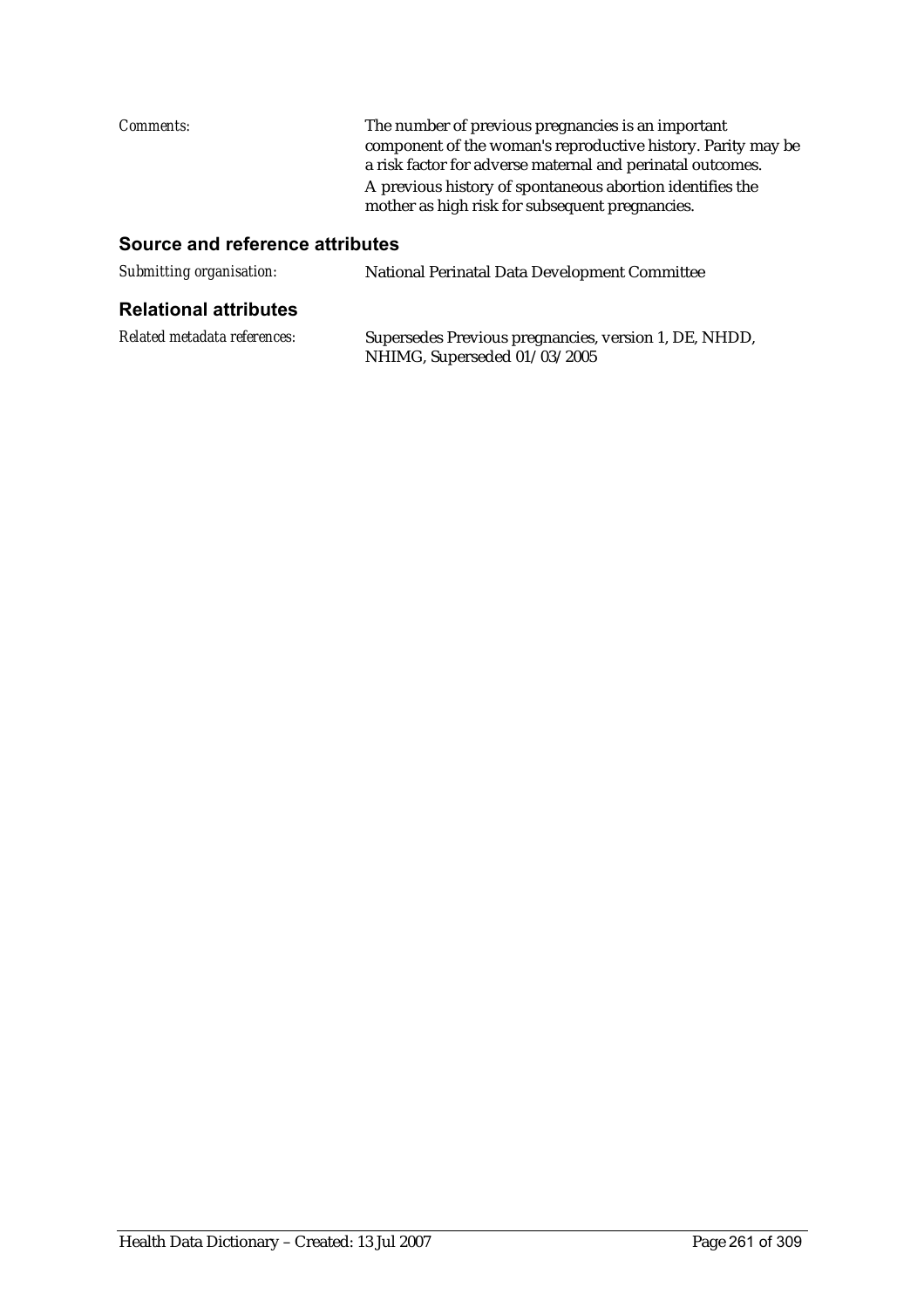*Comments:* The number of previous pregnancies is an important component of the woman's reproductive history. Parity may be a risk factor for adverse maternal and perinatal outcomes.

A previous history of spontaneous abortion identifies the mother as high risk for subsequent pregnancies.

### Source and reference attributes

*Submitting organisation:* National Perinatal Data Development Committee

### Relational attributes

*Related metadata references:* Supersedes Previous pregnancies, version 1, DE, NHDD, NHIMG, Superseded 01/03/2005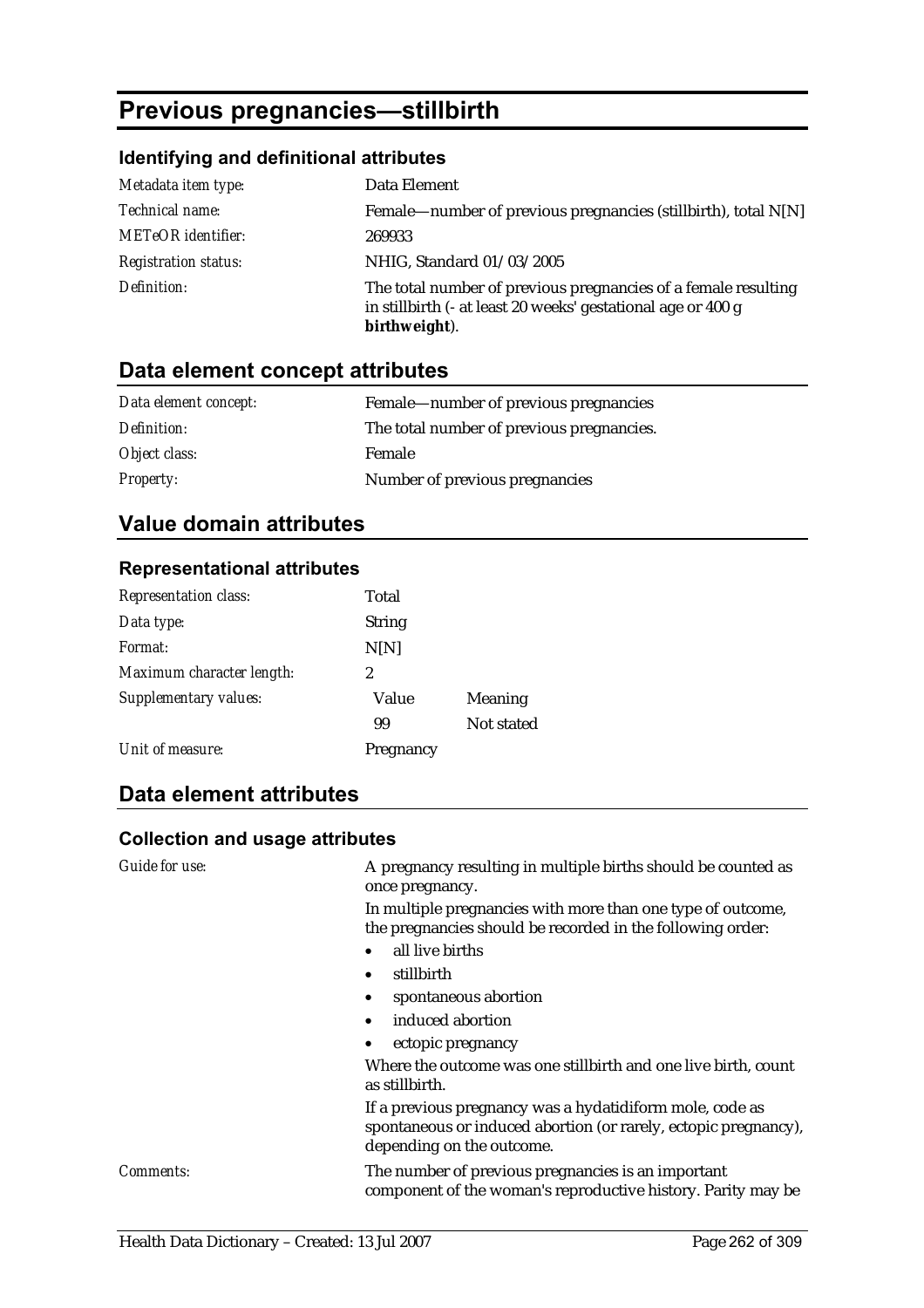# Previous pregnancies—stillbirth

### Identifying and definitional attributes

| | |
|---|---|
| *Metadata item type:* | Data Element |
| *Technical name:* | Female—number of previous pregnancies (stillbirth), total N[N] |
| *METeOR identifier:* | 269933 |
| *Registration status:* | NHIG, Standard 01/03/2005 |
| *Definition:* | The total number of previous pregnancies of a female resulting in stillbirth (- at least 20 weeks' gestational age or 400 g **birthweight**). |

## Data element concept attributes

| | |
|---|---|
| *Data element concept:* | Female—number of previous pregnancies |
| *Definition:* | The total number of previous pregnancies. |
| *Object class:* | Female |
| *Property:* | Number of previous pregnancies |

## Value domain attributes

### Representational attributes

| | | |
|---|---|---|
| *Representation class:* | Total | |
| *Data type:* | String | |
| *Format:* | N[N] | |
| *Maximum character length:* | 2 | |
| *Supplementary values:* | Value | Meaning |
| | 99 | Not stated |
| *Unit of measure:* | Pregnancy | |

## Data element attributes

### Collection and usage attributes

*Guide for use:*

A pregnancy resulting in multiple births should be counted as once pregnancy.

In multiple pregnancies with more than one type of outcome, the pregnancies should be recorded in the following order:

- all live births
- stillbirth
- spontaneous abortion
- induced abortion
- ectopic pregnancy

Where the outcome was one stillbirth and one live birth, count as stillbirth.

If a previous pregnancy was a hydatidiform mole, code as spontaneous or induced abortion (or rarely, ectopic pregnancy), depending on the outcome.

*Comments:*

The number of previous pregnancies is an important component of the woman's reproductive history. Parity may be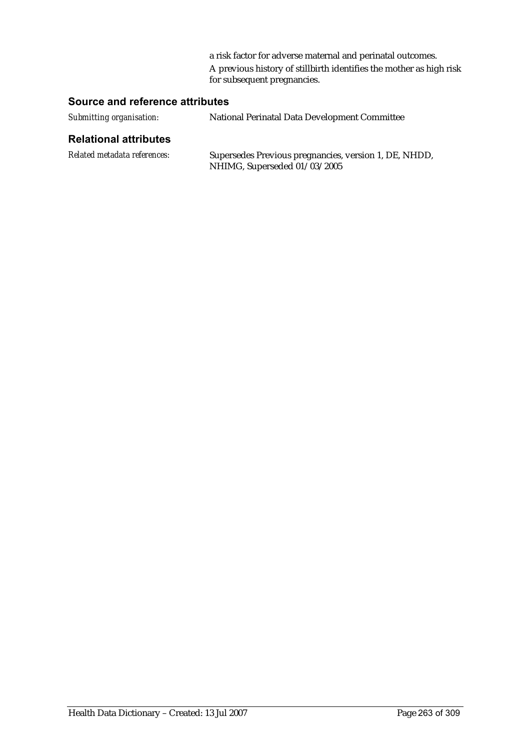a risk factor for adverse maternal and perinatal outcomes.

A previous history of stillbirth identifies the mother as high risk for subsequent pregnancies.

## Source and reference attributes

*Submitting organisation:* National Perinatal Data Development Committee

## Relational attributes

*Related metadata references:* Supersedes Previous pregnancies, version 1, DE, NHDD, NHIMG, Superseded 01/03/2005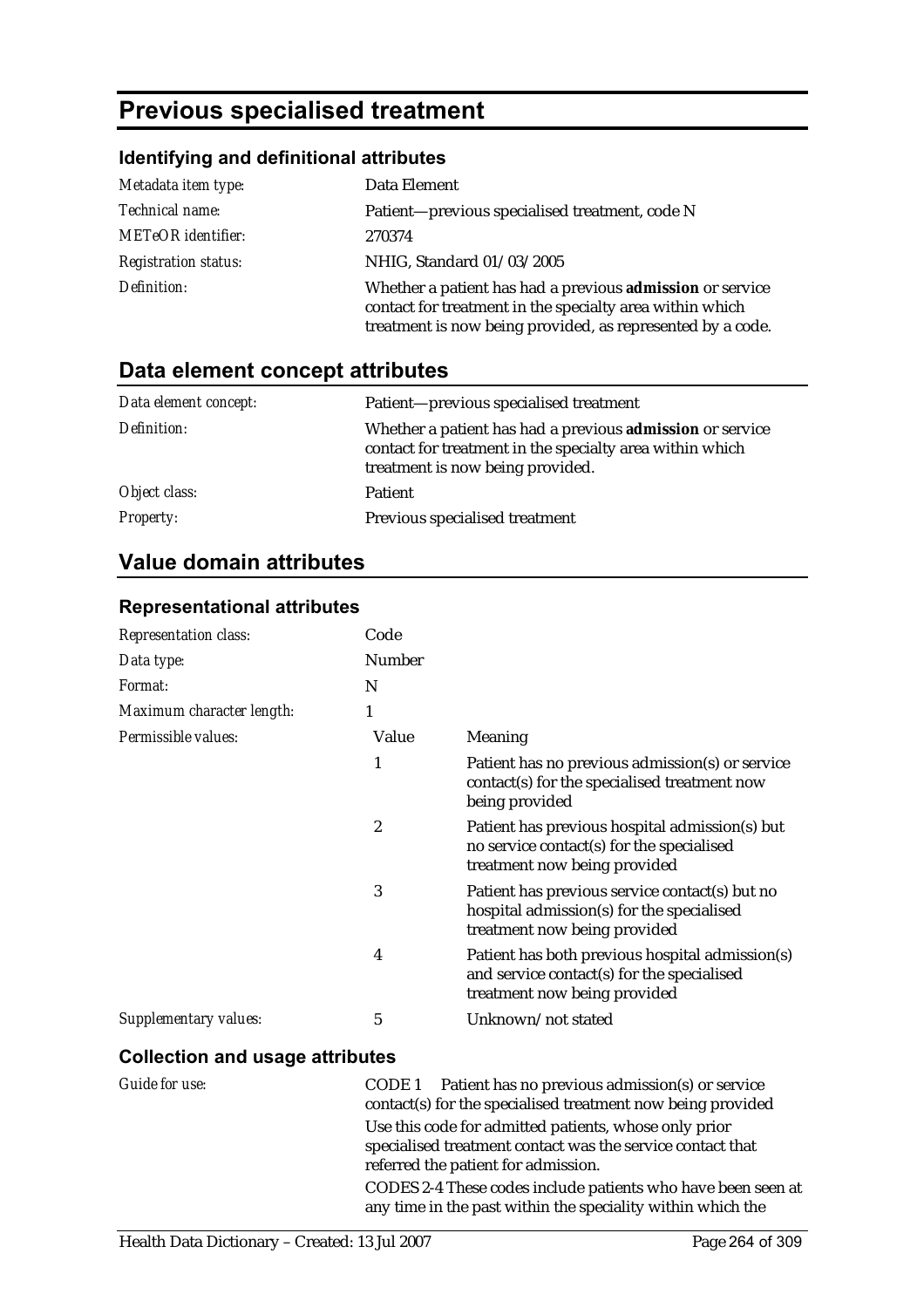# Previous specialised treatment

## Identifying and definitional attributes

| | |
|---|---|
| *Metadata item type:* | Data Element |
| *Technical name:* | Patient—previous specialised treatment, code N |
| *METeOR identifier:* | 270374 |
| *Registration status:* | NHIG, Standard 01/03/2005 |
| *Definition:* | Whether a patient has had a previous **admission** or service contact for treatment in the specialty area within which treatment is now being provided, as represented by a code. |

## Data element concept attributes

| | |
|---|---|
| *Data element concept:* | Patient—previous specialised treatment |
| *Definition:* | Whether a patient has had a previous **admission** or service contact for treatment in the specialty area within which treatment is now being provided. |
| *Object class:* | Patient |
| *Property:* | Previous specialised treatment |

## Value domain attributes

### Representational attributes

| | | |
|---|---|---|
| *Representation class:* | Code | |
| *Data type:* | Number | |
| *Format:* | N | |
| *Maximum character length:* | 1 | |
| *Permissible values:* | Value | Meaning |
| | 1 | Patient has no previous admission(s) or service contact(s) for the specialised treatment now being provided |
| | 2 | Patient has previous hospital admission(s) but no service contact(s) for the specialised treatment now being provided |
| | 3 | Patient has previous service contact(s) but no hospital admission(s) for the specialised treatment now being provided |
| | 4 | Patient has both previous hospital admission(s) and service contact(s) for the specialised treatment now being provided |
| *Supplementary values:* | 5 | Unknown/not stated |

### Collection and usage attributes

*Guide for use:*

CODE 1 Patient has no previous admission(s) or service contact(s) for the specialised treatment now being provided

Use this code for admitted patients, whose only prior specialised treatment contact was the service contact that referred the patient for admission.

CODES 2-4 These codes include patients who have been seen at any time in the past within the speciality within which the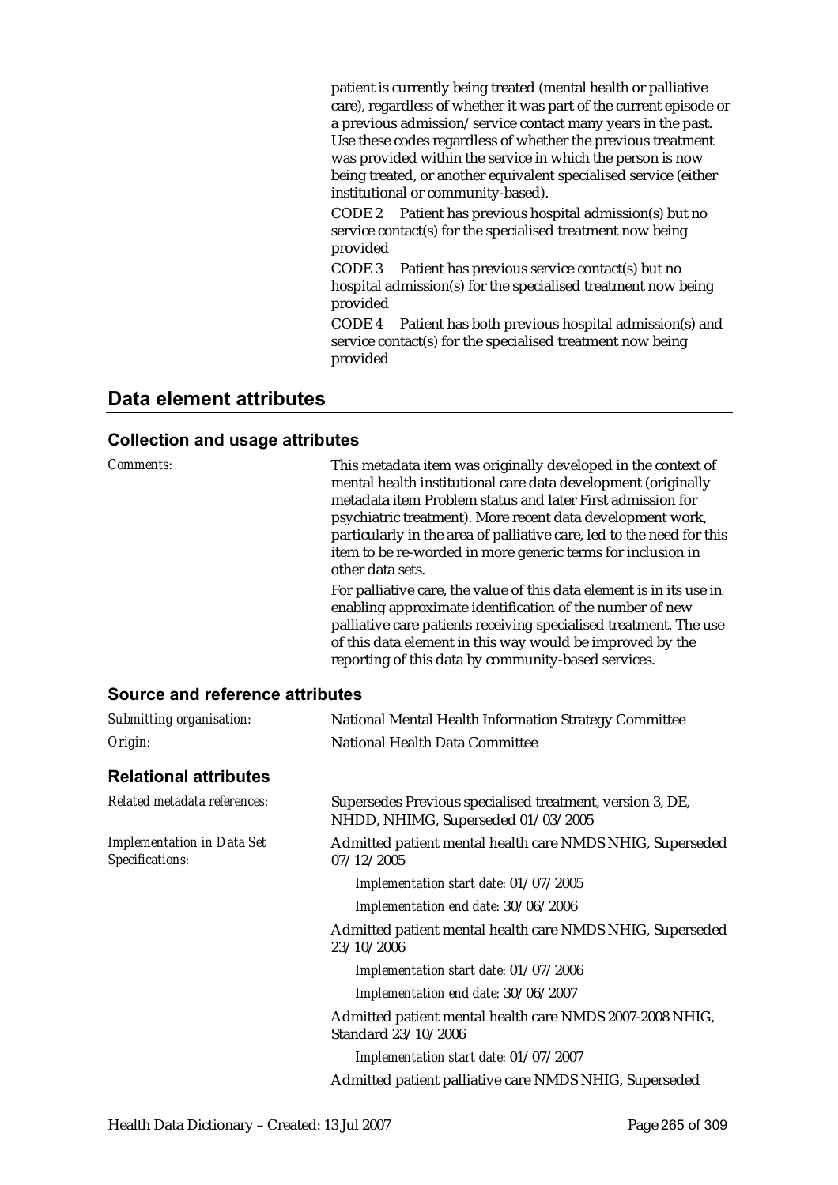patient is currently being treated (mental health or palliative care), regardless of whether it was part of the current episode or a previous admission/service contact many years in the past. Use these codes regardless of whether the previous treatment was provided within the service in which the person is now being treated, or another equivalent specialised service (either institutional or community-based).

CODE 2 Patient has previous hospital admission(s) but no service contact(s) for the specialised treatment now being provided

CODE 3 Patient has previous service contact(s) but no hospital admission(s) for the specialised treatment now being provided

CODE 4 Patient has both previous hospital admission(s) and service contact(s) for the specialised treatment now being provided

## Data element attributes

### Collection and usage attributes

*Comments:*

This metadata item was originally developed in the context of mental health institutional care data development (originally metadata item Problem status and later First admission for psychiatric treatment). More recent data development work, particularly in the area of palliative care, led to the need for this item to be re-worded in more generic terms for inclusion in other data sets.

For palliative care, the value of this data element is in its use in enabling approximate identification of the number of new palliative care patients receiving specialised treatment. The use of this data element in this way would be improved by the reporting of this data by community-based services.

### Source and reference attributes

*Submitting organisation:* National Mental Health Information Strategy Committee

*Origin:* National Health Data Committee

### Relational attributes

*Related metadata references:* Supersedes Previous specialised treatment, version 3, DE, NHDD, NHIMG, Superseded 01/03/2005

*Implementation in Data Set Specifications:*

Admitted patient mental health care NMDS NHIG, Superseded 07/12/2005

*Implementation start date:* 01/07/2005

*Implementation end date:* 30/06/2006

Admitted patient mental health care NMDS NHIG, Superseded 23/10/2006

*Implementation start date:* 01/07/2006

*Implementation end date:* 30/06/2007

Admitted patient mental health care NMDS 2007-2008 NHIG, Standard 23/10/2006

*Implementation start date:* 01/07/2007

Admitted patient palliative care NMDS NHIG, Superseded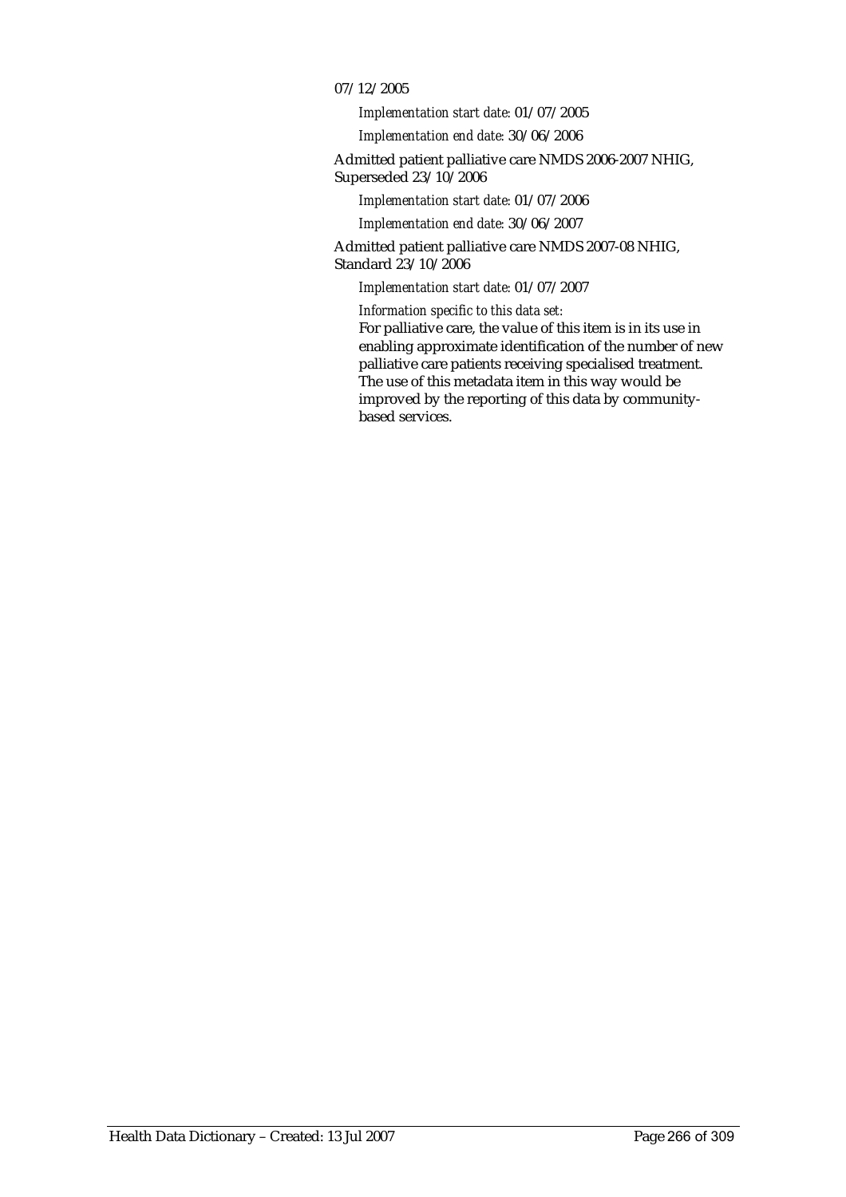07/12/2005

*Implementation start date:* 01/07/2005

*Implementation end date:* 30/06/2006

Admitted patient palliative care NMDS 2006-2007 NHIG, Superseded 23/10/2006

*Implementation start date:* 01/07/2006

*Implementation end date:* 30/06/2007

Admitted patient palliative care NMDS 2007-08 NHIG, Standard 23/10/2006

*Implementation start date:* 01/07/2007

*Information specific to this data set:*

For palliative care, the value of this item is in its use in enabling approximate identification of the number of new palliative care patients receiving specialised treatment. The use of this metadata item in this way would be improved by the reporting of this data by community-based services.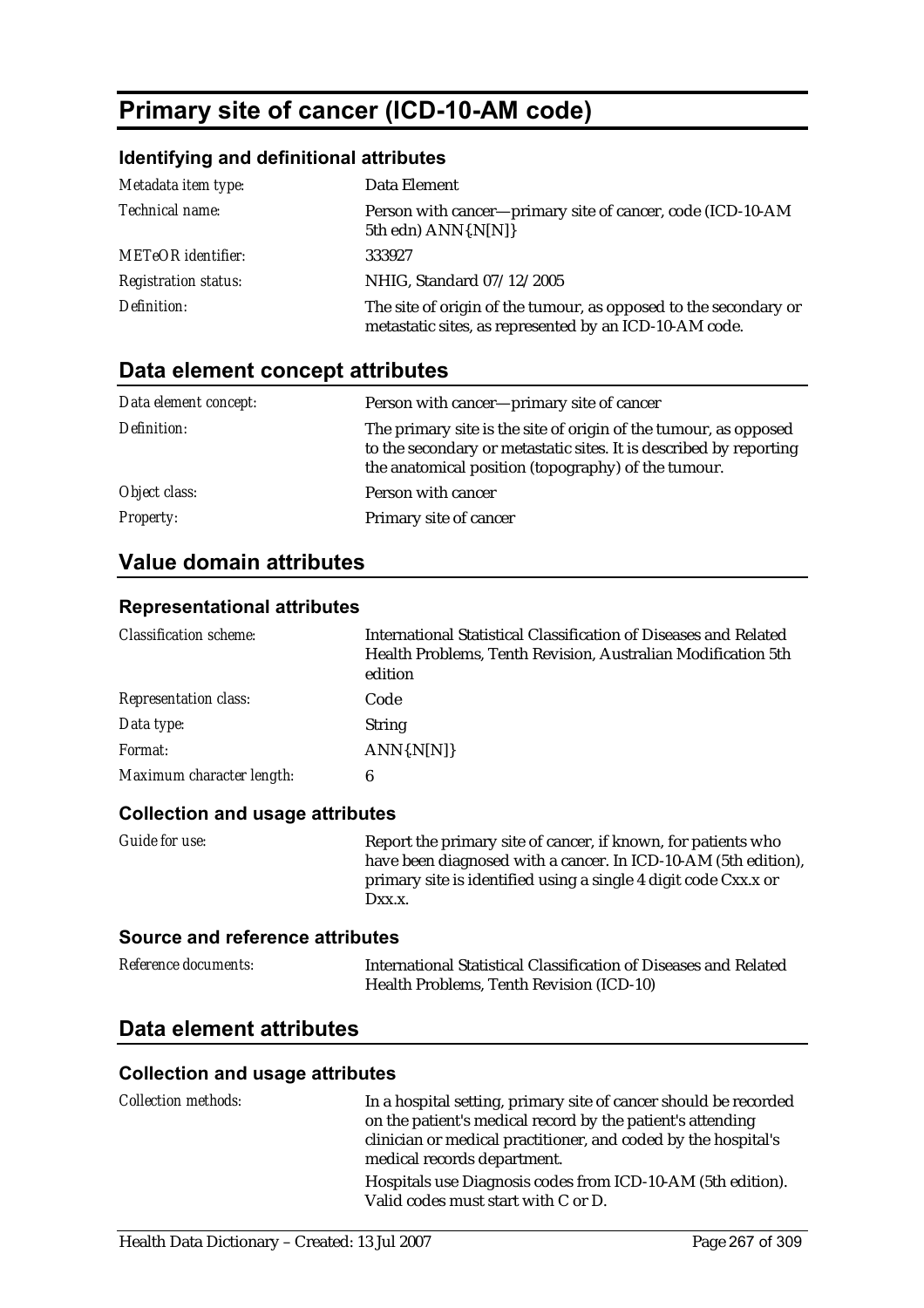# Primary site of cancer (ICD-10-AM code)

### Identifying and definitional attributes

| | |
|---|---|
| *Metadata item type:* | Data Element |
| *Technical name:* | Person with cancer—primary site of cancer, code (ICD-10-AM 5th edn) ANN{.N[N]} |
| *METeOR identifier:* | 333927 |
| *Registration status:* | NHIG, Standard 07/12/2005 |
| *Definition:* | The site of origin of the tumour, as opposed to the secondary or metastatic sites, as represented by an ICD-10-AM code. |

## Data element concept attributes

| | |
|---|---|
| *Data element concept:* | Person with cancer—primary site of cancer |
| *Definition:* | The primary site is the site of origin of the tumour, as opposed to the secondary or metastatic sites. It is described by reporting the anatomical position (topography) of the tumour. |
| *Object class:* | Person with cancer |
| *Property:* | Primary site of cancer |

## Value domain attributes

### Representational attributes

| | |
|---|---|
| *Classification scheme:* | International Statistical Classification of Diseases and Related Health Problems, Tenth Revision, Australian Modification 5th edition |
| *Representation class:* | Code |
| *Data type:* | String |
| *Format:* | ANN{.N[N]} |
| *Maximum character length:* | 6 |

### Collection and usage attributes

| | |
|---|---|
| *Guide for use:* | Report the primary site of cancer, if known, for patients who have been diagnosed with a cancer. In ICD-10-AM (5th edition), primary site is identified using a single 4 digit code Cxx.x or Dxx.x. |

### Source and reference attributes

| | |
|---|---|
| *Reference documents:* | International Statistical Classification of Diseases and Related Health Problems, Tenth Revision (ICD-10) |

## Data element attributes

### Collection and usage attributes

| | |
|---|---|
| *Collection methods:* | In a hospital setting, primary site of cancer should be recorded on the patient's medical record by the patient's attending clinician or medical practitioner, and coded by the hospital's medical records department.<br><br>Hospitals use Diagnosis codes from ICD-10-AM (5th edition). Valid codes must start with C or D. |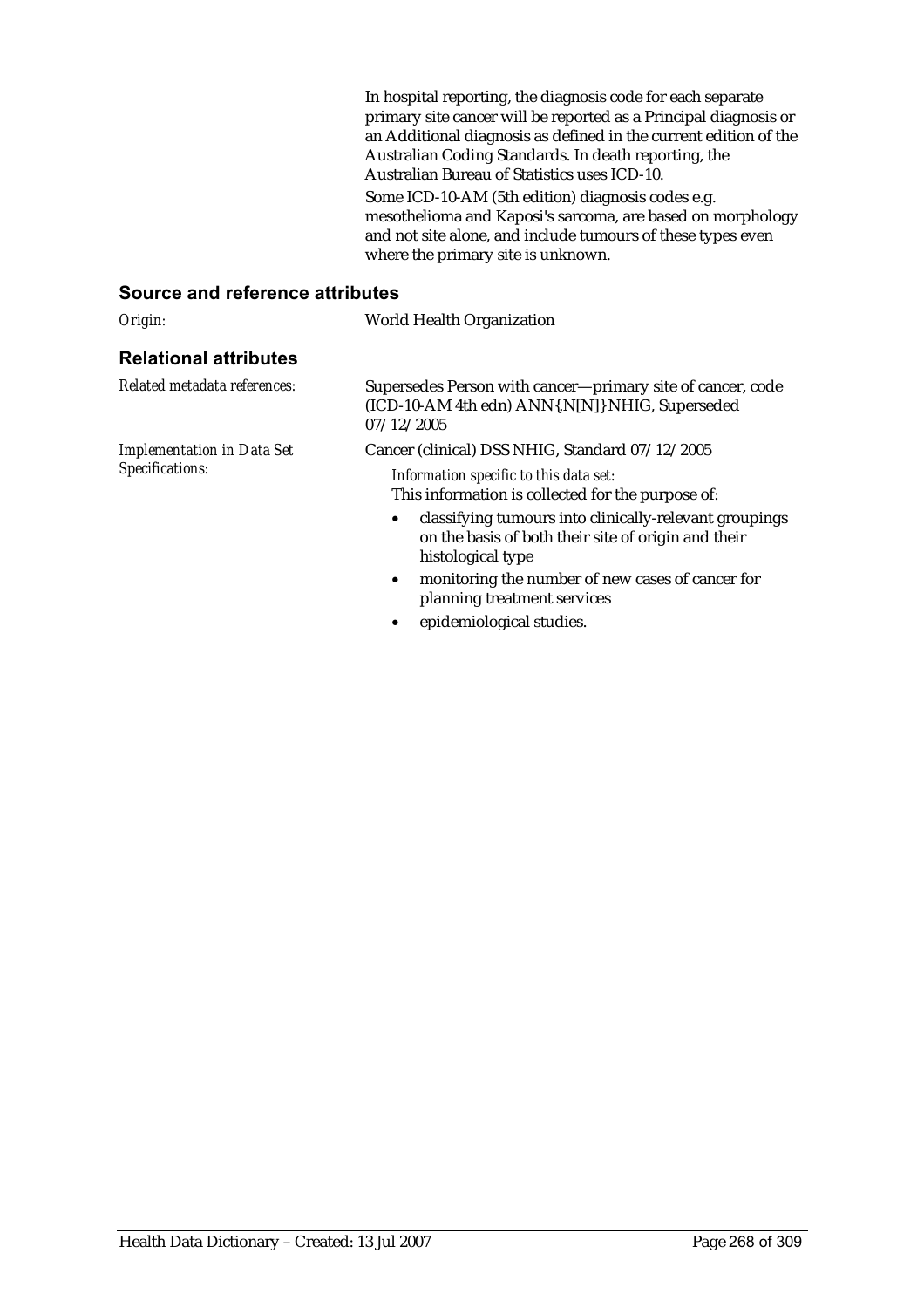In hospital reporting, the diagnosis code for each separate primary site cancer will be reported as a Principal diagnosis or an Additional diagnosis as defined in the current edition of the Australian Coding Standards. In death reporting, the Australian Bureau of Statistics uses ICD-10.

Some ICD-10-AM (5th edition) diagnosis codes e.g. mesothelioma and Kaposi's sarcoma, are based on morphology and not site alone, and include tumours of these types even where the primary site is unknown.

### Source and reference attributes

*Origin:* World Health Organization

### Relational attributes

*Related metadata references:* Supersedes Person with cancer—primary site of cancer, code (ICD-10-AM 4th edn) ANN{.N[N]} NHIG, Superseded 07/12/2005

*Implementation in Data Set Specifications:* Cancer (clinical) DSS NHIG, Standard 07/12/2005

*Information specific to this data set:*
This information is collected for the purpose of:

- classifying tumours into clinically-relevant groupings on the basis of both their site of origin and their histological type
- monitoring the number of new cases of cancer for planning treatment services
- epidemiological studies.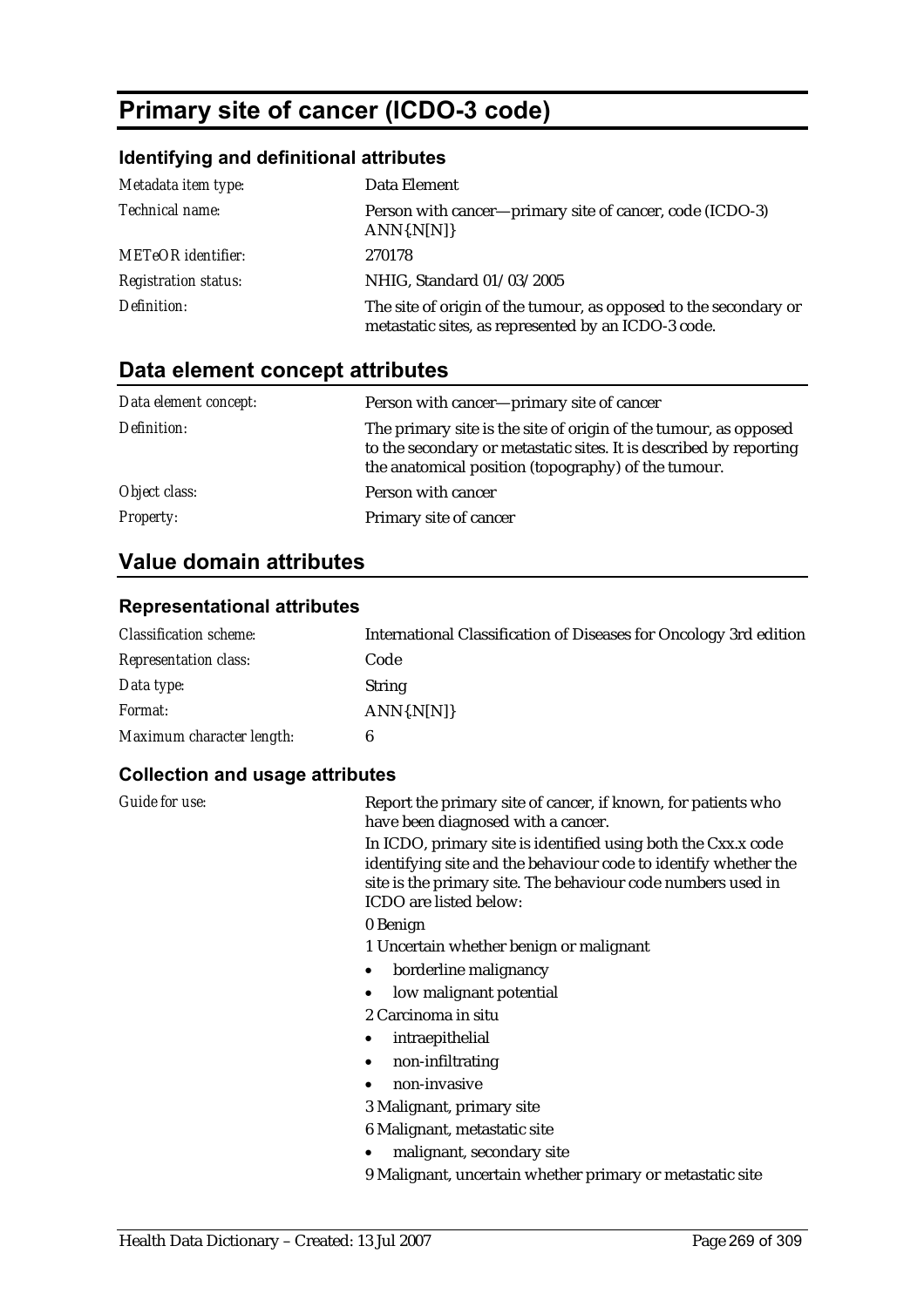# Primary site of cancer (ICDO-3 code)

## Identifying and definitional attributes

| | |
|---|---|
| *Metadata item type:* | Data Element |
| *Technical name:* | Person with cancer—primary site of cancer, code (ICDO-3) ANN{.N[N]} |
| *METeOR identifier:* | 270178 |
| *Registration status:* | NHIG, Standard 01/03/2005 |
| *Definition:* | The site of origin of the tumour, as opposed to the secondary or metastatic sites, as represented by an ICDO-3 code. |

## Data element concept attributes

| | |
|---|---|
| *Data element concept:* | Person with cancer—primary site of cancer |
| *Definition:* | The primary site is the site of origin of the tumour, as opposed to the secondary or metastatic sites. It is described by reporting the anatomical position (topography) of the tumour. |
| *Object class:* | Person with cancer |
| *Property:* | Primary site of cancer |

## Value domain attributes

### Representational attributes

| | |
|---|---|
| *Classification scheme:* | International Classification of Diseases for Oncology 3rd edition |
| *Representation class:* | Code |
| *Data type:* | String |
| *Format:* | ANN{.N[N]} |
| *Maximum character length:* | 6 |

### Collection and usage attributes

*Guide for use:*

Report the primary site of cancer, if known, for patients who have been diagnosed with a cancer.

In ICDO, primary site is identified using both the Cxx.x code identifying site and the behaviour code to identify whether the site is the primary site. The behaviour code numbers used in ICDO are listed below:

0 Benign

1 Uncertain whether benign or malignant

- borderline malignancy
- low malignant potential

2 Carcinoma in situ

- intraepithelial
- non-infiltrating
- non-invasive

3 Malignant, primary site

6 Malignant, metastatic site

- malignant, secondary site

9 Malignant, uncertain whether primary or metastatic site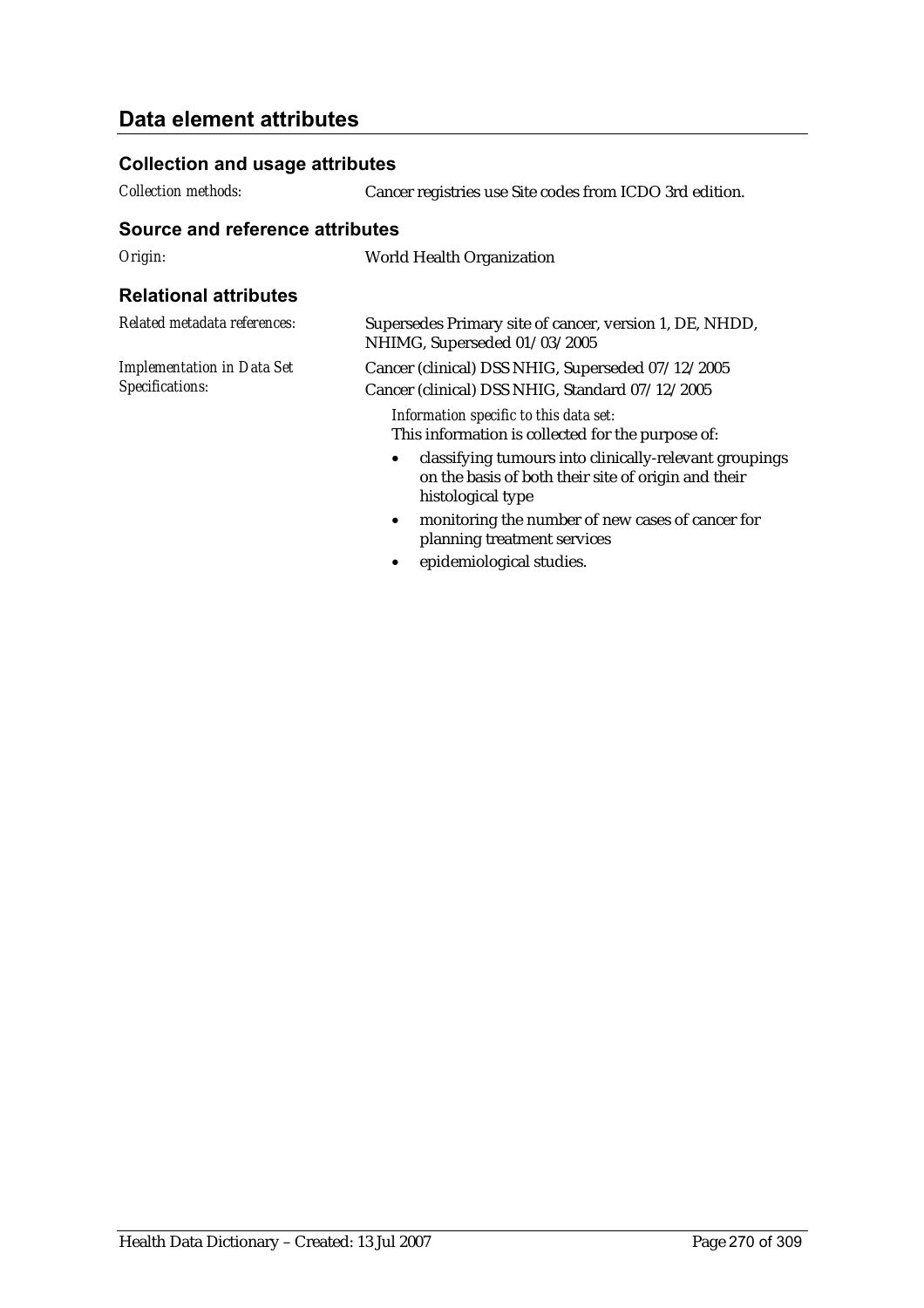## Data element attributes

### Collection and usage attributes

*Collection methods:* Cancer registries use Site codes from ICDO 3rd edition.

### Source and reference attributes

*Origin:* World Health Organization

### Relational attributes

*Related metadata references:* Supersedes Primary site of cancer, version 1, DE, NHDD, NHIMG, Superseded 01/03/2005

*Implementation in Data Set Specifications:* Cancer (clinical) DSS NHIG, Superseded 07/12/2005

Cancer (clinical) DSS NHIG, Standard 07/12/2005

*Information specific to this data set:*

This information is collected for the purpose of:

- classifying tumours into clinically-relevant groupings on the basis of both their site of origin and their histological type
- monitoring the number of new cases of cancer for planning treatment services
- epidemiological studies.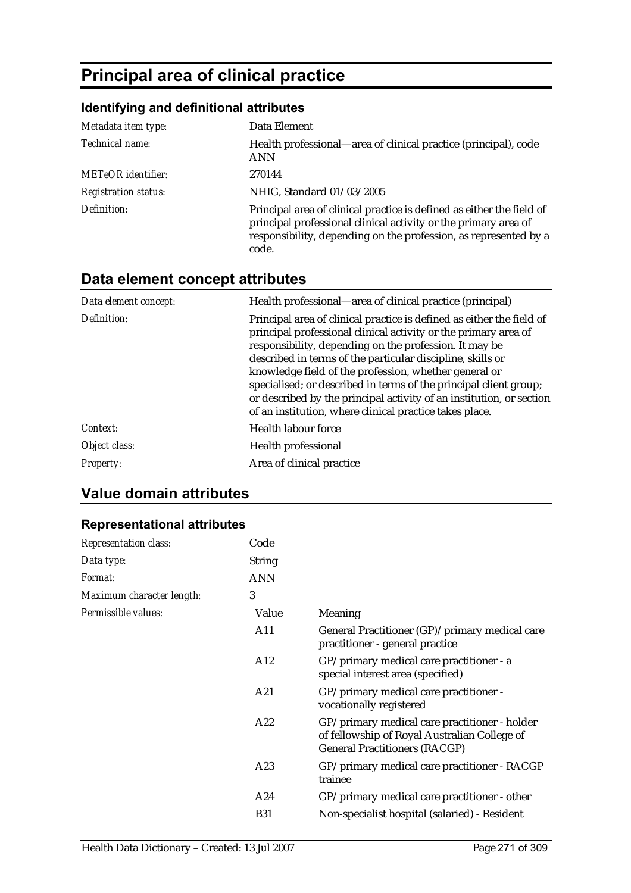# Principal area of clinical practice

## Identifying and definitional attributes

| | |
|---|---|
| *Metadata item type:* | Data Element |
| *Technical name:* | Health professional—area of clinical practice (principal), code ANN |
| *METeOR identifier:* | 270144 |
| *Registration status:* | NHIG, Standard 01/03/2005 |
| *Definition:* | Principal area of clinical practice is defined as either the field of principal professional clinical activity or the primary area of responsibility, depending on the profession, as represented by a code. |

## Data element concept attributes

| | |
|---|---|
| *Data element concept:* | Health professional—area of clinical practice (principal) |
| *Definition:* | Principal area of clinical practice is defined as either the field of principal professional clinical activity or the primary area of responsibility, depending on the profession. It may be described in terms of the particular discipline, skills or knowledge field of the profession, whether general or specialised; or described in terms of the principal client group; or described by the principal activity of an institution, or section of an institution, where clinical practice takes place. |
| *Context:* | Health labour force |
| *Object class:* | Health professional |
| *Property:* | Area of clinical practice |

## Value domain attributes

### Representational attributes

| | | |
|---|---|---|
| *Representation class:* | Code | |
| *Data type:* | String | |
| *Format:* | ANN | |
| *Maximum character length:* | 3 | |
| *Permissible values:* | Value | Meaning |
| | A11 | General Practitioner (GP)/primary medical care practitioner - general practice |
| | A12 | GP/primary medical care practitioner - a special interest area (specified) |
| | A21 | GP/primary medical care practitioner - vocationally registered |
| | A22 | GP/primary medical care practitioner - holder of fellowship of Royal Australian College of General Practitioners (RACGP) |
| | A23 | GP/primary medical care practitioner - RACGP trainee |
| | A24 | GP/primary medical care practitioner - other |
| | B31 | Non-specialist hospital (salaried) - Resident |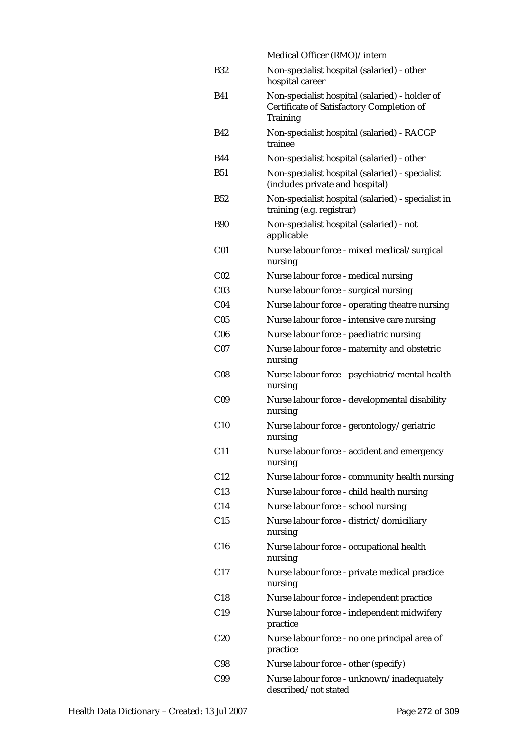| | |
|---|---|
| | Medical Officer (RMO)/intern |
| B32 | Non-specialist hospital (salaried) - other hospital career |
| B41 | Non-specialist hospital (salaried) - holder of Certificate of Satisfactory Completion of Training |
| B42 | Non-specialist hospital (salaried) - RACGP trainee |
| B44 | Non-specialist hospital (salaried) - other |
| B51 | Non-specialist hospital (salaried) - specialist (includes private and hospital) |
| B52 | Non-specialist hospital (salaried) - specialist in training (e.g. registrar) |
| B90 | Non-specialist hospital (salaried) - not applicable |
| C01 | Nurse labour force - mixed medical/surgical nursing |
| C02 | Nurse labour force - medical nursing |
| C03 | Nurse labour force - surgical nursing |
| C04 | Nurse labour force - operating theatre nursing |
| C05 | Nurse labour force - intensive care nursing |
| C06 | Nurse labour force - paediatric nursing |
| C07 | Nurse labour force - maternity and obstetric nursing |
| C08 | Nurse labour force - psychiatric/mental health nursing |
| C09 | Nurse labour force - developmental disability nursing |
| C10 | Nurse labour force - gerontology/geriatric nursing |
| C11 | Nurse labour force - accident and emergency nursing |
| C12 | Nurse labour force - community health nursing |
| C13 | Nurse labour force - child health nursing |
| C14 | Nurse labour force - school nursing |
| C15 | Nurse labour force - district/domiciliary nursing |
| C16 | Nurse labour force - occupational health nursing |
| C17 | Nurse labour force - private medical practice nursing |
| C18 | Nurse labour force - independent practice |
| C19 | Nurse labour force - independent midwifery practice |
| C20 | Nurse labour force - no one principal area of practice |
| C98 | Nurse labour force - other (specify) |
| C99 | Nurse labour force - unknown/inadequately described/not stated |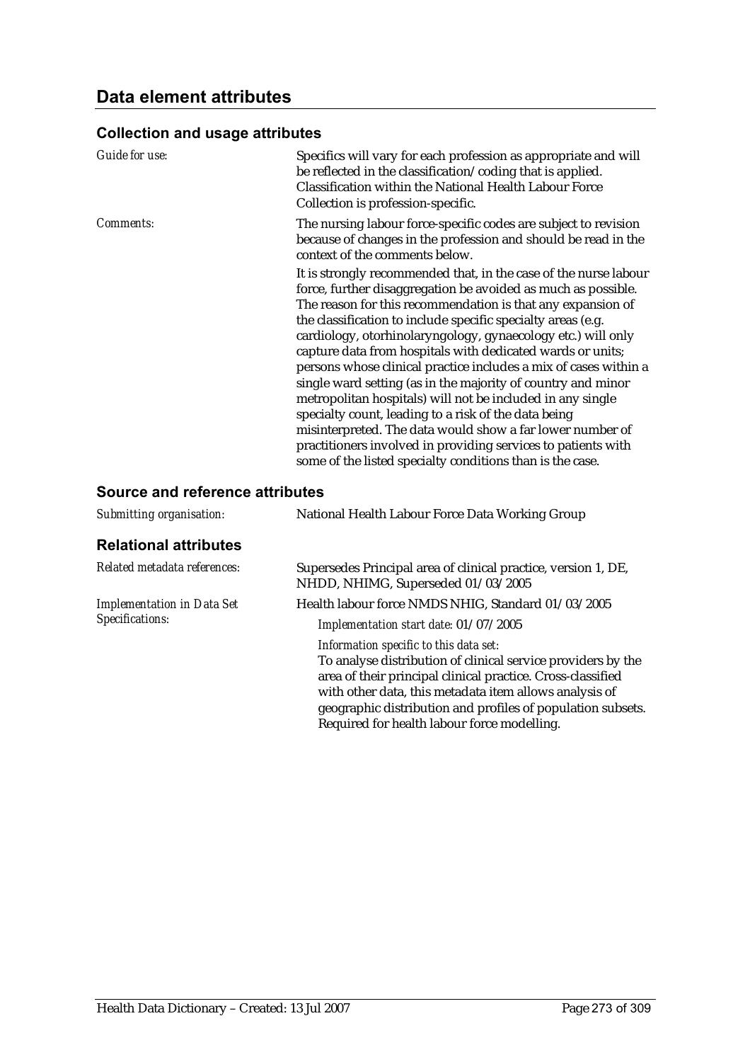## Data element attributes

### Collection and usage attributes

*Guide for use:* Specifics will vary for each profession as appropriate and will be reflected in the classification/coding that is applied. Classification within the National Health Labour Force Collection is profession-specific.

*Comments:* The nursing labour force-specific codes are subject to revision because of changes in the profession and should be read in the context of the comments below.

It is strongly recommended that, in the case of the nurse labour force, further disaggregation be avoided as much as possible. The reason for this recommendation is that any expansion of the classification to include specific specialty areas (e.g. cardiology, otorhinolaryngology, gynaecology etc.) will only capture data from hospitals with dedicated wards or units; persons whose clinical practice includes a mix of cases within a single ward setting (as in the majority of country and minor metropolitan hospitals) will not be included in any single specialty count, leading to a risk of the data being misinterpreted. The data would show a far lower number of practitioners involved in providing services to patients with some of the listed specialty conditions than is the case.

### Source and reference attributes

*Submitting organisation:* National Health Labour Force Data Working Group

### Relational attributes

*Related metadata references:* Supersedes Principal area of clinical practice, version 1, DE, NHDD, NHIMG, Superseded 01/03/2005

*Implementation in Data Set Specifications:* Health labour force NMDS NHIG, Standard 01/03/2005

*Implementation start date:* 01/07/2005

*Information specific to this data set:*
To analyse distribution of clinical service providers by the area of their principal clinical practice. Cross-classified with other data, this metadata item allows analysis of geographic distribution and profiles of population subsets. Required for health labour force modelling.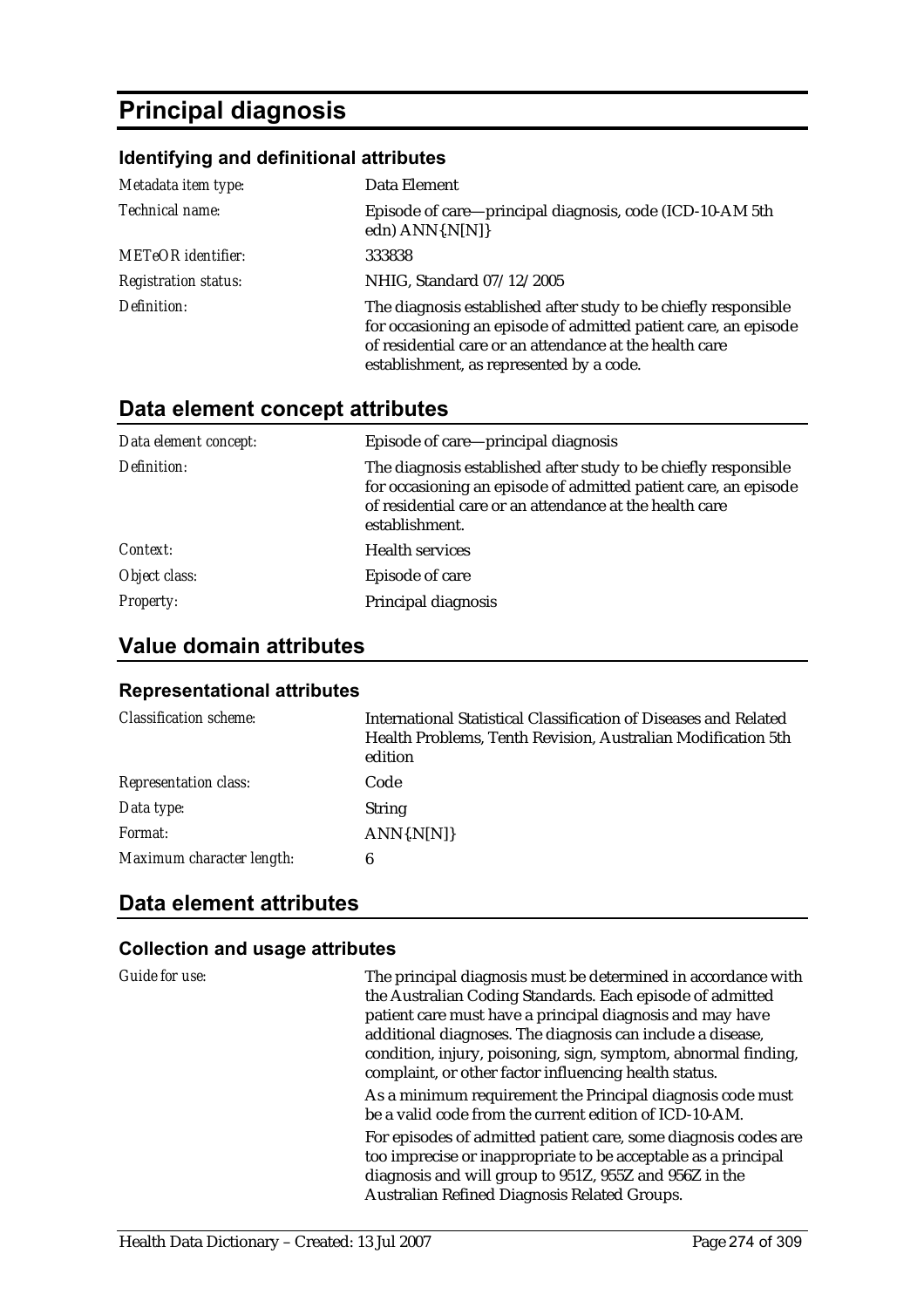# Principal diagnosis

### Identifying and definitional attributes

| | |
|---|---|
| *Metadata item type:* | Data Element |
| *Technical name:* | Episode of care—principal diagnosis, code (ICD-10-AM 5th edn) ANN{.N[N]} |
| *METeOR identifier:* | 333838 |
| *Registration status:* | NHIG, Standard 07/12/2005 |
| *Definition:* | The diagnosis established after study to be chiefly responsible for occasioning an episode of admitted patient care, an episode of residential care or an attendance at the health care establishment, as represented by a code. |

## Data element concept attributes

| | |
|---|---|
| *Data element concept:* | Episode of care—principal diagnosis |
| *Definition:* | The diagnosis established after study to be chiefly responsible for occasioning an episode of admitted patient care, an episode of residential care or an attendance at the health care establishment. |
| *Context:* | Health services |
| *Object class:* | Episode of care |
| *Property:* | Principal diagnosis |

## Value domain attributes

### Representational attributes

| | |
|---|---|
| *Classification scheme:* | International Statistical Classification of Diseases and Related Health Problems, Tenth Revision, Australian Modification 5th edition |
| *Representation class:* | Code |
| *Data type:* | String |
| *Format:* | ANN{.N[N]} |
| *Maximum character length:* | 6 |

## Data element attributes

### Collection and usage attributes

*Guide for use:*

The principal diagnosis must be determined in accordance with the Australian Coding Standards. Each episode of admitted patient care must have a principal diagnosis and may have additional diagnoses. The diagnosis can include a disease, condition, injury, poisoning, sign, symptom, abnormal finding, complaint, or other factor influencing health status.

As a minimum requirement the Principal diagnosis code must be a valid code from the current edition of ICD-10-AM.

For episodes of admitted patient care, some diagnosis codes are too imprecise or inappropriate to be acceptable as a principal diagnosis and will group to 951Z, 955Z and 956Z in the Australian Refined Diagnosis Related Groups.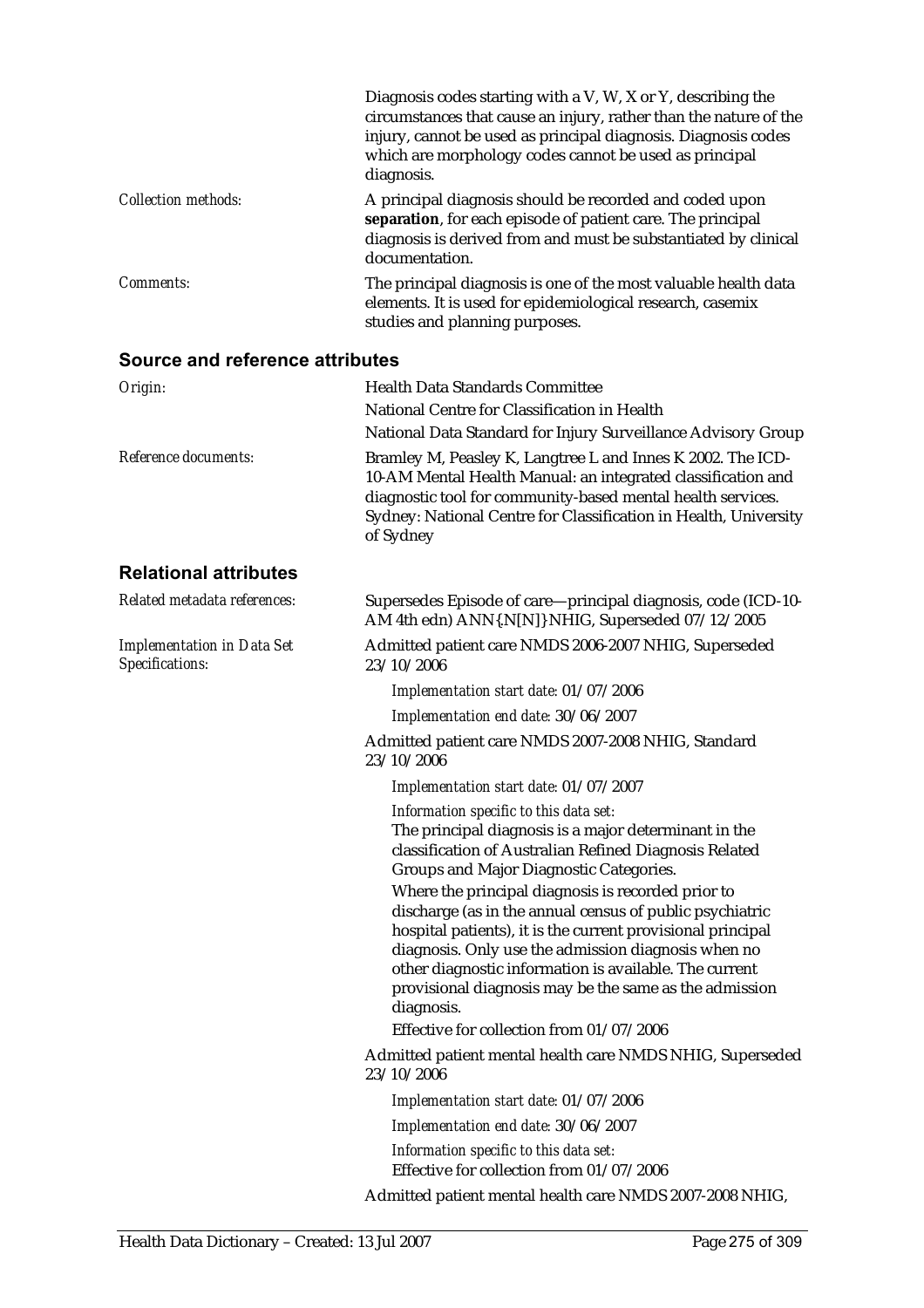Diagnosis codes starting with a V, W, X or Y, describing the circumstances that cause an injury, rather than the nature of the injury, cannot be used as principal diagnosis. Diagnosis codes which are morphology codes cannot be used as principal diagnosis.

*Collection methods:* A principal diagnosis should be recorded and coded upon **separation**, for each episode of patient care. The principal diagnosis is derived from and must be substantiated by clinical documentation.

*Comments:* The principal diagnosis is one of the most valuable health data elements. It is used for epidemiological research, casemix studies and planning purposes.

## Source and reference attributes

*Origin:* Health Data Standards Committee

National Centre for Classification in Health

National Data Standard for Injury Surveillance Advisory Group

*Reference documents:* Bramley M, Peasley K, Langtree L and Innes K 2002. The ICD-10-AM Mental Health Manual: an integrated classification and diagnostic tool for community-based mental health services. Sydney: National Centre for Classification in Health, University of Sydney

## Relational attributes

*Related metadata references:* Supersedes Episode of care—principal diagnosis, code (ICD-10-AM 4th edn) ANN{.N[N]} NHIG, Superseded 07/12/2005

*Implementation in Data Set Specifications:* Admitted patient care NMDS 2006-2007 NHIG, Superseded 23/10/2006

*Implementation start date:* 01/07/2006

*Implementation end date:* 30/06/2007

Admitted patient care NMDS 2007-2008 NHIG, Standard 23/10/2006

*Implementation start date:* 01/07/2007

*Information specific to this data set:*

The principal diagnosis is a major determinant in the classification of Australian Refined Diagnosis Related Groups and Major Diagnostic Categories.

Where the principal diagnosis is recorded prior to discharge (as in the annual census of public psychiatric hospital patients), it is the current provisional principal diagnosis. Only use the admission diagnosis when no other diagnostic information is available. The current provisional diagnosis may be the same as the admission diagnosis.

Effective for collection from 01/07/2006

Admitted patient mental health care NMDS NHIG, Superseded 23/10/2006

*Implementation start date:* 01/07/2006

*Implementation end date:* 30/06/2007

*Information specific to this data set:*

Effective for collection from 01/07/2006

Admitted patient mental health care NMDS 2007-2008 NHIG,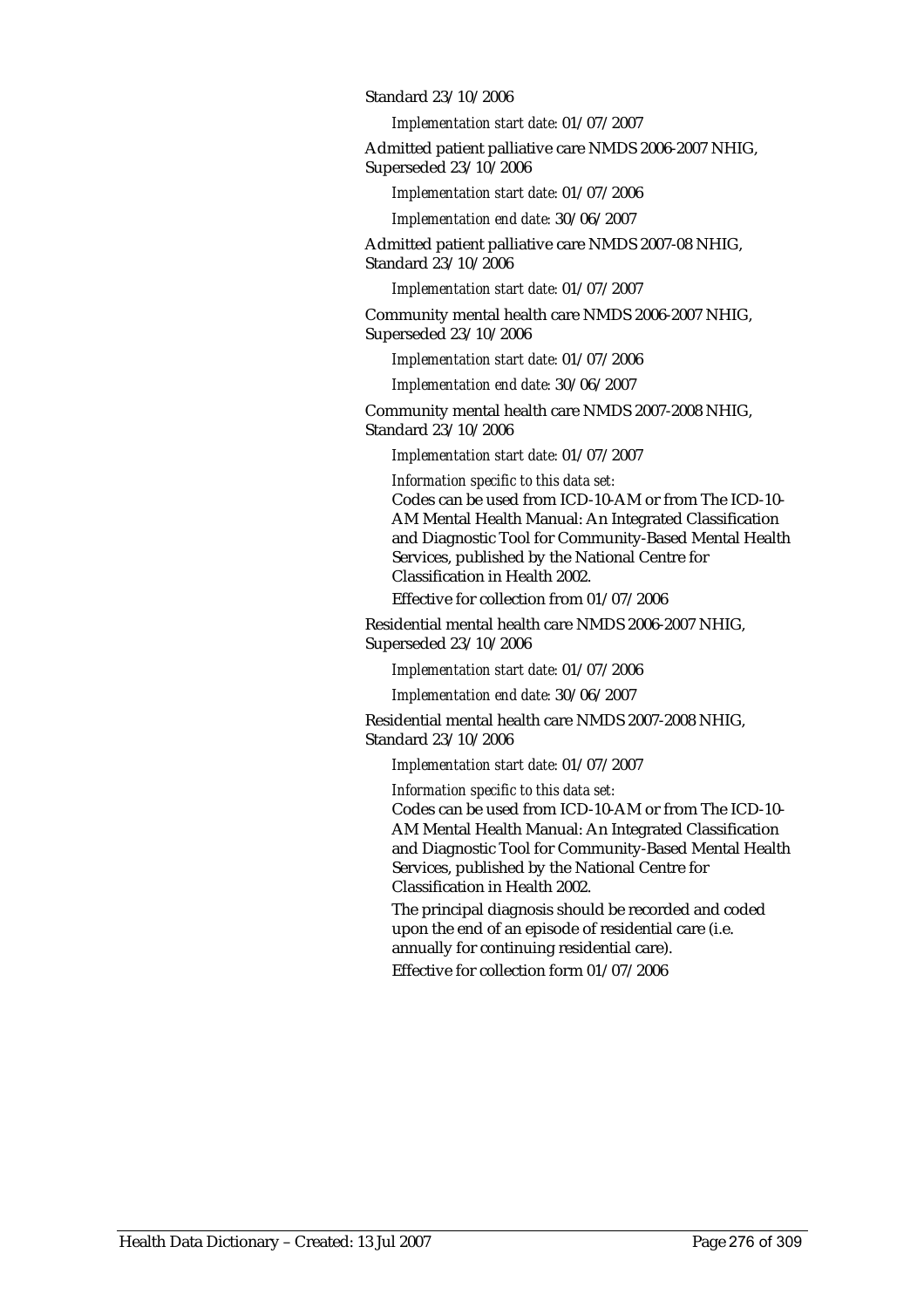Standard 23/10/2006

*Implementation start date:* 01/07/2007

Admitted patient palliative care NMDS 2006-2007 NHIG, Superseded 23/10/2006

*Implementation start date:* 01/07/2006

*Implementation end date:* 30/06/2007

Admitted patient palliative care NMDS 2007-08 NHIG, Standard 23/10/2006

*Implementation start date:* 01/07/2007

Community mental health care NMDS 2006-2007 NHIG, Superseded 23/10/2006

*Implementation start date:* 01/07/2006

*Implementation end date:* 30/06/2007

Community mental health care NMDS 2007-2008 NHIG, Standard 23/10/2006

*Implementation start date:* 01/07/2007

*Information specific to this data set:*

Codes can be used from ICD-10-AM or from The ICD-10-AM Mental Health Manual: An Integrated Classification and Diagnostic Tool for Community-Based Mental Health Services, published by the National Centre for Classification in Health 2002.

Effective for collection from 01/07/2006

Residential mental health care NMDS 2006-2007 NHIG, Superseded 23/10/2006

*Implementation start date:* 01/07/2006

*Implementation end date:* 30/06/2007

Residential mental health care NMDS 2007-2008 NHIG, Standard 23/10/2006

*Implementation start date:* 01/07/2007

*Information specific to this data set:*

Codes can be used from ICD-10-AM or from The ICD-10-AM Mental Health Manual: An Integrated Classification and Diagnostic Tool for Community-Based Mental Health Services, published by the National Centre for Classification in Health 2002.

The principal diagnosis should be recorded and coded upon the end of an episode of residential care (i.e. annually for continuing residential care).

Effective for collection form 01/07/2006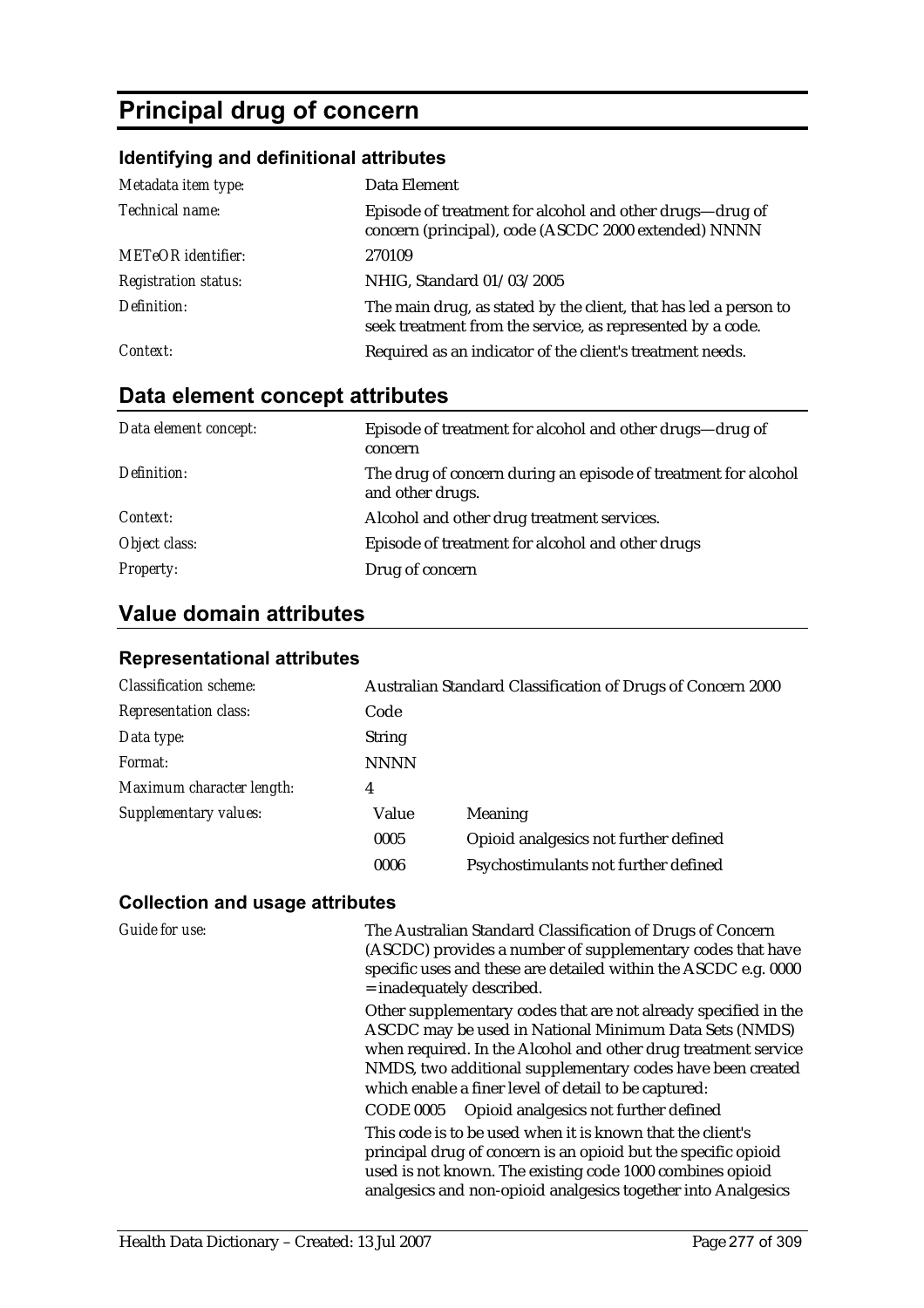# Principal drug of concern

### Identifying and definitional attributes

| | |
|---|---|
| *Metadata item type:* | Data Element |
| *Technical name:* | Episode of treatment for alcohol and other drugs—drug of concern (principal), code (ASCDC 2000 extended) NNNN |
| *METeOR identifier:* | 270109 |
| *Registration status:* | NHIG, Standard 01/03/2005 |
| *Definition:* | The main drug, as stated by the client, that has led a person to seek treatment from the service, as represented by a code. |
| *Context:* | Required as an indicator of the client's treatment needs. |

## Data element concept attributes

| | |
|---|---|
| *Data element concept:* | Episode of treatment for alcohol and other drugs—drug of concern |
| *Definition:* | The drug of concern during an episode of treatment for alcohol and other drugs. |
| *Context:* | Alcohol and other drug treatment services. |
| *Object class:* | Episode of treatment for alcohol and other drugs |
| *Property:* | Drug of concern |

## Value domain attributes

### Representational attributes

| | | |
|---|---|---|
| *Classification scheme:* | Australian Standard Classification of Drugs of Concern 2000 | |
| *Representation class:* | Code | |
| *Data type:* | String | |
| *Format:* | NNNN | |
| *Maximum character length:* | 4 | |
| *Supplementary values:* | Value | Meaning |
| | 0005 | Opioid analgesics not further defined |
| | 0006 | Psychostimulants not further defined |

### Collection and usage attributes

*Guide for use:*

The Australian Standard Classification of Drugs of Concern (ASCDC) provides a number of supplementary codes that have specific uses and these are detailed within the ASCDC e.g. 0000 = inadequately described.

Other supplementary codes that are not already specified in the ASCDC may be used in National Minimum Data Sets (NMDS) when required. In the Alcohol and other drug treatment service NMDS, two additional supplementary codes have been created which enable a finer level of detail to be captured:

CODE 0005 Opioid analgesics not further defined

This code is to be used when it is known that the client's principal drug of concern is an opioid but the specific opioid used is not known. The existing code 1000 combines opioid analgesics and non-opioid analgesics together into Analgesics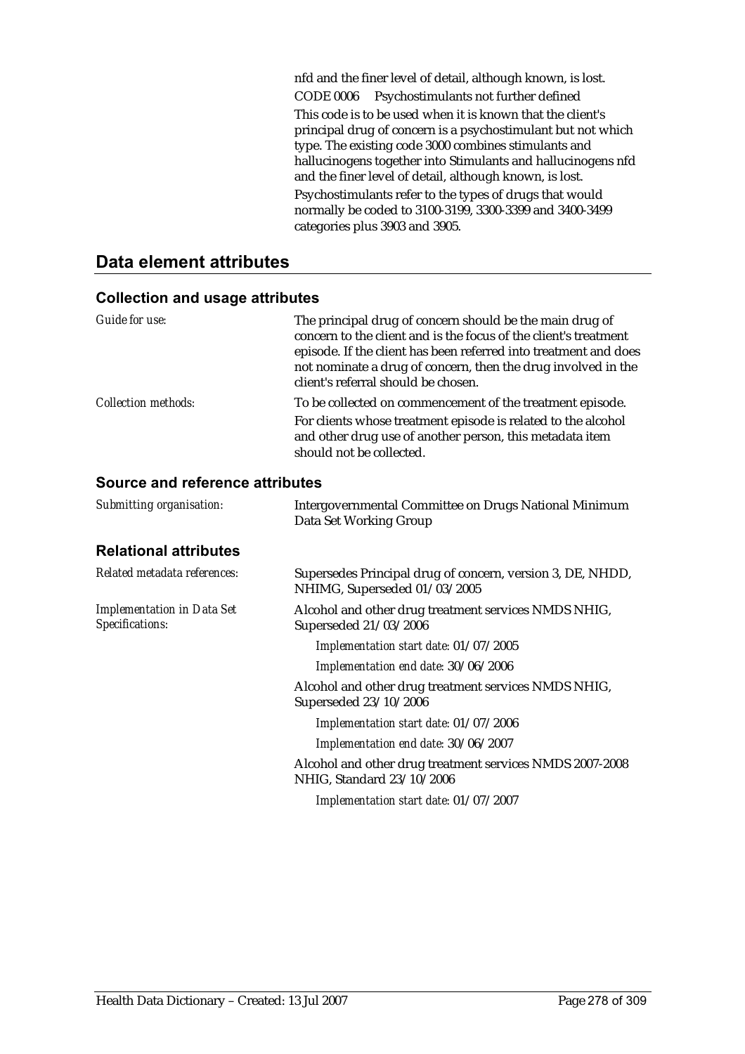nfd and the finer level of detail, although known, is lost.

CODE 0006 Psychostimulants not further defined

This code is to be used when it is known that the client's principal drug of concern is a psychostimulant but not which type. The existing code 3000 combines stimulants and hallucinogens together into Stimulants and hallucinogens nfd and the finer level of detail, although known, is lost.

Psychostimulants refer to the types of drugs that would normally be coded to 3100-3199, 3300-3399 and 3400-3499 categories plus 3903 and 3905.

## Data element attributes

### Collection and usage attributes

*Guide for use:* The principal drug of concern should be the main drug of concern to the client and is the focus of the client's treatment episode. If the client has been referred into treatment and does not nominate a drug of concern, then the drug involved in the client's referral should be chosen.

*Collection methods:* To be collected on commencement of the treatment episode.

For clients whose treatment episode is related to the alcohol and other drug use of another person, this metadata item should not be collected.

### Source and reference attributes

*Submitting organisation:* Intergovernmental Committee on Drugs National Minimum Data Set Working Group

### Relational attributes

*Related metadata references:* Supersedes Principal drug of concern, version 3, DE, NHDD, NHIMG, Superseded 01/03/2005

*Implementation in Data Set Specifications:* Alcohol and other drug treatment services NMDS NHIG, Superseded 21/03/2006

*Implementation start date:* 01/07/2005

*Implementation end date:* 30/06/2006

Alcohol and other drug treatment services NMDS NHIG, Superseded 23/10/2006

*Implementation start date:* 01/07/2006

*Implementation end date:* 30/06/2007

Alcohol and other drug treatment services NMDS 2007-2008 NHIG, Standard 23/10/2006

*Implementation start date:* 01/07/2007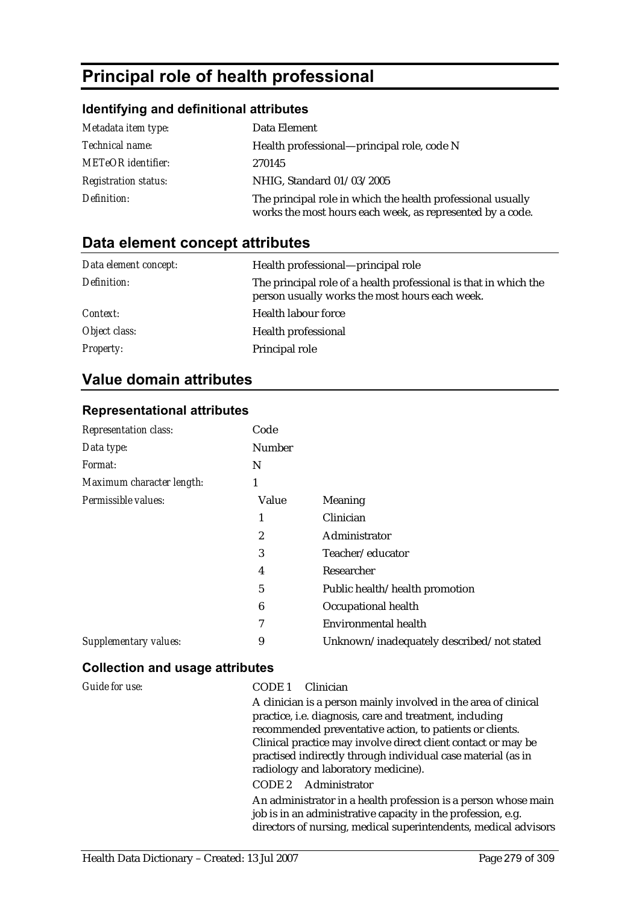# Principal role of health professional

### Identifying and definitional attributes

| | |
|---|---|
| *Metadata item type:* | Data Element |
| *Technical name:* | Health professional—principal role, code N |
| *METeOR identifier:* | 270145 |
| *Registration status:* | NHIG, Standard 01/03/2005 |
| *Definition:* | The principal role in which the health professional usually works the most hours each week, as represented by a code. |

## Data element concept attributes

| | |
|---|---|
| *Data element concept:* | Health professional—principal role |
| *Definition:* | The principal role of a health professional is that in which the person usually works the most hours each week. |
| *Context:* | Health labour force |
| *Object class:* | Health professional |
| *Property:* | Principal role |

## Value domain attributes

### Representational attributes

| | | |
|---|---|---|
| *Representation class:* | Code | |
| *Data type:* | Number | |
| *Format:* | N | |
| *Maximum character length:* | 1 | |
| *Permissible values:* | Value | Meaning |
| | 1 | Clinician |
| | 2 | Administrator |
| | 3 | Teacher/educator |
| | 4 | Researcher |
| | 5 | Public health/health promotion |
| | 6 | Occupational health |
| | 7 | Environmental health |
| *Supplementary values:* | 9 | Unknown/inadequately described/not stated |

### Collection and usage attributes

*Guide for use:*

CODE 1 Clinician

A clinician is a person mainly involved in the area of clinical practice, i.e. diagnosis, care and treatment, including recommended preventative action, to patients or clients. Clinical practice may involve direct client contact or may be practised indirectly through individual case material (as in radiology and laboratory medicine).

CODE 2 Administrator

An administrator in a health profession is a person whose main job is in an administrative capacity in the profession, e.g. directors of nursing, medical superintendents, medical advisors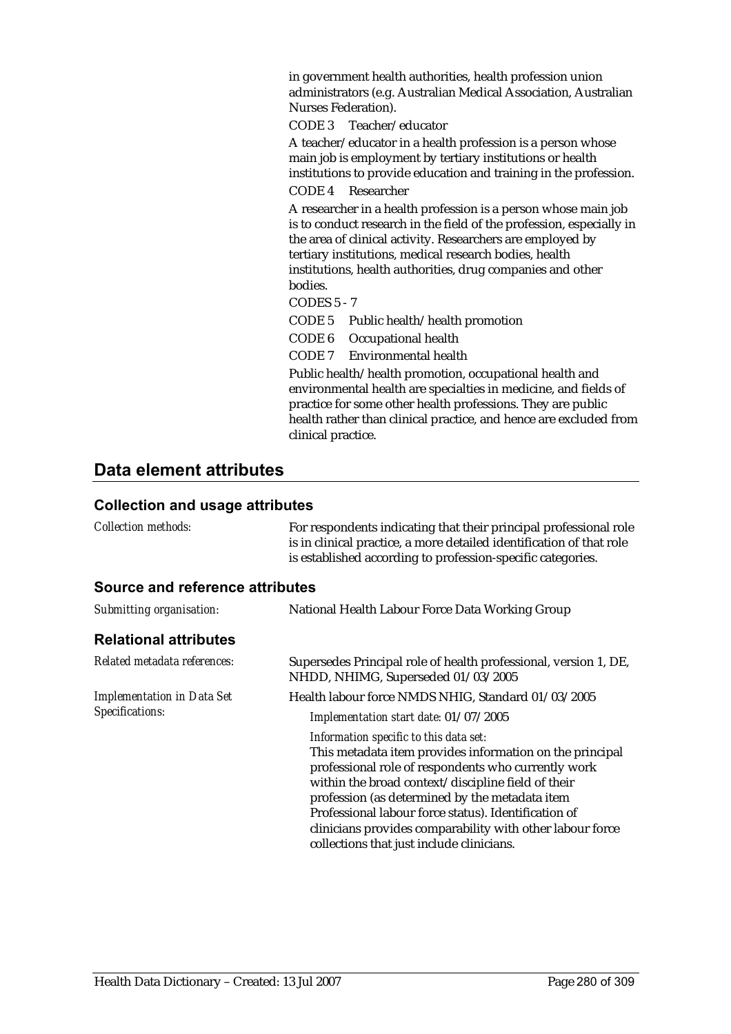in government health authorities, health profession union administrators (e.g. Australian Medical Association, Australian Nurses Federation).

CODE 3 Teacher/educator

A teacher/educator in a health profession is a person whose main job is employment by tertiary institutions or health institutions to provide education and training in the profession.

CODE 4 Researcher

A researcher in a health profession is a person whose main job is to conduct research in the field of the profession, especially in the area of clinical activity. Researchers are employed by tertiary institutions, medical research bodies, health institutions, health authorities, drug companies and other bodies.

CODES 5 - 7

CODE 5 Public health/health promotion

CODE 6 Occupational health

CODE 7 Environmental health

Public health/health promotion, occupational health and environmental health are specialties in medicine, and fields of practice for some other health professions. They are public health rather than clinical practice, and hence are excluded from clinical practice.

## Data element attributes

### Collection and usage attributes

| | |
|---|---|
| *Collection methods:* | For respondents indicating that their principal professional role is in clinical practice, a more detailed identification of that role is established according to profession-specific categories. |

### Source and reference attributes

| | |
|---|---|
| *Submitting organisation:* | National Health Labour Force Data Working Group |

### Relational attributes

| | |
|---|---|
| *Related metadata references:* | Supersedes Principal role of health professional, version 1, DE, NHDD, NHIMG, Superseded 01/03/2005 |
| *Implementation in Data Set Specifications:* | Health labour force NMDS NHIG, Standard 01/03/2005<br>*Implementation start date:* 01/07/2005<br>*Information specific to this data set:*<br>This metadata item provides information on the principal professional role of respondents who currently work within the broad context/discipline field of their profession (as determined by the metadata item Professional labour force status). Identification of clinicians provides comparability with other labour force collections that just include clinicians. |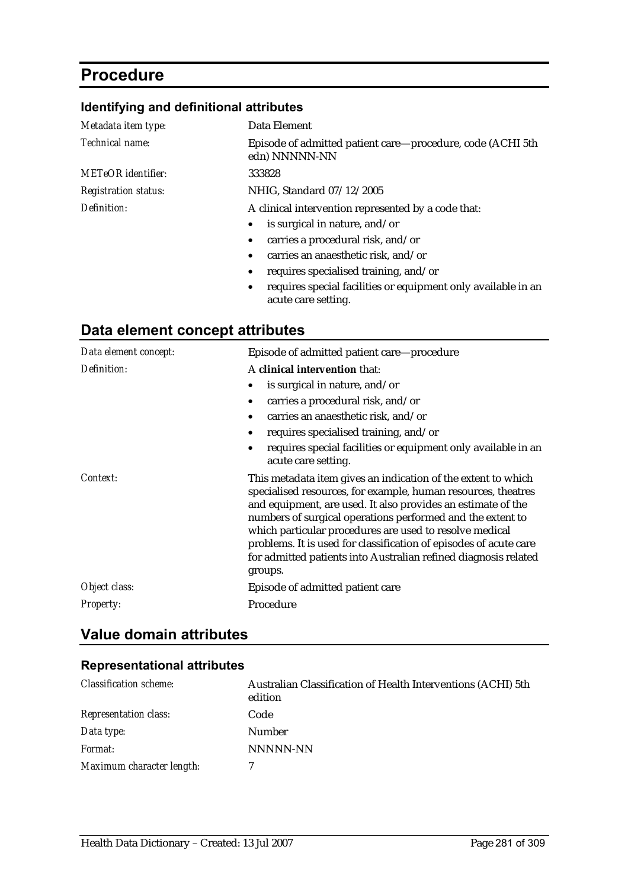# Procedure

## Identifying and definitional attributes

| | |
|---|---|
| *Metadata item type:* | Data Element |
| *Technical name:* | Episode of admitted patient care—procedure, code (ACHI 5th edn) NNNNN-NN |
| *METeOR identifier:* | 333828 |
| *Registration status:* | NHIG, Standard 07/12/2005 |
| *Definition:* | A clinical intervention represented by a code that:<br>• is surgical in nature, and/or<br>• carries a procedural risk, and/or<br>• carries an anaesthetic risk, and/or<br>• requires specialised training, and/or<br>• requires special facilities or equipment only available in an acute care setting. |

# Data element concept attributes

| | |
|---|---|
| *Data element concept:* | Episode of admitted patient care—procedure |
| *Definition:* | A **clinical intervention** that:<br>• is surgical in nature, and/or<br>• carries a procedural risk, and/or<br>• carries an anaesthetic risk, and/or<br>• requires specialised training, and/or<br>• requires special facilities or equipment only available in an acute care setting. |
| *Context:* | This metadata item gives an indication of the extent to which specialised resources, for example, human resources, theatres and equipment, are used. It also provides an estimate of the numbers of surgical operations performed and the extent to which particular procedures are used to resolve medical problems. It is used for classification of episodes of acute care for admitted patients into Australian refined diagnosis related groups. |
| *Object class:* | Episode of admitted patient care |
| *Property:* | Procedure |

# Value domain attributes

## Representational attributes

| | |
|---|---|
| *Classification scheme:* | Australian Classification of Health Interventions (ACHI) 5th edition |
| *Representation class:* | Code |
| *Data type:* | Number |
| *Format:* | NNNNN-NN |
| *Maximum character length:* | 7 |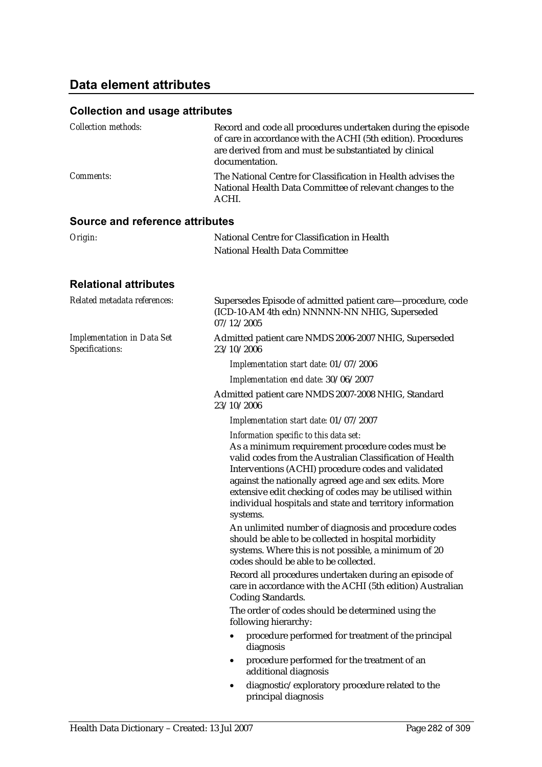## Data element attributes

### Collection and usage attributes

*Collection methods:* Record and code all procedures undertaken during the episode of care in accordance with the ACHI (5th edition). Procedures are derived from and must be substantiated by clinical documentation.

*Comments:* The National Centre for Classification in Health advises the National Health Data Committee of relevant changes to the ACHI.

### Source and reference attributes

*Origin:* National Centre for Classification in Health
National Health Data Committee

### Relational attributes

*Related metadata references:* Supersedes Episode of admitted patient care—procedure, code (ICD-10-AM 4th edn) NNNNN-NN NHIG, Superseded 07/12/2005

*Implementation in Data Set Specifications:* Admitted patient care NMDS 2006-2007 NHIG, Superseded 23/10/2006

*Implementation start date:* 01/07/2006

*Implementation end date:* 30/06/2007

Admitted patient care NMDS 2007-2008 NHIG, Standard 23/10/2006

*Implementation start date:* 01/07/2007

*Information specific to this data set:*

As a minimum requirement procedure codes must be valid codes from the Australian Classification of Health Interventions (ACHI) procedure codes and validated against the nationally agreed age and sex edits. More extensive edit checking of codes may be utilised within individual hospitals and state and territory information systems.

An unlimited number of diagnosis and procedure codes should be able to be collected in hospital morbidity systems. Where this is not possible, a minimum of 20 codes should be able to be collected.

Record all procedures undertaken during an episode of care in accordance with the ACHI (5th edition) Australian Coding Standards.

The order of codes should be determined using the following hierarchy:

- procedure performed for treatment of the principal diagnosis
- procedure performed for the treatment of an additional diagnosis
- diagnostic/exploratory procedure related to the principal diagnosis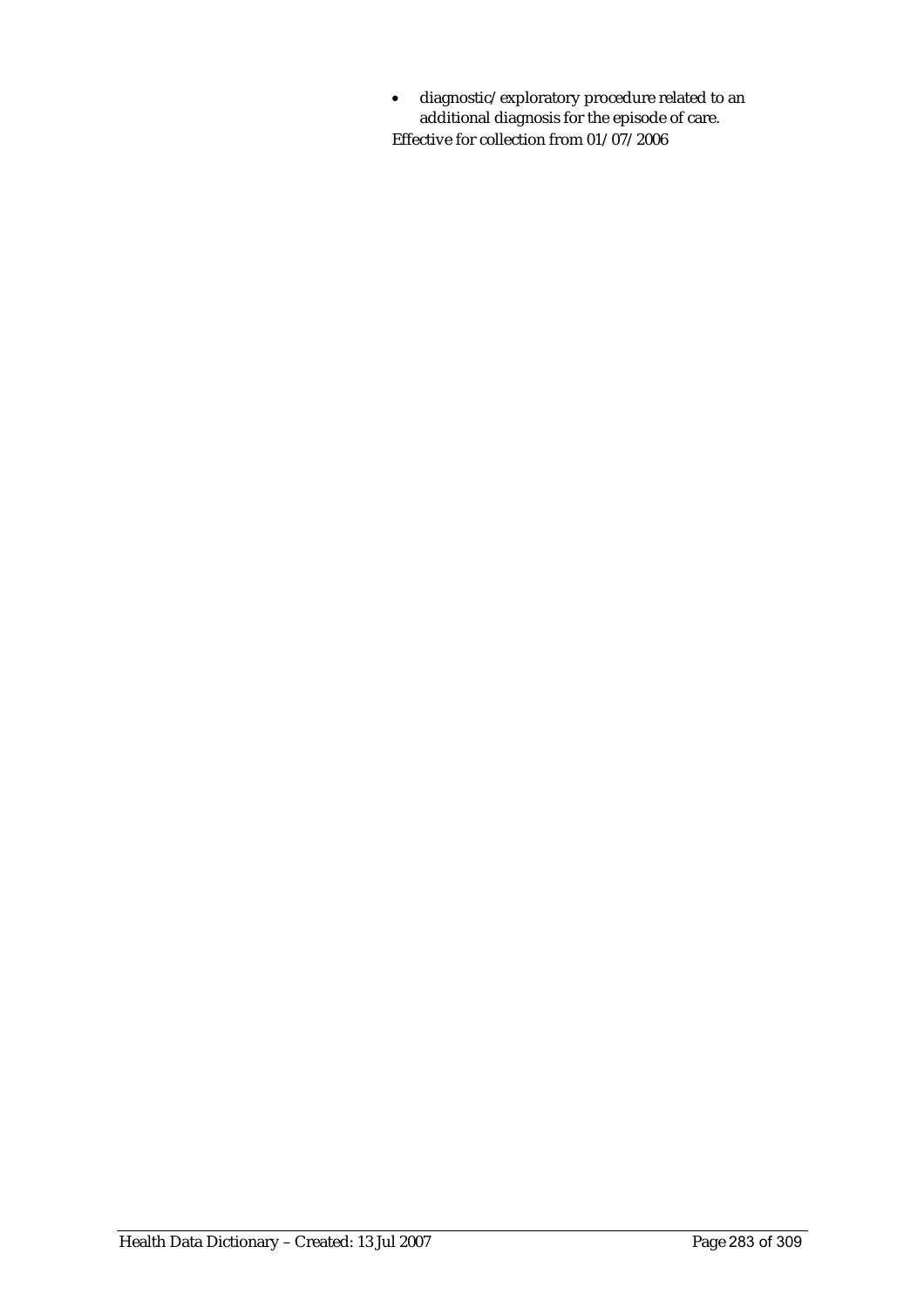- diagnostic/exploratory procedure related to an additional diagnosis for the episode of care.

Effective for collection from 01/07/2006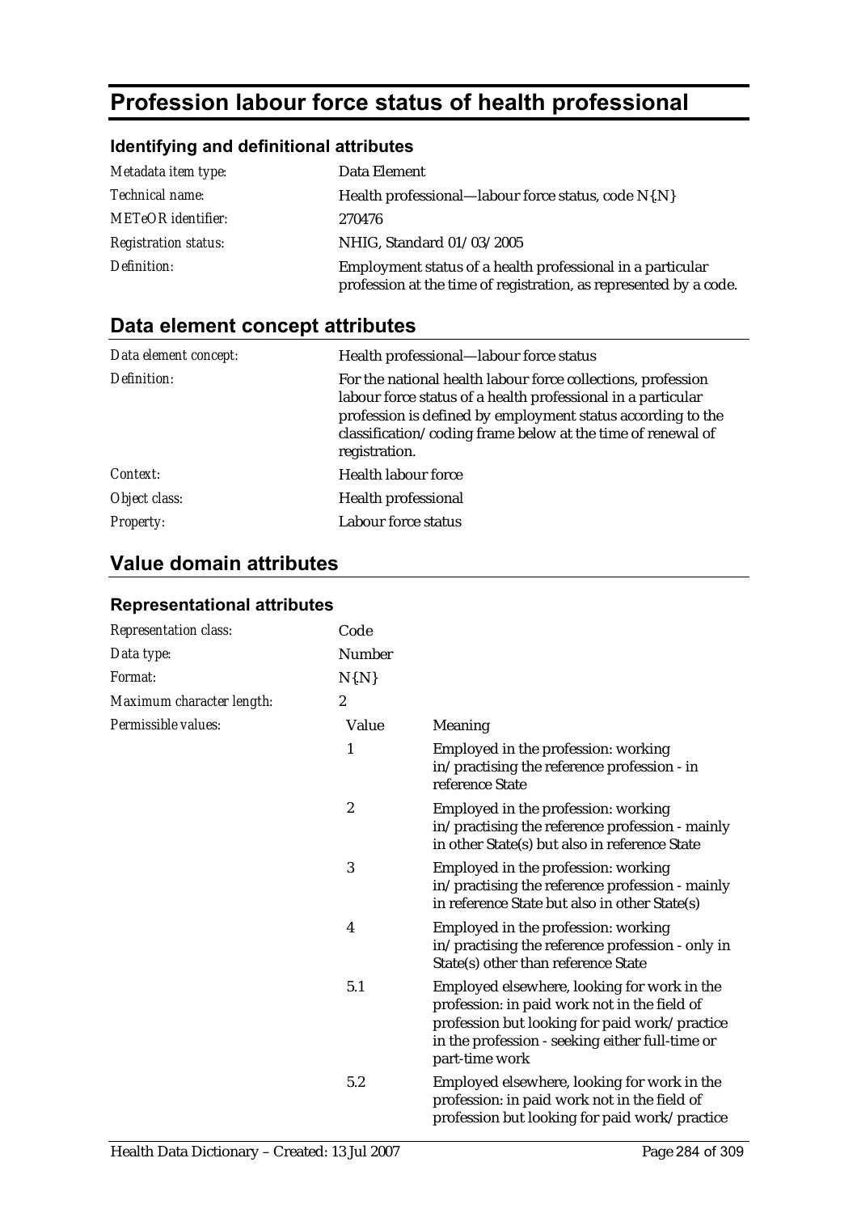# Profession labour force status of health professional

### Identifying and definitional attributes

| | |
|---|---|
| *Metadata item type:* | Data Element |
| *Technical name:* | Health professional—labour force status, code N{.N} |
| *METeOR identifier:* | 270476 |
| *Registration status:* | NHIG, Standard 01/03/2005 |
| *Definition:* | Employment status of a health professional in a particular profession at the time of registration, as represented by a code. |

## Data element concept attributes

| | |
|---|---|
| *Data element concept:* | Health professional—labour force status |
| *Definition:* | For the national health labour force collections, profession labour force status of a health professional in a particular profession is defined by employment status according to the classification/coding frame below at the time of renewal of registration. |
| *Context:* | Health labour force |
| *Object class:* | Health professional |
| *Property:* | Labour force status |

## Value domain attributes

### Representational attributes

| | | |
|---|---|---|
| *Representation class:* | Code | |
| *Data type:* | Number | |
| *Format:* | N{.N} | |
| *Maximum character length:* | 2 | |
| *Permissible values:* | Value | Meaning |
| | 1 | Employed in the profession: working in/practising the reference profession - in reference State |
| | 2 | Employed in the profession: working in/practising the reference profession - mainly in other State(s) but also in reference State |
| | 3 | Employed in the profession: working in/practising the reference profession - mainly in reference State but also in other State(s) |
| | 4 | Employed in the profession: working in/practising the reference profession - only in State(s) other than reference State |
| | 5.1 | Employed elsewhere, looking for work in the profession: in paid work not in the field of profession but looking for paid work/practice in the profession - seeking either full-time or part-time work |
| | 5.2 | Employed elsewhere, looking for work in the profession: in paid work not in the field of profession but looking for paid work/practice |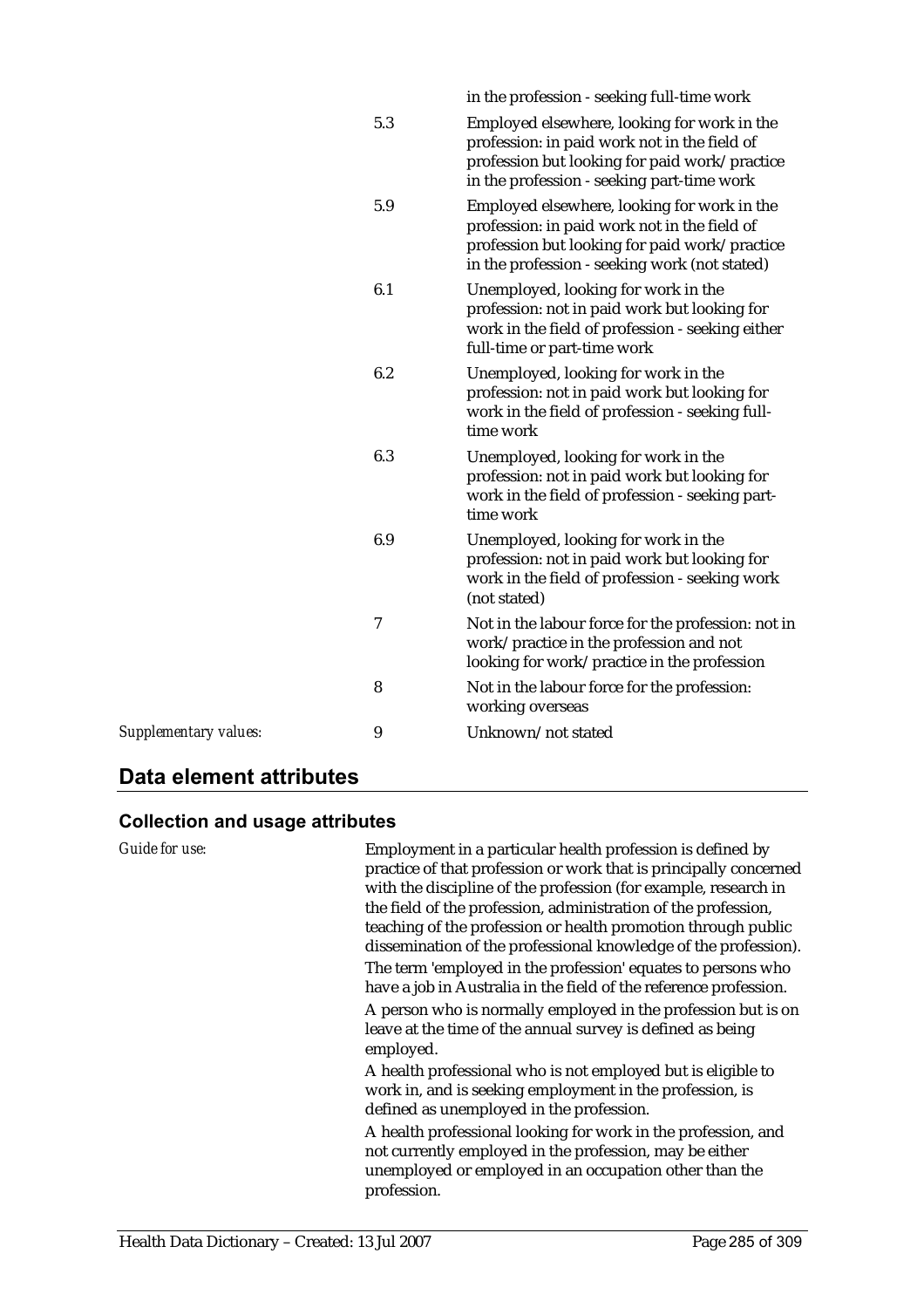| | | |
|---|---|---|
| | | in the profession - seeking full-time work |
| | 5.3 | Employed elsewhere, looking for work in the profession: in paid work not in the field of profession but looking for paid work/practice in the profession - seeking part-time work |
| | 5.9 | Employed elsewhere, looking for work in the profession: in paid work not in the field of profession but looking for paid work/practice in the profession - seeking work (not stated) |
| | 6.1 | Unemployed, looking for work in the profession: not in paid work but looking for work in the field of profession - seeking either full-time or part-time work |
| | 6.2 | Unemployed, looking for work in the profession: not in paid work but looking for work in the field of profession - seeking full-time work |
| | 6.3 | Unemployed, looking for work in the profession: not in paid work but looking for work in the field of profession - seeking part-time work |
| | 6.9 | Unemployed, looking for work in the profession: not in paid work but looking for work in the field of profession - seeking work (not stated) |
| | 7 | Not in the labour force for the profession: not in work/practice in the profession and not looking for work/practice in the profession |
| | 8 | Not in the labour force for the profession: working overseas |
| *Supplementary values:* | 9 | Unknown/not stated |

## Data element attributes

### Collection and usage attributes

*Guide for use:*

Employment in a particular health profession is defined by practice of that profession or work that is principally concerned with the discipline of the profession (for example, research in the field of the profession, administration of the profession, teaching of the profession or health promotion through public dissemination of the professional knowledge of the profession).

The term 'employed in the profession' equates to persons who have a job in Australia in the field of the reference profession.

A person who is normally employed in the profession but is on leave at the time of the annual survey is defined as being employed.

A health professional who is not employed but is eligible to work in, and is seeking employment in the profession, is defined as unemployed in the profession.

A health professional looking for work in the profession, and not currently employed in the profession, may be either unemployed or employed in an occupation other than the profession.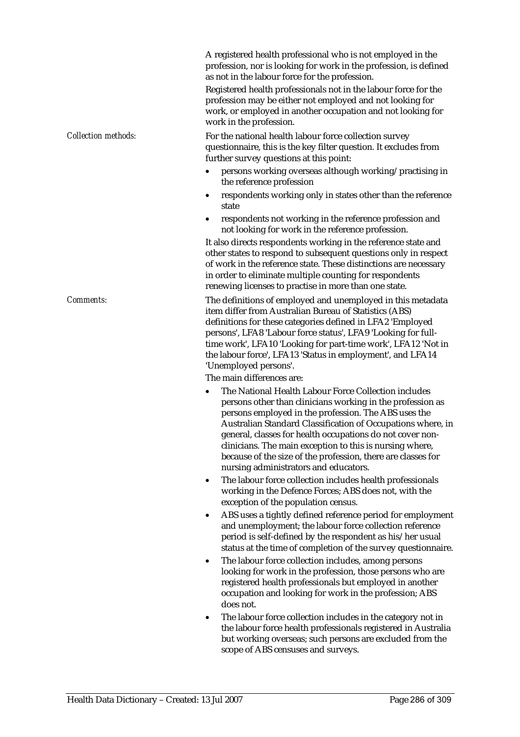A registered health professional who is not employed in the profession, nor is looking for work in the profession, is defined as not in the labour force for the profession.

Registered health professionals not in the labour force for the profession may be either not employed and not looking for work, or employed in another occupation and not looking for work in the profession.

*Collection methods:*

For the national health labour force collection survey questionnaire, this is the key filter question. It excludes from further survey questions at this point:

- persons working overseas although working/practising in the reference profession
- respondents working only in states other than the reference state
- respondents not working in the reference profession and not looking for work in the reference profession.

It also directs respondents working in the reference state and other states to respond to subsequent questions only in respect of work in the reference state. These distinctions are necessary in order to eliminate multiple counting for respondents renewing licenses to practise in more than one state.

*Comments:*

The definitions of employed and unemployed in this metadata item differ from Australian Bureau of Statistics (ABS) definitions for these categories defined in LFA2 'Employed persons', LFA8 'Labour force status', LFA9 'Looking for full-time work', LFA10 'Looking for part-time work', LFA12 'Not in the labour force', LFA13 'Status in employment', and LFA14 'Unemployed persons'.

The main differences are:

- The National Health Labour Force Collection includes persons other than clinicians working in the profession as persons employed in the profession. The ABS uses the Australian Standard Classification of Occupations where, in general, classes for health occupations do not cover non-clinicians. The main exception to this is nursing where, because of the size of the profession, there are classes for nursing administrators and educators.
- The labour force collection includes health professionals working in the Defence Forces; ABS does not, with the exception of the population census.
- ABS uses a tightly defined reference period for employment and unemployment; the labour force collection reference period is self-defined by the respondent as his/her usual status at the time of completion of the survey questionnaire.
- The labour force collection includes, among persons looking for work in the profession, those persons who are registered health professionals but employed in another occupation and looking for work in the profession; ABS does not.
- The labour force collection includes in the category not in the labour force health professionals registered in Australia but working overseas; such persons are excluded from the scope of ABS censuses and surveys.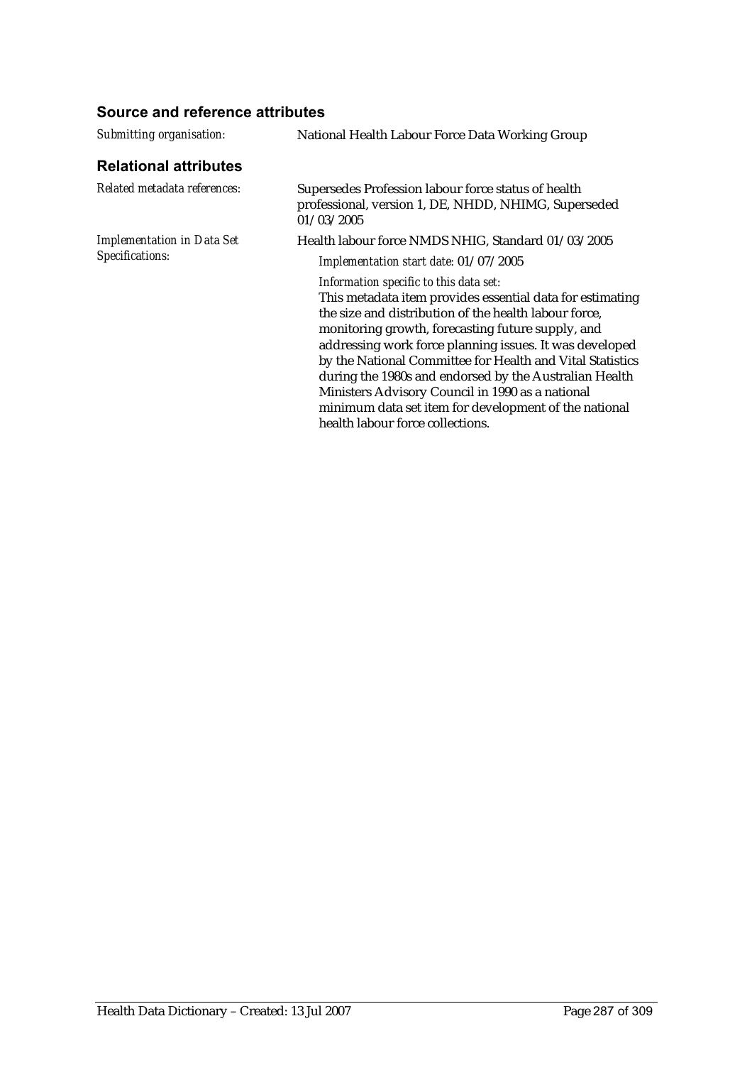### Source and reference attributes

*Submitting organisation:* National Health Labour Force Data Working Group

### Relational attributes

*Related metadata references:* Supersedes Profession labour force status of health professional, version 1, DE, NHDD, NHIMG, Superseded 01/03/2005

*Implementation in Data Set Specifications:* Health labour force NMDS NHIG, Standard 01/03/2005

*Implementation start date:* 01/07/2005

*Information specific to this data set:*

This metadata item provides essential data for estimating the size and distribution of the health labour force, monitoring growth, forecasting future supply, and addressing work force planning issues. It was developed by the National Committee for Health and Vital Statistics during the 1980s and endorsed by the Australian Health Ministers Advisory Council in 1990 as a national minimum data set item for development of the national health labour force collections.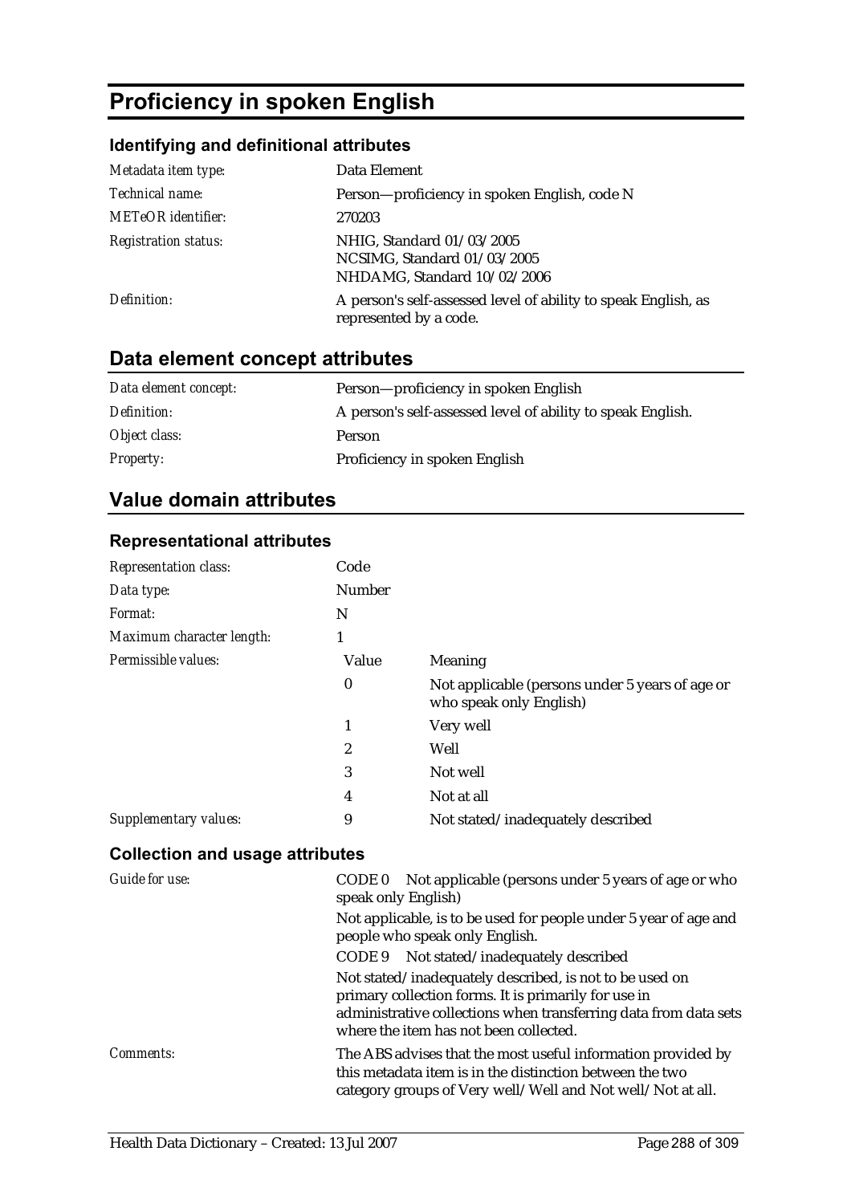# Proficiency in spoken English

## Identifying and definitional attributes

| | |
|---|---|
| *Metadata item type:* | Data Element |
| *Technical name:* | Person—proficiency in spoken English, code N |
| *METeOR identifier:* | 270203 |
| *Registration status:* | NHIG, Standard 01/03/2005<br>NCSIMG, Standard 01/03/2005<br>NHDAMG, Standard 10/02/2006 |
| *Definition:* | A person's self-assessed level of ability to speak English, as represented by a code. |

## Data element concept attributes

| | |
|---|---|
| *Data element concept:* | Person—proficiency in spoken English |
| *Definition:* | A person's self-assessed level of ability to speak English. |
| *Object class:* | Person |
| *Property:* | Proficiency in spoken English |

## Value domain attributes

### Representational attributes

| | | |
|---|---|---|
| *Representation class:* | Code | |
| *Data type:* | Number | |
| *Format:* | N | |
| *Maximum character length:* | 1 | |
| *Permissible values:* | **Value** | **Meaning** |
| | 0 | Not applicable (persons under 5 years of age or who speak only English) |
| | 1 | Very well |
| | 2 | Well |
| | 3 | Not well |
| | 4 | Not at all |
| *Supplementary values:* | 9 | Not stated/inadequately described |

### Collection and usage attributes

*Guide for use:*

CODE 0 Not applicable (persons under 5 years of age or who speak only English)

Not applicable, is to be used for people under 5 year of age and people who speak only English.

CODE 9 Not stated/inadequately described

Not stated/inadequately described, is not to be used on primary collection forms. It is primarily for use in administrative collections when transferring data from data sets where the item has not been collected.

*Comments:*

The ABS advises that the most useful information provided by this metadata item is in the distinction between the two category groups of Very well/Well and Not well/Not at all.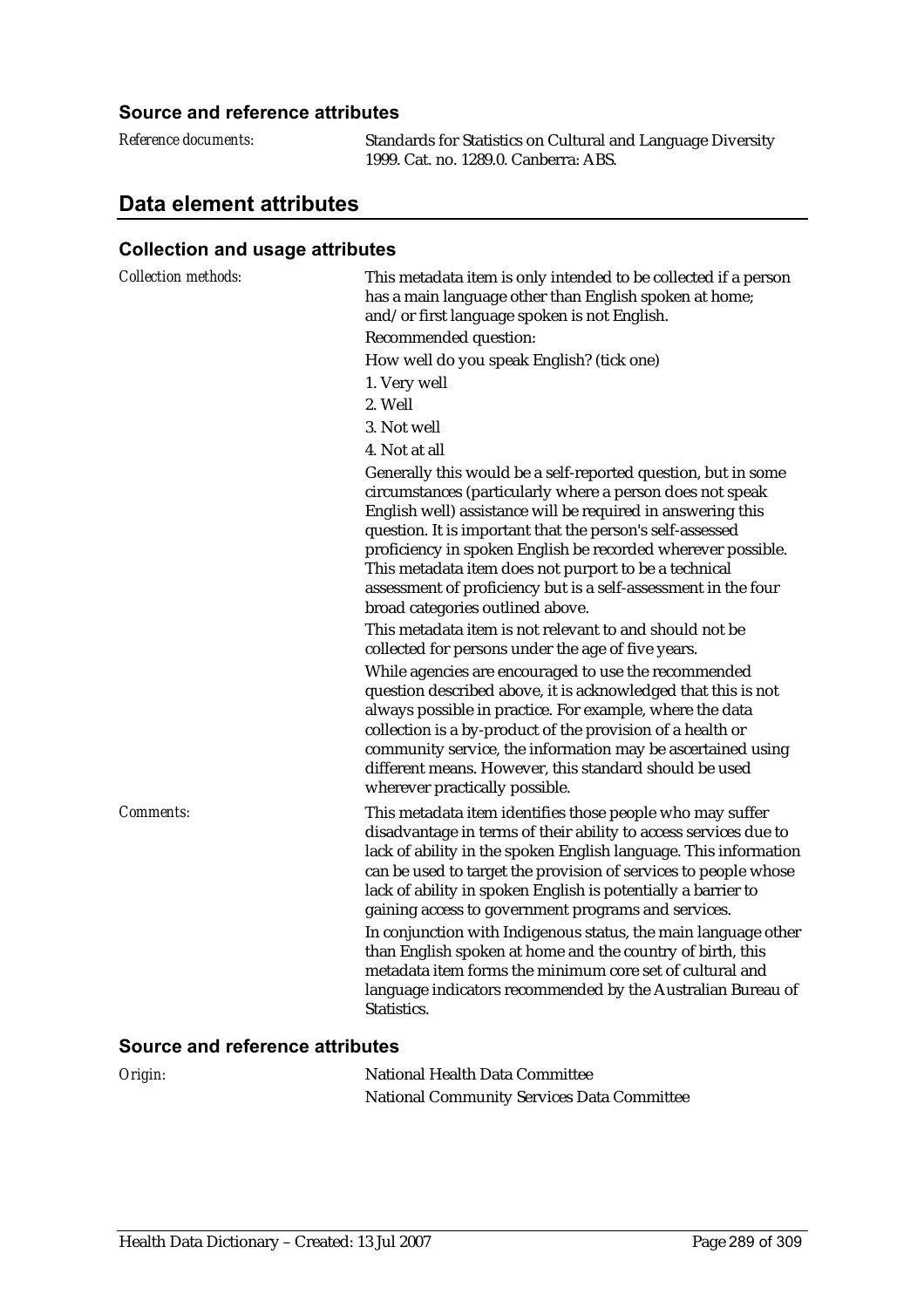### Source and reference attributes

*Reference documents:* Standards for Statistics on Cultural and Language Diversity 1999. Cat. no. 1289.0. Canberra: ABS.

## Data element attributes

### Collection and usage attributes

*Collection methods:* This metadata item is only intended to be collected if a person has a main language other than English spoken at home; and/or first language spoken is not English.

Recommended question:

How well do you speak English? (tick one)

1. Very well
2. Well
3. Not well
4. Not at all

Generally this would be a self-reported question, but in some circumstances (particularly where a person does not speak English well) assistance will be required in answering this question. It is important that the person's self-assessed proficiency in spoken English be recorded wherever possible. This metadata item does not purport to be a technical assessment of proficiency but is a self-assessment in the four broad categories outlined above.

This metadata item is not relevant to and should not be collected for persons under the age of five years.

While agencies are encouraged to use the recommended question described above, it is acknowledged that this is not always possible in practice. For example, where the data collection is a by-product of the provision of a health or community service, the information may be ascertained using different means. However, this standard should be used wherever practically possible.

*Comments:* This metadata item identifies those people who may suffer disadvantage in terms of their ability to access services due to lack of ability in the spoken English language. This information can be used to target the provision of services to people whose lack of ability in spoken English is potentially a barrier to gaining access to government programs and services.

In conjunction with Indigenous status, the main language other than English spoken at home and the country of birth, this metadata item forms the minimum core set of cultural and language indicators recommended by the Australian Bureau of Statistics.

### Source and reference attributes

*Origin:* National Health Data Committee
National Community Services Data Committee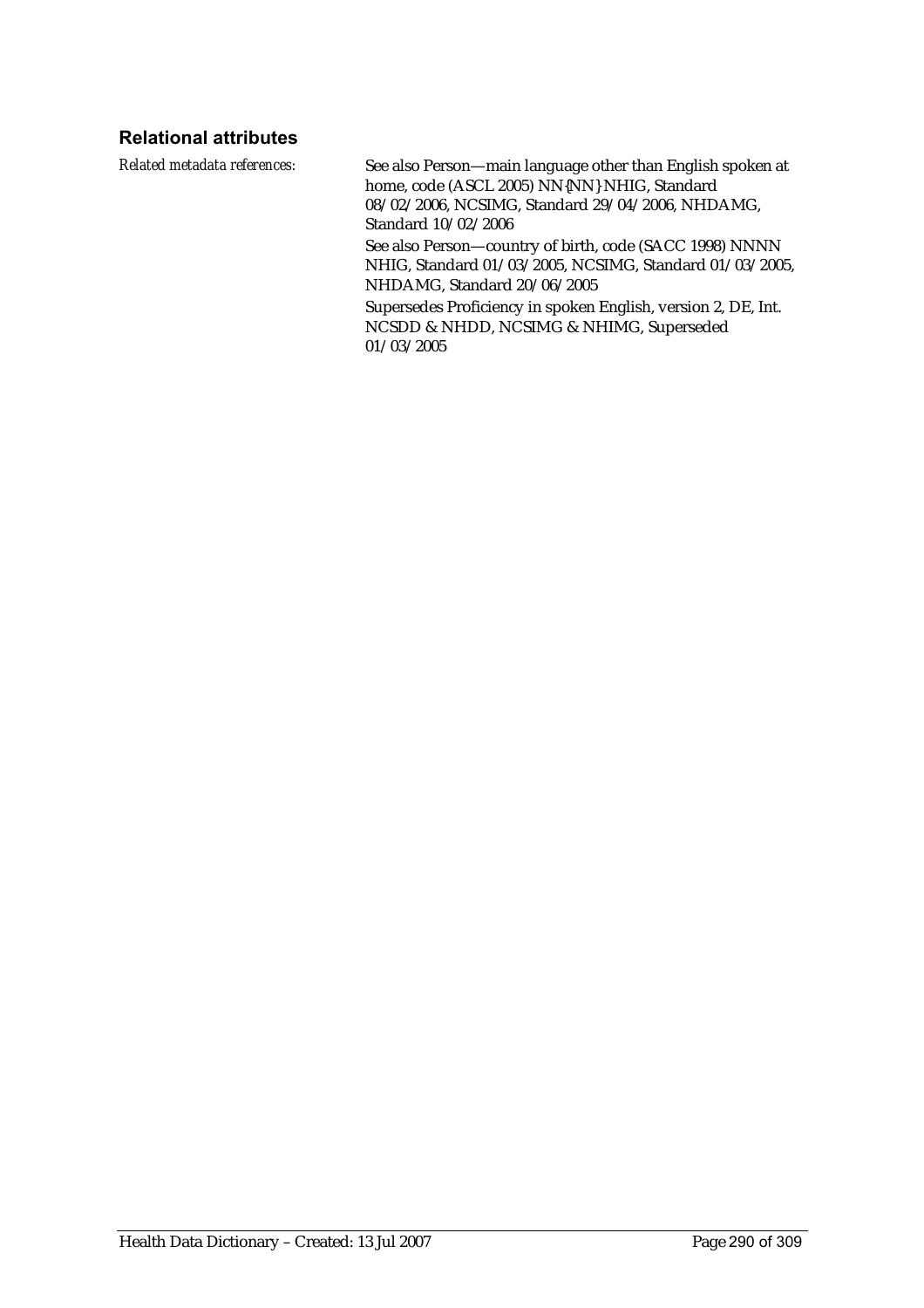### Relational attributes

| | |
|---|---|
| *Related metadata references:* | See also Person—main language other than English spoken at home, code (ASCL 2005) NN{NN} NHIG, Standard 08/02/2006, NCSIMG, Standard 29/04/2006, NHDAMG, Standard 10/02/2006 |
| | See also Person—country of birth, code (SACC 1998) NNNN NHIG, Standard 01/03/2005, NCSIMG, Standard 01/03/2005, NHDAMG, Standard 20/06/2005 |
| | Supersedes Proficiency in spoken English, version 2, DE, Int. NCSDD & NHDD, NCSIMG & NHIMG, Superseded 01/03/2005 |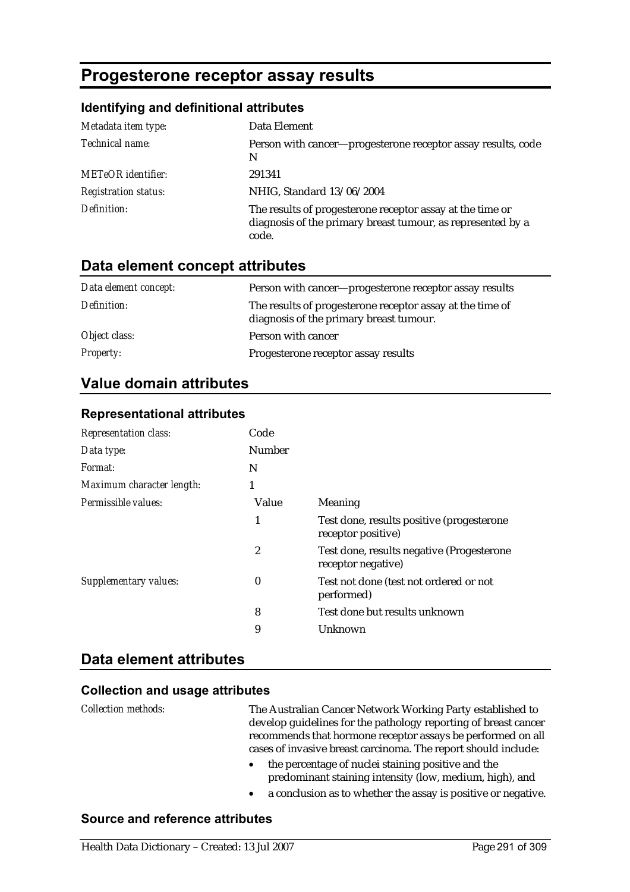# Progesterone receptor assay results

### Identifying and definitional attributes

| | |
|---|---|
| *Metadata item type:* | Data Element |
| *Technical name:* | Person with cancer—progesterone receptor assay results, code N |
| *METeOR identifier:* | 291341 |
| *Registration status:* | NHIG, Standard 13/06/2004 |
| *Definition:* | The results of progesterone receptor assay at the time or diagnosis of the primary breast tumour, as represented by a code. |

## Data element concept attributes

| | |
|---|---|
| *Data element concept:* | Person with cancer—progesterone receptor assay results |
| *Definition:* | The results of progesterone receptor assay at the time of diagnosis of the primary breast tumour. |
| *Object class:* | Person with cancer |
| *Property:* | Progesterone receptor assay results |

## Value domain attributes

### Representational attributes

| | | |
|---|---|---|
| *Representation class:* | Code | |
| *Data type:* | Number | |
| *Format:* | N | |
| *Maximum character length:* | 1 | |
| *Permissible values:* | Value | Meaning |
| | 1 | Test done, results positive (progesterone receptor positive) |
| | 2 | Test done, results negative (Progesterone receptor negative) |
| *Supplementary values:* | 0 | Test not done (test not ordered or not performed) |
| | 8 | Test done but results unknown |
| | 9 | Unknown |

## Data element attributes

### Collection and usage attributes

*Collection methods:*

The Australian Cancer Network Working Party established to develop guidelines for the pathology reporting of breast cancer recommends that hormone receptor assays be performed on all cases of invasive breast carcinoma. The report should include:

- the percentage of nuclei staining positive and the predominant staining intensity (low, medium, high), and
- a conclusion as to whether the assay is positive or negative.

### Source and reference attributes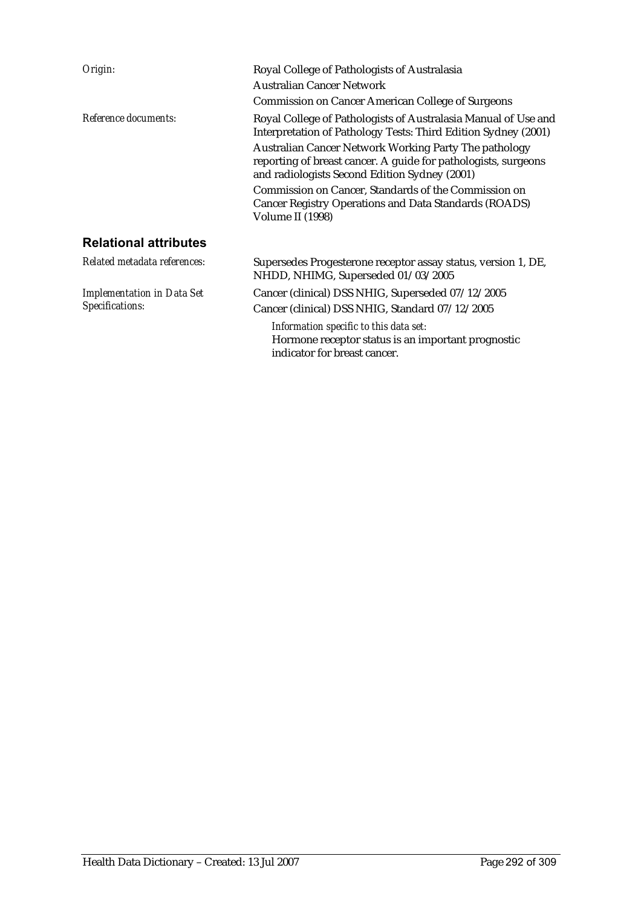*Origin:* Royal College of Pathologists of Australasia

Australian Cancer Network

Commission on Cancer American College of Surgeons

*Reference documents:* Royal College of Pathologists of Australasia Manual of Use and Interpretation of Pathology Tests: Third Edition Sydney (2001)

Australian Cancer Network Working Party The pathology reporting of breast cancer. A guide for pathologists, surgeons and radiologists Second Edition Sydney (2001)

Commission on Cancer, Standards of the Commission on Cancer Registry Operations and Data Standards (ROADS) Volume II (1998)

## Relational attributes

*Related metadata references:* Supersedes Progesterone receptor assay status, version 1, DE, NHDD, NHIMG, Superseded 01/03/2005

*Implementation in Data Set Specifications:* Cancer (clinical) DSS NHIG, Superseded 07/12/2005

Cancer (clinical) DSS NHIG, Standard 07/12/2005

*Information specific to this data set:*
Hormone receptor status is an important prognostic indicator for breast cancer.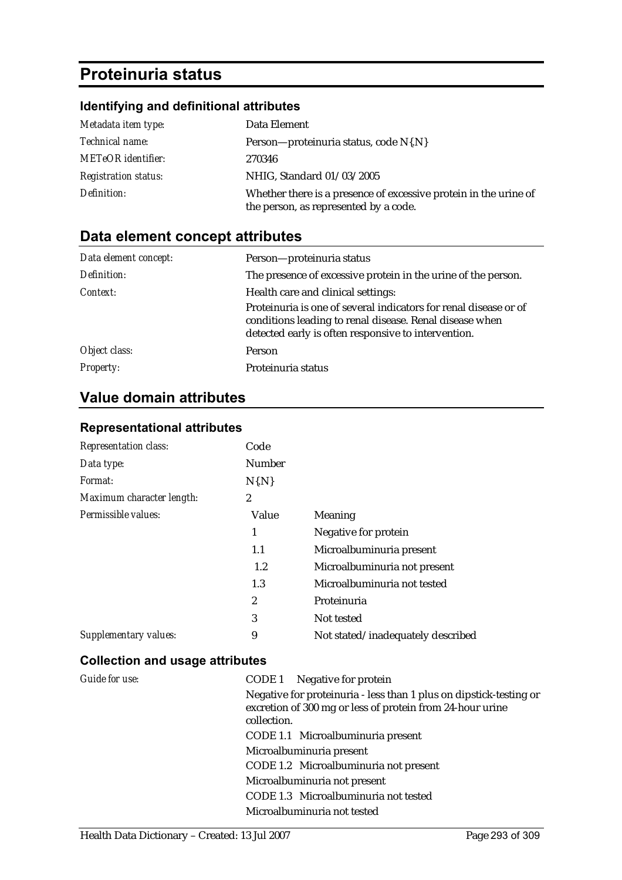# Proteinuria status

## Identifying and definitional attributes

| | |
|---|---|
| *Metadata item type:* | Data Element |
| *Technical name:* | Person—proteinuria status, code N{.N} |
| *METeOR identifier:* | 270346 |
| *Registration status:* | NHIG, Standard 01/03/2005 |
| *Definition:* | Whether there is a presence of excessive protein in the urine of the person, as represented by a code. |

## Data element concept attributes

| | |
|---|---|
| *Data element concept:* | Person—proteinuria status |
| *Definition:* | The presence of excessive protein in the urine of the person. |
| *Context:* | Health care and clinical settings:<br>Proteinuria is one of several indicators for renal disease or of conditions leading to renal disease. Renal disease when detected early is often responsive to intervention. |
| *Object class:* | Person |
| *Property:* | Proteinuria status |

## Value domain attributes

### Representational attributes

| | | |
|---|---|---|
| *Representation class:* | Code | |
| *Data type:* | Number | |
| *Format:* | N{.N} | |
| *Maximum character length:* | 2 | |
| *Permissible values:* | Value | Meaning |
| | 1 | Negative for protein |
| | 1.1 | Microalbuminuria present |
| | 1.2 | Microalbuminuria not present |
| | 1.3 | Microalbuminuria not tested |
| | 2 | Proteinuria |
| | 3 | Not tested |
| *Supplementary values:* | 9 | Not stated/inadequately described |

### Collection and usage attributes

*Guide for use:*

CODE 1 Negative for protein

Negative for proteinuria - less than 1 plus on dipstick-testing or excretion of 300 mg or less of protein from 24-hour urine collection.

CODE 1.1 Microalbuminuria present

Microalbuminuria present

CODE 1.2 Microalbuminuria not present

Microalbuminuria not present

CODE 1.3 Microalbuminuria not tested

Microalbuminuria not tested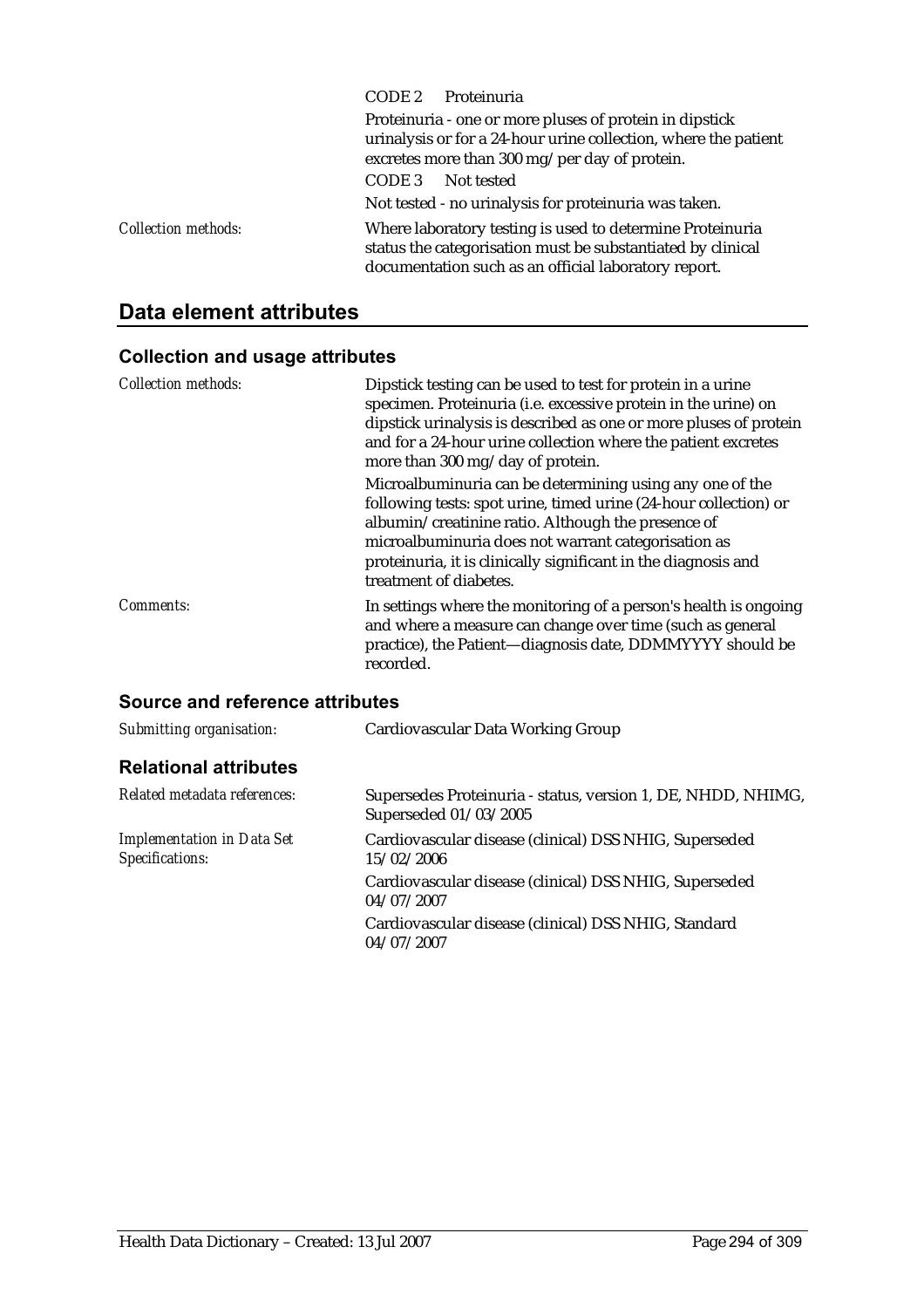CODE 2 Proteinuria

Proteinuria - one or more pluses of protein in dipstick urinalysis or for a 24-hour urine collection, where the patient excretes more than 300 mg/per day of protein.

CODE 3 Not tested

Not tested - no urinalysis for proteinuria was taken.

*Collection methods:* Where laboratory testing is used to determine Proteinuria status the categorisation must be substantiated by clinical documentation such as an official laboratory report.

## Data element attributes

### Collection and usage attributes

*Collection methods:* Dipstick testing can be used to test for protein in a urine specimen. Proteinuria (i.e. excessive protein in the urine) on dipstick urinalysis is described as one or more pluses of protein and for a 24-hour urine collection where the patient excretes more than 300 mg/day of protein.

Microalbuminuria can be determining using any one of the following tests: spot urine, timed urine (24-hour collection) or albumin/creatinine ratio. Although the presence of microalbuminuria does not warrant categorisation as proteinuria, it is clinically significant in the diagnosis and treatment of diabetes.

*Comments:* In settings where the monitoring of a person's health is ongoing and where a measure can change over time (such as general practice), the Patient—diagnosis date, DDMMYYYY should be recorded.

### Source and reference attributes

*Submitting organisation:* Cardiovascular Data Working Group

### Relational attributes

*Related metadata references:* Supersedes Proteinuria - status, version 1, DE, NHDD, NHIMG, Superseded 01/03/2005

*Implementation in Data Set Specifications:* Cardiovascular disease (clinical) DSS NHIG, Superseded 15/02/2006

Cardiovascular disease (clinical) DSS NHIG, Superseded 04/07/2007

Cardiovascular disease (clinical) DSS NHIG, Standard 04/07/2007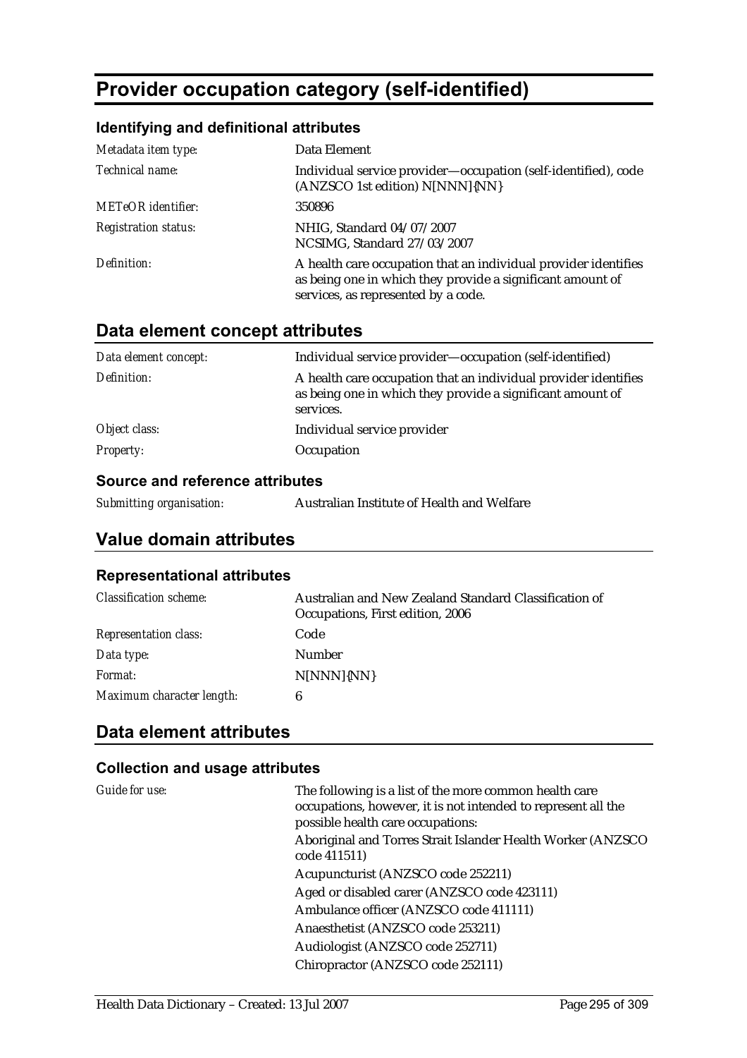# Provider occupation category (self-identified)

### Identifying and definitional attributes

| | |
|---|---|
| *Metadata item type:* | Data Element |
| *Technical name:* | Individual service provider—occupation (self-identified), code (ANZSCO 1st edition) N[NNN]{NN} |
| *METeOR identifier:* | 350896 |
| *Registration status:* | NHIG, Standard 04/07/2007<br>NCSIMG, Standard 27/03/2007 |
| *Definition:* | A health care occupation that an individual provider identifies as being one in which they provide a significant amount of services, as represented by a code. |

## Data element concept attributes

| | |
|---|---|
| *Data element concept:* | Individual service provider—occupation (self-identified) |
| *Definition:* | A health care occupation that an individual provider identifies as being one in which they provide a significant amount of services. |
| *Object class:* | Individual service provider |
| *Property:* | Occupation |

### Source and reference attributes

| | |
|---|---|
| *Submitting organisation:* | Australian Institute of Health and Welfare |

## Value domain attributes

### Representational attributes

| | |
|---|---|
| *Classification scheme:* | Australian and New Zealand Standard Classification of Occupations, First edition, 2006 |
| *Representation class:* | Code |
| *Data type:* | Number |
| *Format:* | N[NNN]{NN} |
| *Maximum character length:* | 6 |

## Data element attributes

### Collection and usage attributes

*Guide for use:*

The following is a list of the more common health care occupations, however, it is not intended to represent all the possible health care occupations:

Aboriginal and Torres Strait Islander Health Worker (ANZSCO code 411511)

Acupuncturist (ANZSCO code 252211)

Aged or disabled carer (ANZSCO code 423111)

Ambulance officer (ANZSCO code 411111)

Anaesthetist (ANZSCO code 253211)

Audiologist (ANZSCO code 252711)

Chiropractor (ANZSCO code 252111)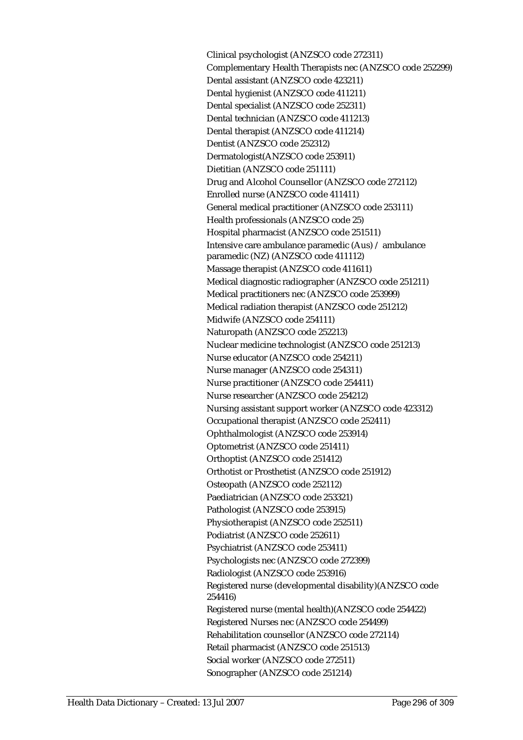Clinical psychologist (ANZSCO code 272311)
Complementary Health Therapists nec (ANZSCO code 252299)
Dental assistant (ANZSCO code 423211)
Dental hygienist (ANZSCO code 411211)
Dental specialist (ANZSCO code 252311)
Dental technician (ANZSCO code 411213)
Dental therapist (ANZSCO code 411214)
Dentist (ANZSCO code 252312)
Dermatologist(ANZSCO code 253911)
Dietitian (ANZSCO code 251111)
Drug and Alcohol Counsellor (ANZSCO code 272112)
Enrolled nurse (ANZSCO code 411411)
General medical practitioner (ANZSCO code 253111)
Health professionals (ANZSCO code 25)
Hospital pharmacist (ANZSCO code 251511)
Intensive care ambulance paramedic (Aus) / ambulance paramedic (NZ) (ANZSCO code 411112)
Massage therapist (ANZSCO code 411611)
Medical diagnostic radiographer (ANZSCO code 251211)
Medical practitioners nec (ANZSCO code 253999)
Medical radiation therapist (ANZSCO code 251212)
Midwife (ANZSCO code 254111)
Naturopath (ANZSCO code 252213)
Nuclear medicine technologist (ANZSCO code 251213)
Nurse educator (ANZSCO code 254211)
Nurse manager (ANZSCO code 254311)
Nurse practitioner (ANZSCO code 254411)
Nurse researcher (ANZSCO code 254212)
Nursing assistant support worker (ANZSCO code 423312)
Occupational therapist (ANZSCO code 252411)
Ophthalmologist (ANZSCO code 253914)
Optometrist (ANZSCO code 251411)
Orthoptist (ANZSCO code 251412)
Orthotist or Prosthetist (ANZSCO code 251912)
Osteopath (ANZSCO code 252112)
Paediatrician (ANZSCO code 253321)
Pathologist (ANZSCO code 253915)
Physiotherapist (ANZSCO code 252511)
Podiatrist (ANZSCO code 252611)
Psychiatrist (ANZSCO code 253411)
Psychologists nec (ANZSCO code 272399)
Radiologist (ANZSCO code 253916)
Registered nurse (developmental disability)(ANZSCO code 254416)
Registered nurse (mental health)(ANZSCO code 254422)
Registered Nurses nec (ANZSCO code 254499)
Rehabilitation counsellor (ANZSCO code 272114)
Retail pharmacist (ANZSCO code 251513)
Social worker (ANZSCO code 272511)
Sonographer (ANZSCO code 251214)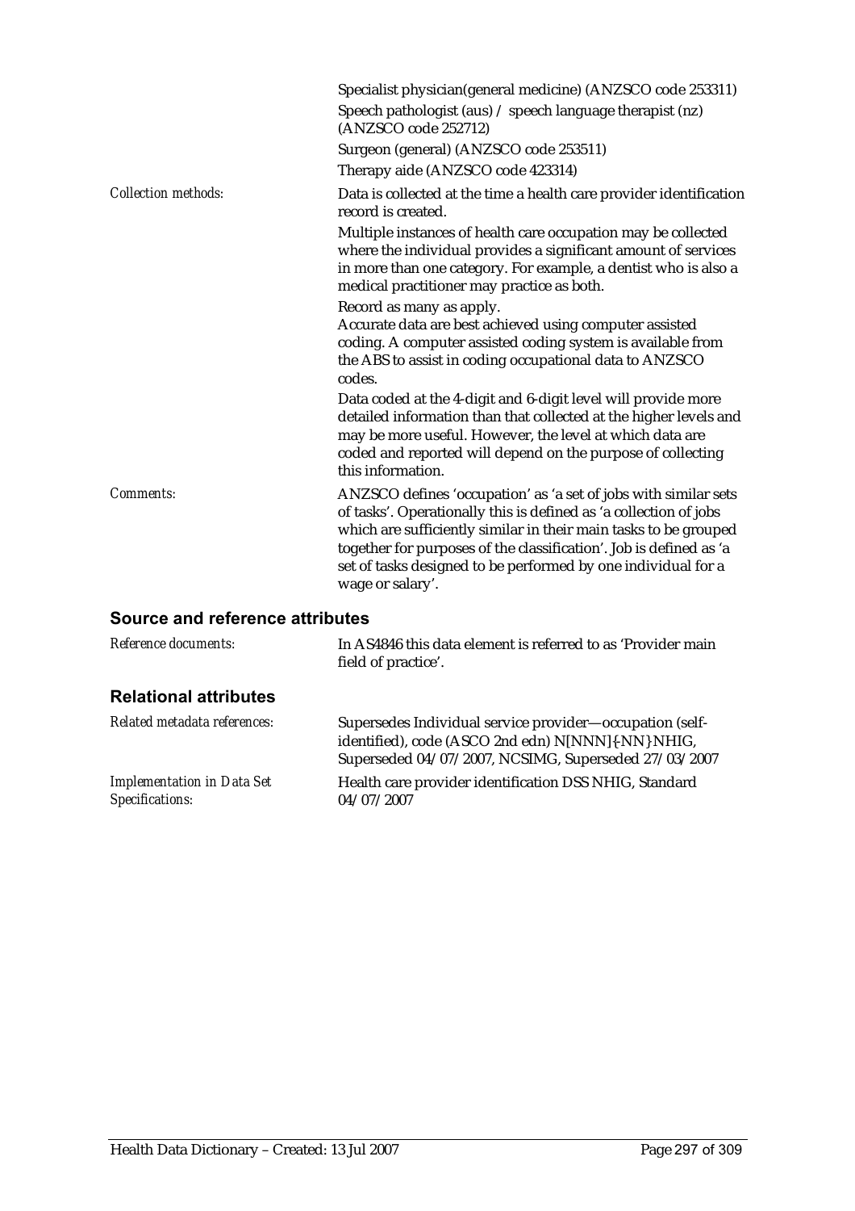| | |
|---|---|
| | Specialist physician(general medicine) (ANZSCO code 253311) |
| | Speech pathologist (aus) / speech language therapist (nz) (ANZSCO code 252712) |
| | Surgeon (general) (ANZSCO code 253511) |
| | Therapy aide (ANZSCO code 423314) |
| *Collection methods:* | Data is collected at the time a health care provider identification record is created.<br><br>Multiple instances of health care occupation may be collected where the individual provides a significant amount of services in more than one category. For example, a dentist who is also a medical practitioner may practice as both.<br><br>Record as many as apply.<br>Accurate data are best achieved using computer assisted coding. A computer assisted coding system is available from the ABS to assist in coding occupational data to ANZSCO codes.<br><br>Data coded at the 4-digit and 6-digit level will provide more detailed information than that collected at the higher levels and may be more useful. However, the level at which data are coded and reported will depend on the purpose of collecting this information. |
| *Comments:* | ANZSCO defines 'occupation' as 'a set of jobs with similar sets of tasks'. Operationally this is defined as 'a collection of jobs which are sufficiently similar in their main tasks to be grouped together for purposes of the classification'. Job is defined as 'a set of tasks designed to be performed by one individual for a wage or salary'. |

## Source and reference attributes

| | |
|---|---|
| *Reference documents:* | In AS4846 this data element is referred to as 'Provider main field of practice'. |

## Relational attributes

| | |
|---|---|
| *Related metadata references:* | Supersedes Individual service provider—occupation (self-identified), code (ASCO 2nd edn) N[NNN]{-NN} NHIG, Superseded 04/07/2007, NCSIMG, Superseded 27/03/2007 |
| *Implementation in Data Set Specifications:* | Health care provider identification DSS NHIG, Standard 04/07/2007 |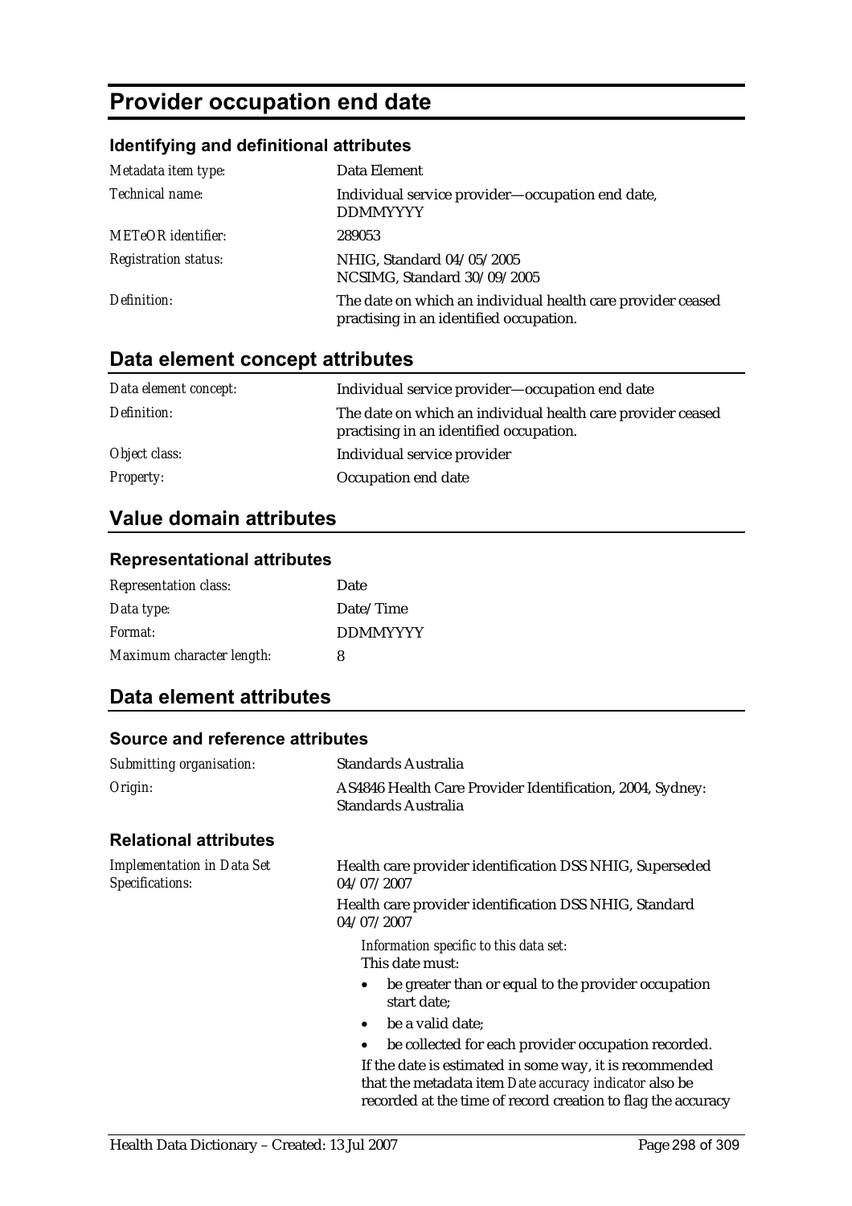# Provider occupation end date

### Identifying and definitional attributes

| | |
|---|---|
| *Metadata item type:* | Data Element |
| *Technical name:* | Individual service provider—occupation end date, DDMMYYYY |
| *METeOR identifier:* | 289053 |
| *Registration status:* | NHIG, Standard 04/05/2005<br>NCSIMG, Standard 30/09/2005 |
| *Definition:* | The date on which an individual health care provider ceased practising in an identified occupation. |

## Data element concept attributes

| | |
|---|---|
| *Data element concept:* | Individual service provider—occupation end date |
| *Definition:* | The date on which an individual health care provider ceased practising in an identified occupation. |
| *Object class:* | Individual service provider |
| *Property:* | Occupation end date |

## Value domain attributes

### Representational attributes

| | |
|---|---|
| *Representation class:* | Date |
| *Data type:* | Date/Time |
| *Format:* | DDMMYYYY |
| *Maximum character length:* | 8 |

## Data element attributes

### Source and reference attributes

| | |
|---|---|
| *Submitting organisation:* | Standards Australia |
| *Origin:* | AS4846 Health Care Provider Identification, 2004, Sydney: Standards Australia |

### Relational attributes

*Implementation in Data Set Specifications:*

Health care provider identification DSS NHIG, Superseded 04/07/2007

Health care provider identification DSS NHIG, Standard 04/07/2007

*Information specific to this data set:*
This date must:

- be greater than or equal to the provider occupation start date;
- be a valid date;
- be collected for each provider occupation recorded.

If the date is estimated in some way, it is recommended that the metadata item *Date accuracy indicator* also be recorded at the time of record creation to flag the accuracy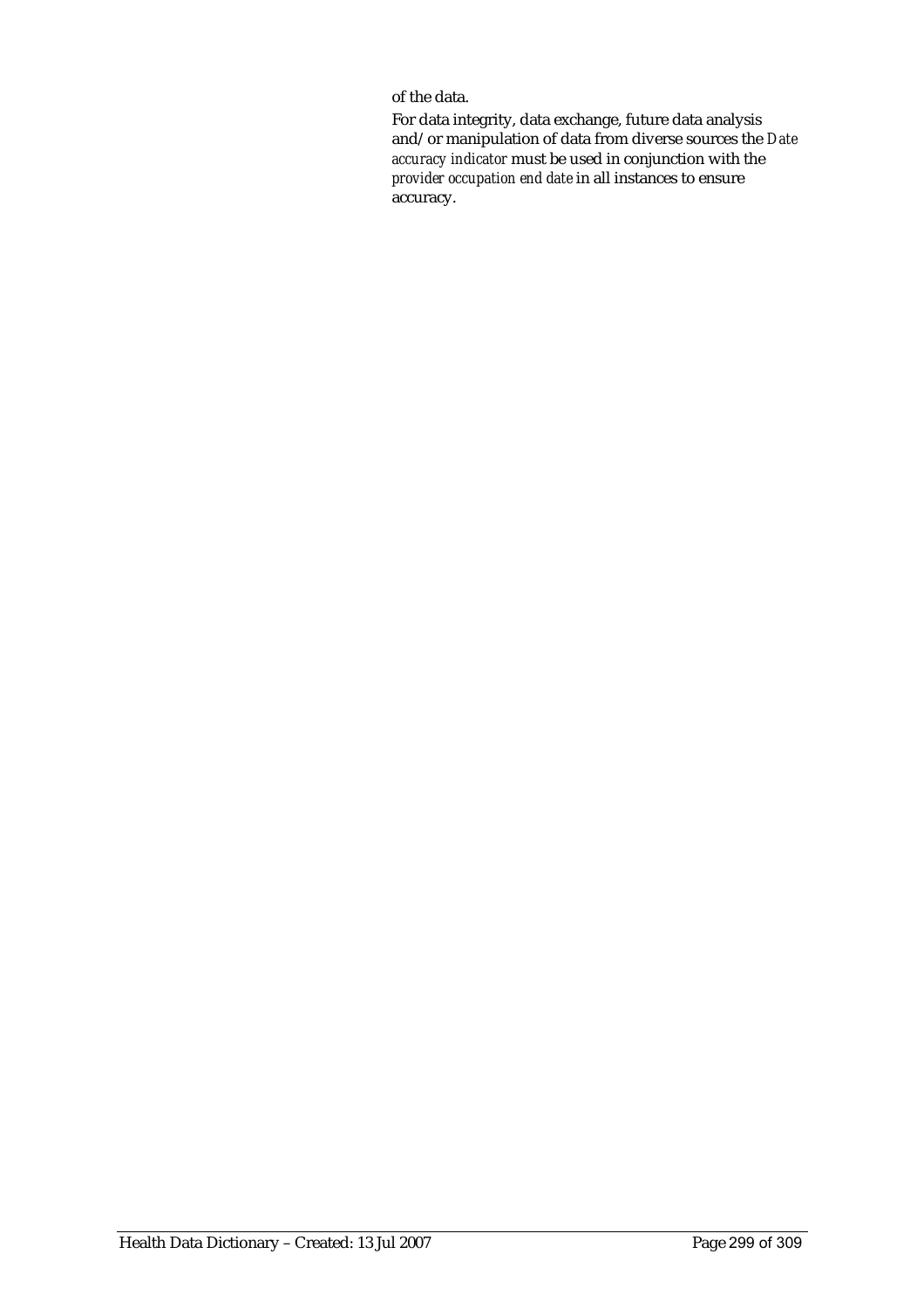of the data.

For data integrity, data exchange, future data analysis and/or manipulation of data from diverse sources the *Date accuracy indicator* must be used in conjunction with the *provider occupation end date* in all instances to ensure accuracy.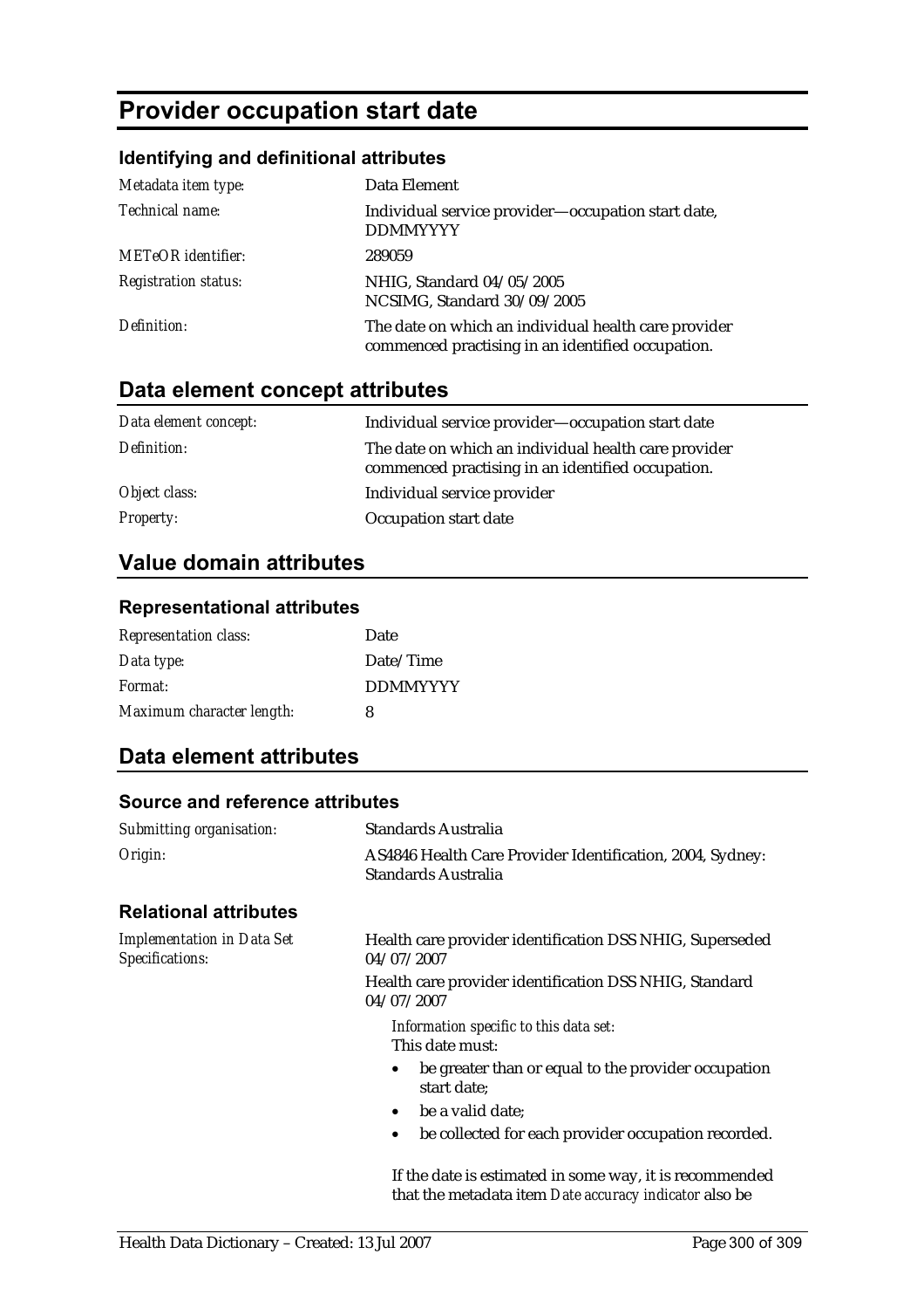# Provider occupation start date

## Identifying and definitional attributes

| | |
|---|---|
| *Metadata item type:* | Data Element |
| *Technical name:* | Individual service provider—occupation start date, DDMMYYYY |
| *METeOR identifier:* | 289059 |
| *Registration status:* | NHIG, Standard 04/05/2005<br>NCSIMG, Standard 30/09/2005 |
| *Definition:* | The date on which an individual health care provider commenced practising in an identified occupation. |

## Data element concept attributes

| | |
|---|---|
| *Data element concept:* | Individual service provider—occupation start date |
| *Definition:* | The date on which an individual health care provider commenced practising in an identified occupation. |
| *Object class:* | Individual service provider |
| *Property:* | Occupation start date |

## Value domain attributes

### Representational attributes

| | |
|---|---|
| *Representation class:* | Date |
| *Data type:* | Date/Time |
| *Format:* | DDMMYYYY |
| *Maximum character length:* | 8 |

## Data element attributes

### Source and reference attributes

| | |
|---|---|
| *Submitting organisation:* | Standards Australia |
| *Origin:* | AS4846 Health Care Provider Identification, 2004, Sydney: Standards Australia |

### Relational attributes

*Implementation in Data Set Specifications:*

Health care provider identification DSS NHIG, Superseded 04/07/2007

Health care provider identification DSS NHIG, Standard 04/07/2007

*Information specific to this data set:*
This date must:

- be greater than or equal to the provider occupation start date;
- be a valid date;
- be collected for each provider occupation recorded.

If the date is estimated in some way, it is recommended that the metadata item *Date accuracy indicator* also be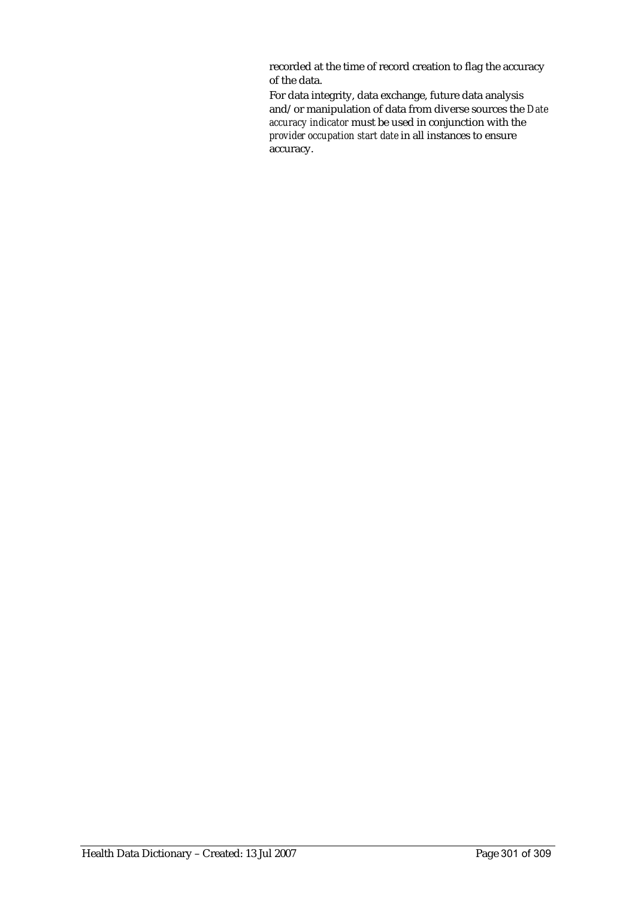recorded at the time of record creation to flag the accuracy of the data.

For data integrity, data exchange, future data analysis and/or manipulation of data from diverse sources the *Date accuracy indicator* must be used in conjunction with the *provider occupation start date* in all instances to ensure accuracy.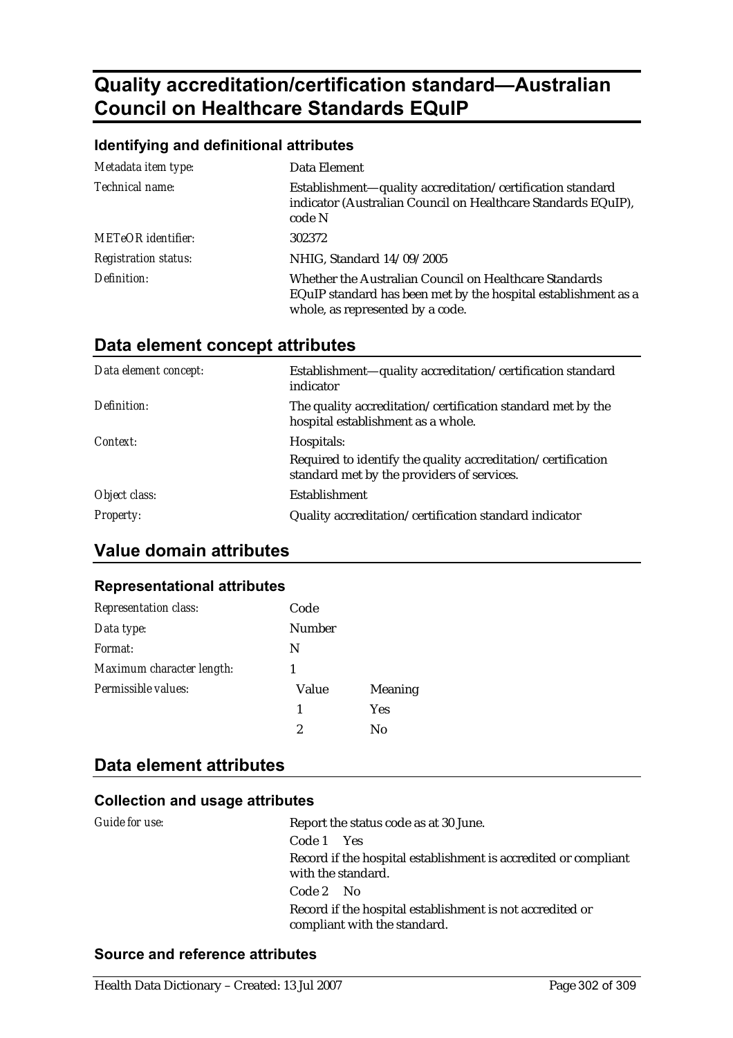# Quality accreditation/certification standard—Australian Council on Healthcare Standards EQuIP

### Identifying and definitional attributes

| | |
|---|---|
| *Metadata item type:* | Data Element |
| *Technical name:* | Establishment—quality accreditation/certification standard indicator (Australian Council on Healthcare Standards EQuIP), code N |
| *METeOR identifier:* | 302372 |
| *Registration status:* | NHIG, Standard 14/09/2005 |
| *Definition:* | Whether the Australian Council on Healthcare Standards EQuIP standard has been met by the hospital establishment as a whole, as represented by a code. |

## Data element concept attributes

| | |
|---|---|
| *Data element concept:* | Establishment—quality accreditation/certification standard indicator |
| *Definition:* | The quality accreditation/certification standard met by the hospital establishment as a whole. |
| *Context:* | Hospitals:<br>Required to identify the quality accreditation/certification standard met by the providers of services. |
| *Object class:* | Establishment |
| *Property:* | Quality accreditation/certification standard indicator |

## Value domain attributes

### Representational attributes

| | | |
|---|---|---|
| *Representation class:* | Code | |
| *Data type:* | Number | |
| *Format:* | N | |
| *Maximum character length:* | 1 | |
| *Permissible values:* | Value | Meaning |
| | 1 | Yes |
| | 2 | No |

## Data element attributes

### Collection and usage attributes

*Guide for use:*

Report the status code as at 30 June.

Code 1 Yes

Record if the hospital establishment is accredited or compliant with the standard.

Code 2 No

Record if the hospital establishment is not accredited or compliant with the standard.

### Source and reference attributes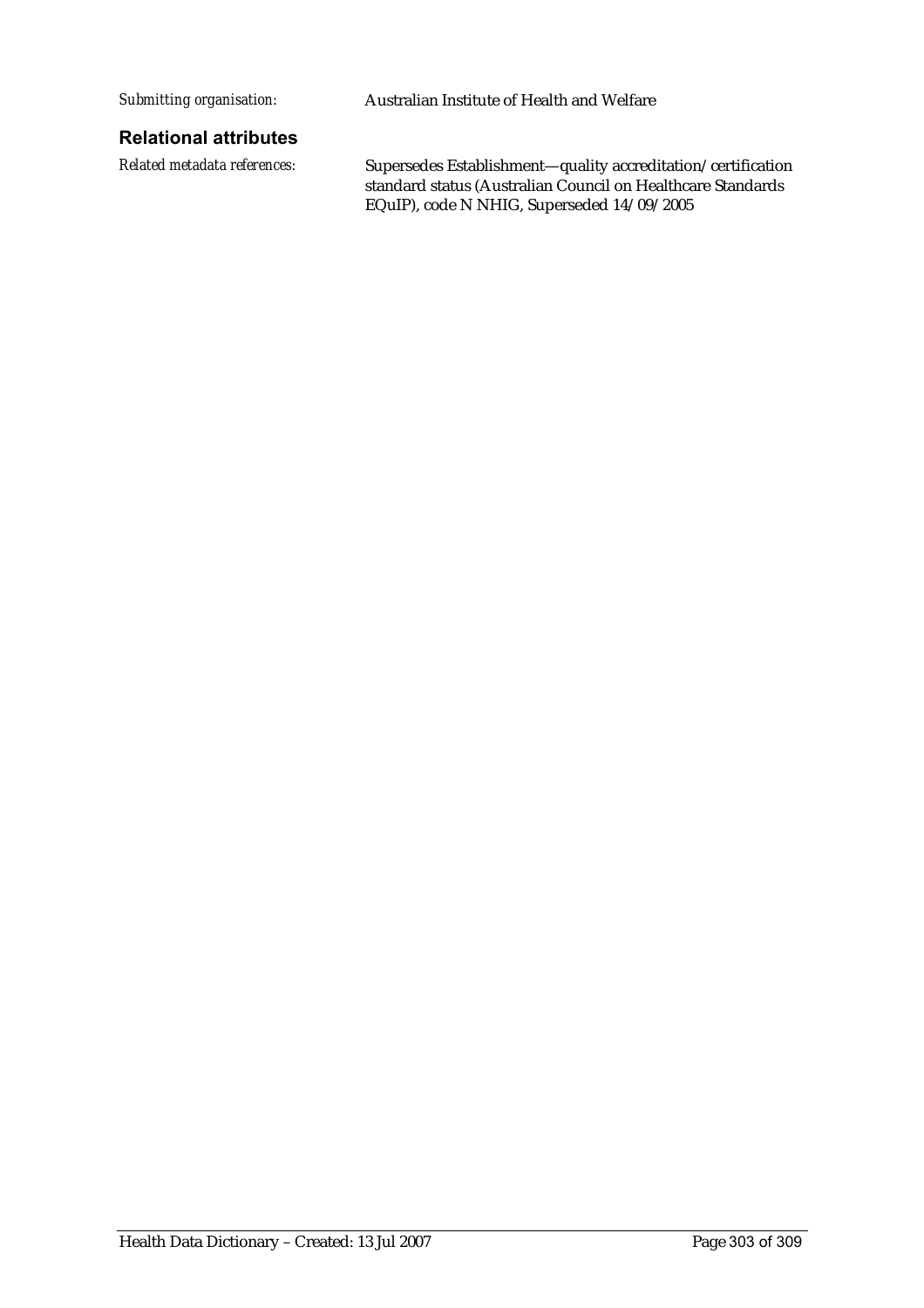*Submitting organisation:* Australian Institute of Health and Welfare

### Relational attributes

*Related metadata references:* Supersedes Establishment—quality accreditation/certification standard status (Australian Council on Healthcare Standards EQuIP), code N NHIG, Superseded 14/09/2005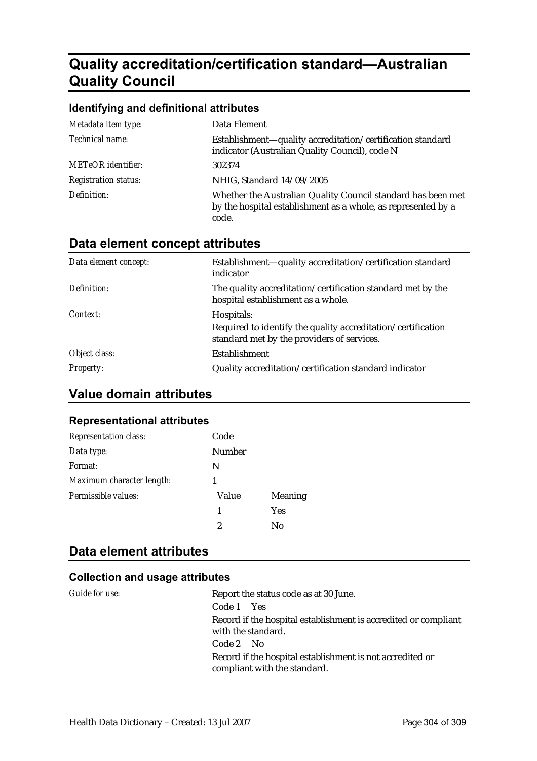# Quality accreditation/certification standard—Australian Quality Council

### Identifying and definitional attributes

| | |
|---|---|
| *Metadata item type:* | Data Element |
| *Technical name:* | Establishment—quality accreditation/certification standard indicator (Australian Quality Council), code N |
| *METeOR identifier:* | 302374 |
| *Registration status:* | NHIG, Standard 14/09/2005 |
| *Definition:* | Whether the Australian Quality Council standard has been met by the hospital establishment as a whole, as represented by a code. |

## Data element concept attributes

| | |
|---|---|
| *Data element concept:* | Establishment—quality accreditation/certification standard indicator |
| *Definition:* | The quality accreditation/certification standard met by the hospital establishment as a whole. |
| *Context:* | Hospitals:<br>Required to identify the quality accreditation/certification standard met by the providers of services. |
| *Object class:* | Establishment |
| *Property:* | Quality accreditation/certification standard indicator |

## Value domain attributes

### Representational attributes

| | | |
|---|---|---|
| *Representation class:* | Code | |
| *Data type:* | Number | |
| *Format:* | N | |
| *Maximum character length:* | 1 | |
| *Permissible values:* | Value | Meaning |
| | 1 | Yes |
| | 2 | No |

## Data element attributes

### Collection and usage attributes

*Guide for use:*

Report the status code as at 30 June.

Code 1 Yes

Record if the hospital establishment is accredited or compliant with the standard.

Code 2 No

Record if the hospital establishment is not accredited or compliant with the standard.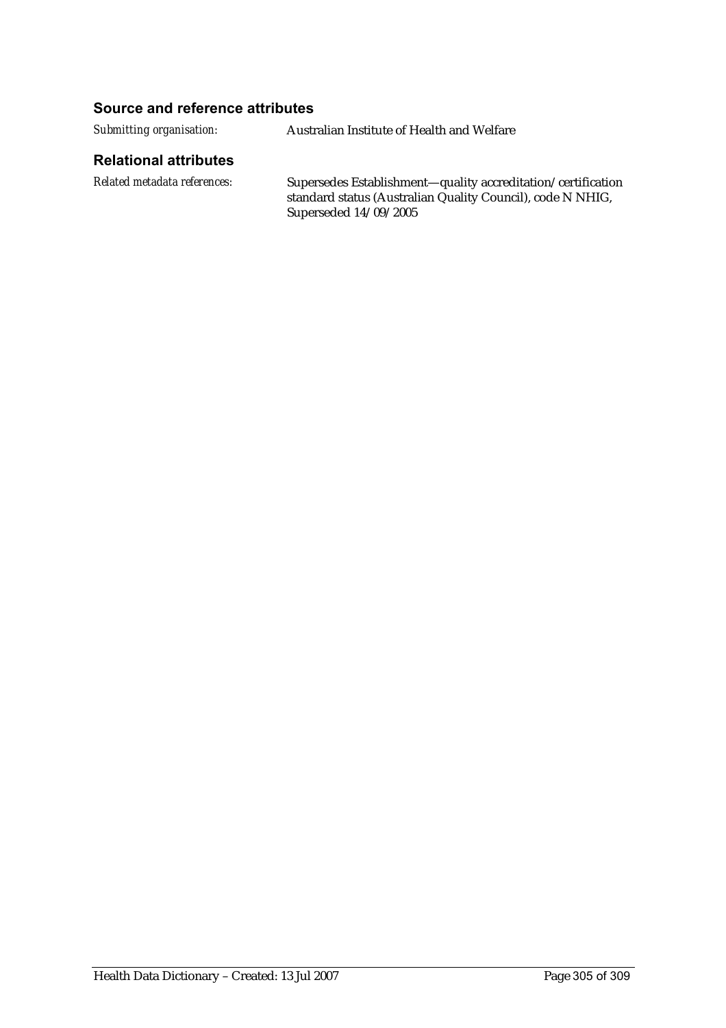### Source and reference attributes

*Submitting organisation:* Australian Institute of Health and Welfare

### Relational attributes

*Related metadata references:* Supersedes Establishment—quality accreditation/certification standard status (Australian Quality Council), code N NHIG, Superseded 14/09/2005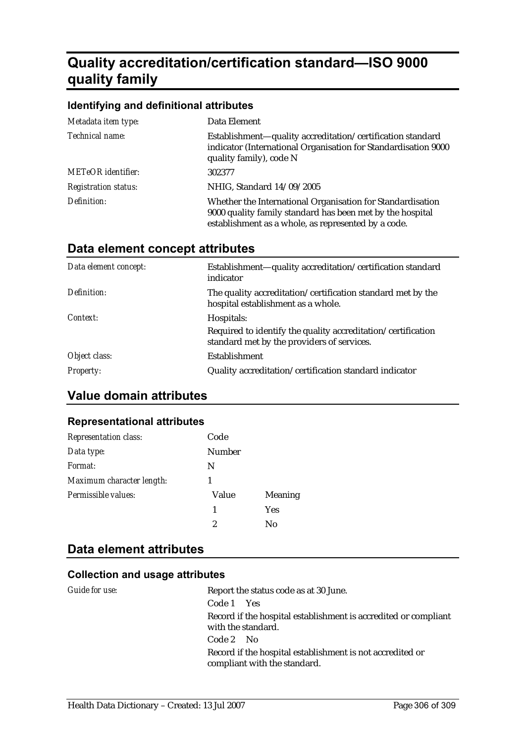# Quality accreditation/certification standard—ISO 9000 quality family

### Identifying and definitional attributes

| | |
|---|---|
| *Metadata item type:* | Data Element |
| *Technical name:* | Establishment—quality accreditation/certification standard indicator (International Organisation for Standardisation 9000 quality family), code N |
| *METeOR identifier:* | 302377 |
| *Registration status:* | NHIG, Standard 14/09/2005 |
| *Definition:* | Whether the International Organisation for Standardisation 9000 quality family standard has been met by the hospital establishment as a whole, as represented by a code. |

## Data element concept attributes

| | |
|---|---|
| *Data element concept:* | Establishment—quality accreditation/certification standard indicator |
| *Definition:* | The quality accreditation/certification standard met by the hospital establishment as a whole. |
| *Context:* | Hospitals:<br>Required to identify the quality accreditation/certification standard met by the providers of services. |
| *Object class:* | Establishment |
| *Property:* | Quality accreditation/certification standard indicator |

## Value domain attributes

### Representational attributes

| | | |
|---|---|---|
| *Representation class:* | Code | |
| *Data type:* | Number | |
| *Format:* | N | |
| *Maximum character length:* | 1 | |
| *Permissible values:* | Value | Meaning |
| | 1 | Yes |
| | 2 | No |

## Data element attributes

### Collection and usage attributes

*Guide for use:*

Report the status code as at 30 June.

Code 1 Yes

Record if the hospital establishment is accredited or compliant with the standard.

Code 2 No

Record if the hospital establishment is not accredited or compliant with the standard.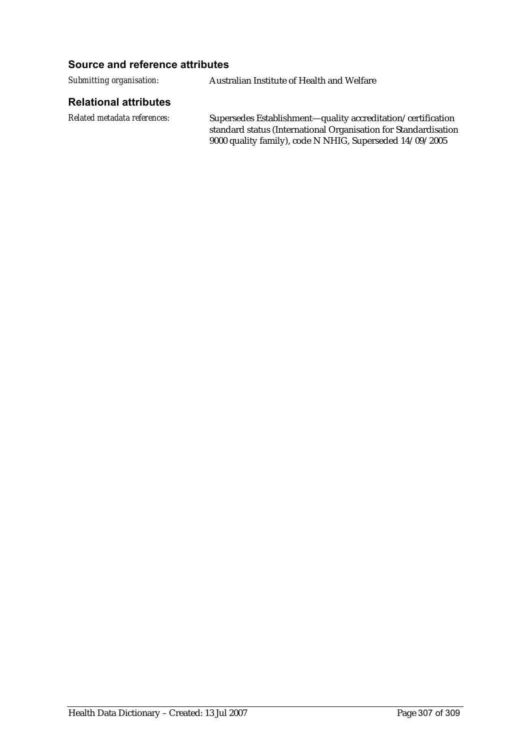### Source and reference attributes

*Submitting organisation:* Australian Institute of Health and Welfare

### Relational attributes

*Related metadata references:* Supersedes Establishment—quality accreditation/certification standard status (International Organisation for Standardisation 9000 quality family), code N NHIG, Superseded 14/09/2005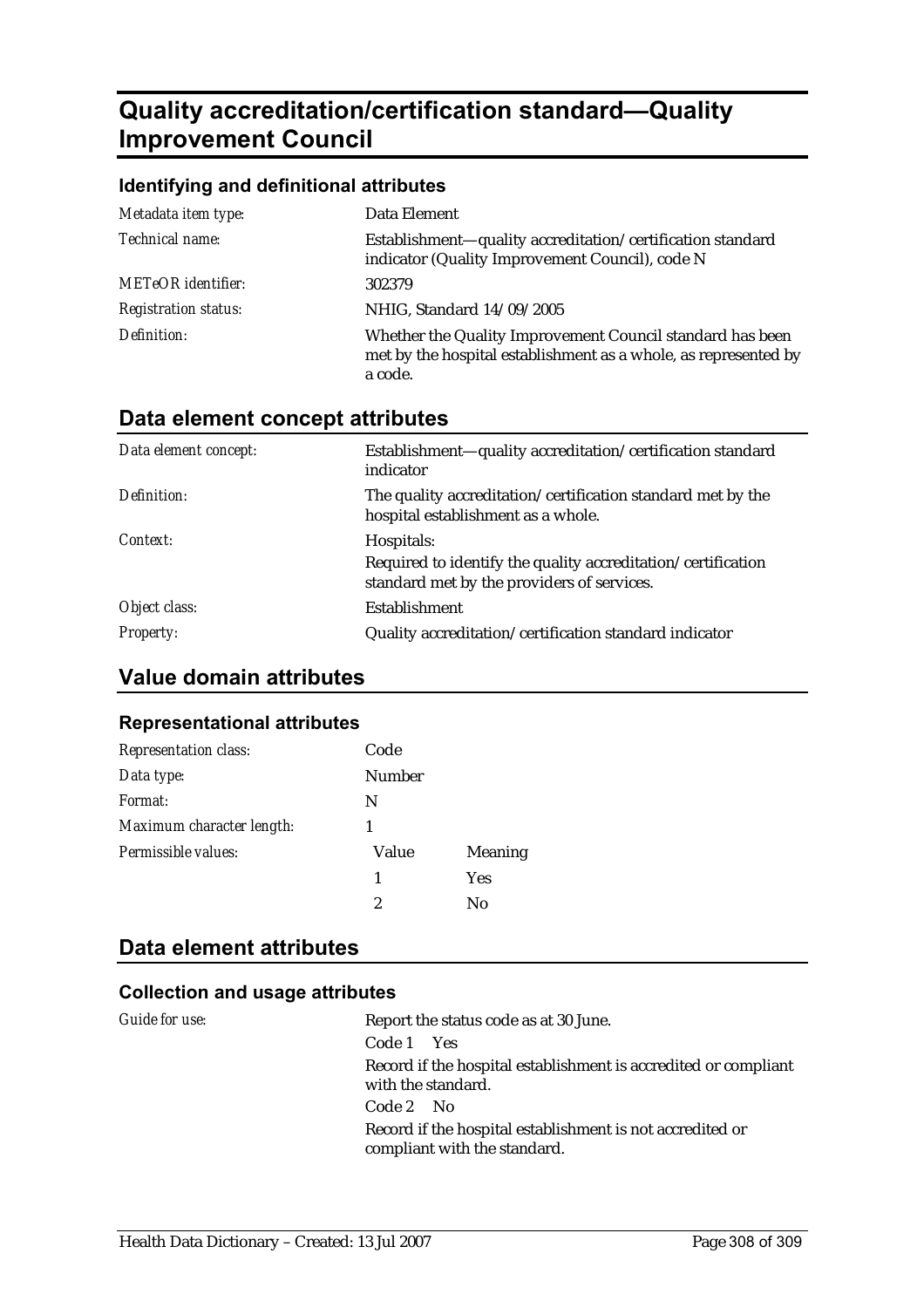# Quality accreditation/certification standard—Quality Improvement Council

### Identifying and definitional attributes

| | |
|---|---|
| *Metadata item type:* | Data Element |
| *Technical name:* | Establishment—quality accreditation/certification standard indicator (Quality Improvement Council), code N |
| *METeOR identifier:* | 302379 |
| *Registration status:* | NHIG, Standard 14/09/2005 |
| *Definition:* | Whether the Quality Improvement Council standard has been met by the hospital establishment as a whole, as represented by a code. |

## Data element concept attributes

| | |
|---|---|
| *Data element concept:* | Establishment—quality accreditation/certification standard indicator |
| *Definition:* | The quality accreditation/certification standard met by the hospital establishment as a whole. |
| *Context:* | Hospitals:<br>Required to identify the quality accreditation/certification standard met by the providers of services. |
| *Object class:* | Establishment |
| *Property:* | Quality accreditation/certification standard indicator |

## Value domain attributes

### Representational attributes

| | | |
|---|---|---|
| *Representation class:* | Code | |
| *Data type:* | Number | |
| *Format:* | N | |
| *Maximum character length:* | 1 | |
| *Permissible values:* | **Value** | **Meaning** |
| | 1 | Yes |
| | 2 | No |

## Data element attributes

### Collection and usage attributes

*Guide for use:*

Report the status code as at 30 June.

Code 1 Yes

Record if the hospital establishment is accredited or compliant with the standard.

Code 2 No

Record if the hospital establishment is not accredited or compliant with the standard.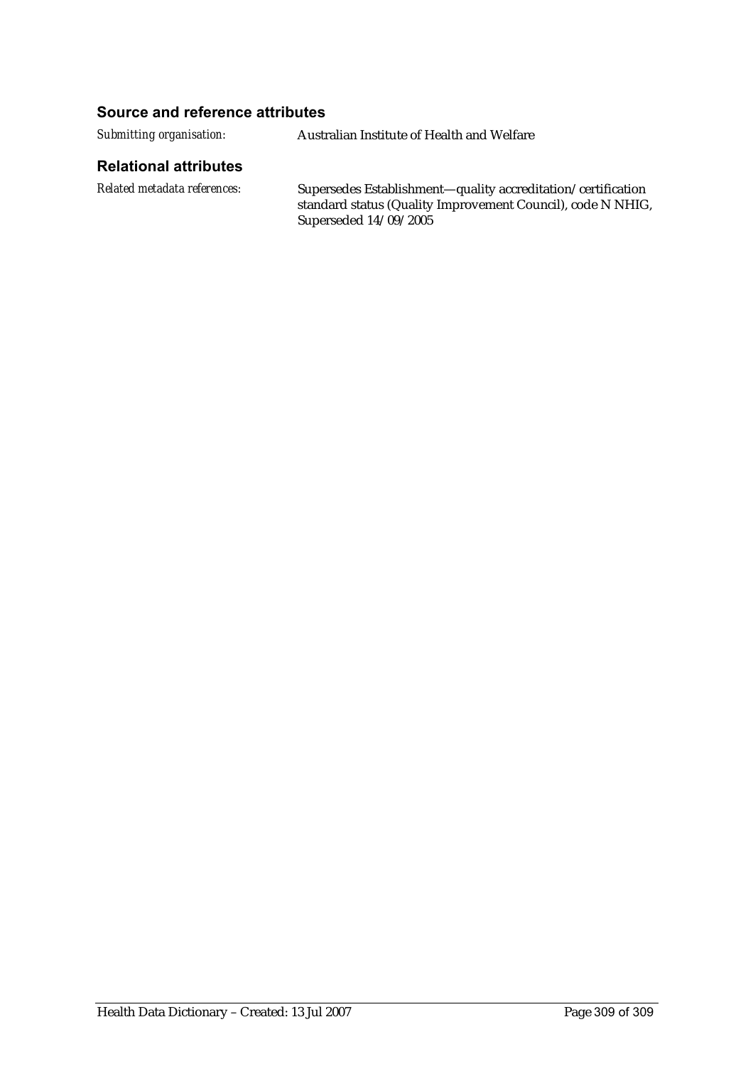### Source and reference attributes

*Submitting organisation:* Australian Institute of Health and Welfare

### Relational attributes

*Related metadata references:* Supersedes Establishment—quality accreditation/certification standard status (Quality Improvement Council), code N NHIG, Superseded 14/09/2005